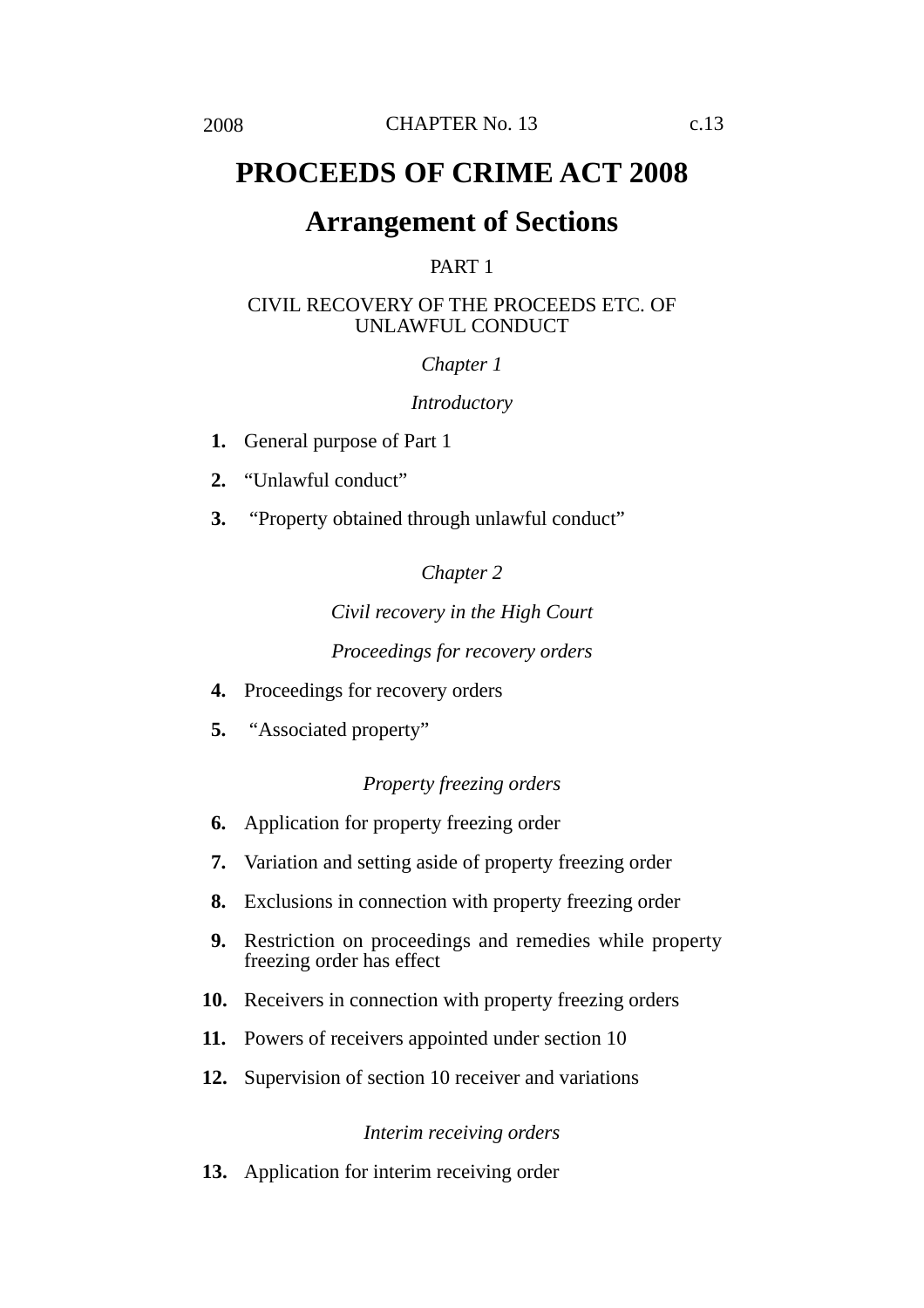# PROCEEDS OF CRIME ACT 2008

## Arrangement of Sections

PART 1

CIVIL RECOVERY OF THE PROCEEDS ETC. OF UNLAWFUL CONDUCT

*Chapter 1*

*Introductory*

**1.** General purpose of Part 1

**2.** “Unlawful conduct”

**3.** “Property obtained through unlawful conduct”

*Chapter 2*

*Civil recovery in the High Court*

*Proceedings for recovery orders*

**4.** Proceedings for recovery orders

**5.** “Associated property”

*Property freezing orders*

**6.** Application for property freezing order

**7.** Variation and setting aside of property freezing order

**8.** Exclusions in connection with property freezing order

**9.** Restriction on proceedings and remedies while property freezing order has effect

**10.** Receivers in connection with property freezing orders

**11.** Powers of receivers appointed under section 10

**12.** Supervision of section 10 receiver and variations

*Interim receiving orders*

**13.** Application for interim receiving order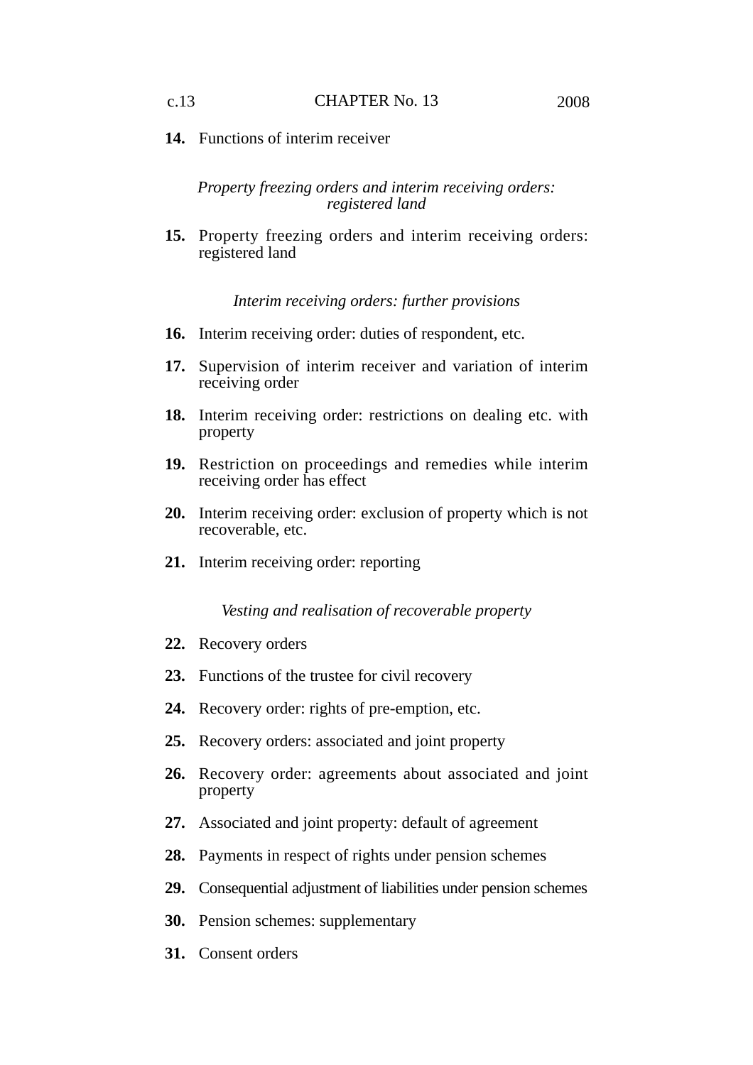**14.** Functions of interim receiver

*Property freezing orders and interim receiving orders: registered land*

**15.** Property freezing orders and interim receiving orders: registered land

*Interim receiving orders: further provisions*

**16.** Interim receiving order: duties of respondent, etc.

**17.** Supervision of interim receiver and variation of interim receiving order

**18.** Interim receiving order: restrictions on dealing etc. with property

**19.** Restriction on proceedings and remedies while interim receiving order has effect

**20.** Interim receiving order: exclusion of property which is not recoverable, etc.

**21.** Interim receiving order: reporting

*Vesting and realisation of recoverable property*

**22.** Recovery orders

**23.** Functions of the trustee for civil recovery

**24.** Recovery order: rights of pre-emption, etc.

**25.** Recovery orders: associated and joint property

**26.** Recovery order: agreements about associated and joint property

**27.** Associated and joint property: default of agreement

**28.** Payments in respect of rights under pension schemes

**29.** Consequential adjustment of liabilities under pension schemes

**30.** Pension schemes: supplementary

**31.** Consent orders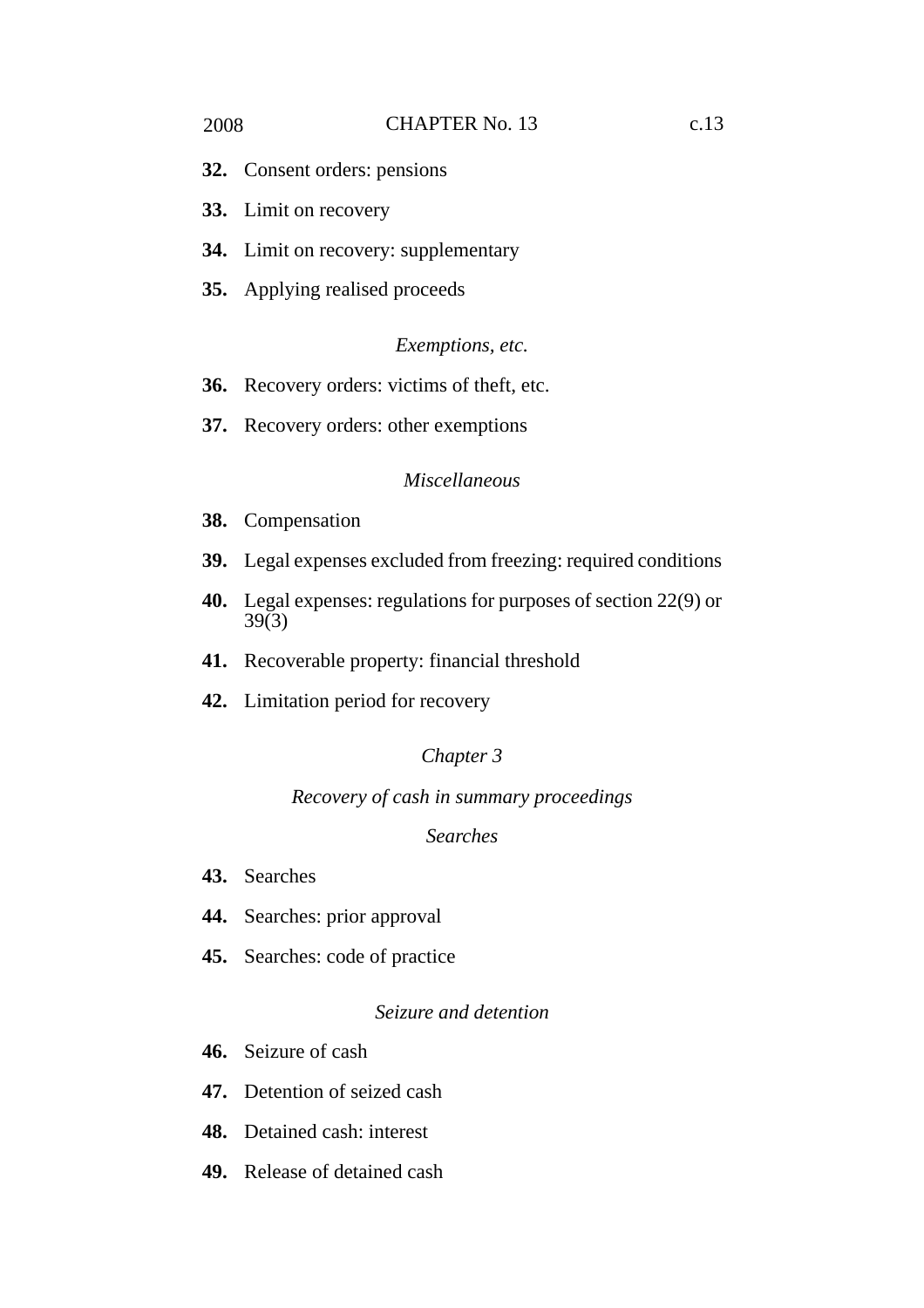**32.** Consent orders: pensions

**33.** Limit on recovery

**34.** Limit on recovery: supplementary

**35.** Applying realised proceeds

*Exemptions, etc.*

**36.** Recovery orders: victims of theft, etc.

**37.** Recovery orders: other exemptions

*Miscellaneous*

**38.** Compensation

**39.** Legal expenses excluded from freezing: required conditions

**40.** Legal expenses: regulations for purposes of section 22(9) or 39(3)

**41.** Recoverable property: financial threshold

**42.** Limitation period for recovery

*Chapter 3*

*Recovery of cash in summary proceedings*

*Searches*

**43.** Searches

**44.** Searches: prior approval

**45.** Searches: code of practice

*Seizure and detention*

**46.** Seizure of cash

**47.** Detention of seized cash

**48.** Detained cash: interest

**49.** Release of detained cash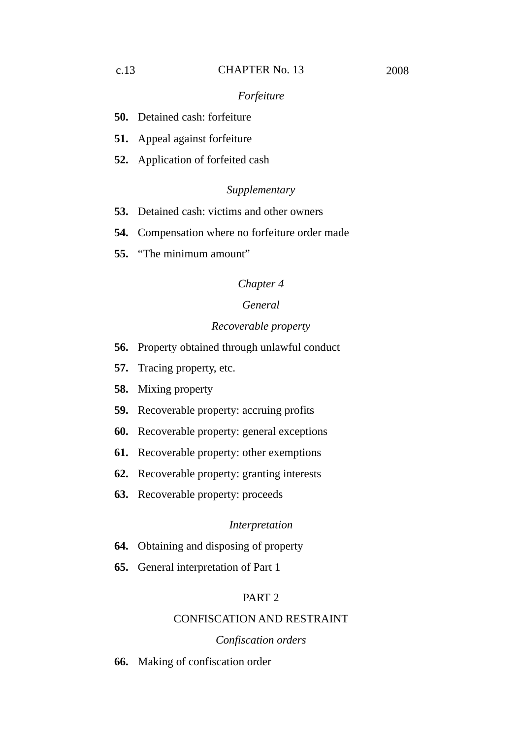*Forfeiture*

**50.** Detained cash: forfeiture

**51.** Appeal against forfeiture

**52.** Application of forfeited cash

*Supplementary*

**53.** Detained cash: victims and other owners

**54.** Compensation where no forfeiture order made

**55.** “The minimum amount”

*Chapter 4*

*General*

*Recoverable property*

**56.** Property obtained through unlawful conduct

**57.** Tracing property, etc.

**58.** Mixing property

**59.** Recoverable property: accruing profits

**60.** Recoverable property: general exceptions

**61.** Recoverable property: other exemptions

**62.** Recoverable property: granting interests

**63.** Recoverable property: proceeds

*Interpretation*

**64.** Obtaining and disposing of property

**65.** General interpretation of Part 1

PART 2

CONFISCATION AND RESTRAINT

*Confiscation orders*

**66.** Making of confiscation order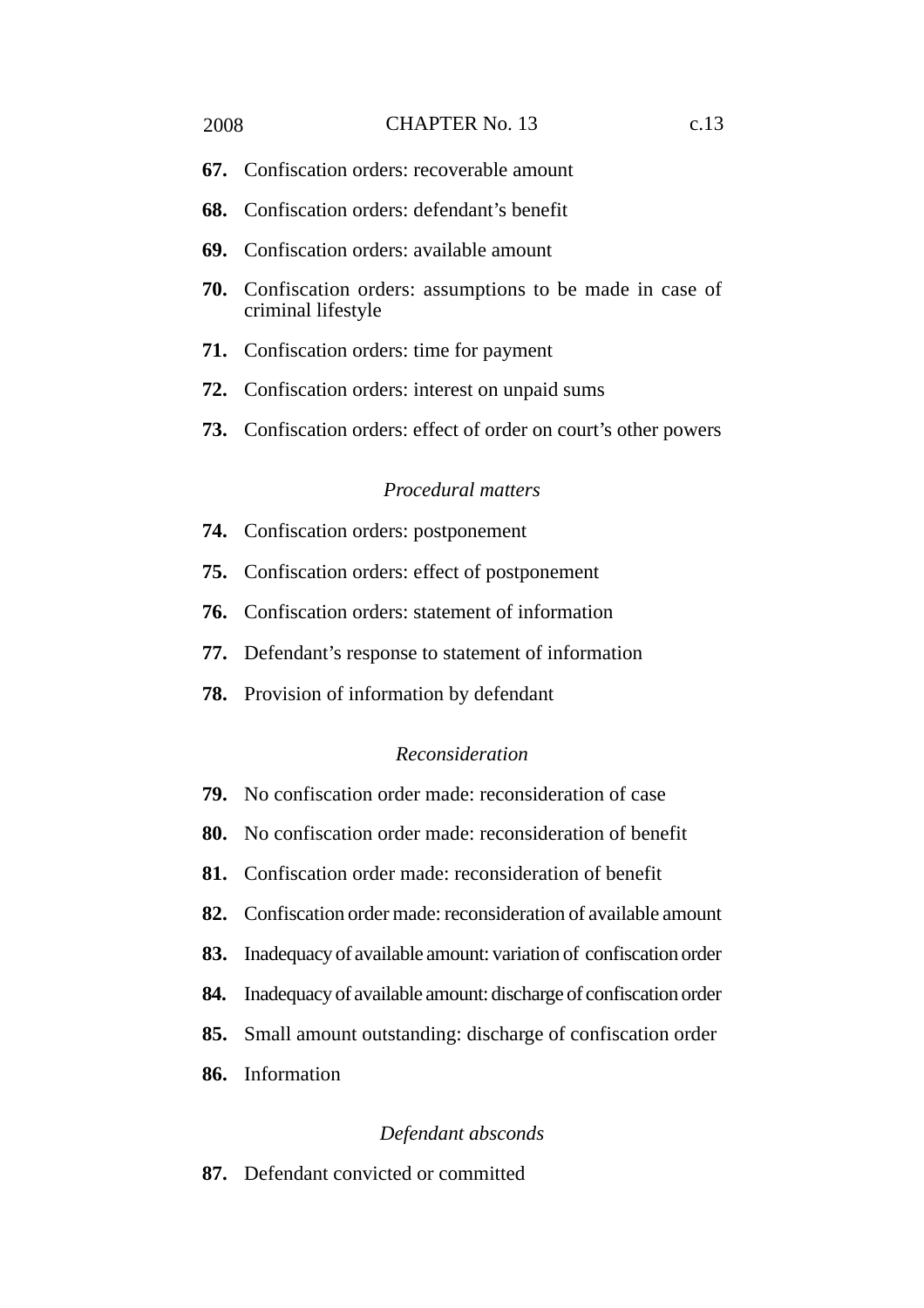**67.** Confiscation orders: recoverable amount

**68.** Confiscation orders: defendant's benefit

**69.** Confiscation orders: available amount

**70.** Confiscation orders: assumptions to be made in case of criminal lifestyle

**71.** Confiscation orders: time for payment

**72.** Confiscation orders: interest on unpaid sums

**73.** Confiscation orders: effect of order on court's other powers

*Procedural matters*

**74.** Confiscation orders: postponement

**75.** Confiscation orders: effect of postponement

**76.** Confiscation orders: statement of information

**77.** Defendant's response to statement of information

**78.** Provision of information by defendant

*Reconsideration*

**79.** No confiscation order made: reconsideration of case

**80.** No confiscation order made: reconsideration of benefit

**81.** Confiscation order made: reconsideration of benefit

**82.** Confiscation order made: reconsideration of available amount

**83.** Inadequacy of available amount: variation of confiscation order

**84.** Inadequacy of available amount: discharge of confiscation order

**85.** Small amount outstanding: discharge of confiscation order

**86.** Information

*Defendant absconds*

**87.** Defendant convicted or committed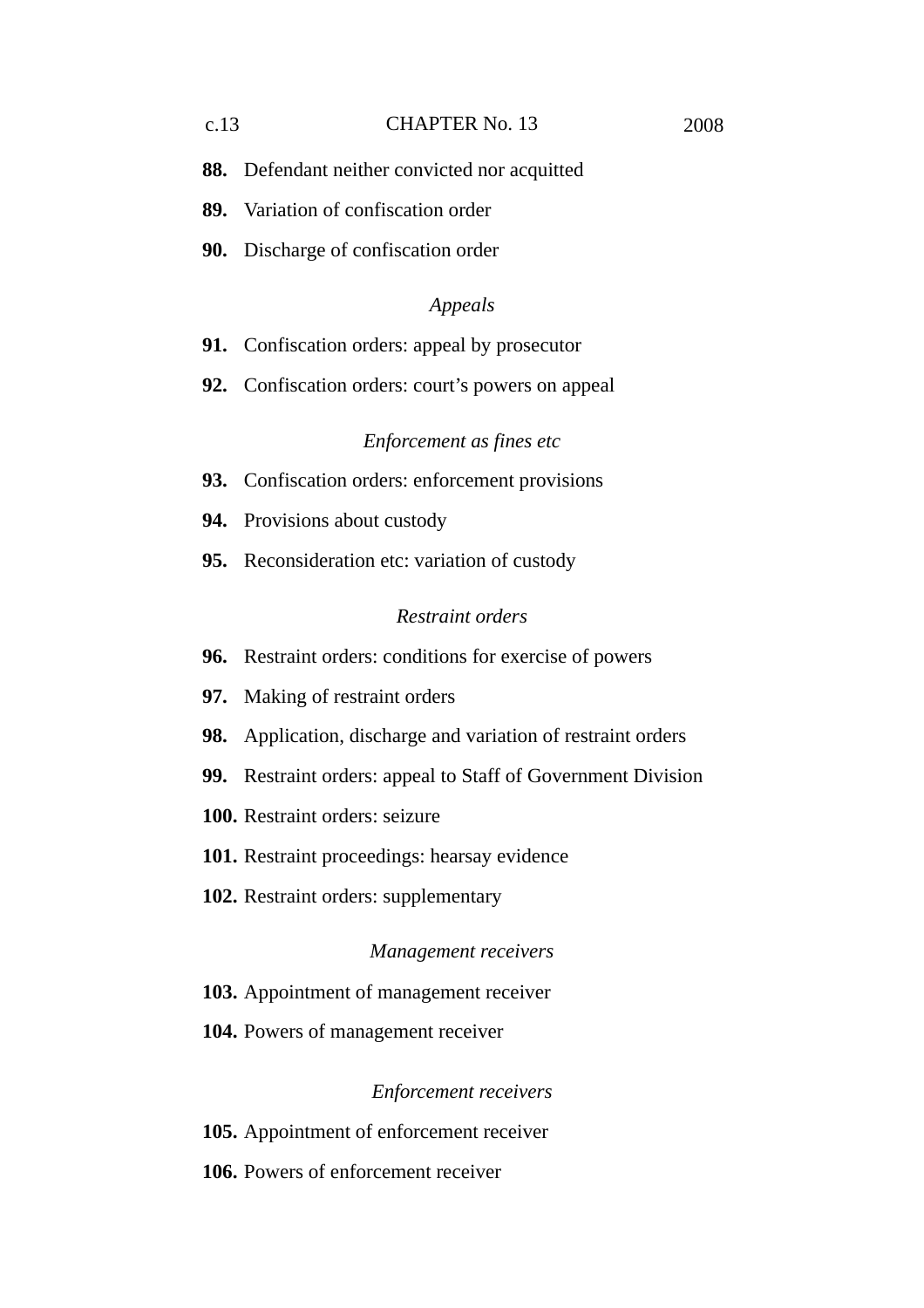**88.** Defendant neither convicted nor acquitted

**89.** Variation of confiscation order

**90.** Discharge of confiscation order

*Appeals*

**91.** Confiscation orders: appeal by prosecutor

**92.** Confiscation orders: court's powers on appeal

*Enforcement as fines etc*

**93.** Confiscation orders: enforcement provisions

**94.** Provisions about custody

**95.** Reconsideration etc: variation of custody

*Restraint orders*

**96.** Restraint orders: conditions for exercise of powers

**97.** Making of restraint orders

**98.** Application, discharge and variation of restraint orders

**99.** Restraint orders: appeal to Staff of Government Division

**100.** Restraint orders: seizure

**101.** Restraint proceedings: hearsay evidence

**102.** Restraint orders: supplementary

*Management receivers*

**103.** Appointment of management receiver

**104.** Powers of management receiver

*Enforcement receivers*

**105.** Appointment of enforcement receiver

**106.** Powers of enforcement receiver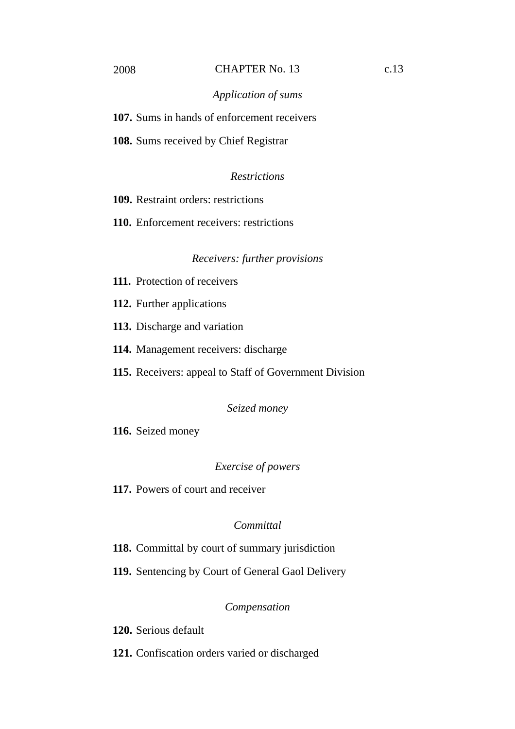*Application of sums*

**107.** Sums in hands of enforcement receivers

**108.** Sums received by Chief Registrar

*Restrictions*

**109.** Restraint orders: restrictions

**110.** Enforcement receivers: restrictions

*Receivers: further provisions*

**111.** Protection of receivers

**112.** Further applications

**113.** Discharge and variation

**114.** Management receivers: discharge

**115.** Receivers: appeal to Staff of Government Division

*Seized money*

**116.** Seized money

*Exercise of powers*

**117.** Powers of court and receiver

*Committal*

**118.** Committal by court of summary jurisdiction

**119.** Sentencing by Court of General Gaol Delivery

*Compensation*

**120.** Serious default

**121.** Confiscation orders varied or discharged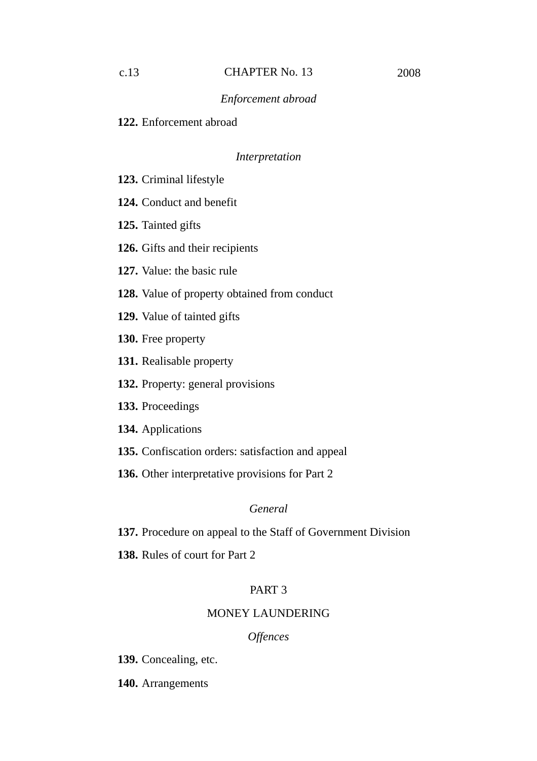*Enforcement abroad*

**122.** Enforcement abroad

*Interpretation*

**123.** Criminal lifestyle

**124.** Conduct and benefit

**125.** Tainted gifts

**126.** Gifts and their recipients

**127.** Value: the basic rule

**128.** Value of property obtained from conduct

**129.** Value of tainted gifts

**130.** Free property

**131.** Realisable property

**132.** Property: general provisions

**133.** Proceedings

**134.** Applications

**135.** Confiscation orders: satisfaction and appeal

**136.** Other interpretative provisions for Part 2

*General*

**137.** Procedure on appeal to the Staff of Government Division

**138.** Rules of court for Part 2

PART 3

MONEY LAUNDERING

*Offences*

**139.** Concealing, etc.

**140.** Arrangements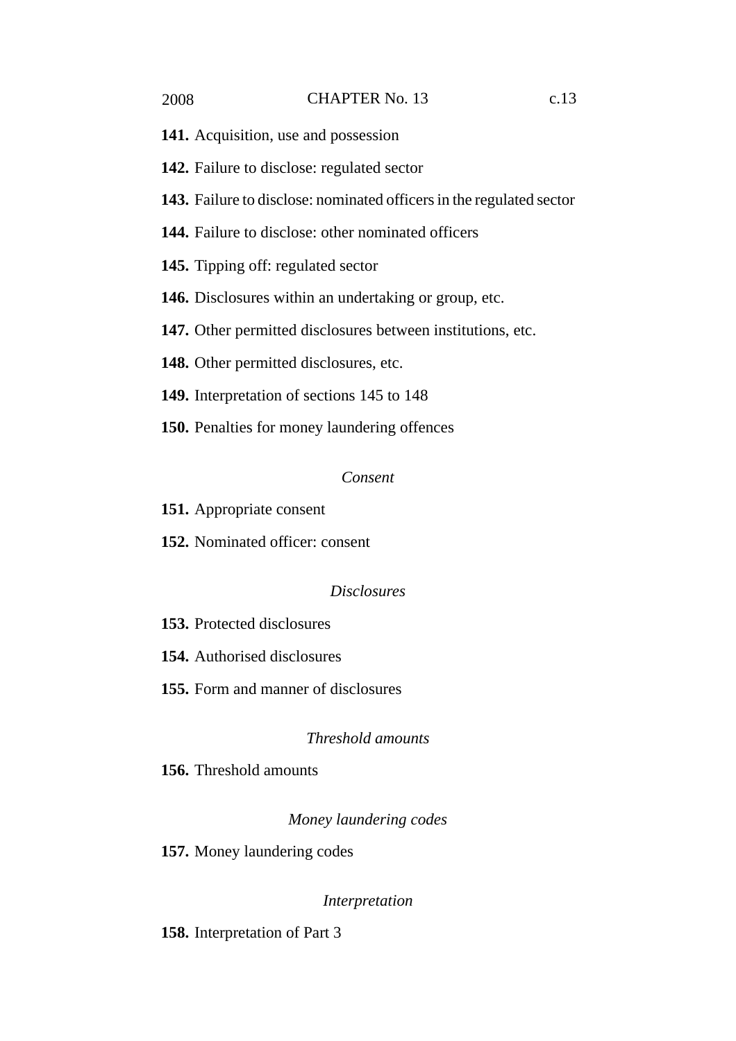**141.** Acquisition, use and possession

**142.** Failure to disclose: regulated sector

**143.** Failure to disclose: nominated officers in the regulated sector

**144.** Failure to disclose: other nominated officers

**145.** Tipping off: regulated sector

**146.** Disclosures within an undertaking or group, etc.

**147.** Other permitted disclosures between institutions, etc.

**148.** Other permitted disclosures, etc.

**149.** Interpretation of sections 145 to 148

**150.** Penalties for money laundering offences

*Consent*

**151.** Appropriate consent

**152.** Nominated officer: consent

*Disclosures*

**153.** Protected disclosures

**154.** Authorised disclosures

**155.** Form and manner of disclosures

*Threshold amounts*

**156.** Threshold amounts

*Money laundering codes*

**157.** Money laundering codes

*Interpretation*

**158.** Interpretation of Part 3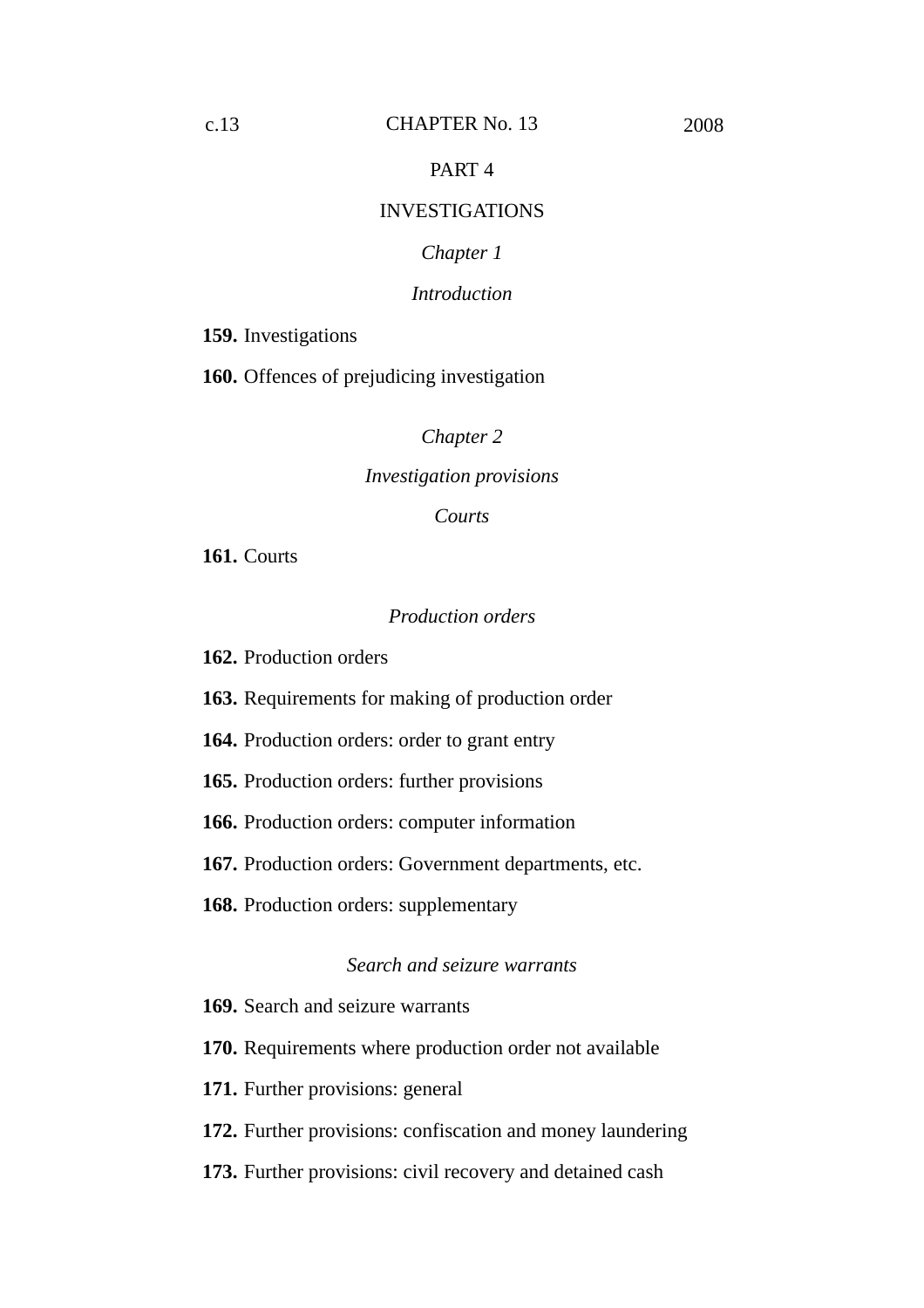PART 4

INVESTIGATIONS

*Chapter 1*

*Introduction*

**159.** Investigations

**160.** Offences of prejudicing investigation

*Chapter 2*

*Investigation provisions*

*Courts*

**161.** Courts

*Production orders*

**162.** Production orders

**163.** Requirements for making of production order

**164.** Production orders: order to grant entry

**165.** Production orders: further provisions

**166.** Production orders: computer information

**167.** Production orders: Government departments, etc.

**168.** Production orders: supplementary

*Search and seizure warrants*

**169.** Search and seizure warrants

**170.** Requirements where production order not available

**171.** Further provisions: general

**172.** Further provisions: confiscation and money laundering

**173.** Further provisions: civil recovery and detained cash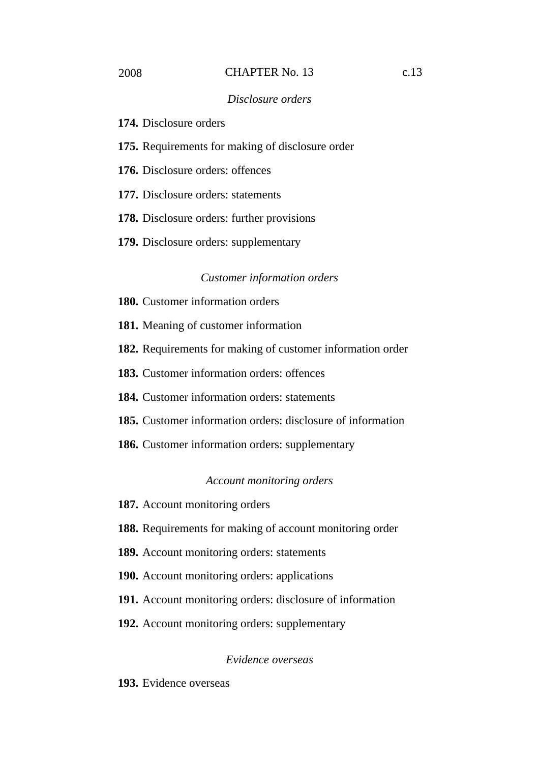*Disclosure orders*

**174.** Disclosure orders

**175.** Requirements for making of disclosure order

**176.** Disclosure orders: offences

**177.** Disclosure orders: statements

**178.** Disclosure orders: further provisions

**179.** Disclosure orders: supplementary

*Customer information orders*

**180.** Customer information orders

**181.** Meaning of customer information

**182.** Requirements for making of customer information order

**183.** Customer information orders: offences

**184.** Customer information orders: statements

**185.** Customer information orders: disclosure of information

**186.** Customer information orders: supplementary

*Account monitoring orders*

**187.** Account monitoring orders

**188.** Requirements for making of account monitoring order

**189.** Account monitoring orders: statements

**190.** Account monitoring orders: applications

**191.** Account monitoring orders: disclosure of information

**192.** Account monitoring orders: supplementary

*Evidence overseas*

**193.** Evidence overseas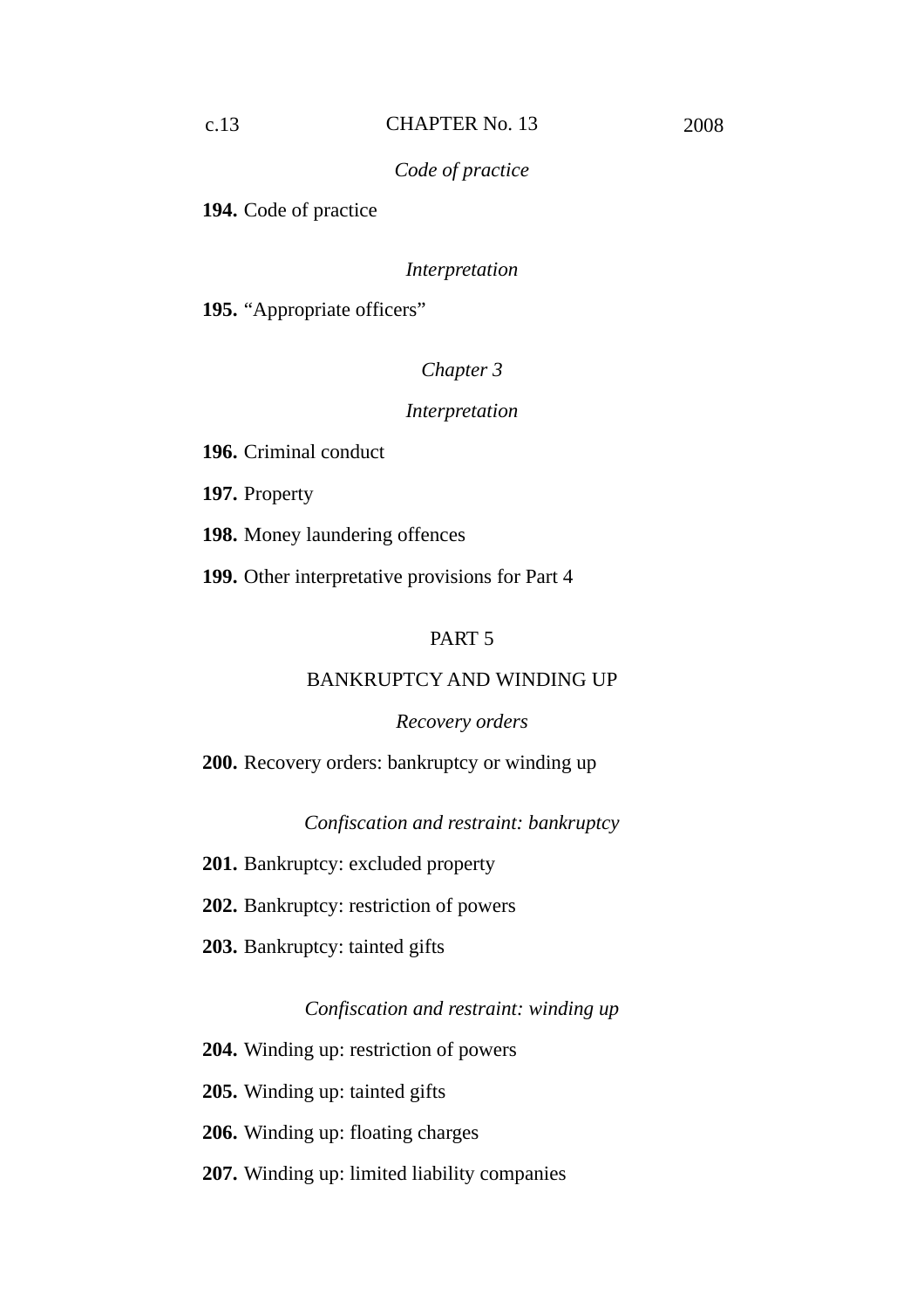*Code of practice*

**194.** Code of practice

*Interpretation*

**195.** "Appropriate officers"

*Chapter 3*

*Interpretation*

**196.** Criminal conduct

**197.** Property

**198.** Money laundering offences

**199.** Other interpretative provisions for Part 4

## PART 5

## BANKRUPTCY AND WINDING UP

*Recovery orders*

**200.** Recovery orders: bankruptcy or winding up

*Confiscation and restraint: bankruptcy*

**201.** Bankruptcy: excluded property

**202.** Bankruptcy: restriction of powers

**203.** Bankruptcy: tainted gifts

*Confiscation and restraint: winding up*

**204.** Winding up: restriction of powers

**205.** Winding up: tainted gifts

**206.** Winding up: floating charges

**207.** Winding up: limited liability companies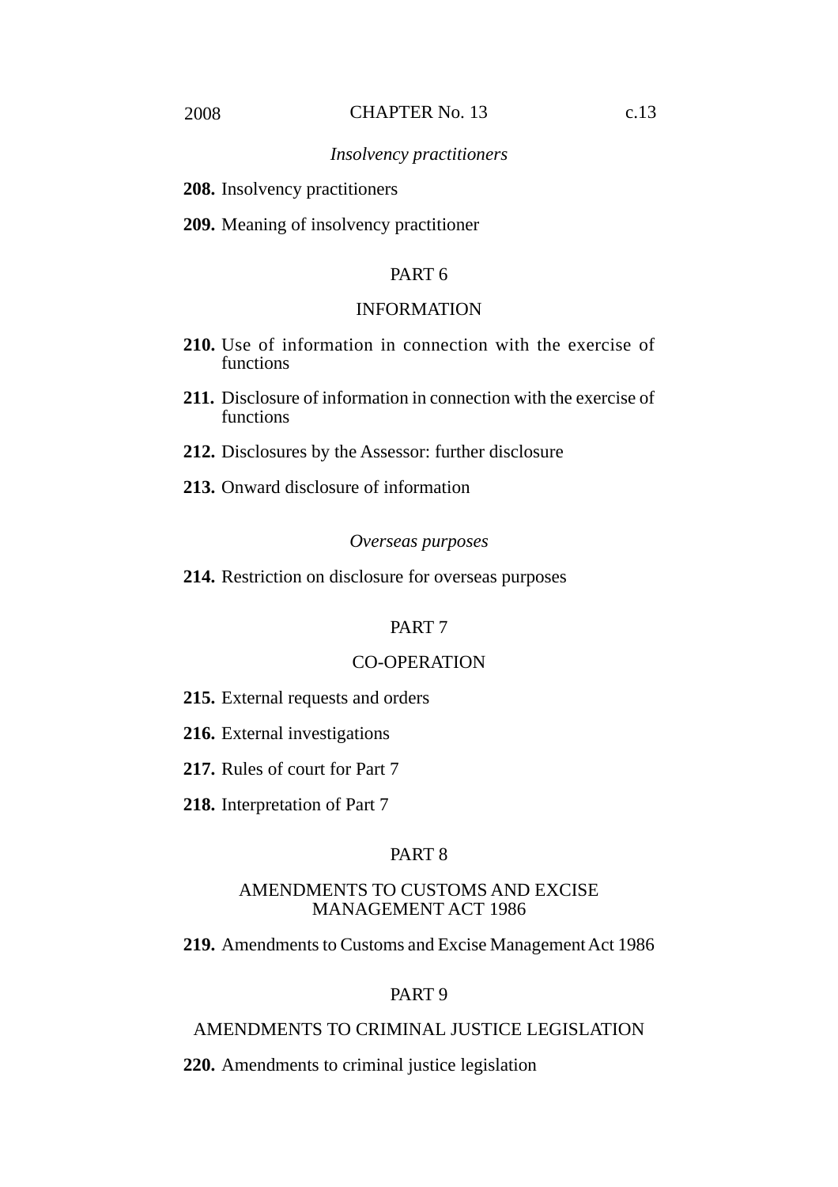*Insolvency practitioners*

**208.** Insolvency practitioners

**209.** Meaning of insolvency practitioner

## PART 6

## INFORMATION

**210.** Use of information in connection with the exercise of functions

**211.** Disclosure of information in connection with the exercise of functions

**212.** Disclosures by the Assessor: further disclosure

**213.** Onward disclosure of information

*Overseas purposes*

**214.** Restriction on disclosure for overseas purposes

## PART 7

## CO-OPERATION

**215.** External requests and orders

**216.** External investigations

**217.** Rules of court for Part 7

**218.** Interpretation of Part 7

## PART 8

## AMENDMENTS TO CUSTOMS AND EXCISE MANAGEMENT ACT 1986

**219.** Amendments to Customs and Excise Management Act 1986

## PART 9

## AMENDMENTS TO CRIMINAL JUSTICE LEGISLATION

**220.** Amendments to criminal justice legislation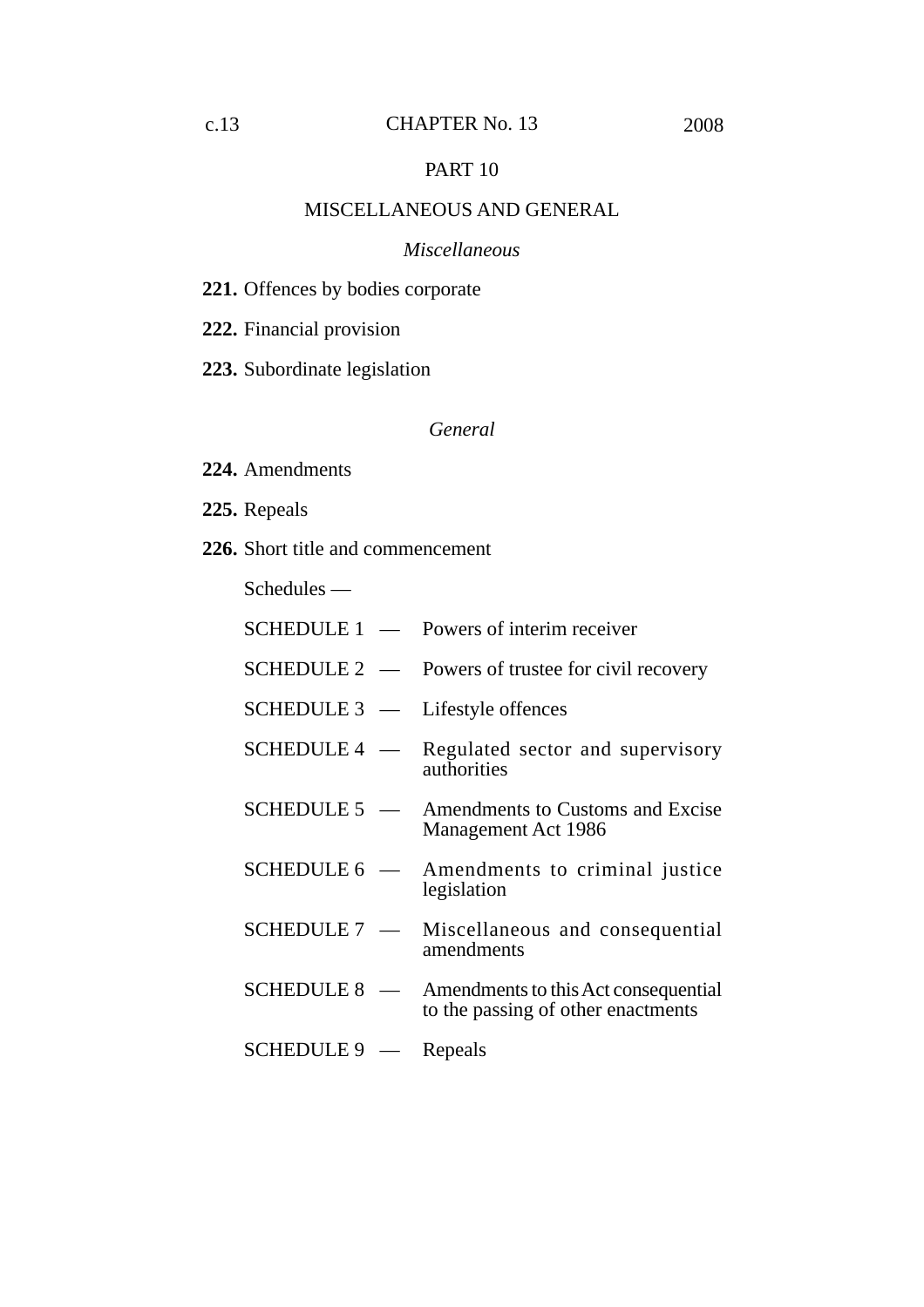## PART 10

## MISCELLANEOUS AND GENERAL

*Miscellaneous*

**221.** Offences by bodies corporate

**222.** Financial provision

**223.** Subordinate legislation

*General*

**224.** Amendments

**225.** Repeals

**226.** Short title and commencement

Schedules —

| | | |
|---|---|---|
| SCHEDULE 1 | — | Powers of interim receiver |
| SCHEDULE 2 | — | Powers of trustee for civil recovery |
| SCHEDULE 3 | — | Lifestyle offences |
| SCHEDULE 4 | — | Regulated sector and supervisory authorities |
| SCHEDULE 5 | — | Amendments to Customs and Excise Management Act 1986 |
| SCHEDULE 6 | — | Amendments to criminal justice legislation |
| SCHEDULE 7 | — | Miscellaneous and consequential amendments |
| SCHEDULE 8 | — | Amendments to this Act consequential to the passing of other enactments |
| SCHEDULE 9 | — | Repeals |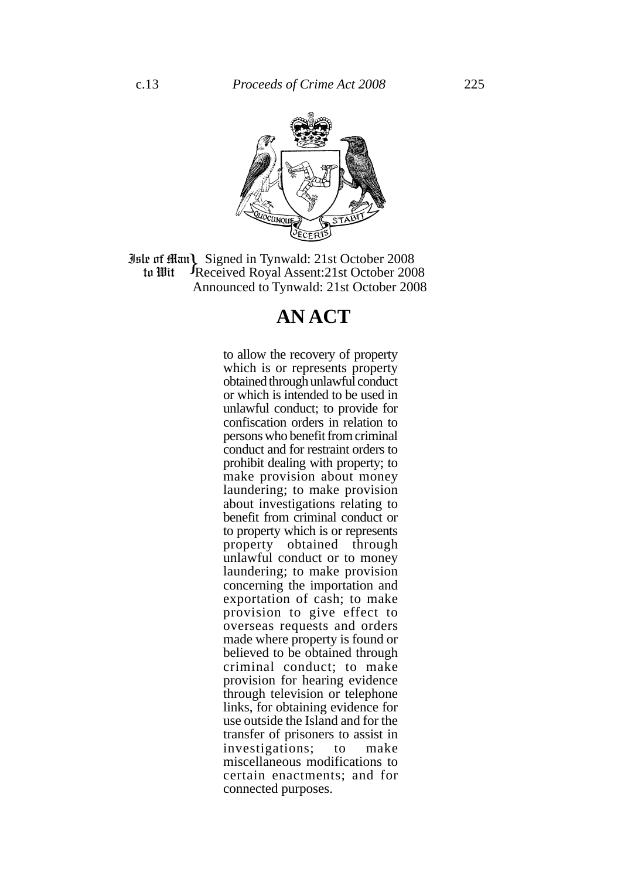Isle of Man to Wit } Signed in Tynwald: 21st October 2008
Received Royal Assent: 21st October 2008
Announced to Tynwald: 21st October 2008

# AN ACT

to allow the recovery of property which is or represents property obtained through unlawful conduct or which is intended to be used in unlawful conduct; to provide for confiscation orders in relation to persons who benefit from criminal conduct and for restraint orders to prohibit dealing with property; to make provision about money laundering; to make provision about investigations relating to benefit from criminal conduct or to property which is or represents property obtained through unlawful conduct or to money laundering; to make provision concerning the importation and exportation of cash; to make provision to give effect to overseas requests and orders made where property is found or believed to be obtained through criminal conduct; to make provision for hearing evidence through television or telephone links, for obtaining evidence for use outside the Island and for the transfer of prisoners to assist in investigations; to make miscellaneous modifications to certain enactments; and for connected purposes.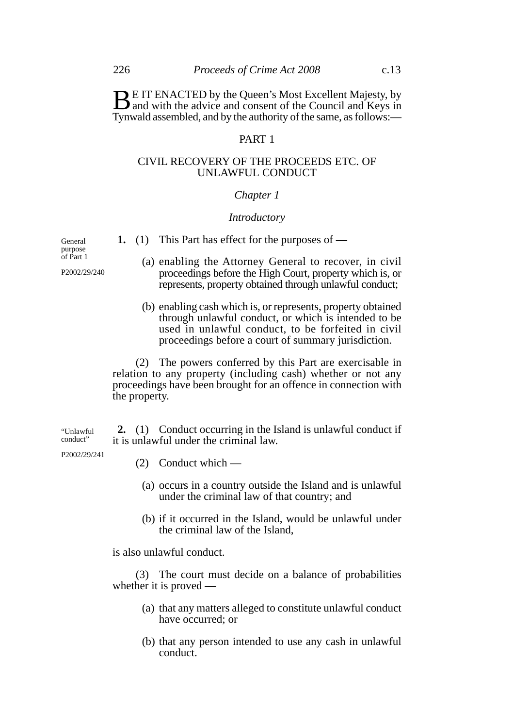BE IT ENACTED by the Queen's Most Excellent Majesty, by and with the advice and consent of the Council and Keys in Tynwald assembled, and by the authority of the same, as follows:—

## PART 1

## CIVIL RECOVERY OF THE PROCEEDS ETC. OF UNLAWFUL CONDUCT

### *Chapter 1*

### *Introductory*

General purpose of Part 1

P2002/29/240

**1.** (1) This Part has effect for the purposes of —

(a) enabling the Attorney General to recover, in civil proceedings before the High Court, property which is, or represents, property obtained through unlawful conduct;

(b) enabling cash which is, or represents, property obtained through unlawful conduct, or which is intended to be used in unlawful conduct, to be forfeited in civil proceedings before a court of summary jurisdiction.

(2) The powers conferred by this Part are exercisable in relation to any property (including cash) whether or not any proceedings have been brought for an offence in connection with the property.

"Unlawful conduct"

P2002/29/241

**2.** (1) Conduct occurring in the Island is unlawful conduct if it is unlawful under the criminal law.

(2) Conduct which —

(a) occurs in a country outside the Island and is unlawful under the criminal law of that country; and

(b) if it occurred in the Island, would be unlawful under the criminal law of the Island,

is also unlawful conduct.

(3) The court must decide on a balance of probabilities whether it is proved —

(a) that any matters alleged to constitute unlawful conduct have occurred; or

(b) that any person intended to use any cash in unlawful conduct.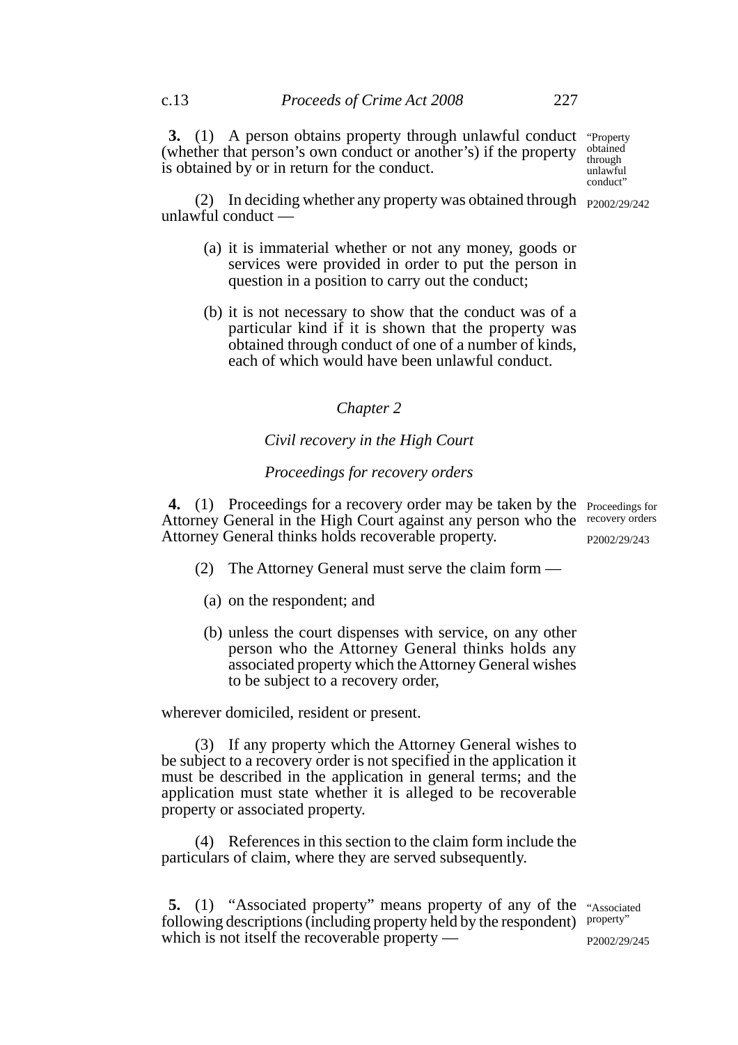**3.** (1) A person obtains property through unlawful conduct (whether that person's own conduct or another's) if the property is obtained by or in return for the conduct.

"Property obtained through unlawful conduct"

P2002/29/242

(2) In deciding whether any property was obtained through unlawful conduct —

(a) it is immaterial whether or not any money, goods or services were provided in order to put the person in question in a position to carry out the conduct;

(b) it is not necessary to show that the conduct was of a particular kind if it is shown that the property was obtained through conduct of one of a number of kinds, each of which would have been unlawful conduct.

## *Chapter 2*

### *Civil recovery in the High Court*

### *Proceedings for recovery orders*

**4.** (1) Proceedings for a recovery order may be taken by the Attorney General in the High Court against any person who the Attorney General thinks holds recoverable property.

Proceedings for recovery orders

P2002/29/243

(2) The Attorney General must serve the claim form —

(a) on the respondent; and

(b) unless the court dispenses with service, on any other person who the Attorney General thinks holds any associated property which the Attorney General wishes to be subject to a recovery order,

wherever domiciled, resident or present.

(3) If any property which the Attorney General wishes to be subject to a recovery order is not specified in the application it must be described in the application in general terms; and the application must state whether it is alleged to be recoverable property or associated property.

(4) References in this section to the claim form include the particulars of claim, where they are served subsequently.

**5.** (1) "Associated property" means property of any of the following descriptions (including property held by the respondent) which is not itself the recoverable property —

"Associated property"

P2002/29/245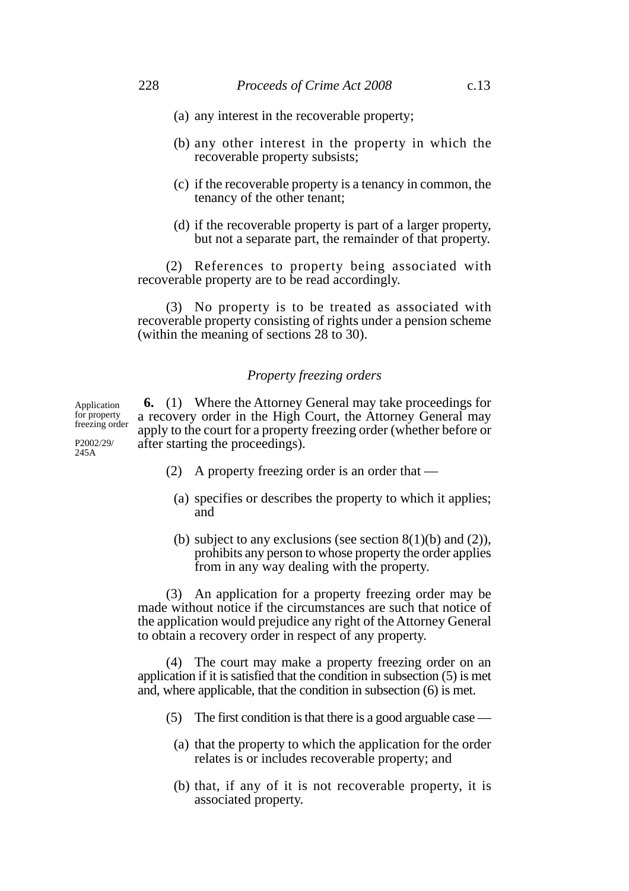(a) any interest in the recoverable property;

(b) any other interest in the property in which the recoverable property subsists;

(c) if the recoverable property is a tenancy in common, the tenancy of the other tenant;

(d) if the recoverable property is part of a larger property, but not a separate part, the remainder of that property.

(2) References to property being associated with recoverable property are to be read accordingly.

(3) No property is to be treated as associated with recoverable property consisting of rights under a pension scheme (within the meaning of sections 28 to 30).

### *Property freezing orders*

Application for property freezing order

P2002/29/245A

**6.** (1) Where the Attorney General may take proceedings for a recovery order in the High Court, the Attorney General may apply to the court for a property freezing order (whether before or after starting the proceedings).

(2) A property freezing order is an order that —

(a) specifies or describes the property to which it applies; and

(b) subject to any exclusions (see section 8(1)(b) and (2)), prohibits any person to whose property the order applies from in any way dealing with the property.

(3) An application for a property freezing order may be made without notice if the circumstances are such that notice of the application would prejudice any right of the Attorney General to obtain a recovery order in respect of any property.

(4) The court may make a property freezing order on an application if it is satisfied that the condition in subsection (5) is met and, where applicable, that the condition in subsection (6) is met.

(5) The first condition is that there is a good arguable case —

(a) that the property to which the application for the order relates is or includes recoverable property; and

(b) that, if any of it is not recoverable property, it is associated property.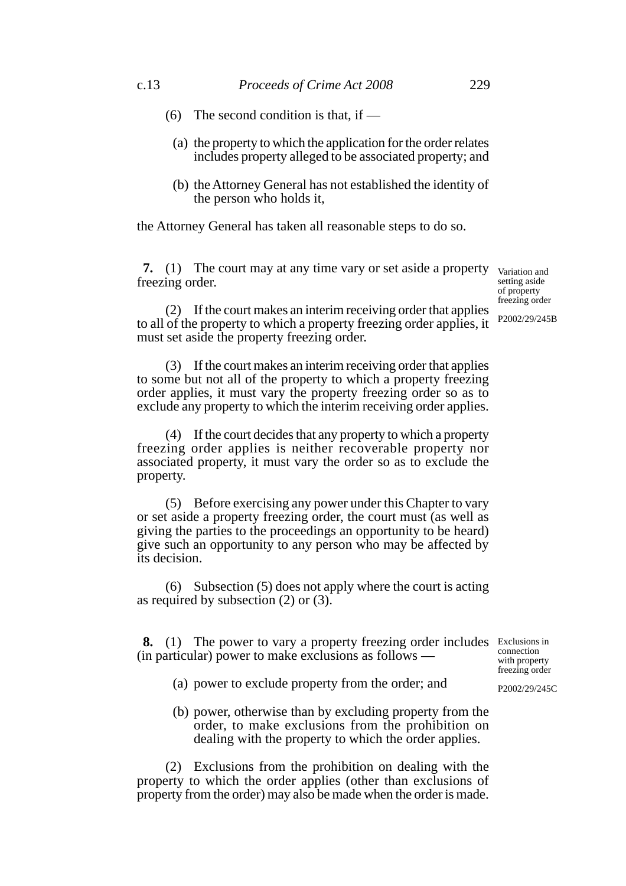(6) The second condition is that, if —

(a) the property to which the application for the order relates includes property alleged to be associated property; and

(b) the Attorney General has not established the identity of the person who holds it,

the Attorney General has taken all reasonable steps to do so.

**7.** (1) The court may at any time vary or set aside a property freezing order.

Variation and setting aside of property freezing order

P2002/29/245B

(2) If the court makes an interim receiving order that applies to all of the property to which a property freezing order applies, it must set aside the property freezing order.

(3) If the court makes an interim receiving order that applies to some but not all of the property to which a property freezing order applies, it must vary the property freezing order so as to exclude any property to which the interim receiving order applies.

(4) If the court decides that any property to which a property freezing order applies is neither recoverable property nor associated property, it must vary the order so as to exclude the property.

(5) Before exercising any power under this Chapter to vary or set aside a property freezing order, the court must (as well as giving the parties to the proceedings an opportunity to be heard) give such an opportunity to any person who may be affected by its decision.

(6) Subsection (5) does not apply where the court is acting as required by subsection (2) or (3).

**8.** (1) The power to vary a property freezing order includes (in particular) power to make exclusions as follows —

Exclusions in connection with property freezing order

P2002/29/245C

(a) power to exclude property from the order; and

(b) power, otherwise than by excluding property from the order, to make exclusions from the prohibition on dealing with the property to which the order applies.

(2) Exclusions from the prohibition on dealing with the property to which the order applies (other than exclusions of property from the order) may also be made when the order is made.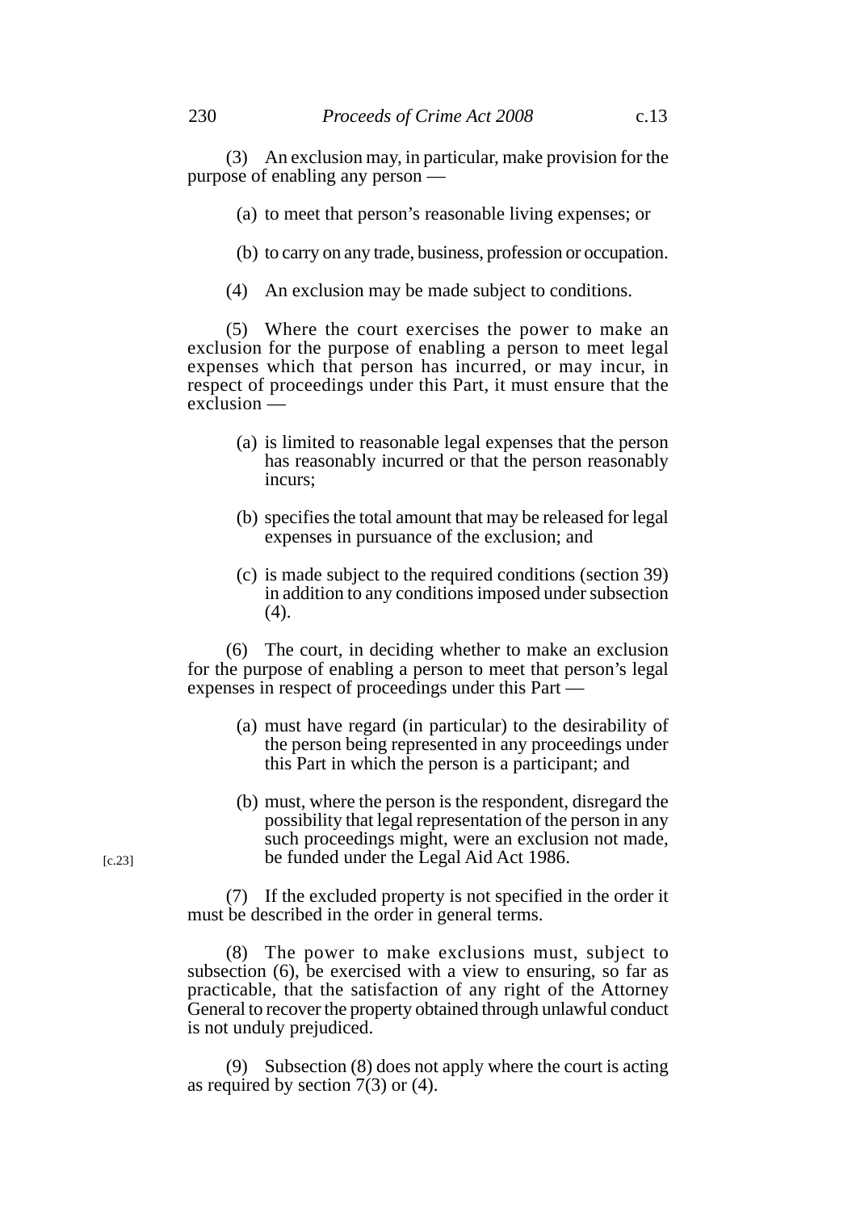(3) An exclusion may, in particular, make provision for the purpose of enabling any person —

(a) to meet that person's reasonable living expenses; or

(b) to carry on any trade, business, profession or occupation.

(4) An exclusion may be made subject to conditions.

(5) Where the court exercises the power to make an exclusion for the purpose of enabling a person to meet legal expenses which that person has incurred, or may incur, in respect of proceedings under this Part, it must ensure that the exclusion —

(a) is limited to reasonable legal expenses that the person has reasonably incurred or that the person reasonably incurs;

(b) specifies the total amount that may be released for legal expenses in pursuance of the exclusion; and

(c) is made subject to the required conditions (section 39) in addition to any conditions imposed under subsection (4).

(6) The court, in deciding whether to make an exclusion for the purpose of enabling a person to meet that person's legal expenses in respect of proceedings under this Part —

(a) must have regard (in particular) to the desirability of the person being represented in any proceedings under this Part in which the person is a participant; and

(b) must, where the person is the respondent, disregard the possibility that legal representation of the person in any such proceedings might, were an exclusion not made, be funded under the Legal Aid Act 1986. [c.23]

(7) If the excluded property is not specified in the order it must be described in the order in general terms.

(8) The power to make exclusions must, subject to subsection (6), be exercised with a view to ensuring, so far as practicable, that the satisfaction of any right of the Attorney General to recover the property obtained through unlawful conduct is not unduly prejudiced.

(9) Subsection (8) does not apply where the court is acting as required by section 7(3) or (4).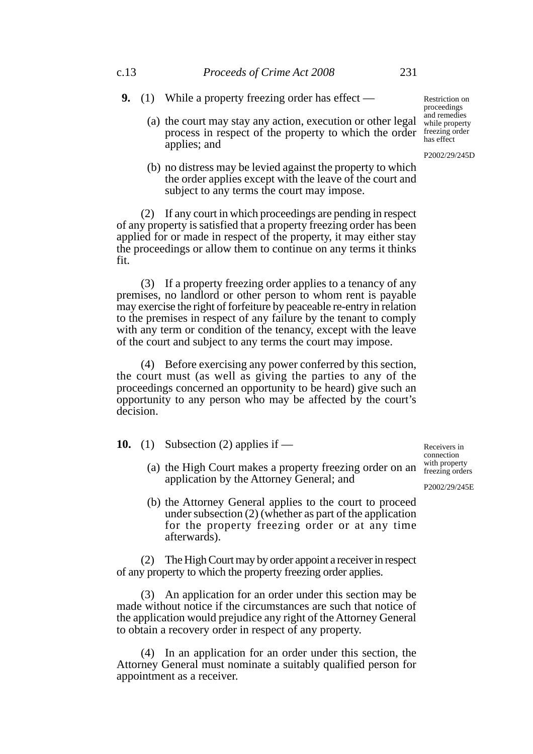**9.** (1) While a property freezing order has effect —

*Restriction on proceedings and remedies while property freezing order has effect*

*P2002/29/245D*

(a) the court may stay any action, execution or other legal process in respect of the property to which the order applies; and

(b) no distress may be levied against the property to which the order applies except with the leave of the court and subject to any terms the court may impose.

(2) If any court in which proceedings are pending in respect of any property is satisfied that a property freezing order has been applied for or made in respect of the property, it may either stay the proceedings or allow them to continue on any terms it thinks fit.

(3) If a property freezing order applies to a tenancy of any premises, no landlord or other person to whom rent is payable may exercise the right of forfeiture by peaceable re-entry in relation to the premises in respect of any failure by the tenant to comply with any term or condition of the tenancy, except with the leave of the court and subject to any terms the court may impose.

(4) Before exercising any power conferred by this section, the court must (as well as giving the parties to any of the proceedings concerned an opportunity to be heard) give such an opportunity to any person who may be affected by the court's decision.

**10.** (1) Subsection (2) applies if —

*Receivers in connection with property freezing orders*

*P2002/29/245E*

(a) the High Court makes a property freezing order on an application by the Attorney General; and

(b) the Attorney General applies to the court to proceed under subsection (2) (whether as part of the application for the property freezing order or at any time afterwards).

(2) The High Court may by order appoint a receiver in respect of any property to which the property freezing order applies.

(3) An application for an order under this section may be made without notice if the circumstances are such that notice of the application would prejudice any right of the Attorney General to obtain a recovery order in respect of any property.

(4) In an application for an order under this section, the Attorney General must nominate a suitably qualified person for appointment as a receiver.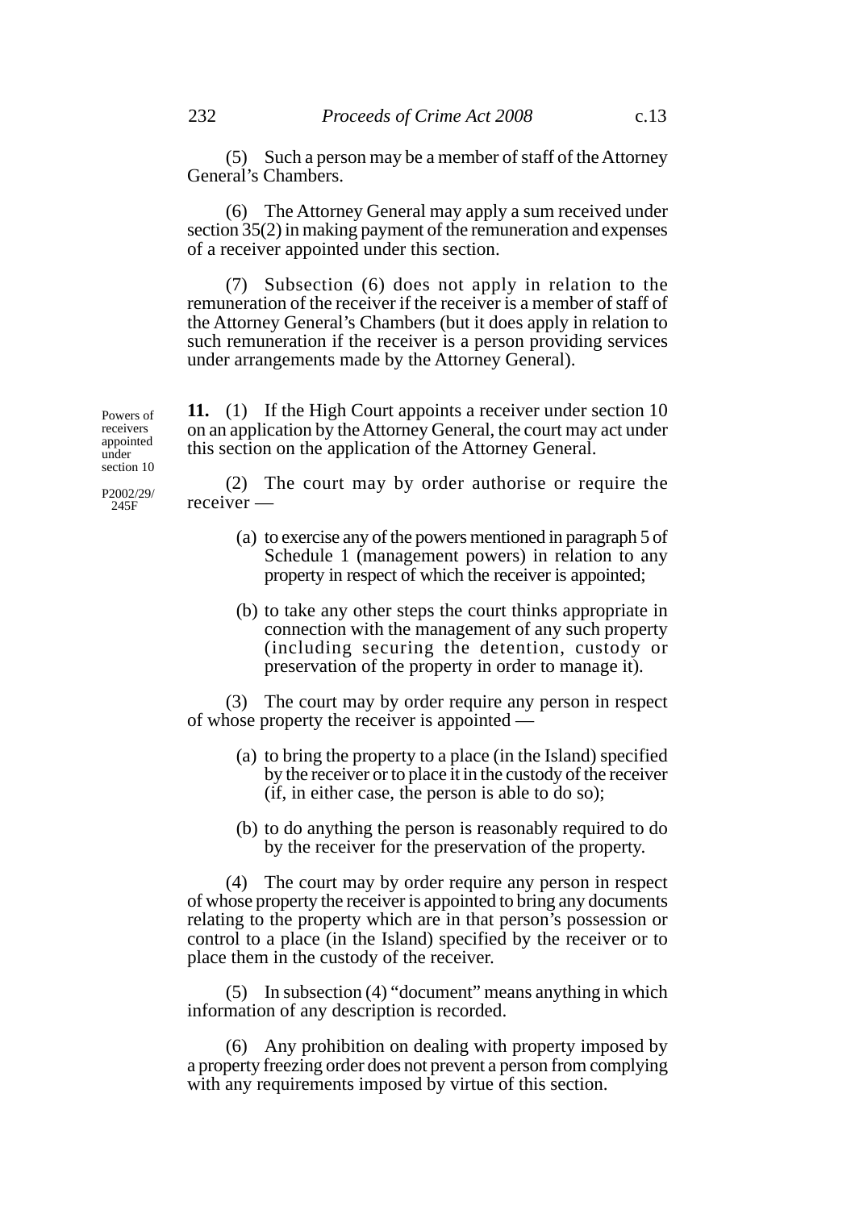(5) Such a person may be a member of staff of the Attorney General's Chambers.

(6) The Attorney General may apply a sum received under section 35(2) in making payment of the remuneration and expenses of a receiver appointed under this section.

(7) Subsection (6) does not apply in relation to the remuneration of the receiver if the receiver is a member of staff of the Attorney General's Chambers (but it does apply in relation to such remuneration if the receiver is a person providing services under arrangements made by the Attorney General).

Powers of receivers appointed under section 10

P2002/29/245F

**11.** (1) If the High Court appoints a receiver under section 10 on an application by the Attorney General, the court may act under this section on the application of the Attorney General.

(2) The court may by order authorise or require the receiver —

(a) to exercise any of the powers mentioned in paragraph 5 of Schedule 1 (management powers) in relation to any property in respect of which the receiver is appointed;

(b) to take any other steps the court thinks appropriate in connection with the management of any such property (including securing the detention, custody or preservation of the property in order to manage it).

(3) The court may by order require any person in respect of whose property the receiver is appointed —

(a) to bring the property to a place (in the Island) specified by the receiver or to place it in the custody of the receiver (if, in either case, the person is able to do so);

(b) to do anything the person is reasonably required to do by the receiver for the preservation of the property.

(4) The court may by order require any person in respect of whose property the receiver is appointed to bring any documents relating to the property which are in that person's possession or control to a place (in the Island) specified by the receiver or to place them in the custody of the receiver.

(5) In subsection (4) "document" means anything in which information of any description is recorded.

(6) Any prohibition on dealing with property imposed by a property freezing order does not prevent a person from complying with any requirements imposed by virtue of this section.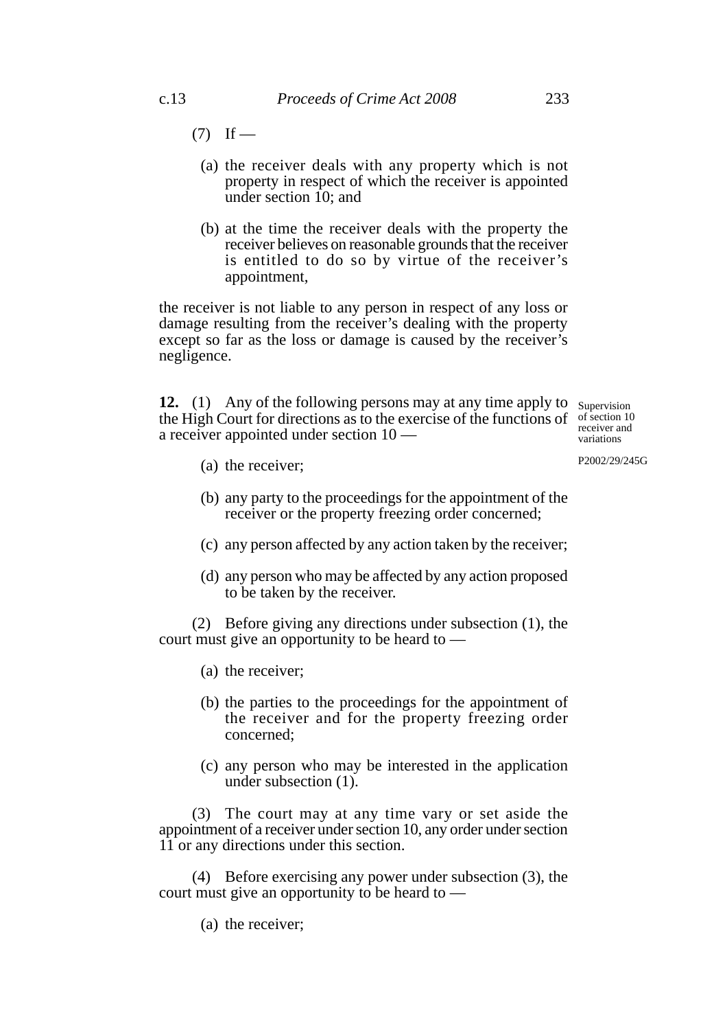(7) If —

(a) the receiver deals with any property which is not property in respect of which the receiver is appointed under section 10; and

(b) at the time the receiver deals with the property the receiver believes on reasonable grounds that the receiver is entitled to do so by virtue of the receiver's appointment,

the receiver is not liable to any person in respect of any loss or damage resulting from the receiver's dealing with the property except so far as the loss or damage is caused by the receiver's negligence.

Supervision of section 10 receiver and variations

P2002/29/245G

**12.** (1) Any of the following persons may at any time apply to the High Court for directions as to the exercise of the functions of a receiver appointed under section 10 —

(a) the receiver;

(b) any party to the proceedings for the appointment of the receiver or the property freezing order concerned;

(c) any person affected by any action taken by the receiver;

(d) any person who may be affected by any action proposed to be taken by the receiver.

(2) Before giving any directions under subsection (1), the court must give an opportunity to be heard to —

(a) the receiver;

(b) the parties to the proceedings for the appointment of the receiver and for the property freezing order concerned;

(c) any person who may be interested in the application under subsection (1).

(3) The court may at any time vary or set aside the appointment of a receiver under section 10, any order under section 11 or any directions under this section.

(4) Before exercising any power under subsection (3), the court must give an opportunity to be heard to —

(a) the receiver;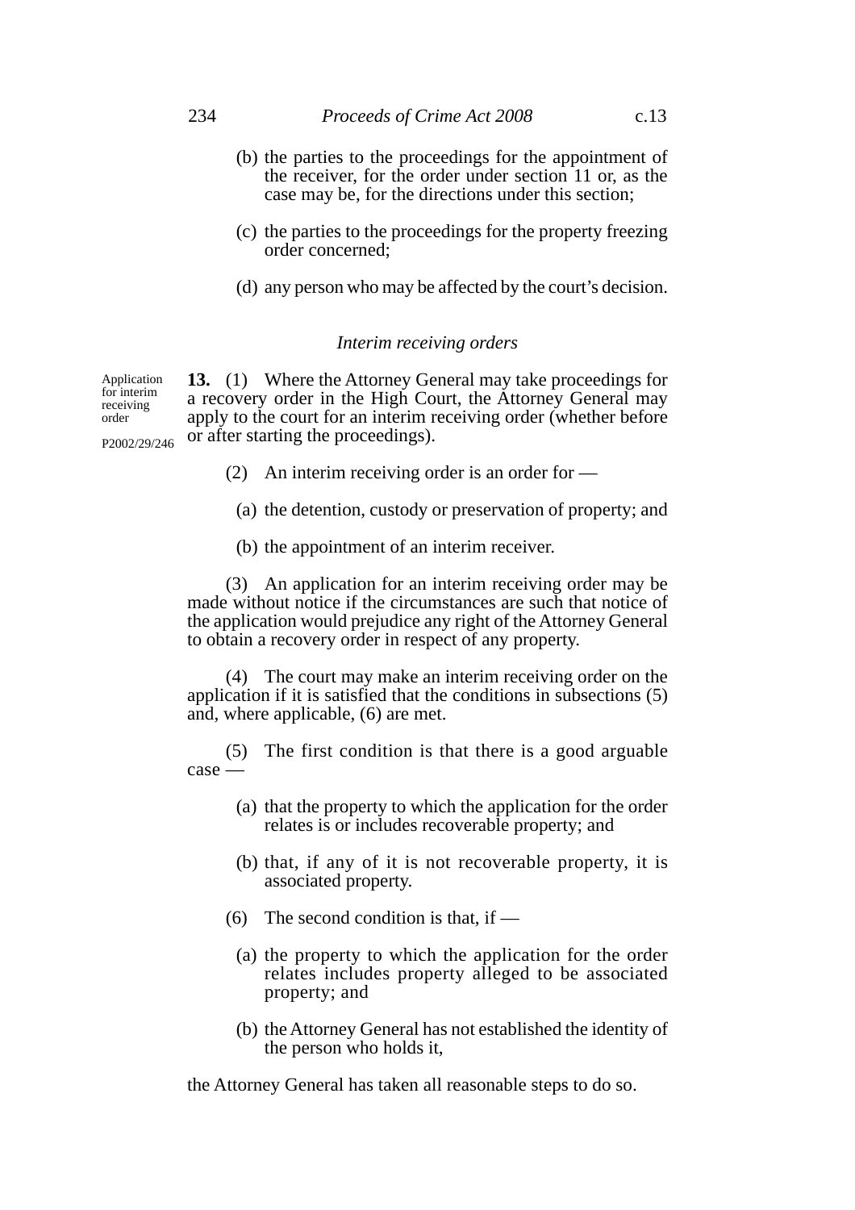(b) the parties to the proceedings for the appointment of the receiver, for the order under section 11 or, as the case may be, for the directions under this section;

(c) the parties to the proceedings for the property freezing order concerned;

(d) any person who may be affected by the court's decision.

### *Interim receiving orders*

Application for interim receiving order

P2002/29/246

**13.** (1) Where the Attorney General may take proceedings for a recovery order in the High Court, the Attorney General may apply to the court for an interim receiving order (whether before or after starting the proceedings).

(2) An interim receiving order is an order for —

(a) the detention, custody or preservation of property; and

(b) the appointment of an interim receiver.

(3) An application for an interim receiving order may be made without notice if the circumstances are such that notice of the application would prejudice any right of the Attorney General to obtain a recovery order in respect of any property.

(4) The court may make an interim receiving order on the application if it is satisfied that the conditions in subsections (5) and, where applicable, (6) are met.

(5) The first condition is that there is a good arguable case —

(a) that the property to which the application for the order relates is or includes recoverable property; and

(b) that, if any of it is not recoverable property, it is associated property.

(6) The second condition is that, if —

(a) the property to which the application for the order relates includes property alleged to be associated property; and

(b) the Attorney General has not established the identity of the person who holds it,

the Attorney General has taken all reasonable steps to do so.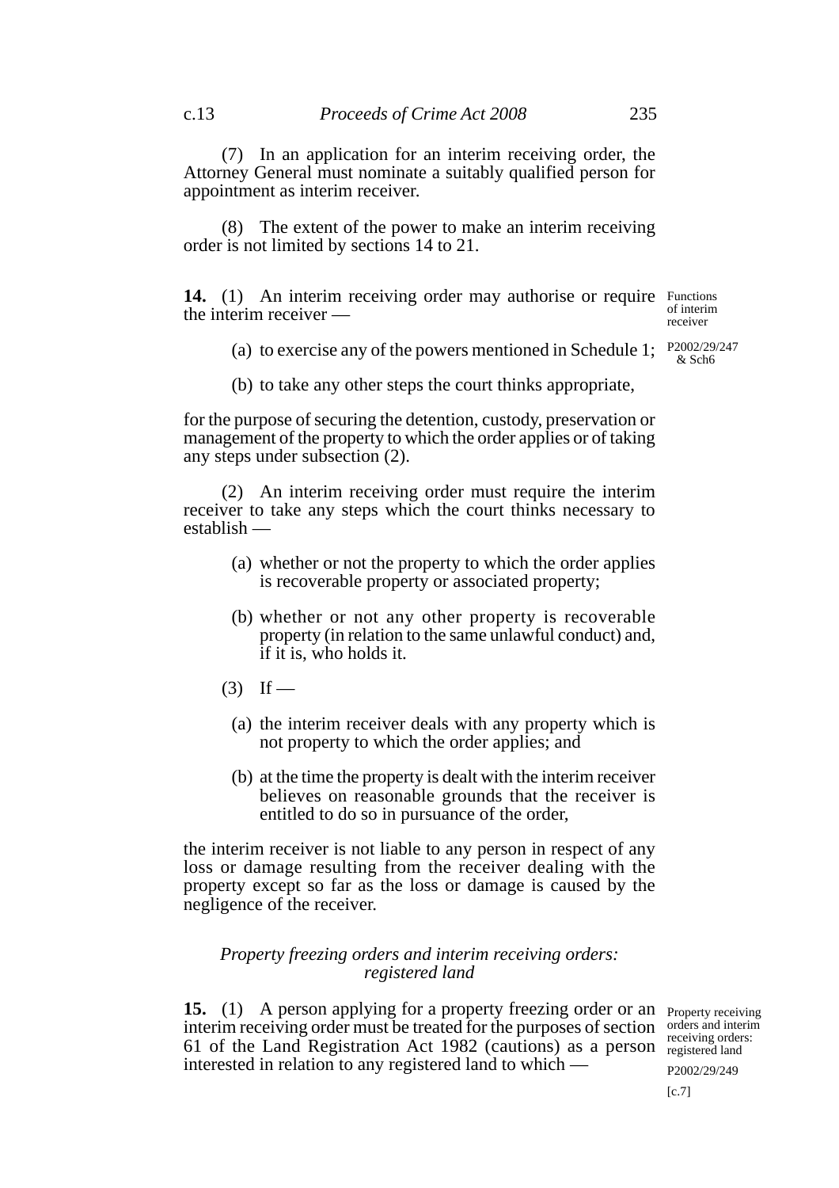(7) In an application for an interim receiving order, the Attorney General must nominate a suitably qualified person for appointment as interim receiver.

(8) The extent of the power to make an interim receiving order is not limited by sections 14 to 21.

Functions of interim receiver

P2002/29/247 & Sch6

**14.** (1) An interim receiving order may authorise or require the interim receiver —

- (a) to exercise any of the powers mentioned in Schedule 1;
- (b) to take any other steps the court thinks appropriate,

for the purpose of securing the detention, custody, preservation or management of the property to which the order applies or of taking any steps under subsection (2).

(2) An interim receiving order must require the interim receiver to take any steps which the court thinks necessary to establish —

- (a) whether or not the property to which the order applies is recoverable property or associated property;
- (b) whether or not any other property is recoverable property (in relation to the same unlawful conduct) and, if it is, who holds it.

(3) If —

- (a) the interim receiver deals with any property which is not property to which the order applies; and
- (b) at the time the property is dealt with the interim receiver believes on reasonable grounds that the receiver is entitled to do so in pursuance of the order,

the interim receiver is not liable to any person in respect of any loss or damage resulting from the receiver dealing with the property except so far as the loss or damage is caused by the negligence of the receiver.

### *Property freezing orders and interim receiving orders: registered land*

Property receiving orders and interim receiving orders: registered land

P2002/29/249

[c.7]

**15.** (1) A person applying for a property freezing order or an interim receiving order must be treated for the purposes of section 61 of the Land Registration Act 1982 (cautions) as a person interested in relation to any registered land to which —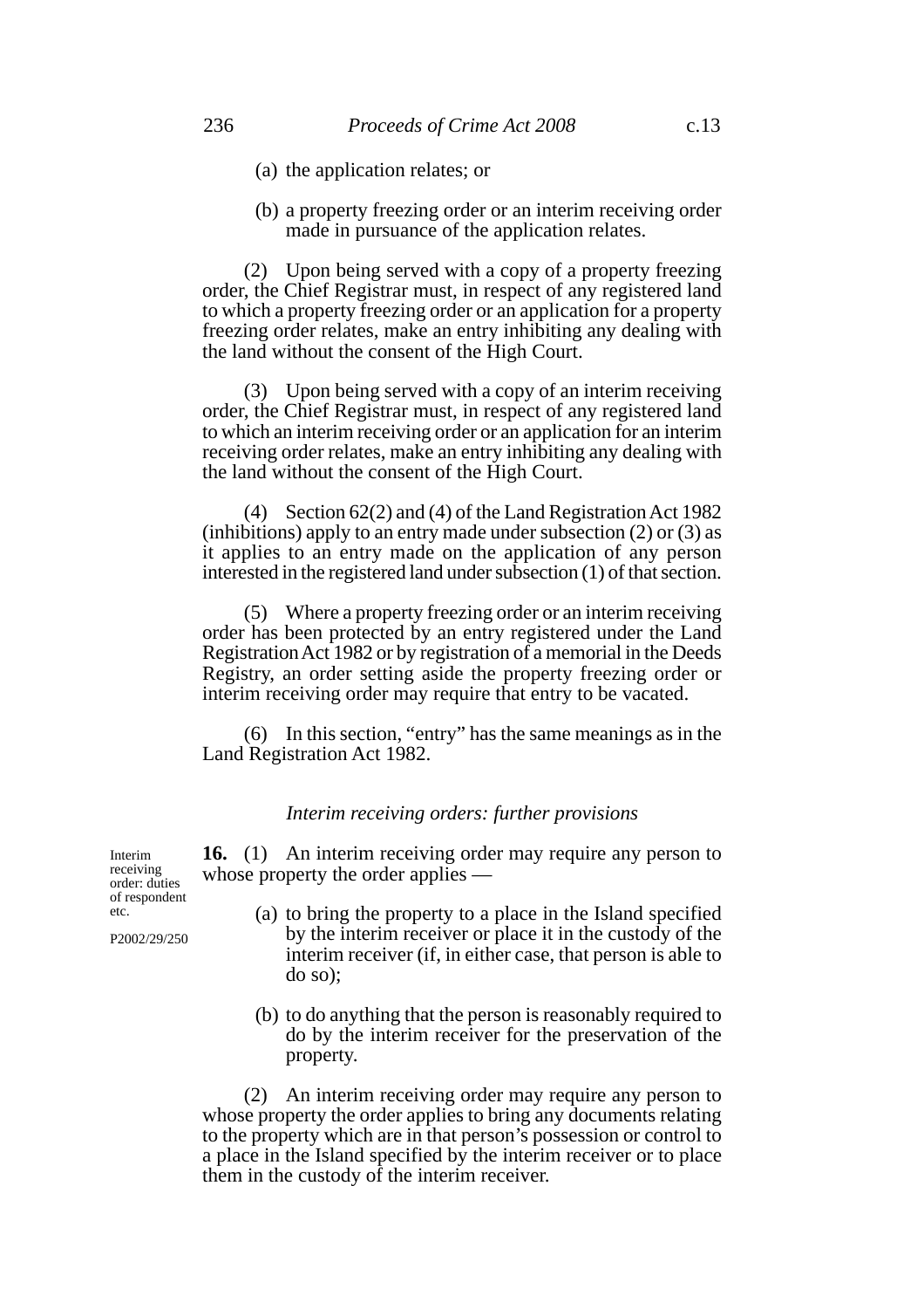(a) the application relates; or

(b) a property freezing order or an interim receiving order made in pursuance of the application relates.

(2) Upon being served with a copy of a property freezing order, the Chief Registrar must, in respect of any registered land to which a property freezing order or an application for a property freezing order relates, make an entry inhibiting any dealing with the land without the consent of the High Court.

(3) Upon being served with a copy of an interim receiving order, the Chief Registrar must, in respect of any registered land to which an interim receiving order or an application for an interim receiving order relates, make an entry inhibiting any dealing with the land without the consent of the High Court.

(4) Section 62(2) and (4) of the Land Registration Act 1982 (inhibitions) apply to an entry made under subsection (2) or (3) as it applies to an entry made on the application of any person interested in the registered land under subsection (1) of that section.

(5) Where a property freezing order or an interim receiving order has been protected by an entry registered under the Land Registration Act 1982 or by registration of a memorial in the Deeds Registry, an order setting aside the property freezing order or interim receiving order may require that entry to be vacated.

(6) In this section, "entry" has the same meanings as in the Land Registration Act 1982.

*Interim receiving orders: further provisions*

Interim receiving order: duties of respondent etc.

P2002/29/250

**16.** (1) An interim receiving order may require any person to whose property the order applies —

(a) to bring the property to a place in the Island specified by the interim receiver or place it in the custody of the interim receiver (if, in either case, that person is able to do so);

(b) to do anything that the person is reasonably required to do by the interim receiver for the preservation of the property.

(2) An interim receiving order may require any person to whose property the order applies to bring any documents relating to the property which are in that person's possession or control to a place in the Island specified by the interim receiver or to place them in the custody of the interim receiver.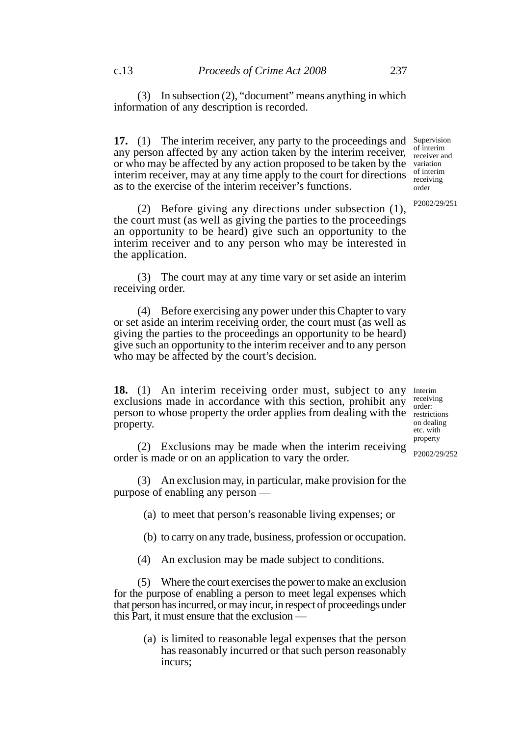(3) In subsection (2), "document" means anything in which information of any description is recorded.

Supervision of interim receiver and variation of interim receiving order

P2002/29/251

**17.** (1) The interim receiver, any party to the proceedings and any person affected by any action taken by the interim receiver, or who may be affected by any action proposed to be taken by the interim receiver, may at any time apply to the court for directions as to the exercise of the interim receiver's functions.

(2) Before giving any directions under subsection (1), the court must (as well as giving the parties to the proceedings an opportunity to be heard) give such an opportunity to the interim receiver and to any person who may be interested in the application.

(3) The court may at any time vary or set aside an interim receiving order.

(4) Before exercising any power under this Chapter to vary or set aside an interim receiving order, the court must (as well as giving the parties to the proceedings an opportunity to be heard) give such an opportunity to the interim receiver and to any person who may be affected by the court's decision.

Interim receiving order: restrictions on dealing etc. with property

P2002/29/252

**18.** (1) An interim receiving order must, subject to any exclusions made in accordance with this section, prohibit any person to whose property the order applies from dealing with the property.

(2) Exclusions may be made when the interim receiving order is made or on an application to vary the order.

(3) An exclusion may, in particular, make provision for the purpose of enabling any person —

(a) to meet that person's reasonable living expenses; or

(b) to carry on any trade, business, profession or occupation.

(4) An exclusion may be made subject to conditions.

(5) Where the court exercises the power to make an exclusion for the purpose of enabling a person to meet legal expenses which that person has incurred, or may incur, in respect of proceedings under this Part, it must ensure that the exclusion —

(a) is limited to reasonable legal expenses that the person has reasonably incurred or that such person reasonably incurs;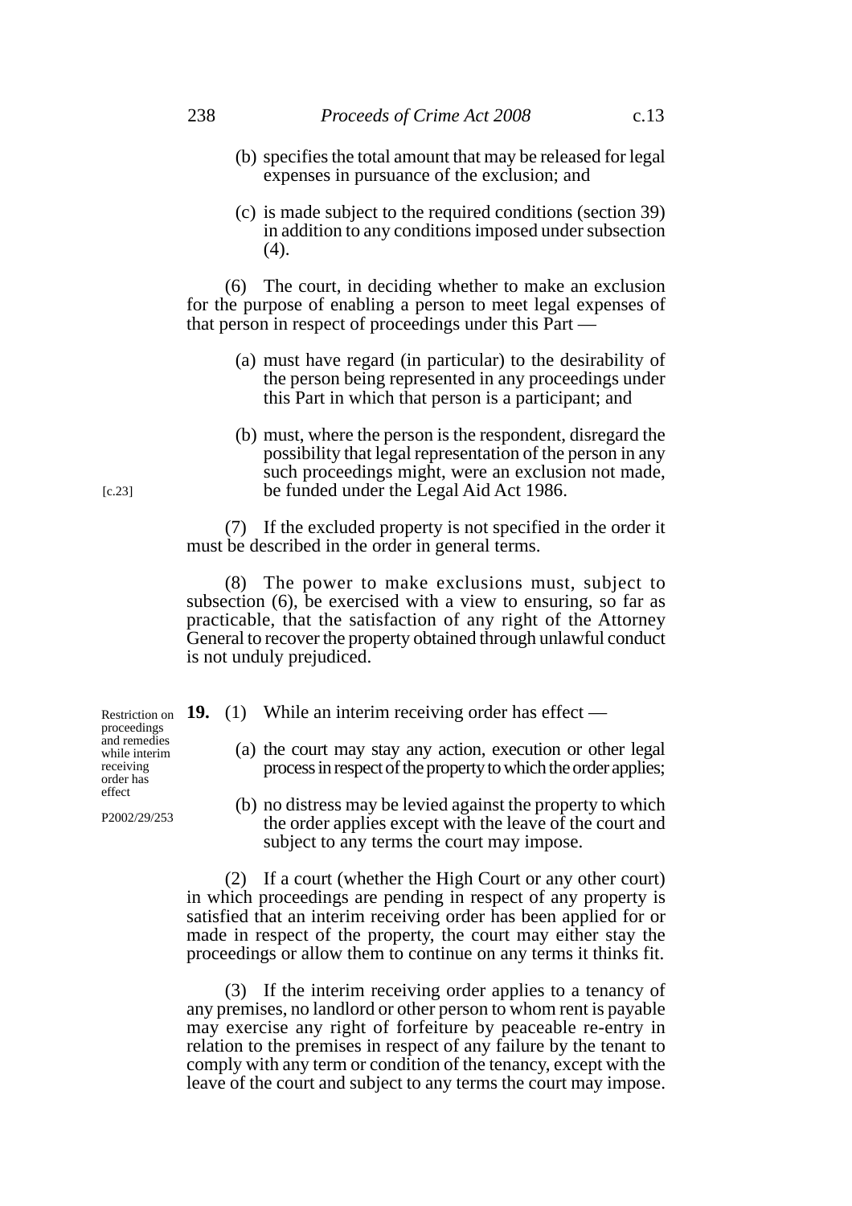(b) specifies the total amount that may be released for legal expenses in pursuance of the exclusion; and

(c) is made subject to the required conditions (section 39) in addition to any conditions imposed under subsection (4).

(6) The court, in deciding whether to make an exclusion for the purpose of enabling a person to meet legal expenses of that person in respect of proceedings under this Part —

(a) must have regard (in particular) to the desirability of the person being represented in any proceedings under this Part in which that person is a participant; and

(b) must, where the person is the respondent, disregard the possibility that legal representation of the person in any such proceedings might, were an exclusion not made, be funded under the Legal Aid Act 1986.

[c.23]

(7) If the excluded property is not specified in the order it must be described in the order in general terms.

(8) The power to make exclusions must, subject to subsection (6), be exercised with a view to ensuring, so far as practicable, that the satisfaction of any right of the Attorney General to recover the property obtained through unlawful conduct is not unduly prejudiced.

Restriction on proceedings and remedies while interim receiving order has effect

P2002/29/253

**19.** (1) While an interim receiving order has effect —

(a) the court may stay any action, execution or other legal process in respect of the property to which the order applies;

(b) no distress may be levied against the property to which the order applies except with the leave of the court and subject to any terms the court may impose.

(2) If a court (whether the High Court or any other court) in which proceedings are pending in respect of any property is satisfied that an interim receiving order has been applied for or made in respect of the property, the court may either stay the proceedings or allow them to continue on any terms it thinks fit.

(3) If the interim receiving order applies to a tenancy of any premises, no landlord or other person to whom rent is payable may exercise any right of forfeiture by peaceable re-entry in relation to the premises in respect of any failure by the tenant to comply with any term or condition of the tenancy, except with the leave of the court and subject to any terms the court may impose.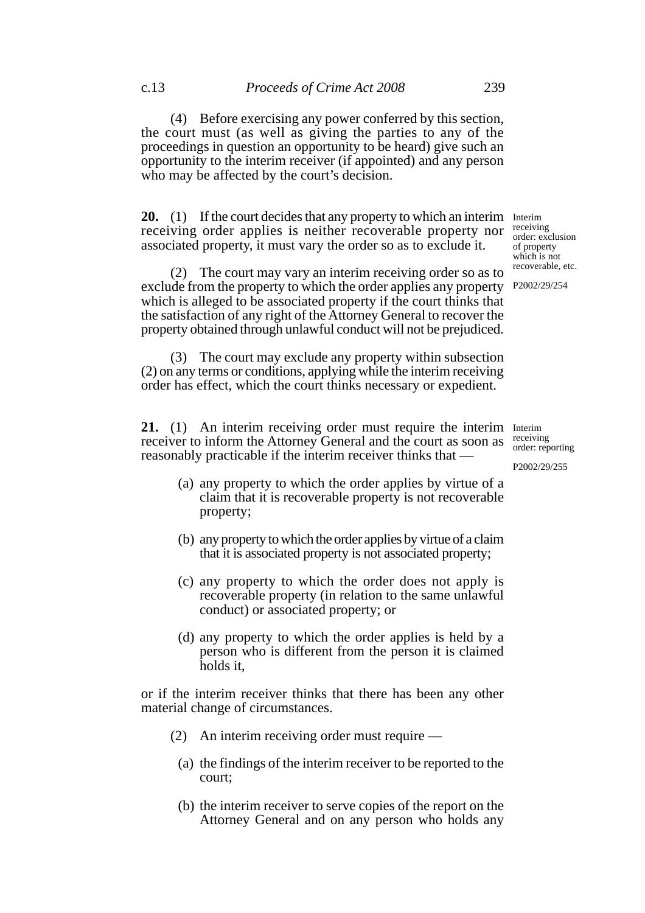(4) Before exercising any power conferred by this section, the court must (as well as giving the parties to any of the proceedings in question an opportunity to be heard) give such an opportunity to the interim receiver (if appointed) and any person who may be affected by the court's decision.

**20.** (1) If the court decides that any property to which an interim receiving order applies is neither recoverable property nor associated property, it must vary the order so as to exclude it.

Interim receiving order: exclusion of property which is not recoverable, etc.

P2002/29/254

(2) The court may vary an interim receiving order so as to exclude from the property to which the order applies any property which is alleged to be associated property if the court thinks that the satisfaction of any right of the Attorney General to recover the property obtained through unlawful conduct will not be prejudiced.

(3) The court may exclude any property within subsection (2) on any terms or conditions, applying while the interim receiving order has effect, which the court thinks necessary or expedient.

**21.** (1) An interim receiving order must require the interim receiver to inform the Attorney General and the court as soon as reasonably practicable if the interim receiver thinks that —

Interim receiving order: reporting

P2002/29/255

(a) any property to which the order applies by virtue of a claim that it is recoverable property is not recoverable property;

(b) any property to which the order applies by virtue of a claim that it is associated property is not associated property;

(c) any property to which the order does not apply is recoverable property (in relation to the same unlawful conduct) or associated property; or

(d) any property to which the order applies is held by a person who is different from the person it is claimed holds it,

or if the interim receiver thinks that there has been any other material change of circumstances.

(2) An interim receiving order must require —

(a) the findings of the interim receiver to be reported to the court;

(b) the interim receiver to serve copies of the report on the Attorney General and on any person who holds any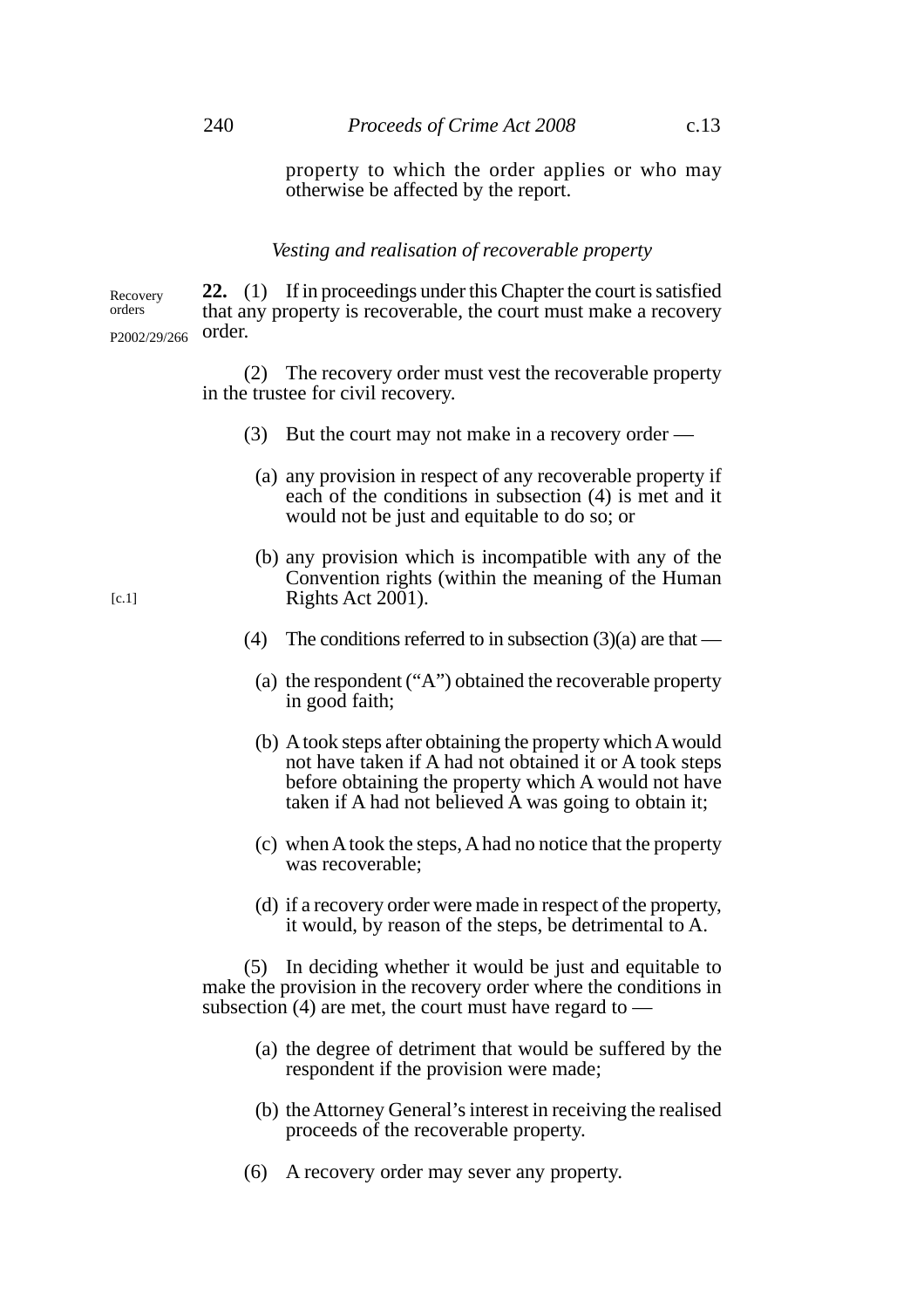property to which the order applies or who may otherwise be affected by the report.

### *Vesting and realisation of recoverable property*

Recovery orders

P2002/29/266

**22.** (1) If in proceedings under this Chapter the court is satisfied that any property is recoverable, the court must make a recovery order.

(2) The recovery order must vest the recoverable property in the trustee for civil recovery.

(3) But the court may not make in a recovery order —

(a) any provision in respect of any recoverable property if each of the conditions in subsection (4) is met and it would not be just and equitable to do so; or

(b) any provision which is incompatible with any of the Convention rights (within the meaning of the Human Rights Act 2001).

[c.1]

(4) The conditions referred to in subsection (3)(a) are that —

(a) the respondent ("A") obtained the recoverable property in good faith;

(b) A took steps after obtaining the property which A would not have taken if A had not obtained it or A took steps before obtaining the property which A would not have taken if A had not believed A was going to obtain it;

(c) when A took the steps, A had no notice that the property was recoverable;

(d) if a recovery order were made in respect of the property, it would, by reason of the steps, be detrimental to A.

(5) In deciding whether it would be just and equitable to make the provision in the recovery order where the conditions in subsection (4) are met, the court must have regard to —

(a) the degree of detriment that would be suffered by the respondent if the provision were made;

(b) the Attorney General's interest in receiving the realised proceeds of the recoverable property.

(6) A recovery order may sever any property.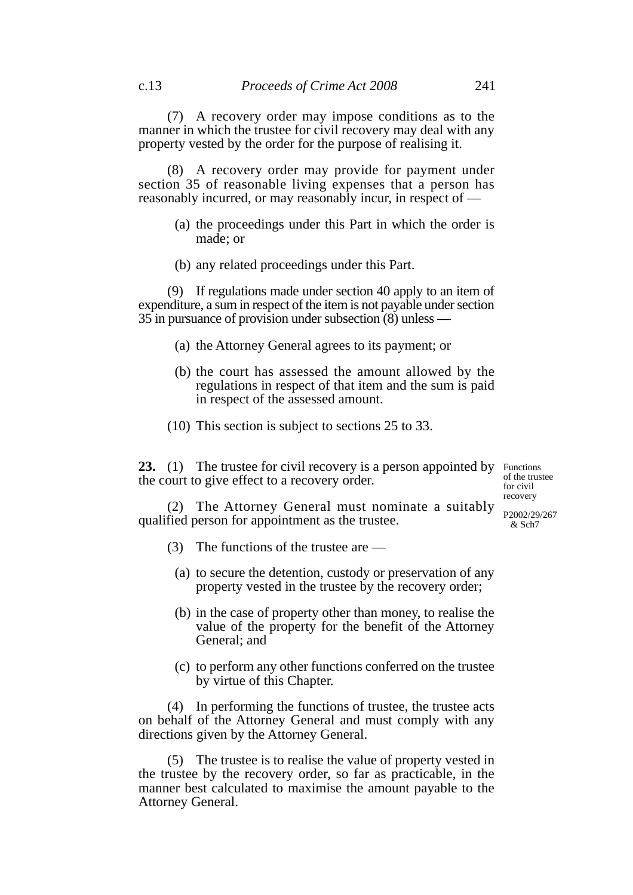(7) A recovery order may impose conditions as to the manner in which the trustee for civil recovery may deal with any property vested by the order for the purpose of realising it.

(8) A recovery order may provide for payment under section 35 of reasonable living expenses that a person has reasonably incurred, or may reasonably incur, in respect of —

(a) the proceedings under this Part in which the order is made; or

(b) any related proceedings under this Part.

(9) If regulations made under section 40 apply to an item of expenditure, a sum in respect of the item is not payable under section 35 in pursuance of provision under subsection (8) unless —

(a) the Attorney General agrees to its payment; or

(b) the court has assessed the amount allowed by the regulations in respect of that item and the sum is paid in respect of the assessed amount.

(10) This section is subject to sections 25 to 33.

Functions of the trustee for civil recovery

P2002/29/267 & Sch7

**23.** (1) The trustee for civil recovery is a person appointed by the court to give effect to a recovery order.

(2) The Attorney General must nominate a suitably qualified person for appointment as the trustee.

(3) The functions of the trustee are —

(a) to secure the detention, custody or preservation of any property vested in the trustee by the recovery order;

(b) in the case of property other than money, to realise the value of the property for the benefit of the Attorney General; and

(c) to perform any other functions conferred on the trustee by virtue of this Chapter.

(4) In performing the functions of trustee, the trustee acts on behalf of the Attorney General and must comply with any directions given by the Attorney General.

(5) The trustee is to realise the value of property vested in the trustee by the recovery order, so far as practicable, in the manner best calculated to maximise the amount payable to the Attorney General.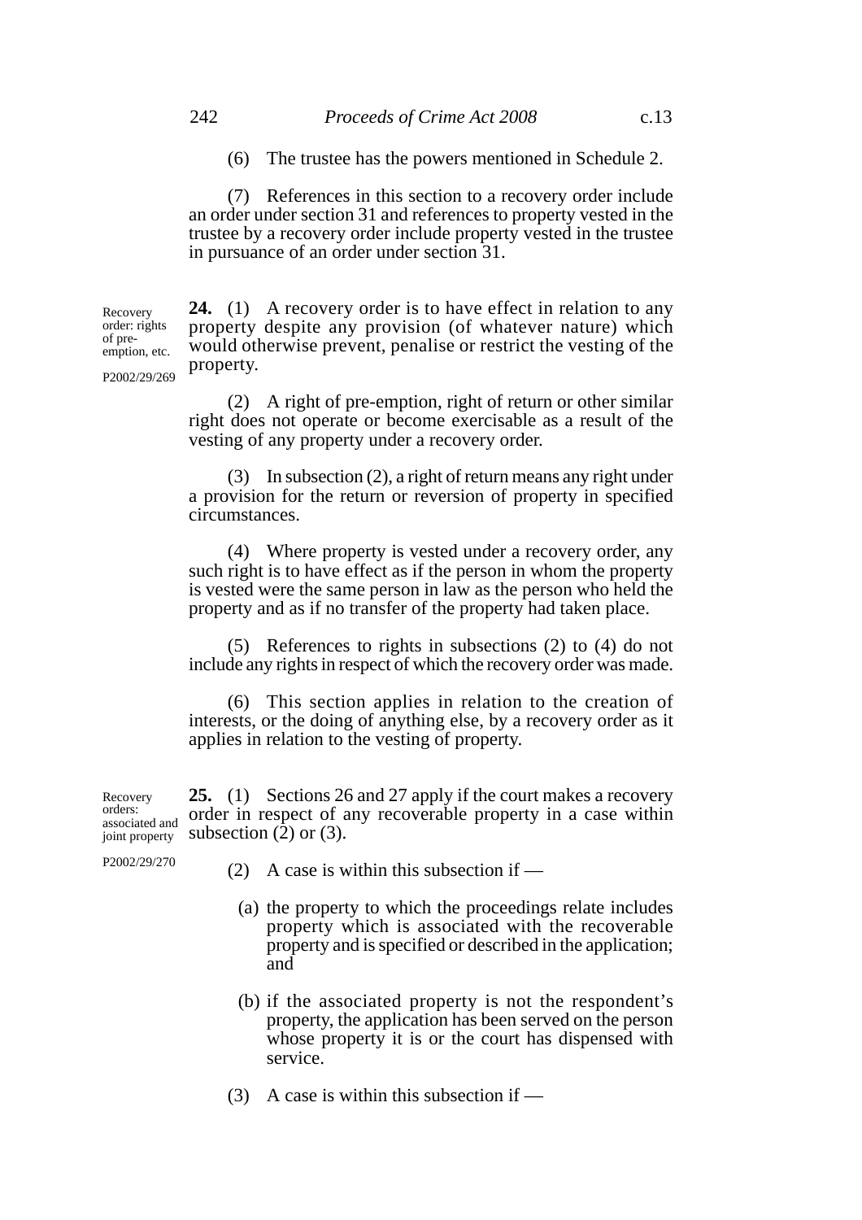(6) The trustee has the powers mentioned in Schedule 2.

(7) References in this section to a recovery order include an order under section 31 and references to property vested in the trustee by a recovery order include property vested in the trustee in pursuance of an order under section 31.

Recovery order: rights of pre-emption, etc.

P2002/29/269

**24.** (1) A recovery order is to have effect in relation to any property despite any provision (of whatever nature) which would otherwise prevent, penalise or restrict the vesting of the property.

(2) A right of pre-emption, right of return or other similar right does not operate or become exercisable as a result of the vesting of any property under a recovery order.

(3) In subsection (2), a right of return means any right under a provision for the return or reversion of property in specified circumstances.

(4) Where property is vested under a recovery order, any such right is to have effect as if the person in whom the property is vested were the same person in law as the person who held the property and as if no transfer of the property had taken place.

(5) References to rights in subsections (2) to (4) do not include any rights in respect of which the recovery order was made.

(6) This section applies in relation to the creation of interests, or the doing of anything else, by a recovery order as it applies in relation to the vesting of property.

Recovery orders: associated and joint property

P2002/29/270

**25.** (1) Sections 26 and 27 apply if the court makes a recovery order in respect of any recoverable property in a case within subsection (2) or (3).

(2) A case is within this subsection if —

(a) the property to which the proceedings relate includes property which is associated with the recoverable property and is specified or described in the application; and

(b) if the associated property is not the respondent's property, the application has been served on the person whose property it is or the court has dispensed with service.

(3) A case is within this subsection if —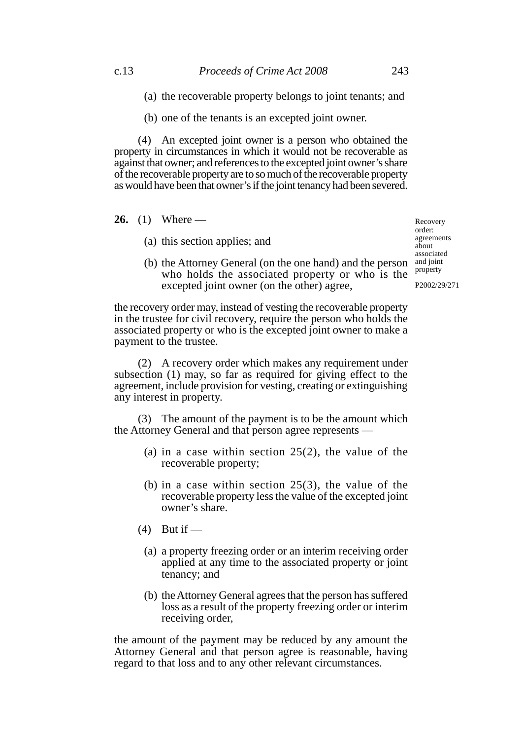(a) the recoverable property belongs to joint tenants; and

(b) one of the tenants is an excepted joint owner.

(4) An excepted joint owner is a person who obtained the property in circumstances in which it would not be recoverable as against that owner; and references to the excepted joint owner's share of the recoverable property are to so much of the recoverable property as would have been that owner's if the joint tenancy had been severed.

Recovery order: agreements about associated and joint property

P2002/29/271

**26.** (1) Where —

(a) this section applies; and

(b) the Attorney General (on the one hand) and the person who holds the associated property or who is the excepted joint owner (on the other) agree,

the recovery order may, instead of vesting the recoverable property in the trustee for civil recovery, require the person who holds the associated property or who is the excepted joint owner to make a payment to the trustee.

(2) A recovery order which makes any requirement under subsection (1) may, so far as required for giving effect to the agreement, include provision for vesting, creating or extinguishing any interest in property.

(3) The amount of the payment is to be the amount which the Attorney General and that person agree represents —

(a) in a case within section 25(2), the value of the recoverable property;

(b) in a case within section 25(3), the value of the recoverable property less the value of the excepted joint owner's share.

(4) But if —

(a) a property freezing order or an interim receiving order applied at any time to the associated property or joint tenancy; and

(b) the Attorney General agrees that the person has suffered loss as a result of the property freezing order or interim receiving order,

the amount of the payment may be reduced by any amount the Attorney General and that person agree is reasonable, having regard to that loss and to any other relevant circumstances.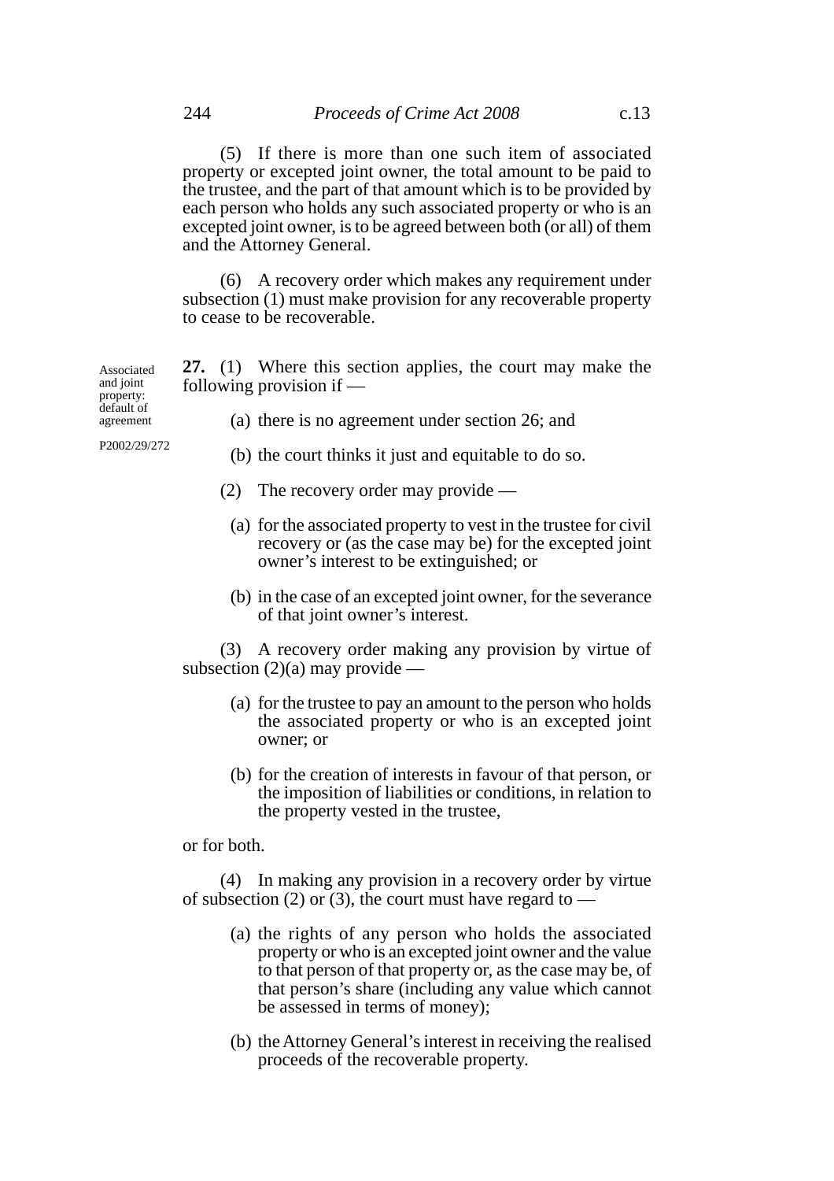(5) If there is more than one such item of associated property or excepted joint owner, the total amount to be paid to the trustee, and the part of that amount which is to be provided by each person who holds any such associated property or who is an excepted joint owner, is to be agreed between both (or all) of them and the Attorney General.

(6) A recovery order which makes any requirement under subsection (1) must make provision for any recoverable property to cease to be recoverable.

Associated and joint property: default of agreement

P2002/29/272

**27.** (1) Where this section applies, the court may make the following provision if —

(a) there is no agreement under section 26; and

(b) the court thinks it just and equitable to do so.

(2) The recovery order may provide —

(a) for the associated property to vest in the trustee for civil recovery or (as the case may be) for the excepted joint owner's interest to be extinguished; or

(b) in the case of an excepted joint owner, for the severance of that joint owner's interest.

(3) A recovery order making any provision by virtue of subsection (2)(a) may provide —

(a) for the trustee to pay an amount to the person who holds the associated property or who is an excepted joint owner; or

(b) for the creation of interests in favour of that person, or the imposition of liabilities or conditions, in relation to the property vested in the trustee,

or for both.

(4) In making any provision in a recovery order by virtue of subsection (2) or (3), the court must have regard to —

(a) the rights of any person who holds the associated property or who is an excepted joint owner and the value to that person of that property or, as the case may be, of that person's share (including any value which cannot be assessed in terms of money);

(b) the Attorney General's interest in receiving the realised proceeds of the recoverable property.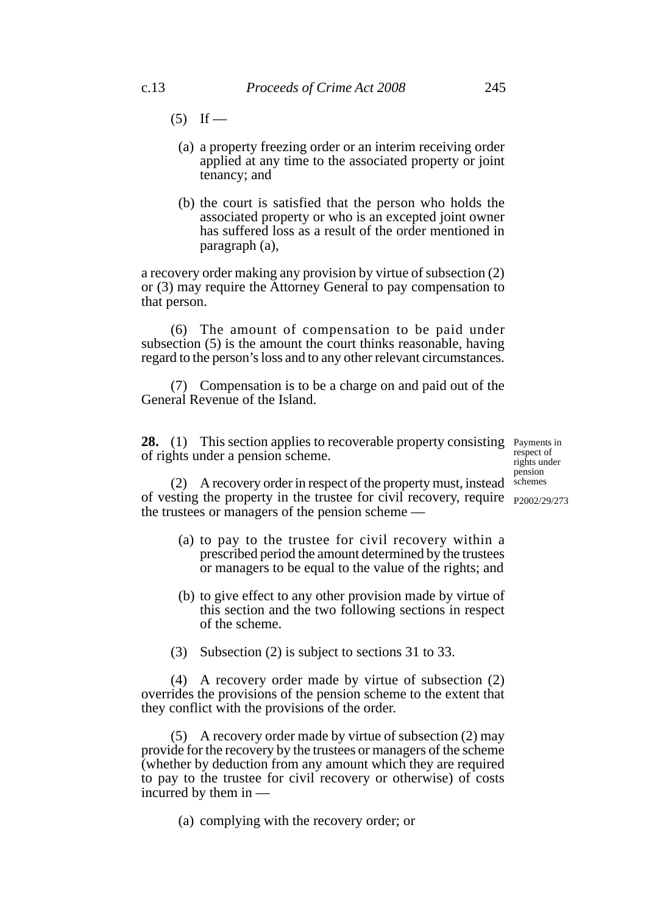(5) If —

(a) a property freezing order or an interim receiving order applied at any time to the associated property or joint tenancy; and

(b) the court is satisfied that the person who holds the associated property or who is an excepted joint owner has suffered loss as a result of the order mentioned in paragraph (a),

a recovery order making any provision by virtue of subsection (2) or (3) may require the Attorney General to pay compensation to that person.

(6) The amount of compensation to be paid under subsection (5) is the amount the court thinks reasonable, having regard to the person's loss and to any other relevant circumstances.

(7) Compensation is to be a charge on and paid out of the General Revenue of the Island.

Payments in respect of rights under pension schemes

P2002/29/273

**28.** (1) This section applies to recoverable property consisting of rights under a pension scheme.

(2) A recovery order in respect of the property must, instead of vesting the property in the trustee for civil recovery, require the trustees or managers of the pension scheme —

(a) to pay to the trustee for civil recovery within a prescribed period the amount determined by the trustees or managers to be equal to the value of the rights; and

(b) to give effect to any other provision made by virtue of this section and the two following sections in respect of the scheme.

(3) Subsection (2) is subject to sections 31 to 33.

(4) A recovery order made by virtue of subsection (2) overrides the provisions of the pension scheme to the extent that they conflict with the provisions of the order.

(5) A recovery order made by virtue of subsection (2) may provide for the recovery by the trustees or managers of the scheme (whether by deduction from any amount which they are required to pay to the trustee for civil recovery or otherwise) of costs incurred by them in —

(a) complying with the recovery order; or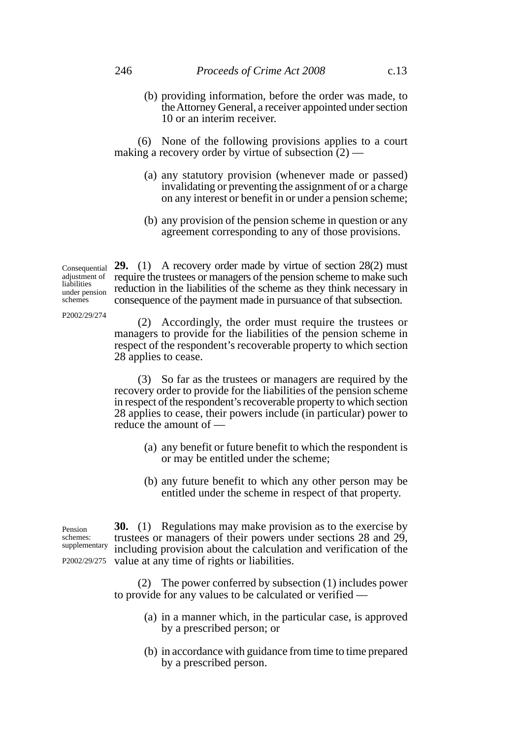(b) providing information, before the order was made, to the Attorney General, a receiver appointed under section 10 or an interim receiver.

(6) None of the following provisions applies to a court making a recovery order by virtue of subsection (2) —

(a) any statutory provision (whenever made or passed) invalidating or preventing the assignment of or a charge on any interest or benefit in or under a pension scheme;

(b) any provision of the pension scheme in question or any agreement corresponding to any of those provisions.

Consequential adjustment of liabilities under pension schemes

P2002/29/274

**29.** (1) A recovery order made by virtue of section 28(2) must require the trustees or managers of the pension scheme to make such reduction in the liabilities of the scheme as they think necessary in consequence of the payment made in pursuance of that subsection.

(2) Accordingly, the order must require the trustees or managers to provide for the liabilities of the pension scheme in respect of the respondent's recoverable property to which section 28 applies to cease.

(3) So far as the trustees or managers are required by the recovery order to provide for the liabilities of the pension scheme in respect of the respondent's recoverable property to which section 28 applies to cease, their powers include (in particular) power to reduce the amount of —

(a) any benefit or future benefit to which the respondent is or may be entitled under the scheme;

(b) any future benefit to which any other person may be entitled under the scheme in respect of that property.

Pension schemes: supplementary

P2002/29/275

**30.** (1) Regulations may make provision as to the exercise by trustees or managers of their powers under sections 28 and 29, including provision about the calculation and verification of the value at any time of rights or liabilities.

(2) The power conferred by subsection (1) includes power to provide for any values to be calculated or verified —

(a) in a manner which, in the particular case, is approved by a prescribed person; or

(b) in accordance with guidance from time to time prepared by a prescribed person.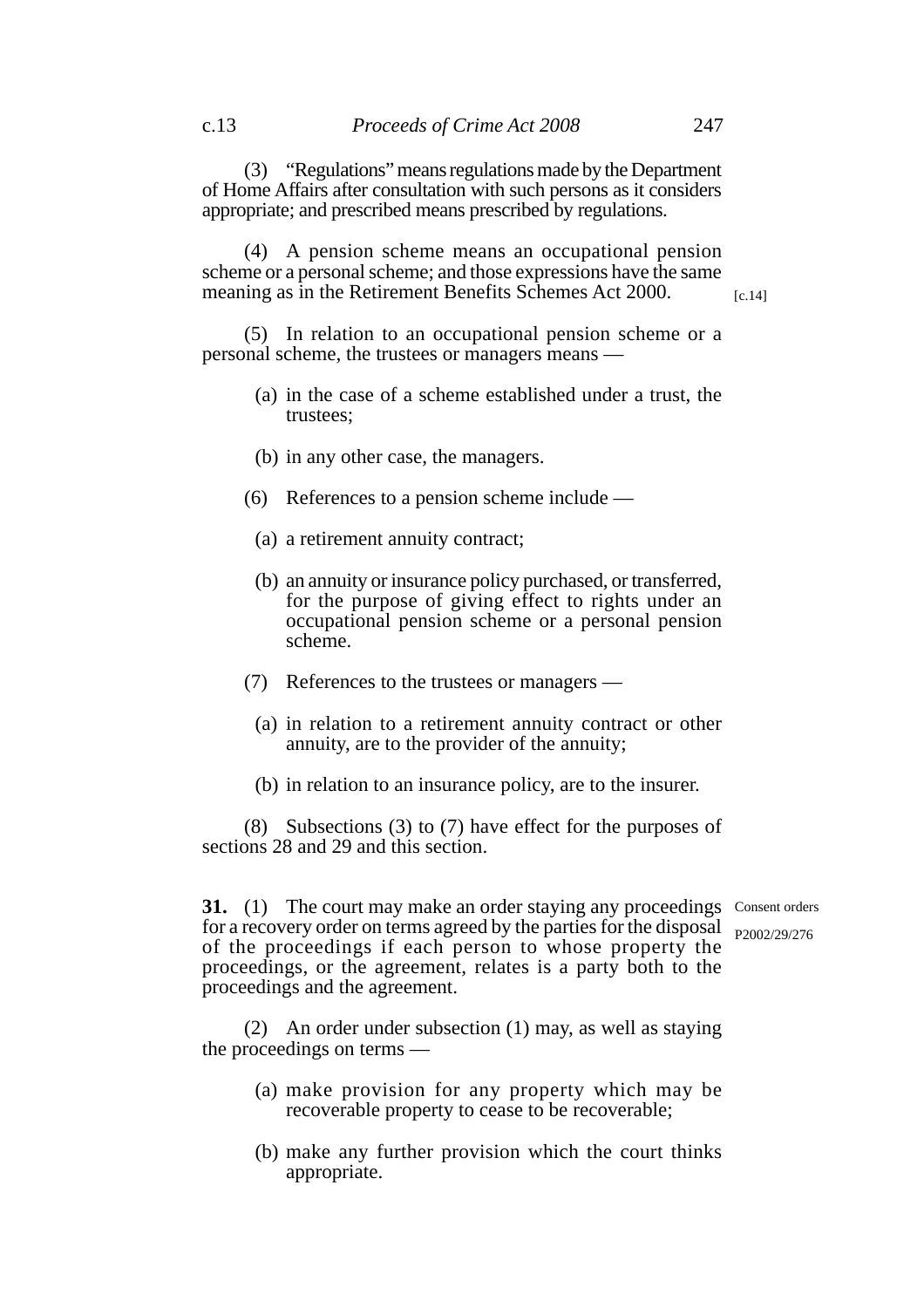(3) "Regulations" means regulations made by the Department of Home Affairs after consultation with such persons as it considers appropriate; and prescribed means prescribed by regulations.

(4) A pension scheme means an occupational pension scheme or a personal scheme; and those expressions have the same meaning as in the Retirement Benefits Schemes Act 2000. [c.14]

(5) In relation to an occupational pension scheme or a personal scheme, the trustees or managers means —

(a) in the case of a scheme established under a trust, the trustees;

(b) in any other case, the managers.

(6) References to a pension scheme include —

(a) a retirement annuity contract;

(b) an annuity or insurance policy purchased, or transferred, for the purpose of giving effect to rights under an occupational pension scheme or a personal pension scheme.

(7) References to the trustees or managers —

(a) in relation to a retirement annuity contract or other annuity, are to the provider of the annuity;

(b) in relation to an insurance policy, are to the insurer.

(8) Subsections (3) to (7) have effect for the purposes of sections 28 and 29 and this section.

**31.** (1) The court may make an order staying any proceedings for a recovery order on terms agreed by the parties for the disposal of the proceedings if each person to whose property the proceedings, or the agreement, relates is a party both to the proceedings and the agreement.

Consent orders

P2002/29/276

(2) An order under subsection (1) may, as well as staying the proceedings on terms —

(a) make provision for any property which may be recoverable property to cease to be recoverable;

(b) make any further provision which the court thinks appropriate.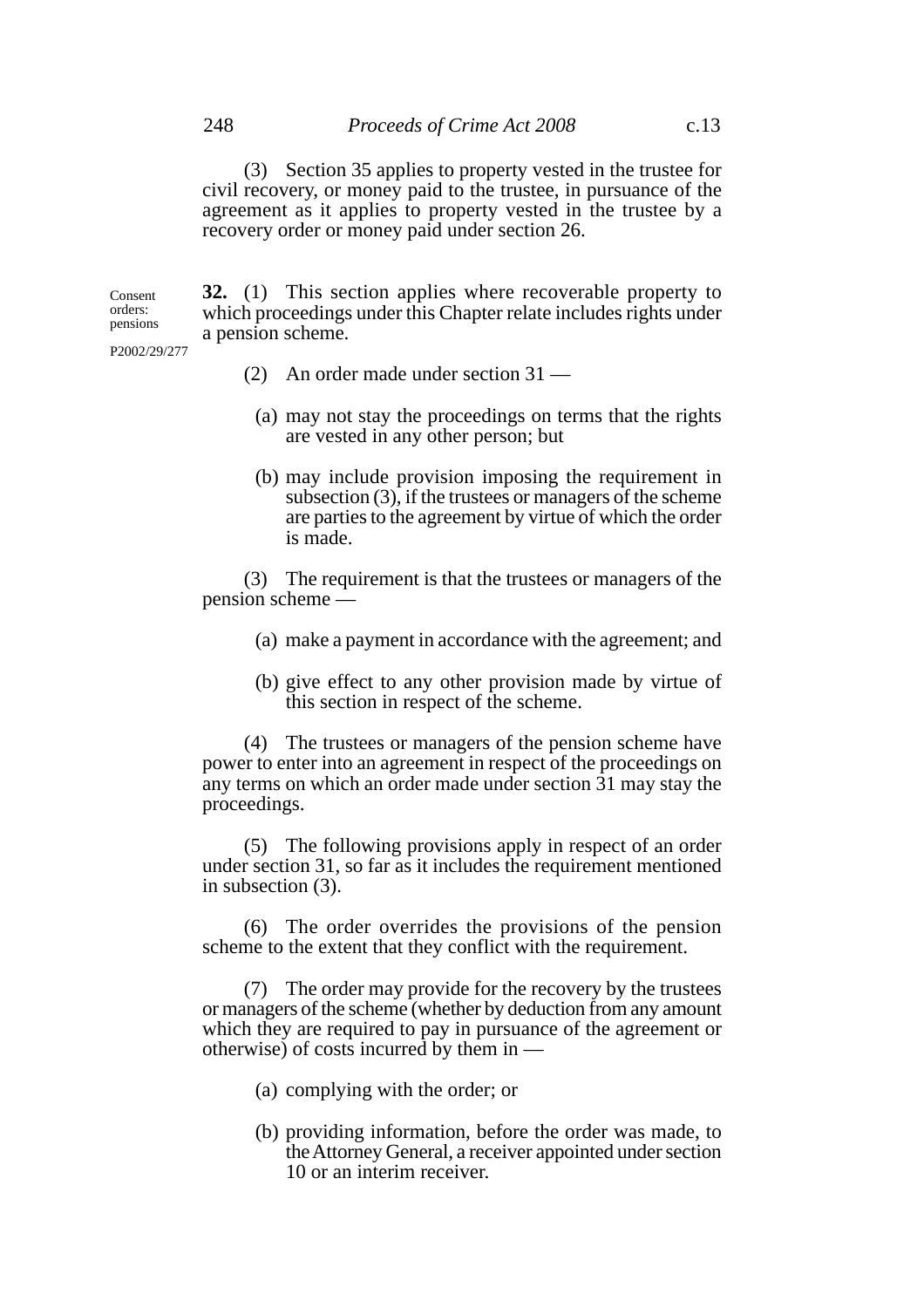(3) Section 35 applies to property vested in the trustee for civil recovery, or money paid to the trustee, in pursuance of the agreement as it applies to property vested in the trustee by a recovery order or money paid under section 26.

Consent orders: pensions

P2002/29/277

**32.** (1) This section applies where recoverable property to which proceedings under this Chapter relate includes rights under a pension scheme.

(2) An order made under section 31 —

(a) may not stay the proceedings on terms that the rights are vested in any other person; but

(b) may include provision imposing the requirement in subsection (3), if the trustees or managers of the scheme are parties to the agreement by virtue of which the order is made.

(3) The requirement is that the trustees or managers of the pension scheme —

(a) make a payment in accordance with the agreement; and

(b) give effect to any other provision made by virtue of this section in respect of the scheme.

(4) The trustees or managers of the pension scheme have power to enter into an agreement in respect of the proceedings on any terms on which an order made under section 31 may stay the proceedings.

(5) The following provisions apply in respect of an order under section 31, so far as it includes the requirement mentioned in subsection (3).

(6) The order overrides the provisions of the pension scheme to the extent that they conflict with the requirement.

(7) The order may provide for the recovery by the trustees or managers of the scheme (whether by deduction from any amount which they are required to pay in pursuance of the agreement or otherwise) of costs incurred by them in —

(a) complying with the order; or

(b) providing information, before the order was made, to the Attorney General, a receiver appointed under section 10 or an interim receiver.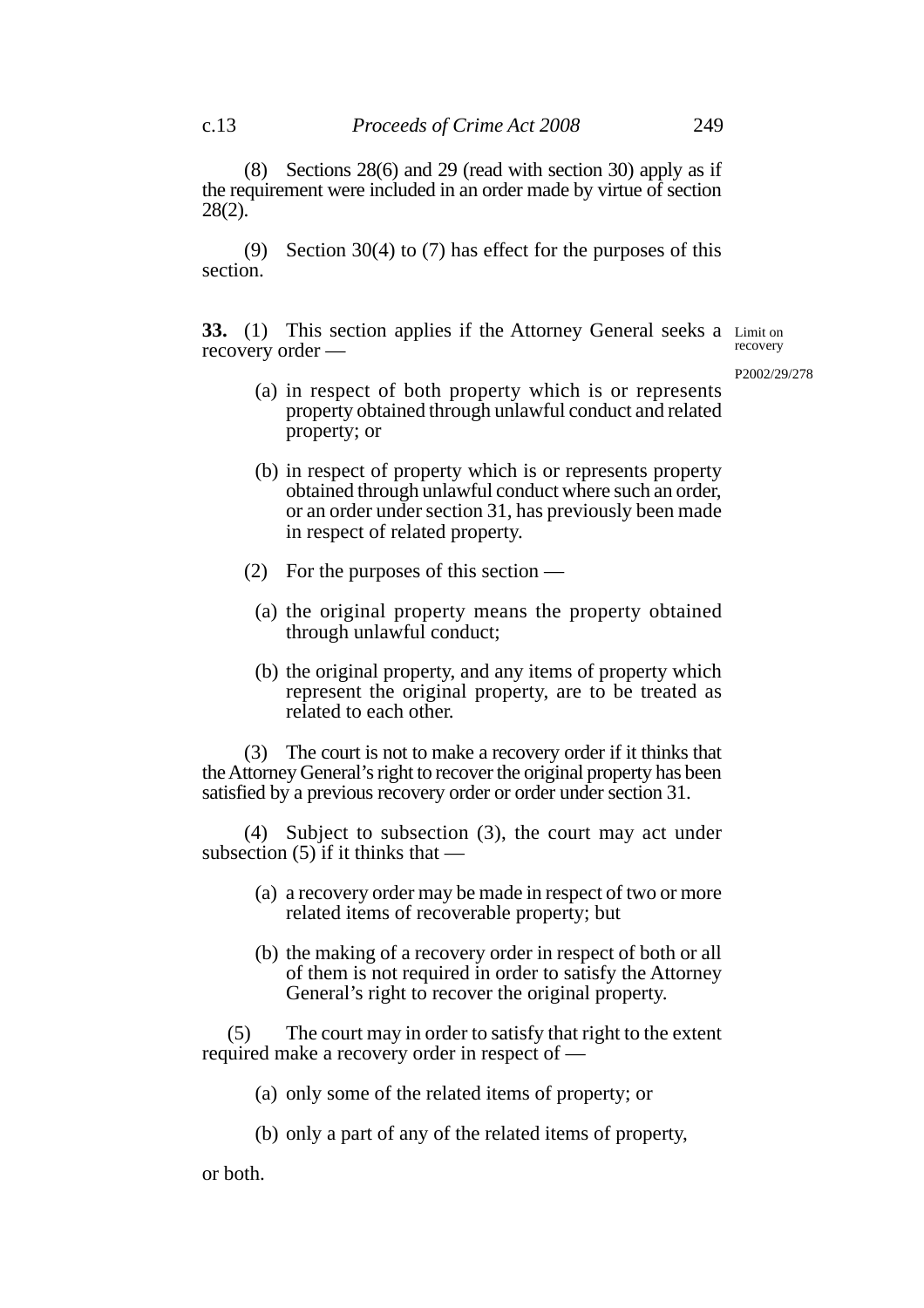(8) Sections 28(6) and 29 (read with section 30) apply as if the requirement were included in an order made by virtue of section 28(2).

(9) Section 30(4) to (7) has effect for the purposes of this section.

Limit on recovery

P2002/29/278

**33.** (1) This section applies if the Attorney General seeks a recovery order —

(a) in respect of both property which is or represents property obtained through unlawful conduct and related property; or

(b) in respect of property which is or represents property obtained through unlawful conduct where such an order, or an order under section 31, has previously been made in respect of related property.

(2) For the purposes of this section —

(a) the original property means the property obtained through unlawful conduct;

(b) the original property, and any items of property which represent the original property, are to be treated as related to each other.

(3) The court is not to make a recovery order if it thinks that the Attorney General's right to recover the original property has been satisfied by a previous recovery order or order under section 31.

(4) Subject to subsection (3), the court may act under subsection (5) if it thinks that —

(a) a recovery order may be made in respect of two or more related items of recoverable property; but

(b) the making of a recovery order in respect of both or all of them is not required in order to satisfy the Attorney General's right to recover the original property.

(5) The court may in order to satisfy that right to the extent required make a recovery order in respect of —

(a) only some of the related items of property; or

(b) only a part of any of the related items of property,

or both.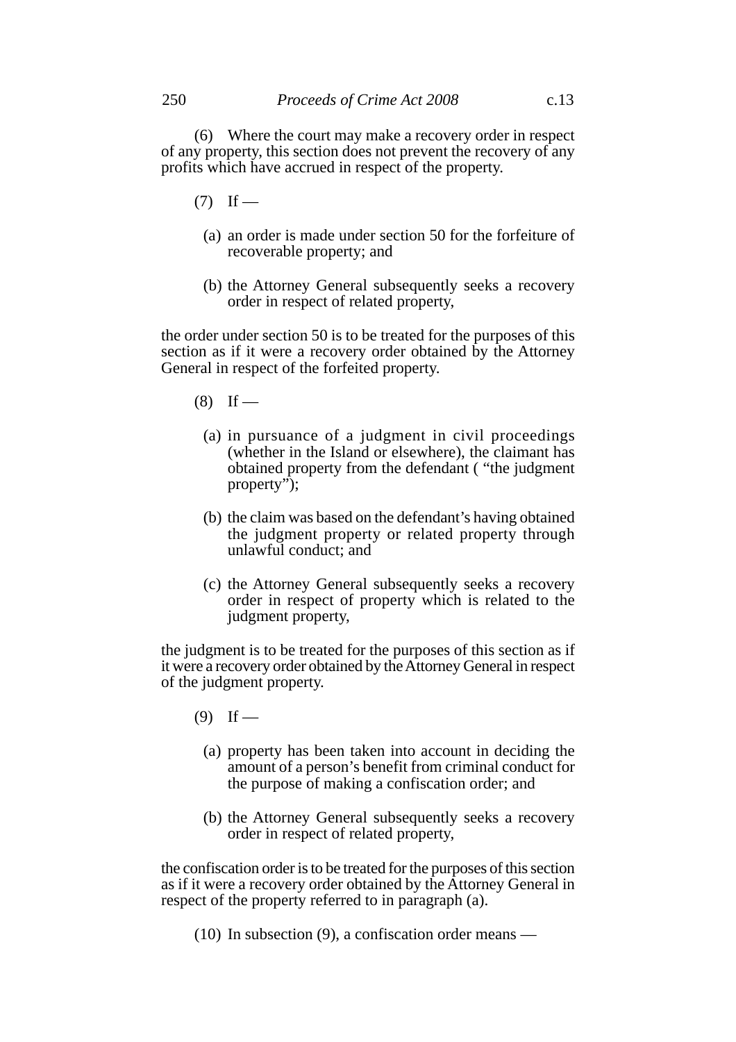(6) Where the court may make a recovery order in respect of any property, this section does not prevent the recovery of any profits which have accrued in respect of the property.

(7) If —

(a) an order is made under section 50 for the forfeiture of recoverable property; and

(b) the Attorney General subsequently seeks a recovery order in respect of related property,

the order under section 50 is to be treated for the purposes of this section as if it were a recovery order obtained by the Attorney General in respect of the forfeited property.

(8) If —

(a) in pursuance of a judgment in civil proceedings (whether in the Island or elsewhere), the claimant has obtained property from the defendant ( "the judgment property");

(b) the claim was based on the defendant's having obtained the judgment property or related property through unlawful conduct; and

(c) the Attorney General subsequently seeks a recovery order in respect of property which is related to the judgment property,

the judgment is to be treated for the purposes of this section as if it were a recovery order obtained by the Attorney General in respect of the judgment property.

(9) If —

(a) property has been taken into account in deciding the amount of a person's benefit from criminal conduct for the purpose of making a confiscation order; and

(b) the Attorney General subsequently seeks a recovery order in respect of related property,

the confiscation order is to be treated for the purposes of this section as if it were a recovery order obtained by the Attorney General in respect of the property referred to in paragraph (a).

(10) In subsection (9), a confiscation order means —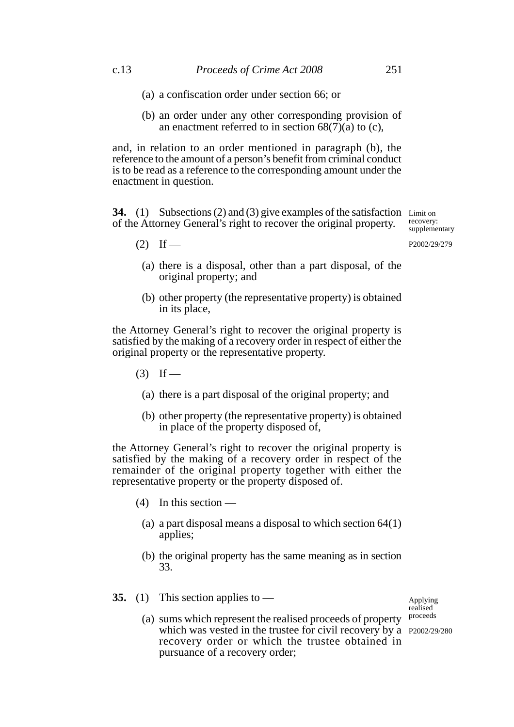(a) a confiscation order under section 66; or

(b) an order under any other corresponding provision of an enactment referred to in section 68(7)(a) to (c),

and, in relation to an order mentioned in paragraph (b), the reference to the amount of a person's benefit from criminal conduct is to be read as a reference to the corresponding amount under the enactment in question.

**34.** (1) Subsections (2) and (3) give examples of the satisfaction of the Attorney General's right to recover the original property.

Limit on recovery: supplementary

P2002/29/279

(2) If —

(a) there is a disposal, other than a part disposal, of the original property; and

(b) other property (the representative property) is obtained in its place,

the Attorney General's right to recover the original property is satisfied by the making of a recovery order in respect of either the original property or the representative property.

(3) If —

(a) there is a part disposal of the original property; and

(b) other property (the representative property) is obtained in place of the property disposed of,

the Attorney General's right to recover the original property is satisfied by the making of a recovery order in respect of the remainder of the original property together with either the representative property or the property disposed of.

(4) In this section —

(a) a part disposal means a disposal to which section 64(1) applies;

(b) the original property has the same meaning as in section 33.

**35.** (1) This section applies to —

Applying realised proceeds

P2002/29/280

(a) sums which represent the realised proceeds of property which was vested in the trustee for civil recovery by a recovery order or which the trustee obtained in pursuance of a recovery order;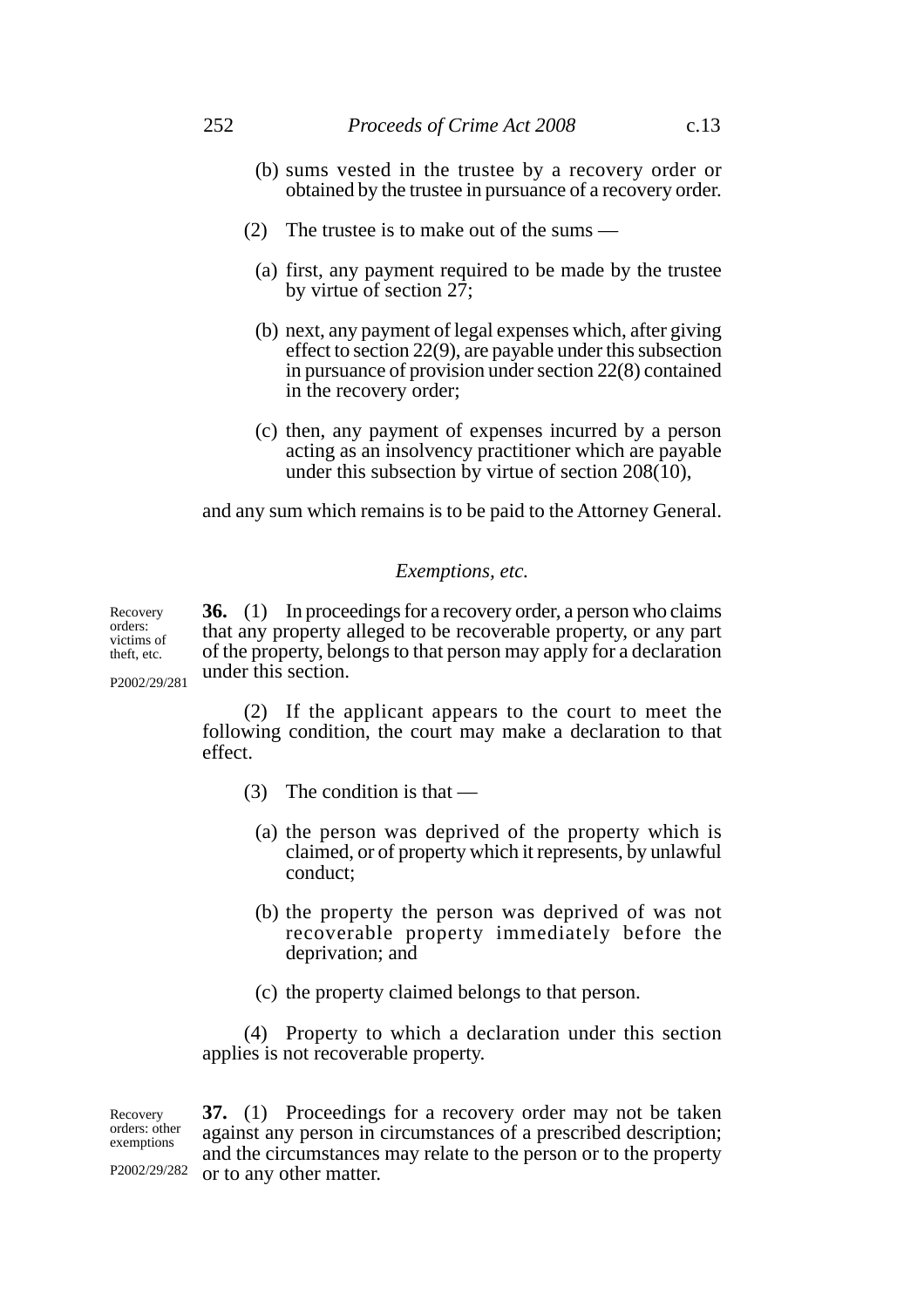(b) sums vested in the trustee by a recovery order or obtained by the trustee in pursuance of a recovery order.

(2) The trustee is to make out of the sums —

(a) first, any payment required to be made by the trustee by virtue of section 27;

(b) next, any payment of legal expenses which, after giving effect to section 22(9), are payable under this subsection in pursuance of provision under section 22(8) contained in the recovery order;

(c) then, any payment of expenses incurred by a person acting as an insolvency practitioner which are payable under this subsection by virtue of section 208(10),

and any sum which remains is to be paid to the Attorney General.

*Exemptions, etc.*

Recovery orders: victims of theft, etc.

P2002/29/281

**36.** (1) In proceedings for a recovery order, a person who claims that any property alleged to be recoverable property, or any part of the property, belongs to that person may apply for a declaration under this section.

(2) If the applicant appears to the court to meet the following condition, the court may make a declaration to that effect.

(3) The condition is that —

(a) the person was deprived of the property which is claimed, or of property which it represents, by unlawful conduct;

(b) the property the person was deprived of was not recoverable property immediately before the deprivation; and

(c) the property claimed belongs to that person.

(4) Property to which a declaration under this section applies is not recoverable property.

Recovery orders: other exemptions

P2002/29/282

**37.** (1) Proceedings for a recovery order may not be taken against any person in circumstances of a prescribed description; and the circumstances may relate to the person or to the property or to any other matter.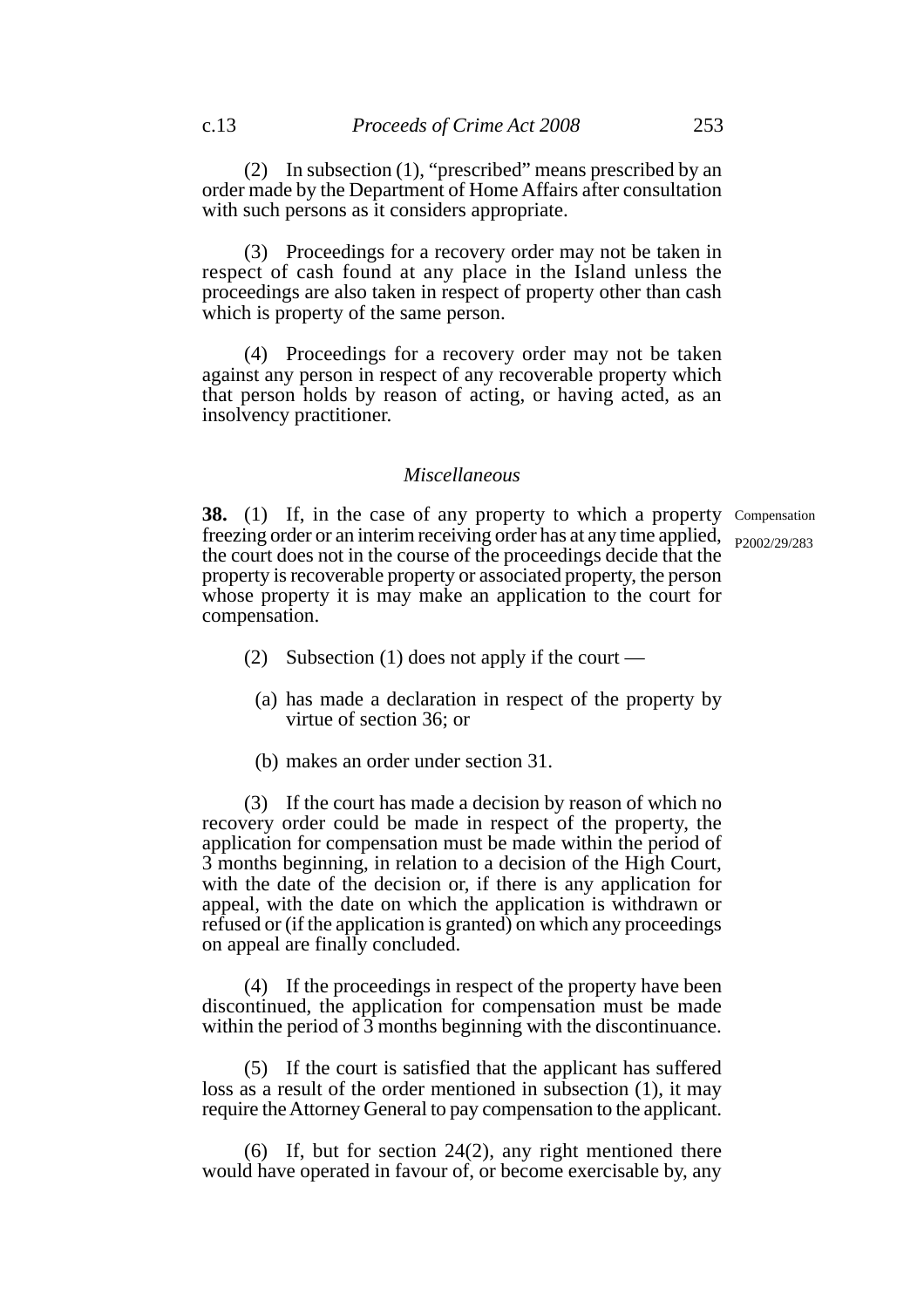(2) In subsection (1), "prescribed" means prescribed by an order made by the Department of Home Affairs after consultation with such persons as it considers appropriate.

(3) Proceedings for a recovery order may not be taken in respect of cash found at any place in the Island unless the proceedings are also taken in respect of property other than cash which is property of the same person.

(4) Proceedings for a recovery order may not be taken against any person in respect of any recoverable property which that person holds by reason of acting, or having acted, as an insolvency practitioner.

### *Miscellaneous*

Compensation

P2002/29/283

**38.** (1) If, in the case of any property to which a property freezing order or an interim receiving order has at any time applied, the court does not in the course of the proceedings decide that the property is recoverable property or associated property, the person whose property it is may make an application to the court for compensation.

(2) Subsection (1) does not apply if the court —

(a) has made a declaration in respect of the property by virtue of section 36; or

(b) makes an order under section 31.

(3) If the court has made a decision by reason of which no recovery order could be made in respect of the property, the application for compensation must be made within the period of 3 months beginning, in relation to a decision of the High Court, with the date of the decision or, if there is any application for appeal, with the date on which the application is withdrawn or refused or (if the application is granted) on which any proceedings on appeal are finally concluded.

(4) If the proceedings in respect of the property have been discontinued, the application for compensation must be made within the period of 3 months beginning with the discontinuance.

(5) If the court is satisfied that the applicant has suffered loss as a result of the order mentioned in subsection (1), it may require the Attorney General to pay compensation to the applicant.

(6) If, but for section 24(2), any right mentioned there would have operated in favour of, or become exercisable by, any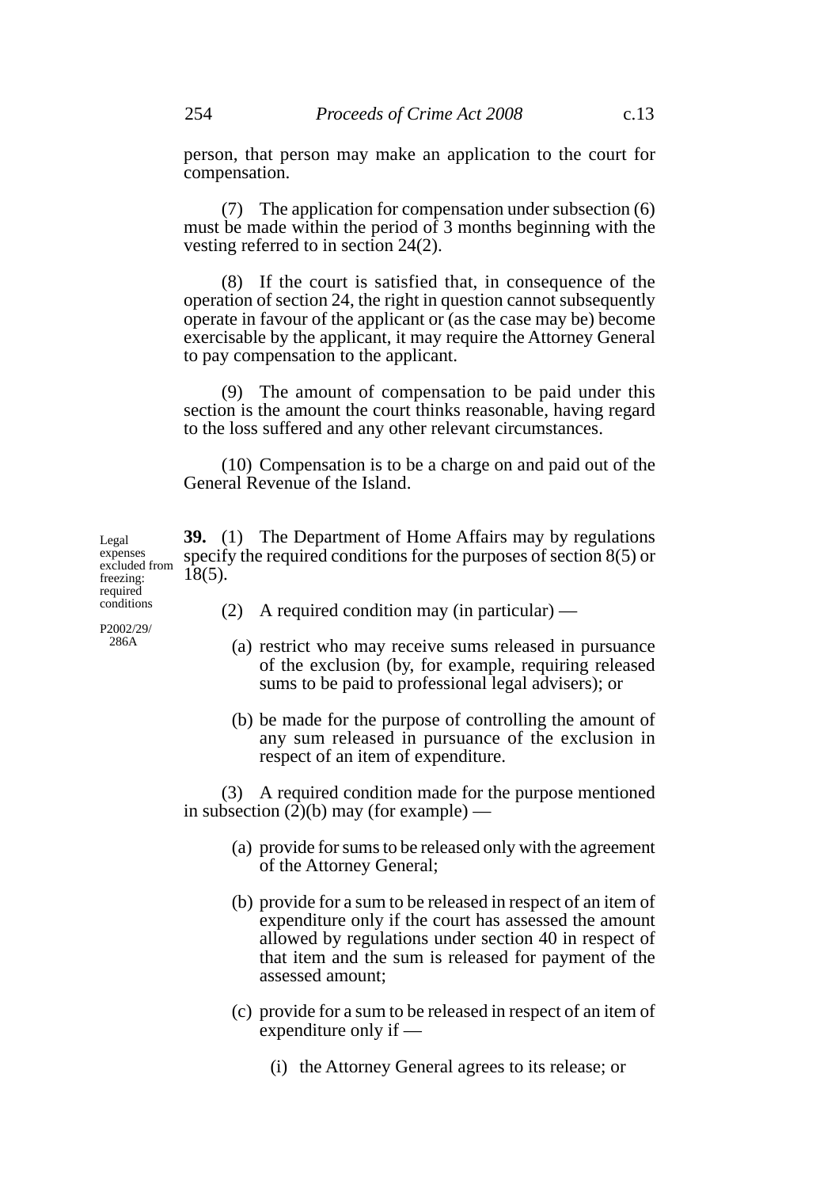person, that person may make an application to the court for compensation.

(7) The application for compensation under subsection (6) must be made within the period of 3 months beginning with the vesting referred to in section 24(2).

(8) If the court is satisfied that, in consequence of the operation of section 24, the right in question cannot subsequently operate in favour of the applicant or (as the case may be) become exercisable by the applicant, it may require the Attorney General to pay compensation to the applicant.

(9) The amount of compensation to be paid under this section is the amount the court thinks reasonable, having regard to the loss suffered and any other relevant circumstances.

(10) Compensation is to be a charge on and paid out of the General Revenue of the Island.

*Legal expenses excluded from freezing: required conditions*

*P2002/29/286A*

**39.** (1) The Department of Home Affairs may by regulations specify the required conditions for the purposes of section 8(5) or 18(5).

(2) A required condition may (in particular) —

(a) restrict who may receive sums released in pursuance of the exclusion (by, for example, requiring released sums to be paid to professional legal advisers); or

(b) be made for the purpose of controlling the amount of any sum released in pursuance of the exclusion in respect of an item of expenditure.

(3) A required condition made for the purpose mentioned in subsection (2)(b) may (for example) —

(a) provide for sums to be released only with the agreement of the Attorney General;

(b) provide for a sum to be released in respect of an item of expenditure only if the court has assessed the amount allowed by regulations under section 40 in respect of that item and the sum is released for payment of the assessed amount;

(c) provide for a sum to be released in respect of an item of expenditure only if —

(i) the Attorney General agrees to its release; or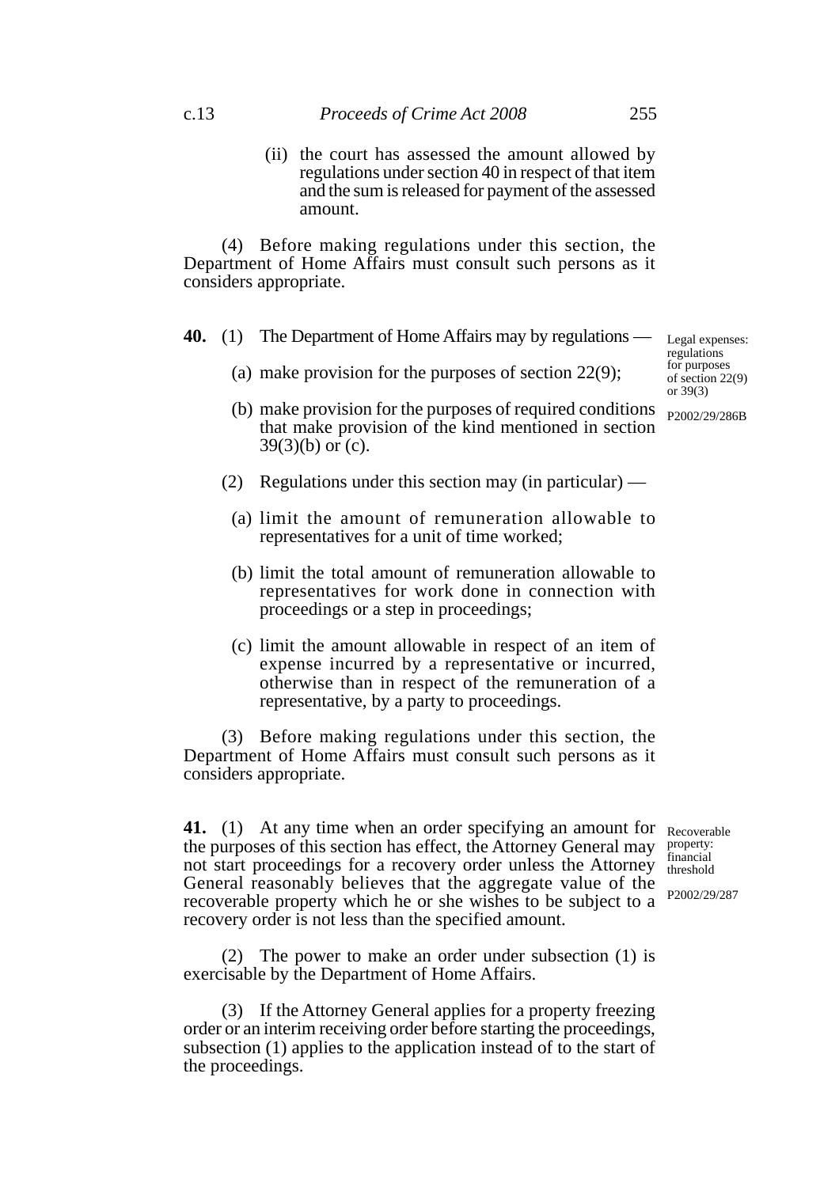(ii) the court has assessed the amount allowed by regulations under section 40 in respect of that item and the sum is released for payment of the assessed amount.

(4) Before making regulations under this section, the Department of Home Affairs must consult such persons as it considers appropriate.

Legal expenses: regulations for purposes of section 22(9) or 39(3)

P2002/29/286B

**40.** (1) The Department of Home Affairs may by regulations —

(a) make provision for the purposes of section 22(9);

(b) make provision for the purposes of required conditions that make provision of the kind mentioned in section 39(3)(b) or (c).

(2) Regulations under this section may (in particular) —

(a) limit the amount of remuneration allowable to representatives for a unit of time worked;

(b) limit the total amount of remuneration allowable to representatives for work done in connection with proceedings or a step in proceedings;

(c) limit the amount allowable in respect of an item of expense incurred by a representative or incurred, otherwise than in respect of the remuneration of a representative, by a party to proceedings.

(3) Before making regulations under this section, the Department of Home Affairs must consult such persons as it considers appropriate.

Recoverable property: financial threshold

P2002/29/287

**41.** (1) At any time when an order specifying an amount for the purposes of this section has effect, the Attorney General may not start proceedings for a recovery order unless the Attorney General reasonably believes that the aggregate value of the recoverable property which he or she wishes to be subject to a recovery order is not less than the specified amount.

(2) The power to make an order under subsection (1) is exercisable by the Department of Home Affairs.

(3) If the Attorney General applies for a property freezing order or an interim receiving order before starting the proceedings, subsection (1) applies to the application instead of to the start of the proceedings.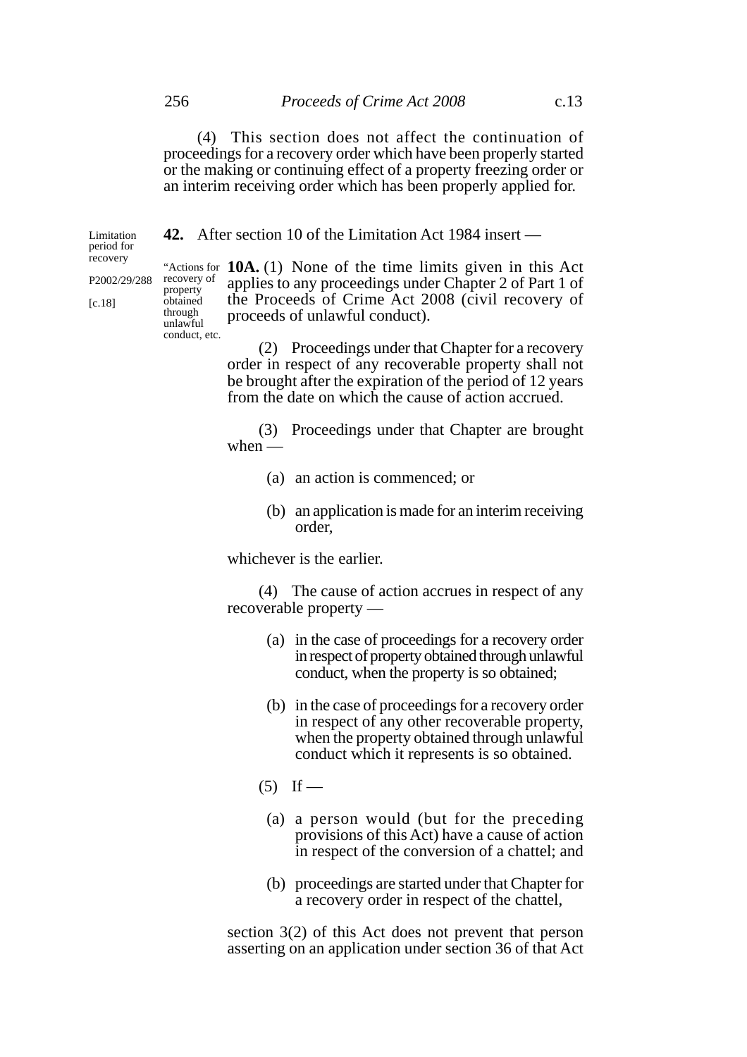(4) This section does not affect the continuation of proceedings for a recovery order which have been properly started or the making or continuing effect of a property freezing order or an interim receiving order which has been properly applied for.

Limitation period for recovery

P2002/29/288

[c.18]

**42.** After section 10 of the Limitation Act 1984 insert —

"Actions for recovery of property obtained through unlawful conduct, etc.

**10A.** (1) None of the time limits given in this Act applies to any proceedings under Chapter 2 of Part 1 of the Proceeds of Crime Act 2008 (civil recovery of proceeds of unlawful conduct).

(2) Proceedings under that Chapter for a recovery order in respect of any recoverable property shall not be brought after the expiration of the period of 12 years from the date on which the cause of action accrued.

(3) Proceedings under that Chapter are brought when —

(a) an action is commenced; or

(b) an application is made for an interim receiving order,

whichever is the earlier.

(4) The cause of action accrues in respect of any recoverable property —

(a) in the case of proceedings for a recovery order in respect of property obtained through unlawful conduct, when the property is so obtained;

(b) in the case of proceedings for a recovery order in respect of any other recoverable property, when the property obtained through unlawful conduct which it represents is so obtained.

(5) If —

(a) a person would (but for the preceding provisions of this Act) have a cause of action in respect of the conversion of a chattel; and

(b) proceedings are started under that Chapter for a recovery order in respect of the chattel,

section 3(2) of this Act does not prevent that person asserting on an application under section 36 of that Act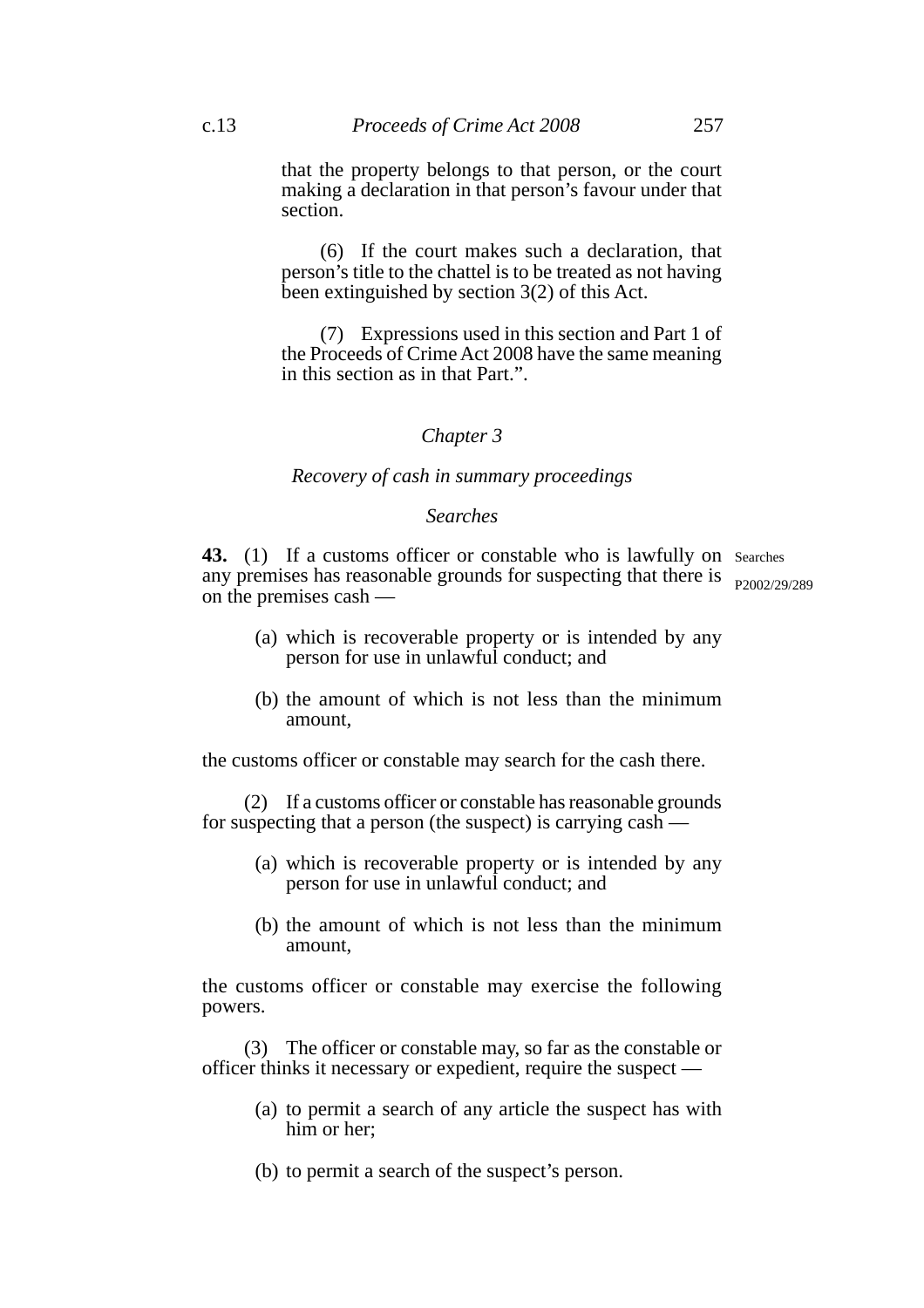that the property belongs to that person, or the court making a declaration in that person's favour under that section.

(6) If the court makes such a declaration, that person's title to the chattel is to be treated as not having been extinguished by section 3(2) of this Act.

(7) Expressions used in this section and Part 1 of the Proceeds of Crime Act 2008 have the same meaning in this section as in that Part.".

## *Chapter 3*

### *Recovery of cash in summary proceedings*

#### *Searches*

Searches

P2002/29/289

**43.** (1) If a customs officer or constable who is lawfully on any premises has reasonable grounds for suspecting that there is on the premises cash —

(a) which is recoverable property or is intended by any person for use in unlawful conduct; and

(b) the amount of which is not less than the minimum amount,

the customs officer or constable may search for the cash there.

(2) If a customs officer or constable has reasonable grounds for suspecting that a person (the suspect) is carrying cash —

(a) which is recoverable property or is intended by any person for use in unlawful conduct; and

(b) the amount of which is not less than the minimum amount,

the customs officer or constable may exercise the following powers.

(3) The officer or constable may, so far as the constable or officer thinks it necessary or expedient, require the suspect —

(a) to permit a search of any article the suspect has with him or her;

(b) to permit a search of the suspect's person.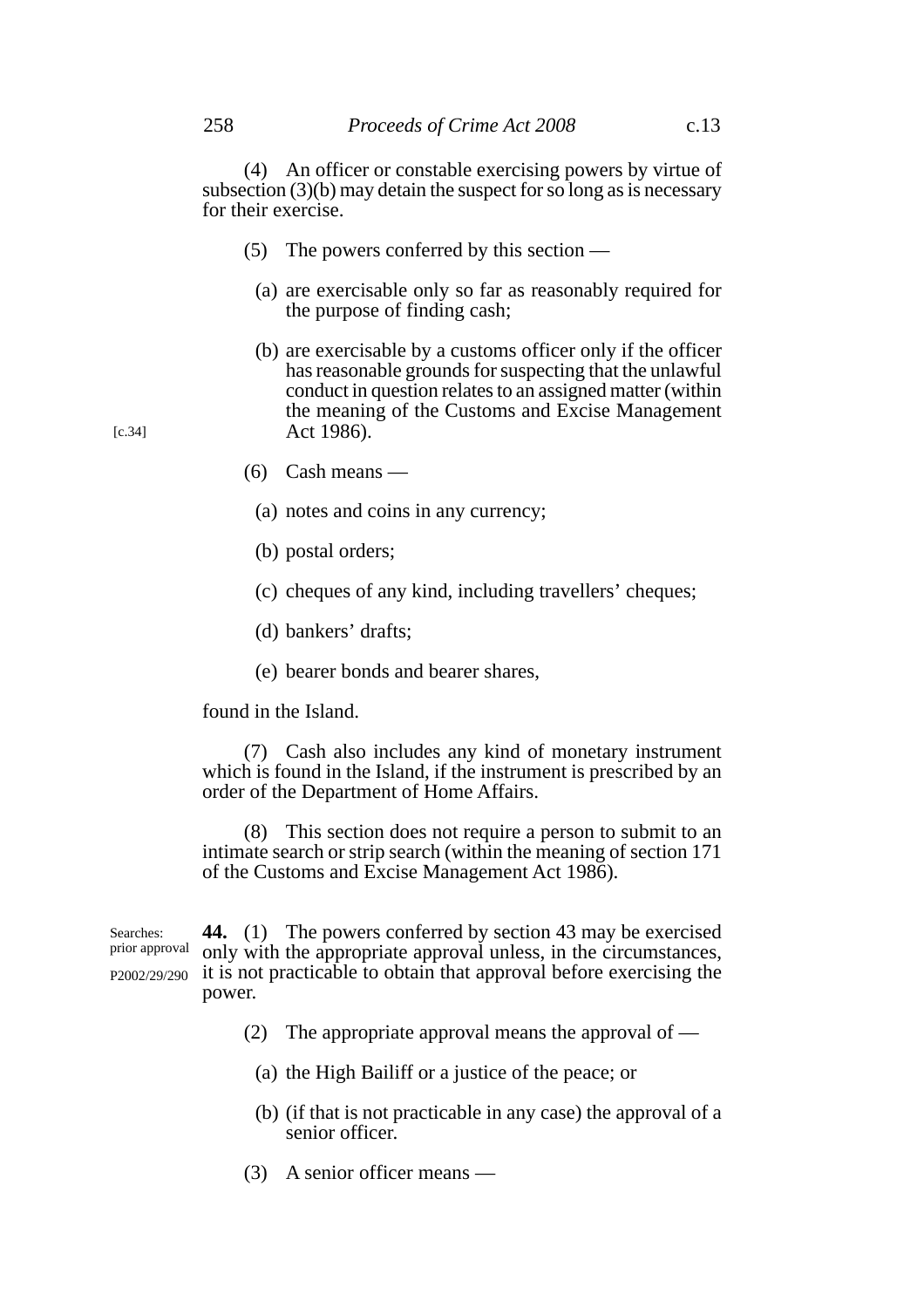(4) An officer or constable exercising powers by virtue of subsection (3)(b) may detain the suspect for so long as is necessary for their exercise.

(5) The powers conferred by this section —

(a) are exercisable only so far as reasonably required for the purpose of finding cash;

(b) are exercisable by a customs officer only if the officer has reasonable grounds for suspecting that the unlawful conduct in question relates to an assigned matter (within the meaning of the Customs and Excise Management Act 1986). [c.34]

(6) Cash means —

(a) notes and coins in any currency;

(b) postal orders;

(c) cheques of any kind, including travellers' cheques;

(d) bankers' drafts;

(e) bearer bonds and bearer shares,

found in the Island.

(7) Cash also includes any kind of monetary instrument which is found in the Island, if the instrument is prescribed by an order of the Department of Home Affairs.

(8) This section does not require a person to submit to an intimate search or strip search (within the meaning of section 171 of the Customs and Excise Management Act 1986).

Searches: prior approval
P2002/29/290

**44.** (1) The powers conferred by section 43 may be exercised only with the appropriate approval unless, in the circumstances, it is not practicable to obtain that approval before exercising the power.

(2) The appropriate approval means the approval of —

(a) the High Bailiff or a justice of the peace; or

(b) (if that is not practicable in any case) the approval of a senior officer.

(3) A senior officer means —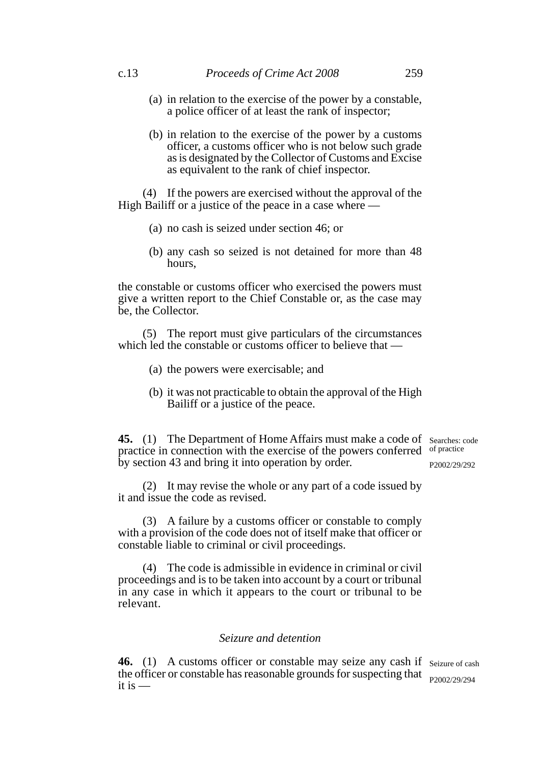(a) in relation to the exercise of the power by a constable, a police officer of at least the rank of inspector;

(b) in relation to the exercise of the power by a customs officer, a customs officer who is not below such grade as is designated by the Collector of Customs and Excise as equivalent to the rank of chief inspector.

(4) If the powers are exercised without the approval of the High Bailiff or a justice of the peace in a case where —

(a) no cash is seized under section 46; or

(b) any cash so seized is not detained for more than 48 hours,

the constable or customs officer who exercised the powers must give a written report to the Chief Constable or, as the case may be, the Collector.

(5) The report must give particulars of the circumstances which led the constable or customs officer to believe that —

(a) the powers were exercisable; and

(b) it was not practicable to obtain the approval of the High Bailiff or a justice of the peace.

**45.** (1) The Department of Home Affairs must make a code of practice in connection with the exercise of the powers conferred by section 43 and bring it into operation by order.

Searches: code of practice

P2002/29/292

(2) It may revise the whole or any part of a code issued by it and issue the code as revised.

(3) A failure by a customs officer or constable to comply with a provision of the code does not of itself make that officer or constable liable to criminal or civil proceedings.

(4) The code is admissible in evidence in criminal or civil proceedings and is to be taken into account by a court or tribunal in any case in which it appears to the court or tribunal to be relevant.

*Seizure and detention*

**46.** (1) A customs officer or constable may seize any cash if the officer or constable has reasonable grounds for suspecting that it is —

Seizure of cash

P2002/29/294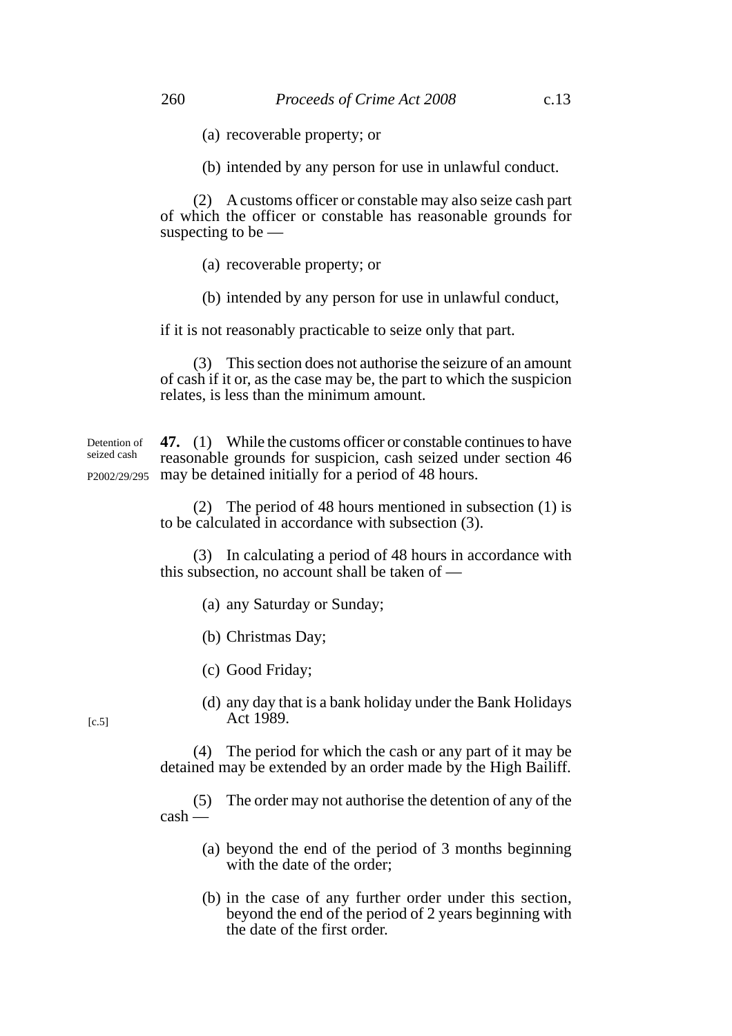(a) recoverable property; or

(b) intended by any person for use in unlawful conduct.

(2) A customs officer or constable may also seize cash part of which the officer or constable has reasonable grounds for suspecting to be —

(a) recoverable property; or

(b) intended by any person for use in unlawful conduct,

if it is not reasonably practicable to seize only that part.

(3) This section does not authorise the seizure of an amount of cash if it or, as the case may be, the part to which the suspicion relates, is less than the minimum amount.

Detention of seized cash

P2002/29/295

**47.** (1) While the customs officer or constable continues to have reasonable grounds for suspicion, cash seized under section 46 may be detained initially for a period of 48 hours.

(2) The period of 48 hours mentioned in subsection (1) is to be calculated in accordance with subsection (3).

(3) In calculating a period of 48 hours in accordance with this subsection, no account shall be taken of —

(a) any Saturday or Sunday;

(b) Christmas Day;

(c) Good Friday;

(d) any day that is a bank holiday under the Bank Holidays Act 1989. [c.5]

(4) The period for which the cash or any part of it may be detained may be extended by an order made by the High Bailiff.

(5) The order may not authorise the detention of any of the cash —

(a) beyond the end of the period of 3 months beginning with the date of the order;

(b) in the case of any further order under this section, beyond the end of the period of 2 years beginning with the date of the first order.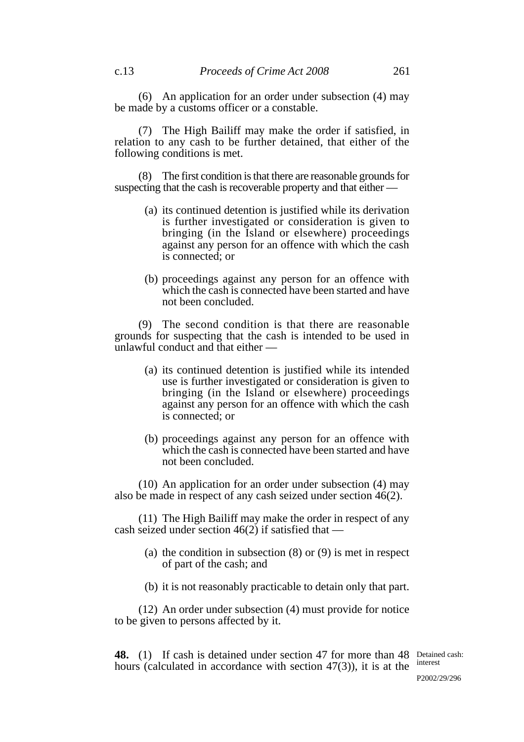(6) An application for an order under subsection (4) may be made by a customs officer or a constable.

(7) The High Bailiff may make the order if satisfied, in relation to any cash to be further detained, that either of the following conditions is met.

(8) The first condition is that there are reasonable grounds for suspecting that the cash is recoverable property and that either —

(a) its continued detention is justified while its derivation is further investigated or consideration is given to bringing (in the Island or elsewhere) proceedings against any person for an offence with which the cash is connected; or

(b) proceedings against any person for an offence with which the cash is connected have been started and have not been concluded.

(9) The second condition is that there are reasonable grounds for suspecting that the cash is intended to be used in unlawful conduct and that either —

(a) its continued detention is justified while its intended use is further investigated or consideration is given to bringing (in the Island or elsewhere) proceedings against any person for an offence with which the cash is connected; or

(b) proceedings against any person for an offence with which the cash is connected have been started and have not been concluded.

(10) An application for an order under subsection (4) may also be made in respect of any cash seized under section 46(2).

(11) The High Bailiff may make the order in respect of any cash seized under section 46(2) if satisfied that —

(a) the condition in subsection (8) or (9) is met in respect of part of the cash; and

(b) it is not reasonably practicable to detain only that part.

(12) An order under subsection (4) must provide for notice to be given to persons affected by it.

**48.** (1) If cash is detained under section 47 for more than 48 hours (calculated in accordance with section 47(3)), it is at the

Detained cash: interest

P2002/29/296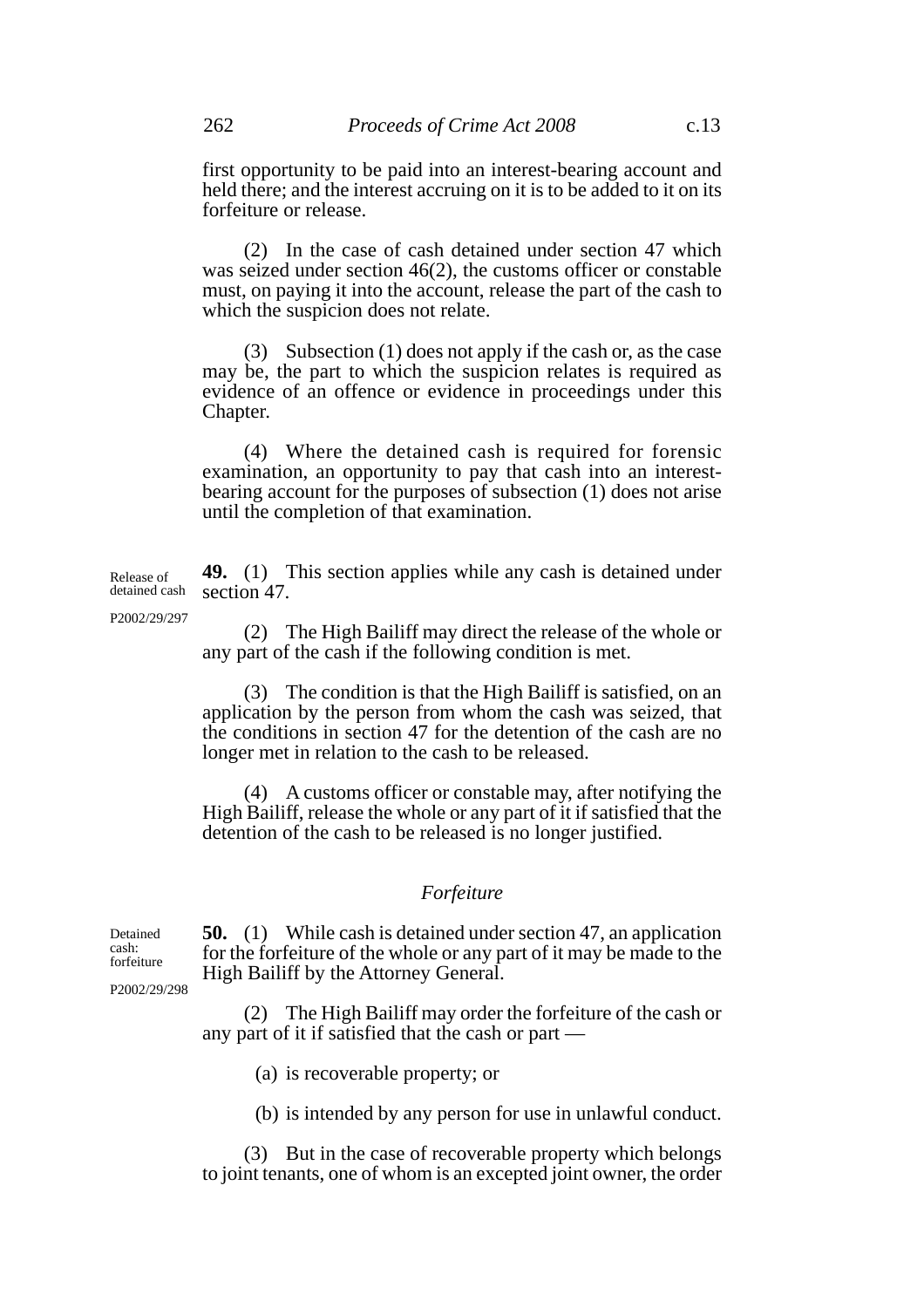first opportunity to be paid into an interest-bearing account and held there; and the interest accruing on it is to be added to it on its forfeiture or release.

(2) In the case of cash detained under section 47 which was seized under section 46(2), the customs officer or constable must, on paying it into the account, release the part of the cash to which the suspicion does not relate.

(3) Subsection (1) does not apply if the cash or, as the case may be, the part to which the suspicion relates is required as evidence of an offence or evidence in proceedings under this Chapter.

(4) Where the detained cash is required for forensic examination, an opportunity to pay that cash into an interest-bearing account for the purposes of subsection (1) does not arise until the completion of that examination.

Release of detained cash

P2002/29/297

**49.** (1) This section applies while any cash is detained under section 47.

(2) The High Bailiff may direct the release of the whole or any part of the cash if the following condition is met.

(3) The condition is that the High Bailiff is satisfied, on an application by the person from whom the cash was seized, that the conditions in section 47 for the detention of the cash are no longer met in relation to the cash to be released.

(4) A customs officer or constable may, after notifying the High Bailiff, release the whole or any part of it if satisfied that the detention of the cash to be released is no longer justified.

*Forfeiture*

Detained cash: forfeiture

P2002/29/298

**50.** (1) While cash is detained under section 47, an application for the forfeiture of the whole or any part of it may be made to the High Bailiff by the Attorney General.

(2) The High Bailiff may order the forfeiture of the cash or any part of it if satisfied that the cash or part —

(a) is recoverable property; or

(b) is intended by any person for use in unlawful conduct.

(3) But in the case of recoverable property which belongs to joint tenants, one of whom is an excepted joint owner, the order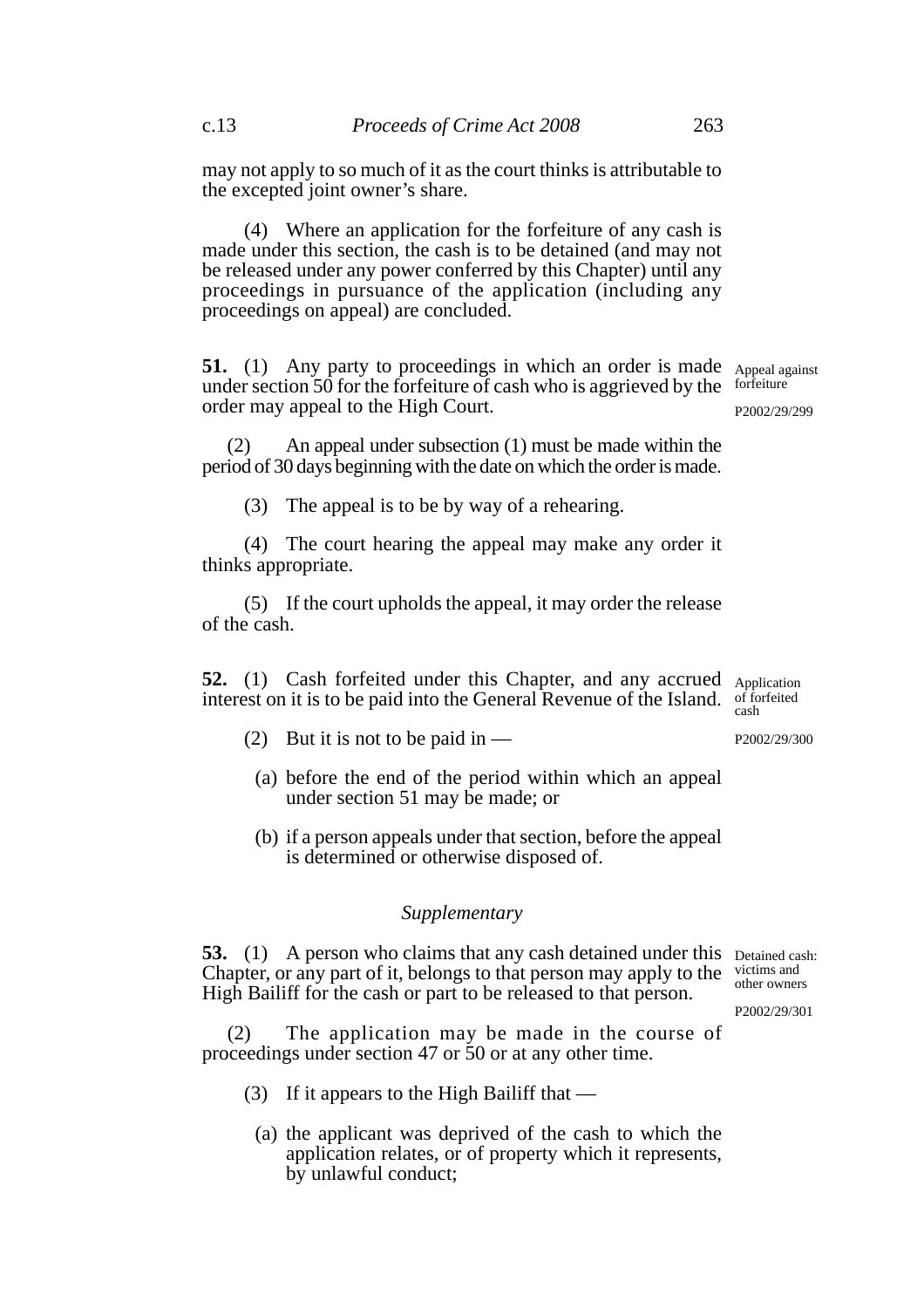may not apply to so much of it as the court thinks is attributable to the excepted joint owner's share.

(4) Where an application for the forfeiture of any cash is made under this section, the cash is to be detained (and may not be released under any power conferred by this Chapter) until any proceedings in pursuance of the application (including any proceedings on appeal) are concluded.

**51.** (1) Any party to proceedings in which an order is made under section 50 for the forfeiture of cash who is aggrieved by the order may appeal to the High Court.

Appeal against forfeiture

P2002/29/299

(2) An appeal under subsection (1) must be made within the period of 30 days beginning with the date on which the order is made.

(3) The appeal is to be by way of a rehearing.

(4) The court hearing the appeal may make any order it thinks appropriate.

(5) If the court upholds the appeal, it may order the release of the cash.

**52.** (1) Cash forfeited under this Chapter, and any accrued interest on it is to be paid into the General Revenue of the Island.

Application of forfeited cash

P2002/29/300

(2) But it is not to be paid in —

(a) before the end of the period within which an appeal under section 51 may be made; or

(b) if a person appeals under that section, before the appeal is determined or otherwise disposed of.

*Supplementary*

**53.** (1) A person who claims that any cash detained under this Chapter, or any part of it, belongs to that person may apply to the High Bailiff for the cash or part to be released to that person.

Detained cash: victims and other owners

P2002/29/301

(2) The application may be made in the course of proceedings under section 47 or 50 or at any other time.

(3) If it appears to the High Bailiff that —

(a) the applicant was deprived of the cash to which the application relates, or of property which it represents, by unlawful conduct;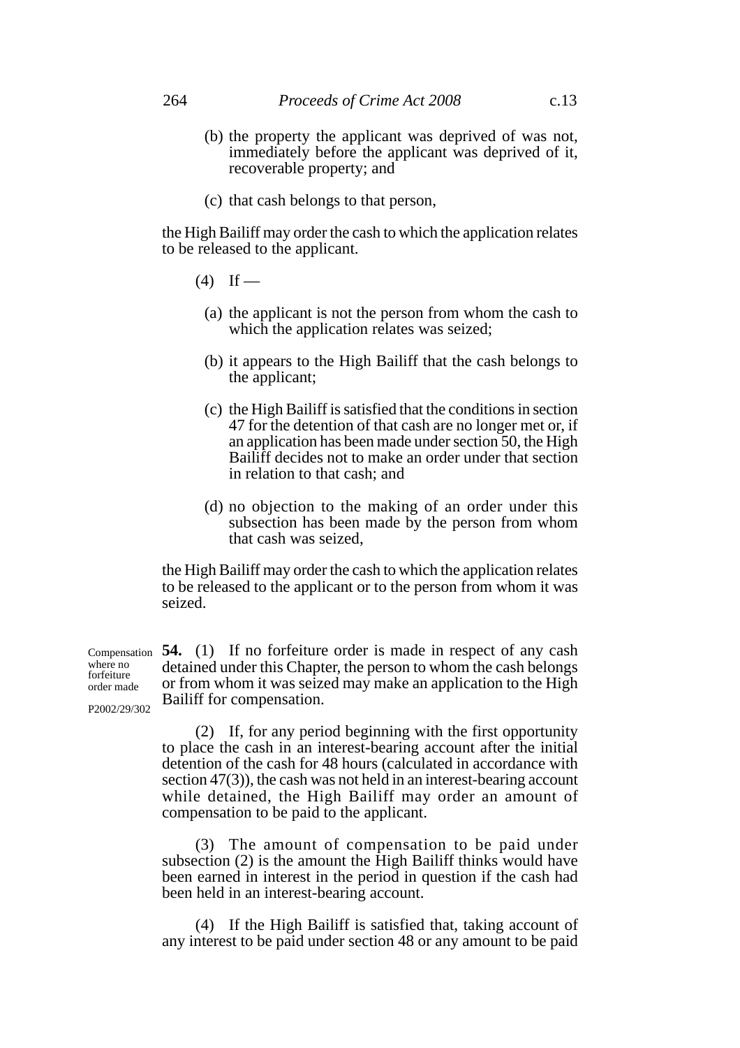(b) the property the applicant was deprived of was not, immediately before the applicant was deprived of it, recoverable property; and

(c) that cash belongs to that person,

the High Bailiff may order the cash to which the application relates to be released to the applicant.

(4) If —

(a) the applicant is not the person from whom the cash to which the application relates was seized;

(b) it appears to the High Bailiff that the cash belongs to the applicant;

(c) the High Bailiff is satisfied that the conditions in section 47 for the detention of that cash are no longer met or, if an application has been made under section 50, the High Bailiff decides not to make an order under that section in relation to that cash; and

(d) no objection to the making of an order under this subsection has been made by the person from whom that cash was seized,

the High Bailiff may order the cash to which the application relates to be released to the applicant or to the person from whom it was seized.

Compensation where no forfeiture order made

P2002/29/302

**54.** (1) If no forfeiture order is made in respect of any cash detained under this Chapter, the person to whom the cash belongs or from whom it was seized may make an application to the High Bailiff for compensation.

(2) If, for any period beginning with the first opportunity to place the cash in an interest-bearing account after the initial detention of the cash for 48 hours (calculated in accordance with section 47(3)), the cash was not held in an interest-bearing account while detained, the High Bailiff may order an amount of compensation to be paid to the applicant.

(3) The amount of compensation to be paid under subsection (2) is the amount the High Bailiff thinks would have been earned in interest in the period in question if the cash had been held in an interest-bearing account.

(4) If the High Bailiff is satisfied that, taking account of any interest to be paid under section 48 or any amount to be paid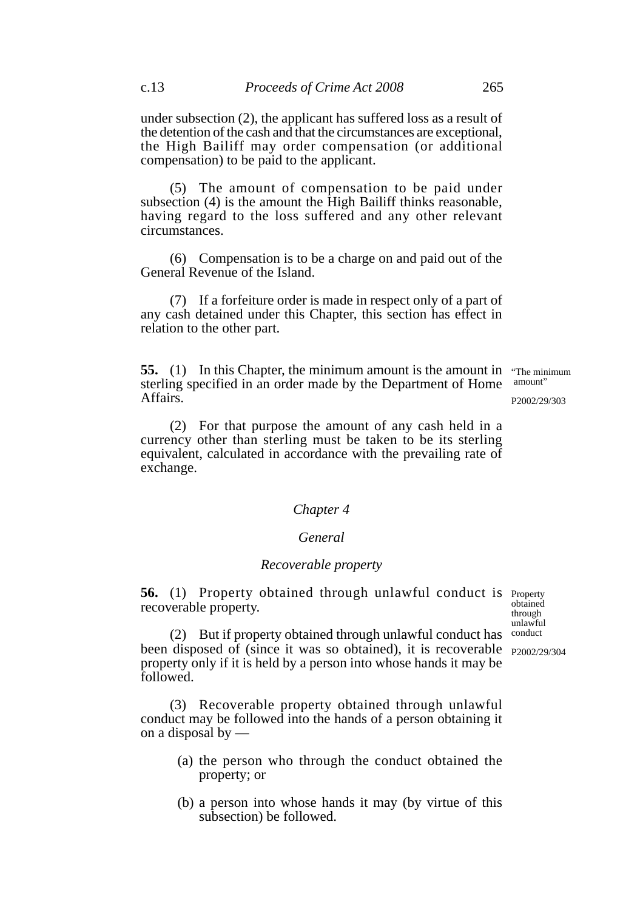under subsection (2), the applicant has suffered loss as a result of the detention of the cash and that the circumstances are exceptional, the High Bailiff may order compensation (or additional compensation) to be paid to the applicant.

(5) The amount of compensation to be paid under subsection (4) is the amount the High Bailiff thinks reasonable, having regard to the loss suffered and any other relevant circumstances.

(6) Compensation is to be a charge on and paid out of the General Revenue of the Island.

(7) If a forfeiture order is made in respect only of a part of any cash detained under this Chapter, this section has effect in relation to the other part.

"The minimum amount"

P2002/29/303

**55.** (1) In this Chapter, the minimum amount is the amount in sterling specified in an order made by the Department of Home Affairs.

(2) For that purpose the amount of any cash held in a currency other than sterling must be taken to be its sterling equivalent, calculated in accordance with the prevailing rate of exchange.

## *Chapter 4*

## *General*

### *Recoverable property*

Property obtained through unlawful conduct

P2002/29/304

**56.** (1) Property obtained through unlawful conduct is recoverable property.

(2) But if property obtained through unlawful conduct has been disposed of (since it was so obtained), it is recoverable property only if it is held by a person into whose hands it may be followed.

(3) Recoverable property obtained through unlawful conduct may be followed into the hands of a person obtaining it on a disposal by —

(a) the person who through the conduct obtained the property; or

(b) a person into whose hands it may (by virtue of this subsection) be followed.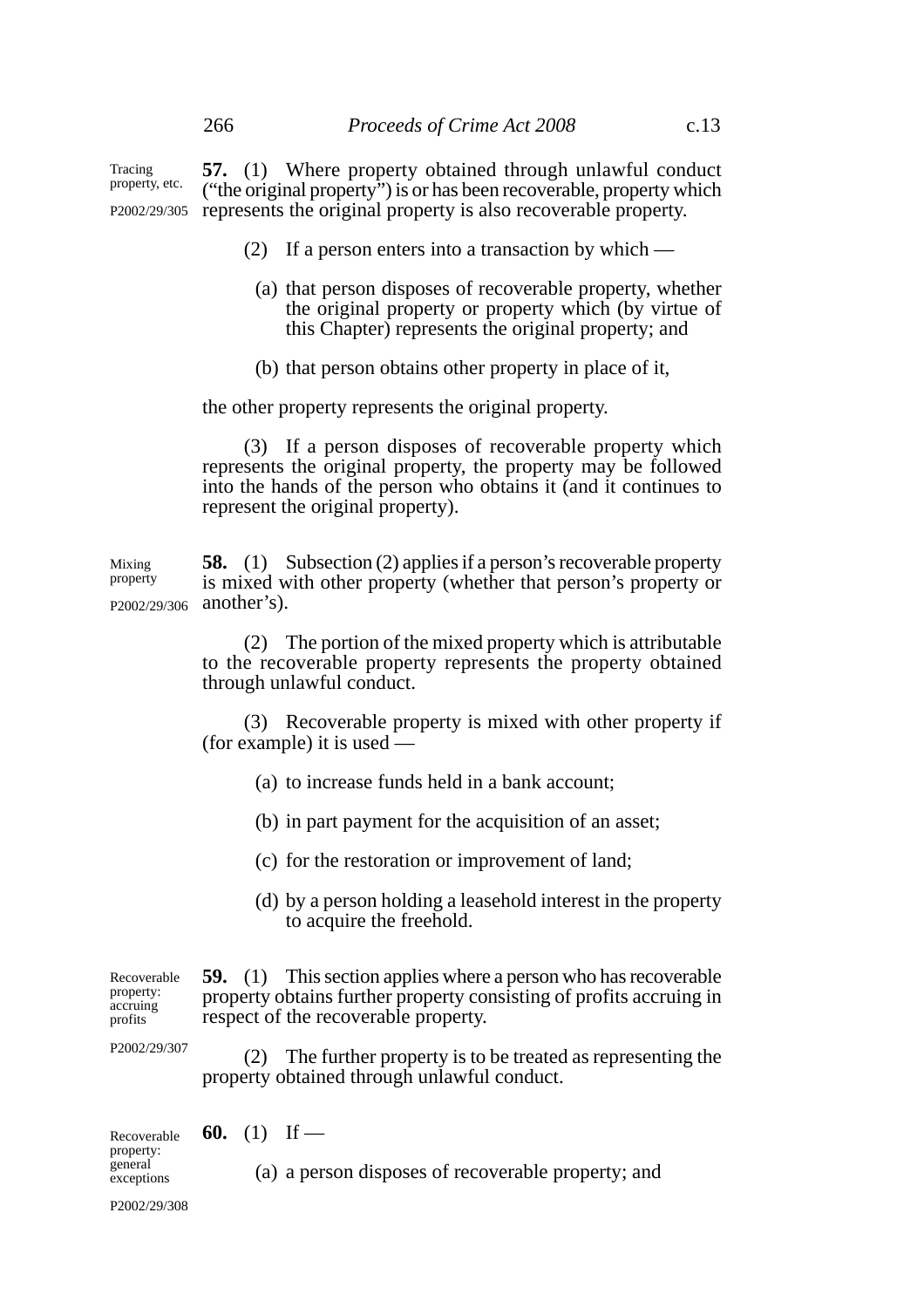Tracing property, etc.

P2002/29/305

**57.** (1) Where property obtained through unlawful conduct ("the original property") is or has been recoverable, property which represents the original property is also recoverable property.

(2) If a person enters into a transaction by which —

(a) that person disposes of recoverable property, whether the original property or property which (by virtue of this Chapter) represents the original property; and

(b) that person obtains other property in place of it,

the other property represents the original property.

(3) If a person disposes of recoverable property which represents the original property, the property may be followed into the hands of the person who obtains it (and it continues to represent the original property).

Mixing property

P2002/29/306

**58.** (1) Subsection (2) applies if a person's recoverable property is mixed with other property (whether that person's property or another's).

(2) The portion of the mixed property which is attributable to the recoverable property represents the property obtained through unlawful conduct.

(3) Recoverable property is mixed with other property if (for example) it is used —

(a) to increase funds held in a bank account;

(b) in part payment for the acquisition of an asset;

(c) for the restoration or improvement of land;

(d) by a person holding a leasehold interest in the property to acquire the freehold.

Recoverable property: accruing profits

P2002/29/307

**59.** (1) This section applies where a person who has recoverable property obtains further property consisting of profits accruing in respect of the recoverable property.

(2) The further property is to be treated as representing the property obtained through unlawful conduct.

Recoverable property: general exceptions

P2002/29/308

**60.** (1) If —

(a) a person disposes of recoverable property; and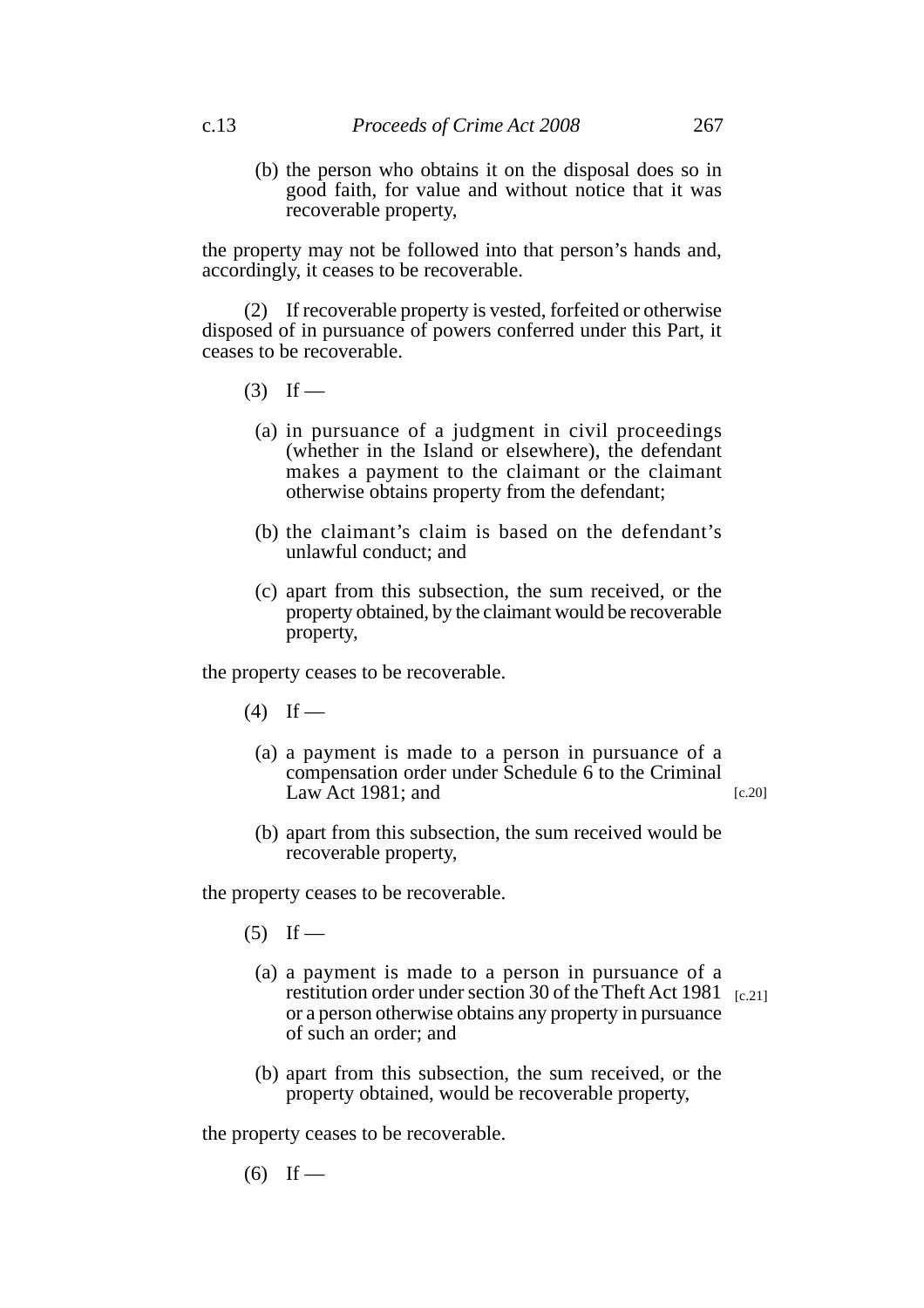(b) the person who obtains it on the disposal does so in good faith, for value and without notice that it was recoverable property,

the property may not be followed into that person's hands and, accordingly, it ceases to be recoverable.

(2) If recoverable property is vested, forfeited or otherwise disposed of in pursuance of powers conferred under this Part, it ceases to be recoverable.

(3) If —

(a) in pursuance of a judgment in civil proceedings (whether in the Island or elsewhere), the defendant makes a payment to the claimant or the claimant otherwise obtains property from the defendant;

(b) the claimant's claim is based on the defendant's unlawful conduct; and

(c) apart from this subsection, the sum received, or the property obtained, by the claimant would be recoverable property,

the property ceases to be recoverable.

(4) If —

(a) a payment is made to a person in pursuance of a compensation order under Schedule 6 to the Criminal Law Act 1981; and [c.20]

(b) apart from this subsection, the sum received would be recoverable property,

the property ceases to be recoverable.

(5) If —

(a) a payment is made to a person in pursuance of a restitution order under section 30 of the Theft Act 1981 [c.21] or a person otherwise obtains any property in pursuance of such an order; and

(b) apart from this subsection, the sum received, or the property obtained, would be recoverable property,

the property ceases to be recoverable.

(6) If —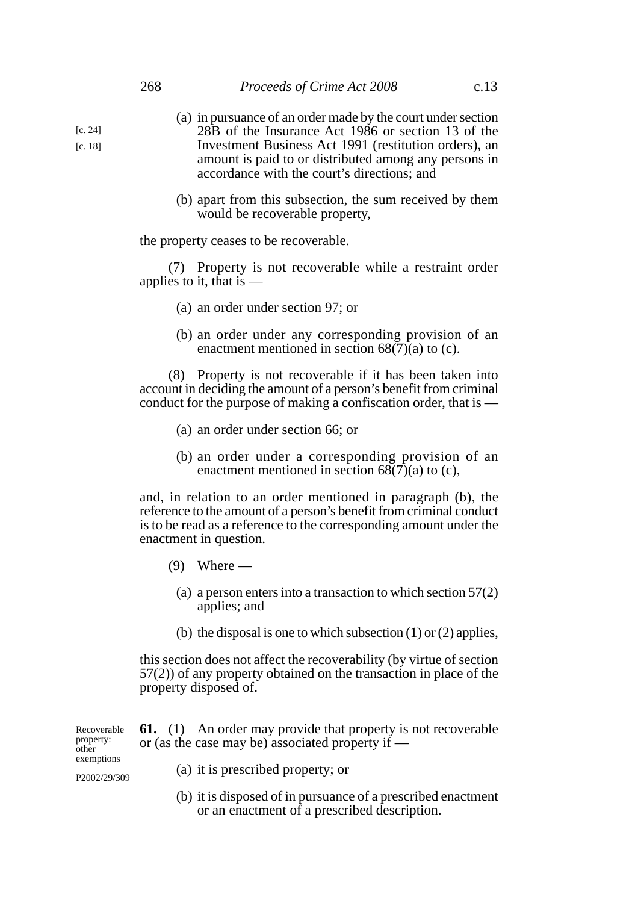(a) in pursuance of an order made by the court under section 28B of the Insurance Act 1986 or section 13 of the Investment Business Act 1991 (restitution orders), an amount is paid to or distributed among any persons in accordance with the court's directions; and

[c. 24]
[c. 18]

(b) apart from this subsection, the sum received by them would be recoverable property,

the property ceases to be recoverable.

(7) Property is not recoverable while a restraint order applies to it, that is —

(a) an order under section 97; or

(b) an order under any corresponding provision of an enactment mentioned in section 68(7)(a) to (c).

(8) Property is not recoverable if it has been taken into account in deciding the amount of a person's benefit from criminal conduct for the purpose of making a confiscation order, that is —

(a) an order under section 66; or

(b) an order under a corresponding provision of an enactment mentioned in section 68(7)(a) to (c),

and, in relation to an order mentioned in paragraph (b), the reference to the amount of a person's benefit from criminal conduct is to be read as a reference to the corresponding amount under the enactment in question.

(9) Where —

(a) a person enters into a transaction to which section 57(2) applies; and

(b) the disposal is one to which subsection (1) or (2) applies,

this section does not affect the recoverability (by virtue of section 57(2)) of any property obtained on the transaction in place of the property disposed of.

Recoverable property: other exemptions

P2002/29/309

**61.** (1) An order may provide that property is not recoverable or (as the case may be) associated property if —

(a) it is prescribed property; or

(b) it is disposed of in pursuance of a prescribed enactment or an enactment of a prescribed description.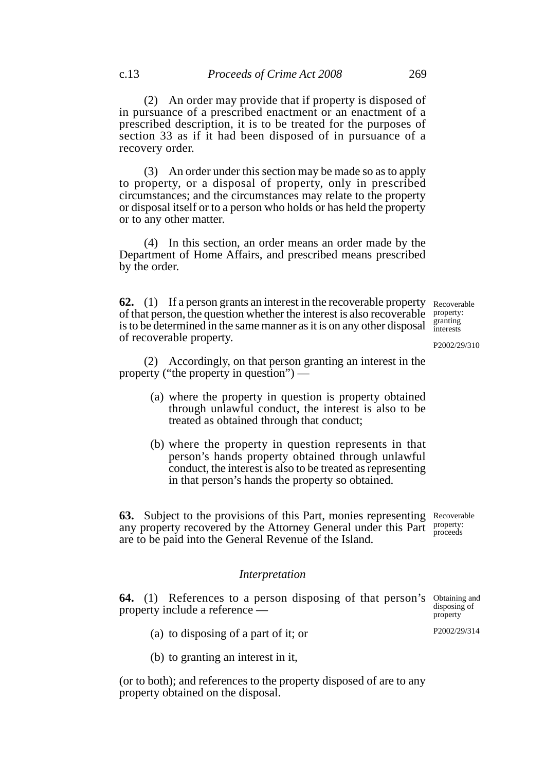(2) An order may provide that if property is disposed of in pursuance of a prescribed enactment or an enactment of a prescribed description, it is to be treated for the purposes of section 33 as if it had been disposed of in pursuance of a recovery order.

(3) An order under this section may be made so as to apply to property, or a disposal of property, only in prescribed circumstances; and the circumstances may relate to the property or disposal itself or to a person who holds or has held the property or to any other matter.

(4) In this section, an order means an order made by the Department of Home Affairs, and prescribed means prescribed by the order.

Recoverable property: granting interests

P2002/29/310

**62.** (1) If a person grants an interest in the recoverable property of that person, the question whether the interest is also recoverable is to be determined in the same manner as it is on any other disposal of recoverable property.

(2) Accordingly, on that person granting an interest in the property ("the property in question") —

(a) where the property in question is property obtained through unlawful conduct, the interest is also to be treated as obtained through that conduct;

(b) where the property in question represents in that person's hands property obtained through unlawful conduct, the interest is also to be treated as representing in that person's hands the property so obtained.

Recoverable property: proceeds

**63.** Subject to the provisions of this Part, monies representing any property recovered by the Attorney General under this Part are to be paid into the General Revenue of the Island.

### *Interpretation*

Obtaining and disposing of property

P2002/29/314

**64.** (1) References to a person disposing of that person's property include a reference —

(a) to disposing of a part of it; or

(b) to granting an interest in it,

(or to both); and references to the property disposed of are to any property obtained on the disposal.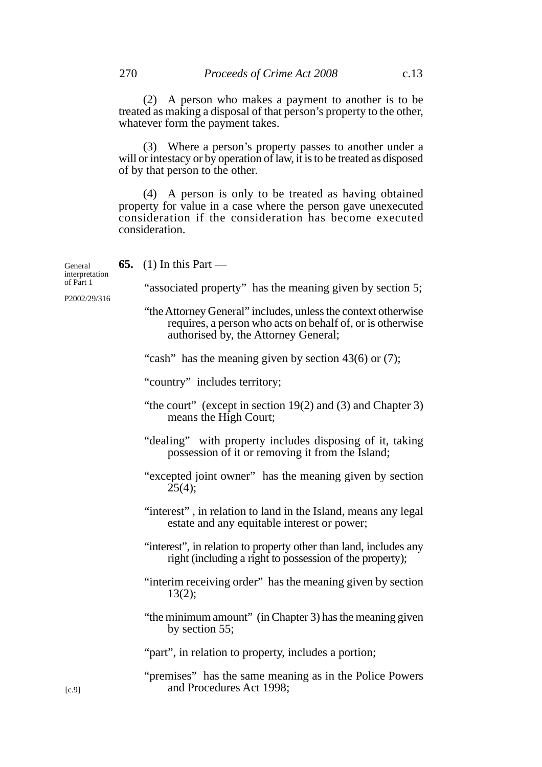(2) A person who makes a payment to another is to be treated as making a disposal of that person's property to the other, whatever form the payment takes.

(3) Where a person's property passes to another under a will or intestacy or by operation of law, it is to be treated as disposed of by that person to the other.

(4) A person is only to be treated as having obtained property for value in a case where the person gave unexecuted consideration if the consideration has become executed consideration.

General interpretation of Part 1

P2002/29/316

**65.** (1) In this Part —

"associated property" has the meaning given by section 5;

"the Attorney General" includes, unless the context otherwise requires, a person who acts on behalf of, or is otherwise authorised by, the Attorney General;

"cash" has the meaning given by section 43(6) or (7);

"country" includes territory;

"the court" (except in section 19(2) and (3) and Chapter 3) means the High Court;

"dealing" with property includes disposing of it, taking possession of it or removing it from the Island;

"excepted joint owner" has the meaning given by section 25(4);

"interest" , in relation to land in the Island, means any legal estate and any equitable interest or power;

"interest", in relation to property other than land, includes any right (including a right to possession of the property);

"interim receiving order" has the meaning given by section 13(2);

"the minimum amount" (in Chapter 3) has the meaning given by section 55;

"part", in relation to property, includes a portion;

"premises" has the same meaning as in the Police Powers and Procedures Act 1998;

[c.9]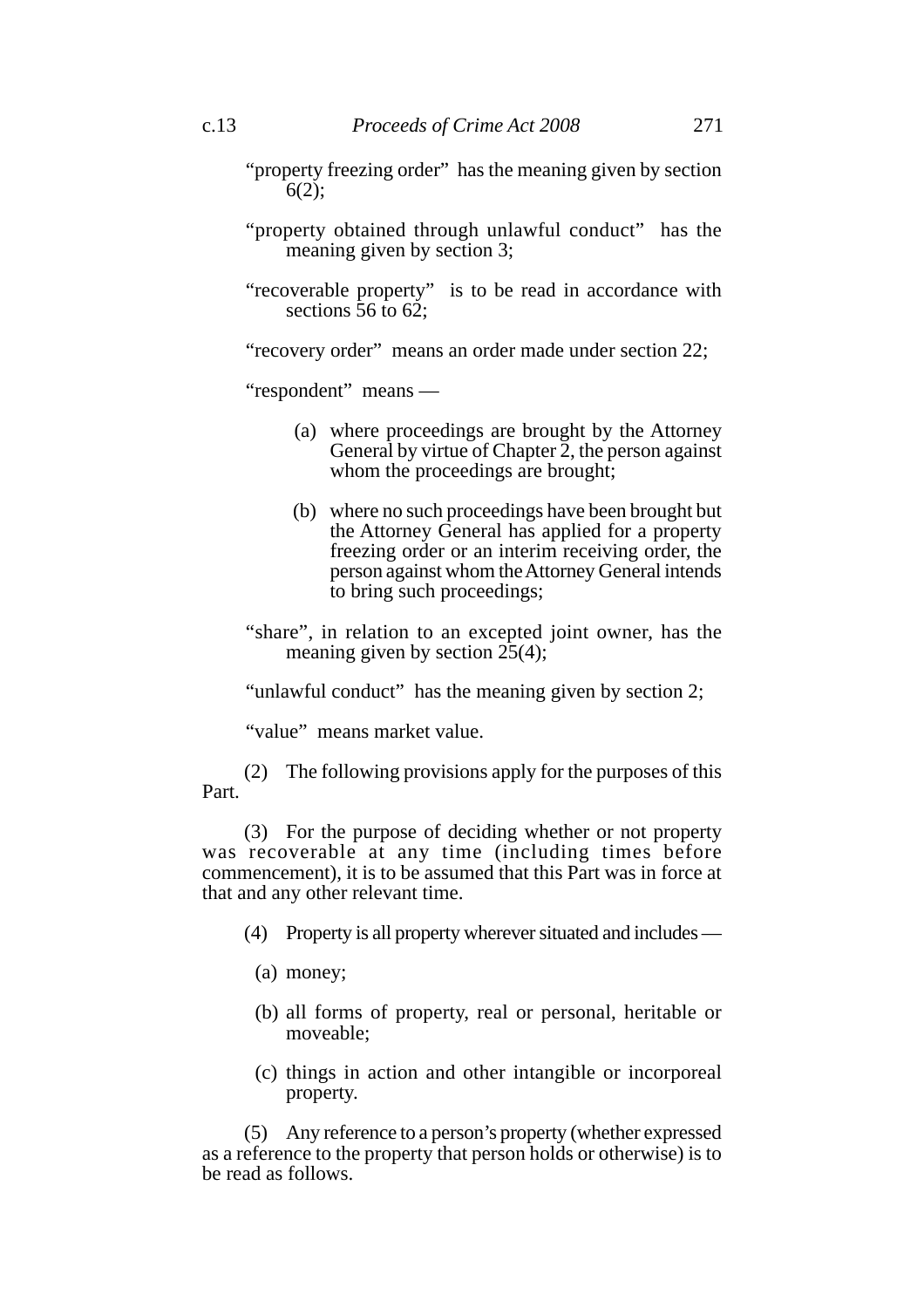"property freezing order" has the meaning given by section 6(2);

"property obtained through unlawful conduct" has the meaning given by section 3;

"recoverable property" is to be read in accordance with sections 56 to 62;

"recovery order" means an order made under section 22;

"respondent" means —

(a) where proceedings are brought by the Attorney General by virtue of Chapter 2, the person against whom the proceedings are brought;

(b) where no such proceedings have been brought but the Attorney General has applied for a property freezing order or an interim receiving order, the person against whom the Attorney General intends to bring such proceedings;

"share", in relation to an excepted joint owner, has the meaning given by section 25(4);

"unlawful conduct" has the meaning given by section 2;

"value" means market value.

(2) The following provisions apply for the purposes of this Part.

(3) For the purpose of deciding whether or not property was recoverable at any time (including times before commencement), it is to be assumed that this Part was in force at that and any other relevant time.

(4) Property is all property wherever situated and includes —

(a) money;

(b) all forms of property, real or personal, heritable or moveable;

(c) things in action and other intangible or incorporeal property.

(5) Any reference to a person's property (whether expressed as a reference to the property that person holds or otherwise) is to be read as follows.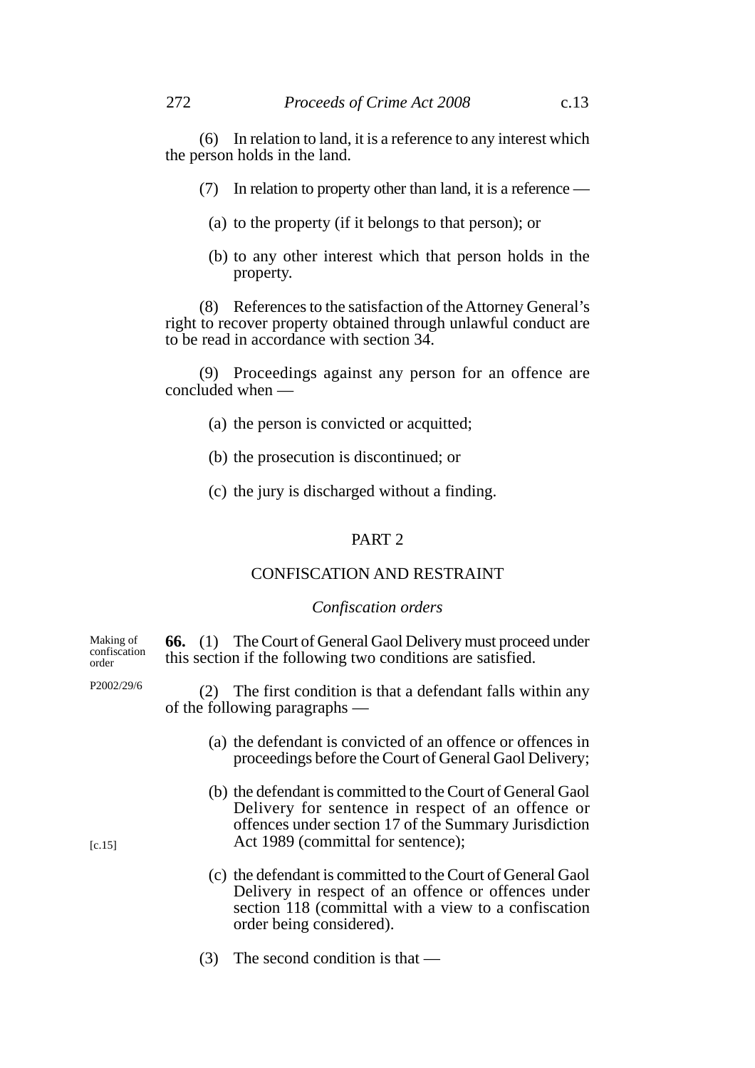(6) In relation to land, it is a reference to any interest which the person holds in the land.

(7) In relation to property other than land, it is a reference —

(a) to the property (if it belongs to that person); or

(b) to any other interest which that person holds in the property.

(8) References to the satisfaction of the Attorney General's right to recover property obtained through unlawful conduct are to be read in accordance with section 34.

(9) Proceedings against any person for an offence are concluded when —

(a) the person is convicted or acquitted;

(b) the prosecution is discontinued; or

(c) the jury is discharged without a finding.

## PART 2

## CONFISCATION AND RESTRAINT

### *Confiscation orders*

Making of confiscation order

P2002/29/6

**66.** (1) The Court of General Gaol Delivery must proceed under this section if the following two conditions are satisfied.

(2) The first condition is that a defendant falls within any of the following paragraphs —

(a) the defendant is convicted of an offence or offences in proceedings before the Court of General Gaol Delivery;

(b) the defendant is committed to the Court of General Gaol Delivery for sentence in respect of an offence or offences under section 17 of the Summary Jurisdiction Act 1989 (committal for sentence);

[c.15]

(c) the defendant is committed to the Court of General Gaol Delivery in respect of an offence or offences under section 118 (committal with a view to a confiscation order being considered).

(3) The second condition is that —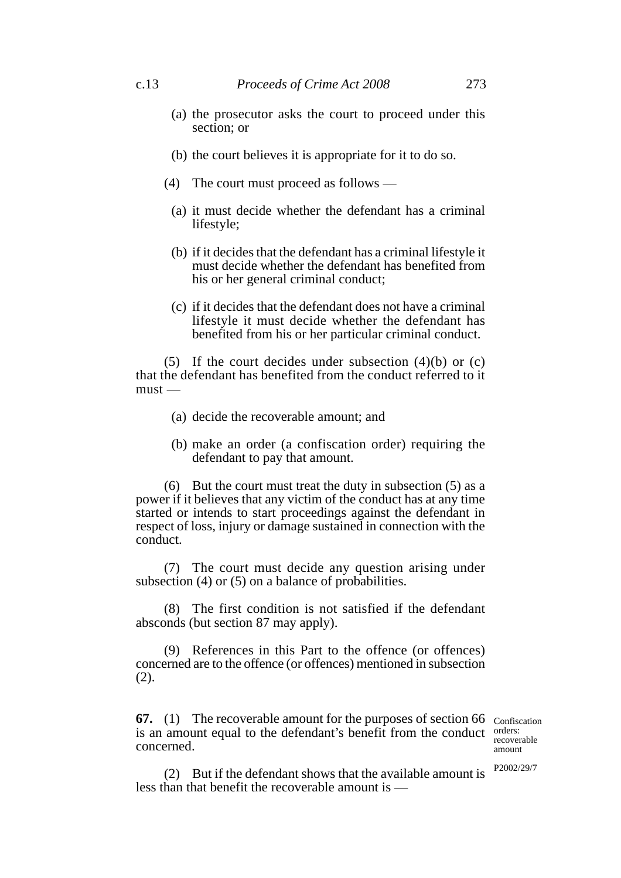(a) the prosecutor asks the court to proceed under this section; or

(b) the court believes it is appropriate for it to do so.

(4) The court must proceed as follows —

(a) it must decide whether the defendant has a criminal lifestyle;

(b) if it decides that the defendant has a criminal lifestyle it must decide whether the defendant has benefited from his or her general criminal conduct;

(c) if it decides that the defendant does not have a criminal lifestyle it must decide whether the defendant has benefited from his or her particular criminal conduct.

(5) If the court decides under subsection (4)(b) or (c) that the defendant has benefited from the conduct referred to it must —

(a) decide the recoverable amount; and

(b) make an order (a confiscation order) requiring the defendant to pay that amount.

(6) But the court must treat the duty in subsection (5) as a power if it believes that any victim of the conduct has at any time started or intends to start proceedings against the defendant in respect of loss, injury or damage sustained in connection with the conduct.

(7) The court must decide any question arising under subsection (4) or (5) on a balance of probabilities.

(8) The first condition is not satisfied if the defendant absconds (but section 87 may apply).

(9) References in this Part to the offence (or offences) concerned are to the offence (or offences) mentioned in subsection (2).

Confiscation orders: recoverable amount

P2002/29/7

**67.** (1) The recoverable amount for the purposes of section 66 is an amount equal to the defendant's benefit from the conduct concerned.

(2) But if the defendant shows that the available amount is less than that benefit the recoverable amount is —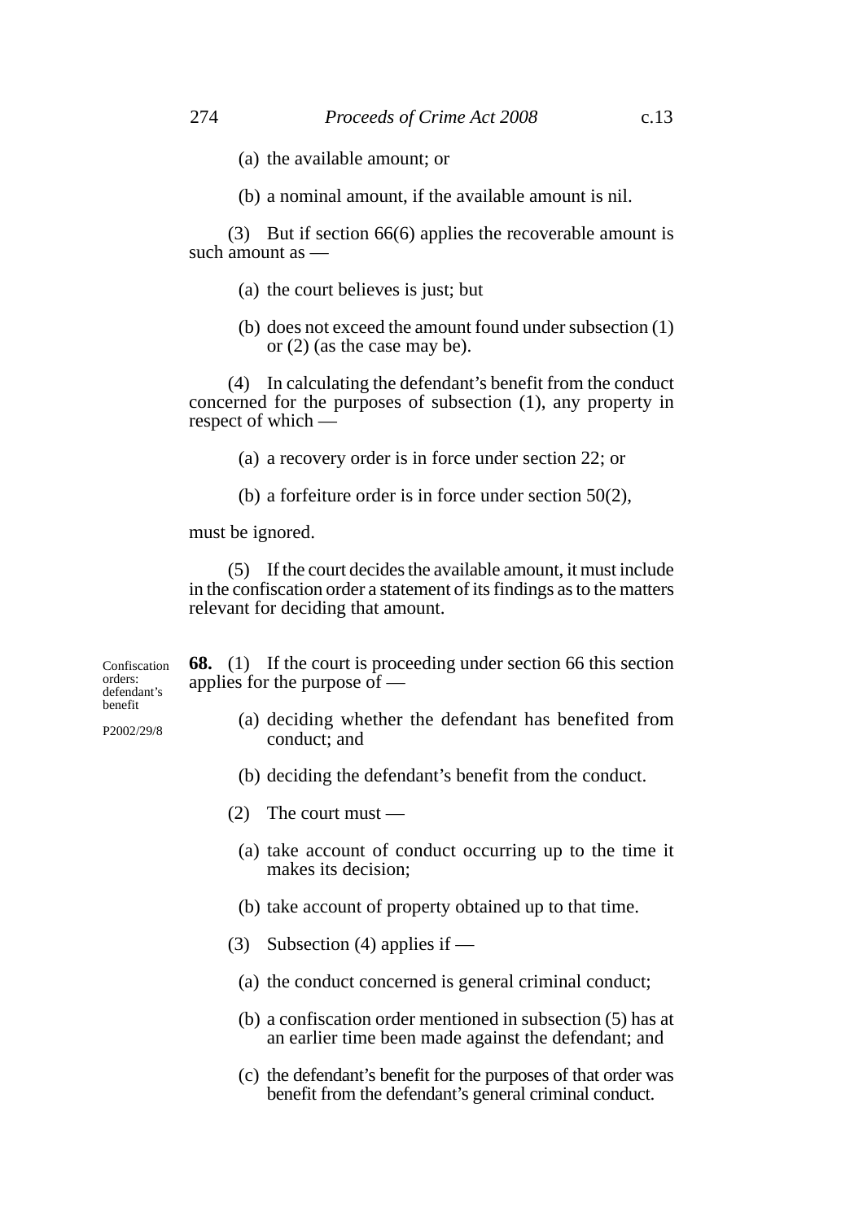(a) the available amount; or

(b) a nominal amount, if the available amount is nil.

(3) But if section 66(6) applies the recoverable amount is such amount as —

(a) the court believes is just; but

(b) does not exceed the amount found under subsection (1) or (2) (as the case may be).

(4) In calculating the defendant's benefit from the conduct concerned for the purposes of subsection (1), any property in respect of which —

(a) a recovery order is in force under section 22; or

(b) a forfeiture order is in force under section 50(2),

must be ignored.

(5) If the court decides the available amount, it must include in the confiscation order a statement of its findings as to the matters relevant for deciding that amount.

Confiscation orders: defendant's benefit

P2002/29/8

**68.** (1) If the court is proceeding under section 66 this section applies for the purpose of —

(a) deciding whether the defendant has benefited from conduct; and

(b) deciding the defendant's benefit from the conduct.

(2) The court must —

(a) take account of conduct occurring up to the time it makes its decision;

(b) take account of property obtained up to that time.

(3) Subsection (4) applies if —

(a) the conduct concerned is general criminal conduct;

(b) a confiscation order mentioned in subsection (5) has at an earlier time been made against the defendant; and

(c) the defendant's benefit for the purposes of that order was benefit from the defendant's general criminal conduct.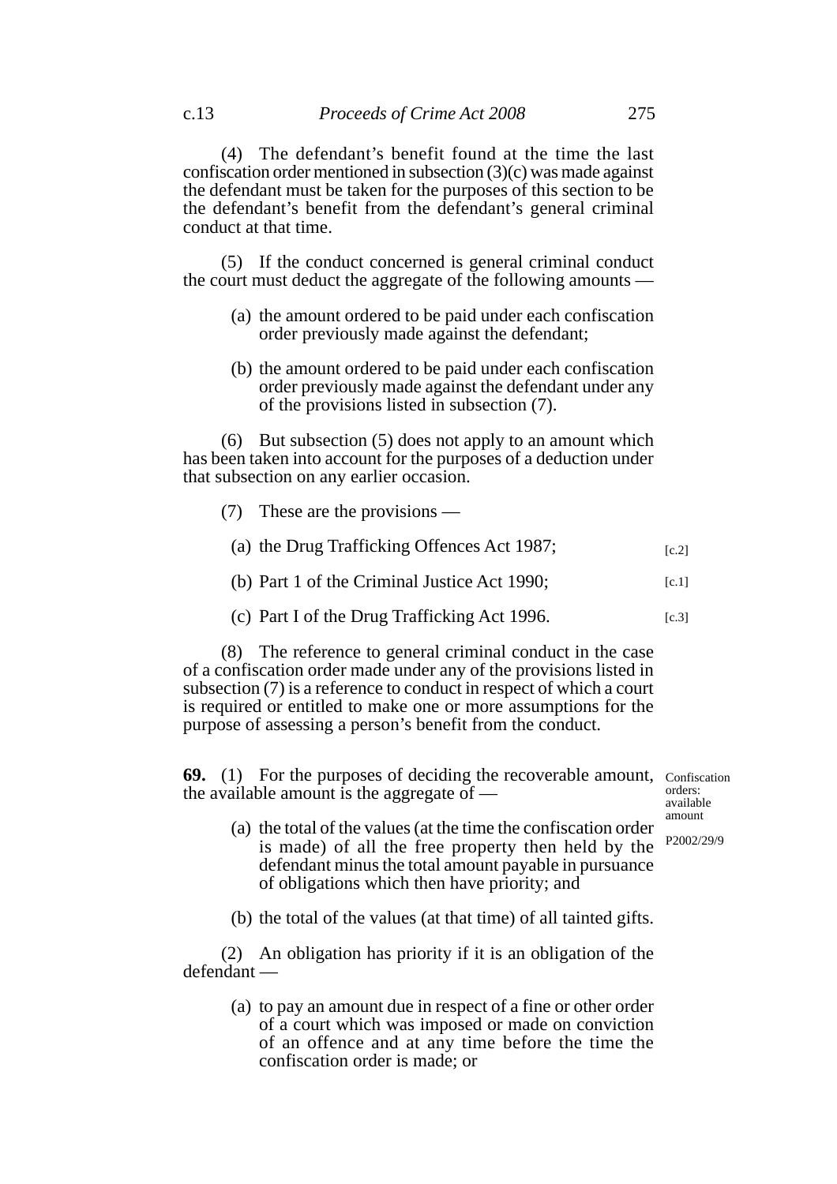(4) The defendant's benefit found at the time the last confiscation order mentioned in subsection (3)(c) was made against the defendant must be taken for the purposes of this section to be the defendant's benefit from the defendant's general criminal conduct at that time.

(5) If the conduct concerned is general criminal conduct the court must deduct the aggregate of the following amounts —

(a) the amount ordered to be paid under each confiscation order previously made against the defendant;

(b) the amount ordered to be paid under each confiscation order previously made against the defendant under any of the provisions listed in subsection (7).

(6) But subsection (5) does not apply to an amount which has been taken into account for the purposes of a deduction under that subsection on any earlier occasion.

(7) These are the provisions —

(a) the Drug Trafficking Offences Act 1987; [c.2]

(b) Part 1 of the Criminal Justice Act 1990; [c.1]

(c) Part I of the Drug Trafficking Act 1996. [c.3]

(8) The reference to general criminal conduct in the case of a confiscation order made under any of the provisions listed in subsection (7) is a reference to conduct in respect of which a court is required or entitled to make one or more assumptions for the purpose of assessing a person's benefit from the conduct.

Confiscation orders: available amount

P2002/29/9

**69.** (1) For the purposes of deciding the recoverable amount, the available amount is the aggregate of —

(a) the total of the values (at the time the confiscation order is made) of all the free property then held by the defendant minus the total amount payable in pursuance of obligations which then have priority; and

(b) the total of the values (at that time) of all tainted gifts.

(2) An obligation has priority if it is an obligation of the defendant —

(a) to pay an amount due in respect of a fine or other order of a court which was imposed or made on conviction of an offence and at any time before the time the confiscation order is made; or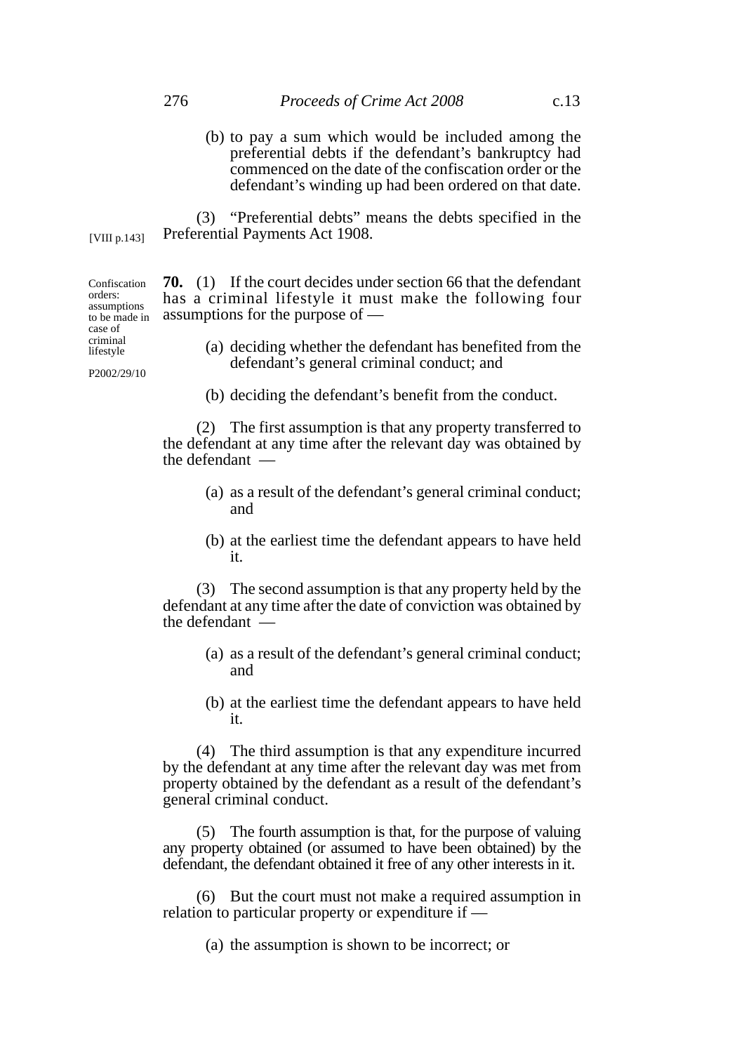(b) to pay a sum which would be included among the preferential debts if the defendant's bankruptcy had commenced on the date of the confiscation order or the defendant's winding up had been ordered on that date.

(3) "Preferential debts" means the debts specified in the Preferential Payments Act 1908.

[VIII p.143]

Confiscation orders: assumptions to be made in case of criminal lifestyle

P2002/29/10

**70.** (1) If the court decides under section 66 that the defendant has a criminal lifestyle it must make the following four assumptions for the purpose of —

(a) deciding whether the defendant has benefited from the defendant's general criminal conduct; and

(b) deciding the defendant's benefit from the conduct.

(2) The first assumption is that any property transferred to the defendant at any time after the relevant day was obtained by the defendant —

(a) as a result of the defendant's general criminal conduct; and

(b) at the earliest time the defendant appears to have held it.

(3) The second assumption is that any property held by the defendant at any time after the date of conviction was obtained by the defendant —

(a) as a result of the defendant's general criminal conduct; and

(b) at the earliest time the defendant appears to have held it.

(4) The third assumption is that any expenditure incurred by the defendant at any time after the relevant day was met from property obtained by the defendant as a result of the defendant's general criminal conduct.

(5) The fourth assumption is that, for the purpose of valuing any property obtained (or assumed to have been obtained) by the defendant, the defendant obtained it free of any other interests in it.

(6) But the court must not make a required assumption in relation to particular property or expenditure if —

(a) the assumption is shown to be incorrect; or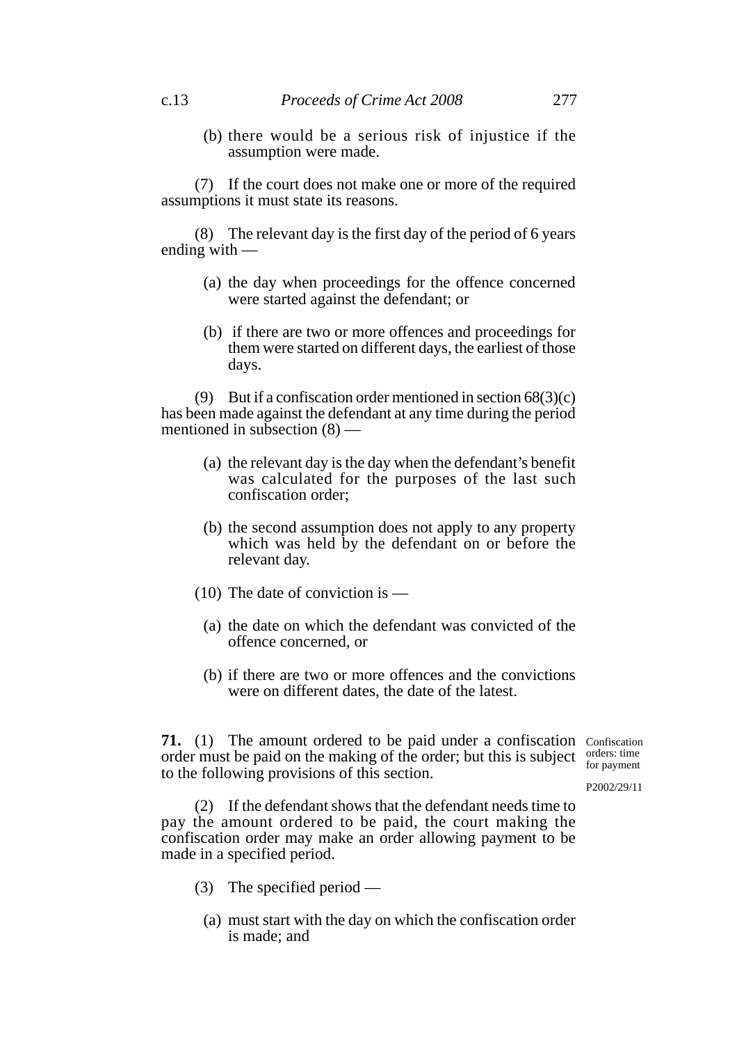(b) there would be a serious risk of injustice if the assumption were made.

(7) If the court does not make one or more of the required assumptions it must state its reasons.

(8) The relevant day is the first day of the period of 6 years ending with —

(a) the day when proceedings for the offence concerned were started against the defendant; or

(b) if there are two or more offences and proceedings for them were started on different days, the earliest of those days.

(9) But if a confiscation order mentioned in section 68(3)(c) has been made against the defendant at any time during the period mentioned in subsection (8) —

(a) the relevant day is the day when the defendant's benefit was calculated for the purposes of the last such confiscation order;

(b) the second assumption does not apply to any property which was held by the defendant on or before the relevant day.

(10) The date of conviction is —

(a) the date on which the defendant was convicted of the offence concerned, or

(b) if there are two or more offences and the convictions were on different dates, the date of the latest.

Confiscation orders: time for payment

P2002/29/11

**71.** (1) The amount ordered to be paid under a confiscation order must be paid on the making of the order; but this is subject to the following provisions of this section.

(2) If the defendant shows that the defendant needs time to pay the amount ordered to be paid, the court making the confiscation order may make an order allowing payment to be made in a specified period.

(3) The specified period —

(a) must start with the day on which the confiscation order is made; and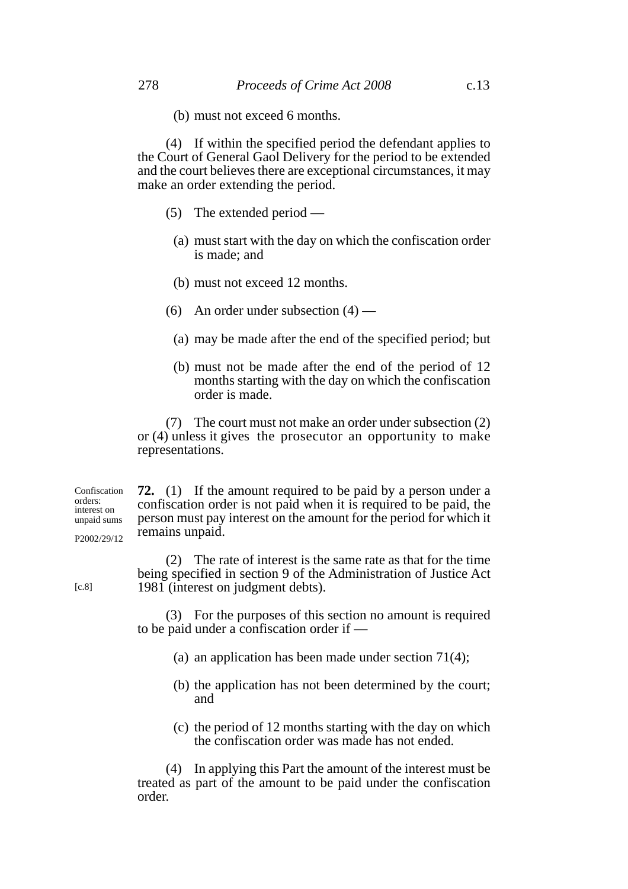(b) must not exceed 6 months.

(4) If within the specified period the defendant applies to the Court of General Gaol Delivery for the period to be extended and the court believes there are exceptional circumstances, it may make an order extending the period.

(5) The extended period —

(a) must start with the day on which the confiscation order is made; and

(b) must not exceed 12 months.

(6) An order under subsection (4) —

(a) may be made after the end of the specified period; but

(b) must not be made after the end of the period of 12 months starting with the day on which the confiscation order is made.

(7) The court must not make an order under subsection (2) or (4) unless it gives the prosecutor an opportunity to make representations.

Confiscation orders: interest on unpaid sums

P2002/29/12

**72.** (1) If the amount required to be paid by a person under a confiscation order is not paid when it is required to be paid, the person must pay interest on the amount for the period for which it remains unpaid.

[c.8]

(2) The rate of interest is the same rate as that for the time being specified in section 9 of the Administration of Justice Act 1981 (interest on judgment debts).

(3) For the purposes of this section no amount is required to be paid under a confiscation order if —

(a) an application has been made under section 71(4);

(b) the application has not been determined by the court; and

(c) the period of 12 months starting with the day on which the confiscation order was made has not ended.

(4) In applying this Part the amount of the interest must be treated as part of the amount to be paid under the confiscation order.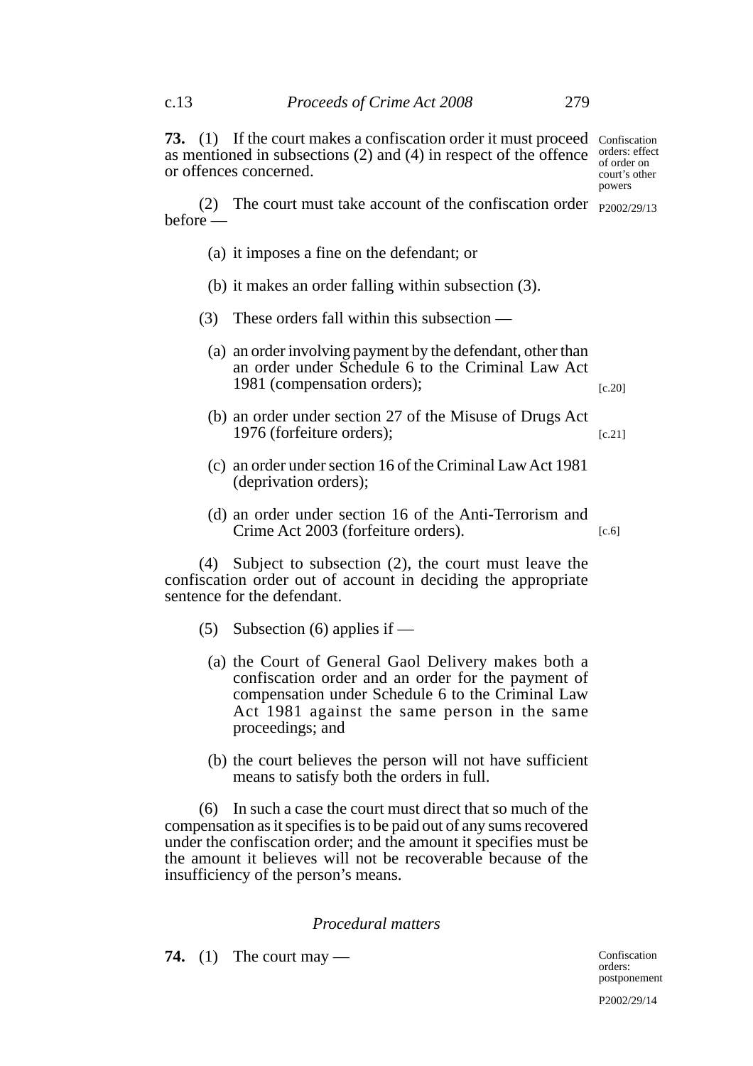**73.** (1) If the court makes a confiscation order it must proceed as mentioned in subsections (2) and (4) in respect of the offence or offences concerned.

Confiscation orders: effect of order on court's other powers

P2002/29/13

(2) The court must take account of the confiscation order before —

(a) it imposes a fine on the defendant; or

(b) it makes an order falling within subsection (3).

(3) These orders fall within this subsection —

(a) an order involving payment by the defendant, other than an order under Schedule 6 to the Criminal Law Act 1981 (compensation orders); [c.20]

(b) an order under section 27 of the Misuse of Drugs Act 1976 (forfeiture orders); [c.21]

(c) an order under section 16 of the Criminal Law Act 1981 (deprivation orders);

(d) an order under section 16 of the Anti-Terrorism and Crime Act 2003 (forfeiture orders). [c.6]

(4) Subject to subsection (2), the court must leave the confiscation order out of account in deciding the appropriate sentence for the defendant.

(5) Subsection (6) applies if —

(a) the Court of General Gaol Delivery makes both a confiscation order and an order for the payment of compensation under Schedule 6 to the Criminal Law Act 1981 against the same person in the same proceedings; and

(b) the court believes the person will not have sufficient means to satisfy both the orders in full.

(6) In such a case the court must direct that so much of the compensation as it specifies is to be paid out of any sums recovered under the confiscation order; and the amount it specifies must be the amount it believes will not be recoverable because of the insufficiency of the person's means.

*Procedural matters*

**74.** (1) The court may —

Confiscation orders: postponement

P2002/29/14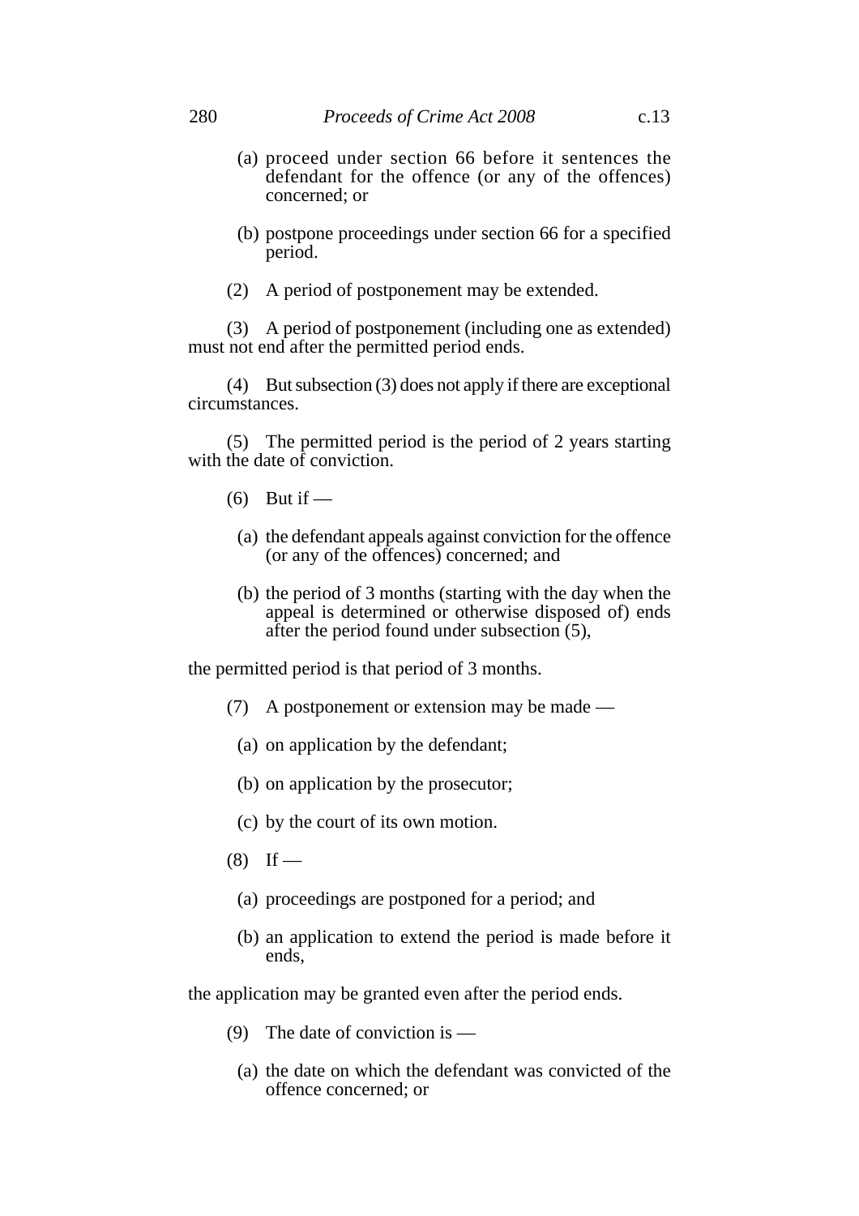(a) proceed under section 66 before it sentences the defendant for the offence (or any of the offences) concerned; or

(b) postpone proceedings under section 66 for a specified period.

(2) A period of postponement may be extended.

(3) A period of postponement (including one as extended) must not end after the permitted period ends.

(4) But subsection (3) does not apply if there are exceptional circumstances.

(5) The permitted period is the period of 2 years starting with the date of conviction.

(6) But if —

(a) the defendant appeals against conviction for the offence (or any of the offences) concerned; and

(b) the period of 3 months (starting with the day when the appeal is determined or otherwise disposed of) ends after the period found under subsection (5),

the permitted period is that period of 3 months.

(7) A postponement or extension may be made —

(a) on application by the defendant;

(b) on application by the prosecutor;

(c) by the court of its own motion.

(8) If —

(a) proceedings are postponed for a period; and

(b) an application to extend the period is made before it ends,

the application may be granted even after the period ends.

(9) The date of conviction is —

(a) the date on which the defendant was convicted of the offence concerned; or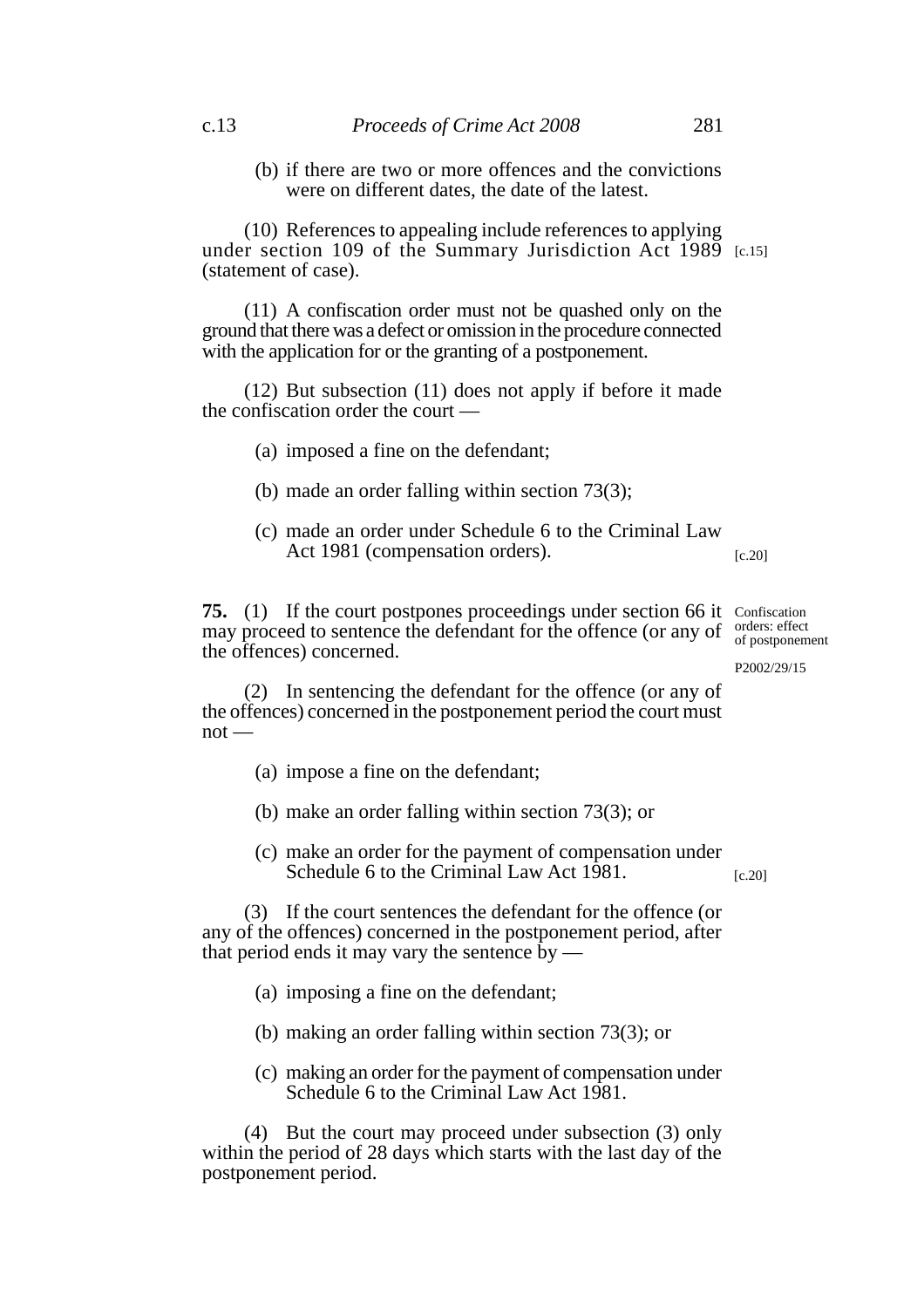(b) if there are two or more offences and the convictions were on different dates, the date of the latest.

(10) References to appealing include references to applying under section 109 of the Summary Jurisdiction Act 1989 (statement of case). [c.15]

(11) A confiscation order must not be quashed only on the ground that there was a defect or omission in the procedure connected with the application for or the granting of a postponement.

(12) But subsection (11) does not apply if before it made the confiscation order the court —

(a) imposed a fine on the defendant;

(b) made an order falling within section 73(3);

(c) made an order under Schedule 6 to the Criminal Law Act 1981 (compensation orders). [c.20]

**75.** (1) If the court postpones proceedings under section 66 it may proceed to sentence the defendant for the offence (or any of the offences) concerned.

*Confiscation orders: effect of postponement*

P2002/29/15

(2) In sentencing the defendant for the offence (or any of the offences) concerned in the postponement period the court must not —

(a) impose a fine on the defendant;

(b) make an order falling within section 73(3); or

(c) make an order for the payment of compensation under Schedule 6 to the Criminal Law Act 1981. [c.20]

(3) If the court sentences the defendant for the offence (or any of the offences) concerned in the postponement period, after that period ends it may vary the sentence by —

(a) imposing a fine on the defendant;

(b) making an order falling within section 73(3); or

(c) making an order for the payment of compensation under Schedule 6 to the Criminal Law Act 1981.

(4) But the court may proceed under subsection (3) only within the period of 28 days which starts with the last day of the postponement period.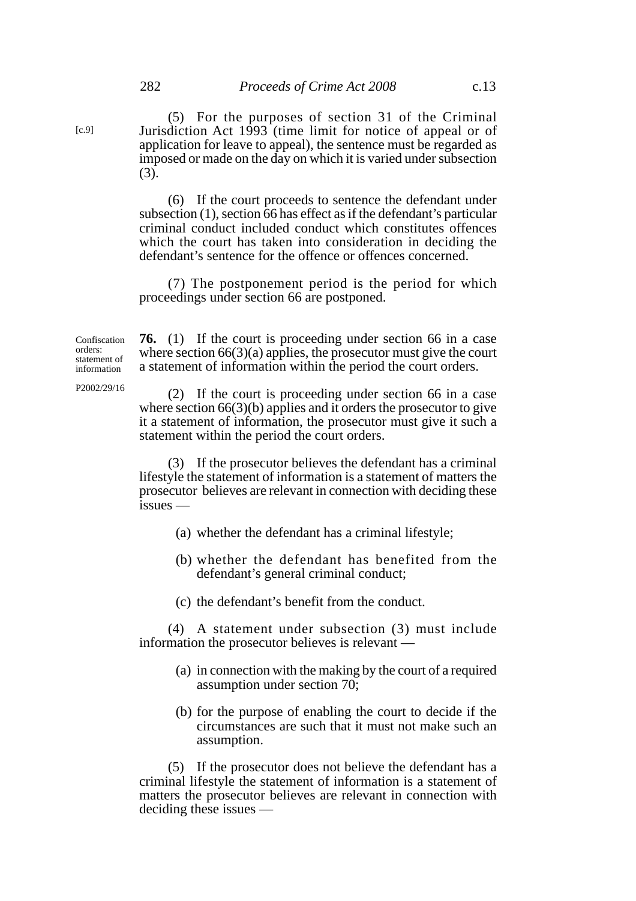(5) For the purposes of section 31 of the Criminal Jurisdiction Act 1993 (time limit for notice of appeal or of application for leave to appeal), the sentence must be regarded as imposed or made on the day on which it is varied under subsection (3).

[c.9]

(6) If the court proceeds to sentence the defendant under subsection (1), section 66 has effect as if the defendant's particular criminal conduct included conduct which constitutes offences which the court has taken into consideration in deciding the defendant's sentence for the offence or offences concerned.

(7) The postponement period is the period for which proceedings under section 66 are postponed.

Confiscation orders: statement of information

P2002/29/16

**76.** (1) If the court is proceeding under section 66 in a case where section 66(3)(a) applies, the prosecutor must give the court a statement of information within the period the court orders.

(2) If the court is proceeding under section 66 in a case where section 66(3)(b) applies and it orders the prosecutor to give it a statement of information, the prosecutor must give it such a statement within the period the court orders.

(3) If the prosecutor believes the defendant has a criminal lifestyle the statement of information is a statement of matters the prosecutor believes are relevant in connection with deciding these issues —

(a) whether the defendant has a criminal lifestyle;

(b) whether the defendant has benefited from the defendant's general criminal conduct;

(c) the defendant's benefit from the conduct.

(4) A statement under subsection (3) must include information the prosecutor believes is relevant —

(a) in connection with the making by the court of a required assumption under section 70;

(b) for the purpose of enabling the court to decide if the circumstances are such that it must not make such an assumption.

(5) If the prosecutor does not believe the defendant has a criminal lifestyle the statement of information is a statement of matters the prosecutor believes are relevant in connection with deciding these issues —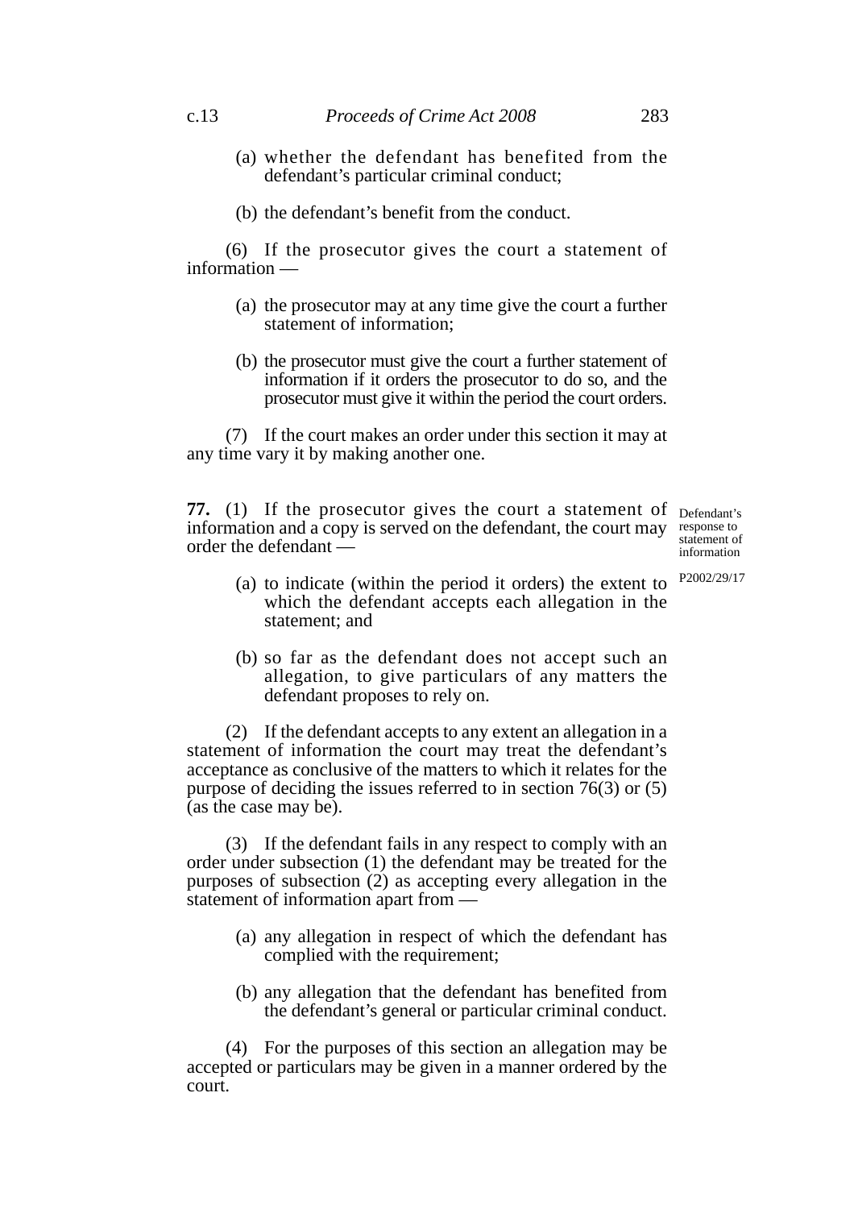(a) whether the defendant has benefited from the defendant’s particular criminal conduct;

(b) the defendant’s benefit from the conduct.

(6) If the prosecutor gives the court a statement of information —

(a) the prosecutor may at any time give the court a further statement of information;

(b) the prosecutor must give the court a further statement of information if it orders the prosecutor to do so, and the prosecutor must give it within the period the court orders.

(7) If the court makes an order under this section it may at any time vary it by making another one.

Defendant’s response to statement of information

P2002/29/17

**77.** (1) If the prosecutor gives the court a statement of information and a copy is served on the defendant, the court may order the defendant —

(a) to indicate (within the period it orders) the extent to which the defendant accepts each allegation in the statement; and

(b) so far as the defendant does not accept such an allegation, to give particulars of any matters the defendant proposes to rely on.

(2) If the defendant accepts to any extent an allegation in a statement of information the court may treat the defendant’s acceptance as conclusive of the matters to which it relates for the purpose of deciding the issues referred to in section 76(3) or (5) (as the case may be).

(3) If the defendant fails in any respect to comply with an order under subsection (1) the defendant may be treated for the purposes of subsection (2) as accepting every allegation in the statement of information apart from —

(a) any allegation in respect of which the defendant has complied with the requirement;

(b) any allegation that the defendant has benefited from the defendant’s general or particular criminal conduct.

(4) For the purposes of this section an allegation may be accepted or particulars may be given in a manner ordered by the court.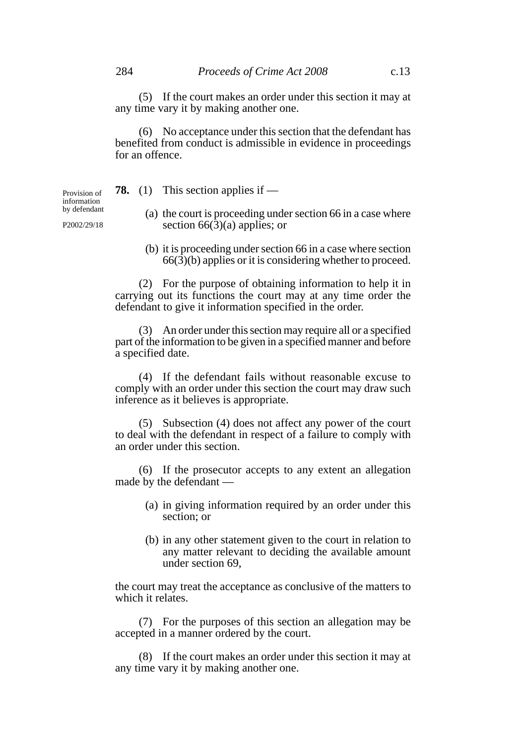(5) If the court makes an order under this section it may at any time vary it by making another one.

(6) No acceptance under this section that the defendant has benefited from conduct is admissible in evidence in proceedings for an offence.

Provision of information by defendant

P2002/29/18

**78.** (1) This section applies if —

(a) the court is proceeding under section 66 in a case where section 66(3)(a) applies; or

(b) it is proceeding under section 66 in a case where section 66(3)(b) applies or it is considering whether to proceed.

(2) For the purpose of obtaining information to help it in carrying out its functions the court may at any time order the defendant to give it information specified in the order.

(3) An order under this section may require all or a specified part of the information to be given in a specified manner and before a specified date.

(4) If the defendant fails without reasonable excuse to comply with an order under this section the court may draw such inference as it believes is appropriate.

(5) Subsection (4) does not affect any power of the court to deal with the defendant in respect of a failure to comply with an order under this section.

(6) If the prosecutor accepts to any extent an allegation made by the defendant —

(a) in giving information required by an order under this section; or

(b) in any other statement given to the court in relation to any matter relevant to deciding the available amount under section 69,

the court may treat the acceptance as conclusive of the matters to which it relates.

(7) For the purposes of this section an allegation may be accepted in a manner ordered by the court.

(8) If the court makes an order under this section it may at any time vary it by making another one.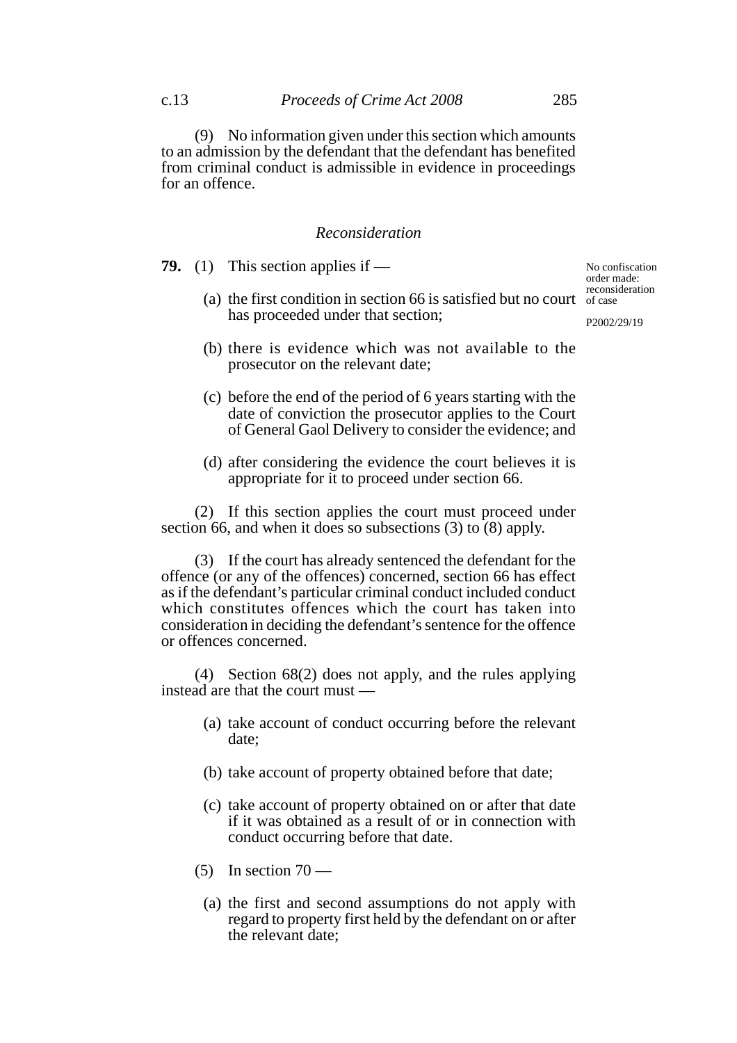(9) No information given under this section which amounts to an admission by the defendant that the defendant has benefited from criminal conduct is admissible in evidence in proceedings for an offence.

### *Reconsideration*

No confiscation order made: reconsideration of case

P2002/29/19

**79.** (1) This section applies if —

(a) the first condition in section 66 is satisfied but no court has proceeded under that section;

(b) there is evidence which was not available to the prosecutor on the relevant date;

(c) before the end of the period of 6 years starting with the date of conviction the prosecutor applies to the Court of General Gaol Delivery to consider the evidence; and

(d) after considering the evidence the court believes it is appropriate for it to proceed under section 66.

(2) If this section applies the court must proceed under section 66, and when it does so subsections (3) to (8) apply.

(3) If the court has already sentenced the defendant for the offence (or any of the offences) concerned, section 66 has effect as if the defendant's particular criminal conduct included conduct which constitutes offences which the court has taken into consideration in deciding the defendant's sentence for the offence or offences concerned.

(4) Section 68(2) does not apply, and the rules applying instead are that the court must —

(a) take account of conduct occurring before the relevant date;

(b) take account of property obtained before that date;

(c) take account of property obtained on or after that date if it was obtained as a result of or in connection with conduct occurring before that date.

(5) In section 70 —

(a) the first and second assumptions do not apply with regard to property first held by the defendant on or after the relevant date;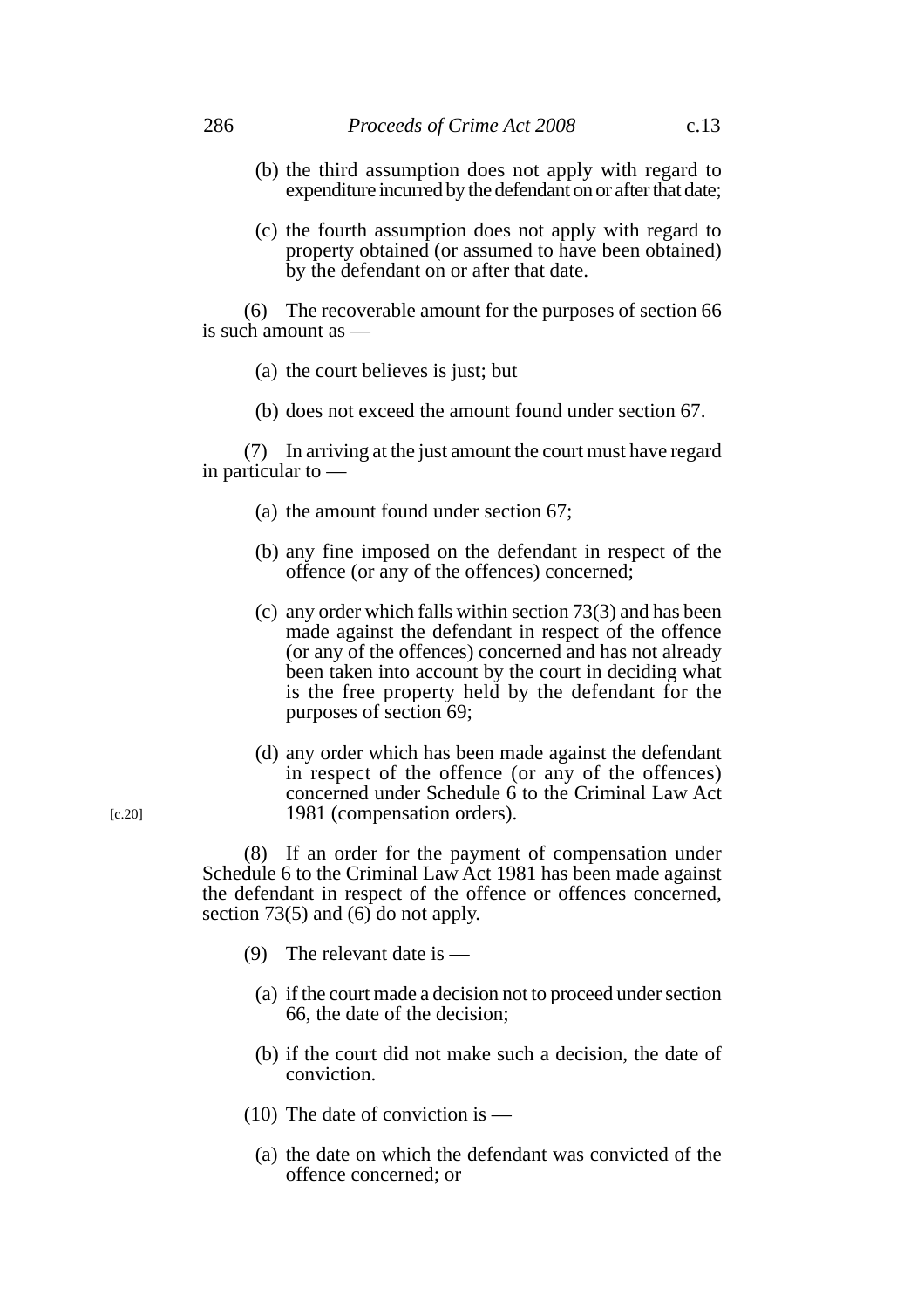(b) the third assumption does not apply with regard to expenditure incurred by the defendant on or after that date;

(c) the fourth assumption does not apply with regard to property obtained (or assumed to have been obtained) by the defendant on or after that date.

(6) The recoverable amount for the purposes of section 66 is such amount as —

(a) the court believes is just; but

(b) does not exceed the amount found under section 67.

(7) In arriving at the just amount the court must have regard in particular to —

(a) the amount found under section 67;

(b) any fine imposed on the defendant in respect of the offence (or any of the offences) concerned;

(c) any order which falls within section 73(3) and has been made against the defendant in respect of the offence (or any of the offences) concerned and has not already been taken into account by the court in deciding what is the free property held by the defendant for the purposes of section 69;

(d) any order which has been made against the defendant in respect of the offence (or any of the offences) concerned under Schedule 6 to the Criminal Law Act 1981 (compensation orders). [c.20]

(8) If an order for the payment of compensation under Schedule 6 to the Criminal Law Act 1981 has been made against the defendant in respect of the offence or offences concerned, section 73(5) and (6) do not apply.

(9) The relevant date is —

(a) if the court made a decision not to proceed under section 66, the date of the decision;

(b) if the court did not make such a decision, the date of conviction.

(10) The date of conviction is —

(a) the date on which the defendant was convicted of the offence concerned; or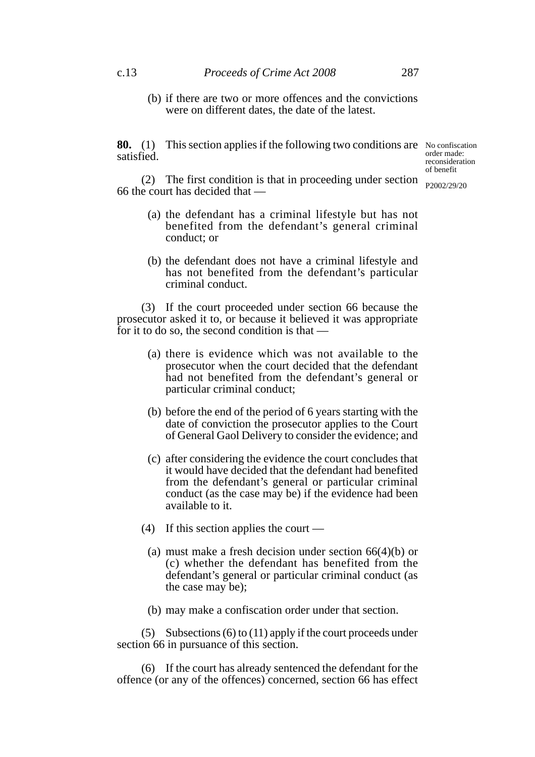(b) if there are two or more offences and the convictions were on different dates, the date of the latest.

**80.** (1) This section applies if the following two conditions are satisfied.

No confiscation order made: reconsideration of benefit

P2002/29/20

(2) The first condition is that in proceeding under section 66 the court has decided that —

(a) the defendant has a criminal lifestyle but has not benefited from the defendant's general criminal conduct; or

(b) the defendant does not have a criminal lifestyle and has not benefited from the defendant's particular criminal conduct.

(3) If the court proceeded under section 66 because the prosecutor asked it to, or because it believed it was appropriate for it to do so, the second condition is that —

(a) there is evidence which was not available to the prosecutor when the court decided that the defendant had not benefited from the defendant's general or particular criminal conduct;

(b) before the end of the period of 6 years starting with the date of conviction the prosecutor applies to the Court of General Gaol Delivery to consider the evidence; and

(c) after considering the evidence the court concludes that it would have decided that the defendant had benefited from the defendant's general or particular criminal conduct (as the case may be) if the evidence had been available to it.

(4) If this section applies the court —

(a) must make a fresh decision under section 66(4)(b) or (c) whether the defendant has benefited from the defendant's general or particular criminal conduct (as the case may be);

(b) may make a confiscation order under that section.

(5) Subsections (6) to (11) apply if the court proceeds under section 66 in pursuance of this section.

(6) If the court has already sentenced the defendant for the offence (or any of the offences) concerned, section 66 has effect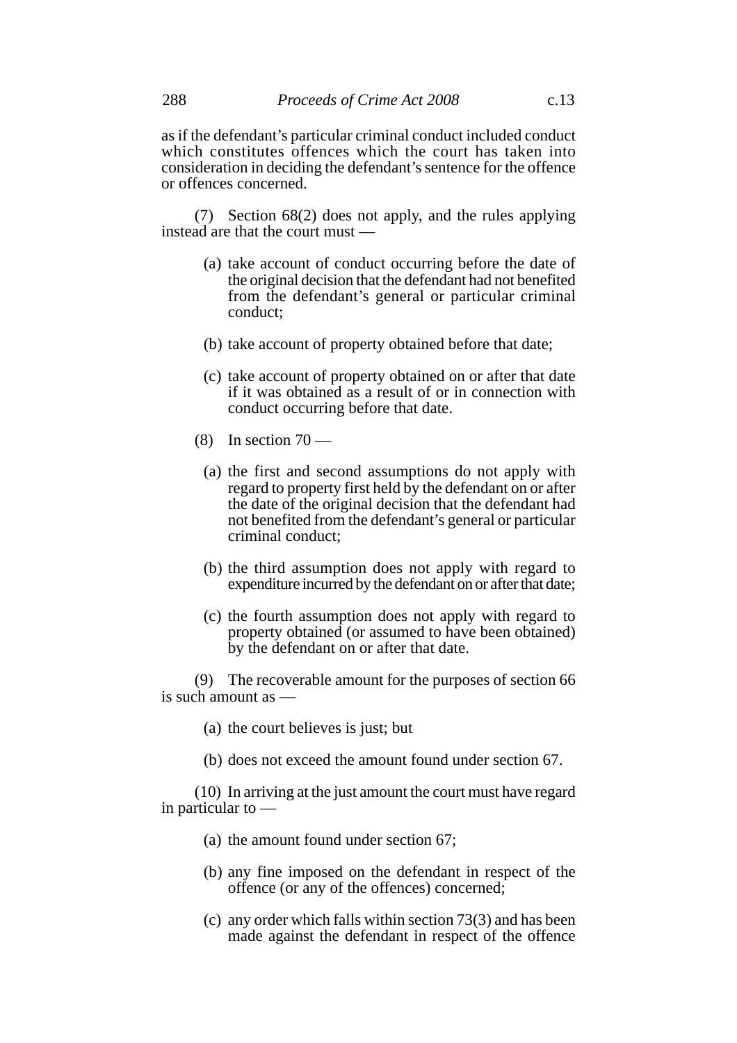as if the defendant's particular criminal conduct included conduct which constitutes offences which the court has taken into consideration in deciding the defendant's sentence for the offence or offences concerned.

(7) Section 68(2) does not apply, and the rules applying instead are that the court must —

(a) take account of conduct occurring before the date of the original decision that the defendant had not benefited from the defendant's general or particular criminal conduct;

(b) take account of property obtained before that date;

(c) take account of property obtained on or after that date if it was obtained as a result of or in connection with conduct occurring before that date.

(8) In section 70 —

(a) the first and second assumptions do not apply with regard to property first held by the defendant on or after the date of the original decision that the defendant had not benefited from the defendant's general or particular criminal conduct;

(b) the third assumption does not apply with regard to expenditure incurred by the defendant on or after that date;

(c) the fourth assumption does not apply with regard to property obtained (or assumed to have been obtained) by the defendant on or after that date.

(9) The recoverable amount for the purposes of section 66 is such amount as —

(a) the court believes is just; but

(b) does not exceed the amount found under section 67.

(10) In arriving at the just amount the court must have regard in particular to —

(a) the amount found under section 67;

(b) any fine imposed on the defendant in respect of the offence (or any of the offences) concerned;

(c) any order which falls within section 73(3) and has been made against the defendant in respect of the offence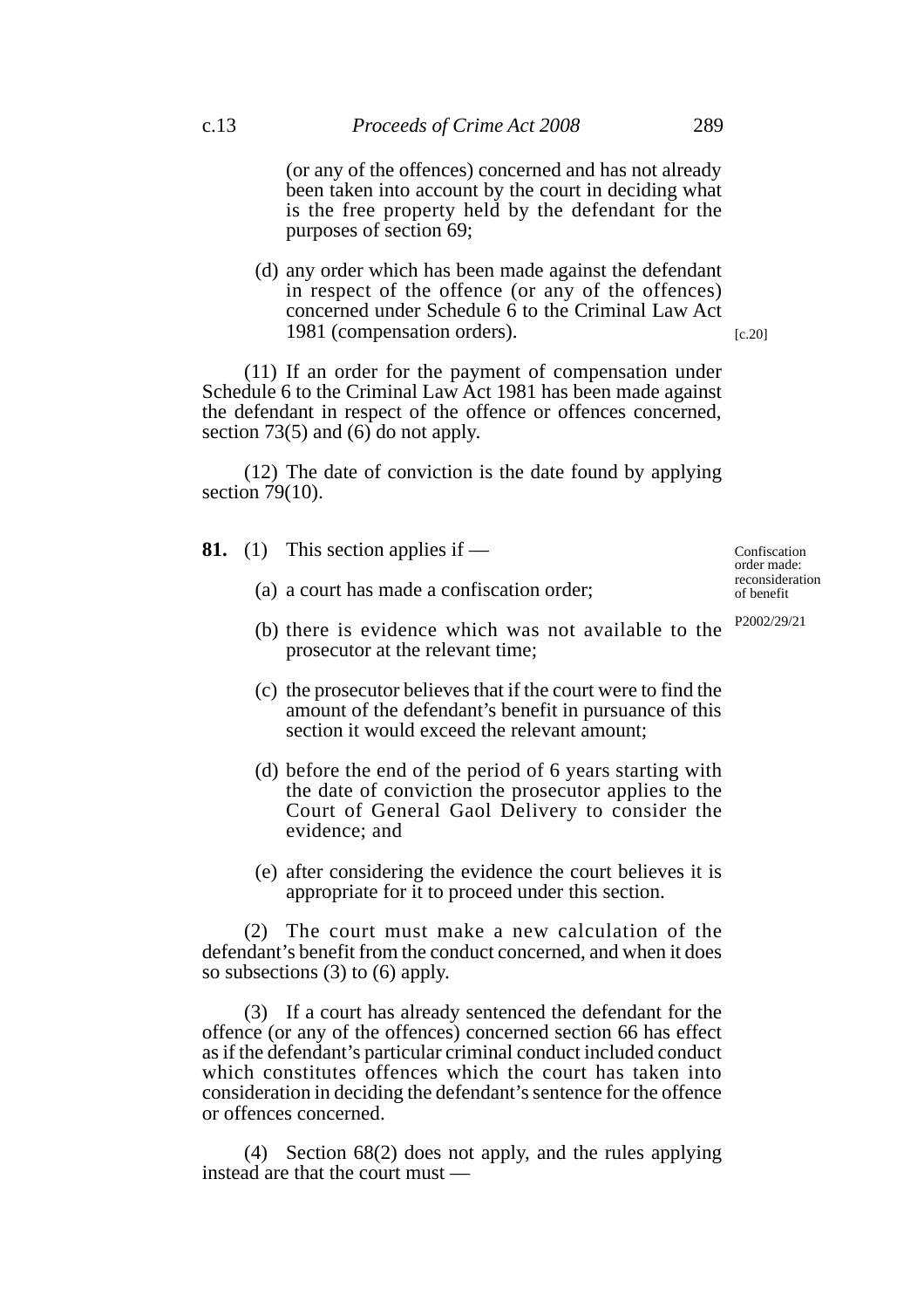(or any of the offences) concerned and has not already been taken into account by the court in deciding what is the free property held by the defendant for the purposes of section 69;

(d) any order which has been made against the defendant in respect of the offence (or any of the offences) concerned under Schedule 6 to the Criminal Law Act 1981 (compensation orders). [c.20]

(11) If an order for the payment of compensation under Schedule 6 to the Criminal Law Act 1981 has been made against the defendant in respect of the offence or offences concerned, section 73(5) and (6) do not apply.

(12) The date of conviction is the date found by applying section 79(10).

**Confiscation order made: reconsideration of benefit**

P2002/29/21

**81.** (1) This section applies if —

(a) a court has made a confiscation order;

(b) there is evidence which was not available to the prosecutor at the relevant time;

(c) the prosecutor believes that if the court were to find the amount of the defendant's benefit in pursuance of this section it would exceed the relevant amount;

(d) before the end of the period of 6 years starting with the date of conviction the prosecutor applies to the Court of General Gaol Delivery to consider the evidence; and

(e) after considering the evidence the court believes it is appropriate for it to proceed under this section.

(2) The court must make a new calculation of the defendant's benefit from the conduct concerned, and when it does so subsections (3) to (6) apply.

(3) If a court has already sentenced the defendant for the offence (or any of the offences) concerned section 66 has effect as if the defendant's particular criminal conduct included conduct which constitutes offences which the court has taken into consideration in deciding the defendant's sentence for the offence or offences concerned.

(4) Section 68(2) does not apply, and the rules applying instead are that the court must —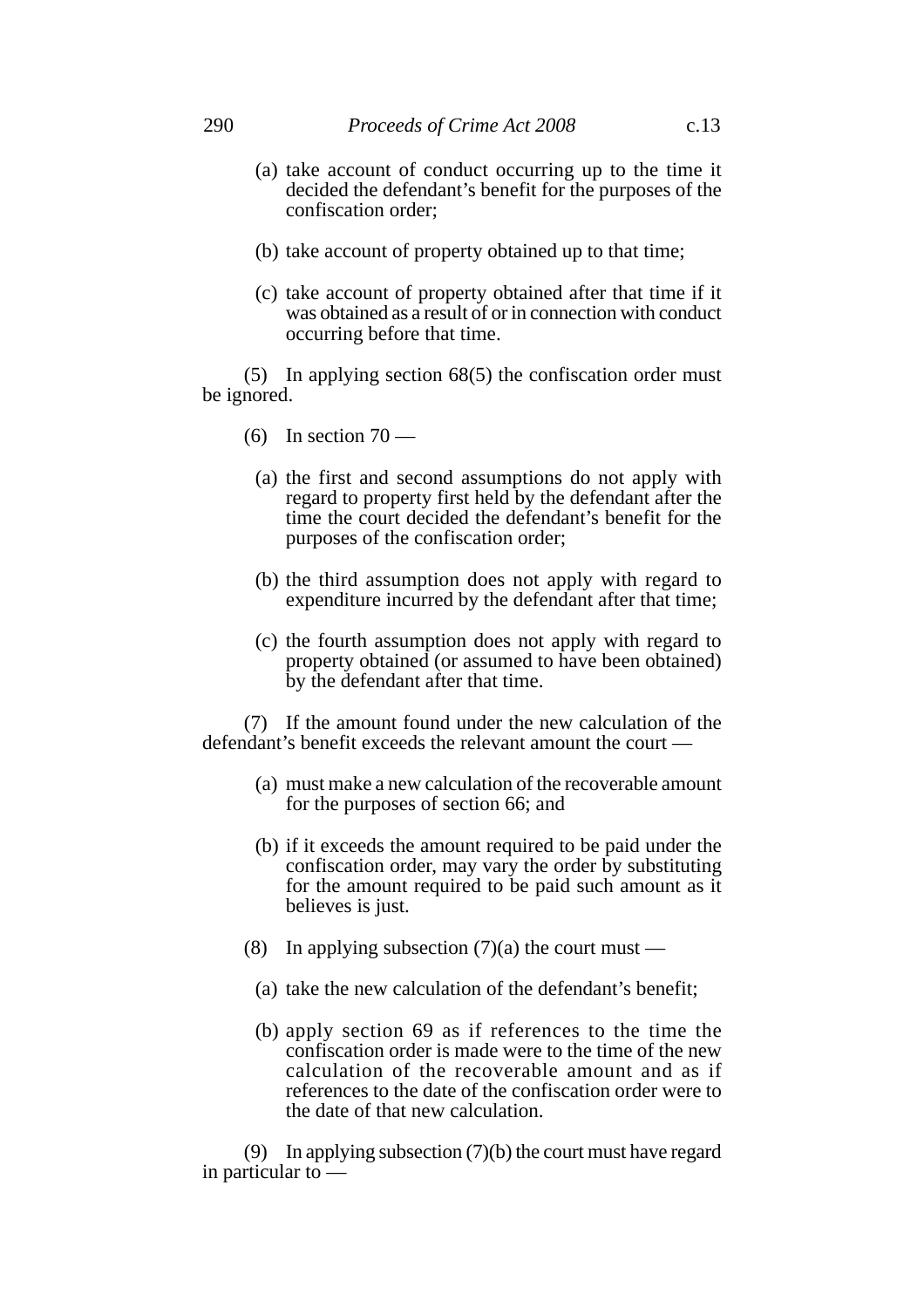(a) take account of conduct occurring up to the time it decided the defendant's benefit for the purposes of the confiscation order;

(b) take account of property obtained up to that time;

(c) take account of property obtained after that time if it was obtained as a result of or in connection with conduct occurring before that time.

(5) In applying section 68(5) the confiscation order must be ignored.

(6) In section 70 —

(a) the first and second assumptions do not apply with regard to property first held by the defendant after the time the court decided the defendant's benefit for the purposes of the confiscation order;

(b) the third assumption does not apply with regard to expenditure incurred by the defendant after that time;

(c) the fourth assumption does not apply with regard to property obtained (or assumed to have been obtained) by the defendant after that time.

(7) If the amount found under the new calculation of the defendant's benefit exceeds the relevant amount the court —

(a) must make a new calculation of the recoverable amount for the purposes of section 66; and

(b) if it exceeds the amount required to be paid under the confiscation order, may vary the order by substituting for the amount required to be paid such amount as it believes is just.

(8) In applying subsection (7)(a) the court must —

(a) take the new calculation of the defendant's benefit;

(b) apply section 69 as if references to the time the confiscation order is made were to the time of the new calculation of the recoverable amount and as if references to the date of the confiscation order were to the date of that new calculation.

(9) In applying subsection (7)(b) the court must have regard in particular to —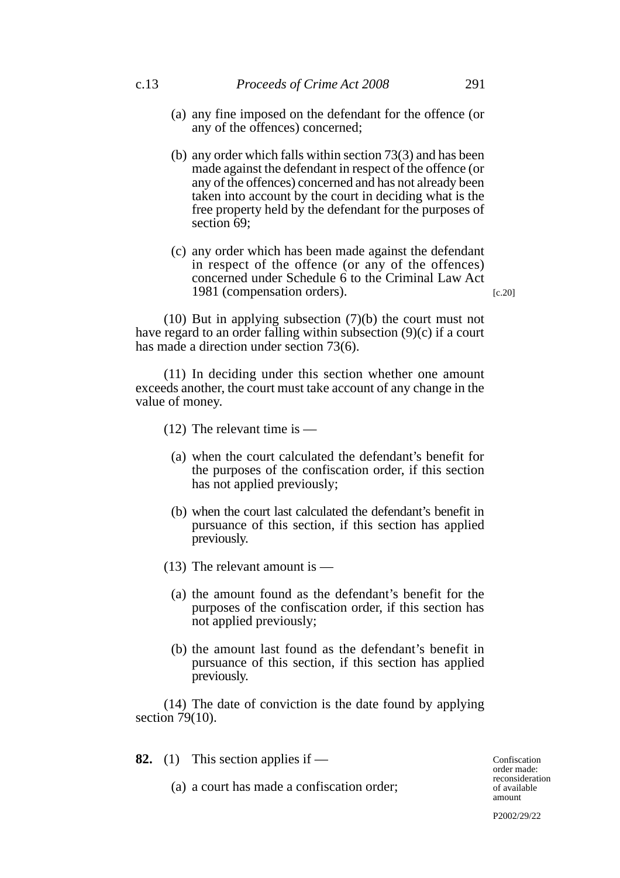(a) any fine imposed on the defendant for the offence (or any of the offences) concerned;

(b) any order which falls within section 73(3) and has been made against the defendant in respect of the offence (or any of the offences) concerned and has not already been taken into account by the court in deciding what is the free property held by the defendant for the purposes of section 69;

(c) any order which has been made against the defendant in respect of the offence (or any of the offences) concerned under Schedule 6 to the Criminal Law Act 1981 (compensation orders). [c.20]

(10) But in applying subsection (7)(b) the court must not have regard to an order falling within subsection (9)(c) if a court has made a direction under section 73(6).

(11) In deciding under this section whether one amount exceeds another, the court must take account of any change in the value of money.

(12) The relevant time is —

(a) when the court calculated the defendant's benefit for the purposes of the confiscation order, if this section has not applied previously;

(b) when the court last calculated the defendant's benefit in pursuance of this section, if this section has applied previously.

(13) The relevant amount is —

(a) the amount found as the defendant's benefit for the purposes of the confiscation order, if this section has not applied previously;

(b) the amount last found as the defendant's benefit in pursuance of this section, if this section has applied previously.

(14) The date of conviction is the date found by applying section 79(10).

Confiscation order made: reconsideration of available amount

P2002/29/22

**82.** (1) This section applies if —

(a) a court has made a confiscation order;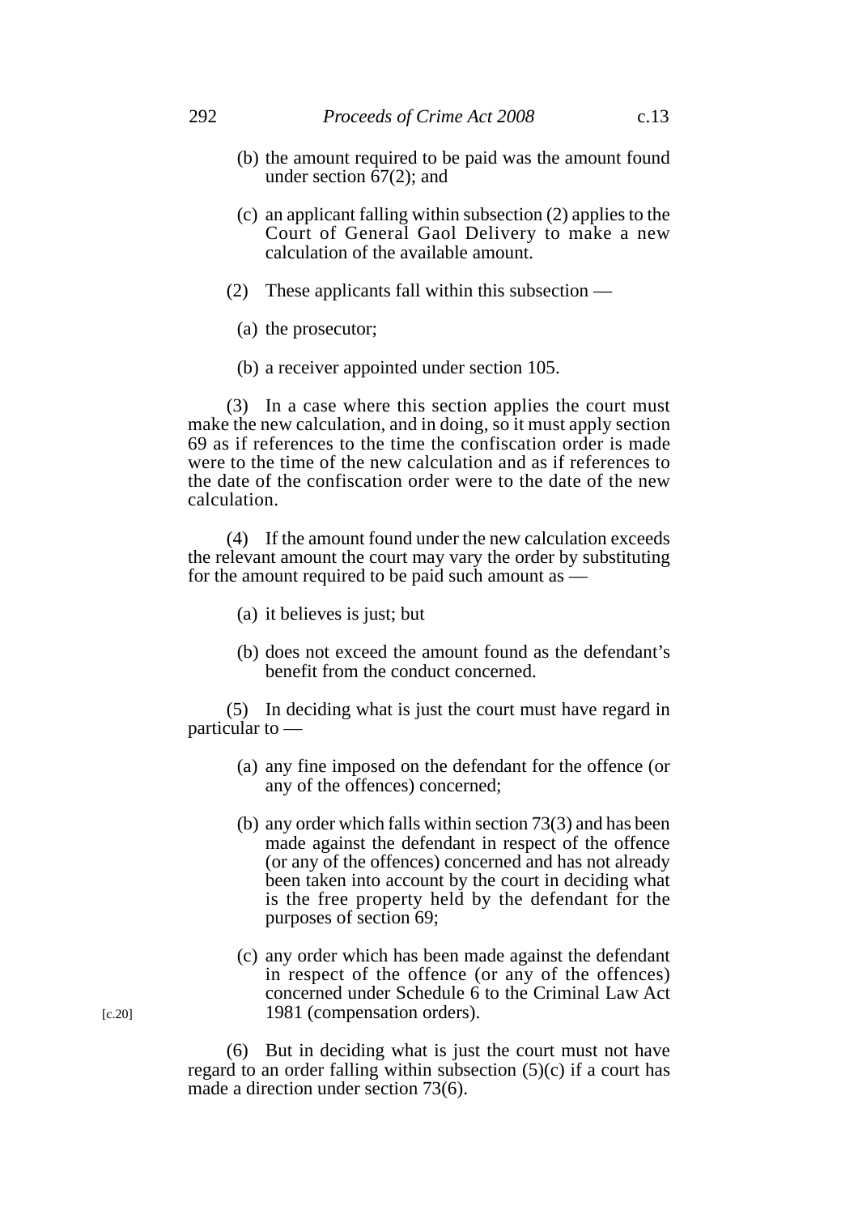(b) the amount required to be paid was the amount found under section 67(2); and

(c) an applicant falling within subsection (2) applies to the Court of General Gaol Delivery to make a new calculation of the available amount.

(2) These applicants fall within this subsection —

(a) the prosecutor;

(b) a receiver appointed under section 105.

(3) In a case where this section applies the court must make the new calculation, and in doing, so it must apply section 69 as if references to the time the confiscation order is made were to the time of the new calculation and as if references to the date of the confiscation order were to the date of the new calculation.

(4) If the amount found under the new calculation exceeds the relevant amount the court may vary the order by substituting for the amount required to be paid such amount as —

(a) it believes is just; but

(b) does not exceed the amount found as the defendant's benefit from the conduct concerned.

(5) In deciding what is just the court must have regard in particular to —

(a) any fine imposed on the defendant for the offence (or any of the offences) concerned;

(b) any order which falls within section 73(3) and has been made against the defendant in respect of the offence (or any of the offences) concerned and has not already been taken into account by the court in deciding what is the free property held by the defendant for the purposes of section 69;

(c) any order which has been made against the defendant in respect of the offence (or any of the offences) concerned under Schedule 6 to the Criminal Law Act 1981 (compensation orders).

[c.20]

(6) But in deciding what is just the court must not have regard to an order falling within subsection (5)(c) if a court has made a direction under section 73(6).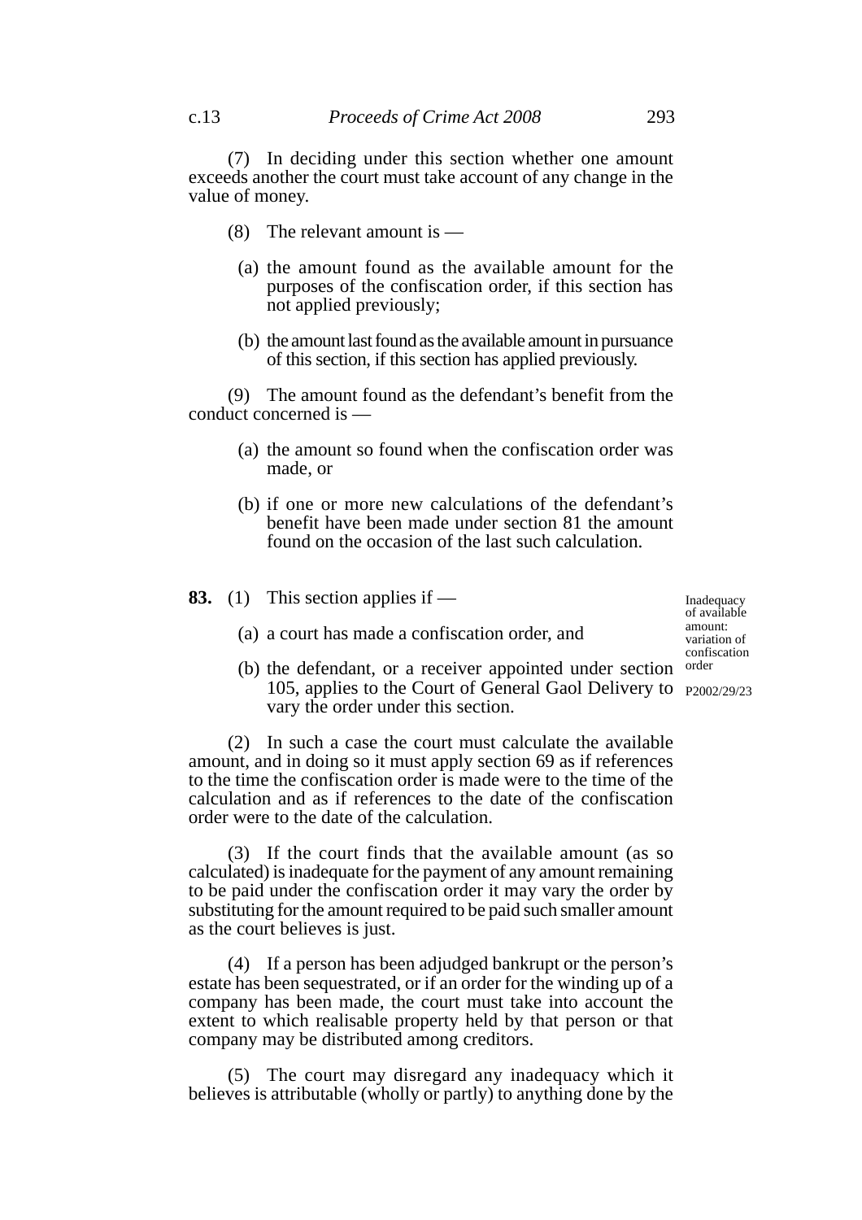(7) In deciding under this section whether one amount exceeds another the court must take account of any change in the value of money.

(8) The relevant amount is —

(a) the amount found as the available amount for the purposes of the confiscation order, if this section has not applied previously;

(b) the amount last found as the available amount in pursuance of this section, if this section has applied previously.

(9) The amount found as the defendant's benefit from the conduct concerned is —

(a) the amount so found when the confiscation order was made, or

(b) if one or more new calculations of the defendant's benefit have been made under section 81 the amount found on the occasion of the last such calculation.

Inadequacy of available amount: variation of confiscation order

P2002/29/23

**83.** (1) This section applies if —

(a) a court has made a confiscation order, and

(b) the defendant, or a receiver appointed under section 105, applies to the Court of General Gaol Delivery to vary the order under this section.

(2) In such a case the court must calculate the available amount, and in doing so it must apply section 69 as if references to the time the confiscation order is made were to the time of the calculation and as if references to the date of the confiscation order were to the date of the calculation.

(3) If the court finds that the available amount (as so calculated) is inadequate for the payment of any amount remaining to be paid under the confiscation order it may vary the order by substituting for the amount required to be paid such smaller amount as the court believes is just.

(4) If a person has been adjudged bankrupt or the person's estate has been sequestrated, or if an order for the winding up of a company has been made, the court must take into account the extent to which realisable property held by that person or that company may be distributed among creditors.

(5) The court may disregard any inadequacy which it believes is attributable (wholly or partly) to anything done by the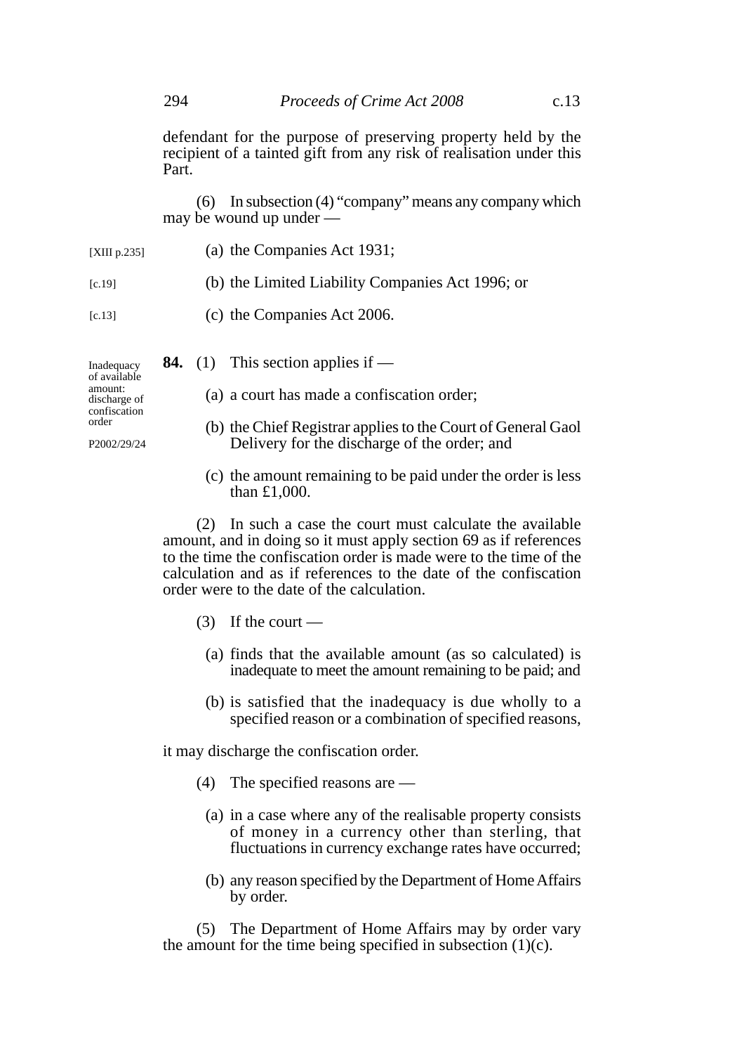defendant for the purpose of preserving property held by the recipient of a tainted gift from any risk of realisation under this Part.

(6) In subsection (4) "company" means any company which may be wound up under —

[XIII p.235] (a) the Companies Act 1931;

[c.19] (b) the Limited Liability Companies Act 1996; or

[c.13] (c) the Companies Act 2006.

Inadequacy of available amount: discharge of confiscation order

P2002/29/24

**84.** (1) This section applies if —

(a) a court has made a confiscation order;

(b) the Chief Registrar applies to the Court of General Gaol Delivery for the discharge of the order; and

(c) the amount remaining to be paid under the order is less than £1,000.

(2) In such a case the court must calculate the available amount, and in doing so it must apply section 69 as if references to the time the confiscation order is made were to the time of the calculation and as if references to the date of the confiscation order were to the date of the calculation.

(3) If the court —

(a) finds that the available amount (as so calculated) is inadequate to meet the amount remaining to be paid; and

(b) is satisfied that the inadequacy is due wholly to a specified reason or a combination of specified reasons,

it may discharge the confiscation order.

(4) The specified reasons are —

(a) in a case where any of the realisable property consists of money in a currency other than sterling, that fluctuations in currency exchange rates have occurred;

(b) any reason specified by the Department of Home Affairs by order.

(5) The Department of Home Affairs may by order vary the amount for the time being specified in subsection (1)(c).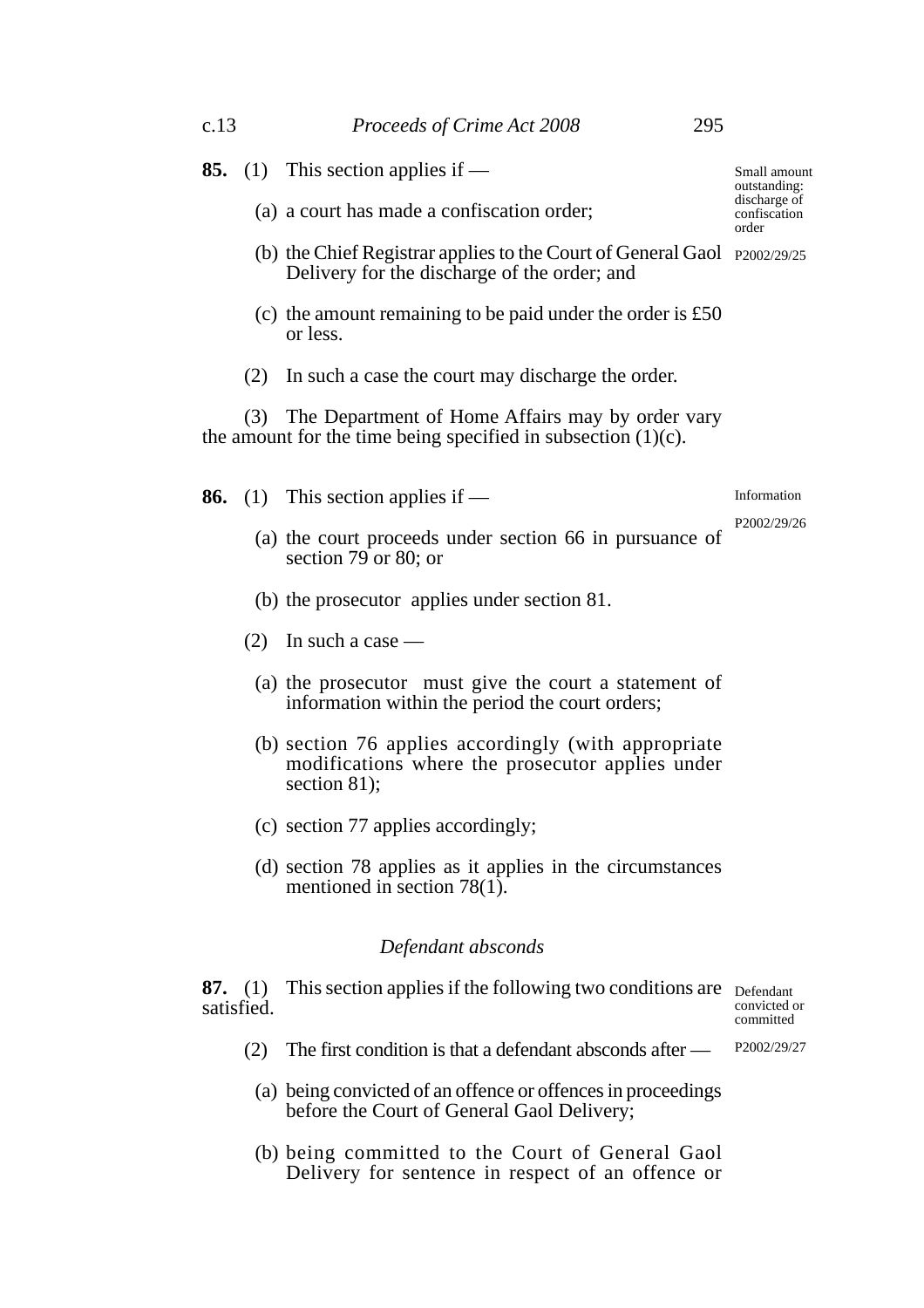**85.** (1) This section applies if —

Small amount outstanding: discharge of confiscation order

P2002/29/25

(a) a court has made a confiscation order;

(b) the Chief Registrar applies to the Court of General Gaol Delivery for the discharge of the order; and

(c) the amount remaining to be paid under the order is £50 or less.

(2) In such a case the court may discharge the order.

(3) The Department of Home Affairs may by order vary the amount for the time being specified in subsection (1)(c).

**86.** (1) This section applies if —

Information

P2002/29/26

(a) the court proceeds under section 66 in pursuance of section 79 or 80; or

(b) the prosecutor applies under section 81.

(2) In such a case —

(a) the prosecutor must give the court a statement of information within the period the court orders;

(b) section 76 applies accordingly (with appropriate modifications where the prosecutor applies under section 81);

(c) section 77 applies accordingly;

(d) section 78 applies as it applies in the circumstances mentioned in section 78(1).

*Defendant absconds*

**87.** (1) This section applies if the following two conditions are satisfied.

Defendant convicted or committed

P2002/29/27

(2) The first condition is that a defendant absconds after —

(a) being convicted of an offence or offences in proceedings before the Court of General Gaol Delivery;

(b) being committed to the Court of General Gaol Delivery for sentence in respect of an offence or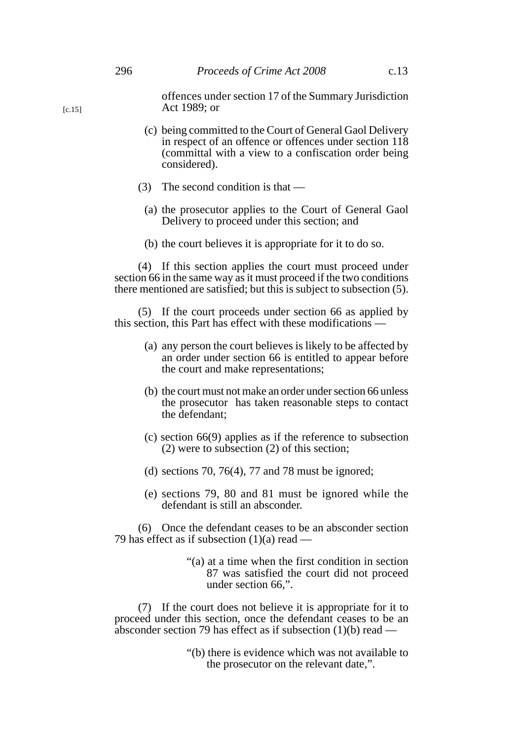offences under section 17 of the Summary Jurisdiction Act 1989; or

[c.15]

(c) being committed to the Court of General Gaol Delivery in respect of an offence or offences under section 118 (committal with a view to a confiscation order being considered).

(3) The second condition is that —

(a) the prosecutor applies to the Court of General Gaol Delivery to proceed under this section; and

(b) the court believes it is appropriate for it to do so.

(4) If this section applies the court must proceed under section 66 in the same way as it must proceed if the two conditions there mentioned are satisfied; but this is subject to subsection (5).

(5) If the court proceeds under section 66 as applied by this section, this Part has effect with these modifications —

(a) any person the court believes is likely to be affected by an order under section 66 is entitled to appear before the court and make representations;

(b) the court must not make an order under section 66 unless the prosecutor has taken reasonable steps to contact the defendant;

(c) section 66(9) applies as if the reference to subsection (2) were to subsection (2) of this section;

(d) sections 70, 76(4), 77 and 78 must be ignored;

(e) sections 79, 80 and 81 must be ignored while the defendant is still an absconder.

(6) Once the defendant ceases to be an absconder section 79 has effect as if subsection (1)(a) read —

"(a) at a time when the first condition in section 87 was satisfied the court did not proceed under section 66,".

(7) If the court does not believe it is appropriate for it to proceed under this section, once the defendant ceases to be an absconder section 79 has effect as if subsection (1)(b) read —

"(b) there is evidence which was not available to the prosecutor on the relevant date,".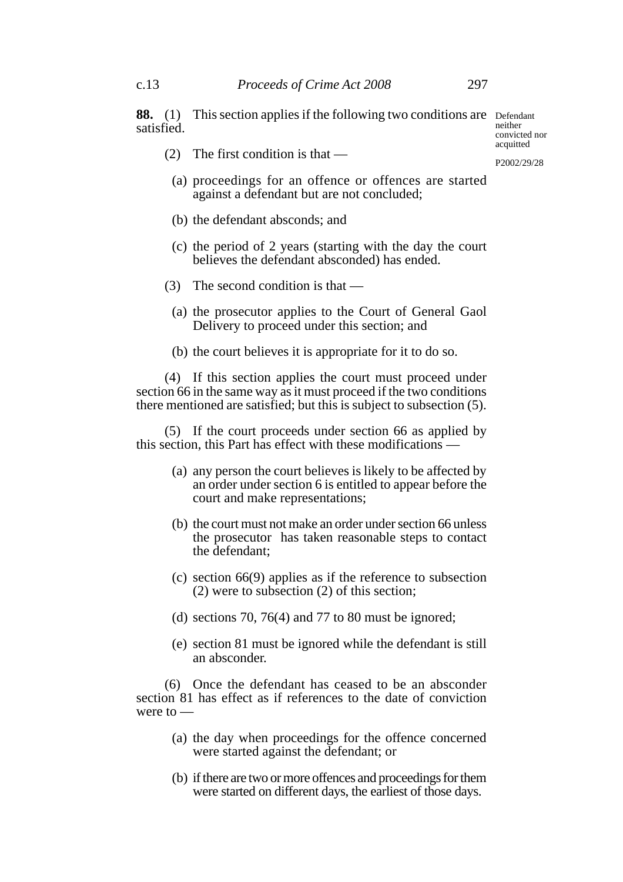**88.** (1) This section applies if the following two conditions are satisfied.

Defendant neither convicted nor acquitted

P2002/29/28

(2) The first condition is that —

(a) proceedings for an offence or offences are started against a defendant but are not concluded;

(b) the defendant absconds; and

(c) the period of 2 years (starting with the day the court believes the defendant absconded) has ended.

(3) The second condition is that —

(a) the prosecutor applies to the Court of General Gaol Delivery to proceed under this section; and

(b) the court believes it is appropriate for it to do so.

(4) If this section applies the court must proceed under section 66 in the same way as it must proceed if the two conditions there mentioned are satisfied; but this is subject to subsection (5).

(5) If the court proceeds under section 66 as applied by this section, this Part has effect with these modifications —

(a) any person the court believes is likely to be affected by an order under section 6 is entitled to appear before the court and make representations;

(b) the court must not make an order under section 66 unless the prosecutor has taken reasonable steps to contact the defendant;

(c) section 66(9) applies as if the reference to subsection (2) were to subsection (2) of this section;

(d) sections 70, 76(4) and 77 to 80 must be ignored;

(e) section 81 must be ignored while the defendant is still an absconder.

(6) Once the defendant has ceased to be an absconder section 81 has effect as if references to the date of conviction were to —

(a) the day when proceedings for the offence concerned were started against the defendant; or

(b) if there are two or more offences and proceedings for them were started on different days, the earliest of those days.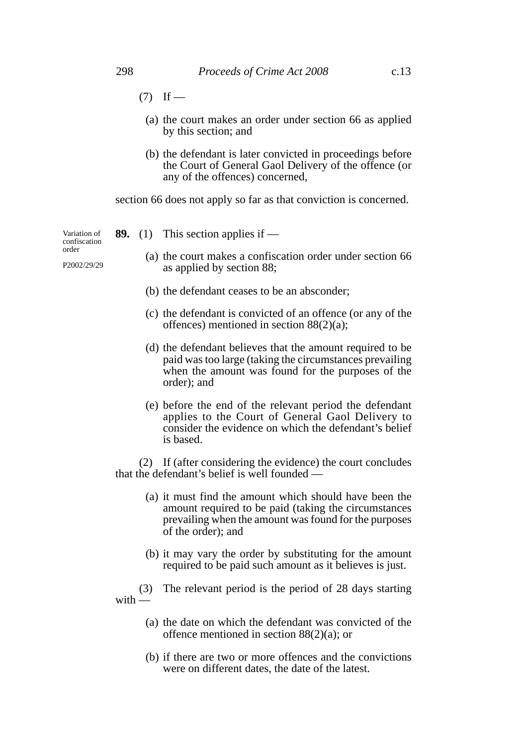(7) If —

(a) the court makes an order under section 66 as applied by this section; and

(b) the defendant is later convicted in proceedings before the Court of General Gaol Delivery of the offence (or any of the offences) concerned,

section 66 does not apply so far as that conviction is concerned.

Variation of confiscation order

P2002/29/29

**89.** (1) This section applies if —

(a) the court makes a confiscation order under section 66 as applied by section 88;

(b) the defendant ceases to be an absconder;

(c) the defendant is convicted of an offence (or any of the offences) mentioned in section 88(2)(a);

(d) the defendant believes that the amount required to be paid was too large (taking the circumstances prevailing when the amount was found for the purposes of the order); and

(e) before the end of the relevant period the defendant applies to the Court of General Gaol Delivery to consider the evidence on which the defendant's belief is based.

(2) If (after considering the evidence) the court concludes that the defendant's belief is well founded —

(a) it must find the amount which should have been the amount required to be paid (taking the circumstances prevailing when the amount was found for the purposes of the order); and

(b) it may vary the order by substituting for the amount required to be paid such amount as it believes is just.

(3) The relevant period is the period of 28 days starting with —

(a) the date on which the defendant was convicted of the offence mentioned in section 88(2)(a); or

(b) if there are two or more offences and the convictions were on different dates, the date of the latest.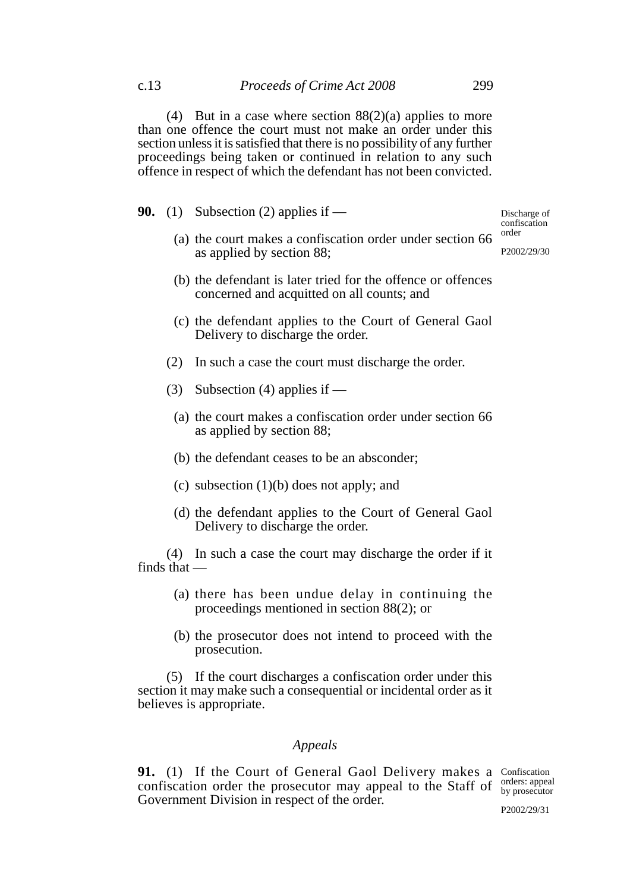(4) But in a case where section 88(2)(a) applies to more than one offence the court must not make an order under this section unless it is satisfied that there is no possibility of any further proceedings being taken or continued in relation to any such offence in respect of which the defendant has not been convicted.

Discharge of confiscation order

P2002/29/30

**90.** (1) Subsection (2) applies if —

(a) the court makes a confiscation order under section 66 as applied by section 88;

(b) the defendant is later tried for the offence or offences concerned and acquitted on all counts; and

(c) the defendant applies to the Court of General Gaol Delivery to discharge the order.

(2) In such a case the court must discharge the order.

(3) Subsection (4) applies if —

(a) the court makes a confiscation order under section 66 as applied by section 88;

(b) the defendant ceases to be an absconder;

(c) subsection (1)(b) does not apply; and

(d) the defendant applies to the Court of General Gaol Delivery to discharge the order.

(4) In such a case the court may discharge the order if it finds that —

(a) there has been undue delay in continuing the proceedings mentioned in section 88(2); or

(b) the prosecutor does not intend to proceed with the prosecution.

(5) If the court discharges a confiscation order under this section it may make such a consequential or incidental order as it believes is appropriate.

## *Appeals*

Confiscation orders: appeal by prosecutor

P2002/29/31

**91.** (1) If the Court of General Gaol Delivery makes a confiscation order the prosecutor may appeal to the Staff of Government Division in respect of the order.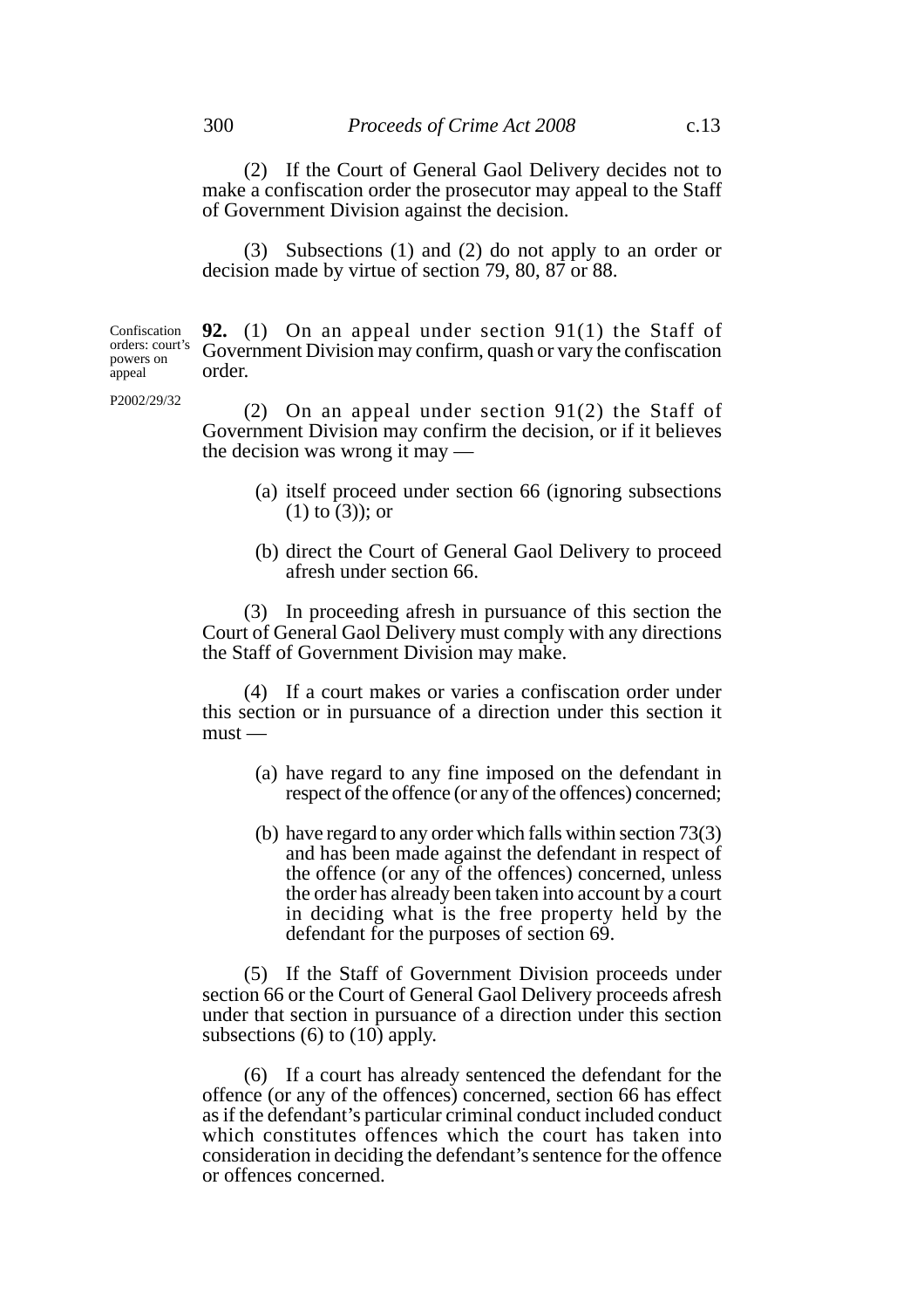(2) If the Court of General Gaol Delivery decides not to make a confiscation order the prosecutor may appeal to the Staff of Government Division against the decision.

(3) Subsections (1) and (2) do not apply to an order or decision made by virtue of section 79, 80, 87 or 88.

Confiscation orders: court's powers on appeal

P2002/29/32

**92.** (1) On an appeal under section 91(1) the Staff of Government Division may confirm, quash or vary the confiscation order.

(2) On an appeal under section 91(2) the Staff of Government Division may confirm the decision, or if it believes the decision was wrong it may —

(a) itself proceed under section 66 (ignoring subsections (1) to (3)); or

(b) direct the Court of General Gaol Delivery to proceed afresh under section 66.

(3) In proceeding afresh in pursuance of this section the Court of General Gaol Delivery must comply with any directions the Staff of Government Division may make.

(4) If a court makes or varies a confiscation order under this section or in pursuance of a direction under this section it must —

(a) have regard to any fine imposed on the defendant in respect of the offence (or any of the offences) concerned;

(b) have regard to any order which falls within section 73(3) and has been made against the defendant in respect of the offence (or any of the offences) concerned, unless the order has already been taken into account by a court in deciding what is the free property held by the defendant for the purposes of section 69.

(5) If the Staff of Government Division proceeds under section 66 or the Court of General Gaol Delivery proceeds afresh under that section in pursuance of a direction under this section subsections (6) to (10) apply.

(6) If a court has already sentenced the defendant for the offence (or any of the offences) concerned, section 66 has effect as if the defendant's particular criminal conduct included conduct which constitutes offences which the court has taken into consideration in deciding the defendant's sentence for the offence or offences concerned.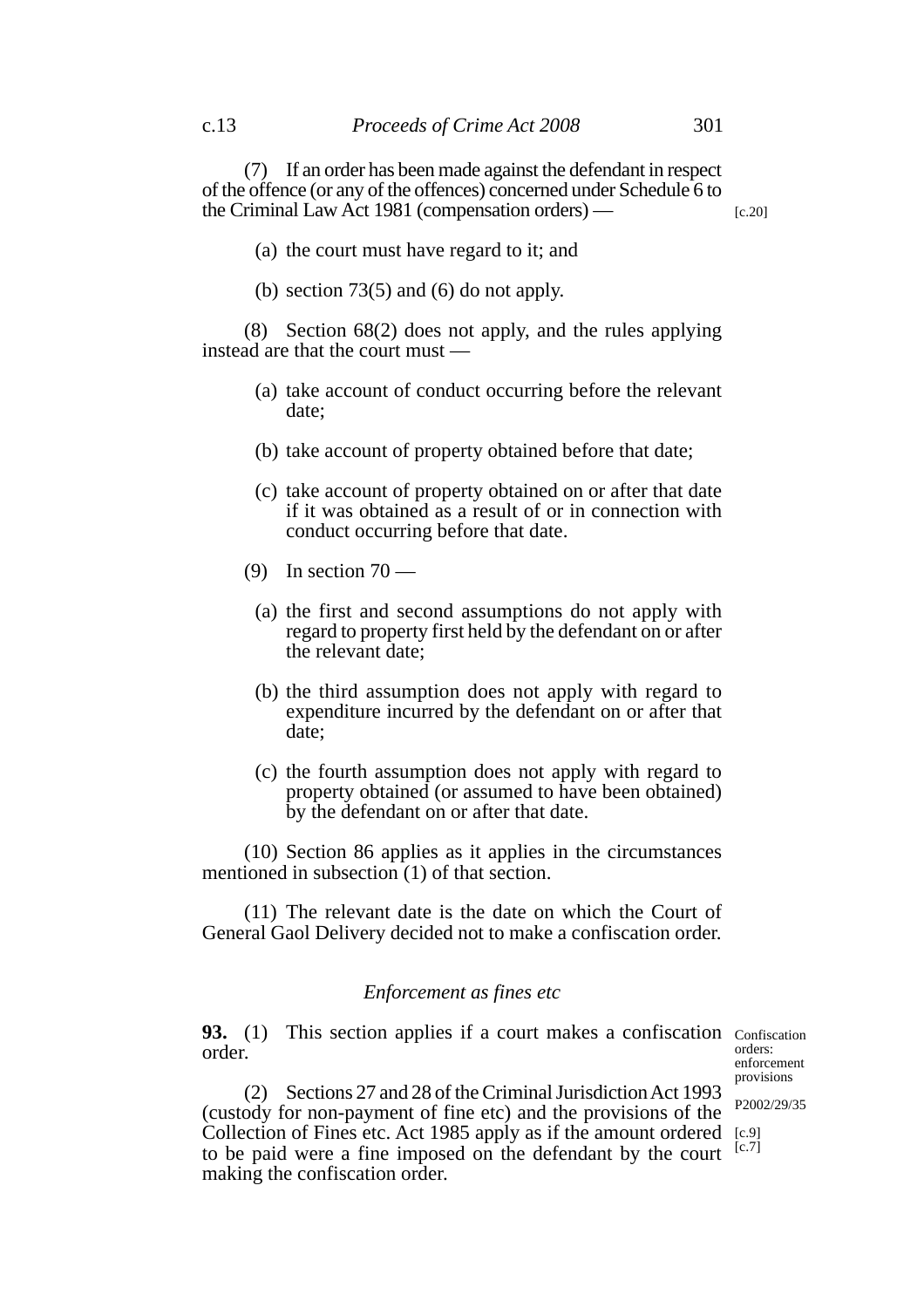(7) If an order has been made against the defendant in respect of the offence (or any of the offences) concerned under Schedule 6 to the Criminal Law Act 1981 (compensation orders) — [c.20]

(a) the court must have regard to it; and

(b) section 73(5) and (6) do not apply.

(8) Section 68(2) does not apply, and the rules applying instead are that the court must —

(a) take account of conduct occurring before the relevant date;

(b) take account of property obtained before that date;

(c) take account of property obtained on or after that date if it was obtained as a result of or in connection with conduct occurring before that date.

(9) In section 70 —

(a) the first and second assumptions do not apply with regard to property first held by the defendant on or after the relevant date;

(b) the third assumption does not apply with regard to expenditure incurred by the defendant on or after that date;

(c) the fourth assumption does not apply with regard to property obtained (or assumed to have been obtained) by the defendant on or after that date.

(10) Section 86 applies as it applies in the circumstances mentioned in subsection (1) of that section.

(11) The relevant date is the date on which the Court of General Gaol Delivery decided not to make a confiscation order.

### *Enforcement as fines etc*

Confiscation orders: enforcement provisions

P2002/29/35

**93.** (1) This section applies if a court makes a confiscation order.

(2) Sections 27 and 28 of the Criminal Jurisdiction Act 1993 (custody for non-payment of fine etc) and the provisions of the Collection of Fines etc. Act 1985 apply as if the amount ordered to be paid were a fine imposed on the defendant by the court making the confiscation order. [c.9] [c.7]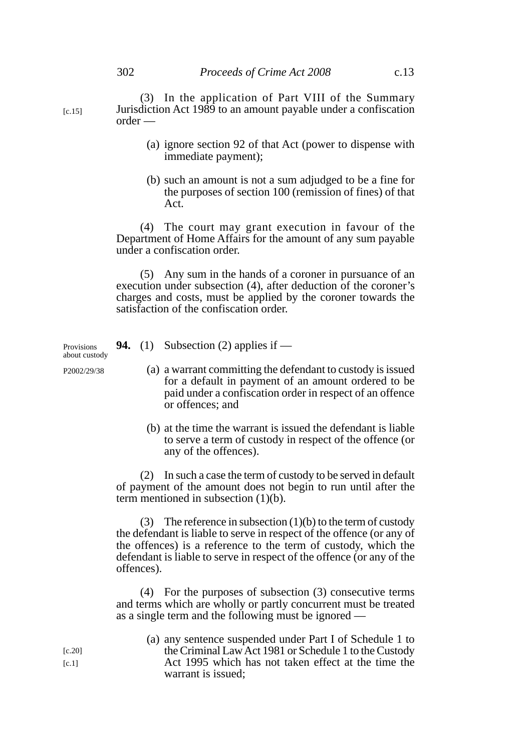(3) In the application of Part VIII of the Summary Jurisdiction Act 1989 to an amount payable under a confiscation order —

[c.15]

(a) ignore section 92 of that Act (power to dispense with immediate payment);

(b) such an amount is not a sum adjudged to be a fine for the purposes of section 100 (remission of fines) of that Act.

(4) The court may grant execution in favour of the Department of Home Affairs for the amount of any sum payable under a confiscation order.

(5) Any sum in the hands of a coroner in pursuance of an execution under subsection (4), after deduction of the coroner's charges and costs, must be applied by the coroner towards the satisfaction of the confiscation order.

Provisions about custody

P2002/29/38

**94.** (1) Subsection (2) applies if —

(a) a warrant committing the defendant to custody is issued for a default in payment of an amount ordered to be paid under a confiscation order in respect of an offence or offences; and

(b) at the time the warrant is issued the defendant is liable to serve a term of custody in respect of the offence (or any of the offences).

(2) In such a case the term of custody to be served in default of payment of the amount does not begin to run until after the term mentioned in subsection (1)(b).

(3) The reference in subsection (1)(b) to the term of custody the defendant is liable to serve in respect of the offence (or any of the offences) is a reference to the term of custody, which the defendant is liable to serve in respect of the offence (or any of the offences).

(4) For the purposes of subsection (3) consecutive terms and terms which are wholly or partly concurrent must be treated as a single term and the following must be ignored —

[c.20]

[c.1]

(a) any sentence suspended under Part I of Schedule 1 to the Criminal Law Act 1981 or Schedule 1 to the Custody Act 1995 which has not taken effect at the time the warrant is issued;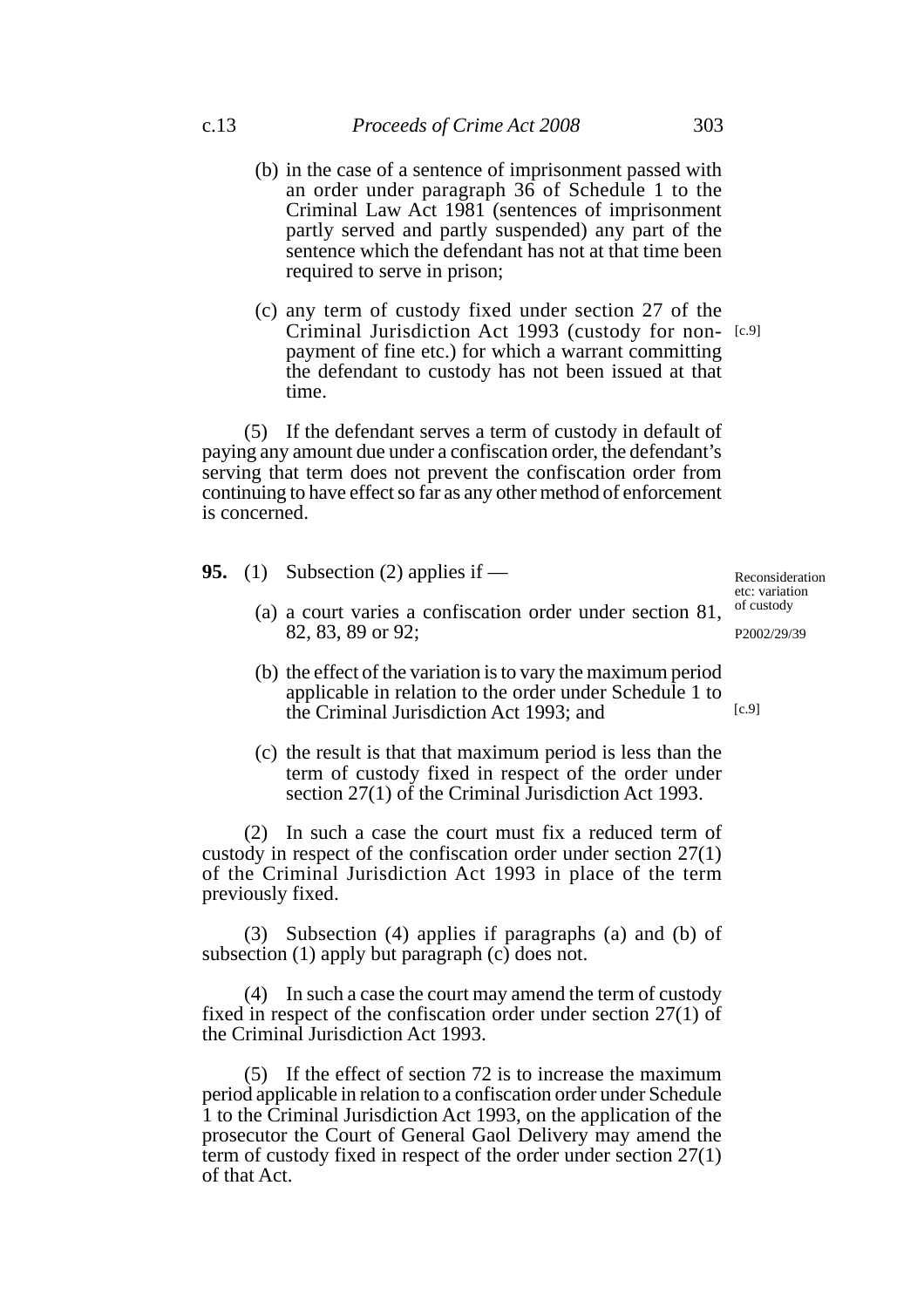(b) in the case of a sentence of imprisonment passed with an order under paragraph 36 of Schedule 1 to the Criminal Law Act 1981 (sentences of imprisonment partly served and partly suspended) any part of the sentence which the defendant has not at that time been required to serve in prison;

(c) any term of custody fixed under section 27 of the Criminal Jurisdiction Act 1993 (custody for non-payment of fine etc.) for which a warrant committing the defendant to custody has not been issued at that time. [c.9]

(5) If the defendant serves a term of custody in default of paying any amount due under a confiscation order, the defendant's serving that term does not prevent the confiscation order from continuing to have effect so far as any other method of enforcement is concerned.

*Reconsideration etc: variation of custody*

*P2002/29/39*

**95.** (1) Subsection (2) applies if —

(a) a court varies a confiscation order under section 81, 82, 83, 89 or 92;

(b) the effect of the variation is to vary the maximum period applicable in relation to the order under Schedule 1 to the Criminal Jurisdiction Act 1993; and [c.9]

(c) the result is that that maximum period is less than the term of custody fixed in respect of the order under section 27(1) of the Criminal Jurisdiction Act 1993.

(2) In such a case the court must fix a reduced term of custody in respect of the confiscation order under section 27(1) of the Criminal Jurisdiction Act 1993 in place of the term previously fixed.

(3) Subsection (4) applies if paragraphs (a) and (b) of subsection (1) apply but paragraph (c) does not.

(4) In such a case the court may amend the term of custody fixed in respect of the confiscation order under section 27(1) of the Criminal Jurisdiction Act 1993.

(5) If the effect of section 72 is to increase the maximum period applicable in relation to a confiscation order under Schedule 1 to the Criminal Jurisdiction Act 1993, on the application of the prosecutor the Court of General Gaol Delivery may amend the term of custody fixed in respect of the order under section 27(1) of that Act.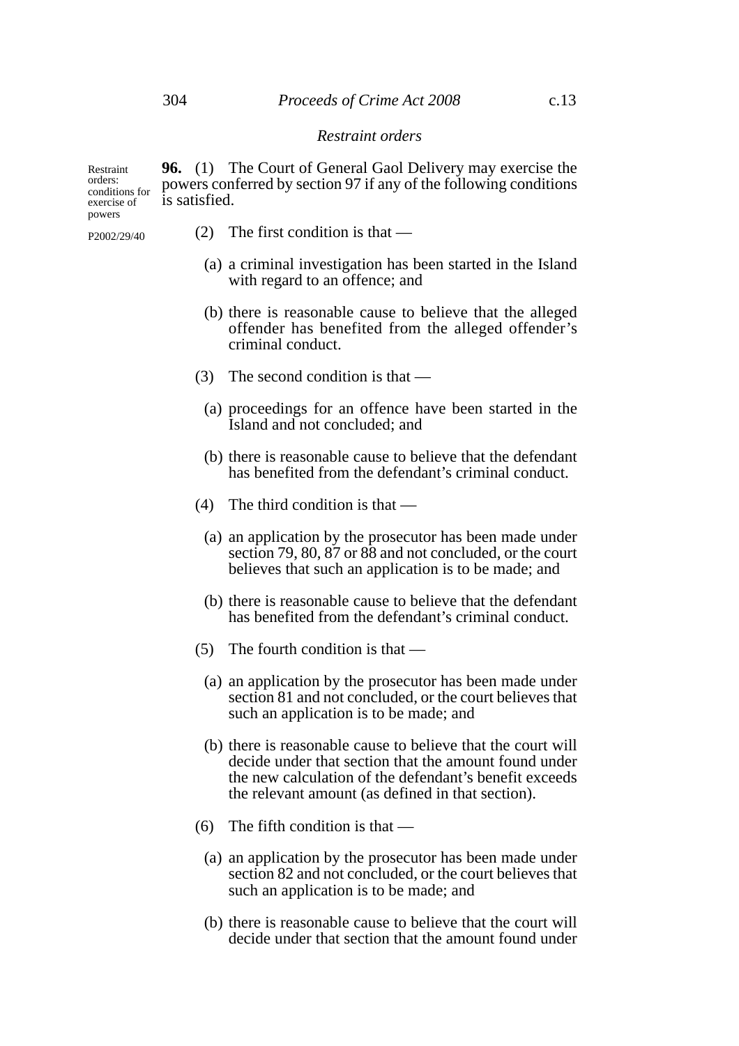*Restraint orders*

Restraint orders: conditions for exercise of powers

P2002/29/40

**96.** (1) The Court of General Gaol Delivery may exercise the powers conferred by section 97 if any of the following conditions is satisfied.

(2) The first condition is that —

(a) a criminal investigation has been started in the Island with regard to an offence; and

(b) there is reasonable cause to believe that the alleged offender has benefited from the alleged offender's criminal conduct.

(3) The second condition is that —

(a) proceedings for an offence have been started in the Island and not concluded; and

(b) there is reasonable cause to believe that the defendant has benefited from the defendant's criminal conduct.

(4) The third condition is that —

(a) an application by the prosecutor has been made under section 79, 80, 87 or 88 and not concluded, or the court believes that such an application is to be made; and

(b) there is reasonable cause to believe that the defendant has benefited from the defendant's criminal conduct.

(5) The fourth condition is that —

(a) an application by the prosecutor has been made under section 81 and not concluded, or the court believes that such an application is to be made; and

(b) there is reasonable cause to believe that the court will decide under that section that the amount found under the new calculation of the defendant's benefit exceeds the relevant amount (as defined in that section).

(6) The fifth condition is that —

(a) an application by the prosecutor has been made under section 82 and not concluded, or the court believes that such an application is to be made; and

(b) there is reasonable cause to believe that the court will decide under that section that the amount found under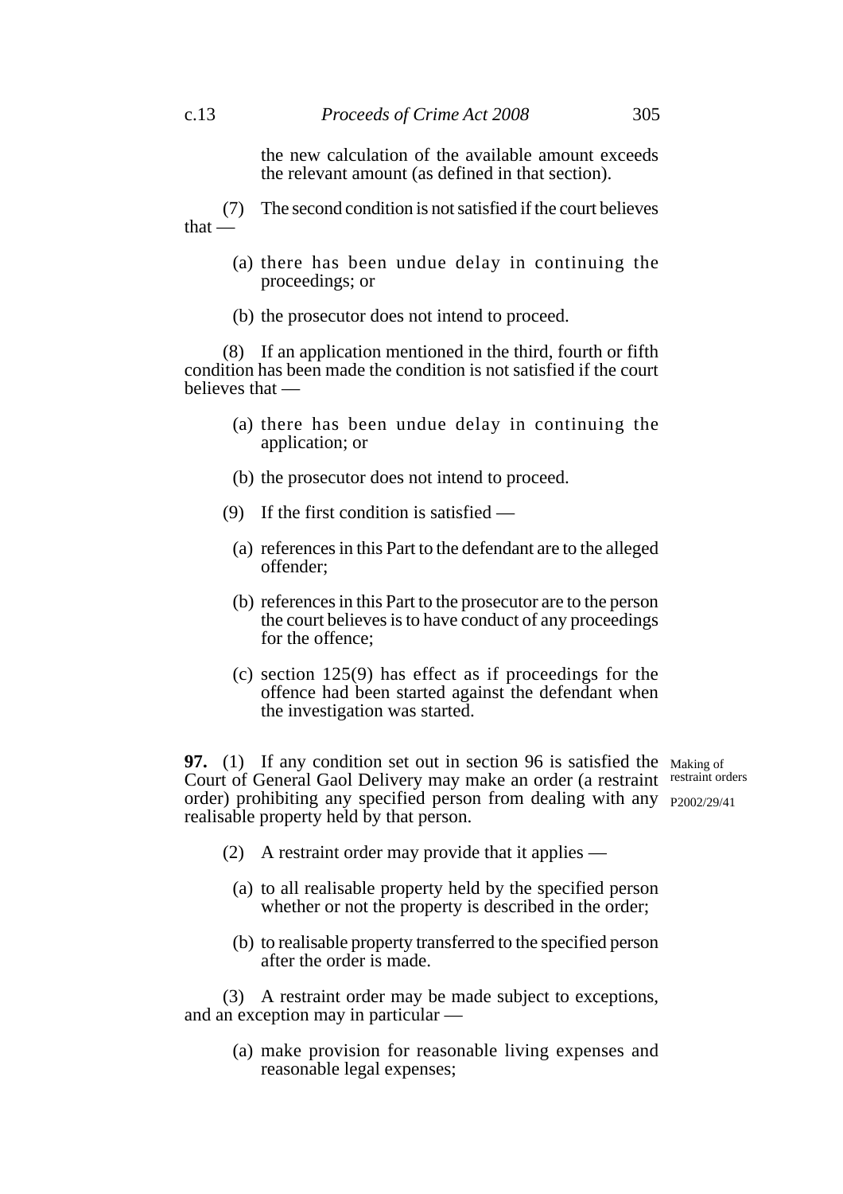the new calculation of the available amount exceeds the relevant amount (as defined in that section).

(7) The second condition is not satisfied if the court believes that —

(a) there has been undue delay in continuing the proceedings; or

(b) the prosecutor does not intend to proceed.

(8) If an application mentioned in the third, fourth or fifth condition has been made the condition is not satisfied if the court believes that —

(a) there has been undue delay in continuing the application; or

(b) the prosecutor does not intend to proceed.

(9) If the first condition is satisfied —

(a) references in this Part to the defendant are to the alleged offender;

(b) references in this Part to the prosecutor are to the person the court believes is to have conduct of any proceedings for the offence;

(c) section 125(9) has effect as if proceedings for the offence had been started against the defendant when the investigation was started.

Making of restraint orders

P2002/29/41

**97.** (1) If any condition set out in section 96 is satisfied the Court of General Gaol Delivery may make an order (a restraint order) prohibiting any specified person from dealing with any realisable property held by that person.

(2) A restraint order may provide that it applies —

(a) to all realisable property held by the specified person whether or not the property is described in the order;

(b) to realisable property transferred to the specified person after the order is made.

(3) A restraint order may be made subject to exceptions, and an exception may in particular —

(a) make provision for reasonable living expenses and reasonable legal expenses;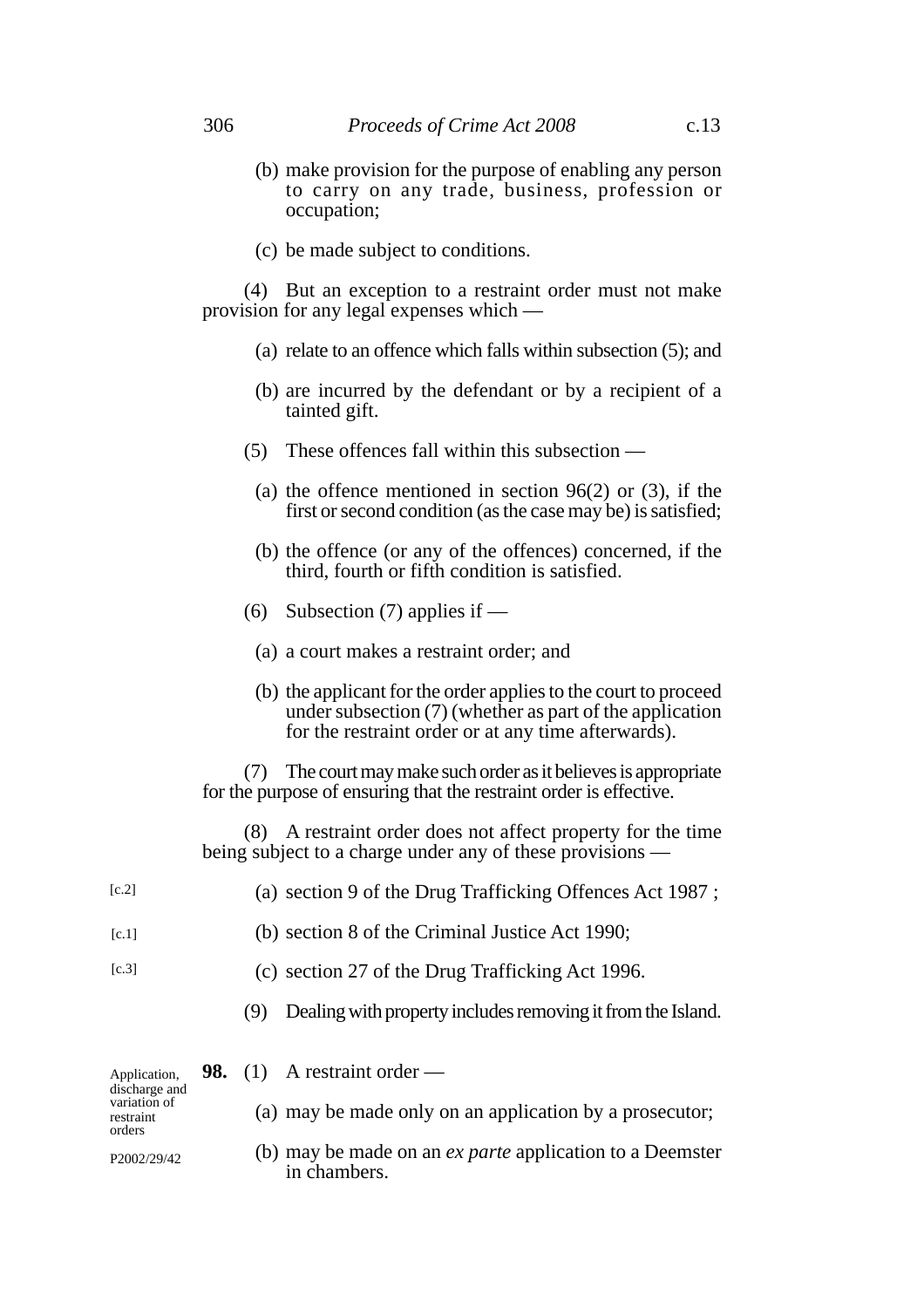(b) make provision for the purpose of enabling any person to carry on any trade, business, profession or occupation;

(c) be made subject to conditions.

(4) But an exception to a restraint order must not make provision for any legal expenses which —

(a) relate to an offence which falls within subsection (5); and

(b) are incurred by the defendant or by a recipient of a tainted gift.

(5) These offences fall within this subsection —

(a) the offence mentioned in section 96(2) or (3), if the first or second condition (as the case may be) is satisfied;

(b) the offence (or any of the offences) concerned, if the third, fourth or fifth condition is satisfied.

(6) Subsection (7) applies if —

(a) a court makes a restraint order; and

(b) the applicant for the order applies to the court to proceed under subsection (7) (whether as part of the application for the restraint order or at any time afterwards).

(7) The court may make such order as it believes is appropriate for the purpose of ensuring that the restraint order is effective.

(8) A restraint order does not affect property for the time being subject to a charge under any of these provisions —

[c.2] (a) section 9 of the Drug Trafficking Offences Act 1987 ;

[c.1] (b) section 8 of the Criminal Justice Act 1990;

[c.3] (c) section 27 of the Drug Trafficking Act 1996.

(9) Dealing with property includes removing it from the Island.

Application, discharge and variation of restraint orders

P2002/29/42

**98.** (1) A restraint order —

(a) may be made only on an application by a prosecutor;

(b) may be made on an *ex parte* application to a Deemster in chambers.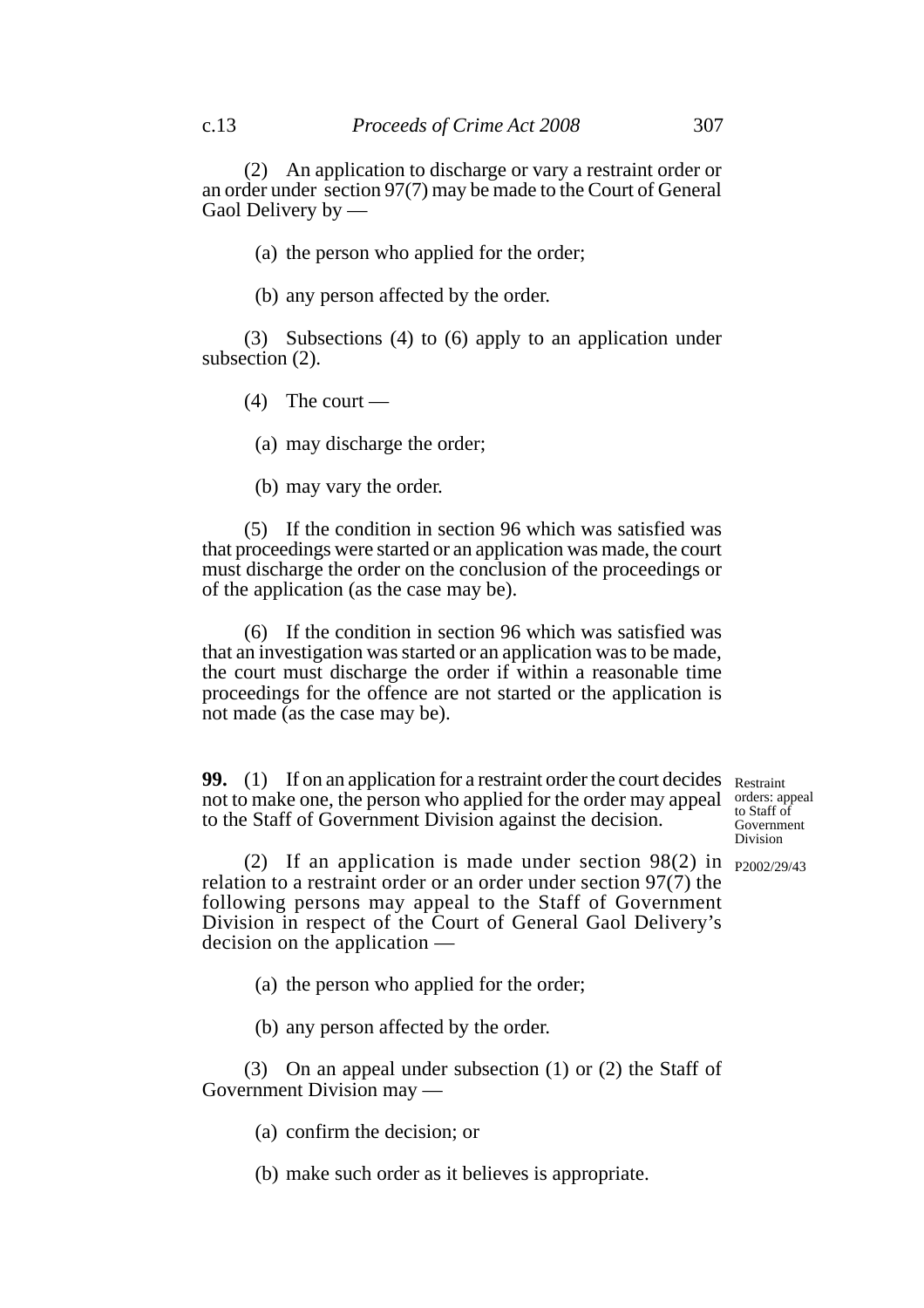(2) An application to discharge or vary a restraint order or an order under section 97(7) may be made to the Court of General Gaol Delivery by —

(a) the person who applied for the order;

(b) any person affected by the order.

(3) Subsections (4) to (6) apply to an application under subsection (2).

(4) The court —

(a) may discharge the order;

(b) may vary the order.

(5) If the condition in section 96 which was satisfied was that proceedings were started or an application was made, the court must discharge the order on the conclusion of the proceedings or of the application (as the case may be).

(6) If the condition in section 96 which was satisfied was that an investigation was started or an application was to be made, the court must discharge the order if within a reasonable time proceedings for the offence are not started or the application is not made (as the case may be).

**Restraint orders: appeal to Staff of Government Division**

P2002/29/43

**99.** (1) If on an application for a restraint order the court decides not to make one, the person who applied for the order may appeal to the Staff of Government Division against the decision.

(2) If an application is made under section 98(2) in relation to a restraint order or an order under section 97(7) the following persons may appeal to the Staff of Government Division in respect of the Court of General Gaol Delivery's decision on the application —

(a) the person who applied for the order;

(b) any person affected by the order.

(3) On an appeal under subsection (1) or (2) the Staff of Government Division may —

(a) confirm the decision; or

(b) make such order as it believes is appropriate.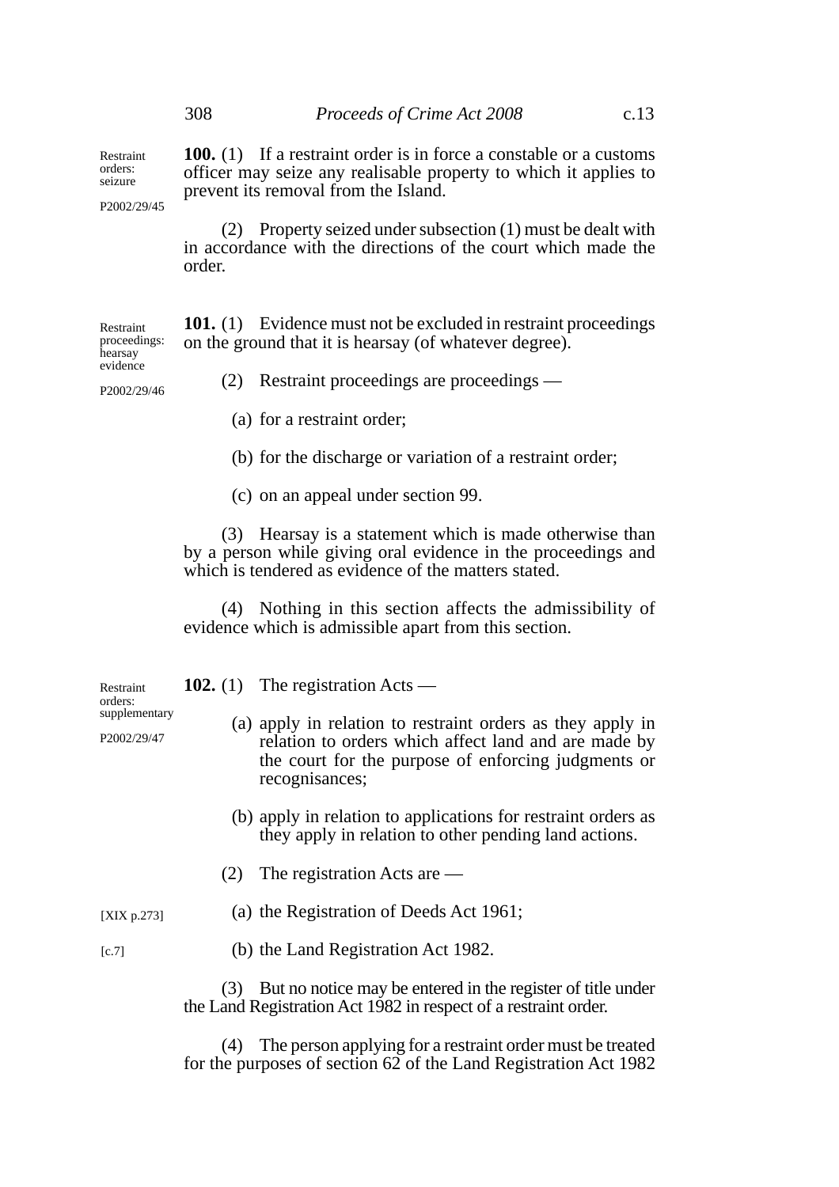**Restraint orders: seizure**

P2002/29/45

**100.** (1) If a restraint order is in force a constable or a customs officer may seize any realisable property to which it applies to prevent its removal from the Island.

(2) Property seized under subsection (1) must be dealt with in accordance with the directions of the court which made the order.

**Restraint proceedings: hearsay evidence**

P2002/29/46

**101.** (1) Evidence must not be excluded in restraint proceedings on the ground that it is hearsay (of whatever degree).

(2) Restraint proceedings are proceedings —

(a) for a restraint order;

(b) for the discharge or variation of a restraint order;

(c) on an appeal under section 99.

(3) Hearsay is a statement which is made otherwise than by a person while giving oral evidence in the proceedings and which is tendered as evidence of the matters stated.

(4) Nothing in this section affects the admissibility of evidence which is admissible apart from this section.

**Restraint orders: supplementary**

P2002/29/47

**102.** (1) The registration Acts —

(a) apply in relation to restraint orders as they apply in relation to orders which affect land and are made by the court for the purpose of enforcing judgments or recognisances;

(b) apply in relation to applications for restraint orders as they apply in relation to other pending land actions.

(2) The registration Acts are —

[XIX p.273]

(a) the Registration of Deeds Act 1961;

[c.7]

(b) the Land Registration Act 1982.

(3) But no notice may be entered in the register of title under the Land Registration Act 1982 in respect of a restraint order.

(4) The person applying for a restraint order must be treated for the purposes of section 62 of the Land Registration Act 1982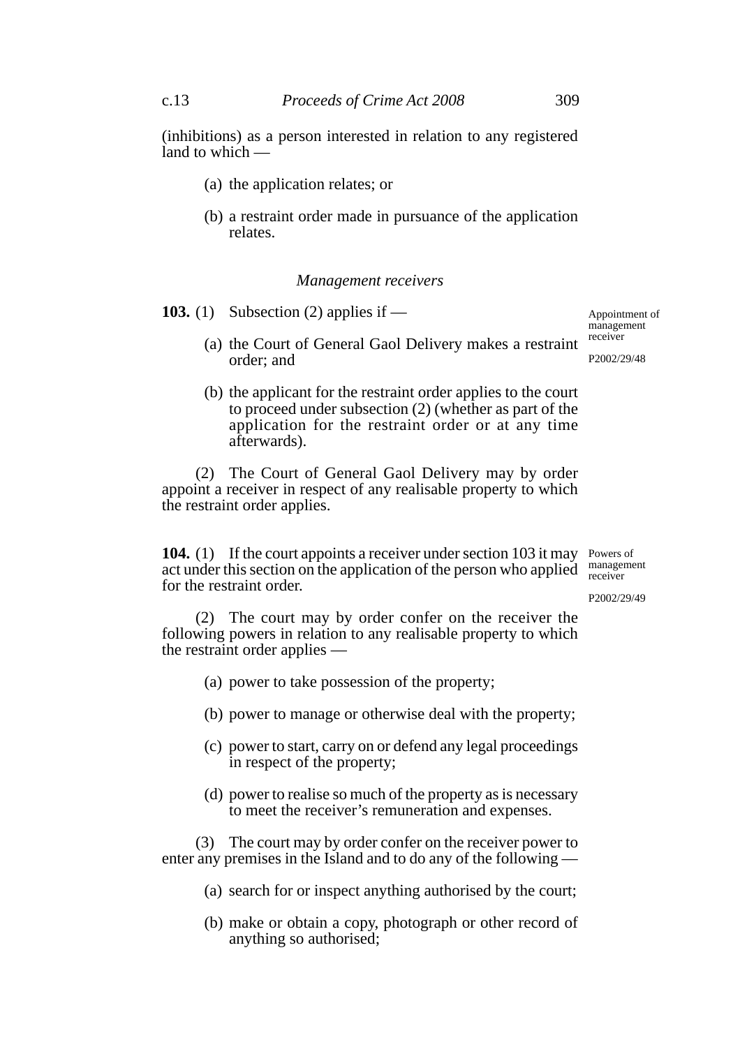(inhibitions) as a person interested in relation to any registered land to which —

(a) the application relates; or

(b) a restraint order made in pursuance of the application relates.

*Management receivers*

**103.** (1) Subsection (2) applies if —

Appointment of management receiver

P2002/29/48

(a) the Court of General Gaol Delivery makes a restraint order; and

(b) the applicant for the restraint order applies to the court to proceed under subsection (2) (whether as part of the application for the restraint order or at any time afterwards).

(2) The Court of General Gaol Delivery may by order appoint a receiver in respect of any realisable property to which the restraint order applies.

**104.** (1) If the court appoints a receiver under section 103 it may act under this section on the application of the person who applied for the restraint order.

Powers of management receiver

P2002/29/49

(2) The court may by order confer on the receiver the following powers in relation to any realisable property to which the restraint order applies —

(a) power to take possession of the property;

(b) power to manage or otherwise deal with the property;

(c) power to start, carry on or defend any legal proceedings in respect of the property;

(d) power to realise so much of the property as is necessary to meet the receiver's remuneration and expenses.

(3) The court may by order confer on the receiver power to enter any premises in the Island and to do any of the following —

(a) search for or inspect anything authorised by the court;

(b) make or obtain a copy, photograph or other record of anything so authorised;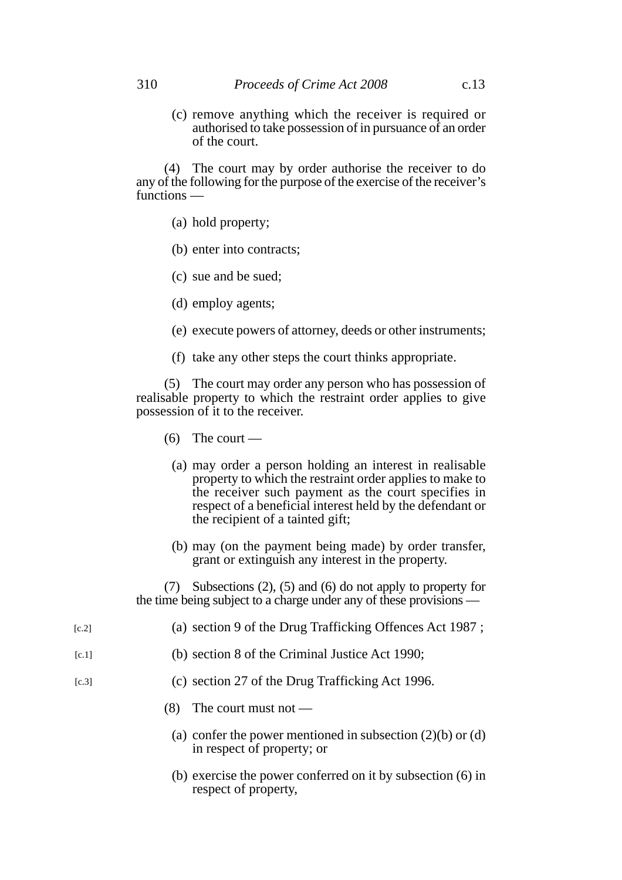(c) remove anything which the receiver is required or authorised to take possession of in pursuance of an order of the court.

(4) The court may by order authorise the receiver to do any of the following for the purpose of the exercise of the receiver's functions —

(a) hold property;

(b) enter into contracts;

(c) sue and be sued;

(d) employ agents;

(e) execute powers of attorney, deeds or other instruments;

(f) take any other steps the court thinks appropriate.

(5) The court may order any person who has possession of realisable property to which the restraint order applies to give possession of it to the receiver.

(6) The court —

(a) may order a person holding an interest in realisable property to which the restraint order applies to make to the receiver such payment as the court specifies in respect of a beneficial interest held by the defendant or the recipient of a tainted gift;

(b) may (on the payment being made) by order transfer, grant or extinguish any interest in the property.

(7) Subsections (2), (5) and (6) do not apply to property for the time being subject to a charge under any of these provisions —

[c.2] (a) section 9 of the Drug Trafficking Offences Act 1987 ;

[c.1] (b) section 8 of the Criminal Justice Act 1990;

[c.3] (c) section 27 of the Drug Trafficking Act 1996.

(8) The court must not —

(a) confer the power mentioned in subsection (2)(b) or (d) in respect of property; or

(b) exercise the power conferred on it by subsection (6) in respect of property,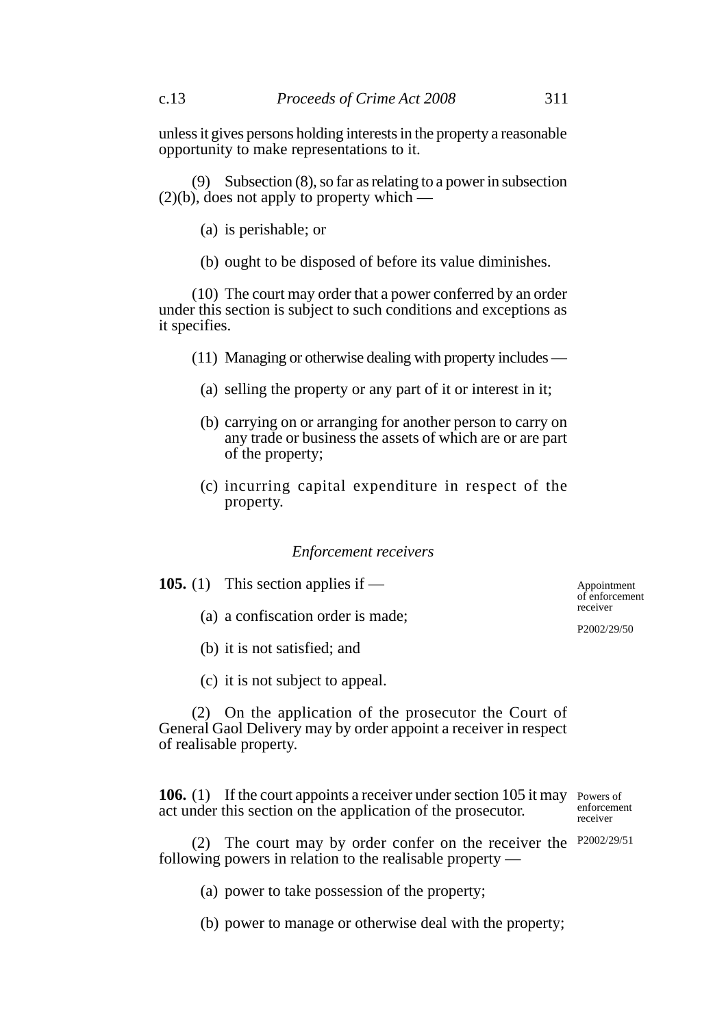unless it gives persons holding interests in the property a reasonable opportunity to make representations to it.

(9) Subsection (8), so far as relating to a power in subsection (2)(b), does not apply to property which —

(a) is perishable; or

(b) ought to be disposed of before its value diminishes.

(10) The court may order that a power conferred by an order under this section is subject to such conditions and exceptions as it specifies.

(11) Managing or otherwise dealing with property includes —

(a) selling the property or any part of it or interest in it;

(b) carrying on or arranging for another person to carry on any trade or business the assets of which are or are part of the property;

(c) incurring capital expenditure in respect of the property.

### *Enforcement receivers*

Appointment of enforcement receiver

P2002/29/50

**105.** (1) This section applies if —

(a) a confiscation order is made;

(b) it is not satisfied; and

(c) it is not subject to appeal.

(2) On the application of the prosecutor the Court of General Gaol Delivery may by order appoint a receiver in respect of realisable property.

Powers of enforcement receiver

P2002/29/51

**106.** (1) If the court appoints a receiver under section 105 it may act under this section on the application of the prosecutor.

(2) The court may by order confer on the receiver the following powers in relation to the realisable property —

(a) power to take possession of the property;

(b) power to manage or otherwise deal with the property;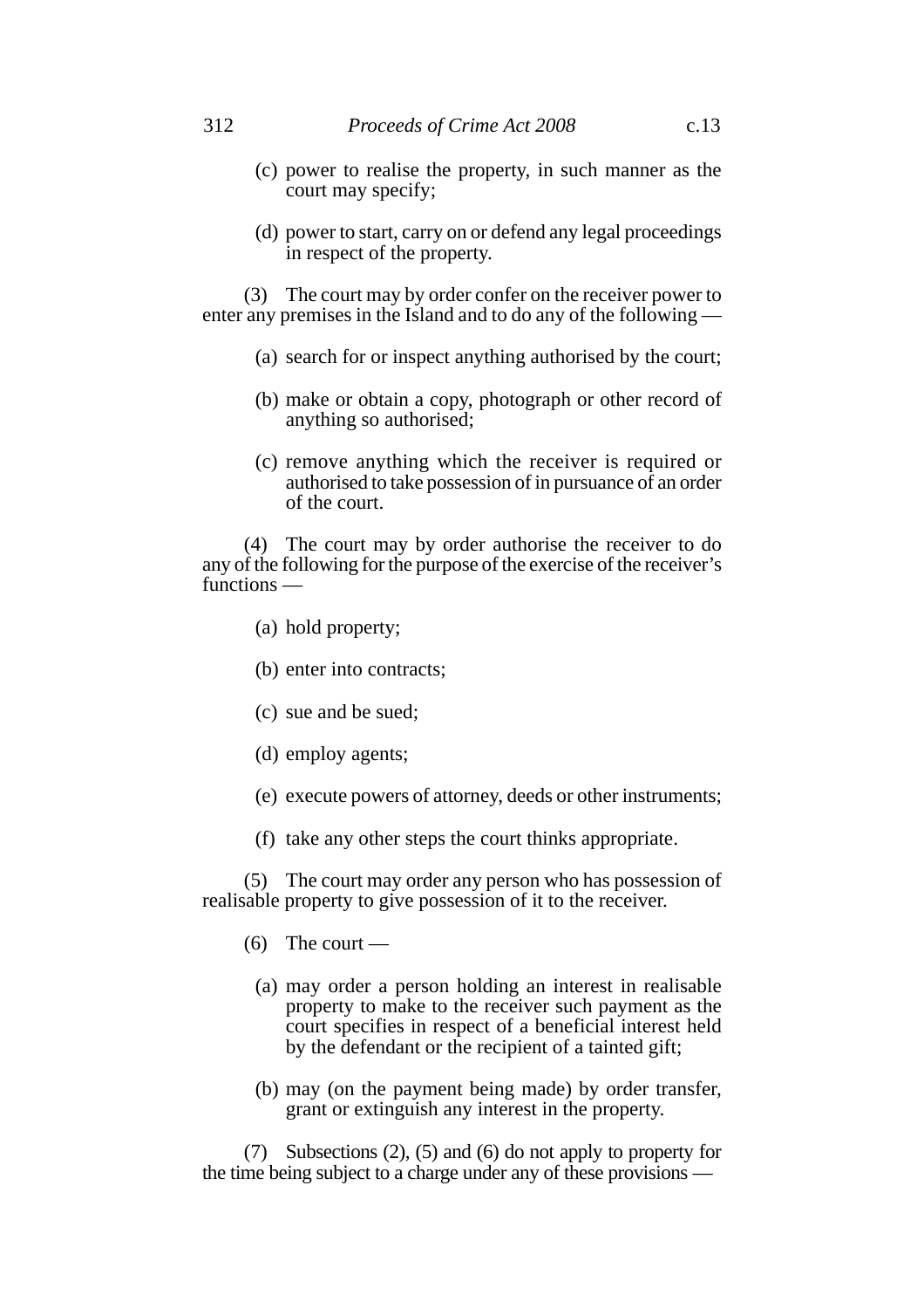(c) power to realise the property, in such manner as the court may specify;

(d) power to start, carry on or defend any legal proceedings in respect of the property.

(3) The court may by order confer on the receiver power to enter any premises in the Island and to do any of the following —

(a) search for or inspect anything authorised by the court;

(b) make or obtain a copy, photograph or other record of anything so authorised;

(c) remove anything which the receiver is required or authorised to take possession of in pursuance of an order of the court.

(4) The court may by order authorise the receiver to do any of the following for the purpose of the exercise of the receiver's functions —

(a) hold property;

(b) enter into contracts;

(c) sue and be sued;

(d) employ agents;

(e) execute powers of attorney, deeds or other instruments;

(f) take any other steps the court thinks appropriate.

(5) The court may order any person who has possession of realisable property to give possession of it to the receiver.

(6) The court —

(a) may order a person holding an interest in realisable property to make to the receiver such payment as the court specifies in respect of a beneficial interest held by the defendant or the recipient of a tainted gift;

(b) may (on the payment being made) by order transfer, grant or extinguish any interest in the property.

(7) Subsections (2), (5) and (6) do not apply to property for the time being subject to a charge under any of these provisions —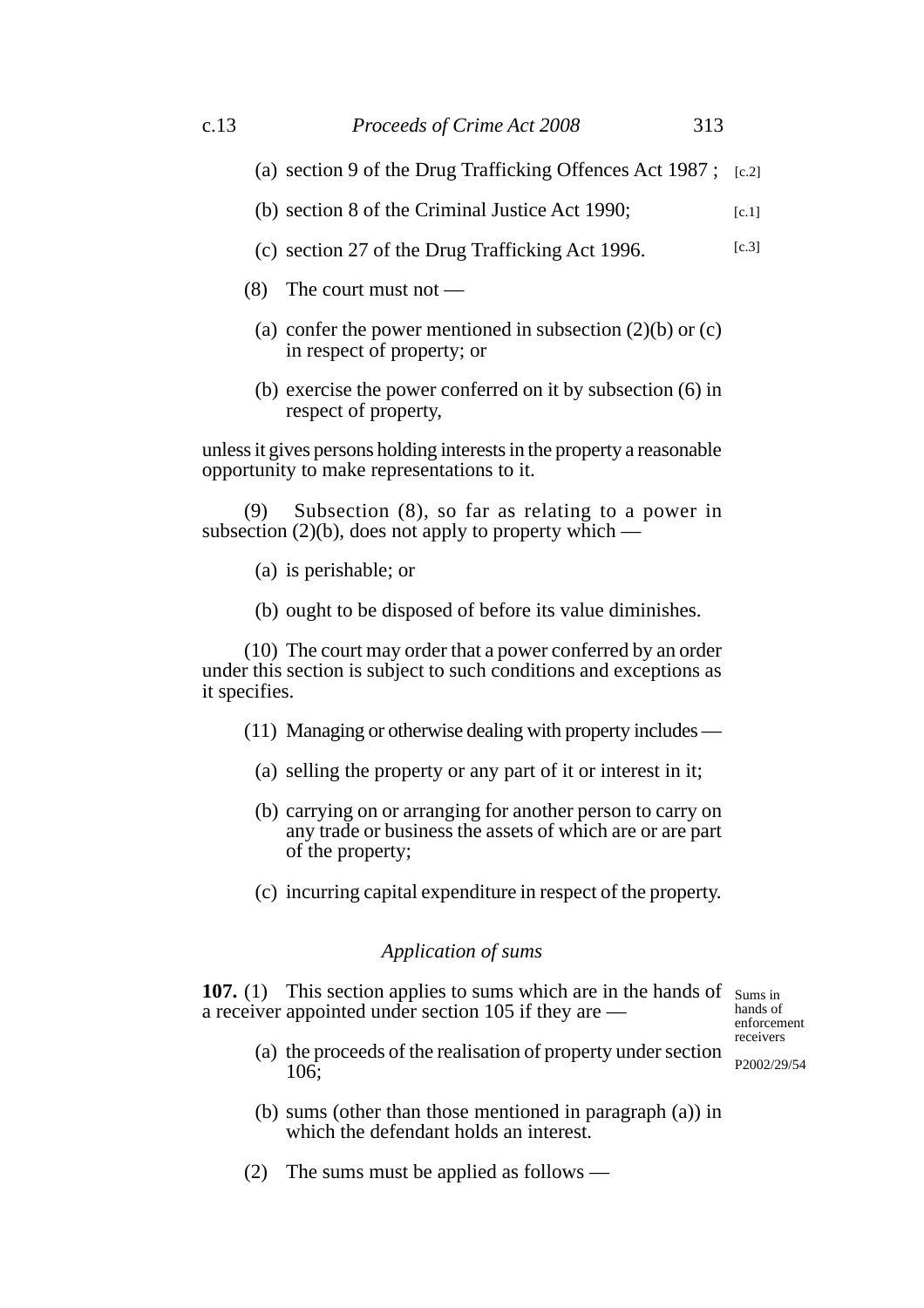(a) section 9 of the Drug Trafficking Offences Act 1987 ; [c.2]

(b) section 8 of the Criminal Justice Act 1990; [c.1]

(c) section 27 of the Drug Trafficking Act 1996. [c.3]

(8) The court must not —

(a) confer the power mentioned in subsection (2)(b) or (c) in respect of property; or

(b) exercise the power conferred on it by subsection (6) in respect of property,

unless it gives persons holding interests in the property a reasonable opportunity to make representations to it.

(9) Subsection (8), so far as relating to a power in subsection (2)(b), does not apply to property which —

(a) is perishable; or

(b) ought to be disposed of before its value diminishes.

(10) The court may order that a power conferred by an order under this section is subject to such conditions and exceptions as it specifies.

(11) Managing or otherwise dealing with property includes —

(a) selling the property or any part of it or interest in it;

(b) carrying on or arranging for another person to carry on any trade or business the assets of which are or are part of the property;

(c) incurring capital expenditure in respect of the property.

### *Application of sums*

Sums in hands of enforcement receivers

P2002/29/54

**107.** (1) This section applies to sums which are in the hands of a receiver appointed under section 105 if they are —

(a) the proceeds of the realisation of property under section 106;

(b) sums (other than those mentioned in paragraph (a)) in which the defendant holds an interest.

(2) The sums must be applied as follows —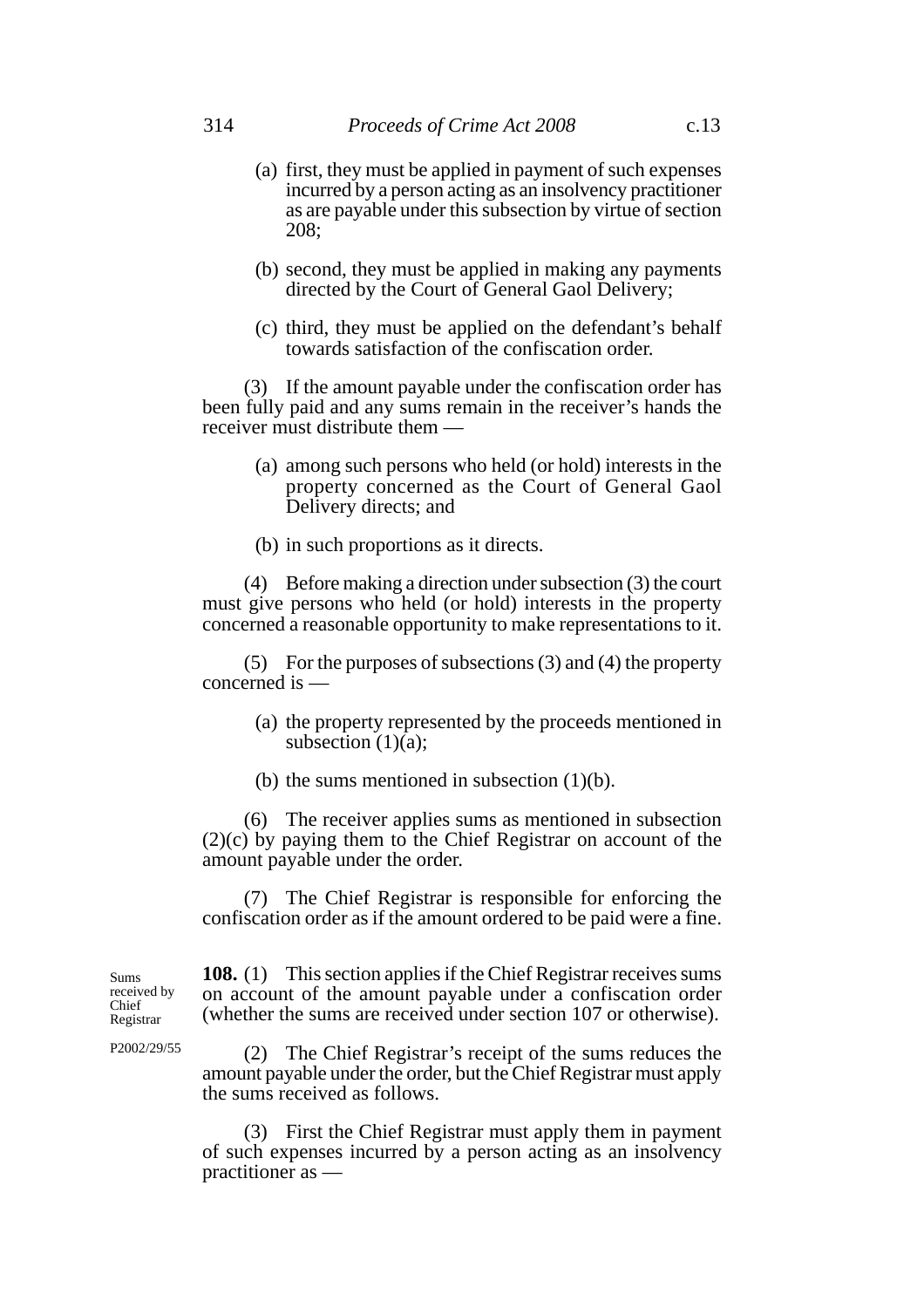(a) first, they must be applied in payment of such expenses incurred by a person acting as an insolvency practitioner as are payable under this subsection by virtue of section 208;

(b) second, they must be applied in making any payments directed by the Court of General Gaol Delivery;

(c) third, they must be applied on the defendant's behalf towards satisfaction of the confiscation order.

(3) If the amount payable under the confiscation order has been fully paid and any sums remain in the receiver's hands the receiver must distribute them —

(a) among such persons who held (or hold) interests in the property concerned as the Court of General Gaol Delivery directs; and

(b) in such proportions as it directs.

(4) Before making a direction under subsection (3) the court must give persons who held (or hold) interests in the property concerned a reasonable opportunity to make representations to it.

(5) For the purposes of subsections (3) and (4) the property concerned is —

(a) the property represented by the proceeds mentioned in subsection (1)(a);

(b) the sums mentioned in subsection (1)(b).

(6) The receiver applies sums as mentioned in subsection (2)(c) by paying them to the Chief Registrar on account of the amount payable under the order.

(7) The Chief Registrar is responsible for enforcing the confiscation order as if the amount ordered to be paid were a fine.

Sums received by Chief Registrar

P2002/29/55

**108.** (1) This section applies if the Chief Registrar receives sums on account of the amount payable under a confiscation order (whether the sums are received under section 107 or otherwise).

(2) The Chief Registrar's receipt of the sums reduces the amount payable under the order, but the Chief Registrar must apply the sums received as follows.

(3) First the Chief Registrar must apply them in payment of such expenses incurred by a person acting as an insolvency practitioner as —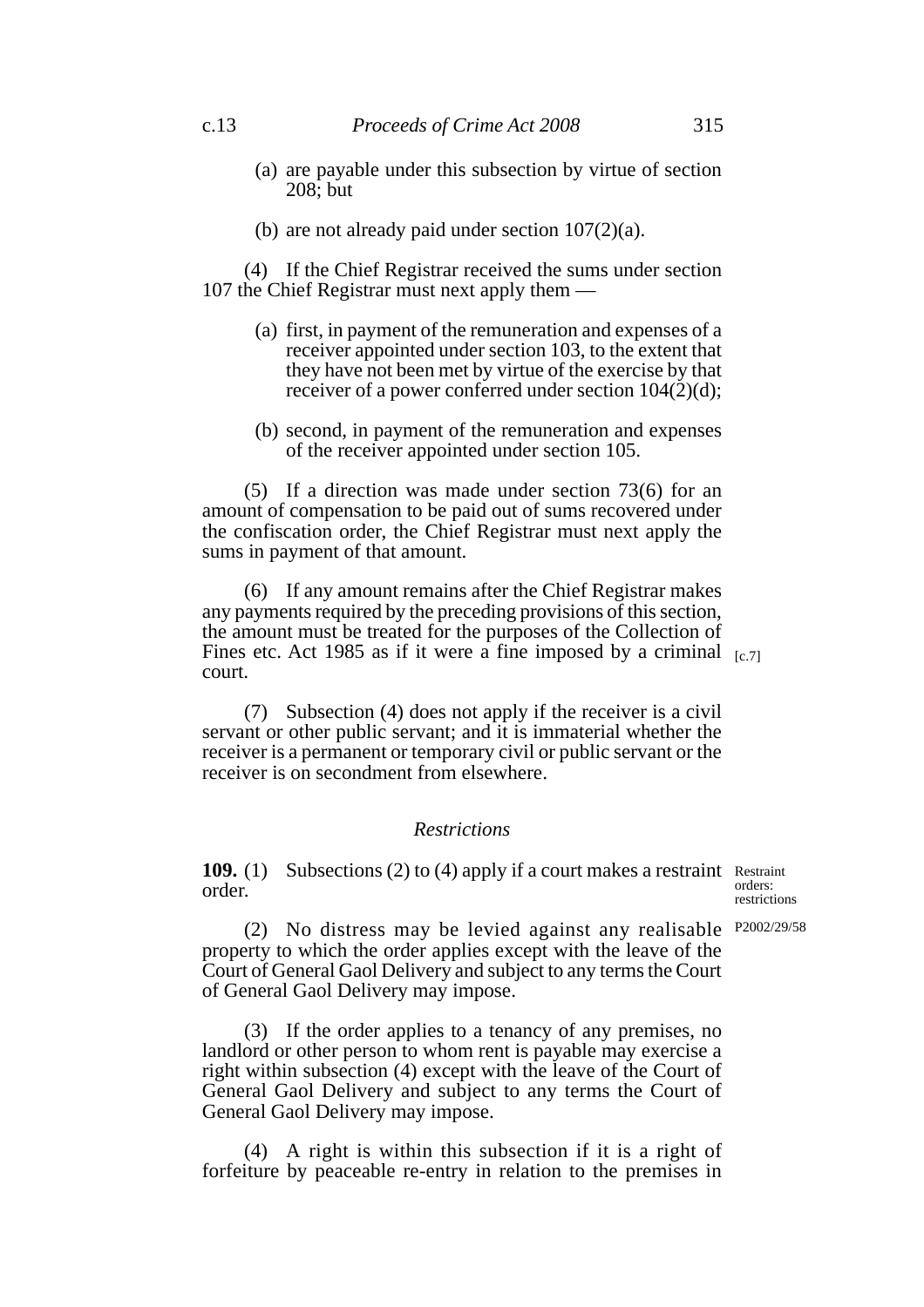(a) are payable under this subsection by virtue of section 208; but

(b) are not already paid under section 107(2)(a).

(4) If the Chief Registrar received the sums under section 107 the Chief Registrar must next apply them —

(a) first, in payment of the remuneration and expenses of a receiver appointed under section 103, to the extent that they have not been met by virtue of the exercise by that receiver of a power conferred under section 104(2)(d);

(b) second, in payment of the remuneration and expenses of the receiver appointed under section 105.

(5) If a direction was made under section 73(6) for an amount of compensation to be paid out of sums recovered under the confiscation order, the Chief Registrar must next apply the sums in payment of that amount.

(6) If any amount remains after the Chief Registrar makes any payments required by the preceding provisions of this section, the amount must be treated for the purposes of the Collection of Fines etc. Act 1985 as if it were a fine imposed by a criminal court. [c.7]

(7) Subsection (4) does not apply if the receiver is a civil servant or other public servant; and it is immaterial whether the receiver is a permanent or temporary civil or public servant or the receiver is on secondment from elsewhere.

### *Restrictions*

**109.** (1) Subsections (2) to (4) apply if a court makes a restraint order.

Restraint orders: restrictions

P2002/29/58

(2) No distress may be levied against any realisable property to which the order applies except with the leave of the Court of General Gaol Delivery and subject to any terms the Court of General Gaol Delivery may impose.

(3) If the order applies to a tenancy of any premises, no landlord or other person to whom rent is payable may exercise a right within subsection (4) except with the leave of the Court of General Gaol Delivery and subject to any terms the Court of General Gaol Delivery may impose.

(4) A right is within this subsection if it is a right of forfeiture by peaceable re-entry in relation to the premises in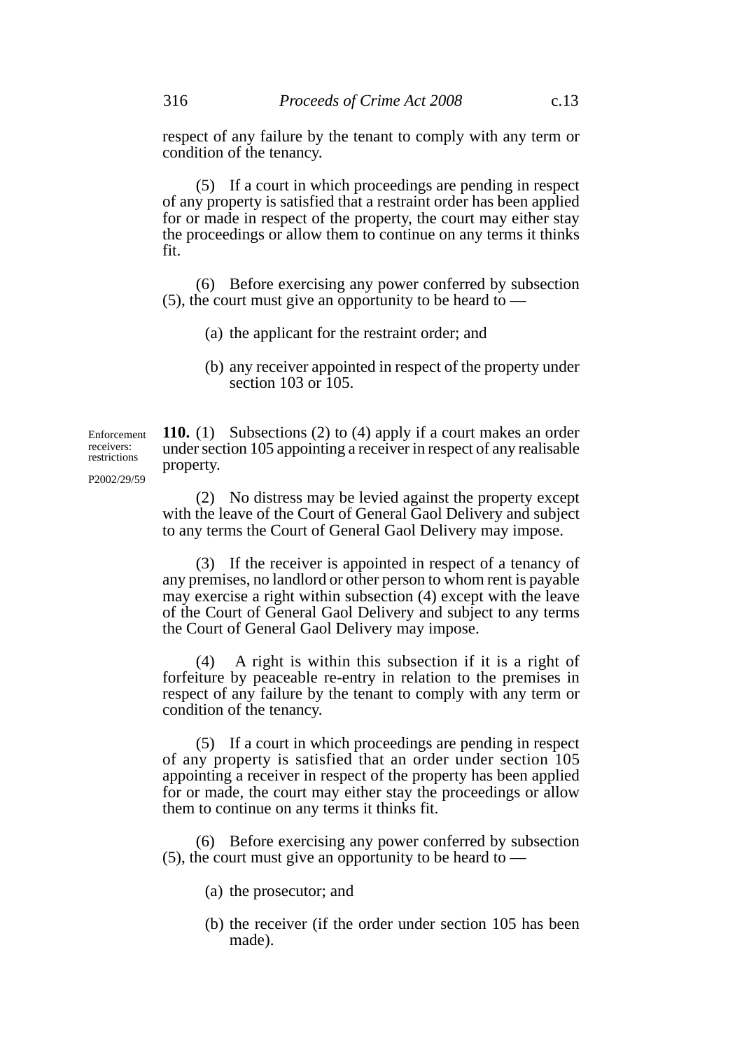respect of any failure by the tenant to comply with any term or condition of the tenancy.

(5) If a court in which proceedings are pending in respect of any property is satisfied that a restraint order has been applied for or made in respect of the property, the court may either stay the proceedings or allow them to continue on any terms it thinks fit.

(6) Before exercising any power conferred by subsection (5), the court must give an opportunity to be heard to —

(a) the applicant for the restraint order; and

(b) any receiver appointed in respect of the property under section 103 or 105.

Enforcement receivers: restrictions

P2002/29/59

**110.** (1) Subsections (2) to (4) apply if a court makes an order under section 105 appointing a receiver in respect of any realisable property.

(2) No distress may be levied against the property except with the leave of the Court of General Gaol Delivery and subject to any terms the Court of General Gaol Delivery may impose.

(3) If the receiver is appointed in respect of a tenancy of any premises, no landlord or other person to whom rent is payable may exercise a right within subsection (4) except with the leave of the Court of General Gaol Delivery and subject to any terms the Court of General Gaol Delivery may impose.

(4) A right is within this subsection if it is a right of forfeiture by peaceable re-entry in relation to the premises in respect of any failure by the tenant to comply with any term or condition of the tenancy.

(5) If a court in which proceedings are pending in respect of any property is satisfied that an order under section 105 appointing a receiver in respect of the property has been applied for or made, the court may either stay the proceedings or allow them to continue on any terms it thinks fit.

(6) Before exercising any power conferred by subsection (5), the court must give an opportunity to be heard to —

(a) the prosecutor; and

(b) the receiver (if the order under section 105 has been made).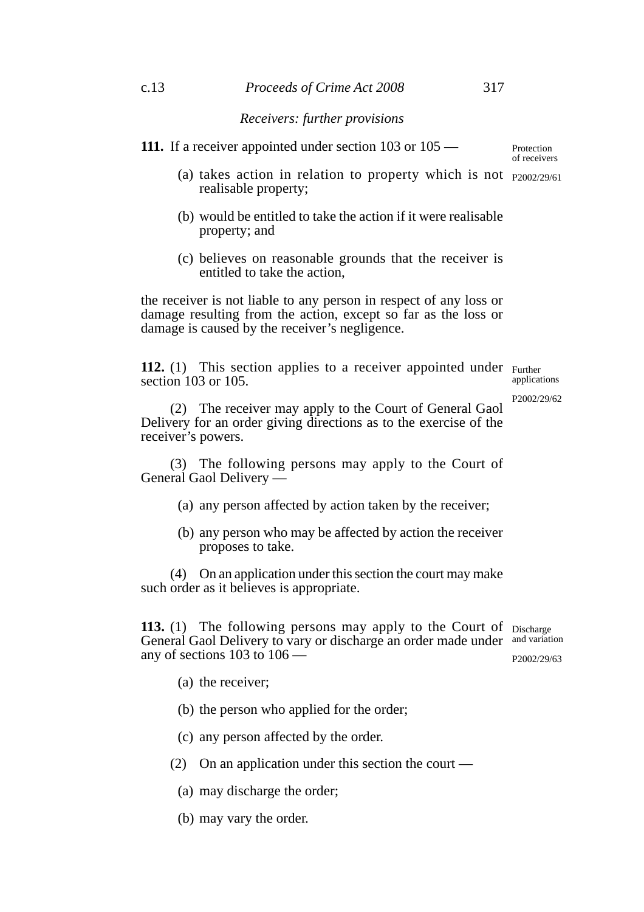*Receivers: further provisions*

**111.** If a receiver appointed under section 103 or 105 —

Protection of receivers

P2002/29/61

(a) takes action in relation to property which is not realisable property;

(b) would be entitled to take the action if it were realisable property; and

(c) believes on reasonable grounds that the receiver is entitled to take the action,

the receiver is not liable to any person in respect of any loss or damage resulting from the action, except so far as the loss or damage is caused by the receiver's negligence.

**112.** (1) This section applies to a receiver appointed under section 103 or 105.

Further applications

P2002/29/62

(2) The receiver may apply to the Court of General Gaol Delivery for an order giving directions as to the exercise of the receiver's powers.

(3) The following persons may apply to the Court of General Gaol Delivery —

(a) any person affected by action taken by the receiver;

(b) any person who may be affected by action the receiver proposes to take.

(4) On an application under this section the court may make such order as it believes is appropriate.

**113.** (1) The following persons may apply to the Court of General Gaol Delivery to vary or discharge an order made under any of sections 103 to 106 —

Discharge and variation

P2002/29/63

(a) the receiver;

(b) the person who applied for the order;

(c) any person affected by the order.

(2) On an application under this section the court —

(a) may discharge the order;

(b) may vary the order.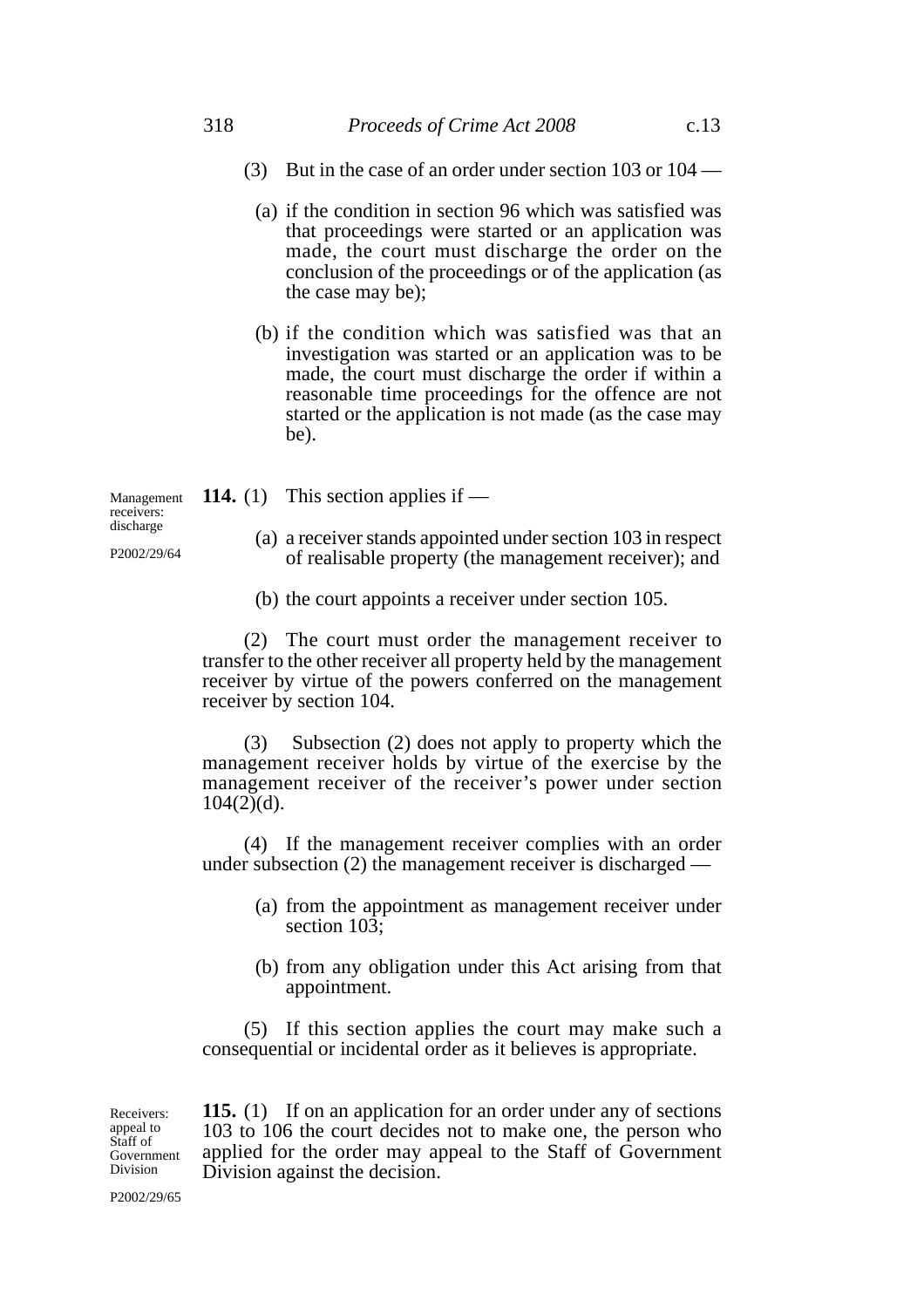(3) But in the case of an order under section 103 or 104 —

(a) if the condition in section 96 which was satisfied was that proceedings were started or an application was made, the court must discharge the order on the conclusion of the proceedings or of the application (as the case may be);

(b) if the condition which was satisfied was that an investigation was started or an application was to be made, the court must discharge the order if within a reasonable time proceedings for the offence are not started or the application is not made (as the case may be).

Management receivers: discharge

P2002/29/64

**114.** (1) This section applies if —

(a) a receiver stands appointed under section 103 in respect of realisable property (the management receiver); and

(b) the court appoints a receiver under section 105.

(2) The court must order the management receiver to transfer to the other receiver all property held by the management receiver by virtue of the powers conferred on the management receiver by section 104.

(3) Subsection (2) does not apply to property which the management receiver holds by virtue of the exercise by the management receiver of the receiver's power under section 104(2)(d).

(4) If the management receiver complies with an order under subsection (2) the management receiver is discharged —

(a) from the appointment as management receiver under section 103;

(b) from any obligation under this Act arising from that appointment.

(5) If this section applies the court may make such a consequential or incidental order as it believes is appropriate.

Receivers: appeal to Staff of Government Division

P2002/29/65

**115.** (1) If on an application for an order under any of sections 103 to 106 the court decides not to make one, the person who applied for the order may appeal to the Staff of Government Division against the decision.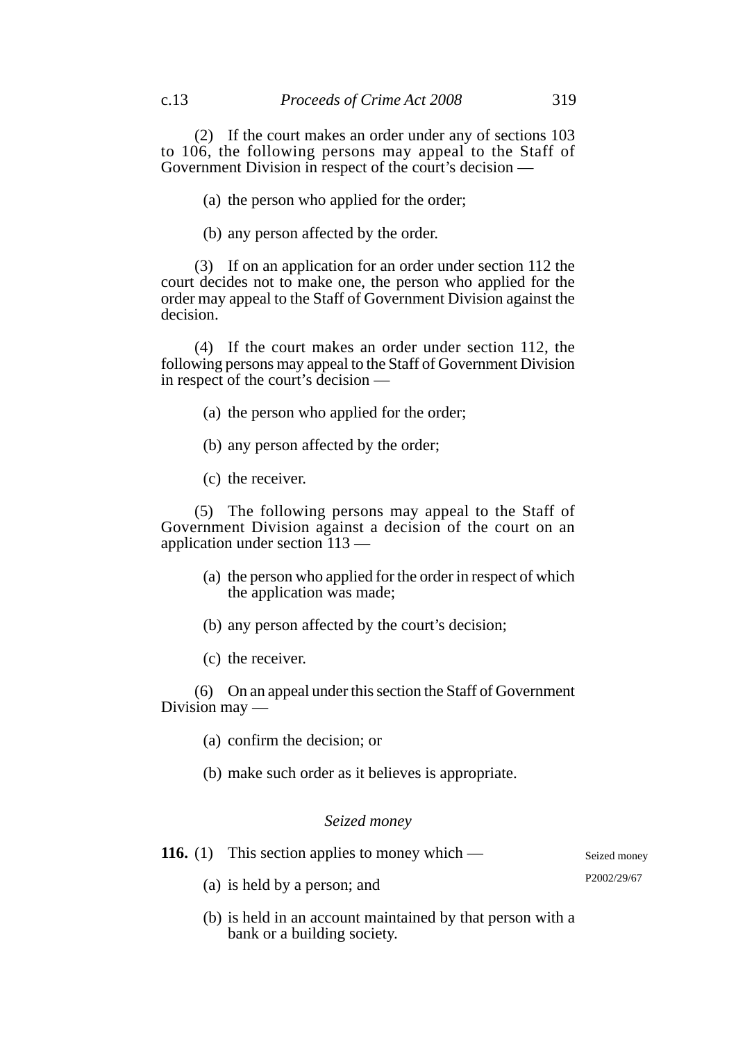(2) If the court makes an order under any of sections 103 to 106, the following persons may appeal to the Staff of Government Division in respect of the court's decision —

(a) the person who applied for the order;

(b) any person affected by the order.

(3) If on an application for an order under section 112 the court decides not to make one, the person who applied for the order may appeal to the Staff of Government Division against the decision.

(4) If the court makes an order under section 112, the following persons may appeal to the Staff of Government Division in respect of the court's decision —

(a) the person who applied for the order;

(b) any person affected by the order;

(c) the receiver.

(5) The following persons may appeal to the Staff of Government Division against a decision of the court on an application under section 113 —

(a) the person who applied for the order in respect of which the application was made;

(b) any person affected by the court's decision;

(c) the receiver.

(6) On an appeal under this section the Staff of Government Division may —

(a) confirm the decision; or

(b) make such order as it believes is appropriate.

### *Seized money*

Seized money
P2002/29/67

**116.** (1) This section applies to money which —

(a) is held by a person; and

(b) is held in an account maintained by that person with a bank or a building society.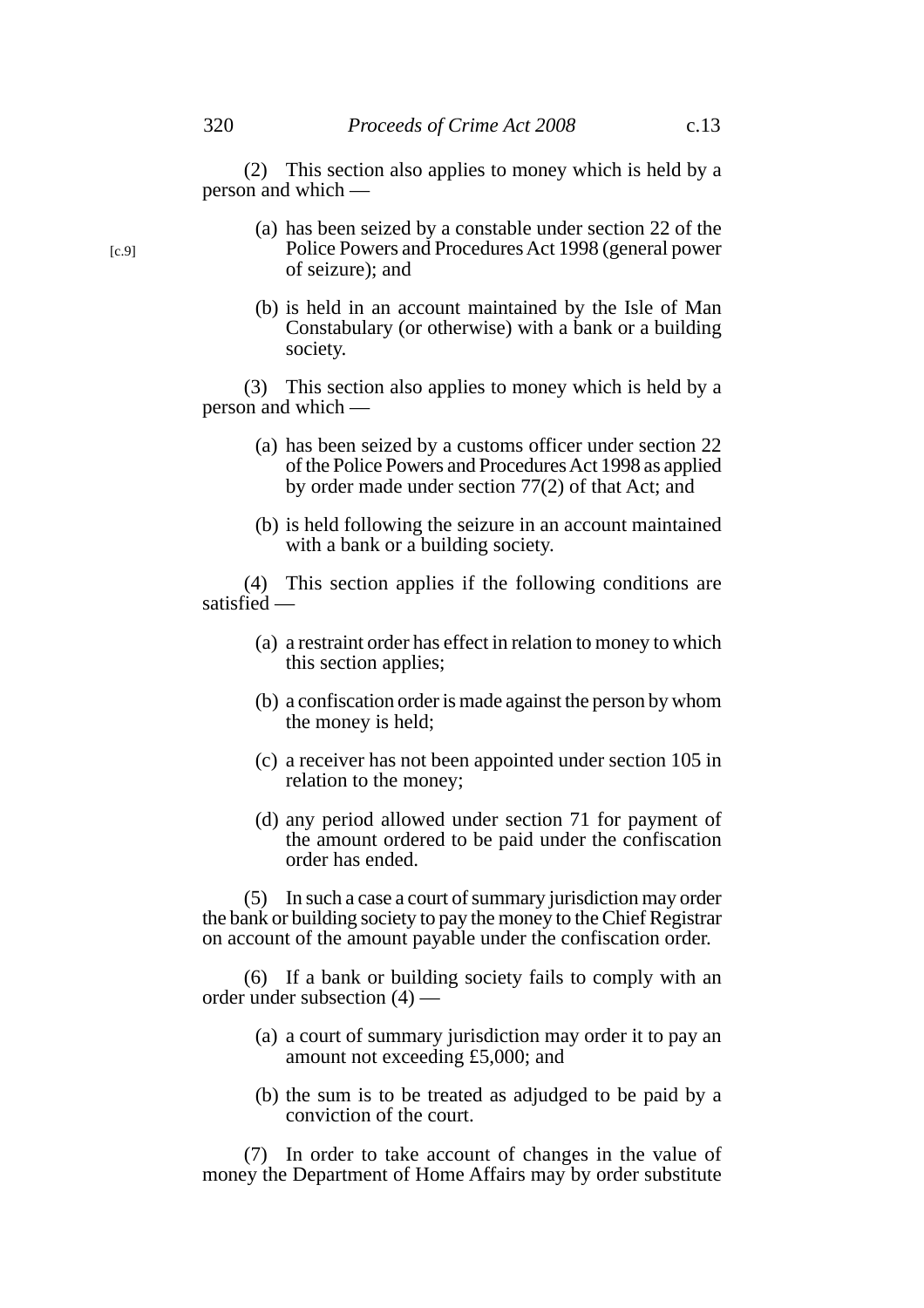(2) This section also applies to money which is held by a person and which —

[c.9]

(a) has been seized by a constable under section 22 of the Police Powers and Procedures Act 1998 (general power of seizure); and

(b) is held in an account maintained by the Isle of Man Constabulary (or otherwise) with a bank or a building society.

(3) This section also applies to money which is held by a person and which —

(a) has been seized by a customs officer under section 22 of the Police Powers and Procedures Act 1998 as applied by order made under section 77(2) of that Act; and

(b) is held following the seizure in an account maintained with a bank or a building society.

(4) This section applies if the following conditions are satisfied —

(a) a restraint order has effect in relation to money to which this section applies;

(b) a confiscation order is made against the person by whom the money is held;

(c) a receiver has not been appointed under section 105 in relation to the money;

(d) any period allowed under section 71 for payment of the amount ordered to be paid under the confiscation order has ended.

(5) In such a case a court of summary jurisdiction may order the bank or building society to pay the money to the Chief Registrar on account of the amount payable under the confiscation order.

(6) If a bank or building society fails to comply with an order under subsection (4) —

(a) a court of summary jurisdiction may order it to pay an amount not exceeding £5,000; and

(b) the sum is to be treated as adjudged to be paid by a conviction of the court.

(7) In order to take account of changes in the value of money the Department of Home Affairs may by order substitute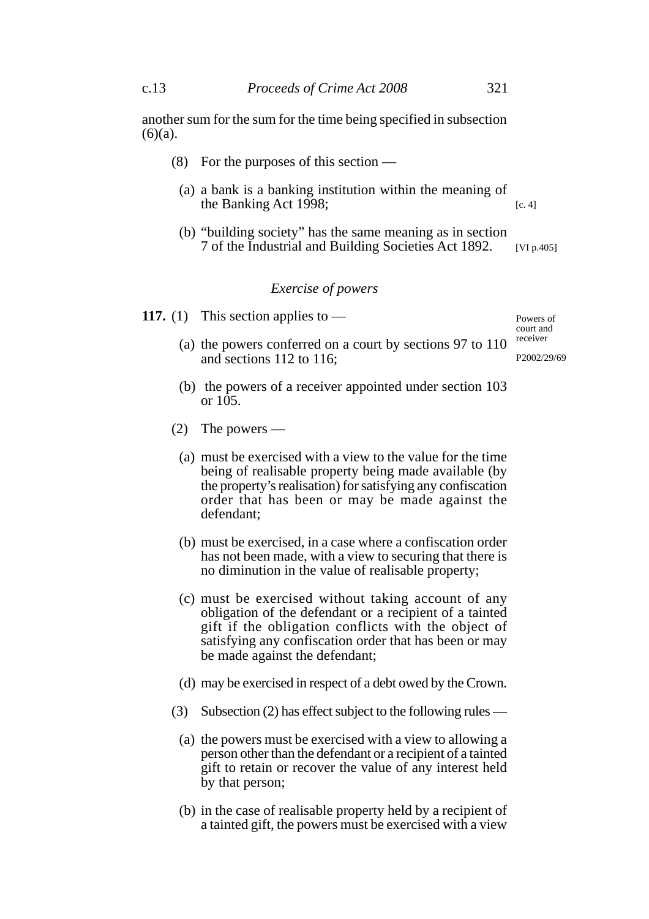another sum for the sum for the time being specified in subsection (6)(a).

(8) For the purposes of this section —

(a) a bank is a banking institution within the meaning of the Banking Act 1998; [c. 4]

(b) "building society" has the same meaning as in section 7 of the Industrial and Building Societies Act 1892. [VI p.405]

*Exercise of powers*

Powers of court and receiver

P2002/29/69

**117.** (1) This section applies to —

(a) the powers conferred on a court by sections 97 to 110 and sections 112 to 116;

(b) the powers of a receiver appointed under section 103 or 105.

(2) The powers —

(a) must be exercised with a view to the value for the time being of realisable property being made available (by the property's realisation) for satisfying any confiscation order that has been or may be made against the defendant;

(b) must be exercised, in a case where a confiscation order has not been made, with a view to securing that there is no diminution in the value of realisable property;

(c) must be exercised without taking account of any obligation of the defendant or a recipient of a tainted gift if the obligation conflicts with the object of satisfying any confiscation order that has been or may be made against the defendant;

(d) may be exercised in respect of a debt owed by the Crown.

(3) Subsection (2) has effect subject to the following rules —

(a) the powers must be exercised with a view to allowing a person other than the defendant or a recipient of a tainted gift to retain or recover the value of any interest held by that person;

(b) in the case of realisable property held by a recipient of a tainted gift, the powers must be exercised with a view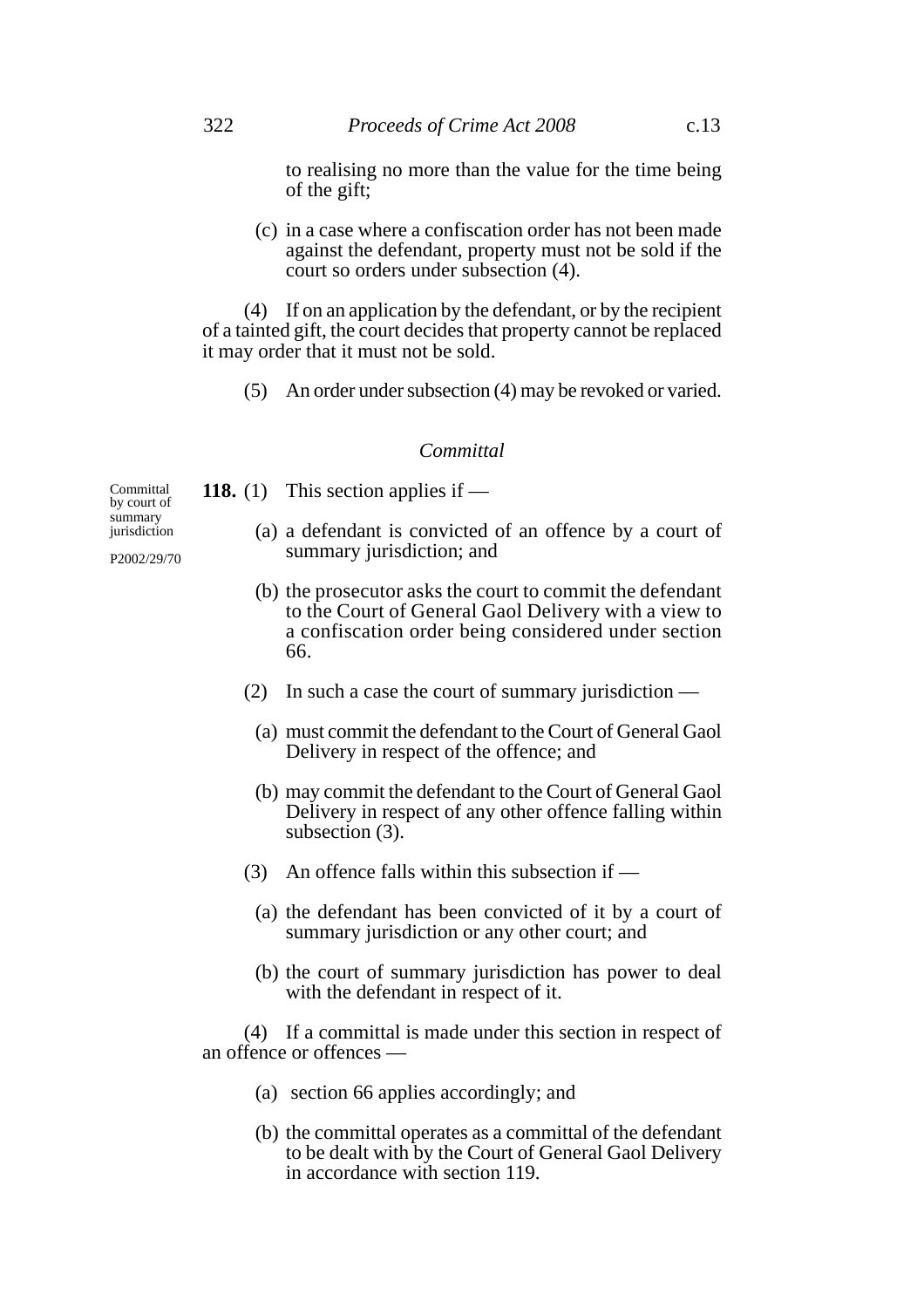to realising no more than the value for the time being of the gift;

(c) in a case where a confiscation order has not been made against the defendant, property must not be sold if the court so orders under subsection (4).

(4) If on an application by the defendant, or by the recipient of a tainted gift, the court decides that property cannot be replaced it may order that it must not be sold.

(5) An order under subsection (4) may be revoked or varied.

*Committal*

Committal by court of summary jurisdiction

P2002/29/70

**118.** (1) This section applies if —

(a) a defendant is convicted of an offence by a court of summary jurisdiction; and

(b) the prosecutor asks the court to commit the defendant to the Court of General Gaol Delivery with a view to a confiscation order being considered under section 66.

(2) In such a case the court of summary jurisdiction —

(a) must commit the defendant to the Court of General Gaol Delivery in respect of the offence; and

(b) may commit the defendant to the Court of General Gaol Delivery in respect of any other offence falling within subsection (3).

(3) An offence falls within this subsection if —

(a) the defendant has been convicted of it by a court of summary jurisdiction or any other court; and

(b) the court of summary jurisdiction has power to deal with the defendant in respect of it.

(4) If a committal is made under this section in respect of an offence or offences —

(a) section 66 applies accordingly; and

(b) the committal operates as a committal of the defendant to be dealt with by the Court of General Gaol Delivery in accordance with section 119.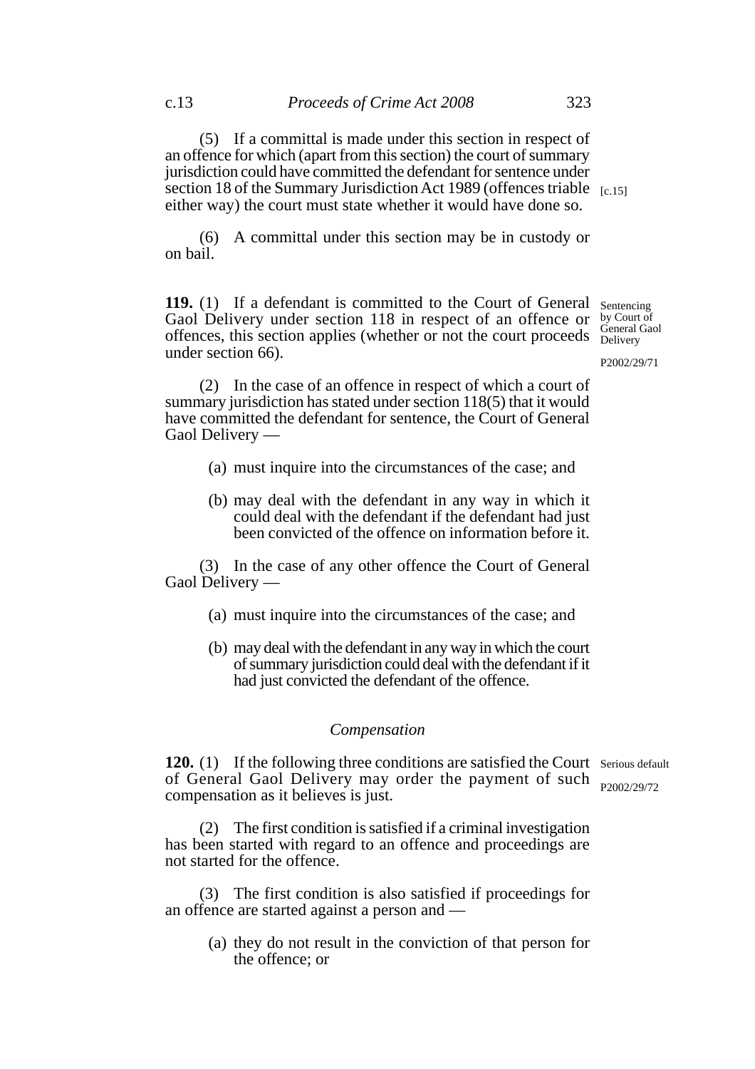(5) If a committal is made under this section in respect of an offence for which (apart from this section) the court of summary jurisdiction could have committed the defendant for sentence under section 18 of the Summary Jurisdiction Act 1989 (offences triable either way) the court must state whether it would have done so. [c.15]

(6) A committal under this section may be in custody or on bail.

**119.** (1) If a defendant is committed to the Court of General Gaol Delivery under section 118 in respect of an offence or offences, this section applies (whether or not the court proceeds under section 66).

Sentencing by Court of General Gaol Delivery

P2002/29/71

(2) In the case of an offence in respect of which a court of summary jurisdiction has stated under section 118(5) that it would have committed the defendant for sentence, the Court of General Gaol Delivery —

(a) must inquire into the circumstances of the case; and

(b) may deal with the defendant in any way in which it could deal with the defendant if the defendant had just been convicted of the offence on information before it.

(3) In the case of any other offence the Court of General Gaol Delivery —

(a) must inquire into the circumstances of the case; and

(b) may deal with the defendant in any way in which the court of summary jurisdiction could deal with the defendant if it had just convicted the defendant of the offence.

*Compensation*

**120.** (1) If the following three conditions are satisfied the Court of General Gaol Delivery may order the payment of such compensation as it believes is just.

Serious default

P2002/29/72

(2) The first condition is satisfied if a criminal investigation has been started with regard to an offence and proceedings are not started for the offence.

(3) The first condition is also satisfied if proceedings for an offence are started against a person and —

(a) they do not result in the conviction of that person for the offence; or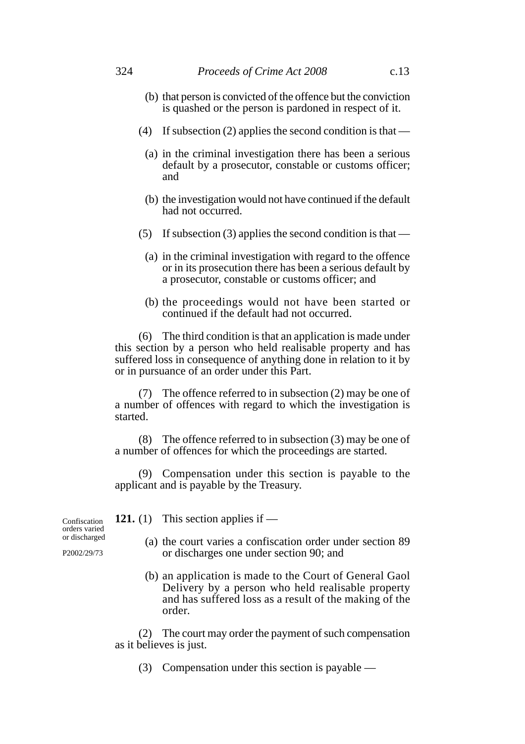(b) that person is convicted of the offence but the conviction is quashed or the person is pardoned in respect of it.

(4) If subsection (2) applies the second condition is that —

(a) in the criminal investigation there has been a serious default by a prosecutor, constable or customs officer; and

(b) the investigation would not have continued if the default had not occurred.

(5) If subsection (3) applies the second condition is that —

(a) in the criminal investigation with regard to the offence or in its prosecution there has been a serious default by a prosecutor, constable or customs officer; and

(b) the proceedings would not have been started or continued if the default had not occurred.

(6) The third condition is that an application is made under this section by a person who held realisable property and has suffered loss in consequence of anything done in relation to it by or in pursuance of an order under this Part.

(7) The offence referred to in subsection (2) may be one of a number of offences with regard to which the investigation is started.

(8) The offence referred to in subsection (3) may be one of a number of offences for which the proceedings are started.

(9) Compensation under this section is payable to the applicant and is payable by the Treasury.

Confiscation orders varied or discharged

P2002/29/73

**121.** (1) This section applies if —

(a) the court varies a confiscation order under section 89 or discharges one under section 90; and

(b) an application is made to the Court of General Gaol Delivery by a person who held realisable property and has suffered loss as a result of the making of the order.

(2) The court may order the payment of such compensation as it believes is just.

(3) Compensation under this section is payable —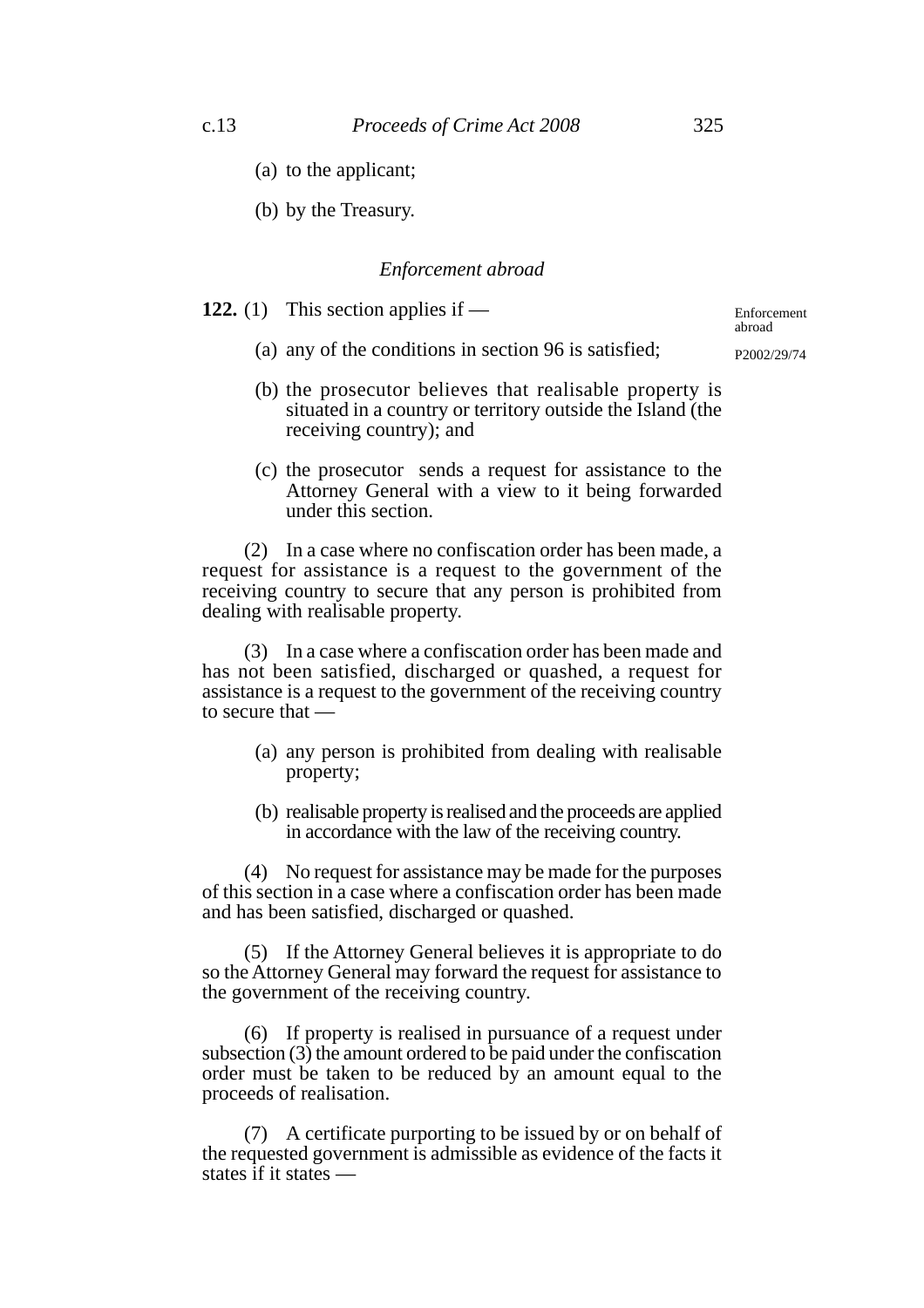(a) to the applicant;

(b) by the Treasury.

*Enforcement abroad*

**122.** (1) This section applies if —

Enforcement abroad

P2002/29/74

(a) any of the conditions in section 96 is satisfied;

(b) the prosecutor believes that realisable property is situated in a country or territory outside the Island (the receiving country); and

(c) the prosecutor sends a request for assistance to the Attorney General with a view to it being forwarded under this section.

(2) In a case where no confiscation order has been made, a request for assistance is a request to the government of the receiving country to secure that any person is prohibited from dealing with realisable property.

(3) In a case where a confiscation order has been made and has not been satisfied, discharged or quashed, a request for assistance is a request to the government of the receiving country to secure that —

(a) any person is prohibited from dealing with realisable property;

(b) realisable property is realised and the proceeds are applied in accordance with the law of the receiving country.

(4) No request for assistance may be made for the purposes of this section in a case where a confiscation order has been made and has been satisfied, discharged or quashed.

(5) If the Attorney General believes it is appropriate to do so the Attorney General may forward the request for assistance to the government of the receiving country.

(6) If property is realised in pursuance of a request under subsection (3) the amount ordered to be paid under the confiscation order must be taken to be reduced by an amount equal to the proceeds of realisation.

(7) A certificate purporting to be issued by or on behalf of the requested government is admissible as evidence of the facts it states if it states —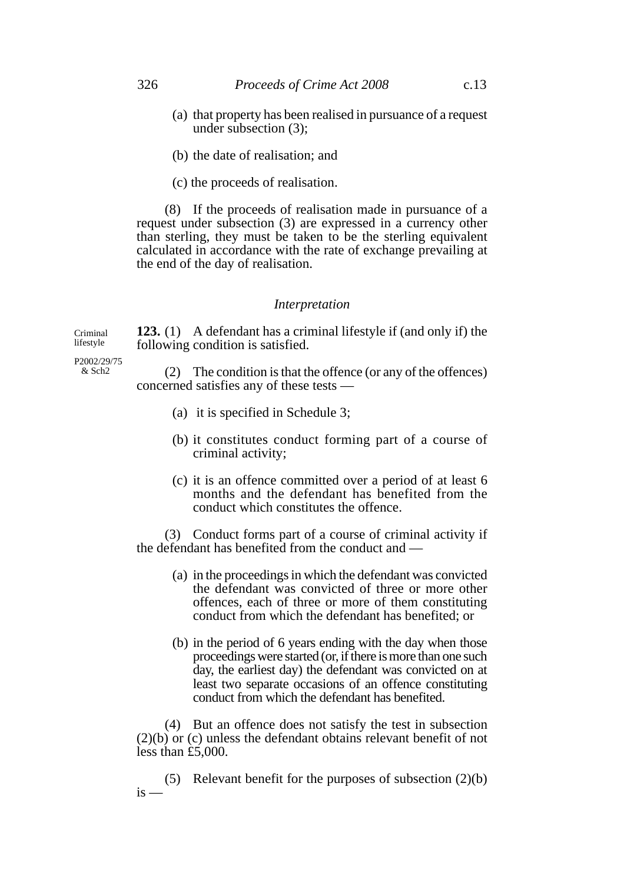(a) that property has been realised in pursuance of a request under subsection (3);

(b) the date of realisation; and

(c) the proceeds of realisation.

(8) If the proceeds of realisation made in pursuance of a request under subsection (3) are expressed in a currency other than sterling, they must be taken to be the sterling equivalent calculated in accordance with the rate of exchange prevailing at the end of the day of realisation.

### *Interpretation*

Criminal lifestyle

P2002/29/75 & Sch2

**123.** (1) A defendant has a criminal lifestyle if (and only if) the following condition is satisfied.

(2) The condition is that the offence (or any of the offences) concerned satisfies any of these tests —

(a) it is specified in Schedule 3;

(b) it constitutes conduct forming part of a course of criminal activity;

(c) it is an offence committed over a period of at least 6 months and the defendant has benefited from the conduct which constitutes the offence.

(3) Conduct forms part of a course of criminal activity if the defendant has benefited from the conduct and —

(a) in the proceedings in which the defendant was convicted the defendant was convicted of three or more other offences, each of three or more of them constituting conduct from which the defendant has benefited; or

(b) in the period of 6 years ending with the day when those proceedings were started (or, if there is more than one such day, the earliest day) the defendant was convicted on at least two separate occasions of an offence constituting conduct from which the defendant has benefited.

(4) But an offence does not satisfy the test in subsection (2)(b) or (c) unless the defendant obtains relevant benefit of not less than £5,000.

(5) Relevant benefit for the purposes of subsection (2)(b) is —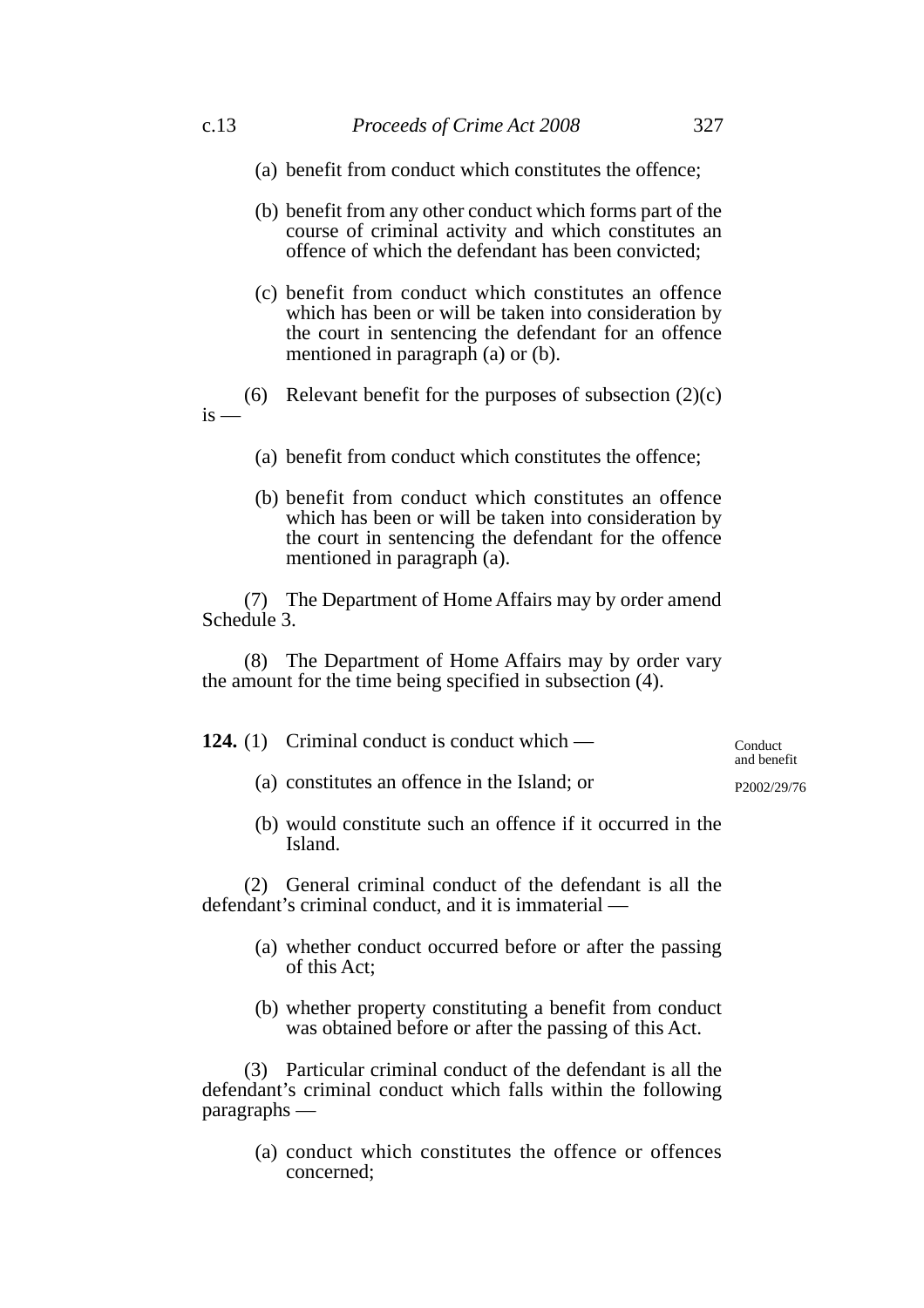(a) benefit from conduct which constitutes the offence;

(b) benefit from any other conduct which forms part of the course of criminal activity and which constitutes an offence of which the defendant has been convicted;

(c) benefit from conduct which constitutes an offence which has been or will be taken into consideration by the court in sentencing the defendant for an offence mentioned in paragraph (a) or (b).

(6) Relevant benefit for the purposes of subsection (2)(c) is —

(a) benefit from conduct which constitutes the offence;

(b) benefit from conduct which constitutes an offence which has been or will be taken into consideration by the court in sentencing the defendant for the offence mentioned in paragraph (a).

(7) The Department of Home Affairs may by order amend Schedule 3.

(8) The Department of Home Affairs may by order vary the amount for the time being specified in subsection (4).

Conduct and benefit

P2002/29/76

**124.** (1) Criminal conduct is conduct which —

(a) constitutes an offence in the Island; or

(b) would constitute such an offence if it occurred in the Island.

(2) General criminal conduct of the defendant is all the defendant's criminal conduct, and it is immaterial —

(a) whether conduct occurred before or after the passing of this Act;

(b) whether property constituting a benefit from conduct was obtained before or after the passing of this Act.

(3) Particular criminal conduct of the defendant is all the defendant's criminal conduct which falls within the following paragraphs —

(a) conduct which constitutes the offence or offences concerned;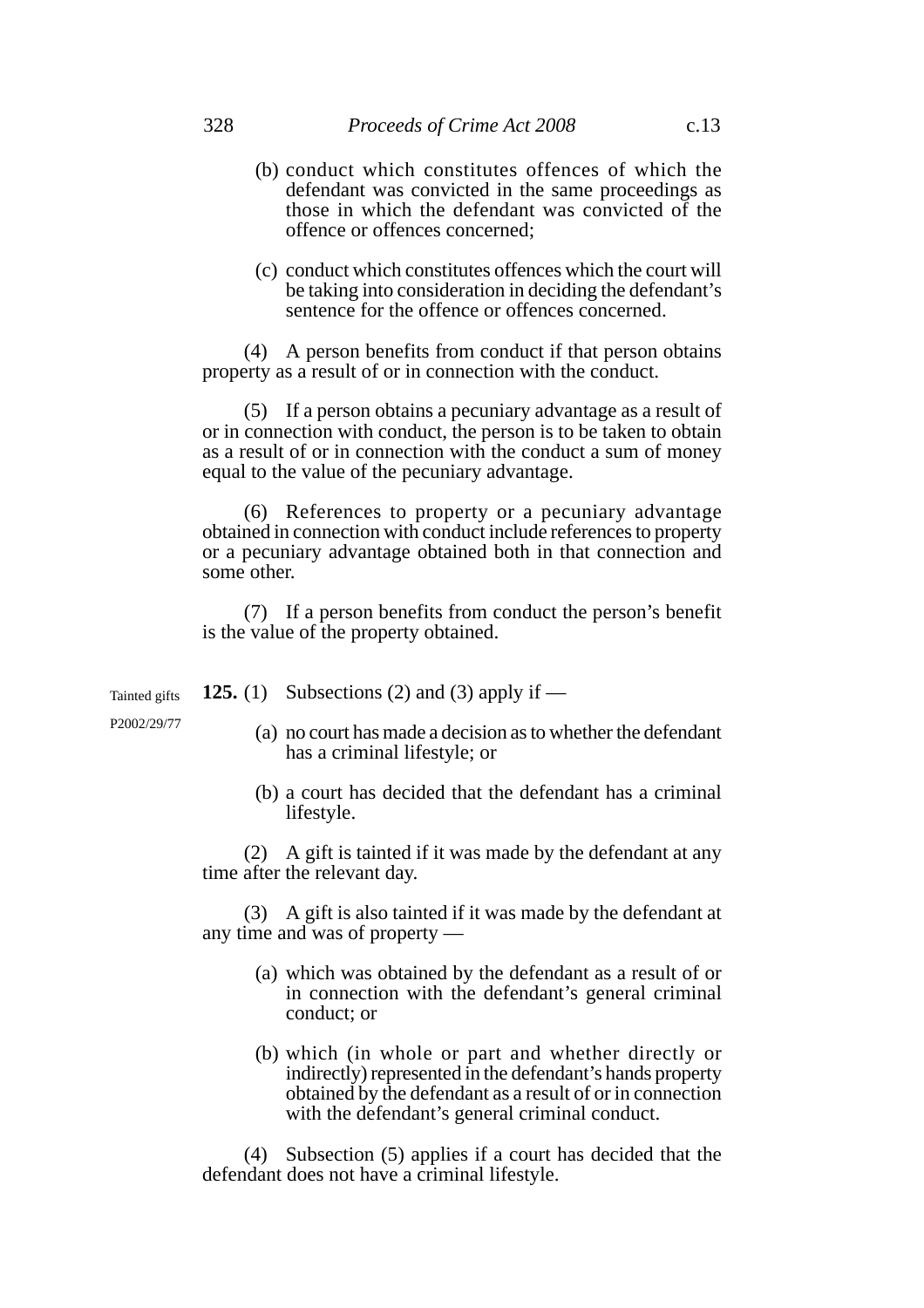(b) conduct which constitutes offences of which the defendant was convicted in the same proceedings as those in which the defendant was convicted of the offence or offences concerned;

(c) conduct which constitutes offences which the court will be taking into consideration in deciding the defendant's sentence for the offence or offences concerned.

(4) A person benefits from conduct if that person obtains property as a result of or in connection with the conduct.

(5) If a person obtains a pecuniary advantage as a result of or in connection with conduct, the person is to be taken to obtain as a result of or in connection with the conduct a sum of money equal to the value of the pecuniary advantage.

(6) References to property or a pecuniary advantage obtained in connection with conduct include references to property or a pecuniary advantage obtained both in that connection and some other.

(7) If a person benefits from conduct the person's benefit is the value of the property obtained.

Tainted gifts

P2002/29/77

**125.** (1) Subsections (2) and (3) apply if —

(a) no court has made a decision as to whether the defendant has a criminal lifestyle; or

(b) a court has decided that the defendant has a criminal lifestyle.

(2) A gift is tainted if it was made by the defendant at any time after the relevant day.

(3) A gift is also tainted if it was made by the defendant at any time and was of property —

(a) which was obtained by the defendant as a result of or in connection with the defendant's general criminal conduct; or

(b) which (in whole or part and whether directly or indirectly) represented in the defendant's hands property obtained by the defendant as a result of or in connection with the defendant's general criminal conduct.

(4) Subsection (5) applies if a court has decided that the defendant does not have a criminal lifestyle.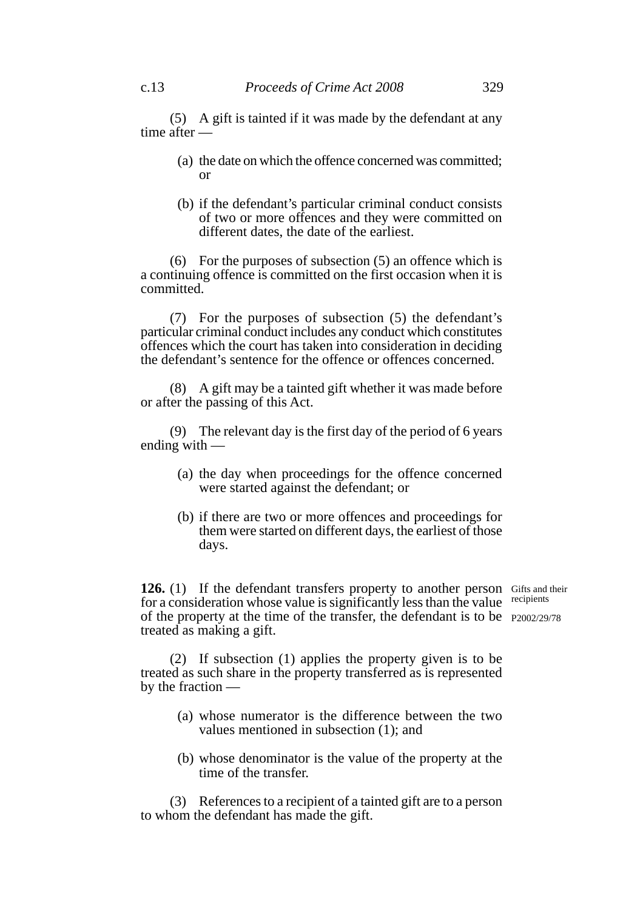(5) A gift is tainted if it was made by the defendant at any time after —

(a) the date on which the offence concerned was committed; or

(b) if the defendant's particular criminal conduct consists of two or more offences and they were committed on different dates, the date of the earliest.

(6) For the purposes of subsection (5) an offence which is a continuing offence is committed on the first occasion when it is committed.

(7) For the purposes of subsection (5) the defendant's particular criminal conduct includes any conduct which constitutes offences which the court has taken into consideration in deciding the defendant's sentence for the offence or offences concerned.

(8) A gift may be a tainted gift whether it was made before or after the passing of this Act.

(9) The relevant day is the first day of the period of 6 years ending with —

(a) the day when proceedings for the offence concerned were started against the defendant; or

(b) if there are two or more offences and proceedings for them were started on different days, the earliest of those days.

Gifts and their recipients

P2002/29/78

**126.** (1) If the defendant transfers property to another person for a consideration whose value is significantly less than the value of the property at the time of the transfer, the defendant is to be treated as making a gift.

(2) If subsection (1) applies the property given is to be treated as such share in the property transferred as is represented by the fraction —

(a) whose numerator is the difference between the two values mentioned in subsection (1); and

(b) whose denominator is the value of the property at the time of the transfer.

(3) References to a recipient of a tainted gift are to a person to whom the defendant has made the gift.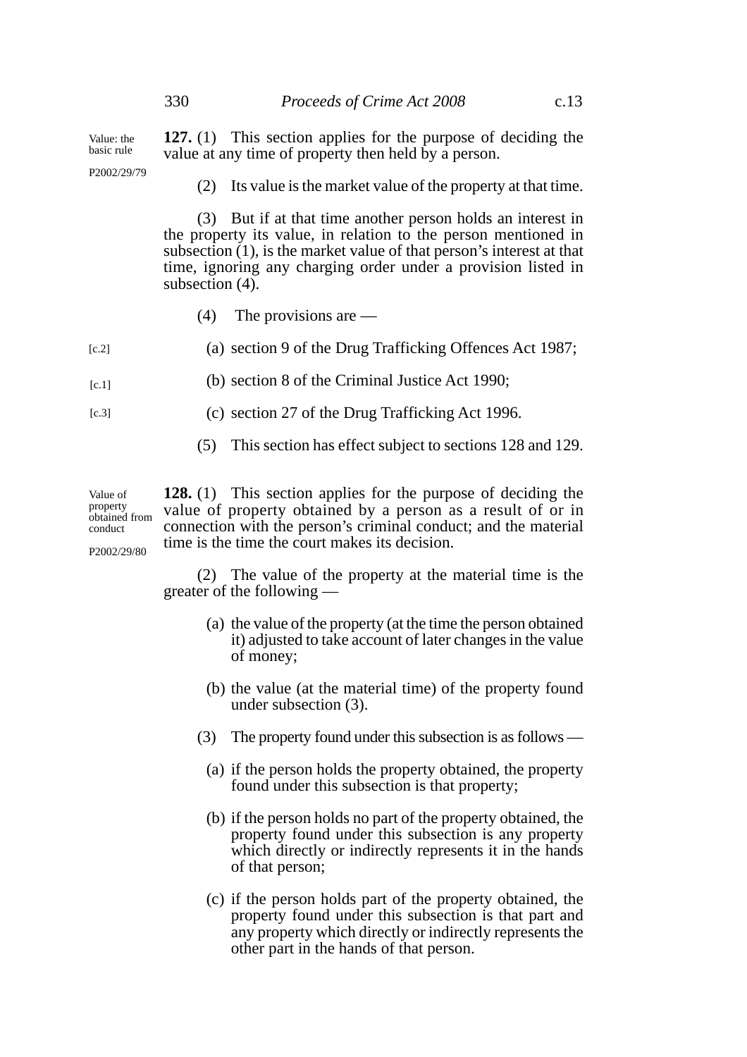Value: the basic rule

P2002/29/79

**127.** (1) This section applies for the purpose of deciding the value at any time of property then held by a person.

(2) Its value is the market value of the property at that time.

(3) But if at that time another person holds an interest in the property its value, in relation to the person mentioned in subsection (1), is the market value of that person's interest at that time, ignoring any charging order under a provision listed in subsection (4).

(4) The provisions are —

[c.2] (a) section 9 of the Drug Trafficking Offences Act 1987;

[c.1] (b) section 8 of the Criminal Justice Act 1990;

[c.3] (c) section 27 of the Drug Trafficking Act 1996.

(5) This section has effect subject to sections 128 and 129.

Value of property obtained from conduct

P2002/29/80

**128.** (1) This section applies for the purpose of deciding the value of property obtained by a person as a result of or in connection with the person's criminal conduct; and the material time is the time the court makes its decision.

(2) The value of the property at the material time is the greater of the following —

(a) the value of the property (at the time the person obtained it) adjusted to take account of later changes in the value of money;

(b) the value (at the material time) of the property found under subsection (3).

(3) The property found under this subsection is as follows —

(a) if the person holds the property obtained, the property found under this subsection is that property;

(b) if the person holds no part of the property obtained, the property found under this subsection is any property which directly or indirectly represents it in the hands of that person;

(c) if the person holds part of the property obtained, the property found under this subsection is that part and any property which directly or indirectly represents the other part in the hands of that person.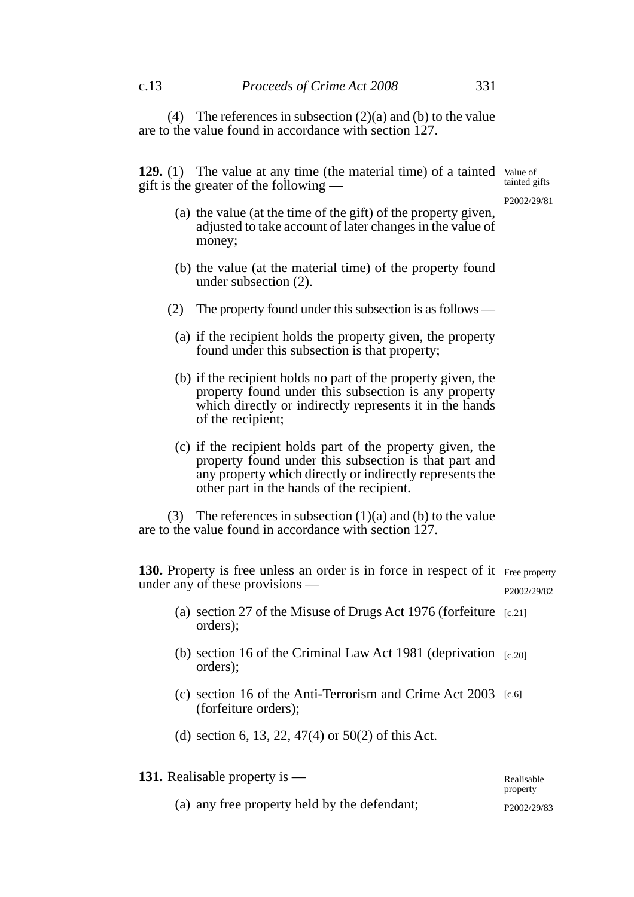(4) The references in subsection (2)(a) and (b) to the value are to the value found in accordance with section 127.

**129.** (1) The value at any time (the material time) of a tainted gift is the greater of the following —

Value of tainted gifts

P2002/29/81

(a) the value (at the time of the gift) of the property given, adjusted to take account of later changes in the value of money;

(b) the value (at the material time) of the property found under subsection (2).

(2) The property found under this subsection is as follows —

(a) if the recipient holds the property given, the property found under this subsection is that property;

(b) if the recipient holds no part of the property given, the property found under this subsection is any property which directly or indirectly represents it in the hands of the recipient;

(c) if the recipient holds part of the property given, the property found under this subsection is that part and any property which directly or indirectly represents the other part in the hands of the recipient.

(3) The references in subsection (1)(a) and (b) to the value are to the value found in accordance with section 127.

**130.** Property is free unless an order is in force in respect of it under any of these provisions —

Free property

P2002/29/82

(a) section 27 of the Misuse of Drugs Act 1976 (forfeiture orders); [c.21]

(b) section 16 of the Criminal Law Act 1981 (deprivation orders); [c.20]

(c) section 16 of the Anti-Terrorism and Crime Act 2003 (forfeiture orders); [c.6]

(d) section 6, 13, 22, 47(4) or 50(2) of this Act.

**131.** Realisable property is —

Realisable property

P2002/29/83

(a) any free property held by the defendant;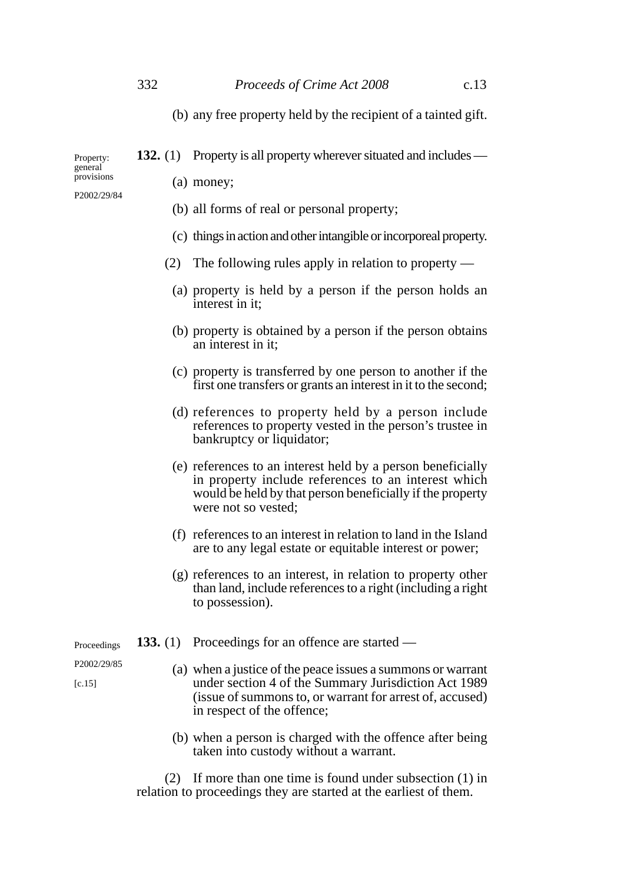(b) any free property held by the recipient of a tainted gift.

Property: general provisions

P2002/29/84

**132.** (1) Property is all property wherever situated and includes —

(a) money;

(b) all forms of real or personal property;

(c) things in action and other intangible or incorporeal property.

(2) The following rules apply in relation to property —

(a) property is held by a person if the person holds an interest in it;

(b) property is obtained by a person if the person obtains an interest in it;

(c) property is transferred by one person to another if the first one transfers or grants an interest in it to the second;

(d) references to property held by a person include references to property vested in the person's trustee in bankruptcy or liquidator;

(e) references to an interest held by a person beneficially in property include references to an interest which would be held by that person beneficially if the property were not so vested;

(f) references to an interest in relation to land in the Island are to any legal estate or equitable interest or power;

(g) references to an interest, in relation to property other than land, include references to a right (including a right to possession).

Proceedings

P2002/29/85

[c.15]

**133.** (1) Proceedings for an offence are started —

(a) when a justice of the peace issues a summons or warrant under section 4 of the Summary Jurisdiction Act 1989 (issue of summons to, or warrant for arrest of, accused) in respect of the offence;

(b) when a person is charged with the offence after being taken into custody without a warrant.

(2) If more than one time is found under subsection (1) in relation to proceedings they are started at the earliest of them.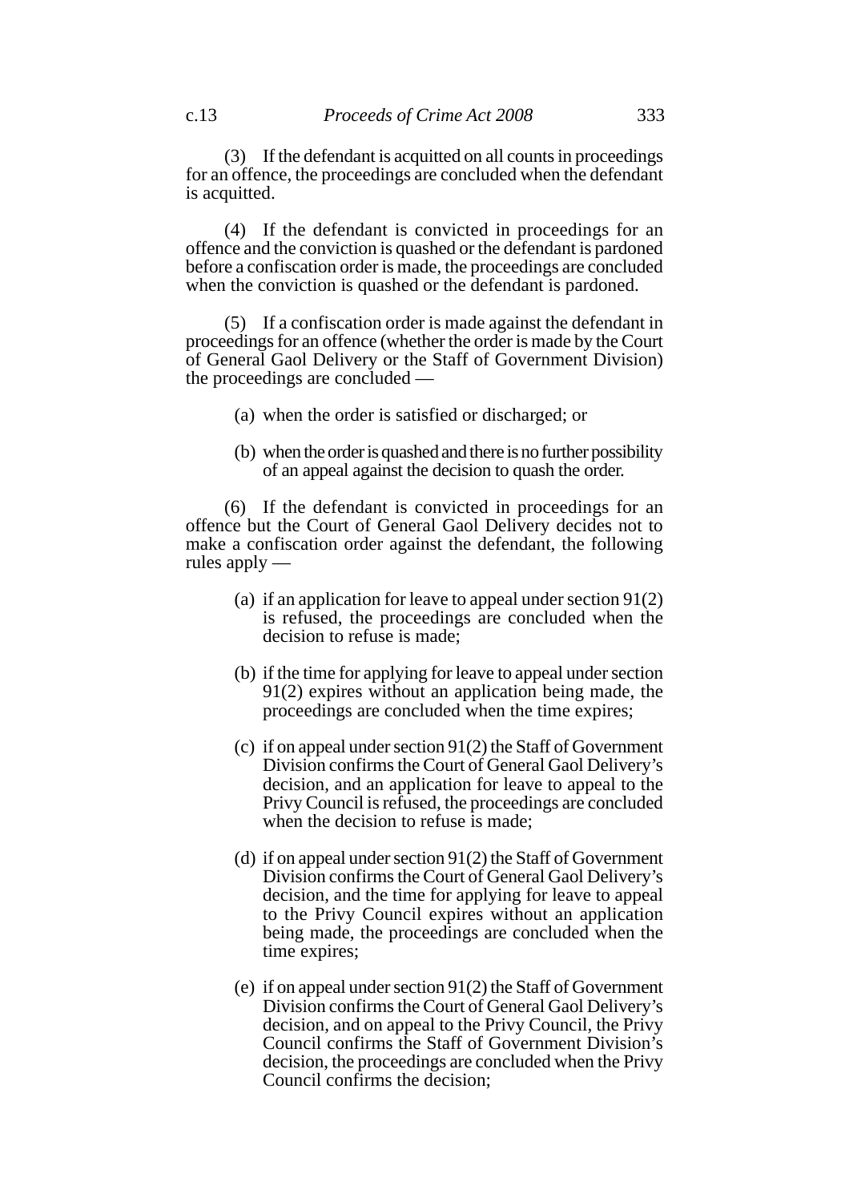(3) If the defendant is acquitted on all counts in proceedings for an offence, the proceedings are concluded when the defendant is acquitted.

(4) If the defendant is convicted in proceedings for an offence and the conviction is quashed or the defendant is pardoned before a confiscation order is made, the proceedings are concluded when the conviction is quashed or the defendant is pardoned.

(5) If a confiscation order is made against the defendant in proceedings for an offence (whether the order is made by the Court of General Gaol Delivery or the Staff of Government Division) the proceedings are concluded —

(a) when the order is satisfied or discharged; or

(b) when the order is quashed and there is no further possibility of an appeal against the decision to quash the order.

(6) If the defendant is convicted in proceedings for an offence but the Court of General Gaol Delivery decides not to make a confiscation order against the defendant, the following rules apply —

(a) if an application for leave to appeal under section 91(2) is refused, the proceedings are concluded when the decision to refuse is made;

(b) if the time for applying for leave to appeal under section 91(2) expires without an application being made, the proceedings are concluded when the time expires;

(c) if on appeal under section 91(2) the Staff of Government Division confirms the Court of General Gaol Delivery's decision, and an application for leave to appeal to the Privy Council is refused, the proceedings are concluded when the decision to refuse is made;

(d) if on appeal under section 91(2) the Staff of Government Division confirms the Court of General Gaol Delivery's decision, and the time for applying for leave to appeal to the Privy Council expires without an application being made, the proceedings are concluded when the time expires;

(e) if on appeal under section 91(2) the Staff of Government Division confirms the Court of General Gaol Delivery's decision, and on appeal to the Privy Council, the Privy Council confirms the Staff of Government Division's decision, the proceedings are concluded when the Privy Council confirms the decision;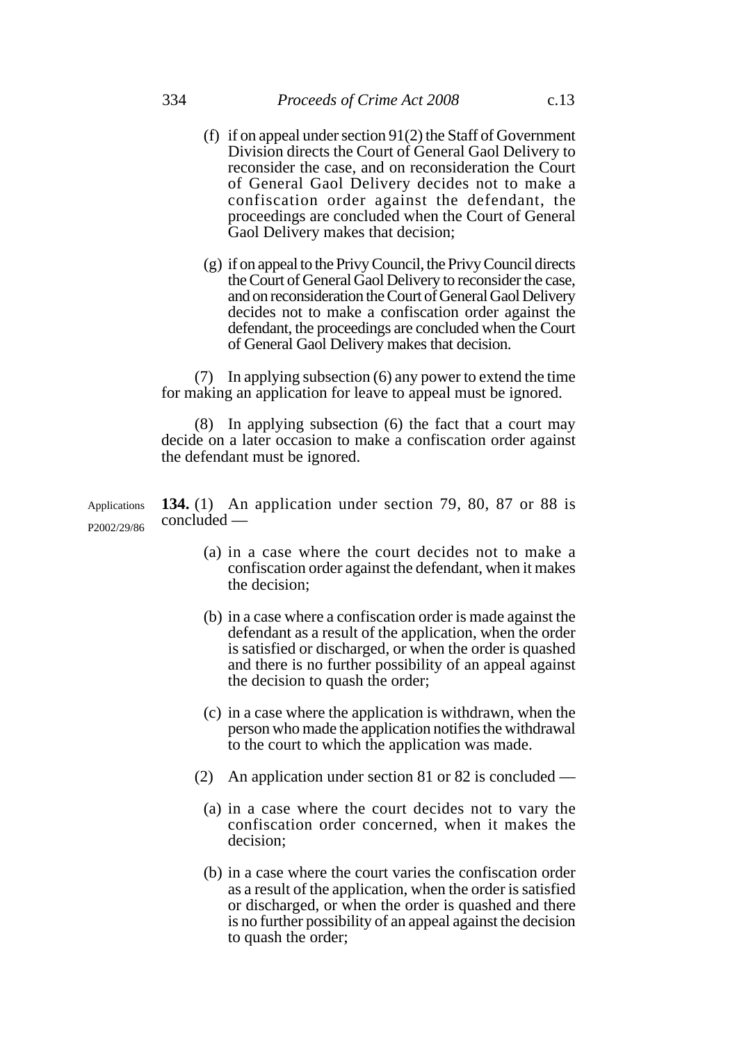(f) if on appeal under section 91(2) the Staff of Government Division directs the Court of General Gaol Delivery to reconsider the case, and on reconsideration the Court of General Gaol Delivery decides not to make a confiscation order against the defendant, the proceedings are concluded when the Court of General Gaol Delivery makes that decision;

(g) if on appeal to the Privy Council, the Privy Council directs the Court of General Gaol Delivery to reconsider the case, and on reconsideration the Court of General Gaol Delivery decides not to make a confiscation order against the defendant, the proceedings are concluded when the Court of General Gaol Delivery makes that decision.

(7) In applying subsection (6) any power to extend the time for making an application for leave to appeal must be ignored.

(8) In applying subsection (6) the fact that a court may decide on a later occasion to make a confiscation order against the defendant must be ignored.

Applications

P2002/29/86

**134.** (1) An application under section 79, 80, 87 or 88 is concluded —

(a) in a case where the court decides not to make a confiscation order against the defendant, when it makes the decision;

(b) in a case where a confiscation order is made against the defendant as a result of the application, when the order is satisfied or discharged, or when the order is quashed and there is no further possibility of an appeal against the decision to quash the order;

(c) in a case where the application is withdrawn, when the person who made the application notifies the withdrawal to the court to which the application was made.

(2) An application under section 81 or 82 is concluded —

(a) in a case where the court decides not to vary the confiscation order concerned, when it makes the decision;

(b) in a case where the court varies the confiscation order as a result of the application, when the order is satisfied or discharged, or when the order is quashed and there is no further possibility of an appeal against the decision to quash the order;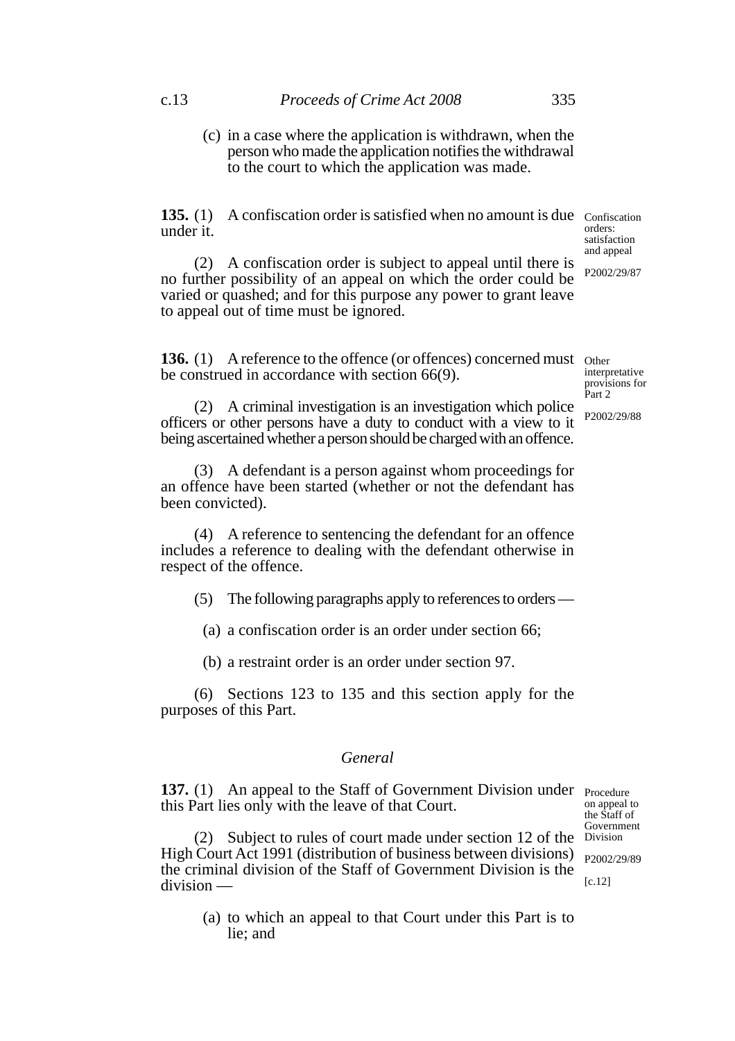(c) in a case where the application is withdrawn, when the person who made the application notifies the withdrawal to the court to which the application was made.

**135.** (1) A confiscation order is satisfied when no amount is due under it.

Confiscation orders: satisfaction and appeal

P2002/29/87

(2) A confiscation order is subject to appeal until there is no further possibility of an appeal on which the order could be varied or quashed; and for this purpose any power to grant leave to appeal out of time must be ignored.

**136.** (1) A reference to the offence (or offences) concerned must be construed in accordance with section 66(9).

Other interpretative provisions for Part 2

P2002/29/88

(2) A criminal investigation is an investigation which police officers or other persons have a duty to conduct with a view to it being ascertained whether a person should be charged with an offence.

(3) A defendant is a person against whom proceedings for an offence have been started (whether or not the defendant has been convicted).

(4) A reference to sentencing the defendant for an offence includes a reference to dealing with the defendant otherwise in respect of the offence.

(5) The following paragraphs apply to references to orders —

(a) a confiscation order is an order under section 66;

(b) a restraint order is an order under section 97.

(6) Sections 123 to 135 and this section apply for the purposes of this Part.

*General*

**137.** (1) An appeal to the Staff of Government Division under this Part lies only with the leave of that Court.

Procedure on appeal to the Staff of Government Division

P2002/29/89

[c.12]

(2) Subject to rules of court made under section 12 of the High Court Act 1991 (distribution of business between divisions) the criminal division of the Staff of Government Division is the division —

(a) to which an appeal to that Court under this Part is to lie; and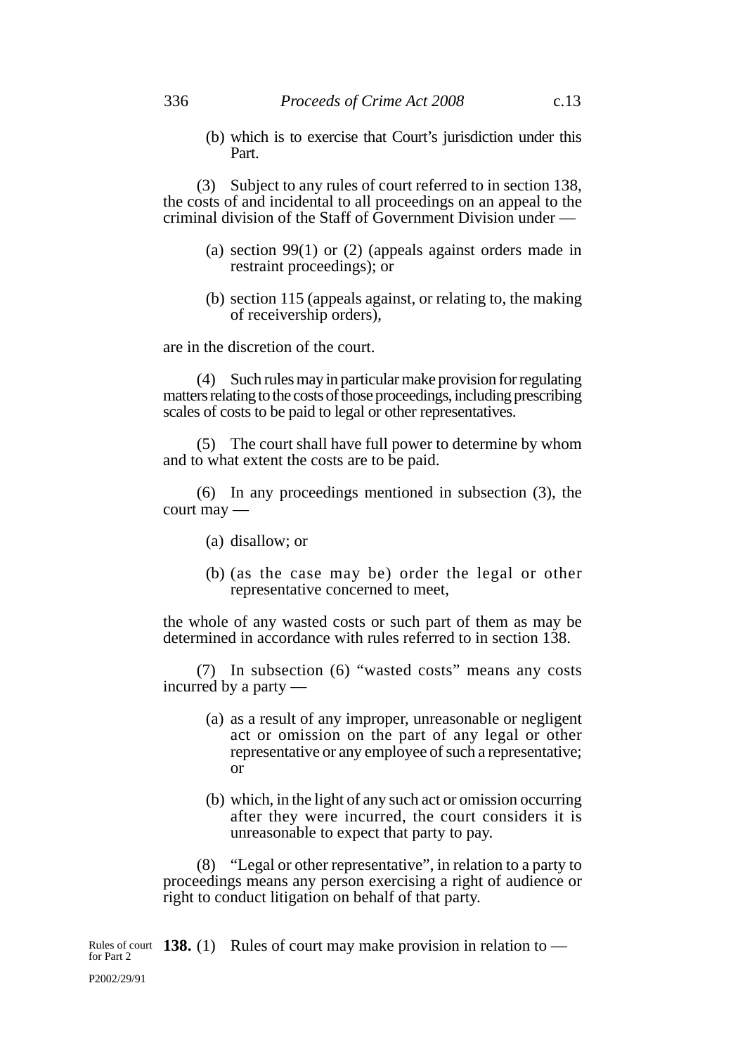(b) which is to exercise that Court's jurisdiction under this Part.

(3) Subject to any rules of court referred to in section 138, the costs of and incidental to all proceedings on an appeal to the criminal division of the Staff of Government Division under —

(a) section 99(1) or (2) (appeals against orders made in restraint proceedings); or

(b) section 115 (appeals against, or relating to, the making of receivership orders),

are in the discretion of the court.

(4) Such rules may in particular make provision for regulating matters relating to the costs of those proceedings, including prescribing scales of costs to be paid to legal or other representatives.

(5) The court shall have full power to determine by whom and to what extent the costs are to be paid.

(6) In any proceedings mentioned in subsection (3), the court may —

(a) disallow; or

(b) (as the case may be) order the legal or other representative concerned to meet,

the whole of any wasted costs or such part of them as may be determined in accordance with rules referred to in section 138.

(7) In subsection (6) "wasted costs" means any costs incurred by a party —

(a) as a result of any improper, unreasonable or negligent act or omission on the part of any legal or other representative or any employee of such a representative; or

(b) which, in the light of any such act or omission occurring after they were incurred, the court considers it is unreasonable to expect that party to pay.

(8) "Legal or other representative", in relation to a party to proceedings means any person exercising a right of audience or right to conduct litigation on behalf of that party.

Rules of court for Part 2

P2002/29/91

**138.** (1) Rules of court may make provision in relation to —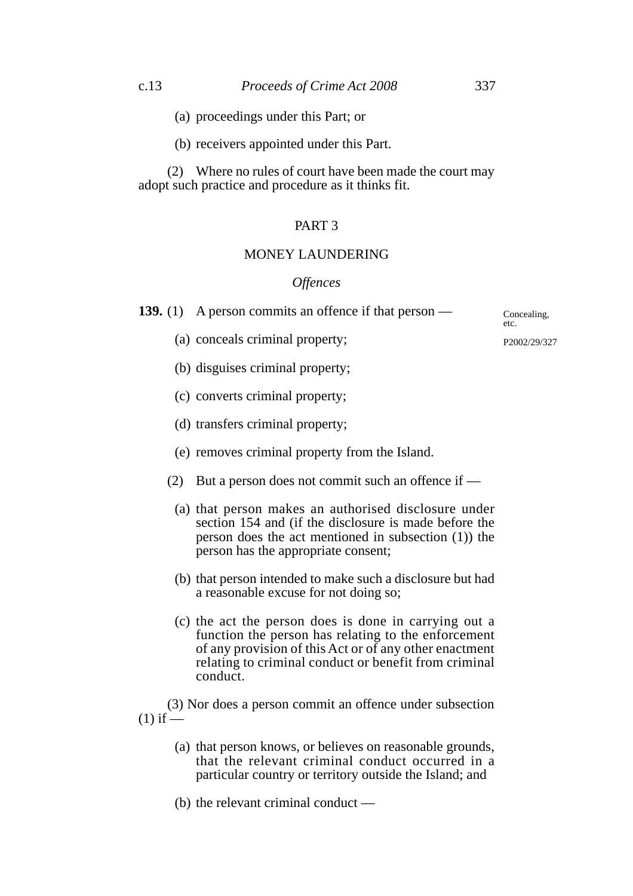(a) proceedings under this Part; or

(b) receivers appointed under this Part.

(2) Where no rules of court have been made the court may adopt such practice and procedure as it thinks fit.

## PART 3

## MONEY LAUNDERING

### *Offences*

**139.** (1) A person commits an offence if that person —

Concealing, etc.

P2002/29/327

(a) conceals criminal property;

(b) disguises criminal property;

(c) converts criminal property;

(d) transfers criminal property;

(e) removes criminal property from the Island.

(2) But a person does not commit such an offence if —

(a) that person makes an authorised disclosure under section 154 and (if the disclosure is made before the person does the act mentioned in subsection (1)) the person has the appropriate consent;

(b) that person intended to make such a disclosure but had a reasonable excuse for not doing so;

(c) the act the person does is done in carrying out a function the person has relating to the enforcement of any provision of this Act or of any other enactment relating to criminal conduct or benefit from criminal conduct.

(3) Nor does a person commit an offence under subsection (1) if —

(a) that person knows, or believes on reasonable grounds, that the relevant criminal conduct occurred in a particular country or territory outside the Island; and

(b) the relevant criminal conduct —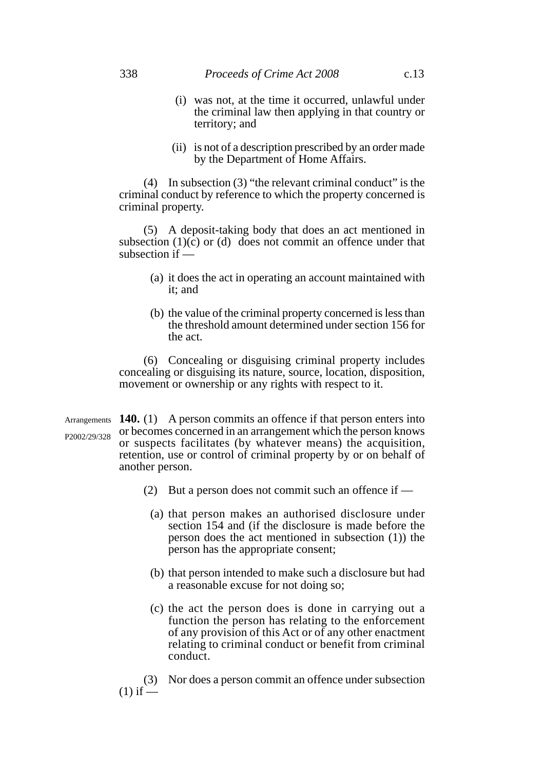(i) was not, at the time it occurred, unlawful under the criminal law then applying in that country or territory; and

(ii) is not of a description prescribed by an order made by the Department of Home Affairs.

(4) In subsection (3) "the relevant criminal conduct" is the criminal conduct by reference to which the property concerned is criminal property.

(5) A deposit-taking body that does an act mentioned in subsection (1)(c) or (d) does not commit an offence under that subsection if —

(a) it does the act in operating an account maintained with it; and

(b) the value of the criminal property concerned is less than the threshold amount determined under section 156 for the act.

(6) Concealing or disguising criminal property includes concealing or disguising its nature, source, location, disposition, movement or ownership or any rights with respect to it.

Arrangements

P2002/29/328

**140.** (1) A person commits an offence if that person enters into or becomes concerned in an arrangement which the person knows or suspects facilitates (by whatever means) the acquisition, retention, use or control of criminal property by or on behalf of another person.

(2) But a person does not commit such an offence if —

(a) that person makes an authorised disclosure under section 154 and (if the disclosure is made before the person does the act mentioned in subsection (1)) the person has the appropriate consent;

(b) that person intended to make such a disclosure but had a reasonable excuse for not doing so;

(c) the act the person does is done in carrying out a function the person has relating to the enforcement of any provision of this Act or of any other enactment relating to criminal conduct or benefit from criminal conduct.

(3) Nor does a person commit an offence under subsection (1) if —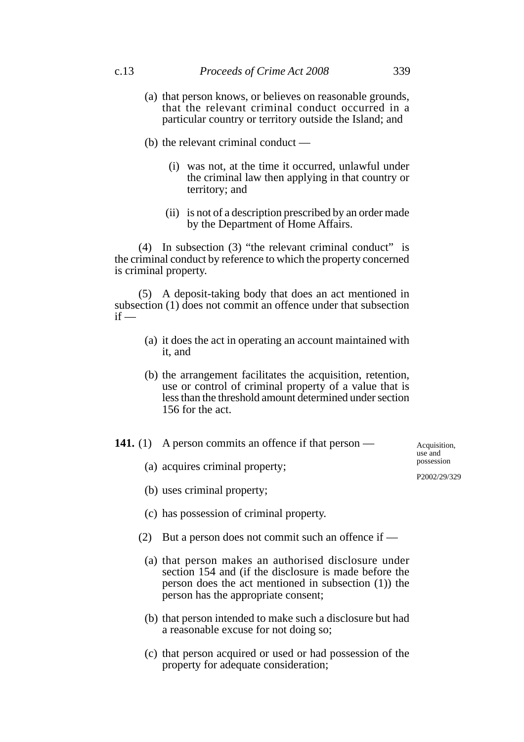(a) that person knows, or believes on reasonable grounds, that the relevant criminal conduct occurred in a particular country or territory outside the Island; and

(b) the relevant criminal conduct —

(i) was not, at the time it occurred, unlawful under the criminal law then applying in that country or territory; and

(ii) is not of a description prescribed by an order made by the Department of Home Affairs.

(4) In subsection (3) "the relevant criminal conduct" is the criminal conduct by reference to which the property concerned is criminal property.

(5) A deposit-taking body that does an act mentioned in subsection (1) does not commit an offence under that subsection if —

(a) it does the act in operating an account maintained with it, and

(b) the arrangement facilitates the acquisition, retention, use or control of criminal property of a value that is less than the threshold amount determined under section 156 for the act.

Acquisition, use and possession

P2002/29/329

**141.** (1) A person commits an offence if that person —

(a) acquires criminal property;

(b) uses criminal property;

(c) has possession of criminal property.

(2) But a person does not commit such an offence if —

(a) that person makes an authorised disclosure under section 154 and (if the disclosure is made before the person does the act mentioned in subsection (1)) the person has the appropriate consent;

(b) that person intended to make such a disclosure but had a reasonable excuse for not doing so;

(c) that person acquired or used or had possession of the property for adequate consideration;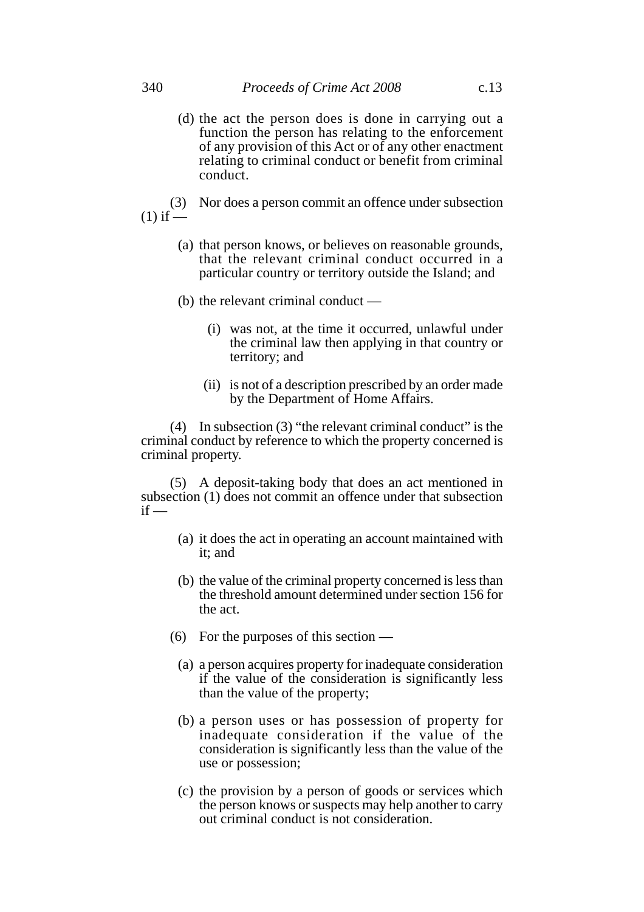(d) the act the person does is done in carrying out a function the person has relating to the enforcement of any provision of this Act or of any other enactment relating to criminal conduct or benefit from criminal conduct.

(3) Nor does a person commit an offence under subsection (1) if —

(a) that person knows, or believes on reasonable grounds, that the relevant criminal conduct occurred in a particular country or territory outside the Island; and

(b) the relevant criminal conduct —

(i) was not, at the time it occurred, unlawful under the criminal law then applying in that country or territory; and

(ii) is not of a description prescribed by an order made by the Department of Home Affairs.

(4) In subsection (3) "the relevant criminal conduct" is the criminal conduct by reference to which the property concerned is criminal property.

(5) A deposit-taking body that does an act mentioned in subsection (1) does not commit an offence under that subsection if —

(a) it does the act in operating an account maintained with it; and

(b) the value of the criminal property concerned is less than the threshold amount determined under section 156 for the act.

(6) For the purposes of this section —

(a) a person acquires property for inadequate consideration if the value of the consideration is significantly less than the value of the property;

(b) a person uses or has possession of property for inadequate consideration if the value of the consideration is significantly less than the value of the use or possession;

(c) the provision by a person of goods or services which the person knows or suspects may help another to carry out criminal conduct is not consideration.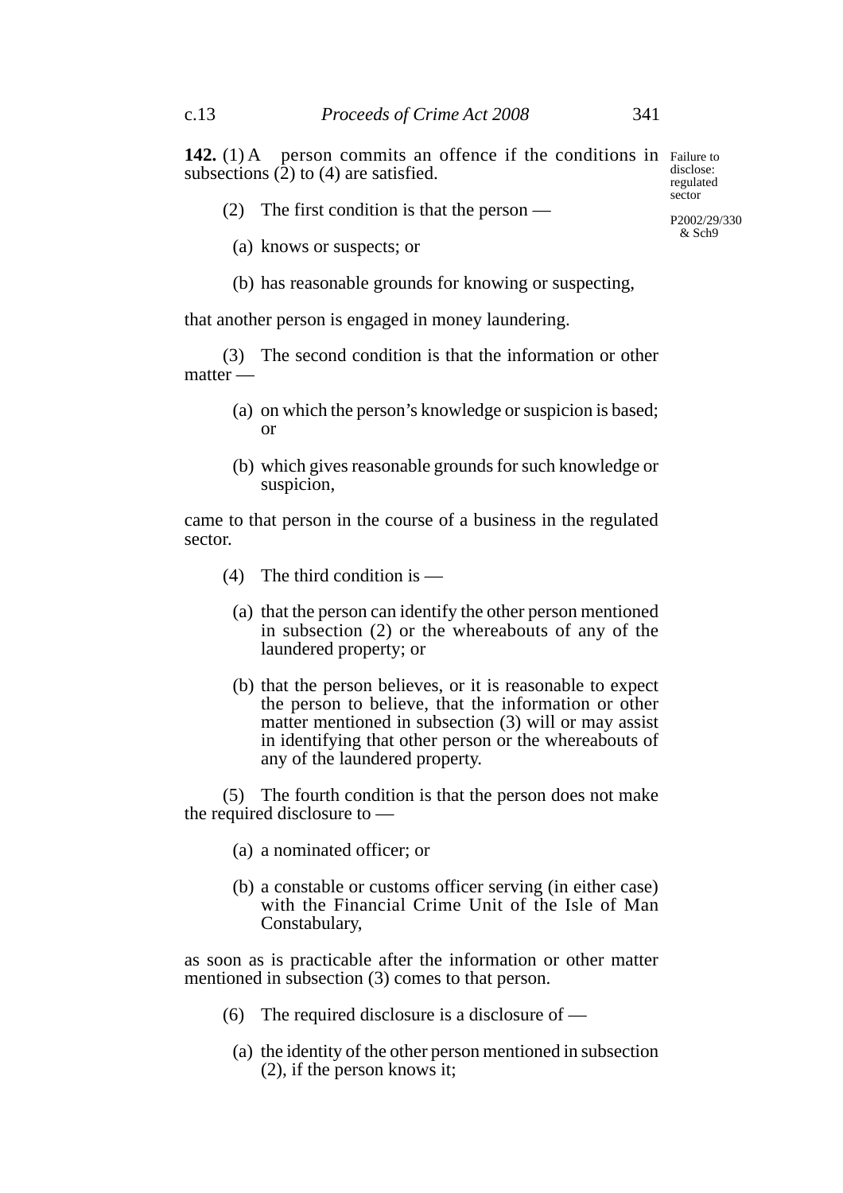**142.** (1) A person commits an offence if the conditions in subsections (2) to (4) are satisfied.

Failure to disclose: regulated sector

P2002/29/330 & Sch9

(2) The first condition is that the person —

(a) knows or suspects; or

(b) has reasonable grounds for knowing or suspecting,

that another person is engaged in money laundering.

(3) The second condition is that the information or other matter —

(a) on which the person's knowledge or suspicion is based; or

(b) which gives reasonable grounds for such knowledge or suspicion,

came to that person in the course of a business in the regulated sector.

(4) The third condition is —

(a) that the person can identify the other person mentioned in subsection (2) or the whereabouts of any of the laundered property; or

(b) that the person believes, or it is reasonable to expect the person to believe, that the information or other matter mentioned in subsection (3) will or may assist in identifying that other person or the whereabouts of any of the laundered property.

(5) The fourth condition is that the person does not make the required disclosure to —

(a) a nominated officer; or

(b) a constable or customs officer serving (in either case) with the Financial Crime Unit of the Isle of Man Constabulary,

as soon as is practicable after the information or other matter mentioned in subsection (3) comes to that person.

(6) The required disclosure is a disclosure of —

(a) the identity of the other person mentioned in subsection (2), if the person knows it;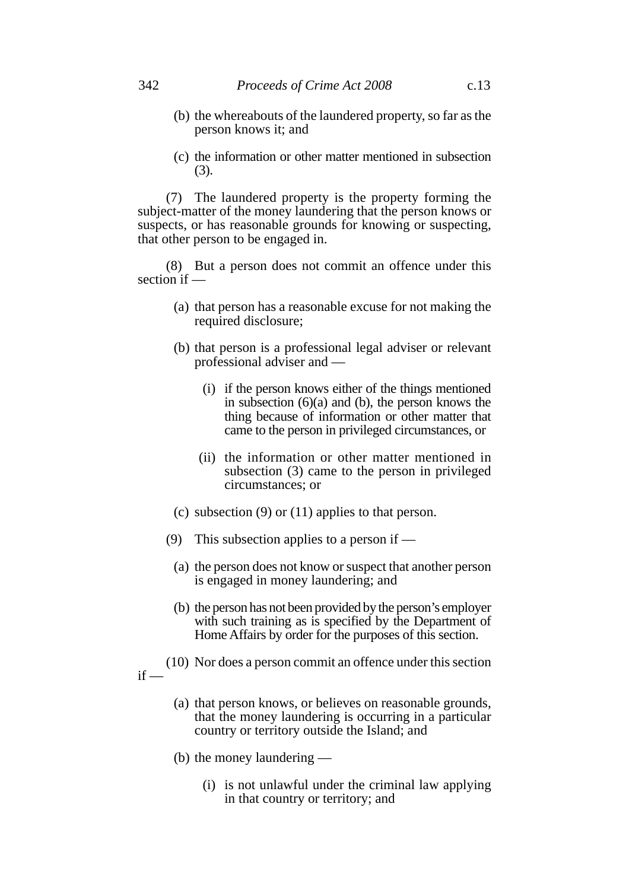(b) the whereabouts of the laundered property, so far as the person knows it; and

(c) the information or other matter mentioned in subsection (3).

(7) The laundered property is the property forming the subject-matter of the money laundering that the person knows or suspects, or has reasonable grounds for knowing or suspecting, that other person to be engaged in.

(8) But a person does not commit an offence under this section if —

(a) that person has a reasonable excuse for not making the required disclosure;

(b) that person is a professional legal adviser or relevant professional adviser and —

(i) if the person knows either of the things mentioned in subsection (6)(a) and (b), the person knows the thing because of information or other matter that came to the person in privileged circumstances, or

(ii) the information or other matter mentioned in subsection (3) came to the person in privileged circumstances; or

(c) subsection (9) or (11) applies to that person.

(9) This subsection applies to a person if —

(a) the person does not know or suspect that another person is engaged in money laundering; and

(b) the person has not been provided by the person's employer with such training as is specified by the Department of Home Affairs by order for the purposes of this section.

(10) Nor does a person commit an offence under this section if —

(a) that person knows, or believes on reasonable grounds, that the money laundering is occurring in a particular country or territory outside the Island; and

(b) the money laundering —

(i) is not unlawful under the criminal law applying in that country or territory; and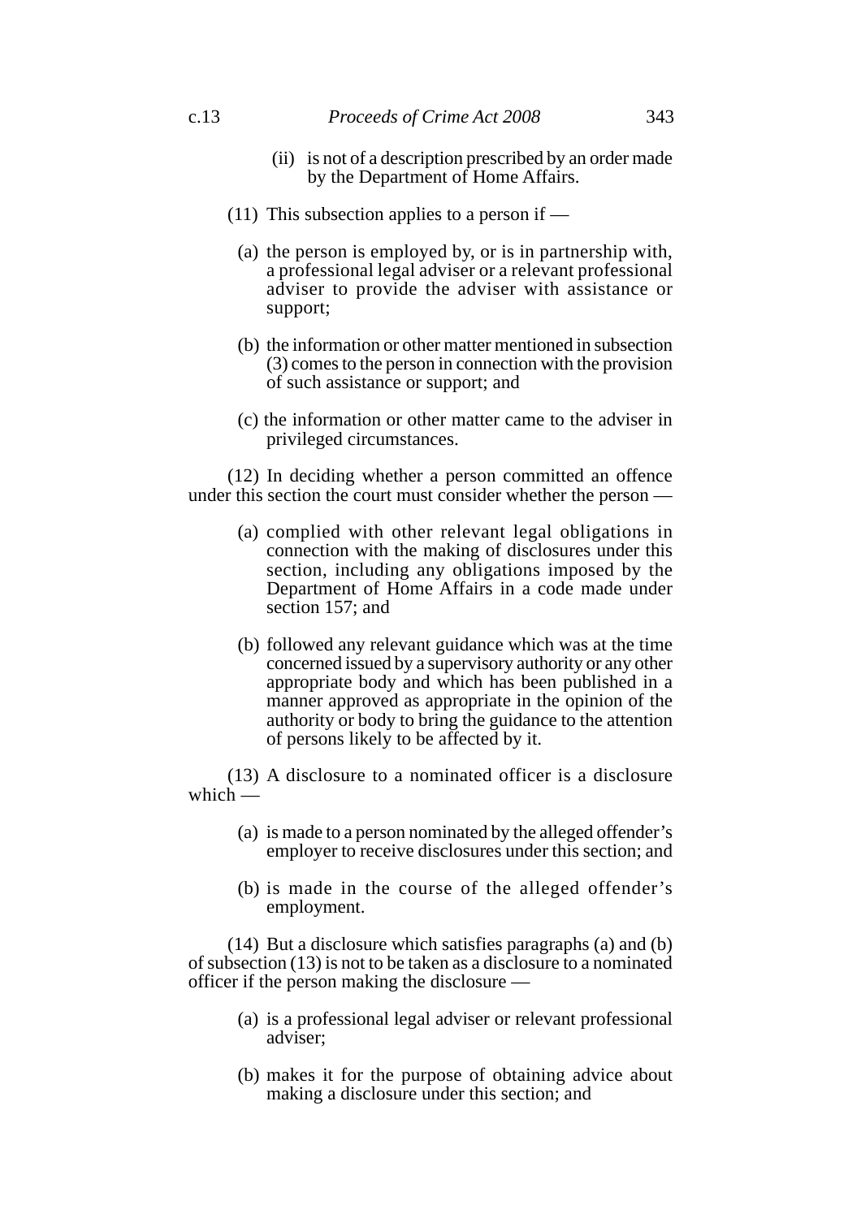(ii) is not of a description prescribed by an order made by the Department of Home Affairs.

(11) This subsection applies to a person if —

(a) the person is employed by, or is in partnership with, a professional legal adviser or a relevant professional adviser to provide the adviser with assistance or support;

(b) the information or other matter mentioned in subsection (3) comes to the person in connection with the provision of such assistance or support; and

(c) the information or other matter came to the adviser in privileged circumstances.

(12) In deciding whether a person committed an offence under this section the court must consider whether the person —

(a) complied with other relevant legal obligations in connection with the making of disclosures under this section, including any obligations imposed by the Department of Home Affairs in a code made under section 157; and

(b) followed any relevant guidance which was at the time concerned issued by a supervisory authority or any other appropriate body and which has been published in a manner approved as appropriate in the opinion of the authority or body to bring the guidance to the attention of persons likely to be affected by it.

(13) A disclosure to a nominated officer is a disclosure which —

(a) is made to a person nominated by the alleged offender's employer to receive disclosures under this section; and

(b) is made in the course of the alleged offender's employment.

(14) But a disclosure which satisfies paragraphs (a) and (b) of subsection (13) is not to be taken as a disclosure to a nominated officer if the person making the disclosure —

(a) is a professional legal adviser or relevant professional adviser;

(b) makes it for the purpose of obtaining advice about making a disclosure under this section; and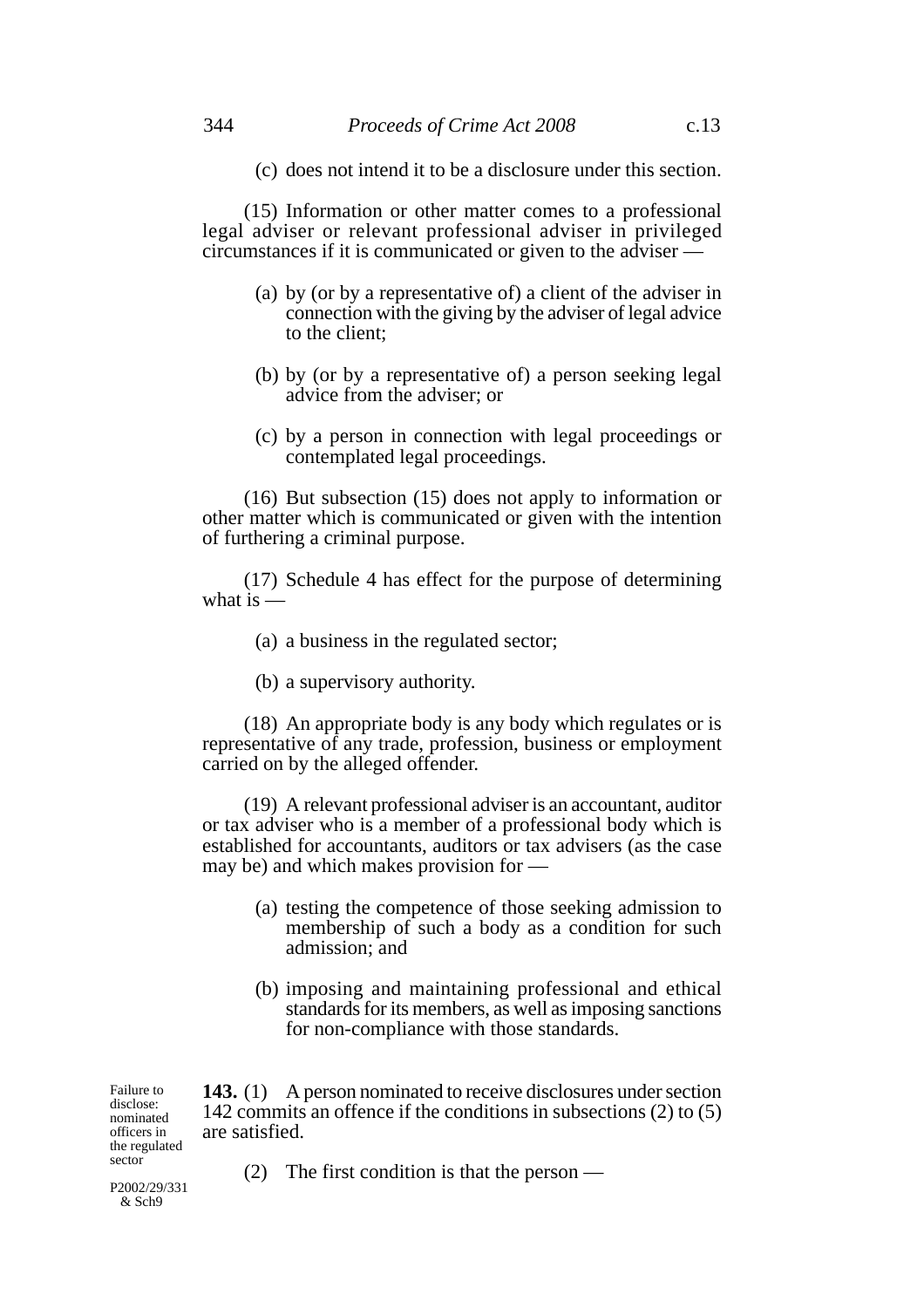(c) does not intend it to be a disclosure under this section.

(15) Information or other matter comes to a professional legal adviser or relevant professional adviser in privileged circumstances if it is communicated or given to the adviser —

(a) by (or by a representative of) a client of the adviser in connection with the giving by the adviser of legal advice to the client;

(b) by (or by a representative of) a person seeking legal advice from the adviser; or

(c) by a person in connection with legal proceedings or contemplated legal proceedings.

(16) But subsection (15) does not apply to information or other matter which is communicated or given with the intention of furthering a criminal purpose.

(17) Schedule 4 has effect for the purpose of determining what is —

(a) a business in the regulated sector;

(b) a supervisory authority.

(18) An appropriate body is any body which regulates or is representative of any trade, profession, business or employment carried on by the alleged offender.

(19) A relevant professional adviser is an accountant, auditor or tax adviser who is a member of a professional body which is established for accountants, auditors or tax advisers (as the case may be) and which makes provision for —

(a) testing the competence of those seeking admission to membership of such a body as a condition for such admission; and

(b) imposing and maintaining professional and ethical standards for its members, as well as imposing sanctions for non-compliance with those standards.

Failure to disclose: nominated officers in the regulated sector

P2002/29/331 & Sch9

**143.** (1) A person nominated to receive disclosures under section 142 commits an offence if the conditions in subsections (2) to (5) are satisfied.

(2) The first condition is that the person —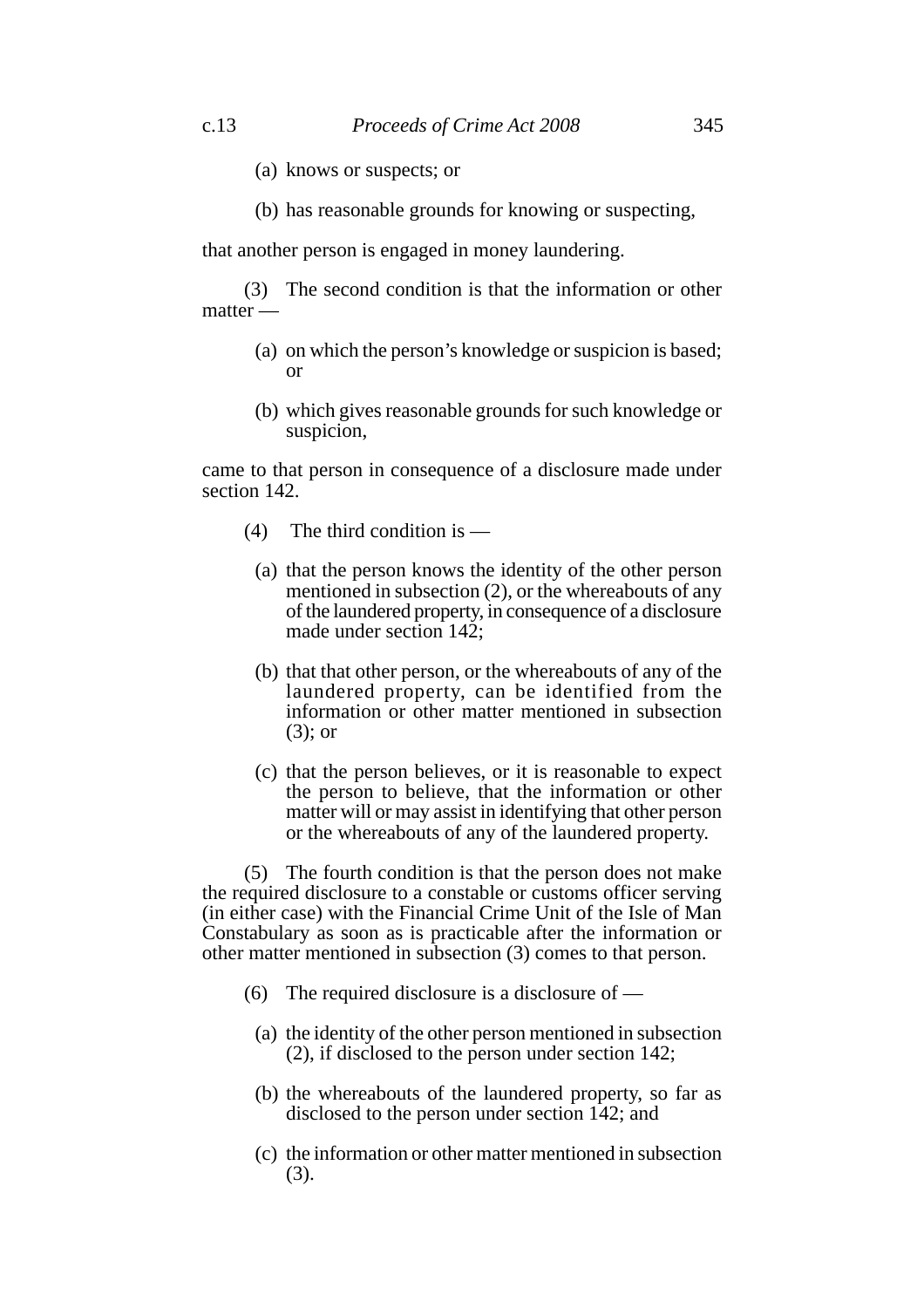(a) knows or suspects; or

(b) has reasonable grounds for knowing or suspecting,

that another person is engaged in money laundering.

(3) The second condition is that the information or other matter —

(a) on which the person's knowledge or suspicion is based; or

(b) which gives reasonable grounds for such knowledge or suspicion,

came to that person in consequence of a disclosure made under section 142.

(4) The third condition is —

(a) that the person knows the identity of the other person mentioned in subsection (2), or the whereabouts of any of the laundered property, in consequence of a disclosure made under section 142;

(b) that that other person, or the whereabouts of any of the laundered property, can be identified from the information or other matter mentioned in subsection (3); or

(c) that the person believes, or it is reasonable to expect the person to believe, that the information or other matter will or may assist in identifying that other person or the whereabouts of any of the laundered property.

(5) The fourth condition is that the person does not make the required disclosure to a constable or customs officer serving (in either case) with the Financial Crime Unit of the Isle of Man Constabulary as soon as is practicable after the information or other matter mentioned in subsection (3) comes to that person.

(6) The required disclosure is a disclosure of —

(a) the identity of the other person mentioned in subsection (2), if disclosed to the person under section 142;

(b) the whereabouts of the laundered property, so far as disclosed to the person under section 142; and

(c) the information or other matter mentioned in subsection (3).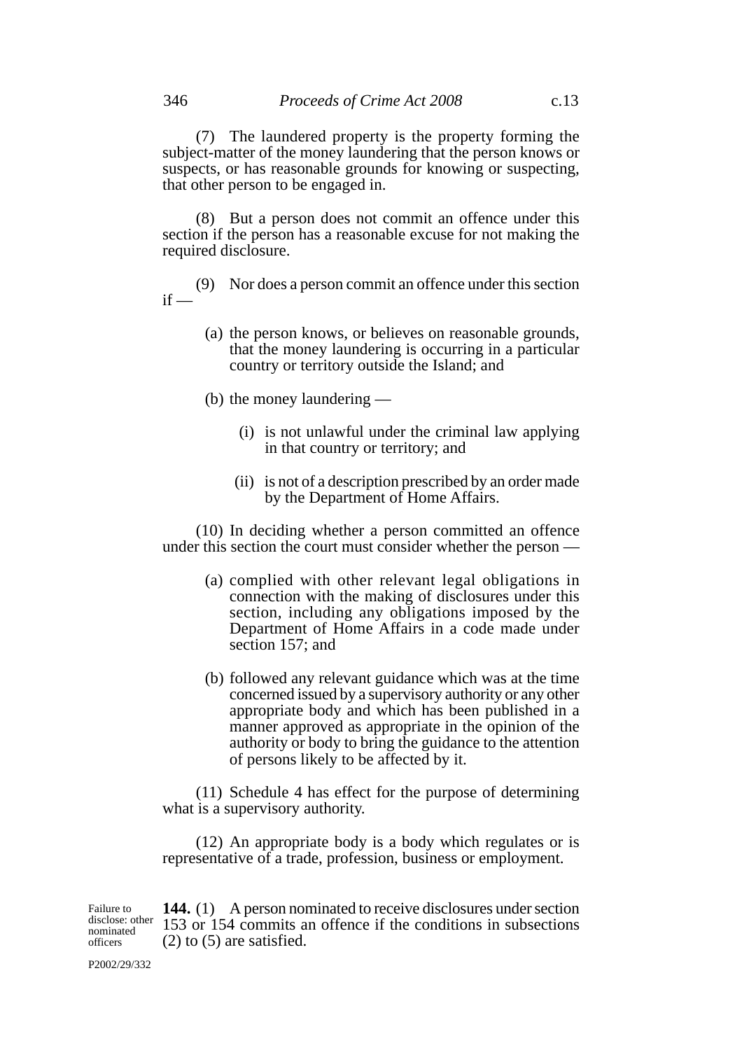(7) The laundered property is the property forming the subject-matter of the money laundering that the person knows or suspects, or has reasonable grounds for knowing or suspecting, that other person to be engaged in.

(8) But a person does not commit an offence under this section if the person has a reasonable excuse for not making the required disclosure.

(9) Nor does a person commit an offence under this section if —

(a) the person knows, or believes on reasonable grounds, that the money laundering is occurring in a particular country or territory outside the Island; and

(b) the money laundering —

(i) is not unlawful under the criminal law applying in that country or territory; and

(ii) is not of a description prescribed by an order made by the Department of Home Affairs.

(10) In deciding whether a person committed an offence under this section the court must consider whether the person —

(a) complied with other relevant legal obligations in connection with the making of disclosures under this section, including any obligations imposed by the Department of Home Affairs in a code made under section 157; and

(b) followed any relevant guidance which was at the time concerned issued by a supervisory authority or any other appropriate body and which has been published in a manner approved as appropriate in the opinion of the authority or body to bring the guidance to the attention of persons likely to be affected by it.

(11) Schedule 4 has effect for the purpose of determining what is a supervisory authority.

(12) An appropriate body is a body which regulates or is representative of a trade, profession, business or employment.

*Failure to disclose: other nominated officers*

**144.** (1) A person nominated to receive disclosures under section 153 or 154 commits an offence if the conditions in subsections (2) to (5) are satisfied.

P2002/29/332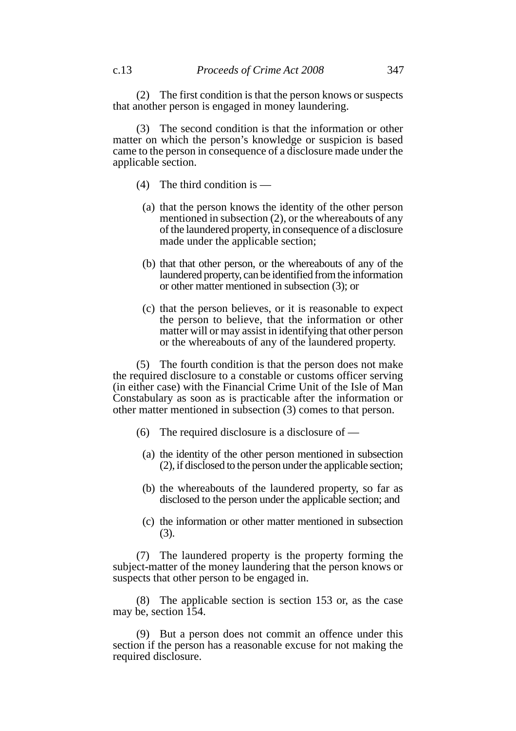(2) The first condition is that the person knows or suspects that another person is engaged in money laundering.

(3) The second condition is that the information or other matter on which the person's knowledge or suspicion is based came to the person in consequence of a disclosure made under the applicable section.

(4) The third condition is —

(a) that the person knows the identity of the other person mentioned in subsection (2), or the whereabouts of any of the laundered property, in consequence of a disclosure made under the applicable section;

(b) that that other person, or the whereabouts of any of the laundered property, can be identified from the information or other matter mentioned in subsection (3); or

(c) that the person believes, or it is reasonable to expect the person to believe, that the information or other matter will or may assist in identifying that other person or the whereabouts of any of the laundered property.

(5) The fourth condition is that the person does not make the required disclosure to a constable or customs officer serving (in either case) with the Financial Crime Unit of the Isle of Man Constabulary as soon as is practicable after the information or other matter mentioned in subsection (3) comes to that person.

(6) The required disclosure is a disclosure of —

(a) the identity of the other person mentioned in subsection (2), if disclosed to the person under the applicable section;

(b) the whereabouts of the laundered property, so far as disclosed to the person under the applicable section; and

(c) the information or other matter mentioned in subsection (3).

(7) The laundered property is the property forming the subject-matter of the money laundering that the person knows or suspects that other person to be engaged in.

(8) The applicable section is section 153 or, as the case may be, section 154.

(9) But a person does not commit an offence under this section if the person has a reasonable excuse for not making the required disclosure.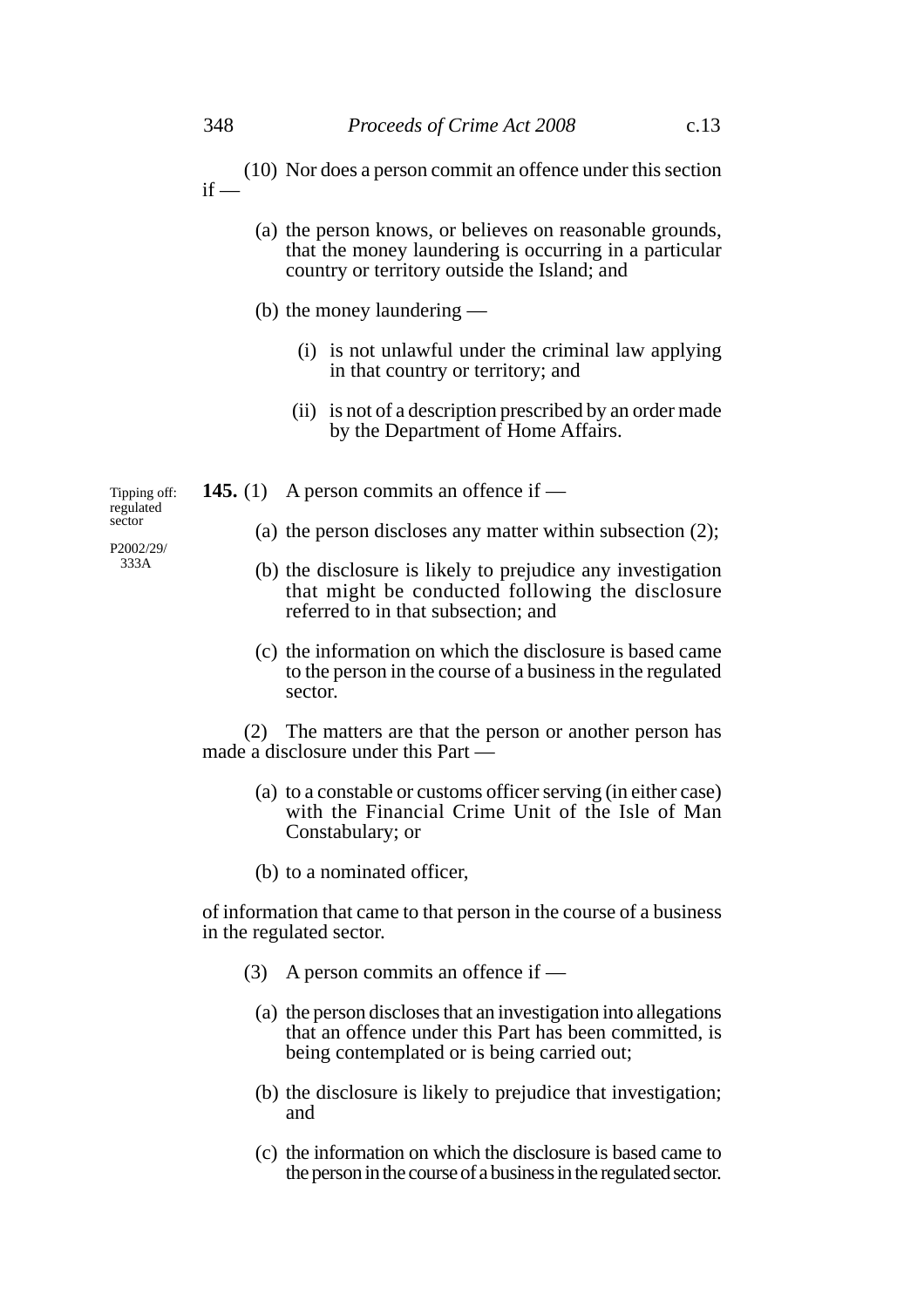(10) Nor does a person commit an offence under this section if —

(a) the person knows, or believes on reasonable grounds, that the money laundering is occurring in a particular country or territory outside the Island; and

(b) the money laundering —

(i) is not unlawful under the criminal law applying in that country or territory; and

(ii) is not of a description prescribed by an order made by the Department of Home Affairs.

Tipping off: regulated sector

P2002/29/333A

**145.** (1) A person commits an offence if —

(a) the person discloses any matter within subsection (2);

(b) the disclosure is likely to prejudice any investigation that might be conducted following the disclosure referred to in that subsection; and

(c) the information on which the disclosure is based came to the person in the course of a business in the regulated sector.

(2) The matters are that the person or another person has made a disclosure under this Part —

(a) to a constable or customs officer serving (in either case) with the Financial Crime Unit of the Isle of Man Constabulary; or

(b) to a nominated officer,

of information that came to that person in the course of a business in the regulated sector.

(3) A person commits an offence if —

(a) the person discloses that an investigation into allegations that an offence under this Part has been committed, is being contemplated or is being carried out;

(b) the disclosure is likely to prejudice that investigation; and

(c) the information on which the disclosure is based came to the person in the course of a business in the regulated sector.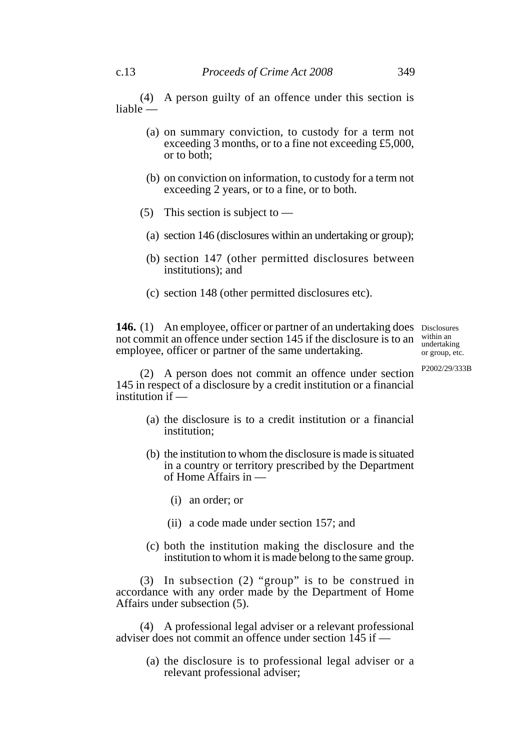(4) A person guilty of an offence under this section is liable —

(a) on summary conviction, to custody for a term not exceeding 3 months, or to a fine not exceeding £5,000, or to both;

(b) on conviction on information, to custody for a term not exceeding 2 years, or to a fine, or to both.

(5) This section is subject to —

(a) section 146 (disclosures within an undertaking or group);

(b) section 147 (other permitted disclosures between institutions); and

(c) section 148 (other permitted disclosures etc).

**146.** (1) An employee, officer or partner of an undertaking does not commit an offence under section 145 if the disclosure is to an employee, officer or partner of the same undertaking.

Disclosures within an undertaking or group, etc.

P2002/29/333B

(2) A person does not commit an offence under section 145 in respect of a disclosure by a credit institution or a financial institution if —

(a) the disclosure is to a credit institution or a financial institution;

(b) the institution to whom the disclosure is made is situated in a country or territory prescribed by the Department of Home Affairs in —

(i) an order; or

(ii) a code made under section 157; and

(c) both the institution making the disclosure and the institution to whom it is made belong to the same group.

(3) In subsection (2) "group" is to be construed in accordance with any order made by the Department of Home Affairs under subsection (5).

(4) A professional legal adviser or a relevant professional adviser does not commit an offence under section 145 if —

(a) the disclosure is to professional legal adviser or a relevant professional adviser;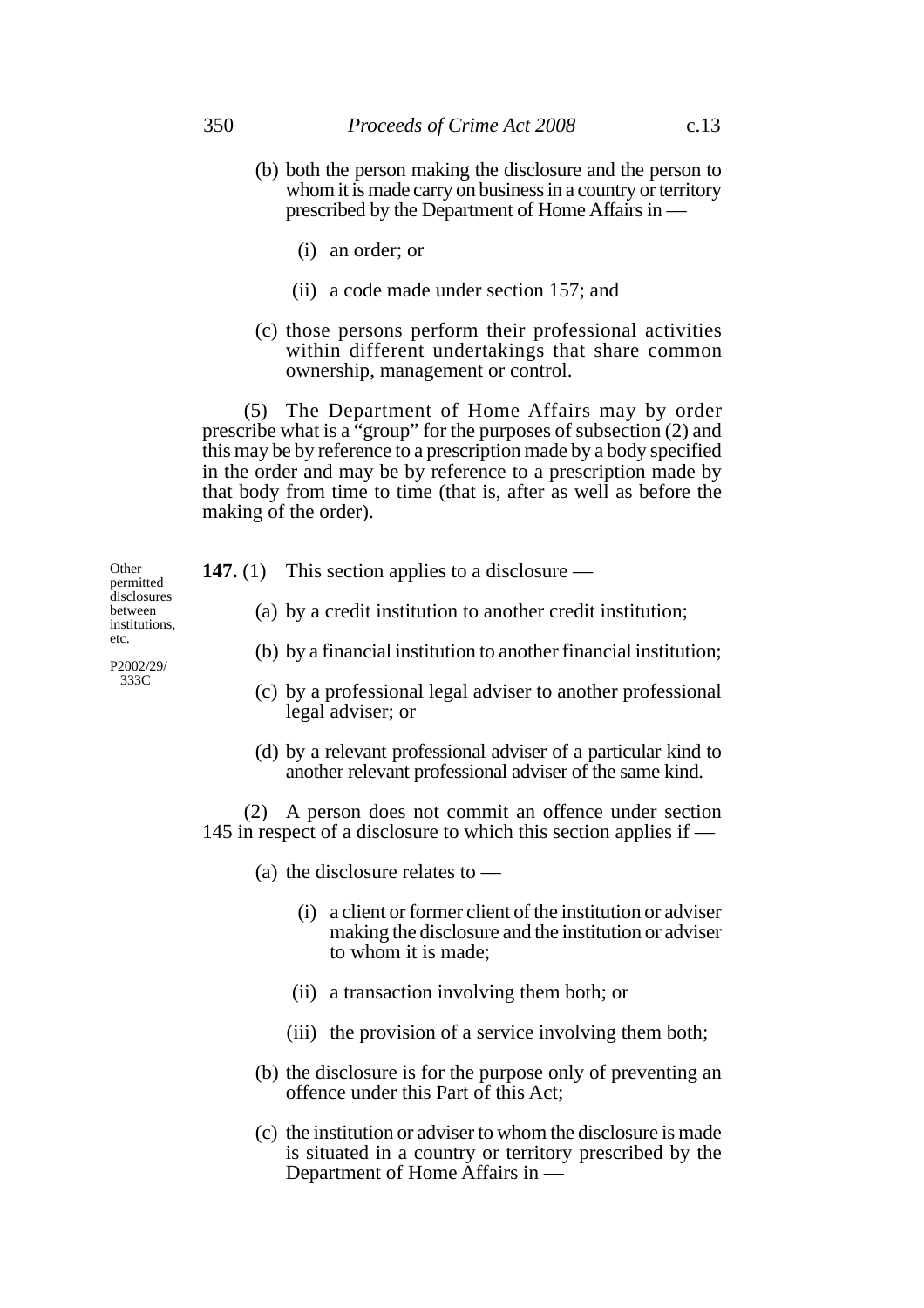(b) both the person making the disclosure and the person to whom it is made carry on business in a country or territory prescribed by the Department of Home Affairs in —

(i) an order; or

(ii) a code made under section 157; and

(c) those persons perform their professional activities within different undertakings that share common ownership, management or control.

(5) The Department of Home Affairs may by order prescribe what is a "group" for the purposes of subsection (2) and this may be by reference to a prescription made by a body specified in the order and may be by reference to a prescription made by that body from time to time (that is, after as well as before the making of the order).

Other permitted disclosures between institutions, etc.

P2002/29/333C

**147.** (1) This section applies to a disclosure —

(a) by a credit institution to another credit institution;

(b) by a financial institution to another financial institution;

(c) by a professional legal adviser to another professional legal adviser; or

(d) by a relevant professional adviser of a particular kind to another relevant professional adviser of the same kind.

(2) A person does not commit an offence under section 145 in respect of a disclosure to which this section applies if —

(a) the disclosure relates to —

(i) a client or former client of the institution or adviser making the disclosure and the institution or adviser to whom it is made;

(ii) a transaction involving them both; or

(iii) the provision of a service involving them both;

(b) the disclosure is for the purpose only of preventing an offence under this Part of this Act;

(c) the institution or adviser to whom the disclosure is made is situated in a country or territory prescribed by the Department of Home Affairs in —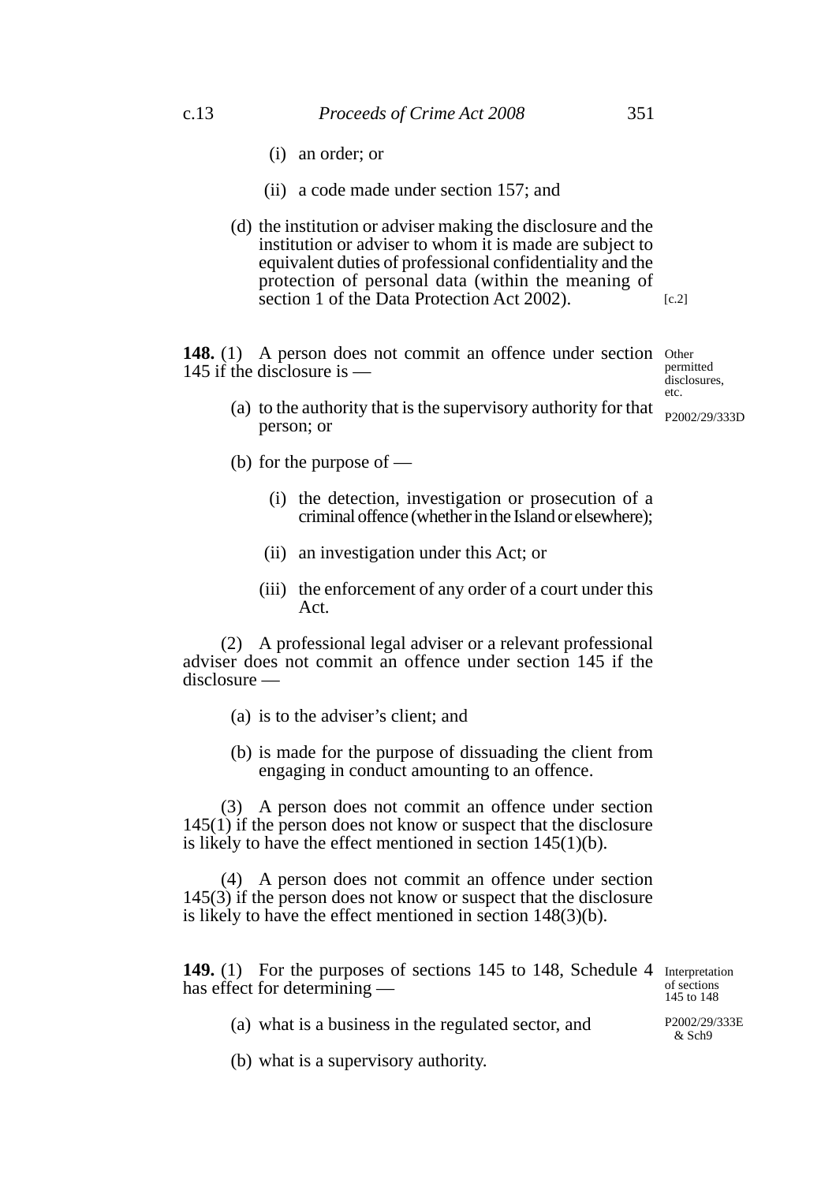(i) an order; or

(ii) a code made under section 157; and

(d) the institution or adviser making the disclosure and the institution or adviser to whom it is made are subject to equivalent duties of professional confidentiality and the protection of personal data (within the meaning of section 1 of the Data Protection Act 2002). [c.2]

**148.** (1) A person does not commit an offence under section 145 if the disclosure is —

*Other permitted disclosures, etc.*

*P2002/29/333D*

(a) to the authority that is the supervisory authority for that person; or

(b) for the purpose of —

(i) the detection, investigation or prosecution of a criminal offence (whether in the Island or elsewhere);

(ii) an investigation under this Act; or

(iii) the enforcement of any order of a court under this Act.

(2) A professional legal adviser or a relevant professional adviser does not commit an offence under section 145 if the disclosure —

(a) is to the adviser's client; and

(b) is made for the purpose of dissuading the client from engaging in conduct amounting to an offence.

(3) A person does not commit an offence under section 145(1) if the person does not know or suspect that the disclosure is likely to have the effect mentioned in section 145(1)(b).

(4) A person does not commit an offence under section 145(3) if the person does not know or suspect that the disclosure is likely to have the effect mentioned in section 148(3)(b).

**149.** (1) For the purposes of sections 145 to 148, Schedule 4 has effect for determining —

*Interpretation of sections 145 to 148*

*P2002/29/333E & Sch9*

(a) what is a business in the regulated sector, and

(b) what is a supervisory authority.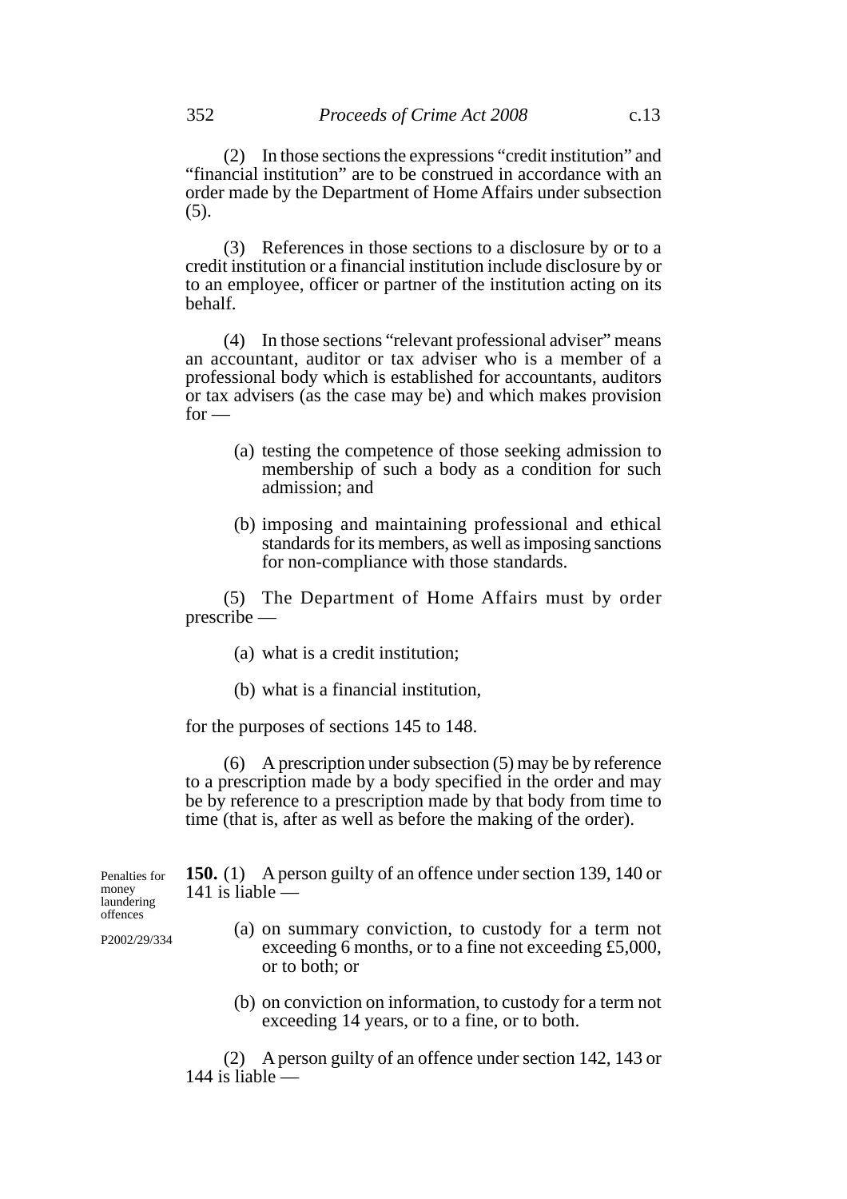(2) In those sections the expressions "credit institution" and "financial institution" are to be construed in accordance with an order made by the Department of Home Affairs under subsection (5).

(3) References in those sections to a disclosure by or to a credit institution or a financial institution include disclosure by or to an employee, officer or partner of the institution acting on its behalf.

(4) In those sections "relevant professional adviser" means an accountant, auditor or tax adviser who is a member of a professional body which is established for accountants, auditors or tax advisers (as the case may be) and which makes provision for —

(a) testing the competence of those seeking admission to membership of such a body as a condition for such admission; and

(b) imposing and maintaining professional and ethical standards for its members, as well as imposing sanctions for non-compliance with those standards.

(5) The Department of Home Affairs must by order prescribe —

(a) what is a credit institution;

(b) what is a financial institution,

for the purposes of sections 145 to 148.

(6) A prescription under subsection (5) may be by reference to a prescription made by a body specified in the order and may be by reference to a prescription made by that body from time to time (that is, after as well as before the making of the order).

Penalties for money laundering offences

P2002/29/334

**150.** (1) A person guilty of an offence under section 139, 140 or 141 is liable —

(a) on summary conviction, to custody for a term not exceeding 6 months, or to a fine not exceeding £5,000, or to both; or

(b) on conviction on information, to custody for a term not exceeding 14 years, or to a fine, or to both.

(2) A person guilty of an offence under section 142, 143 or 144 is liable —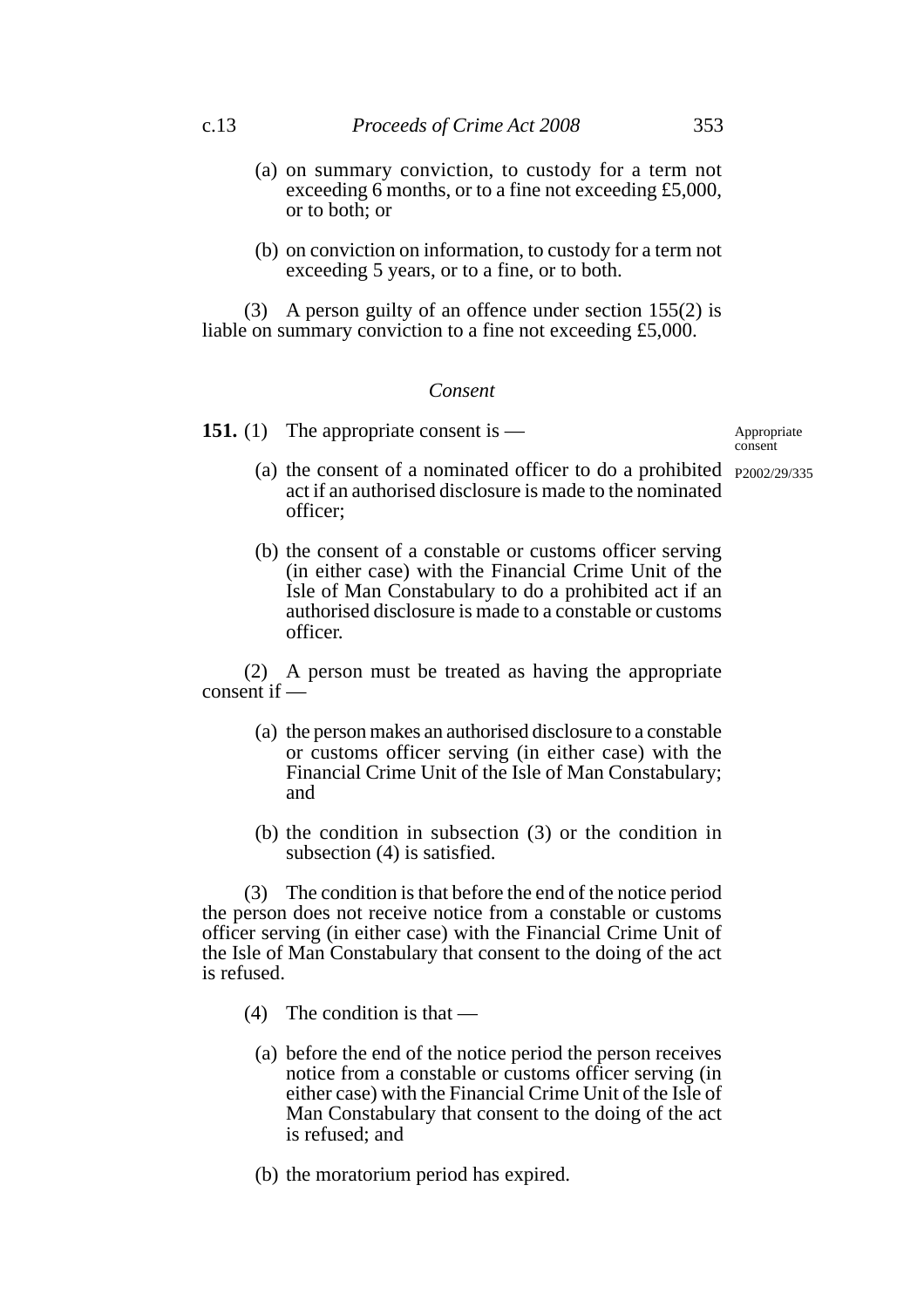(a) on summary conviction, to custody for a term not exceeding 6 months, or to a fine not exceeding £5,000, or to both; or

(b) on conviction on information, to custody for a term not exceeding 5 years, or to a fine, or to both.

(3) A person guilty of an offence under section 155(2) is liable on summary conviction to a fine not exceeding £5,000.

*Consent*

Appropriate consent

P2002/29/335

**151.** (1) The appropriate consent is —

(a) the consent of a nominated officer to do a prohibited act if an authorised disclosure is made to the nominated officer;

(b) the consent of a constable or customs officer serving (in either case) with the Financial Crime Unit of the Isle of Man Constabulary to do a prohibited act if an authorised disclosure is made to a constable or customs officer.

(2) A person must be treated as having the appropriate consent if —

(a) the person makes an authorised disclosure to a constable or customs officer serving (in either case) with the Financial Crime Unit of the Isle of Man Constabulary; and

(b) the condition in subsection (3) or the condition in subsection (4) is satisfied.

(3) The condition is that before the end of the notice period the person does not receive notice from a constable or customs officer serving (in either case) with the Financial Crime Unit of the Isle of Man Constabulary that consent to the doing of the act is refused.

(4) The condition is that —

(a) before the end of the notice period the person receives notice from a constable or customs officer serving (in either case) with the Financial Crime Unit of the Isle of Man Constabulary that consent to the doing of the act is refused; and

(b) the moratorium period has expired.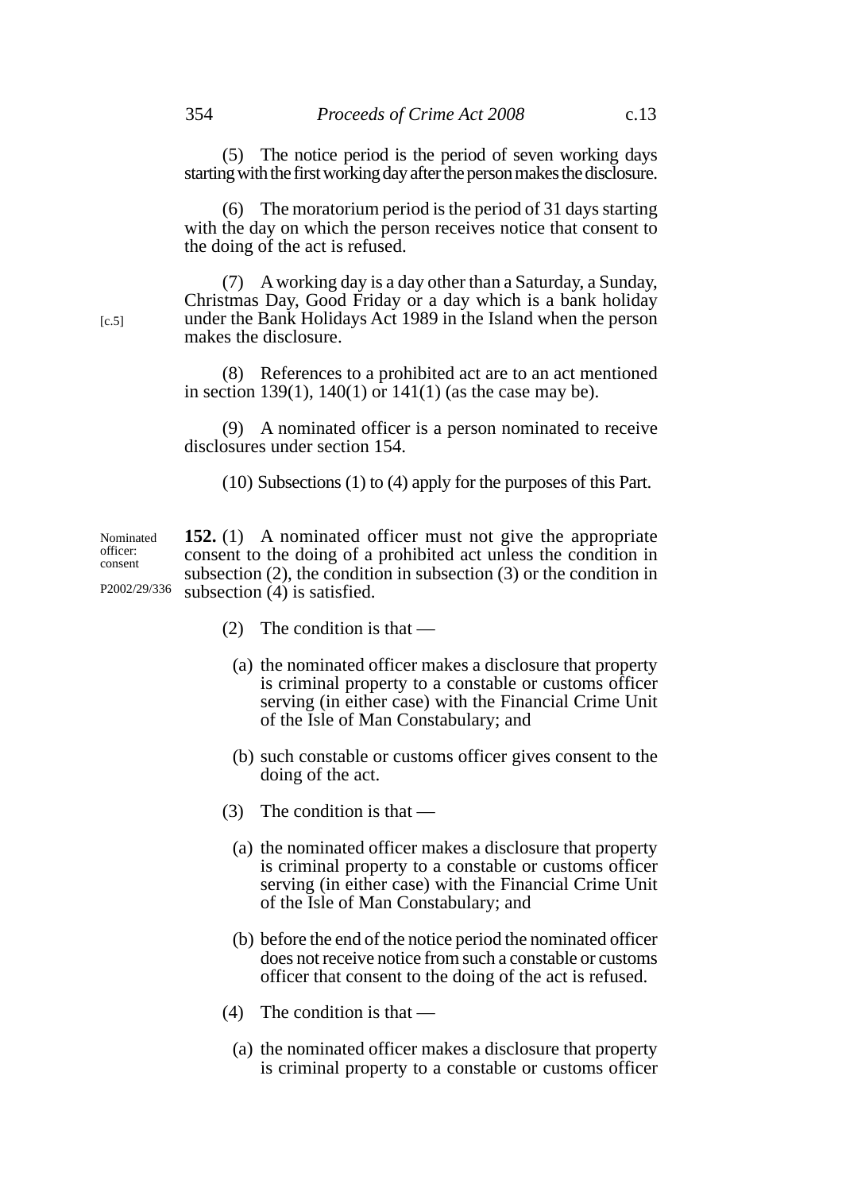(5) The notice period is the period of seven working days starting with the first working day after the person makes the disclosure.

(6) The moratorium period is the period of 31 days starting with the day on which the person receives notice that consent to the doing of the act is refused.

(7) A working day is a day other than a Saturday, a Sunday, Christmas Day, Good Friday or a day which is a bank holiday under the Bank Holidays Act 1989 in the Island when the person makes the disclosure.

[c.5]

(8) References to a prohibited act are to an act mentioned in section 139(1), 140(1) or 141(1) (as the case may be).

(9) A nominated officer is a person nominated to receive disclosures under section 154.

(10) Subsections (1) to (4) apply for the purposes of this Part.

Nominated officer: consent

P2002/29/336

**152.** (1) A nominated officer must not give the appropriate consent to the doing of a prohibited act unless the condition in subsection (2), the condition in subsection (3) or the condition in subsection (4) is satisfied.

(2) The condition is that —

(a) the nominated officer makes a disclosure that property is criminal property to a constable or customs officer serving (in either case) with the Financial Crime Unit of the Isle of Man Constabulary; and

(b) such constable or customs officer gives consent to the doing of the act.

(3) The condition is that —

(a) the nominated officer makes a disclosure that property is criminal property to a constable or customs officer serving (in either case) with the Financial Crime Unit of the Isle of Man Constabulary; and

(b) before the end of the notice period the nominated officer does not receive notice from such a constable or customs officer that consent to the doing of the act is refused.

(4) The condition is that —

(a) the nominated officer makes a disclosure that property is criminal property to a constable or customs officer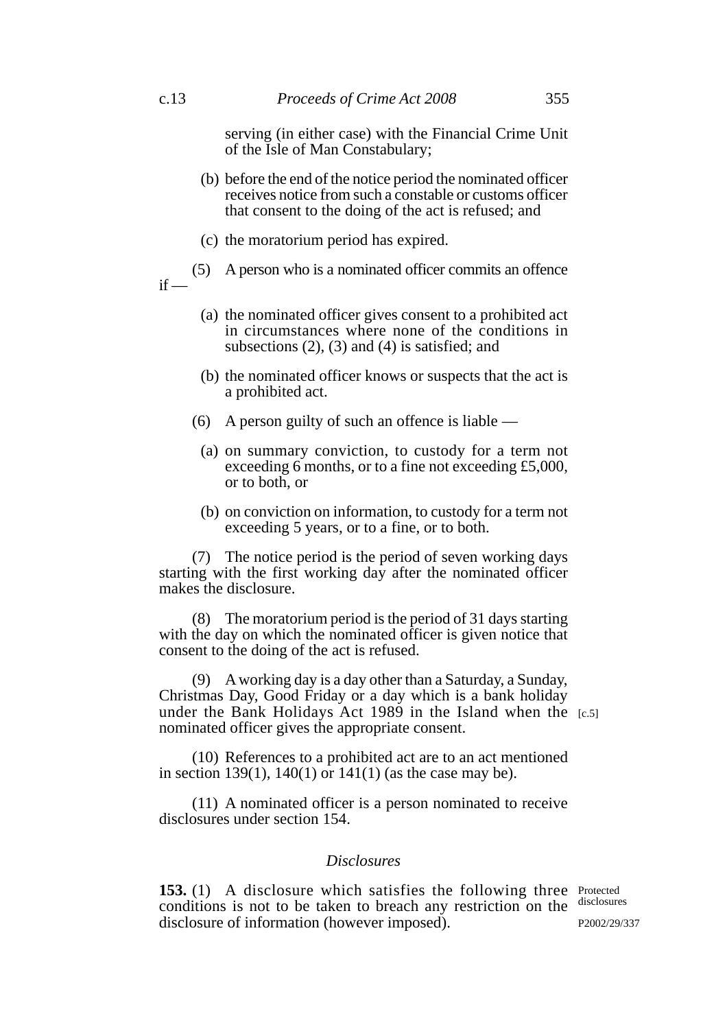serving (in either case) with the Financial Crime Unit of the Isle of Man Constabulary;

(b) before the end of the notice period the nominated officer receives notice from such a constable or customs officer that consent to the doing of the act is refused; and

(c) the moratorium period has expired.

(5) A person who is a nominated officer commits an offence if —

(a) the nominated officer gives consent to a prohibited act in circumstances where none of the conditions in subsections (2), (3) and (4) is satisfied; and

(b) the nominated officer knows or suspects that the act is a prohibited act.

(6) A person guilty of such an offence is liable —

(a) on summary conviction, to custody for a term not exceeding 6 months, or to a fine not exceeding £5,000, or to both, or

(b) on conviction on information, to custody for a term not exceeding 5 years, or to a fine, or to both.

(7) The notice period is the period of seven working days starting with the first working day after the nominated officer makes the disclosure.

(8) The moratorium period is the period of 31 days starting with the day on which the nominated officer is given notice that consent to the doing of the act is refused.

(9) A working day is a day other than a Saturday, a Sunday, Christmas Day, Good Friday or a day which is a bank holiday under the Bank Holidays Act 1989 in the Island when the nominated officer gives the appropriate consent. [c.5]

(10) References to a prohibited act are to an act mentioned in section 139(1), 140(1) or 141(1) (as the case may be).

(11) A nominated officer is a person nominated to receive disclosures under section 154.

### *Disclosures*

Protected disclosures

P2002/29/337

**153.** (1) A disclosure which satisfies the following three conditions is not to be taken to breach any restriction on the disclosure of information (however imposed).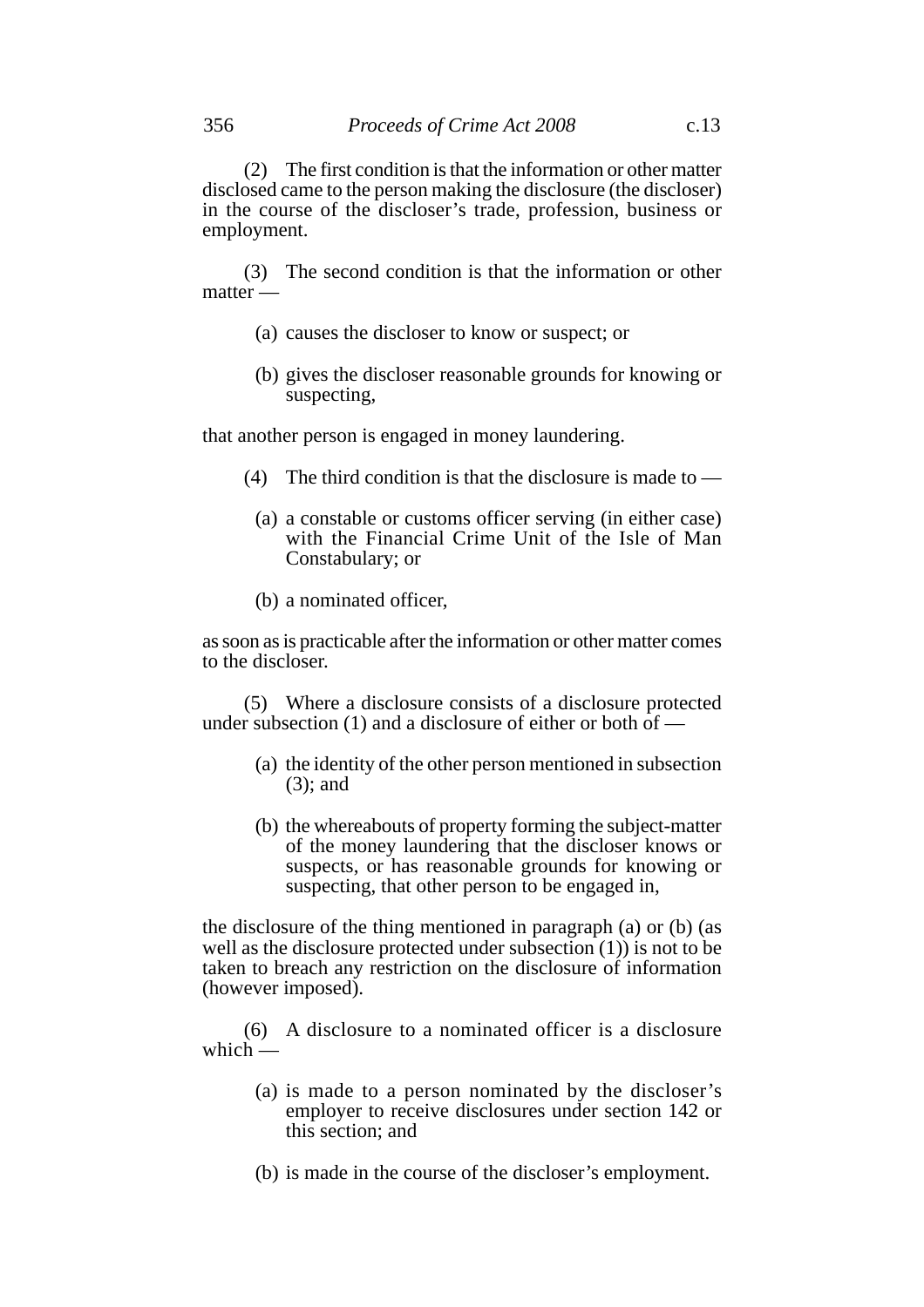(2) The first condition is that the information or other matter disclosed came to the person making the disclosure (the discloser) in the course of the discloser's trade, profession, business or employment.

(3) The second condition is that the information or other matter —

(a) causes the discloser to know or suspect; or

(b) gives the discloser reasonable grounds for knowing or suspecting,

that another person is engaged in money laundering.

(4) The third condition is that the disclosure is made to —

(a) a constable or customs officer serving (in either case) with the Financial Crime Unit of the Isle of Man Constabulary; or

(b) a nominated officer,

as soon as is practicable after the information or other matter comes to the discloser.

(5) Where a disclosure consists of a disclosure protected under subsection (1) and a disclosure of either or both of —

(a) the identity of the other person mentioned in subsection (3); and

(b) the whereabouts of property forming the subject-matter of the money laundering that the discloser knows or suspects, or has reasonable grounds for knowing or suspecting, that other person to be engaged in,

the disclosure of the thing mentioned in paragraph (a) or (b) (as well as the disclosure protected under subsection (1)) is not to be taken to breach any restriction on the disclosure of information (however imposed).

(6) A disclosure to a nominated officer is a disclosure which —

(a) is made to a person nominated by the discloser's employer to receive disclosures under section 142 or this section; and

(b) is made in the course of the discloser's employment.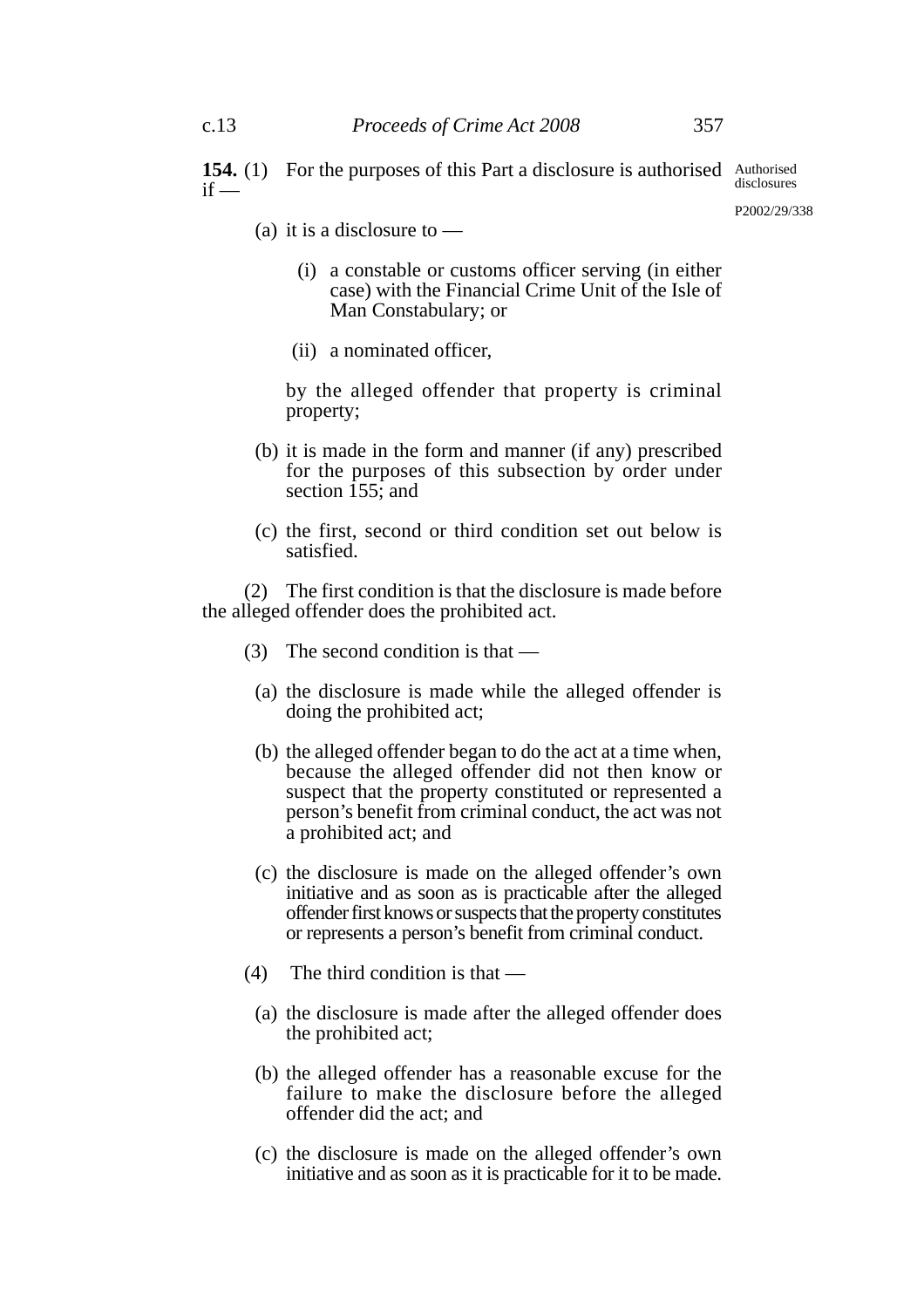**154.** (1) For the purposes of this Part a disclosure is authorised if —

Authorised disclosures

P2002/29/338

(a) it is a disclosure to —

(i) a constable or customs officer serving (in either case) with the Financial Crime Unit of the Isle of Man Constabulary; or

(ii) a nominated officer,

by the alleged offender that property is criminal property;

(b) it is made in the form and manner (if any) prescribed for the purposes of this subsection by order under section 155; and

(c) the first, second or third condition set out below is satisfied.

(2) The first condition is that the disclosure is made before the alleged offender does the prohibited act.

(3) The second condition is that —

(a) the disclosure is made while the alleged offender is doing the prohibited act;

(b) the alleged offender began to do the act at a time when, because the alleged offender did not then know or suspect that the property constituted or represented a person's benefit from criminal conduct, the act was not a prohibited act; and

(c) the disclosure is made on the alleged offender's own initiative and as soon as is practicable after the alleged offender first knows or suspects that the property constitutes or represents a person's benefit from criminal conduct.

(4) The third condition is that —

(a) the disclosure is made after the alleged offender does the prohibited act;

(b) the alleged offender has a reasonable excuse for the failure to make the disclosure before the alleged offender did the act; and

(c) the disclosure is made on the alleged offender's own initiative and as soon as it is practicable for it to be made.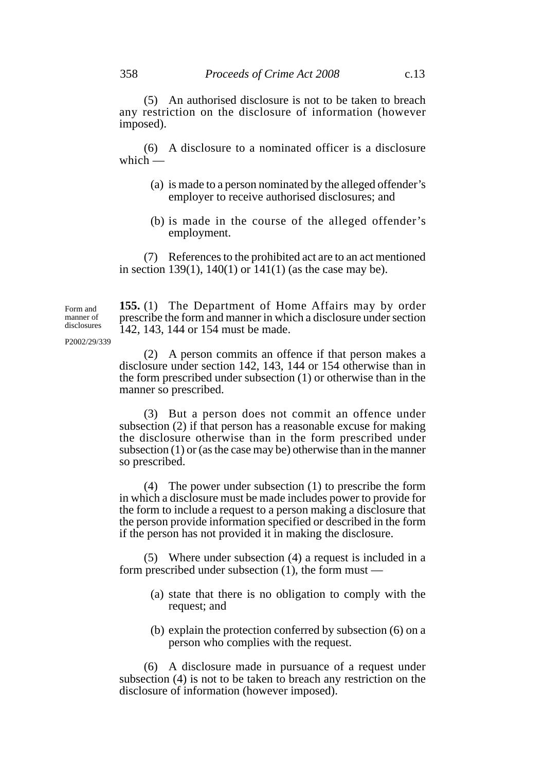(5) An authorised disclosure is not to be taken to breach any restriction on the disclosure of information (however imposed).

(6) A disclosure to a nominated officer is a disclosure which —

(a) is made to a person nominated by the alleged offender's employer to receive authorised disclosures; and

(b) is made in the course of the alleged offender's employment.

(7) References to the prohibited act are to an act mentioned in section 139(1), 140(1) or 141(1) (as the case may be).

Form and manner of disclosures

P2002/29/339

**155.** (1) The Department of Home Affairs may by order prescribe the form and manner in which a disclosure under section 142, 143, 144 or 154 must be made.

(2) A person commits an offence if that person makes a disclosure under section 142, 143, 144 or 154 otherwise than in the form prescribed under subsection (1) or otherwise than in the manner so prescribed.

(3) But a person does not commit an offence under subsection (2) if that person has a reasonable excuse for making the disclosure otherwise than in the form prescribed under subsection (1) or (as the case may be) otherwise than in the manner so prescribed.

(4) The power under subsection (1) to prescribe the form in which a disclosure must be made includes power to provide for the form to include a request to a person making a disclosure that the person provide information specified or described in the form if the person has not provided it in making the disclosure.

(5) Where under subsection (4) a request is included in a form prescribed under subsection (1), the form must —

(a) state that there is no obligation to comply with the request; and

(b) explain the protection conferred by subsection (6) on a person who complies with the request.

(6) A disclosure made in pursuance of a request under subsection (4) is not to be taken to breach any restriction on the disclosure of information (however imposed).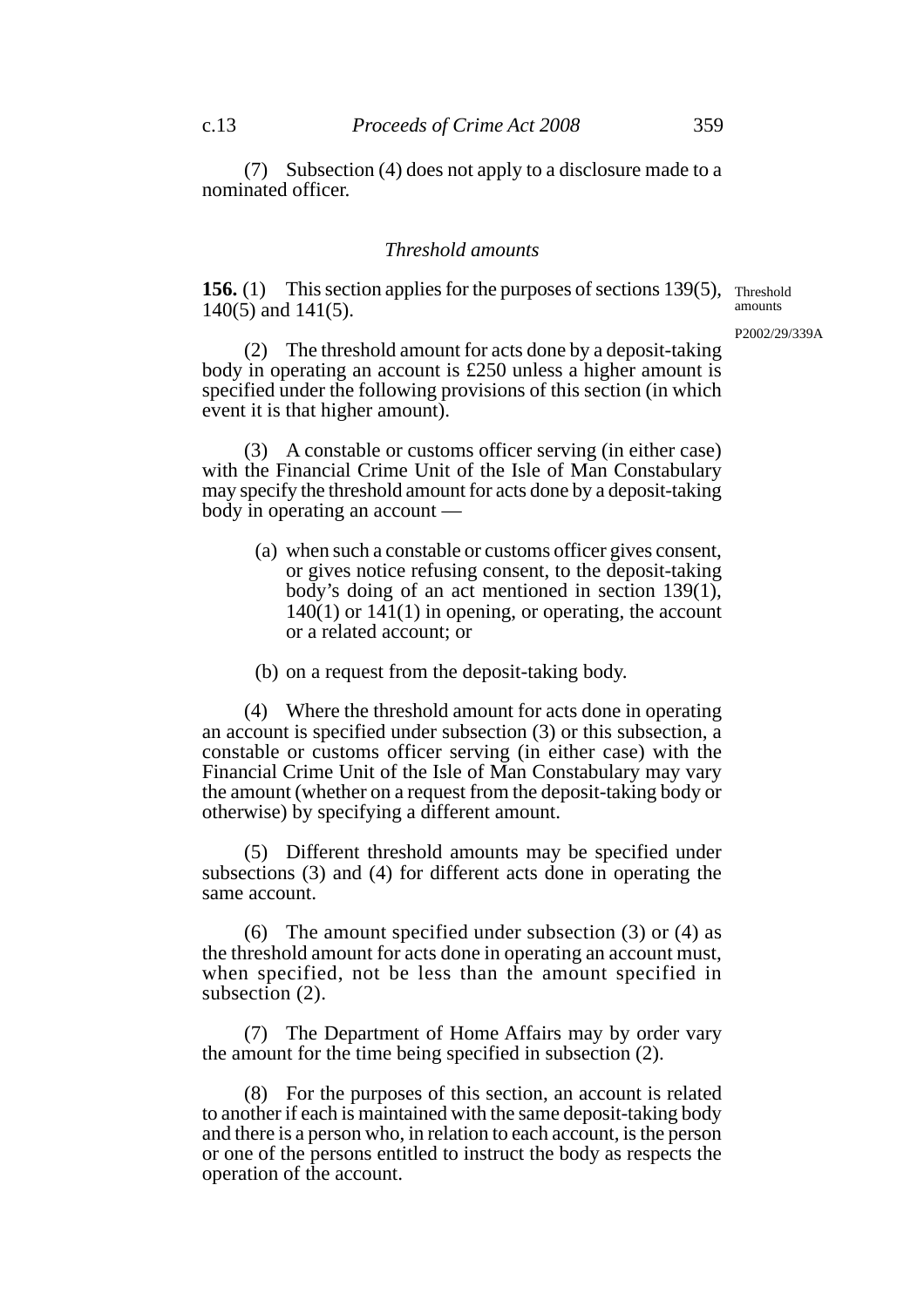(7) Subsection (4) does not apply to a disclosure made to a nominated officer.

### *Threshold amounts*

Threshold amounts

P2002/29/339A

**156.** (1) This section applies for the purposes of sections 139(5), 140(5) and 141(5).

(2) The threshold amount for acts done by a deposit-taking body in operating an account is £250 unless a higher amount is specified under the following provisions of this section (in which event it is that higher amount).

(3) A constable or customs officer serving (in either case) with the Financial Crime Unit of the Isle of Man Constabulary may specify the threshold amount for acts done by a deposit-taking body in operating an account —

(a) when such a constable or customs officer gives consent, or gives notice refusing consent, to the deposit-taking body's doing of an act mentioned in section 139(1), 140(1) or 141(1) in opening, or operating, the account or a related account; or

(b) on a request from the deposit-taking body.

(4) Where the threshold amount for acts done in operating an account is specified under subsection (3) or this subsection, a constable or customs officer serving (in either case) with the Financial Crime Unit of the Isle of Man Constabulary may vary the amount (whether on a request from the deposit-taking body or otherwise) by specifying a different amount.

(5) Different threshold amounts may be specified under subsections (3) and (4) for different acts done in operating the same account.

(6) The amount specified under subsection (3) or (4) as the threshold amount for acts done in operating an account must, when specified, not be less than the amount specified in subsection (2).

(7) The Department of Home Affairs may by order vary the amount for the time being specified in subsection (2).

(8) For the purposes of this section, an account is related to another if each is maintained with the same deposit-taking body and there is a person who, in relation to each account, is the person or one of the persons entitled to instruct the body as respects the operation of the account.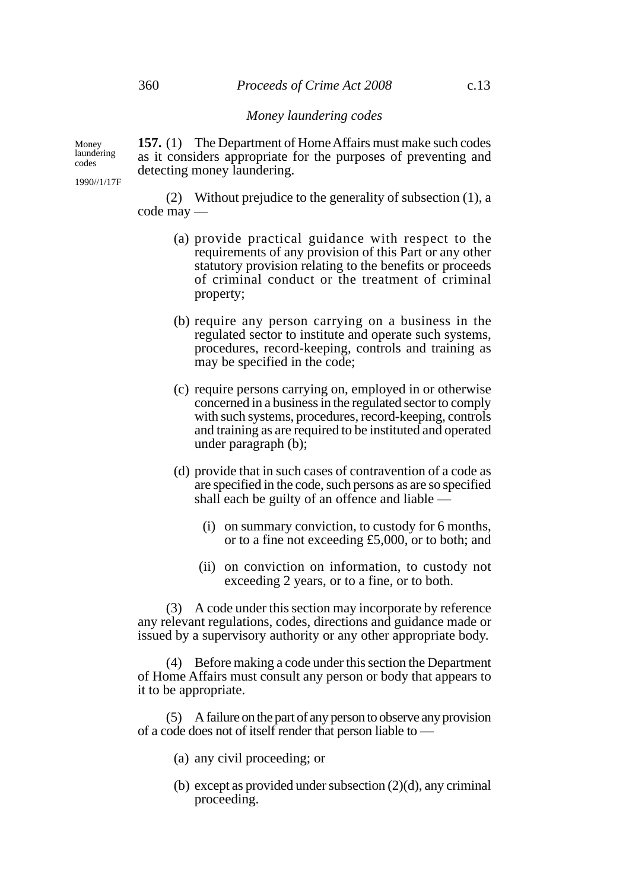*Money laundering codes*

Money laundering codes

1990//1/17F

**157.** (1) The Department of Home Affairs must make such codes as it considers appropriate for the purposes of preventing and detecting money laundering.

(2) Without prejudice to the generality of subsection (1), a code may —

(a) provide practical guidance with respect to the requirements of any provision of this Part or any other statutory provision relating to the benefits or proceeds of criminal conduct or the treatment of criminal property;

(b) require any person carrying on a business in the regulated sector to institute and operate such systems, procedures, record-keeping, controls and training as may be specified in the code;

(c) require persons carrying on, employed in or otherwise concerned in a business in the regulated sector to comply with such systems, procedures, record-keeping, controls and training as are required to be instituted and operated under paragraph (b);

(d) provide that in such cases of contravention of a code as are specified in the code, such persons as are so specified shall each be guilty of an offence and liable —

(i) on summary conviction, to custody for 6 months, or to a fine not exceeding £5,000, or to both; and

(ii) on conviction on information, to custody not exceeding 2 years, or to a fine, or to both.

(3) A code under this section may incorporate by reference any relevant regulations, codes, directions and guidance made or issued by a supervisory authority or any other appropriate body.

(4) Before making a code under this section the Department of Home Affairs must consult any person or body that appears to it to be appropriate.

(5) A failure on the part of any person to observe any provision of a code does not of itself render that person liable to —

(a) any civil proceeding; or

(b) except as provided under subsection (2)(d), any criminal proceeding.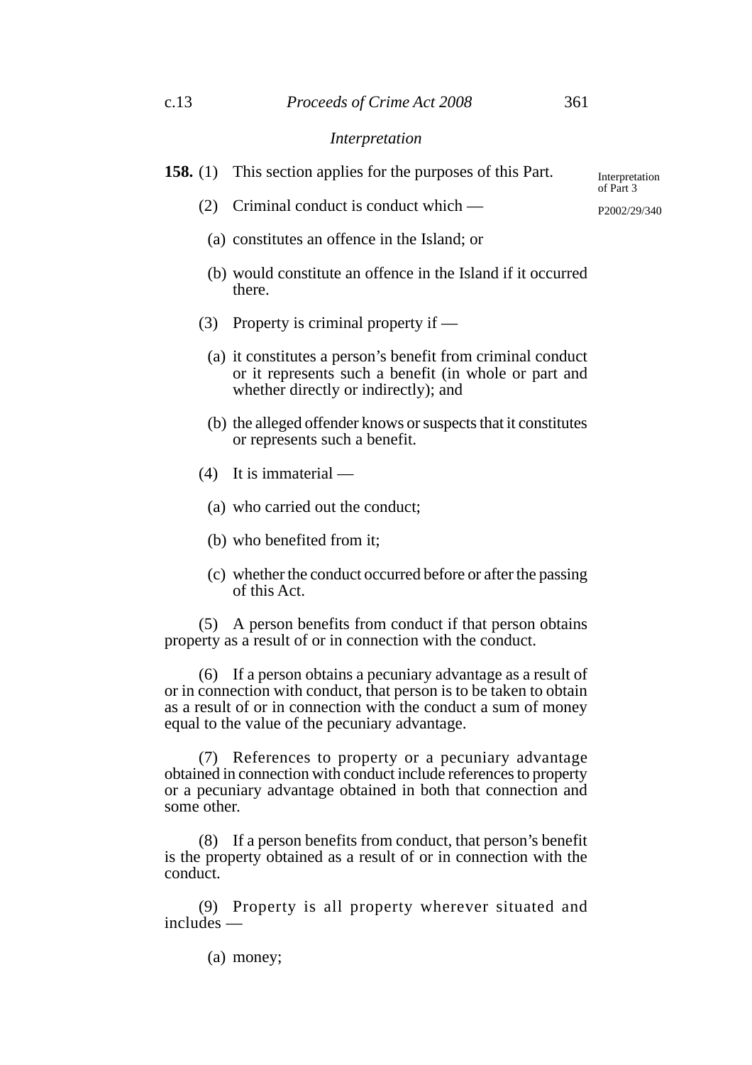### *Interpretation*

**158.** (1) This section applies for the purposes of this Part.

Interpretation of Part 3

P2002/29/340

(2) Criminal conduct is conduct which —

(a) constitutes an offence in the Island; or

(b) would constitute an offence in the Island if it occurred there.

(3) Property is criminal property if —

(a) it constitutes a person's benefit from criminal conduct or it represents such a benefit (in whole or part and whether directly or indirectly); and

(b) the alleged offender knows or suspects that it constitutes or represents such a benefit.

(4) It is immaterial —

(a) who carried out the conduct;

(b) who benefited from it;

(c) whether the conduct occurred before or after the passing of this Act.

(5) A person benefits from conduct if that person obtains property as a result of or in connection with the conduct.

(6) If a person obtains a pecuniary advantage as a result of or in connection with conduct, that person is to be taken to obtain as a result of or in connection with the conduct a sum of money equal to the value of the pecuniary advantage.

(7) References to property or a pecuniary advantage obtained in connection with conduct include references to property or a pecuniary advantage obtained in both that connection and some other.

(8) If a person benefits from conduct, that person's benefit is the property obtained as a result of or in connection with the conduct.

(9) Property is all property wherever situated and includes —

(a) money;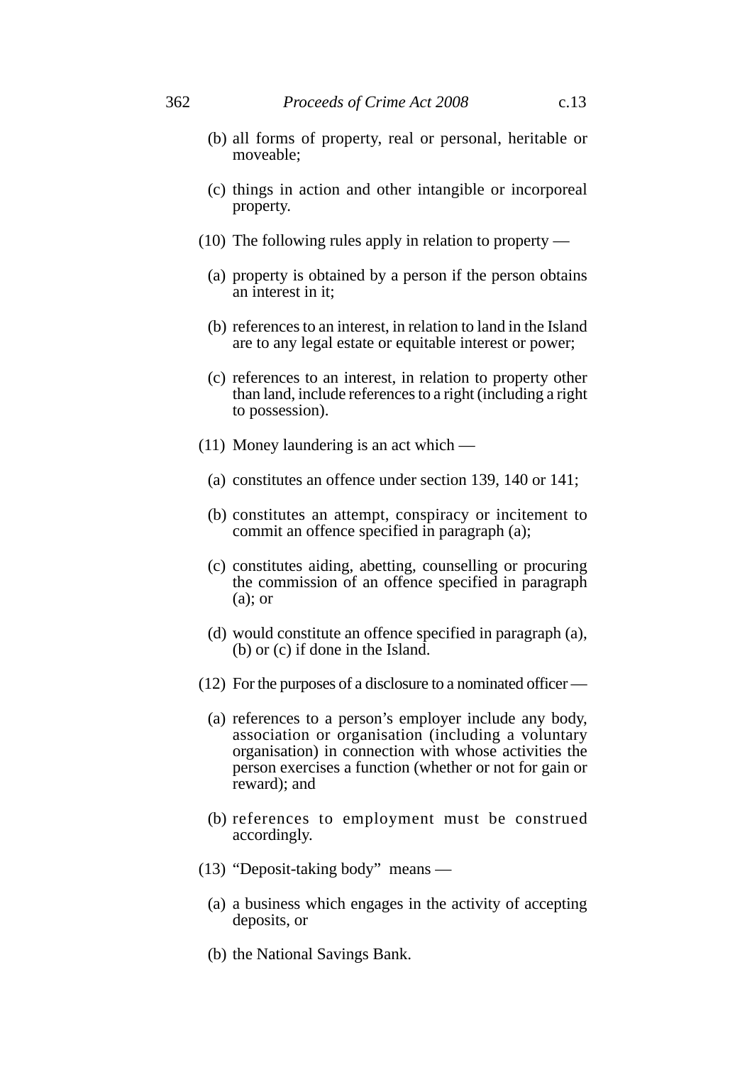(b) all forms of property, real or personal, heritable or moveable;

(c) things in action and other intangible or incorporeal property.

(10) The following rules apply in relation to property —

(a) property is obtained by a person if the person obtains an interest in it;

(b) references to an interest, in relation to land in the Island are to any legal estate or equitable interest or power;

(c) references to an interest, in relation to property other than land, include references to a right (including a right to possession).

(11) Money laundering is an act which —

(a) constitutes an offence under section 139, 140 or 141;

(b) constitutes an attempt, conspiracy or incitement to commit an offence specified in paragraph (a);

(c) constitutes aiding, abetting, counselling or procuring the commission of an offence specified in paragraph (a); or

(d) would constitute an offence specified in paragraph (a), (b) or (c) if done in the Island.

(12) For the purposes of a disclosure to a nominated officer —

(a) references to a person's employer include any body, association or organisation (including a voluntary organisation) in connection with whose activities the person exercises a function (whether or not for gain or reward); and

(b) references to employment must be construed accordingly.

(13) "Deposit-taking body" means —

(a) a business which engages in the activity of accepting deposits, or

(b) the National Savings Bank.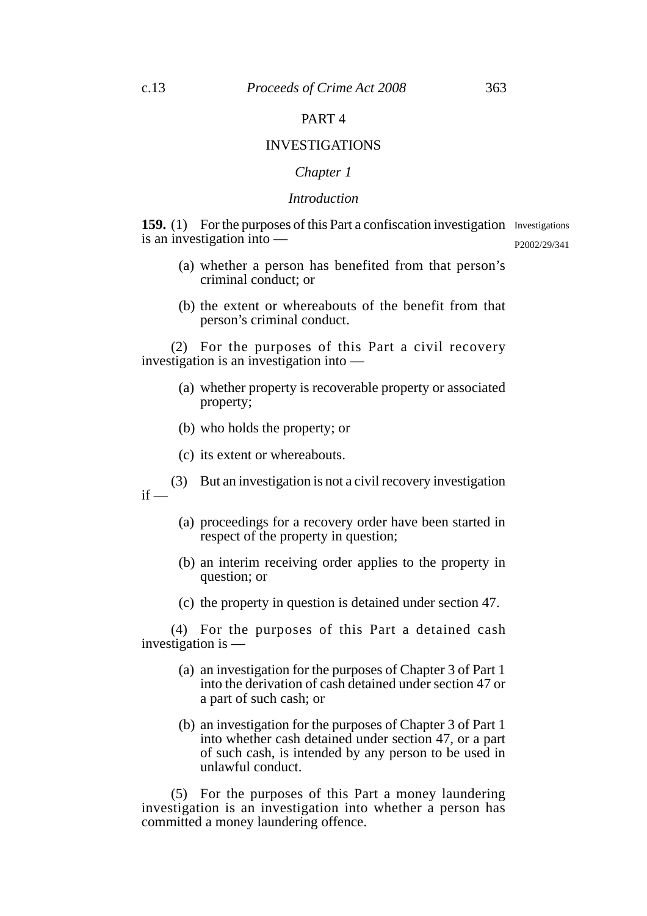# PART 4

## INVESTIGATIONS

### *Chapter 1*

### *Introduction*

**159.** (1) For the purposes of this Part a confiscation investigation is an investigation into —

Investigations
P2002/29/341

(a) whether a person has benefited from that person's criminal conduct; or

(b) the extent or whereabouts of the benefit from that person's criminal conduct.

(2) For the purposes of this Part a civil recovery investigation is an investigation into —

(a) whether property is recoverable property or associated property;

(b) who holds the property; or

(c) its extent or whereabouts.

(3) But an investigation is not a civil recovery investigation if —

(a) proceedings for a recovery order have been started in respect of the property in question;

(b) an interim receiving order applies to the property in question; or

(c) the property in question is detained under section 47.

(4) For the purposes of this Part a detained cash investigation is —

(a) an investigation for the purposes of Chapter 3 of Part 1 into the derivation of cash detained under section 47 or a part of such cash; or

(b) an investigation for the purposes of Chapter 3 of Part 1 into whether cash detained under section 47, or a part of such cash, is intended by any person to be used in unlawful conduct.

(5) For the purposes of this Part a money laundering investigation is an investigation into whether a person has committed a money laundering offence.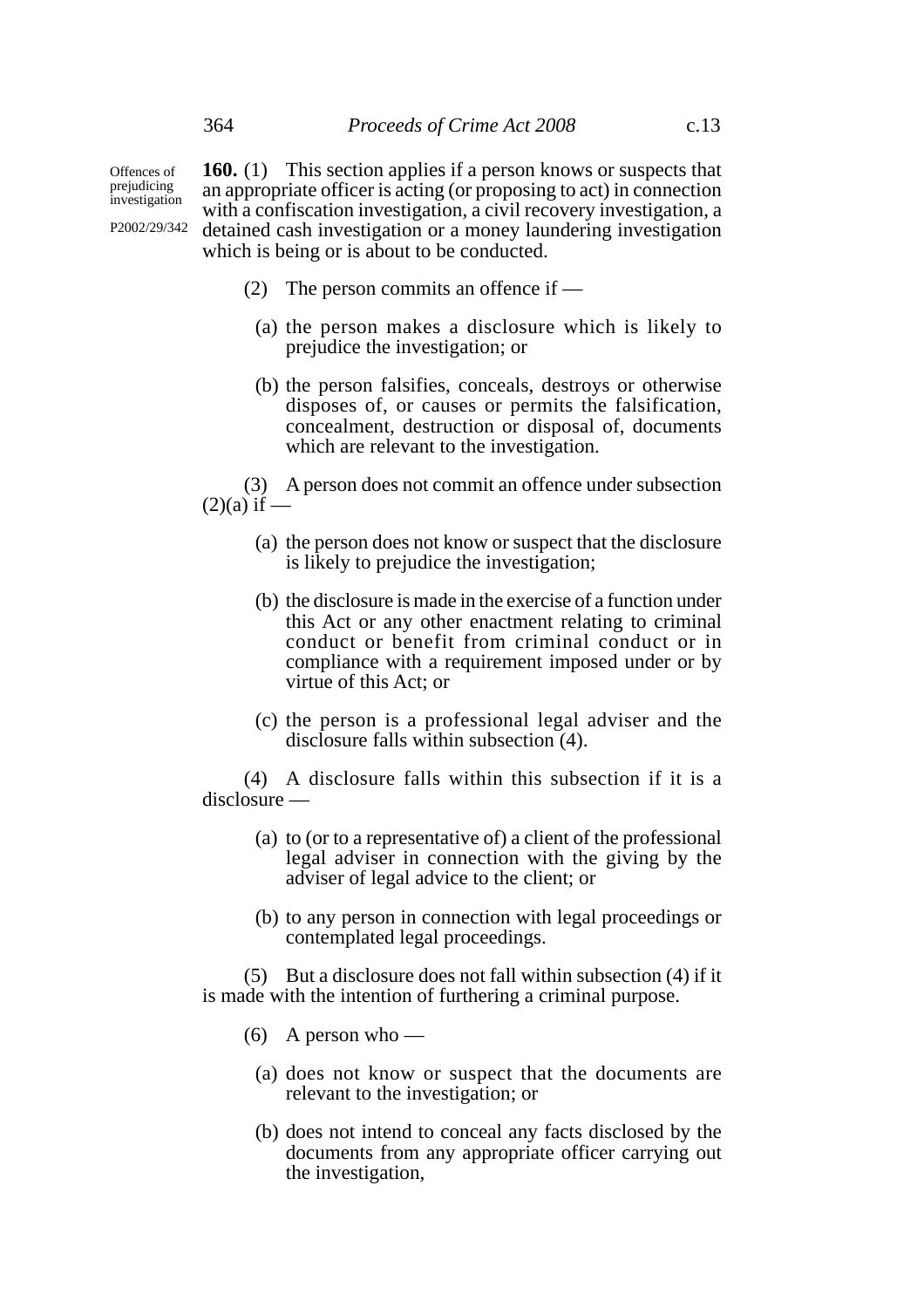Offences of prejudicing investigation

P2002/29/342

**160.** (1) This section applies if a person knows or suspects that an appropriate officer is acting (or proposing to act) in connection with a confiscation investigation, a civil recovery investigation, a detained cash investigation or a money laundering investigation which is being or is about to be conducted.

(2) The person commits an offence if —

(a) the person makes a disclosure which is likely to prejudice the investigation; or

(b) the person falsifies, conceals, destroys or otherwise disposes of, or causes or permits the falsification, concealment, destruction or disposal of, documents which are relevant to the investigation.

(3) A person does not commit an offence under subsection (2)(a) if —

(a) the person does not know or suspect that the disclosure is likely to prejudice the investigation;

(b) the disclosure is made in the exercise of a function under this Act or any other enactment relating to criminal conduct or benefit from criminal conduct or in compliance with a requirement imposed under or by virtue of this Act; or

(c) the person is a professional legal adviser and the disclosure falls within subsection (4).

(4) A disclosure falls within this subsection if it is a disclosure —

(a) to (or to a representative of) a client of the professional legal adviser in connection with the giving by the adviser of legal advice to the client; or

(b) to any person in connection with legal proceedings or contemplated legal proceedings.

(5) But a disclosure does not fall within subsection (4) if it is made with the intention of furthering a criminal purpose.

(6) A person who —

(a) does not know or suspect that the documents are relevant to the investigation; or

(b) does not intend to conceal any facts disclosed by the documents from any appropriate officer carrying out the investigation,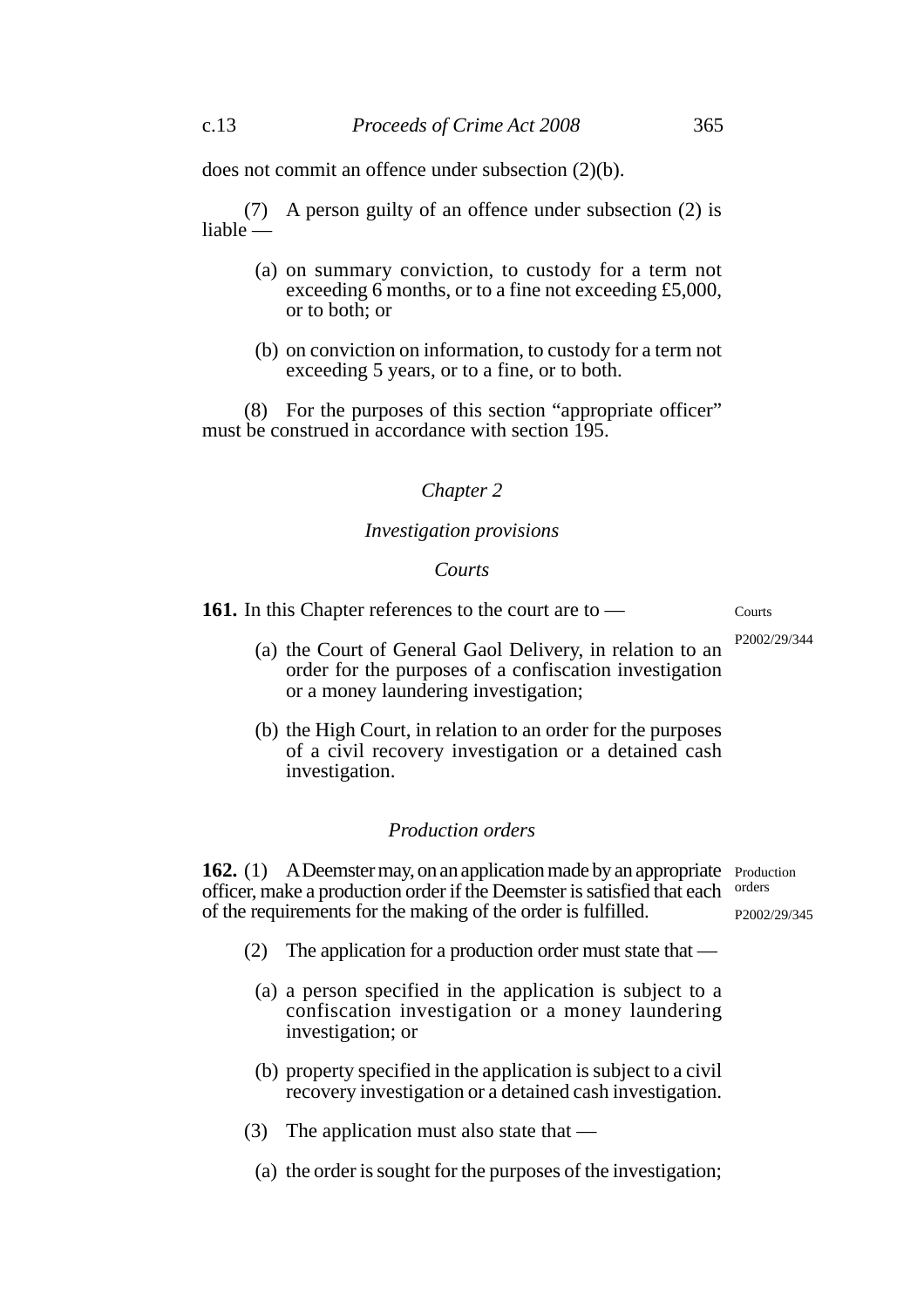does not commit an offence under subsection (2)(b).

(7) A person guilty of an offence under subsection (2) is liable —

(a) on summary conviction, to custody for a term not exceeding 6 months, or to a fine not exceeding £5,000, or to both; or

(b) on conviction on information, to custody for a term not exceeding 5 years, or to a fine, or to both.

(8) For the purposes of this section "appropriate officer" must be construed in accordance with section 195.

## *Chapter 2*

### *Investigation provisions*

#### *Courts*

**161.** In this Chapter references to the court are to —

Courts

P2002/29/344

(a) the Court of General Gaol Delivery, in relation to an order for the purposes of a confiscation investigation or a money laundering investigation;

(b) the High Court, in relation to an order for the purposes of a civil recovery investigation or a detained cash investigation.

#### *Production orders*

**162.** (1) A Deemster may, on an application made by an appropriate officer, make a production order if the Deemster is satisfied that each of the requirements for the making of the order is fulfilled.

Production orders

P2002/29/345

(2) The application for a production order must state that —

(a) a person specified in the application is subject to a confiscation investigation or a money laundering investigation; or

(b) property specified in the application is subject to a civil recovery investigation or a detained cash investigation.

(3) The application must also state that —

(a) the order is sought for the purposes of the investigation;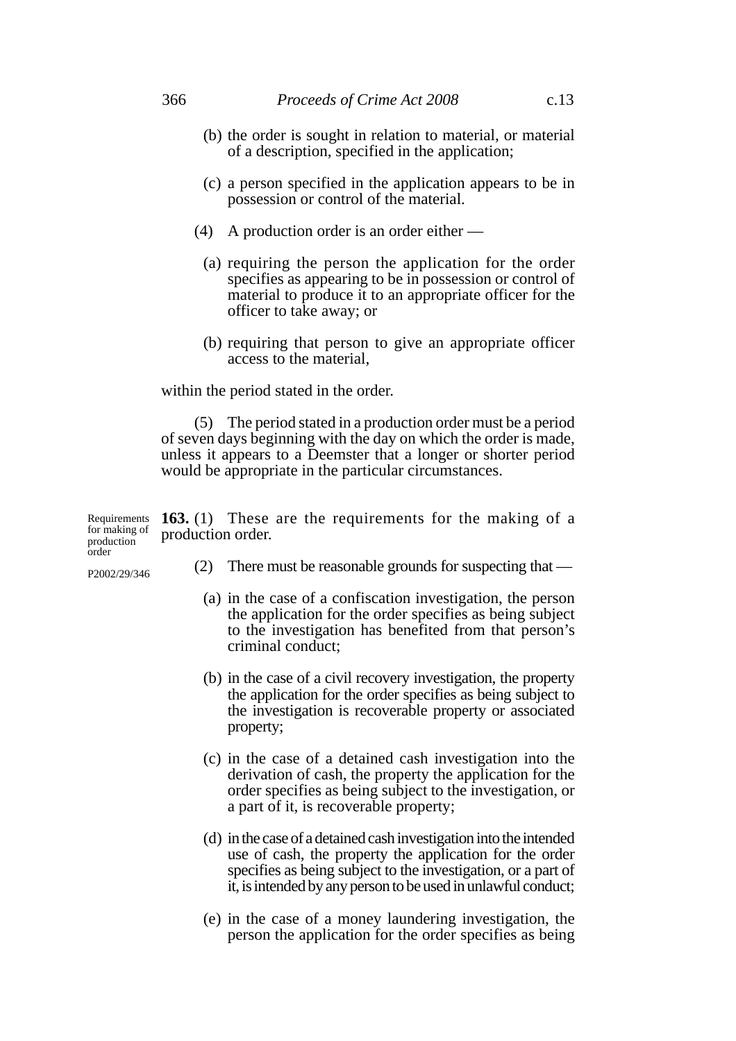(b) the order is sought in relation to material, or material of a description, specified in the application;

(c) a person specified in the application appears to be in possession or control of the material.

(4) A production order is an order either —

(a) requiring the person the application for the order specifies as appearing to be in possession or control of material to produce it to an appropriate officer for the officer to take away; or

(b) requiring that person to give an appropriate officer access to the material,

within the period stated in the order.

(5) The period stated in a production order must be a period of seven days beginning with the day on which the order is made, unless it appears to a Deemster that a longer or shorter period would be appropriate in the particular circumstances.

Requirements for making of production order

P2002/29/346

**163.** (1) These are the requirements for the making of a production order.

(2) There must be reasonable grounds for suspecting that —

(a) in the case of a confiscation investigation, the person the application for the order specifies as being subject to the investigation has benefited from that person's criminal conduct;

(b) in the case of a civil recovery investigation, the property the application for the order specifies as being subject to the investigation is recoverable property or associated property;

(c) in the case of a detained cash investigation into the derivation of cash, the property the application for the order specifies as being subject to the investigation, or a part of it, is recoverable property;

(d) in the case of a detained cash investigation into the intended use of cash, the property the application for the order specifies as being subject to the investigation, or a part of it, is intended by any person to be used in unlawful conduct;

(e) in the case of a money laundering investigation, the person the application for the order specifies as being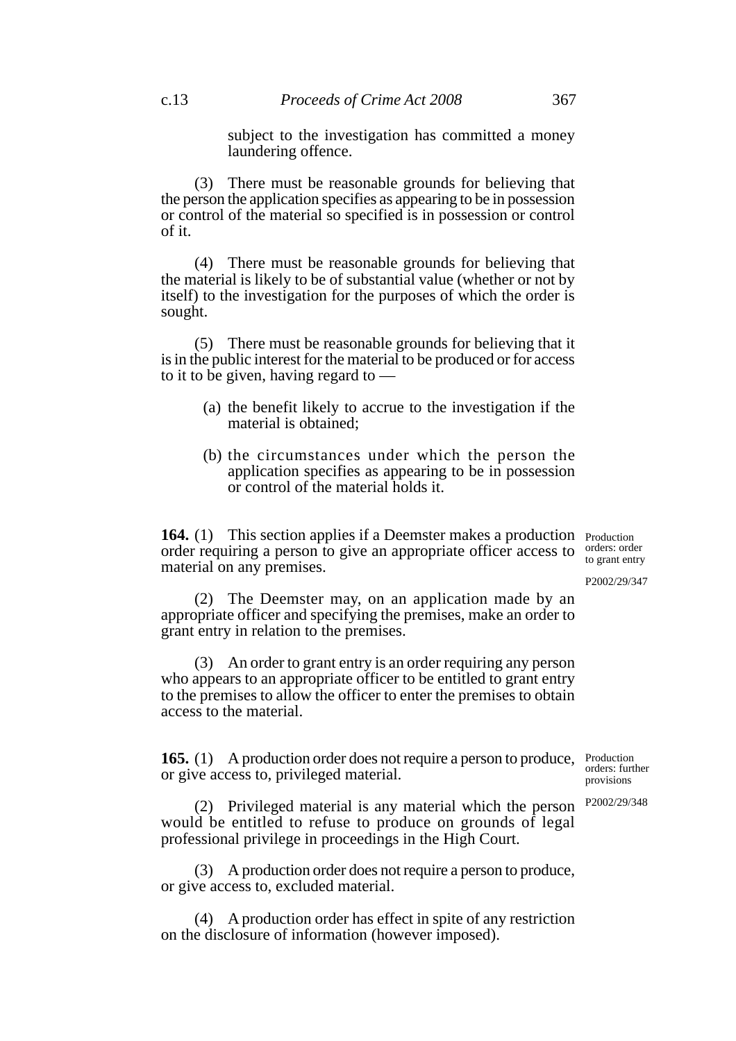subject to the investigation has committed a money laundering offence.

(3) There must be reasonable grounds for believing that the person the application specifies as appearing to be in possession or control of the material so specified is in possession or control of it.

(4) There must be reasonable grounds for believing that the material is likely to be of substantial value (whether or not by itself) to the investigation for the purposes of which the order is sought.

(5) There must be reasonable grounds for believing that it is in the public interest for the material to be produced or for access to it to be given, having regard to —

(a) the benefit likely to accrue to the investigation if the material is obtained;

(b) the circumstances under which the person the application specifies as appearing to be in possession or control of the material holds it.

*Production orders: order to grant entry*

*P2002/29/347*

**164.** (1) This section applies if a Deemster makes a production order requiring a person to give an appropriate officer access to material on any premises.

(2) The Deemster may, on an application made by an appropriate officer and specifying the premises, make an order to grant entry in relation to the premises.

(3) An order to grant entry is an order requiring any person who appears to an appropriate officer to be entitled to grant entry to the premises to allow the officer to enter the premises to obtain access to the material.

*Production orders: further provisions*

*P2002/29/348*

**165.** (1) A production order does not require a person to produce, or give access to, privileged material.

(2) Privileged material is any material which the person would be entitled to refuse to produce on grounds of legal professional privilege in proceedings in the High Court.

(3) A production order does not require a person to produce, or give access to, excluded material.

(4) A production order has effect in spite of any restriction on the disclosure of information (however imposed).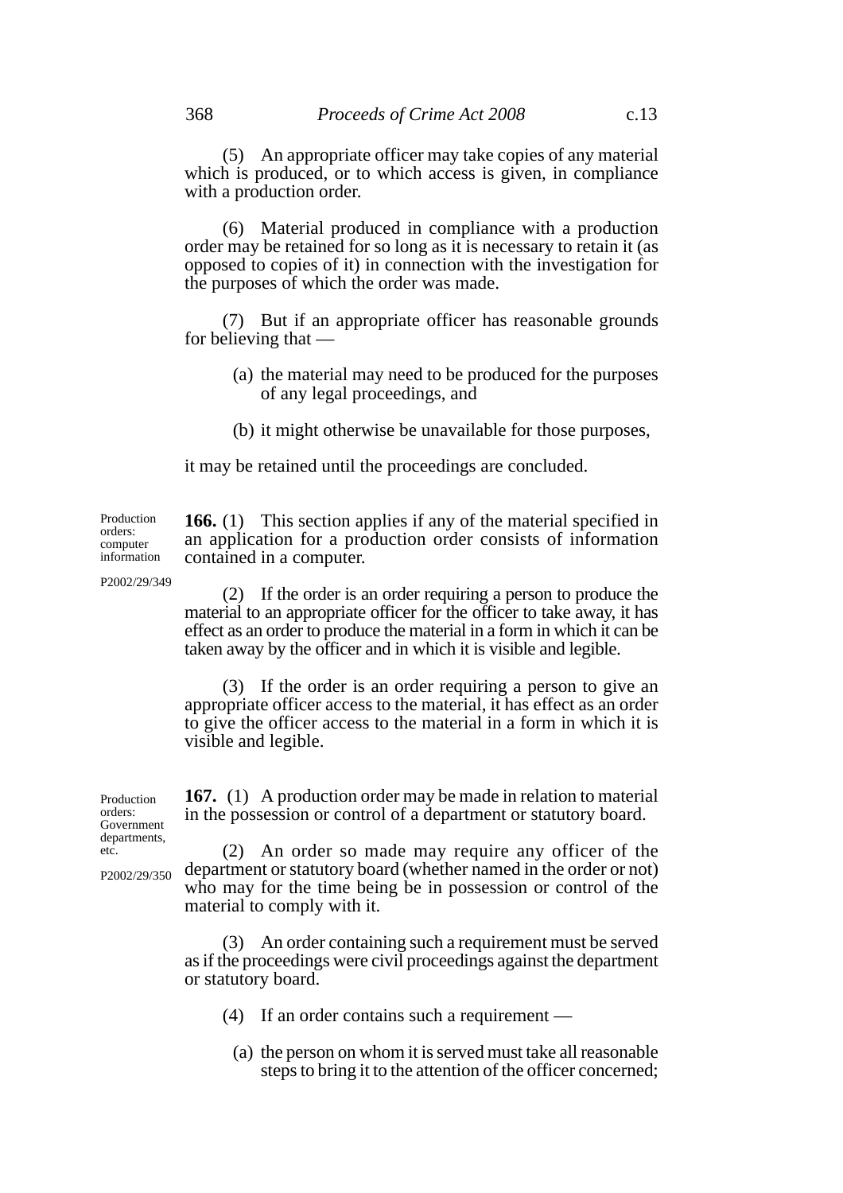(5) An appropriate officer may take copies of any material which is produced, or to which access is given, in compliance with a production order.

(6) Material produced in compliance with a production order may be retained for so long as it is necessary to retain it (as opposed to copies of it) in connection with the investigation for the purposes of which the order was made.

(7) But if an appropriate officer has reasonable grounds for believing that —

(a) the material may need to be produced for the purposes of any legal proceedings, and

(b) it might otherwise be unavailable for those purposes,

it may be retained until the proceedings are concluded.

Production orders: computer information

P2002/29/349

**166.** (1) This section applies if any of the material specified in an application for a production order consists of information contained in a computer.

(2) If the order is an order requiring a person to produce the material to an appropriate officer for the officer to take away, it has effect as an order to produce the material in a form in which it can be taken away by the officer and in which it is visible and legible.

(3) If the order is an order requiring a person to give an appropriate officer access to the material, it has effect as an order to give the officer access to the material in a form in which it is visible and legible.

Production orders: Government departments, etc.

P2002/29/350

**167.** (1) A production order may be made in relation to material in the possession or control of a department or statutory board.

(2) An order so made may require any officer of the department or statutory board (whether named in the order or not) who may for the time being be in possession or control of the material to comply with it.

(3) An order containing such a requirement must be served as if the proceedings were civil proceedings against the department or statutory board.

(4) If an order contains such a requirement —

(a) the person on whom it is served must take all reasonable steps to bring it to the attention of the officer concerned;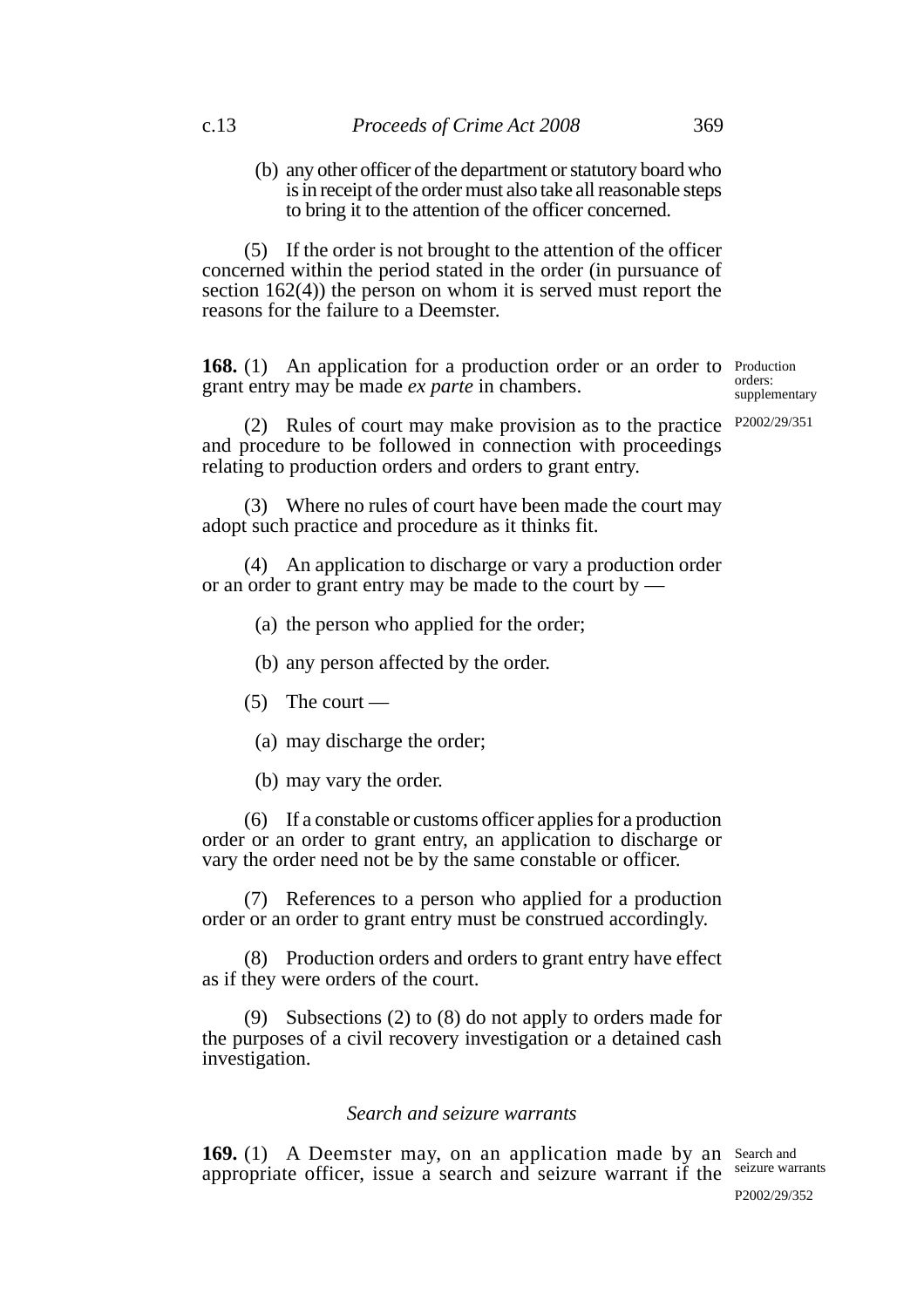(b) any other officer of the department or statutory board who is in receipt of the order must also take all reasonable steps to bring it to the attention of the officer concerned.

(5) If the order is not brought to the attention of the officer concerned within the period stated in the order (in pursuance of section 162(4)) the person on whom it is served must report the reasons for the failure to a Deemster.

**168.** (1) An application for a production order or an order to grant entry may be made *ex parte* in chambers.

Production orders: supplementary

P2002/29/351

(2) Rules of court may make provision as to the practice and procedure to be followed in connection with proceedings relating to production orders and orders to grant entry.

(3) Where no rules of court have been made the court may adopt such practice and procedure as it thinks fit.

(4) An application to discharge or vary a production order or an order to grant entry may be made to the court by —

(a) the person who applied for the order;

(b) any person affected by the order.

(5) The court —

(a) may discharge the order;

(b) may vary the order.

(6) If a constable or customs officer applies for a production order or an order to grant entry, an application to discharge or vary the order need not be by the same constable or officer.

(7) References to a person who applied for a production order or an order to grant entry must be construed accordingly.

(8) Production orders and orders to grant entry have effect as if they were orders of the court.

(9) Subsections (2) to (8) do not apply to orders made for the purposes of a civil recovery investigation or a detained cash investigation.

### *Search and seizure warrants*

**169.** (1) A Deemster may, on an application made by an appropriate officer, issue a search and seizure warrant if the

Search and seizure warrants

P2002/29/352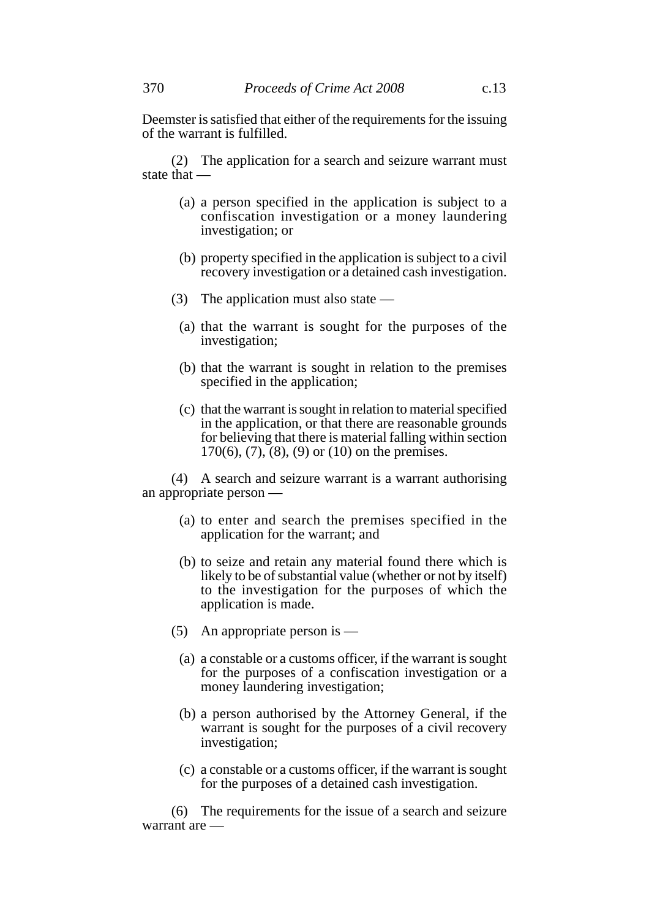Deemster is satisfied that either of the requirements for the issuing of the warrant is fulfilled.

(2) The application for a search and seizure warrant must state that —

(a) a person specified in the application is subject to a confiscation investigation or a money laundering investigation; or

(b) property specified in the application is subject to a civil recovery investigation or a detained cash investigation.

(3) The application must also state —

(a) that the warrant is sought for the purposes of the investigation;

(b) that the warrant is sought in relation to the premises specified in the application;

(c) that the warrant is sought in relation to material specified in the application, or that there are reasonable grounds for believing that there is material falling within section 170(6), (7), (8), (9) or (10) on the premises.

(4) A search and seizure warrant is a warrant authorising an appropriate person —

(a) to enter and search the premises specified in the application for the warrant; and

(b) to seize and retain any material found there which is likely to be of substantial value (whether or not by itself) to the investigation for the purposes of which the application is made.

(5) An appropriate person is —

(a) a constable or a customs officer, if the warrant is sought for the purposes of a confiscation investigation or a money laundering investigation;

(b) a person authorised by the Attorney General, if the warrant is sought for the purposes of a civil recovery investigation;

(c) a constable or a customs officer, if the warrant is sought for the purposes of a detained cash investigation.

(6) The requirements for the issue of a search and seizure warrant are —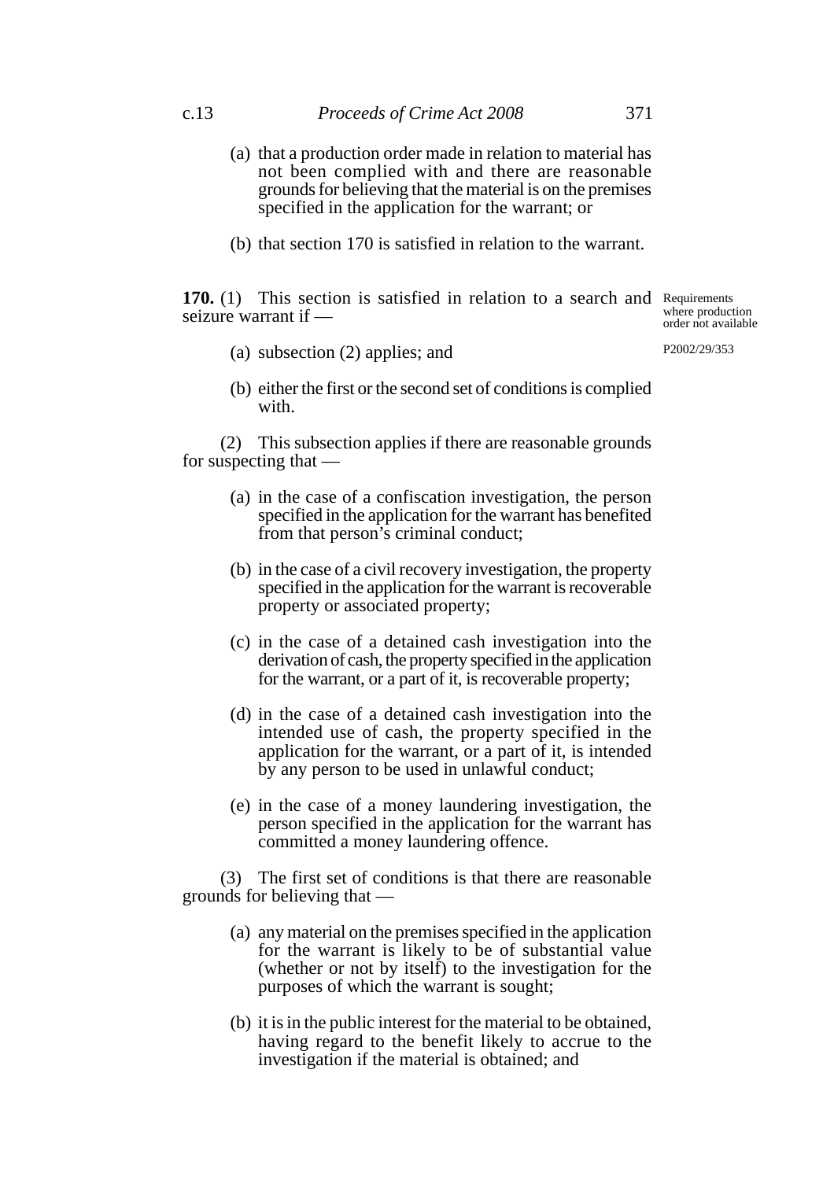(a) that a production order made in relation to material has not been complied with and there are reasonable grounds for believing that the material is on the premises specified in the application for the warrant; or

(b) that section 170 is satisfied in relation to the warrant.

Requirements where production order not available

P2002/29/353

**170.** (1) This section is satisfied in relation to a search and seizure warrant if —

(a) subsection (2) applies; and

(b) either the first or the second set of conditions is complied with.

(2) This subsection applies if there are reasonable grounds for suspecting that —

(a) in the case of a confiscation investigation, the person specified in the application for the warrant has benefited from that person's criminal conduct;

(b) in the case of a civil recovery investigation, the property specified in the application for the warrant is recoverable property or associated property;

(c) in the case of a detained cash investigation into the derivation of cash, the property specified in the application for the warrant, or a part of it, is recoverable property;

(d) in the case of a detained cash investigation into the intended use of cash, the property specified in the application for the warrant, or a part of it, is intended by any person to be used in unlawful conduct;

(e) in the case of a money laundering investigation, the person specified in the application for the warrant has committed a money laundering offence.

(3) The first set of conditions is that there are reasonable grounds for believing that —

(a) any material on the premises specified in the application for the warrant is likely to be of substantial value (whether or not by itself) to the investigation for the purposes of which the warrant is sought;

(b) it is in the public interest for the material to be obtained, having regard to the benefit likely to accrue to the investigation if the material is obtained; and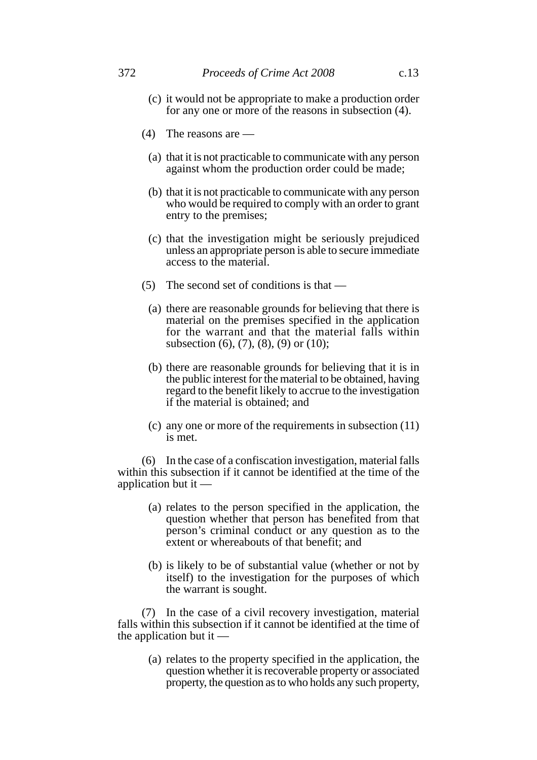(c) it would not be appropriate to make a production order for any one or more of the reasons in subsection (4).

(4) The reasons are —

(a) that it is not practicable to communicate with any person against whom the production order could be made;

(b) that it is not practicable to communicate with any person who would be required to comply with an order to grant entry to the premises;

(c) that the investigation might be seriously prejudiced unless an appropriate person is able to secure immediate access to the material.

(5) The second set of conditions is that —

(a) there are reasonable grounds for believing that there is material on the premises specified in the application for the warrant and that the material falls within subsection (6), (7), (8), (9) or (10);

(b) there are reasonable grounds for believing that it is in the public interest for the material to be obtained, having regard to the benefit likely to accrue to the investigation if the material is obtained; and

(c) any one or more of the requirements in subsection (11) is met.

(6) In the case of a confiscation investigation, material falls within this subsection if it cannot be identified at the time of the application but it —

(a) relates to the person specified in the application, the question whether that person has benefited from that person's criminal conduct or any question as to the extent or whereabouts of that benefit; and

(b) is likely to be of substantial value (whether or not by itself) to the investigation for the purposes of which the warrant is sought.

(7) In the case of a civil recovery investigation, material falls within this subsection if it cannot be identified at the time of the application but it —

(a) relates to the property specified in the application, the question whether it is recoverable property or associated property, the question as to who holds any such property,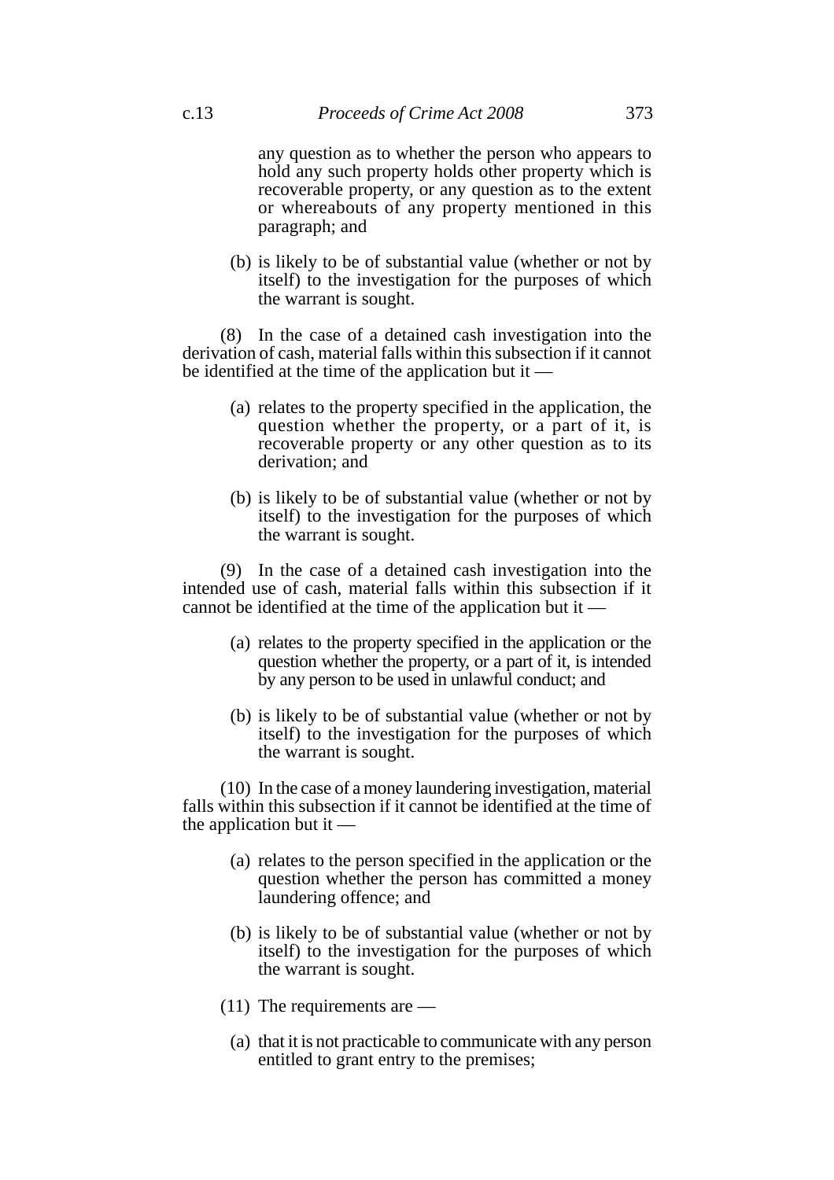any question as to whether the person who appears to hold any such property holds other property which is recoverable property, or any question as to the extent or whereabouts of any property mentioned in this paragraph; and

(b) is likely to be of substantial value (whether or not by itself) to the investigation for the purposes of which the warrant is sought.

(8) In the case of a detained cash investigation into the derivation of cash, material falls within this subsection if it cannot be identified at the time of the application but it —

(a) relates to the property specified in the application, the question whether the property, or a part of it, is recoverable property or any other question as to its derivation; and

(b) is likely to be of substantial value (whether or not by itself) to the investigation for the purposes of which the warrant is sought.

(9) In the case of a detained cash investigation into the intended use of cash, material falls within this subsection if it cannot be identified at the time of the application but it —

(a) relates to the property specified in the application or the question whether the property, or a part of it, is intended by any person to be used in unlawful conduct; and

(b) is likely to be of substantial value (whether or not by itself) to the investigation for the purposes of which the warrant is sought.

(10) In the case of a money laundering investigation, material falls within this subsection if it cannot be identified at the time of the application but it —

(a) relates to the person specified in the application or the question whether the person has committed a money laundering offence; and

(b) is likely to be of substantial value (whether or not by itself) to the investigation for the purposes of which the warrant is sought.

(11) The requirements are —

(a) that it is not practicable to communicate with any person entitled to grant entry to the premises;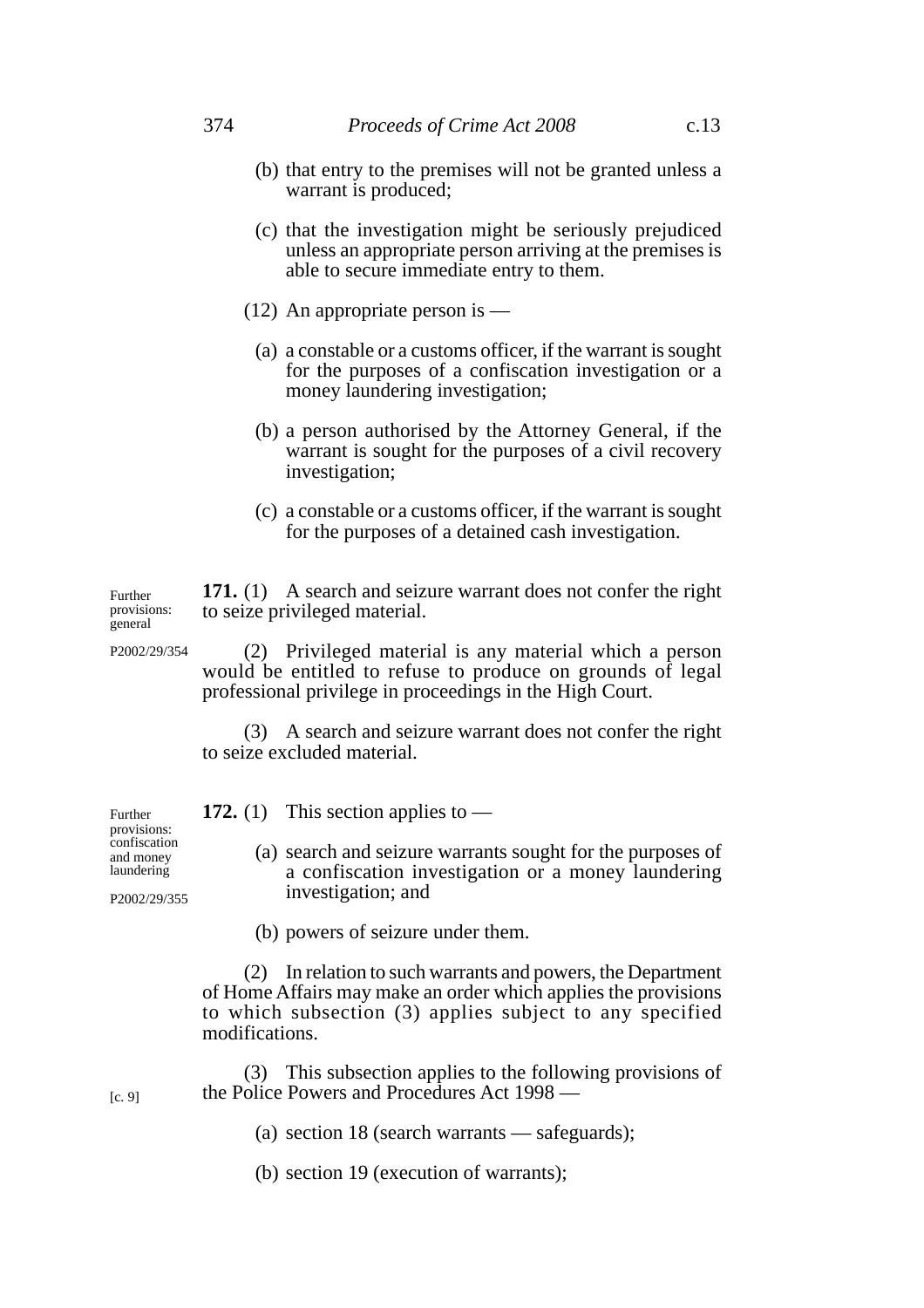(b) that entry to the premises will not be granted unless a warrant is produced;

(c) that the investigation might be seriously prejudiced unless an appropriate person arriving at the premises is able to secure immediate entry to them.

(12) An appropriate person is —

(a) a constable or a customs officer, if the warrant is sought for the purposes of a confiscation investigation or a money laundering investigation;

(b) a person authorised by the Attorney General, if the warrant is sought for the purposes of a civil recovery investigation;

(c) a constable or a customs officer, if the warrant is sought for the purposes of a detained cash investigation.

Further provisions: general

P2002/29/354

**171.** (1) A search and seizure warrant does not confer the right to seize privileged material.

(2) Privileged material is any material which a person would be entitled to refuse to produce on grounds of legal professional privilege in proceedings in the High Court.

(3) A search and seizure warrant does not confer the right to seize excluded material.

Further provisions: confiscation and money laundering

P2002/29/355

**172.** (1) This section applies to —

(a) search and seizure warrants sought for the purposes of a confiscation investigation or a money laundering investigation; and

(b) powers of seizure under them.

(2) In relation to such warrants and powers, the Department of Home Affairs may make an order which applies the provisions to which subsection (3) applies subject to any specified modifications.

[c. 9]

(3) This subsection applies to the following provisions of the Police Powers and Procedures Act 1998 —

(a) section 18 (search warrants — safeguards);

(b) section 19 (execution of warrants);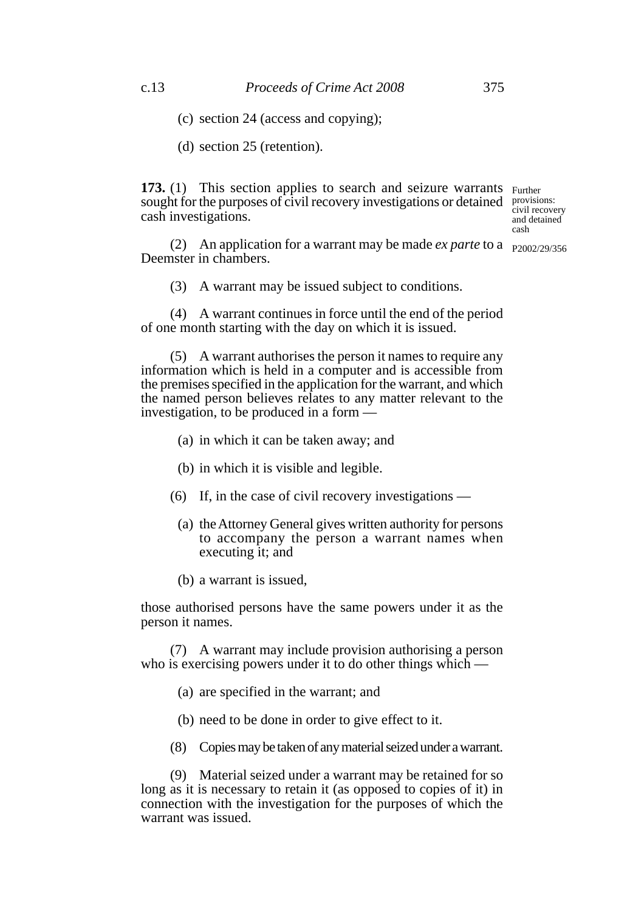(c) section 24 (access and copying);

(d) section 25 (retention).

**173.** (1) This section applies to search and seizure warrants sought for the purposes of civil recovery investigations or detained cash investigations.

Further provisions: civil recovery and detained cash

P2002/29/356

(2) An application for a warrant may be made *ex parte* to a Deemster in chambers.

(3) A warrant may be issued subject to conditions.

(4) A warrant continues in force until the end of the period of one month starting with the day on which it is issued.

(5) A warrant authorises the person it names to require any information which is held in a computer and is accessible from the premises specified in the application for the warrant, and which the named person believes relates to any matter relevant to the investigation, to be produced in a form —

(a) in which it can be taken away; and

(b) in which it is visible and legible.

(6) If, in the case of civil recovery investigations —

(a) the Attorney General gives written authority for persons to accompany the person a warrant names when executing it; and

(b) a warrant is issued,

those authorised persons have the same powers under it as the person it names.

(7) A warrant may include provision authorising a person who is exercising powers under it to do other things which —

(a) are specified in the warrant; and

(b) need to be done in order to give effect to it.

(8) Copies may be taken of any material seized under a warrant.

(9) Material seized under a warrant may be retained for so long as it is necessary to retain it (as opposed to copies of it) in connection with the investigation for the purposes of which the warrant was issued.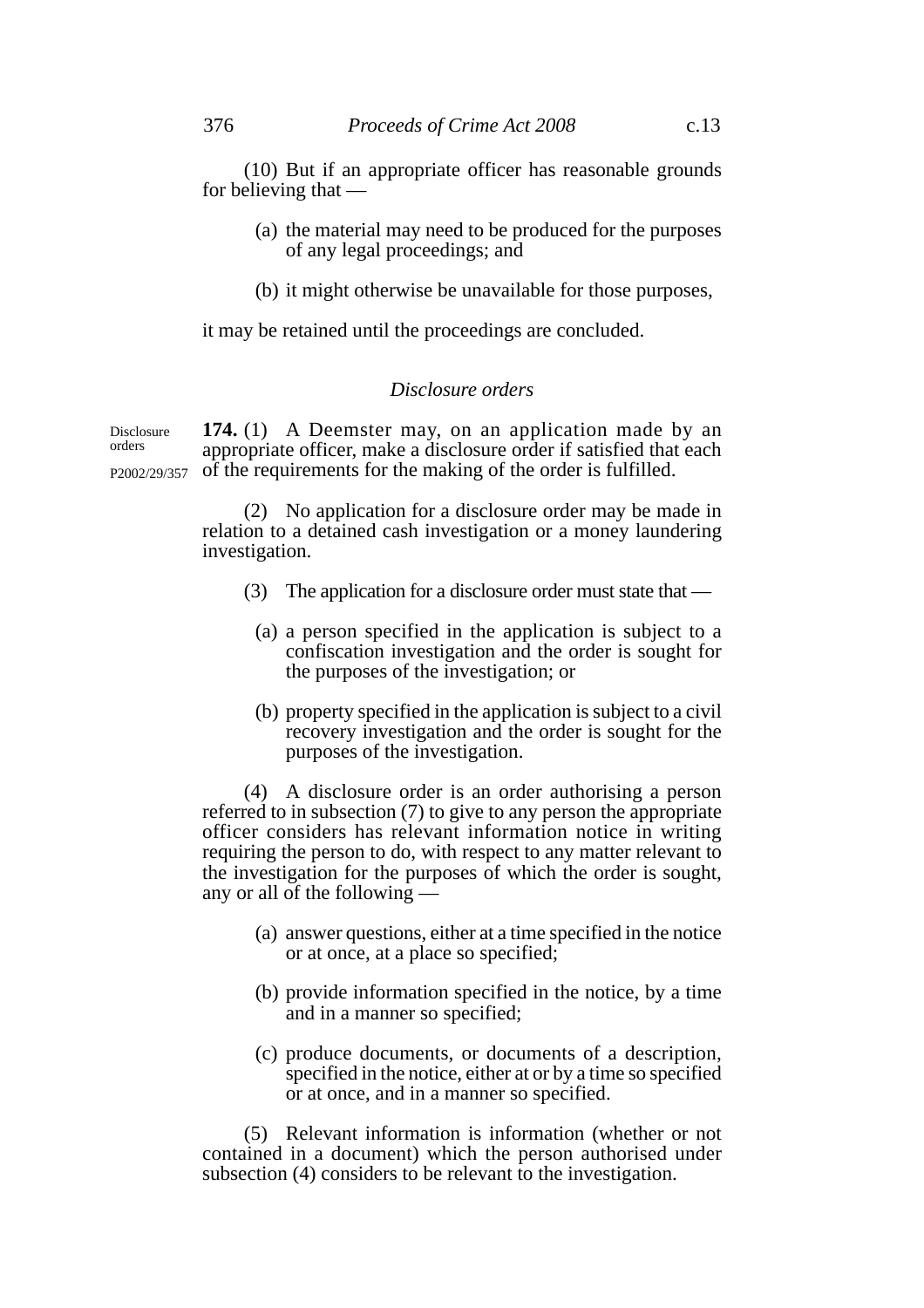(10) But if an appropriate officer has reasonable grounds for believing that —

(a) the material may need to be produced for the purposes of any legal proceedings; and

(b) it might otherwise be unavailable for those purposes,

it may be retained until the proceedings are concluded.

*Disclosure orders*

Disclosure orders

P2002/29/357

**174.** (1) A Deemster may, on an application made by an appropriate officer, make a disclosure order if satisfied that each of the requirements for the making of the order is fulfilled.

(2) No application for a disclosure order may be made in relation to a detained cash investigation or a money laundering investigation.

(3) The application for a disclosure order must state that —

(a) a person specified in the application is subject to a confiscation investigation and the order is sought for the purposes of the investigation; or

(b) property specified in the application is subject to a civil recovery investigation and the order is sought for the purposes of the investigation.

(4) A disclosure order is an order authorising a person referred to in subsection (7) to give to any person the appropriate officer considers has relevant information notice in writing requiring the person to do, with respect to any matter relevant to the investigation for the purposes of which the order is sought, any or all of the following —

(a) answer questions, either at a time specified in the notice or at once, at a place so specified;

(b) provide information specified in the notice, by a time and in a manner so specified;

(c) produce documents, or documents of a description, specified in the notice, either at or by a time so specified or at once, and in a manner so specified.

(5) Relevant information is information (whether or not contained in a document) which the person authorised under subsection (4) considers to be relevant to the investigation.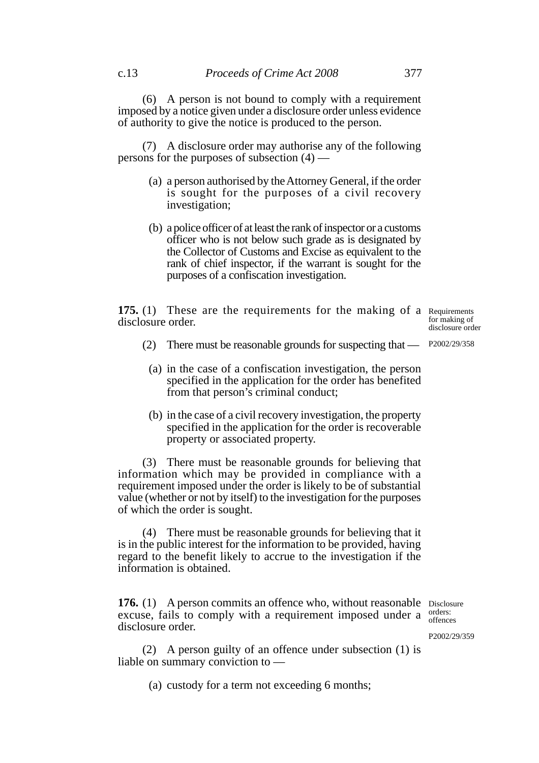(6) A person is not bound to comply with a requirement imposed by a notice given under a disclosure order unless evidence of authority to give the notice is produced to the person.

(7) A disclosure order may authorise any of the following persons for the purposes of subsection (4) —

(a) a person authorised by the Attorney General, if the order is sought for the purposes of a civil recovery investigation;

(b) a police officer of at least the rank of inspector or a customs officer who is not below such grade as is designated by the Collector of Customs and Excise as equivalent to the rank of chief inspector, if the warrant is sought for the purposes of a confiscation investigation.

Requirements for making of disclosure order

P2002/29/358

**175.** (1) These are the requirements for the making of a disclosure order.

(2) There must be reasonable grounds for suspecting that —

(a) in the case of a confiscation investigation, the person specified in the application for the order has benefited from that person's criminal conduct;

(b) in the case of a civil recovery investigation, the property specified in the application for the order is recoverable property or associated property.

(3) There must be reasonable grounds for believing that information which may be provided in compliance with a requirement imposed under the order is likely to be of substantial value (whether or not by itself) to the investigation for the purposes of which the order is sought.

(4) There must be reasonable grounds for believing that it is in the public interest for the information to be provided, having regard to the benefit likely to accrue to the investigation if the information is obtained.

Disclosure orders: offences

P2002/29/359

**176.** (1) A person commits an offence who, without reasonable excuse, fails to comply with a requirement imposed under a disclosure order.

(2) A person guilty of an offence under subsection (1) is liable on summary conviction to —

(a) custody for a term not exceeding 6 months;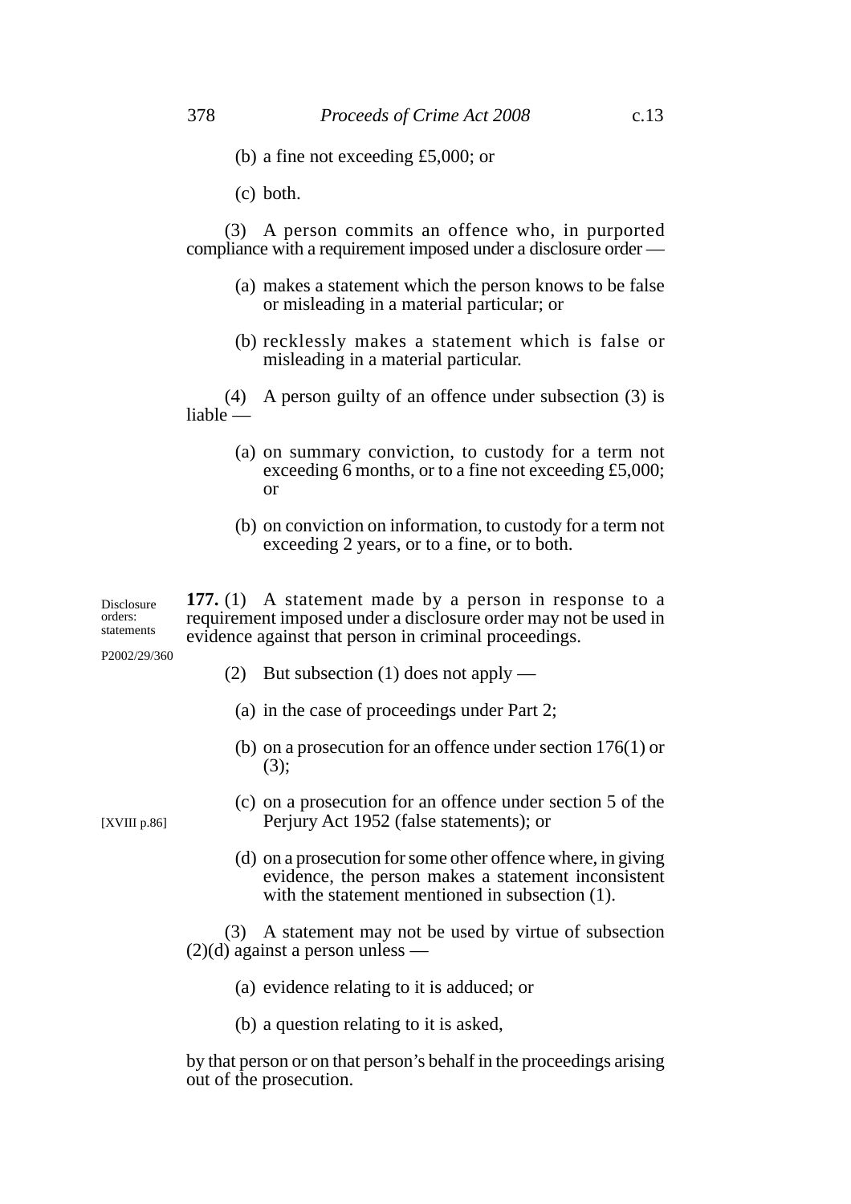(b) a fine not exceeding £5,000; or

(c) both.

(3) A person commits an offence who, in purported compliance with a requirement imposed under a disclosure order —

(a) makes a statement which the person knows to be false or misleading in a material particular; or

(b) recklessly makes a statement which is false or misleading in a material particular.

(4) A person guilty of an offence under subsection (3) is liable —

(a) on summary conviction, to custody for a term not exceeding 6 months, or to a fine not exceeding £5,000; or

(b) on conviction on information, to custody for a term not exceeding 2 years, or to a fine, or to both.

Disclosure orders: statements

P2002/29/360

**177.** (1) A statement made by a person in response to a requirement imposed under a disclosure order may not be used in evidence against that person in criminal proceedings.

(2) But subsection (1) does not apply —

(a) in the case of proceedings under Part 2;

(b) on a prosecution for an offence under section 176(1) or (3);

[XVIII p.86]

(c) on a prosecution for an offence under section 5 of the Perjury Act 1952 (false statements); or

(d) on a prosecution for some other offence where, in giving evidence, the person makes a statement inconsistent with the statement mentioned in subsection (1).

(3) A statement may not be used by virtue of subsection (2)(d) against a person unless —

(a) evidence relating to it is adduced; or

(b) a question relating to it is asked,

by that person or on that person's behalf in the proceedings arising out of the prosecution.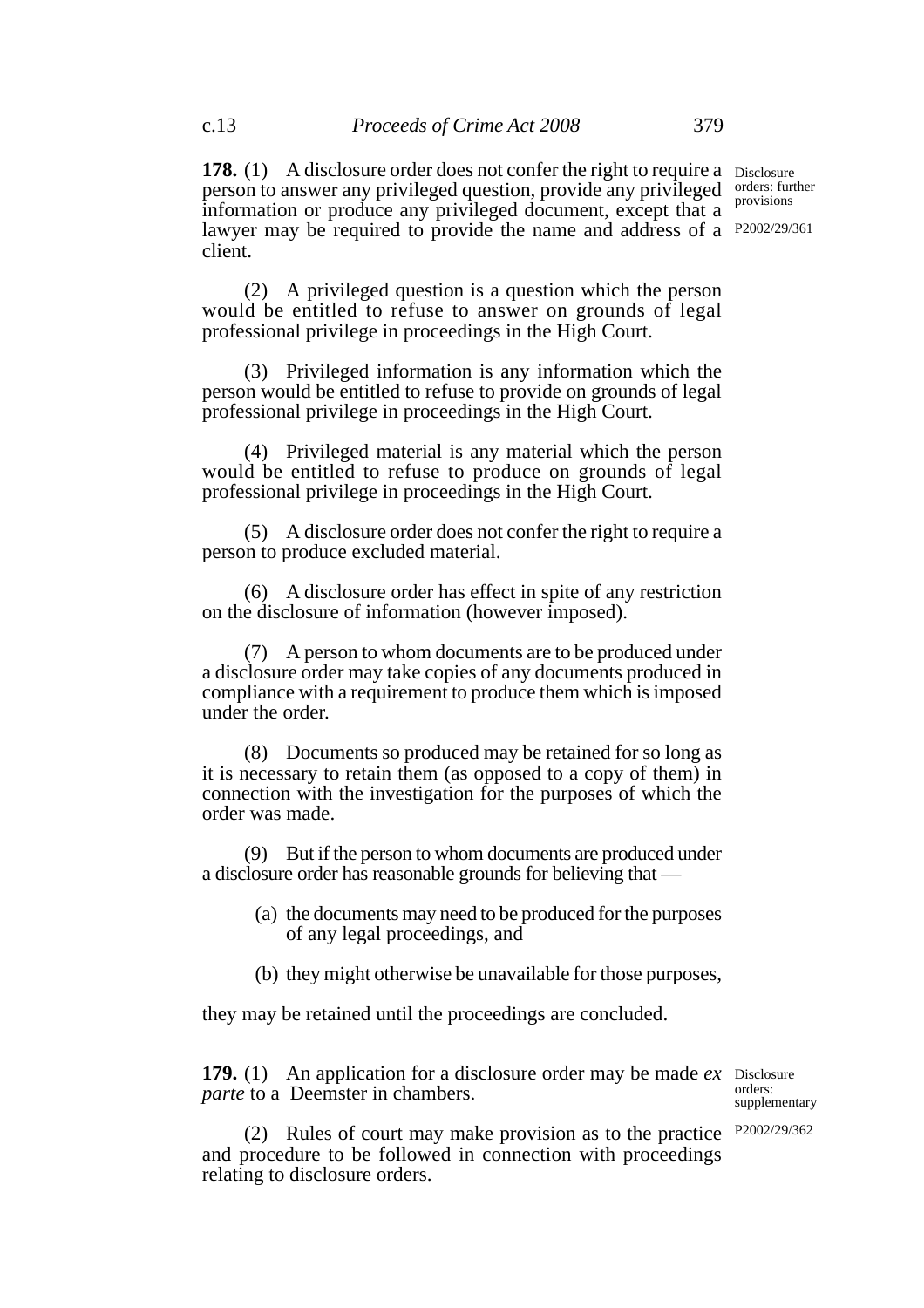**178.** (1) A disclosure order does not confer the right to require a person to answer any privileged question, provide any privileged information or produce any privileged document, except that a lawyer may be required to provide the name and address of a client.

Disclosure orders: further provisions

P2002/29/361

(2) A privileged question is a question which the person would be entitled to refuse to answer on grounds of legal professional privilege in proceedings in the High Court.

(3) Privileged information is any information which the person would be entitled to refuse to provide on grounds of legal professional privilege in proceedings in the High Court.

(4) Privileged material is any material which the person would be entitled to refuse to produce on grounds of legal professional privilege in proceedings in the High Court.

(5) A disclosure order does not confer the right to require a person to produce excluded material.

(6) A disclosure order has effect in spite of any restriction on the disclosure of information (however imposed).

(7) A person to whom documents are to be produced under a disclosure order may take copies of any documents produced in compliance with a requirement to produce them which is imposed under the order.

(8) Documents so produced may be retained for so long as it is necessary to retain them (as opposed to a copy of them) in connection with the investigation for the purposes of which the order was made.

(9) But if the person to whom documents are produced under a disclosure order has reasonable grounds for believing that —

(a) the documents may need to be produced for the purposes of any legal proceedings, and

(b) they might otherwise be unavailable for those purposes,

they may be retained until the proceedings are concluded.

**179.** (1) An application for a disclosure order may be made *ex parte* to a Deemster in chambers.

Disclosure orders: supplementary

P2002/29/362

(2) Rules of court may make provision as to the practice and procedure to be followed in connection with proceedings relating to disclosure orders.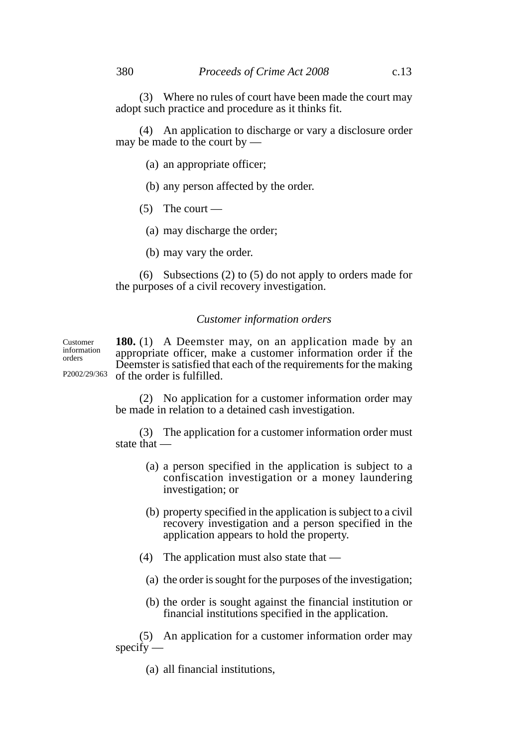(3) Where no rules of court have been made the court may adopt such practice and procedure as it thinks fit.

(4) An application to discharge or vary a disclosure order may be made to the court by —

(a) an appropriate officer;

(b) any person affected by the order.

(5) The court —

(a) may discharge the order;

(b) may vary the order.

(6) Subsections (2) to (5) do not apply to orders made for the purposes of a civil recovery investigation.

### *Customer information orders*

Customer information orders

P2002/29/363

**180.** (1) A Deemster may, on an application made by an appropriate officer, make a customer information order if the Deemster is satisfied that each of the requirements for the making of the order is fulfilled.

(2) No application for a customer information order may be made in relation to a detained cash investigation.

(3) The application for a customer information order must state that —

(a) a person specified in the application is subject to a confiscation investigation or a money laundering investigation; or

(b) property specified in the application is subject to a civil recovery investigation and a person specified in the application appears to hold the property.

(4) The application must also state that —

(a) the order is sought for the purposes of the investigation;

(b) the order is sought against the financial institution or financial institutions specified in the application.

(5) An application for a customer information order may specify —

(a) all financial institutions,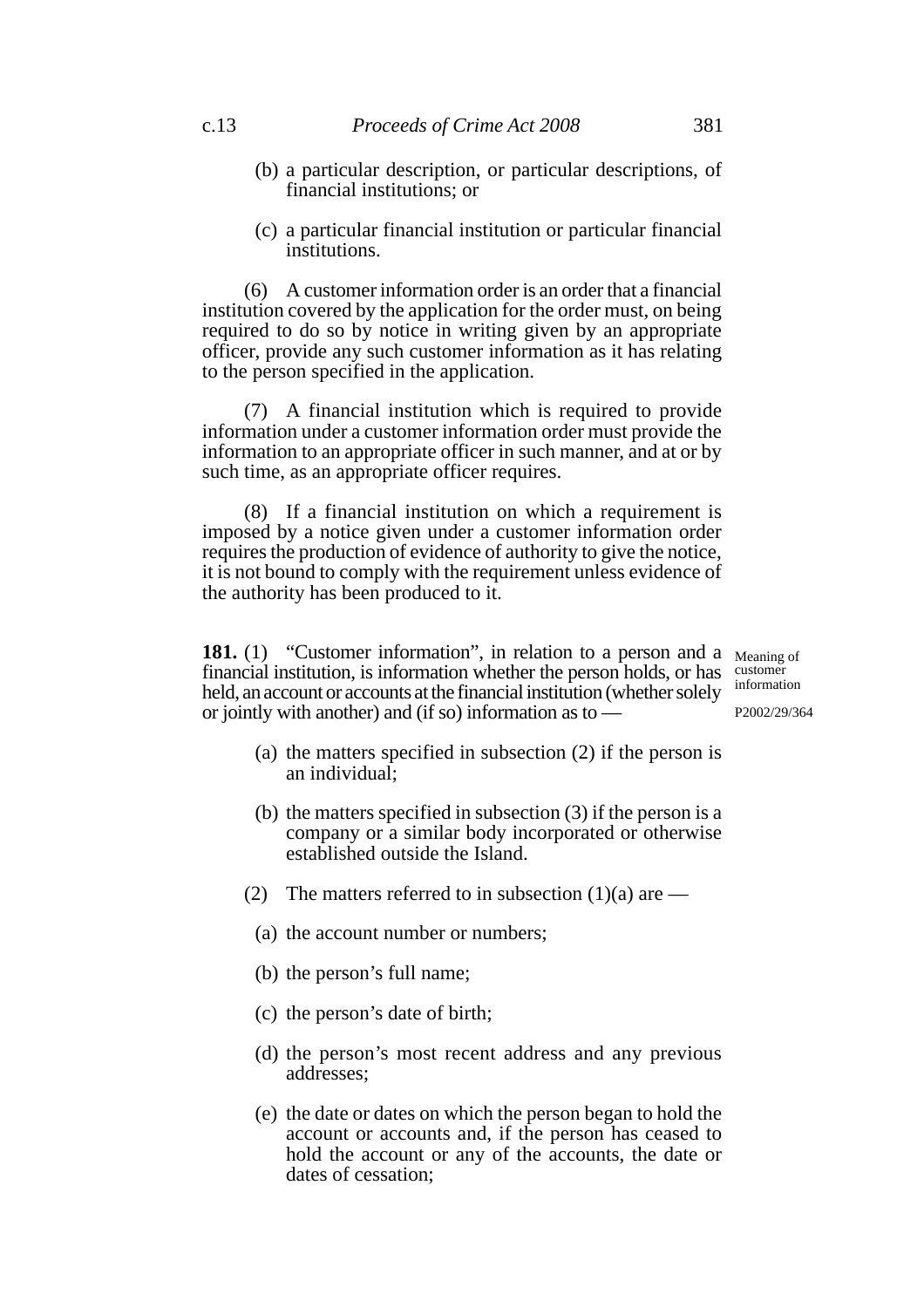(b) a particular description, or particular descriptions, of financial institutions; or

(c) a particular financial institution or particular financial institutions.

(6) A customer information order is an order that a financial institution covered by the application for the order must, on being required to do so by notice in writing given by an appropriate officer, provide any such customer information as it has relating to the person specified in the application.

(7) A financial institution which is required to provide information under a customer information order must provide the information to an appropriate officer in such manner, and at or by such time, as an appropriate officer requires.

(8) If a financial institution on which a requirement is imposed by a notice given under a customer information order requires the production of evidence of authority to give the notice, it is not bound to comply with the requirement unless evidence of the authority has been produced to it.

**181.** (1) "Customer information", in relation to a person and a financial institution, is information whether the person holds, or has held, an account or accounts at the financial institution (whether solely or jointly with another) and (if so) information as to —

Meaning of customer information

P2002/29/364

(a) the matters specified in subsection (2) if the person is an individual;

(b) the matters specified in subsection (3) if the person is a company or a similar body incorporated or otherwise established outside the Island.

(2) The matters referred to in subsection (1)(a) are —

(a) the account number or numbers;

(b) the person's full name;

(c) the person's date of birth;

(d) the person's most recent address and any previous addresses;

(e) the date or dates on which the person began to hold the account or accounts and, if the person has ceased to hold the account or any of the accounts, the date or dates of cessation;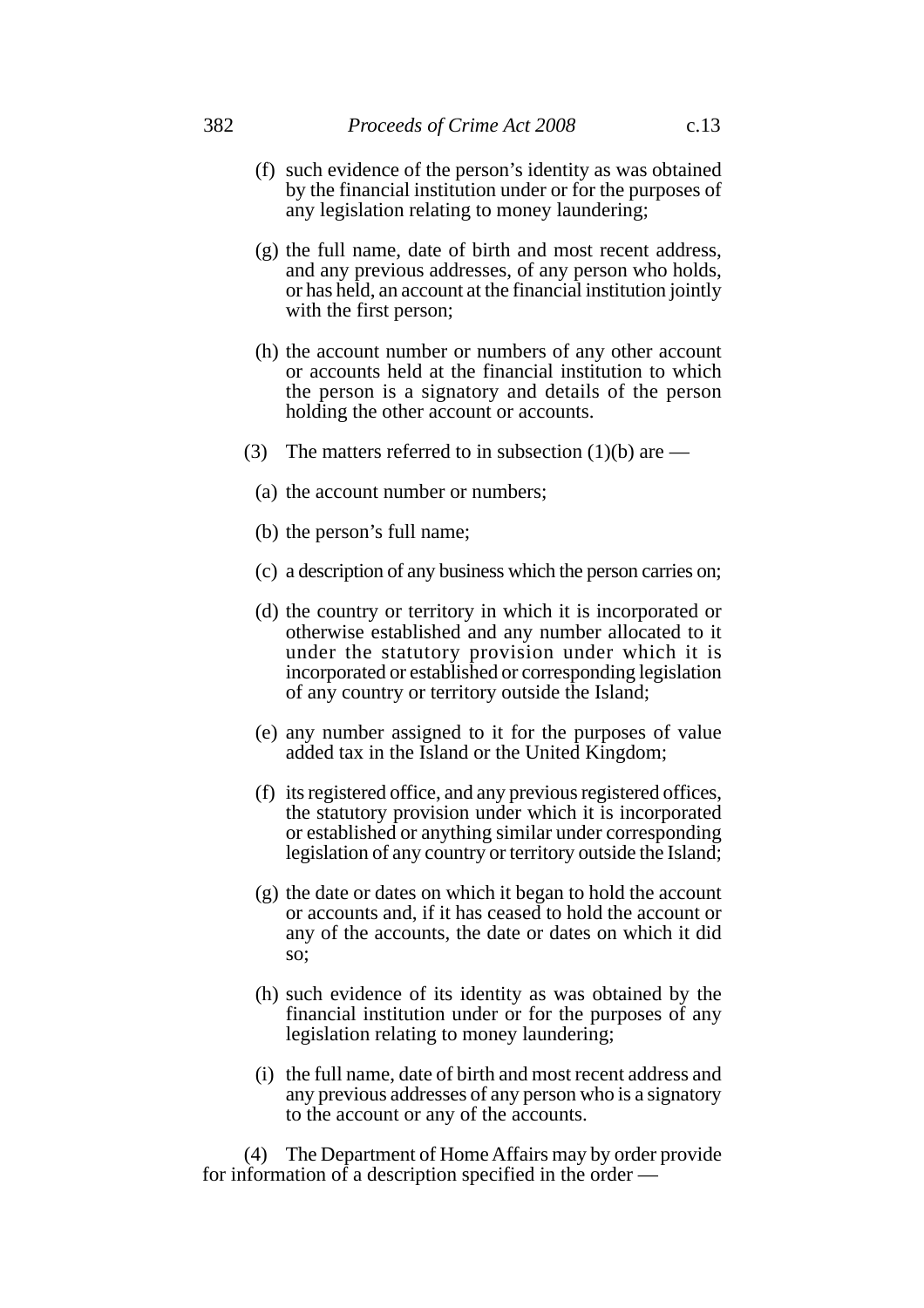(f) such evidence of the person's identity as was obtained by the financial institution under or for the purposes of any legislation relating to money laundering;

(g) the full name, date of birth and most recent address, and any previous addresses, of any person who holds, or has held, an account at the financial institution jointly with the first person;

(h) the account number or numbers of any other account or accounts held at the financial institution to which the person is a signatory and details of the person holding the other account or accounts.

(3) The matters referred to in subsection (1)(b) are —

(a) the account number or numbers;

(b) the person's full name;

(c) a description of any business which the person carries on;

(d) the country or territory in which it is incorporated or otherwise established and any number allocated to it under the statutory provision under which it is incorporated or established or corresponding legislation of any country or territory outside the Island;

(e) any number assigned to it for the purposes of value added tax in the Island or the United Kingdom;

(f) its registered office, and any previous registered offices, the statutory provision under which it is incorporated or established or anything similar under corresponding legislation of any country or territory outside the Island;

(g) the date or dates on which it began to hold the account or accounts and, if it has ceased to hold the account or any of the accounts, the date or dates on which it did so;

(h) such evidence of its identity as was obtained by the financial institution under or for the purposes of any legislation relating to money laundering;

(i) the full name, date of birth and most recent address and any previous addresses of any person who is a signatory to the account or any of the accounts.

(4) The Department of Home Affairs may by order provide for information of a description specified in the order —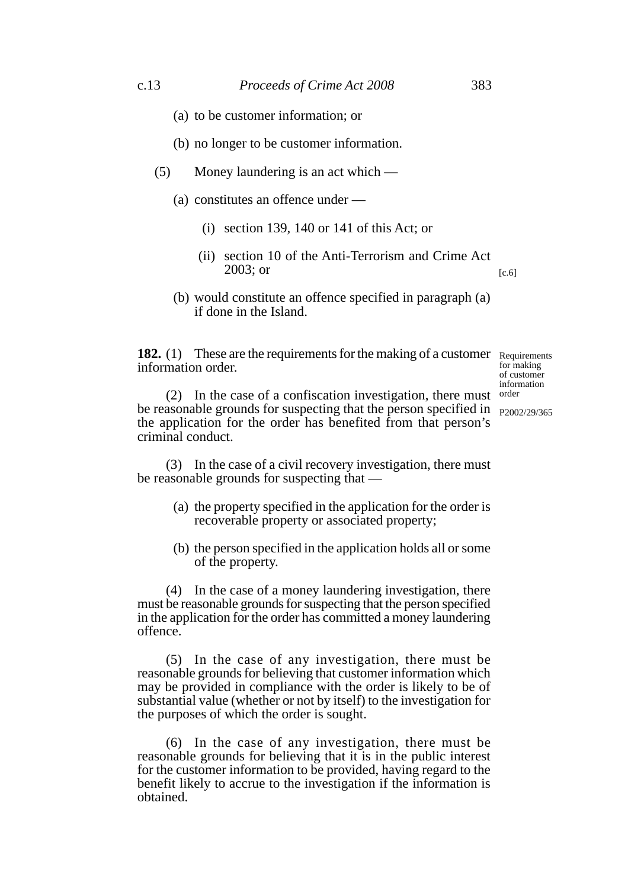(a) to be customer information; or

(b) no longer to be customer information.

(5) Money laundering is an act which —

(a) constitutes an offence under —

(i) section 139, 140 or 141 of this Act; or

(ii) section 10 of the Anti-Terrorism and Crime Act 2003; or [c.6]

(b) would constitute an offence specified in paragraph (a) if done in the Island.

**182.** (1) These are the requirements for the making of a customer information order.

*Requirements for making of customer information order*

*P2002/29/365*

(2) In the case of a confiscation investigation, there must be reasonable grounds for suspecting that the person specified in the application for the order has benefited from that person's criminal conduct.

(3) In the case of a civil recovery investigation, there must be reasonable grounds for suspecting that —

(a) the property specified in the application for the order is recoverable property or associated property;

(b) the person specified in the application holds all or some of the property.

(4) In the case of a money laundering investigation, there must be reasonable grounds for suspecting that the person specified in the application for the order has committed a money laundering offence.

(5) In the case of any investigation, there must be reasonable grounds for believing that customer information which may be provided in compliance with the order is likely to be of substantial value (whether or not by itself) to the investigation for the purposes of which the order is sought.

(6) In the case of any investigation, there must be reasonable grounds for believing that it is in the public interest for the customer information to be provided, having regard to the benefit likely to accrue to the investigation if the information is obtained.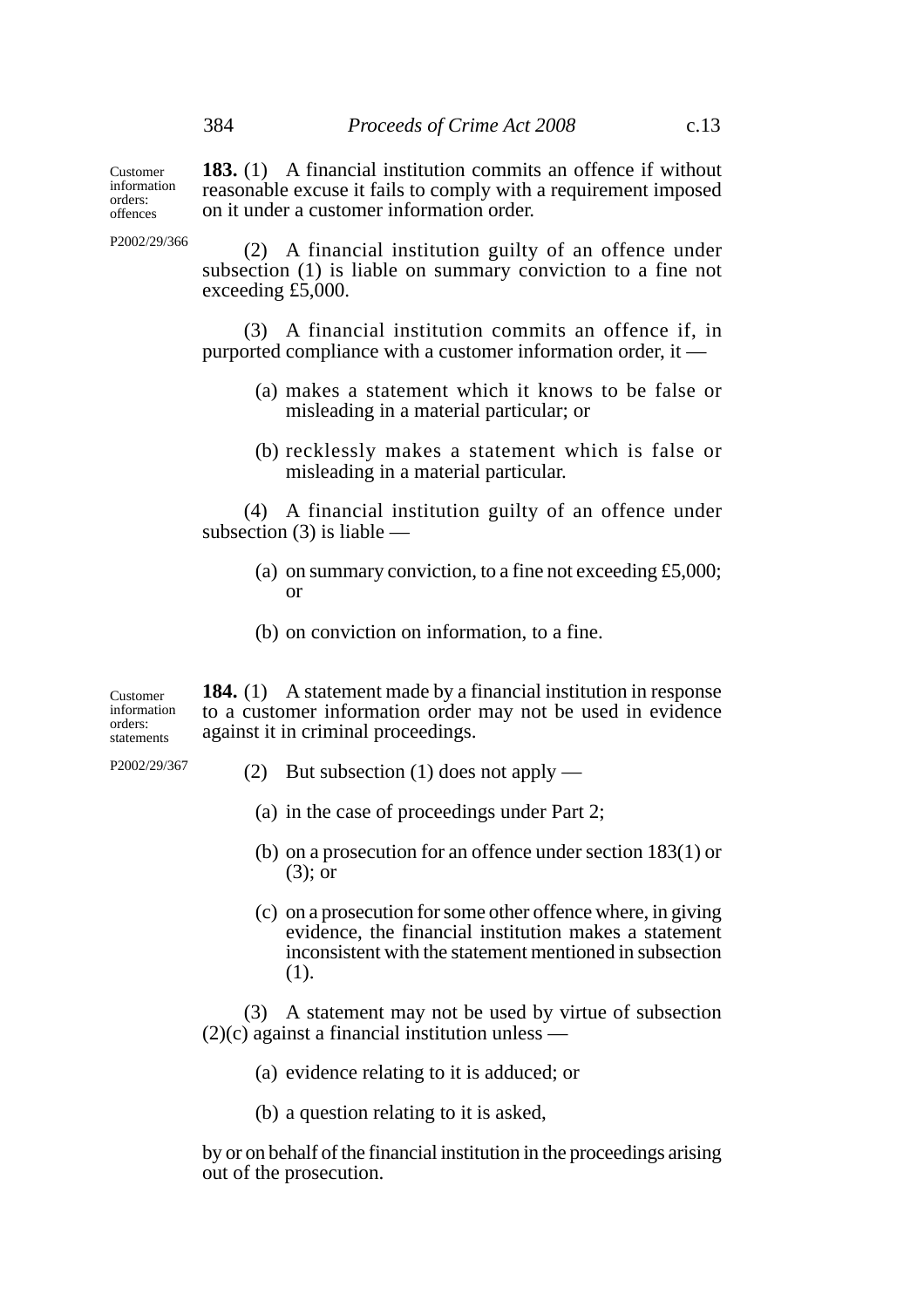Customer information orders: offences

P2002/29/366

**183.** (1) A financial institution commits an offence if without reasonable excuse it fails to comply with a requirement imposed on it under a customer information order.

(2) A financial institution guilty of an offence under subsection (1) is liable on summary conviction to a fine not exceeding £5,000.

(3) A financial institution commits an offence if, in purported compliance with a customer information order, it —

(a) makes a statement which it knows to be false or misleading in a material particular; or

(b) recklessly makes a statement which is false or misleading in a material particular.

(4) A financial institution guilty of an offence under subsection (3) is liable —

(a) on summary conviction, to a fine not exceeding £5,000; or

(b) on conviction on information, to a fine.

Customer information orders: statements

P2002/29/367

**184.** (1) A statement made by a financial institution in response to a customer information order may not be used in evidence against it in criminal proceedings.

(2) But subsection (1) does not apply —

(a) in the case of proceedings under Part 2;

(b) on a prosecution for an offence under section 183(1) or (3); or

(c) on a prosecution for some other offence where, in giving evidence, the financial institution makes a statement inconsistent with the statement mentioned in subsection (1).

(3) A statement may not be used by virtue of subsection (2)(c) against a financial institution unless —

(a) evidence relating to it is adduced; or

(b) a question relating to it is asked,

by or on behalf of the financial institution in the proceedings arising out of the prosecution.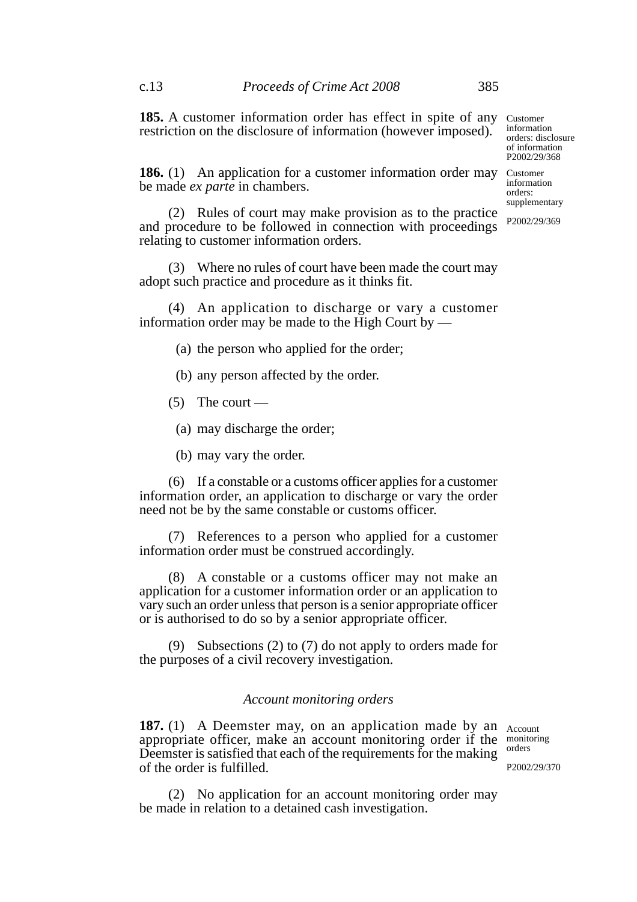**185.** A customer information order has effect in spite of any restriction on the disclosure of information (however imposed).

Customer information orders: disclosure of information
P2002/29/368

**186.** (1) An application for a customer information order may be made *ex parte* in chambers.

Customer information orders: supplementary
P2002/29/369

(2) Rules of court may make provision as to the practice and procedure to be followed in connection with proceedings relating to customer information orders.

(3) Where no rules of court have been made the court may adopt such practice and procedure as it thinks fit.

(4) An application to discharge or vary a customer information order may be made to the High Court by —

(a) the person who applied for the order;

(b) any person affected by the order.

(5) The court —

(a) may discharge the order;

(b) may vary the order.

(6) If a constable or a customs officer applies for a customer information order, an application to discharge or vary the order need not be by the same constable or customs officer.

(7) References to a person who applied for a customer information order must be construed accordingly.

(8) A constable or a customs officer may not make an application for a customer information order or an application to vary such an order unless that person is a senior appropriate officer or is authorised to do so by a senior appropriate officer.

(9) Subsections (2) to (7) do not apply to orders made for the purposes of a civil recovery investigation.

### *Account monitoring orders*

**187.** (1) A Deemster may, on an application made by an appropriate officer, make an account monitoring order if the Deemster is satisfied that each of the requirements for the making of the order is fulfilled.

Account monitoring orders
P2002/29/370

(2) No application for an account monitoring order may be made in relation to a detained cash investigation.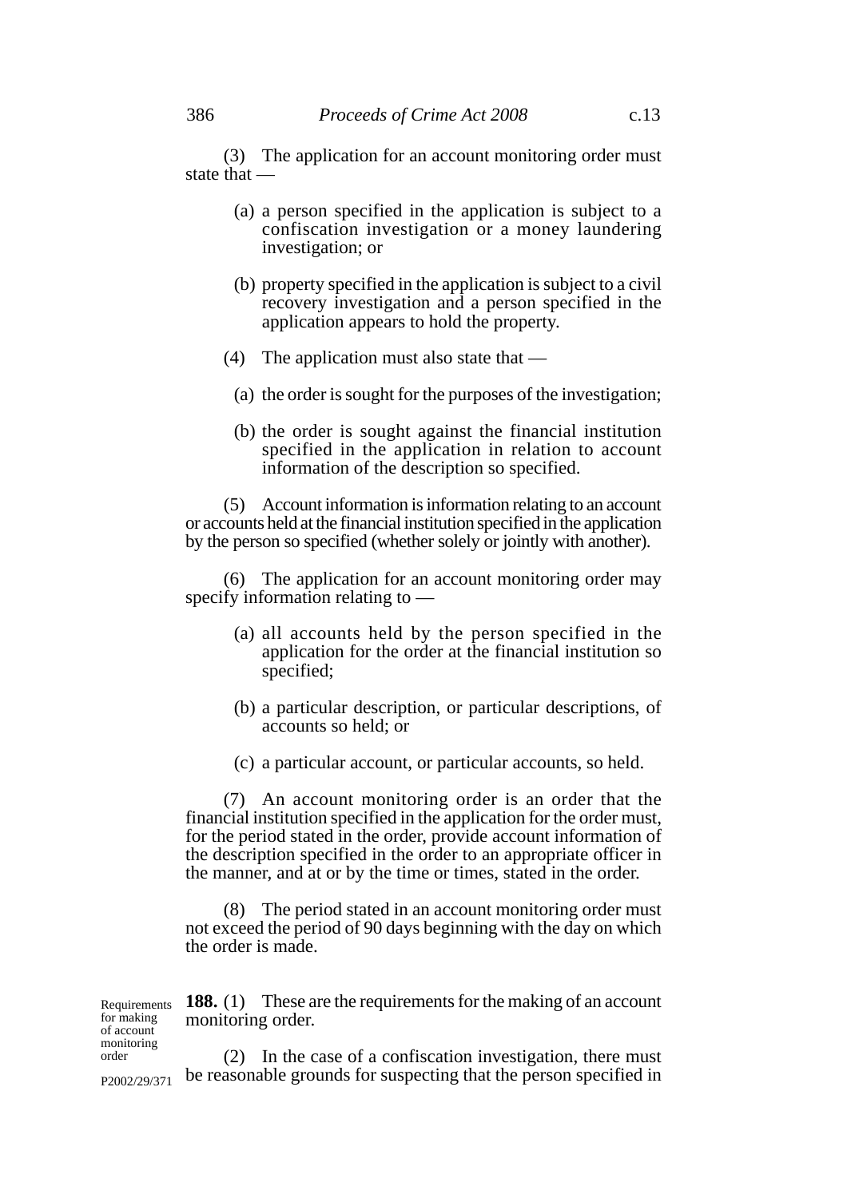(3) The application for an account monitoring order must state that —

(a) a person specified in the application is subject to a confiscation investigation or a money laundering investigation; or

(b) property specified in the application is subject to a civil recovery investigation and a person specified in the application appears to hold the property.

(4) The application must also state that —

(a) the order is sought for the purposes of the investigation;

(b) the order is sought against the financial institution specified in the application in relation to account information of the description so specified.

(5) Account information is information relating to an account or accounts held at the financial institution specified in the application by the person so specified (whether solely or jointly with another).

(6) The application for an account monitoring order may specify information relating to —

(a) all accounts held by the person specified in the application for the order at the financial institution so specified;

(b) a particular description, or particular descriptions, of accounts so held; or

(c) a particular account, or particular accounts, so held.

(7) An account monitoring order is an order that the financial institution specified in the application for the order must, for the period stated in the order, provide account information of the description specified in the order to an appropriate officer in the manner, and at or by the time or times, stated in the order.

(8) The period stated in an account monitoring order must not exceed the period of 90 days beginning with the day on which the order is made.

Requirements for making of account monitoring order

P2002/29/371

**188.** (1) These are the requirements for the making of an account monitoring order.

(2) In the case of a confiscation investigation, there must be reasonable grounds for suspecting that the person specified in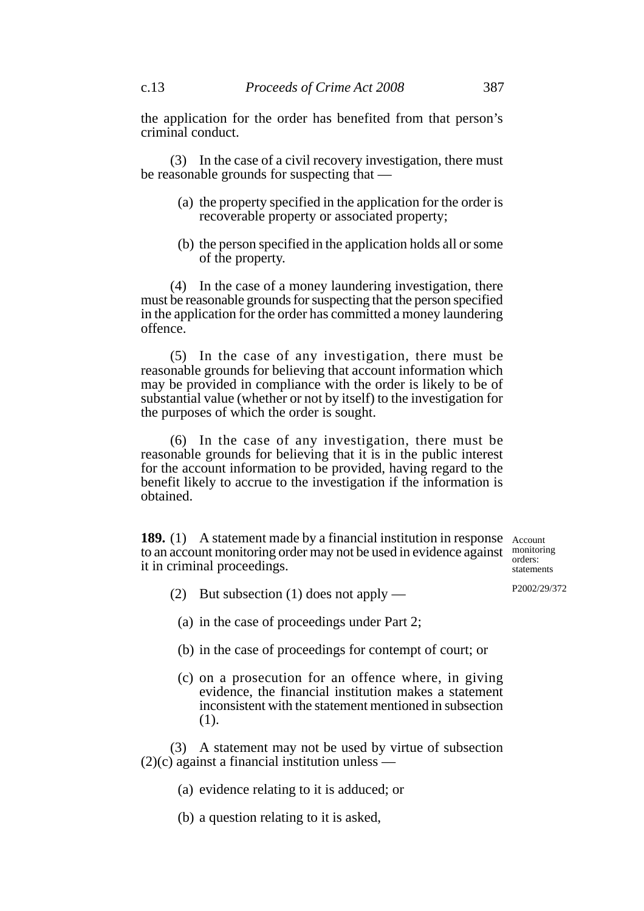the application for the order has benefited from that person's criminal conduct.

(3) In the case of a civil recovery investigation, there must be reasonable grounds for suspecting that —

(a) the property specified in the application for the order is recoverable property or associated property;

(b) the person specified in the application holds all or some of the property.

(4) In the case of a money laundering investigation, there must be reasonable grounds for suspecting that the person specified in the application for the order has committed a money laundering offence.

(5) In the case of any investigation, there must be reasonable grounds for believing that account information which may be provided in compliance with the order is likely to be of substantial value (whether or not by itself) to the investigation for the purposes of which the order is sought.

(6) In the case of any investigation, there must be reasonable grounds for believing that it is in the public interest for the account information to be provided, having regard to the benefit likely to accrue to the investigation if the information is obtained.

Account monitoring orders: statements

P2002/29/372

**189.** (1) A statement made by a financial institution in response to an account monitoring order may not be used in evidence against it in criminal proceedings.

(2) But subsection (1) does not apply —

(a) in the case of proceedings under Part 2;

(b) in the case of proceedings for contempt of court; or

(c) on a prosecution for an offence where, in giving evidence, the financial institution makes a statement inconsistent with the statement mentioned in subsection (1).

(3) A statement may not be used by virtue of subsection (2)(c) against a financial institution unless —

(a) evidence relating to it is adduced; or

(b) a question relating to it is asked,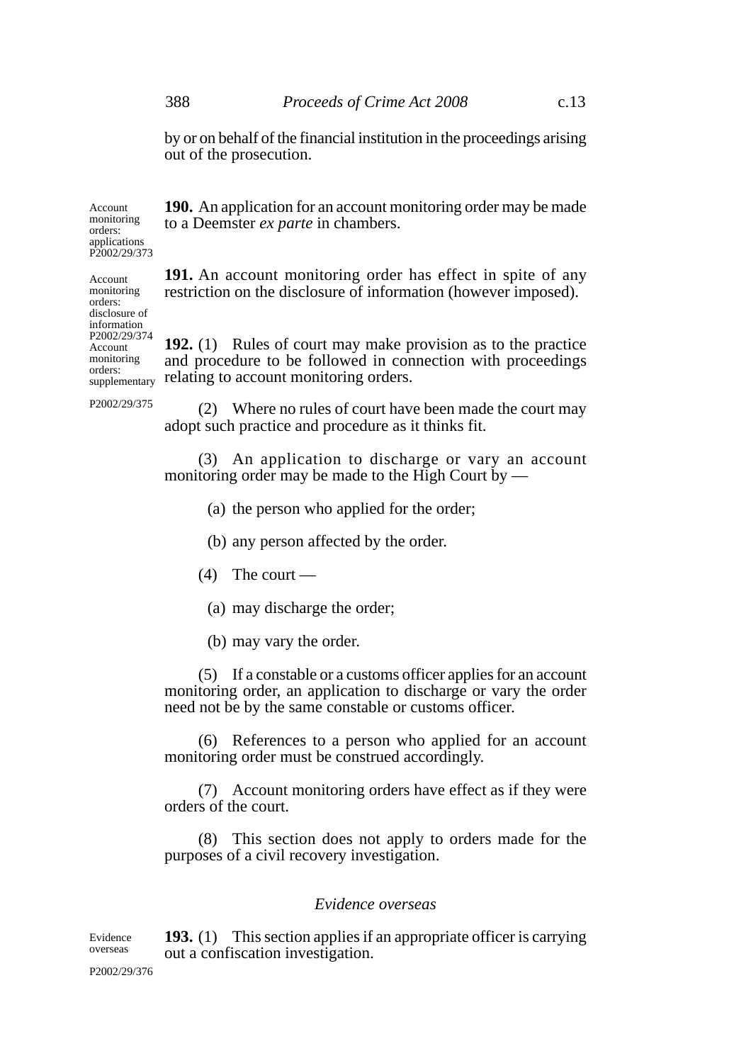by or on behalf of the financial institution in the proceedings arising out of the prosecution.

Account monitoring orders: applications
P2002/29/373

**190.** An application for an account monitoring order may be made to a Deemster *ex parte* in chambers.

Account monitoring orders: disclosure of information
P2002/29/374

**191.** An account monitoring order has effect in spite of any restriction on the disclosure of information (however imposed).

Account monitoring orders: supplementary
P2002/29/375

**192.** (1) Rules of court may make provision as to the practice and procedure to be followed in connection with proceedings relating to account monitoring orders.

(2) Where no rules of court have been made the court may adopt such practice and procedure as it thinks fit.

(3) An application to discharge or vary an account monitoring order may be made to the High Court by —

(a) the person who applied for the order;

(b) any person affected by the order.

(4) The court —

(a) may discharge the order;

(b) may vary the order.

(5) If a constable or a customs officer applies for an account monitoring order, an application to discharge or vary the order need not be by the same constable or customs officer.

(6) References to a person who applied for an account monitoring order must be construed accordingly.

(7) Account monitoring orders have effect as if they were orders of the court.

(8) This section does not apply to orders made for the purposes of a civil recovery investigation.

### *Evidence overseas*

Evidence overseas
P2002/29/376

**193.** (1) This section applies if an appropriate officer is carrying out a confiscation investigation.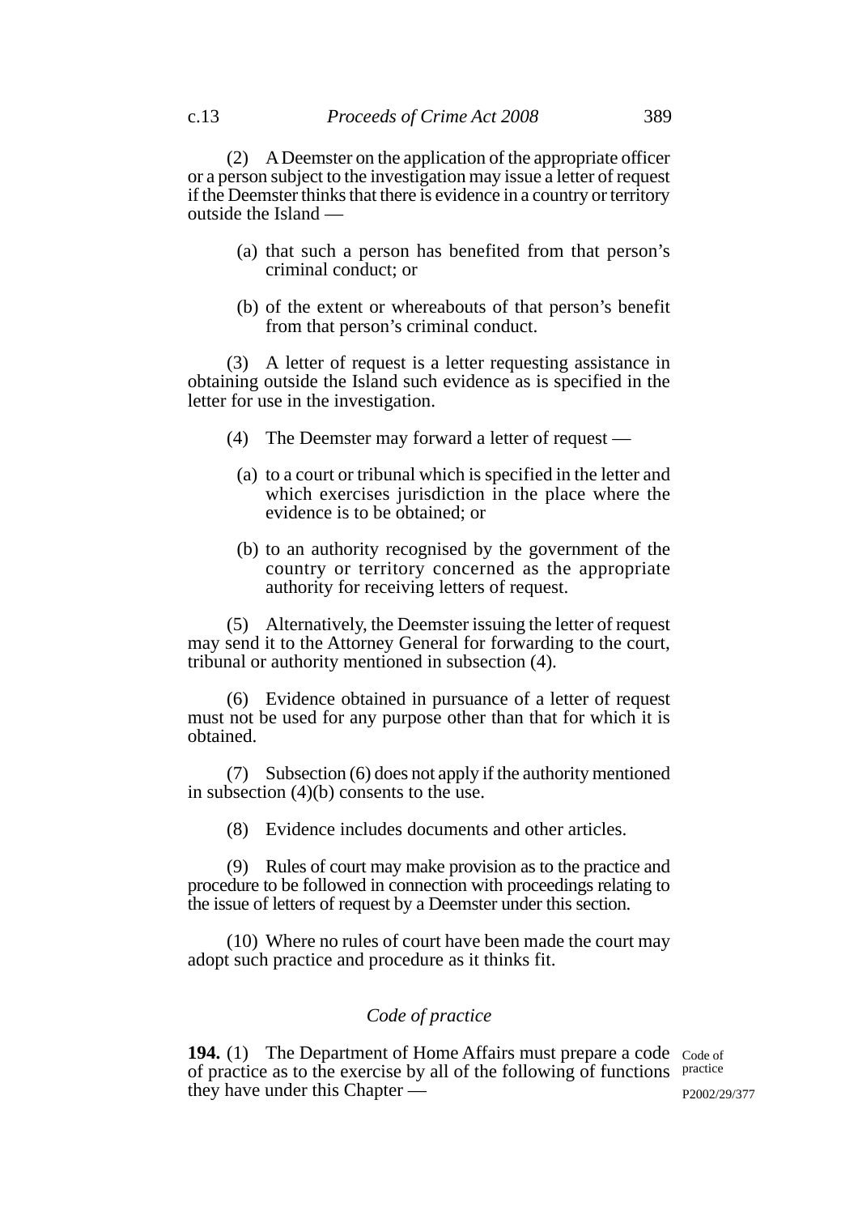(2) A Deemster on the application of the appropriate officer or a person subject to the investigation may issue a letter of request if the Deemster thinks that there is evidence in a country or territory outside the Island —

(a) that such a person has benefited from that person's criminal conduct; or

(b) of the extent or whereabouts of that person's benefit from that person's criminal conduct.

(3) A letter of request is a letter requesting assistance in obtaining outside the Island such evidence as is specified in the letter for use in the investigation.

(4) The Deemster may forward a letter of request —

(a) to a court or tribunal which is specified in the letter and which exercises jurisdiction in the place where the evidence is to be obtained; or

(b) to an authority recognised by the government of the country or territory concerned as the appropriate authority for receiving letters of request.

(5) Alternatively, the Deemster issuing the letter of request may send it to the Attorney General for forwarding to the court, tribunal or authority mentioned in subsection (4).

(6) Evidence obtained in pursuance of a letter of request must not be used for any purpose other than that for which it is obtained.

(7) Subsection (6) does not apply if the authority mentioned in subsection (4)(b) consents to the use.

(8) Evidence includes documents and other articles.

(9) Rules of court may make provision as to the practice and procedure to be followed in connection with proceedings relating to the issue of letters of request by a Deemster under this section.

(10) Where no rules of court have been made the court may adopt such practice and procedure as it thinks fit.

### *Code of practice*

**194.** (1) The Department of Home Affairs must prepare a code of practice as to the exercise by all of the following of functions they have under this Chapter —

Code of practice

P2002/29/377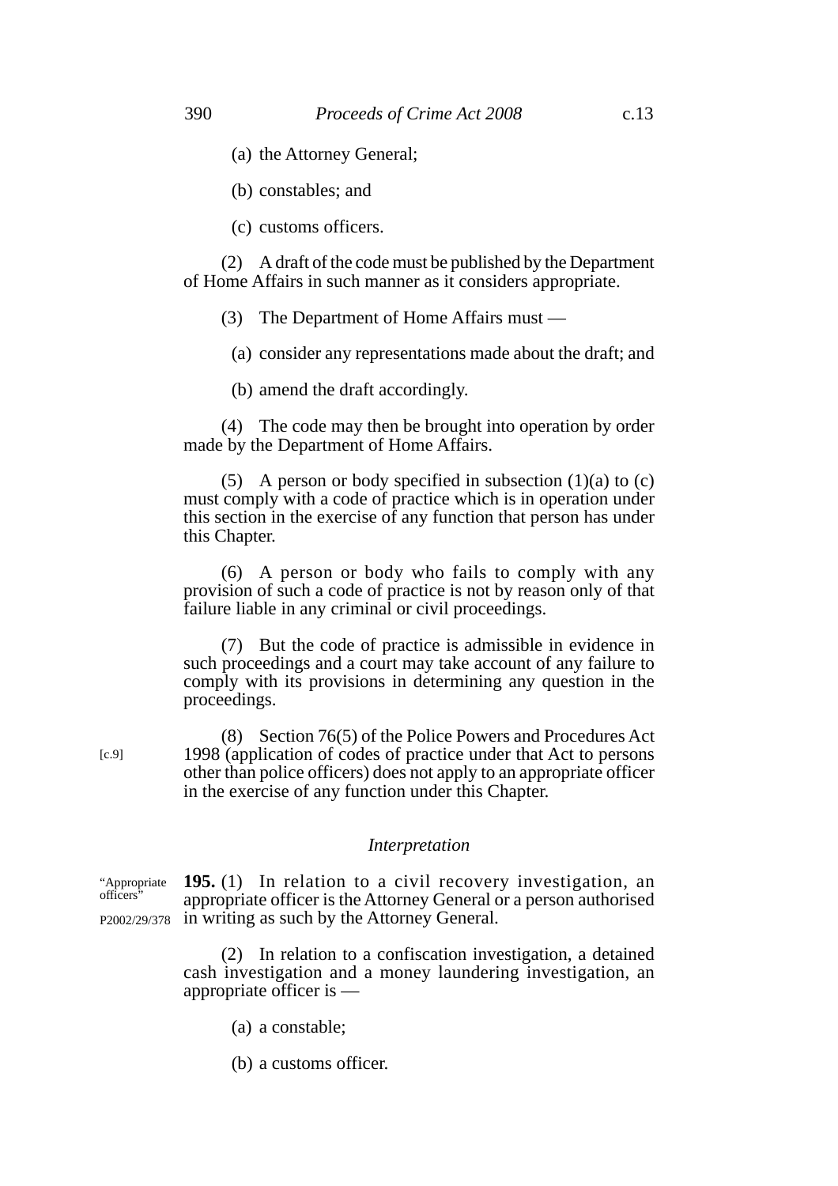(a) the Attorney General;

(b) constables; and

(c) customs officers.

(2) A draft of the code must be published by the Department of Home Affairs in such manner as it considers appropriate.

(3) The Department of Home Affairs must —

(a) consider any representations made about the draft; and

(b) amend the draft accordingly.

(4) The code may then be brought into operation by order made by the Department of Home Affairs.

(5) A person or body specified in subsection (1)(a) to (c) must comply with a code of practice which is in operation under this section in the exercise of any function that person has under this Chapter.

(6) A person or body who fails to comply with any provision of such a code of practice is not by reason only of that failure liable in any criminal or civil proceedings.

(7) But the code of practice is admissible in evidence in such proceedings and a court may take account of any failure to comply with its provisions in determining any question in the proceedings.

[c.9]

(8) Section 76(5) of the Police Powers and Procedures Act 1998 (application of codes of practice under that Act to persons other than police officers) does not apply to an appropriate officer in the exercise of any function under this Chapter.

### *Interpretation*

"Appropriate officers"

P2002/29/378

**195.** (1) In relation to a civil recovery investigation, an appropriate officer is the Attorney General or a person authorised in writing as such by the Attorney General.

(2) In relation to a confiscation investigation, a detained cash investigation and a money laundering investigation, an appropriate officer is —

(a) a constable;

(b) a customs officer.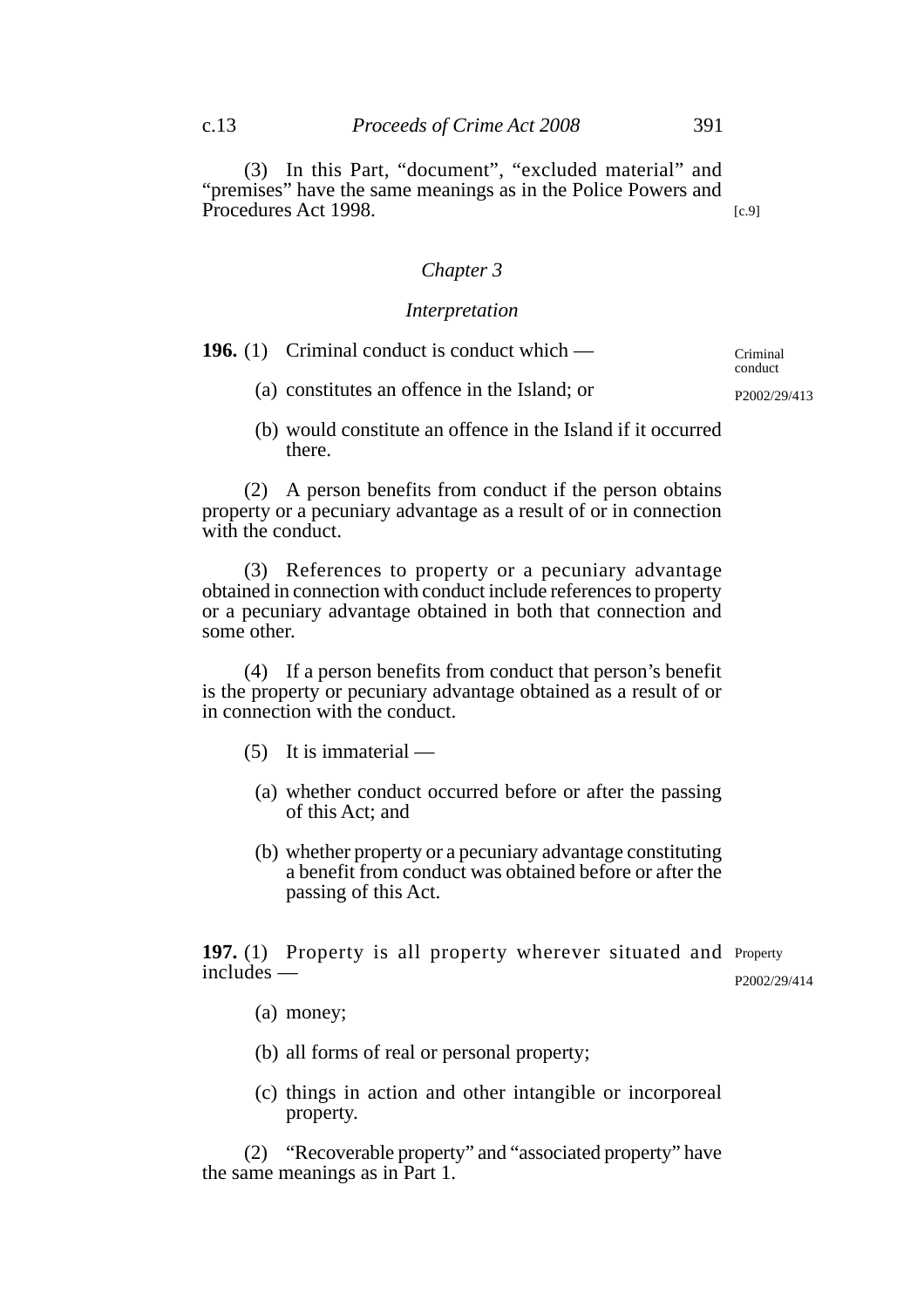(3) In this Part, "document", "excluded material" and "premises" have the same meanings as in the Police Powers and Procedures Act 1998. [c.9]

## *Chapter 3*

### *Interpretation*

**196.** (1) Criminal conduct is conduct which — 

Criminal conduct
P2002/29/413

(a) constitutes an offence in the Island; or

(b) would constitute an offence in the Island if it occurred there.

(2) A person benefits from conduct if the person obtains property or a pecuniary advantage as a result of or in connection with the conduct.

(3) References to property or a pecuniary advantage obtained in connection with conduct include references to property or a pecuniary advantage obtained in both that connection and some other.

(4) If a person benefits from conduct that person's benefit is the property or pecuniary advantage obtained as a result of or in connection with the conduct.

(5) It is immaterial —

(a) whether conduct occurred before or after the passing of this Act; and

(b) whether property or a pecuniary advantage constituting a benefit from conduct was obtained before or after the passing of this Act.

**197.** (1) Property is all property wherever situated and includes —

Property
P2002/29/414

(a) money;

(b) all forms of real or personal property;

(c) things in action and other intangible or incorporeal property.

(2) "Recoverable property" and "associated property" have the same meanings as in Part 1.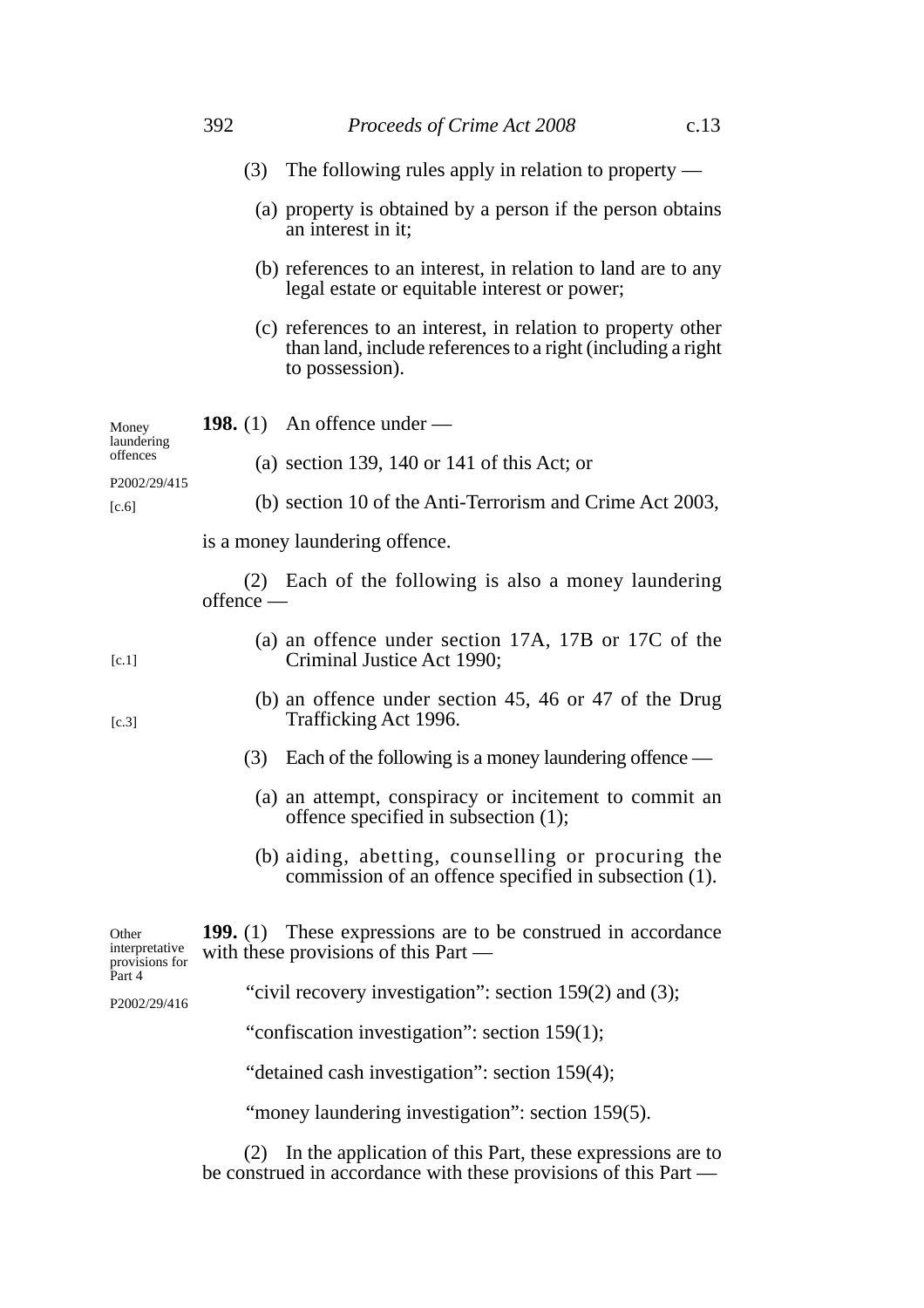(3) The following rules apply in relation to property —

(a) property is obtained by a person if the person obtains an interest in it;

(b) references to an interest, in relation to land are to any legal estate or equitable interest or power;

(c) references to an interest, in relation to property other than land, include references to a right (including a right to possession).

Money laundering offences
P2002/29/415
[c.6]

**198.** (1) An offence under —

(a) section 139, 140 or 141 of this Act; or

(b) section 10 of the Anti-Terrorism and Crime Act 2003,

is a money laundering offence.

(2) Each of the following is also a money laundering offence —

[c.1]

(a) an offence under section 17A, 17B or 17C of the Criminal Justice Act 1990;

[c.3]

(b) an offence under section 45, 46 or 47 of the Drug Trafficking Act 1996.

(3) Each of the following is a money laundering offence —

(a) an attempt, conspiracy or incitement to commit an offence specified in subsection (1);

(b) aiding, abetting, counselling or procuring the commission of an offence specified in subsection (1).

Other interpretative provisions for Part 4
P2002/29/416

**199.** (1) These expressions are to be construed in accordance with these provisions of this Part —

"civil recovery investigation": section 159(2) and (3);

"confiscation investigation": section 159(1);

"detained cash investigation": section 159(4);

"money laundering investigation": section 159(5).

(2) In the application of this Part, these expressions are to be construed in accordance with these provisions of this Part —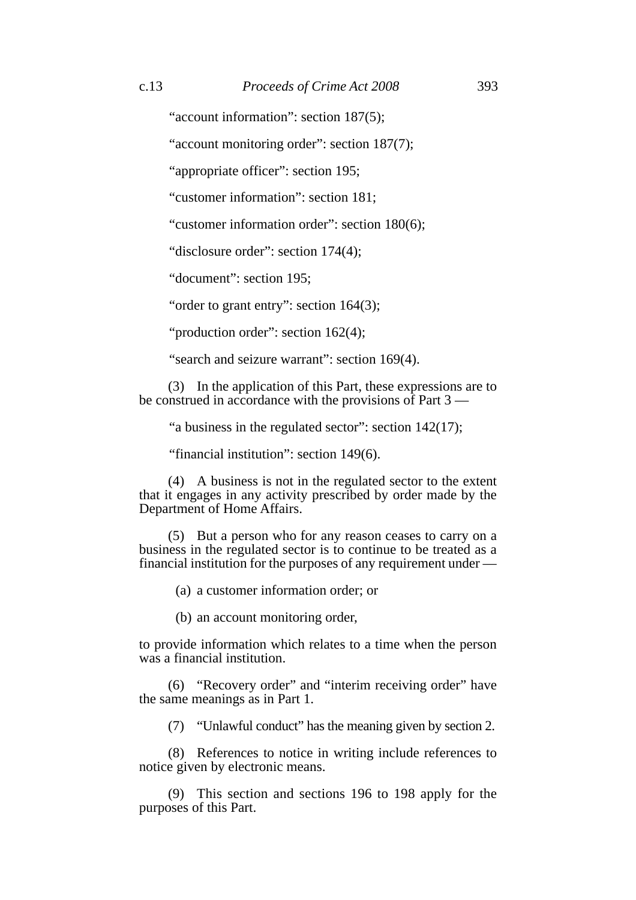"account information": section 187(5);

"account monitoring order": section 187(7);

"appropriate officer": section 195;

"customer information": section 181;

"customer information order": section 180(6);

"disclosure order": section 174(4);

"document": section 195;

"order to grant entry": section 164(3);

"production order": section 162(4);

"search and seizure warrant": section 169(4).

(3) In the application of this Part, these expressions are to be construed in accordance with the provisions of Part 3 —

"a business in the regulated sector": section 142(17);

"financial institution": section 149(6).

(4) A business is not in the regulated sector to the extent that it engages in any activity prescribed by order made by the Department of Home Affairs.

(5) But a person who for any reason ceases to carry on a business in the regulated sector is to continue to be treated as a financial institution for the purposes of any requirement under —

(a) a customer information order; or

(b) an account monitoring order,

to provide information which relates to a time when the person was a financial institution.

(6) "Recovery order" and "interim receiving order" have the same meanings as in Part 1.

(7) "Unlawful conduct" has the meaning given by section 2.

(8) References to notice in writing include references to notice given by electronic means.

(9) This section and sections 196 to 198 apply for the purposes of this Part.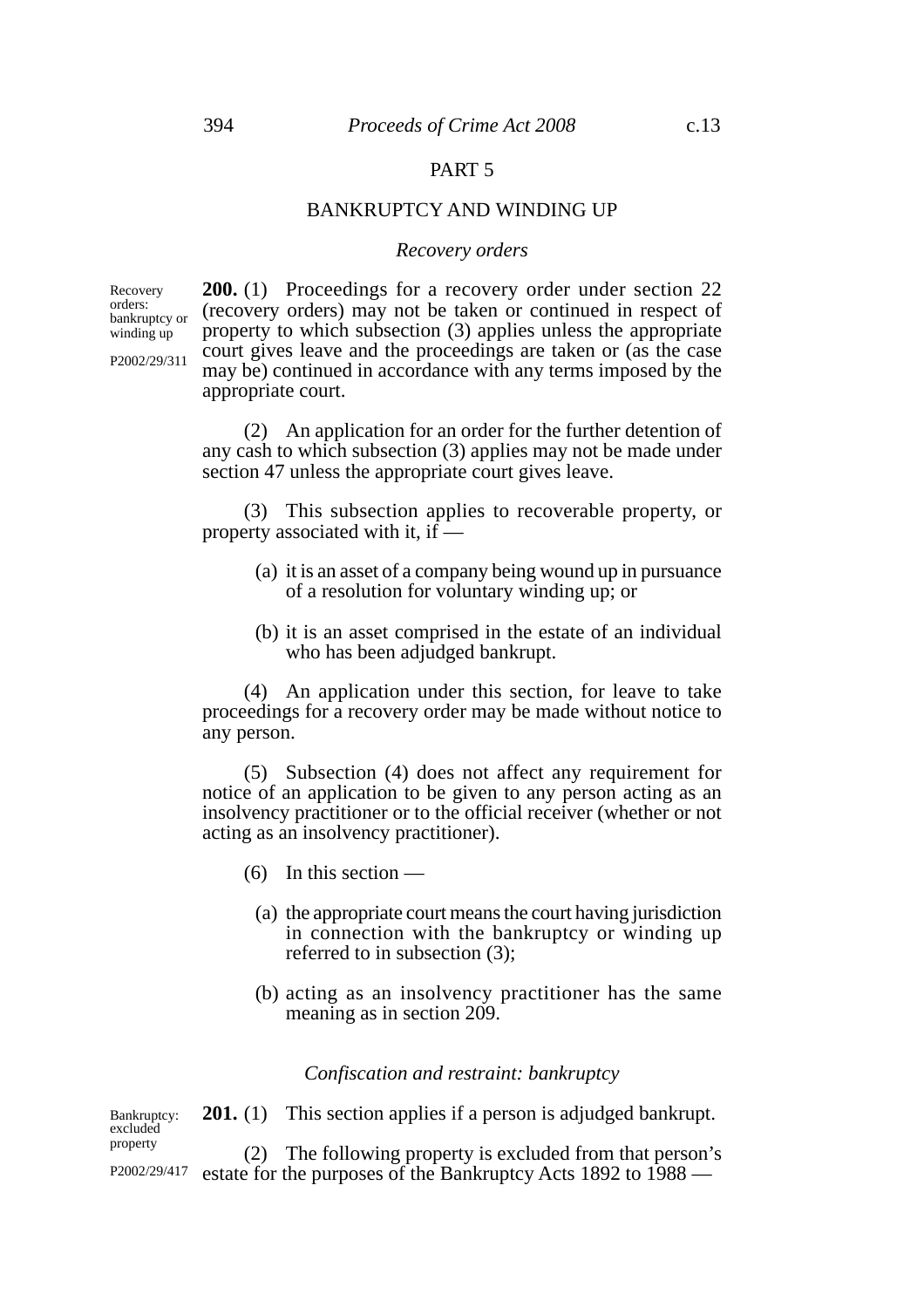# PART 5

## BANKRUPTCY AND WINDING UP

### *Recovery orders*

Recovery orders: bankruptcy or winding up

P2002/29/311

**200.** (1) Proceedings for a recovery order under section 22 (recovery orders) may not be taken or continued in respect of property to which subsection (3) applies unless the appropriate court gives leave and the proceedings are taken or (as the case may be) continued in accordance with any terms imposed by the appropriate court.

(2) An application for an order for the further detention of any cash to which subsection (3) applies may not be made under section 47 unless the appropriate court gives leave.

(3) This subsection applies to recoverable property, or property associated with it, if —

(a) it is an asset of a company being wound up in pursuance of a resolution for voluntary winding up; or

(b) it is an asset comprised in the estate of an individual who has been adjudged bankrupt.

(4) An application under this section, for leave to take proceedings for a recovery order may be made without notice to any person.

(5) Subsection (4) does not affect any requirement for notice of an application to be given to any person acting as an insolvency practitioner or to the official receiver (whether or not acting as an insolvency practitioner).

(6) In this section —

(a) the appropriate court means the court having jurisdiction in connection with the bankruptcy or winding up referred to in subsection (3);

(b) acting as an insolvency practitioner has the same meaning as in section 209.

### *Confiscation and restraint: bankruptcy*

Bankruptcy: excluded property

P2002/29/417

**201.** (1) This section applies if a person is adjudged bankrupt.

(2) The following property is excluded from that person's estate for the purposes of the Bankruptcy Acts 1892 to 1988 —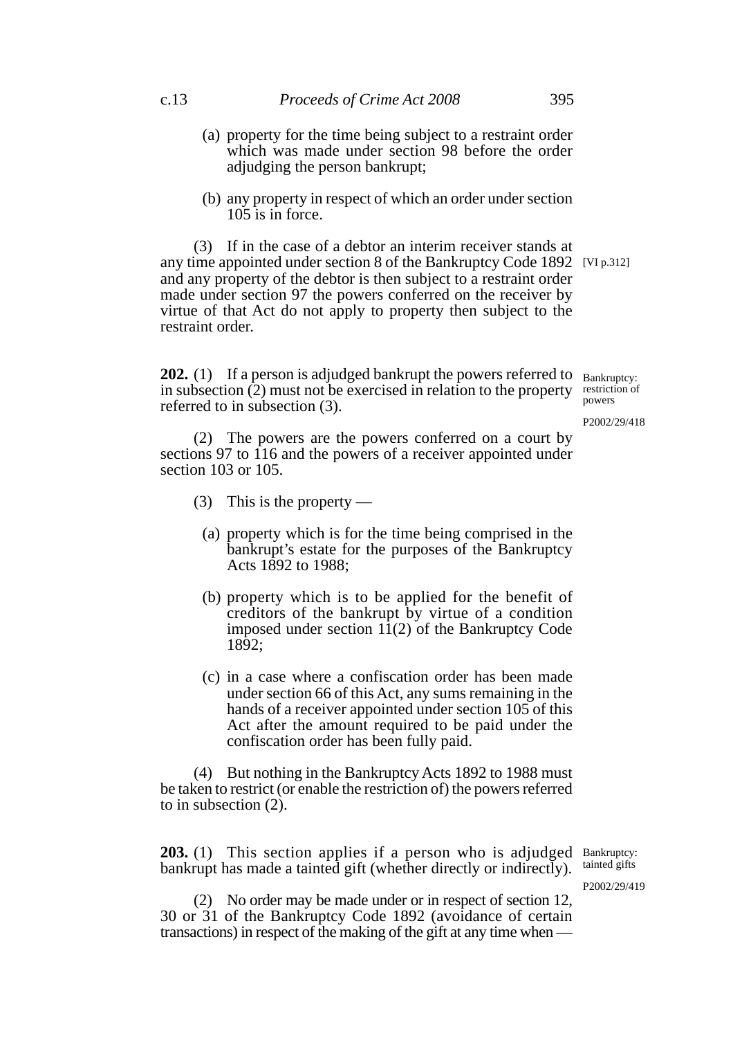(a) property for the time being subject to a restraint order which was made under section 98 before the order adjudging the person bankrupt;

(b) any property in respect of which an order under section 105 is in force.

(3) If in the case of a debtor an interim receiver stands at any time appointed under section 8 of the Bankruptcy Code 1892 and any property of the debtor is then subject to a restraint order made under section 97 the powers conferred on the receiver by virtue of that Act do not apply to property then subject to the restraint order. [VI p.312]

**202.** (1) If a person is adjudged bankrupt the powers referred to in subsection (2) must not be exercised in relation to the property referred to in subsection (3).

Bankruptcy: restriction of powers

P2002/29/418

(2) The powers are the powers conferred on a court by sections 97 to 116 and the powers of a receiver appointed under section 103 or 105.

(3) This is the property —

(a) property which is for the time being comprised in the bankrupt's estate for the purposes of the Bankruptcy Acts 1892 to 1988;

(b) property which is to be applied for the benefit of creditors of the bankrupt by virtue of a condition imposed under section 11(2) of the Bankruptcy Code 1892;

(c) in a case where a confiscation order has been made under section 66 of this Act, any sums remaining in the hands of a receiver appointed under section 105 of this Act after the amount required to be paid under the confiscation order has been fully paid.

(4) But nothing in the Bankruptcy Acts 1892 to 1988 must be taken to restrict (or enable the restriction of) the powers referred to in subsection (2).

**203.** (1) This section applies if a person who is adjudged bankrupt has made a tainted gift (whether directly or indirectly).

Bankruptcy: tainted gifts

P2002/29/419

(2) No order may be made under or in respect of section 12, 30 or 31 of the Bankruptcy Code 1892 (avoidance of certain transactions) in respect of the making of the gift at any time when —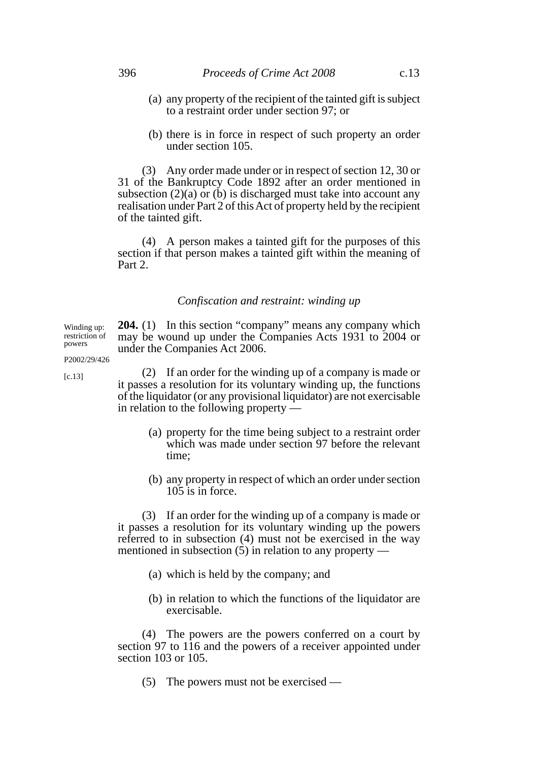(a) any property of the recipient of the tainted gift is subject to a restraint order under section 97; or

(b) there is in force in respect of such property an order under section 105.

(3) Any order made under or in respect of section 12, 30 or 31 of the Bankruptcy Code 1892 after an order mentioned in subsection (2)(a) or (b) is discharged must take into account any realisation under Part 2 of this Act of property held by the recipient of the tainted gift.

(4) A person makes a tainted gift for the purposes of this section if that person makes a tainted gift within the meaning of Part 2.

### *Confiscation and restraint: winding up*

Winding up: restriction of powers

P2002/29/426

[c.13]

**204.** (1) In this section "company" means any company which may be wound up under the Companies Acts 1931 to 2004 or under the Companies Act 2006.

(2) If an order for the winding up of a company is made or it passes a resolution for its voluntary winding up, the functions of the liquidator (or any provisional liquidator) are not exercisable in relation to the following property —

(a) property for the time being subject to a restraint order which was made under section 97 before the relevant time;

(b) any property in respect of which an order under section 105 is in force.

(3) If an order for the winding up of a company is made or it passes a resolution for its voluntary winding up the powers referred to in subsection (4) must not be exercised in the way mentioned in subsection (5) in relation to any property —

(a) which is held by the company; and

(b) in relation to which the functions of the liquidator are exercisable.

(4) The powers are the powers conferred on a court by section 97 to 116 and the powers of a receiver appointed under section 103 or 105.

(5) The powers must not be exercised —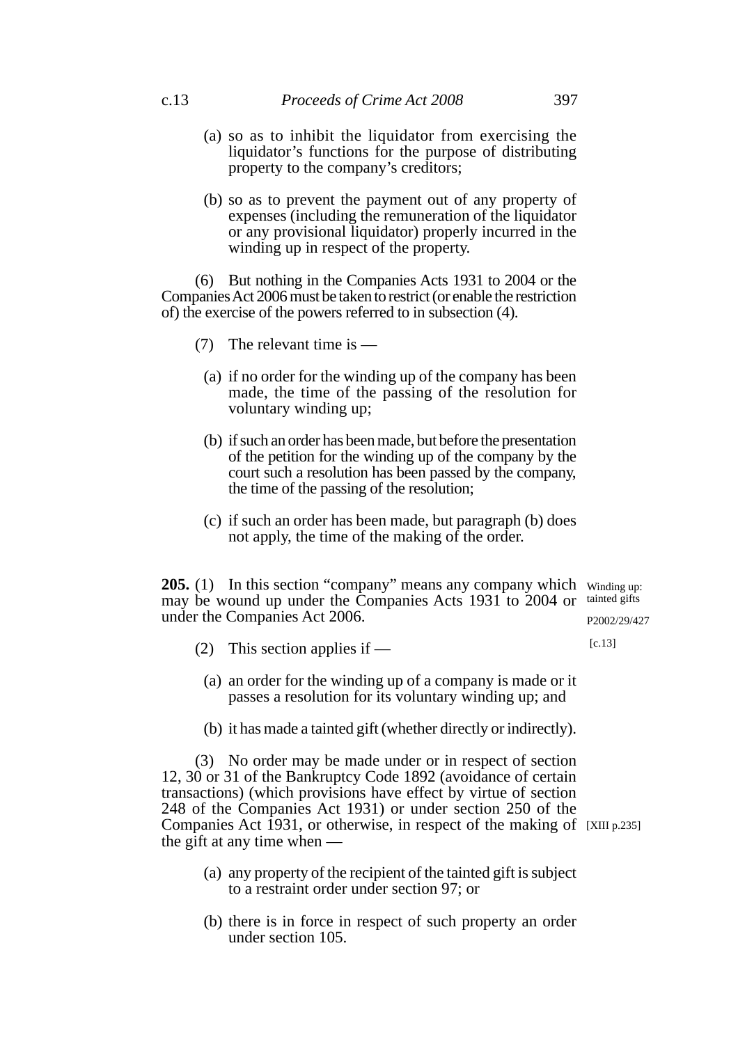(a) so as to inhibit the liquidator from exercising the liquidator's functions for the purpose of distributing property to the company's creditors;

(b) so as to prevent the payment out of any property of expenses (including the remuneration of the liquidator or any provisional liquidator) properly incurred in the winding up in respect of the property.

(6) But nothing in the Companies Acts 1931 to 2004 or the Companies Act 2006 must be taken to restrict (or enable the restriction of) the exercise of the powers referred to in subsection (4).

(7) The relevant time is —

(a) if no order for the winding up of the company has been made, the time of the passing of the resolution for voluntary winding up;

(b) if such an order has been made, but before the presentation of the petition for the winding up of the company by the court such a resolution has been passed by the company, the time of the passing of the resolution;

(c) if such an order has been made, but paragraph (b) does not apply, the time of the making of the order.

Winding up: tainted gifts

P2002/29/427

[c.13]

**205.** (1) In this section "company" means any company which may be wound up under the Companies Acts 1931 to 2004 or under the Companies Act 2006.

(2) This section applies if —

(a) an order for the winding up of a company is made or it passes a resolution for its voluntary winding up; and

(b) it has made a tainted gift (whether directly or indirectly).

(3) No order may be made under or in respect of section 12, 30 or 31 of the Bankruptcy Code 1892 (avoidance of certain transactions) (which provisions have effect by virtue of section 248 of the Companies Act 1931) or under section 250 of the Companies Act 1931, or otherwise, in respect of the making of the gift at any time when —

[XIII p.235]

(a) any property of the recipient of the tainted gift is subject to a restraint order under section 97; or

(b) there is in force in respect of such property an order under section 105.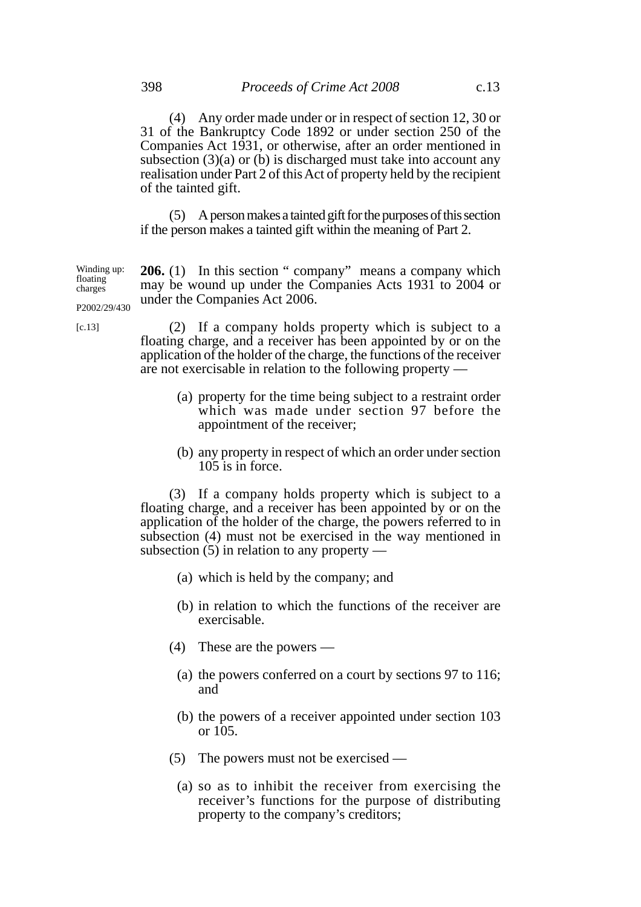(4) Any order made under or in respect of section 12, 30 or 31 of the Bankruptcy Code 1892 or under section 250 of the Companies Act 1931, or otherwise, after an order mentioned in subsection (3)(a) or (b) is discharged must take into account any realisation under Part 2 of this Act of property held by the recipient of the tainted gift.

(5) A person makes a tainted gift for the purposes of this section if the person makes a tainted gift within the meaning of Part 2.

Winding up: floating charges

P2002/29/430

[c.13]

**206.** (1) In this section " company" means a company which may be wound up under the Companies Acts 1931 to 2004 or under the Companies Act 2006.

(2) If a company holds property which is subject to a floating charge, and a receiver has been appointed by or on the application of the holder of the charge, the functions of the receiver are not exercisable in relation to the following property —

(a) property for the time being subject to a restraint order which was made under section 97 before the appointment of the receiver;

(b) any property in respect of which an order under section 105 is in force.

(3) If a company holds property which is subject to a floating charge, and a receiver has been appointed by or on the application of the holder of the charge, the powers referred to in subsection (4) must not be exercised in the way mentioned in subsection (5) in relation to any property —

(a) which is held by the company; and

(b) in relation to which the functions of the receiver are exercisable.

(4) These are the powers —

(a) the powers conferred on a court by sections 97 to 116; and

(b) the powers of a receiver appointed under section 103 or 105.

(5) The powers must not be exercised —

(a) so as to inhibit the receiver from exercising the receiver's functions for the purpose of distributing property to the company's creditors;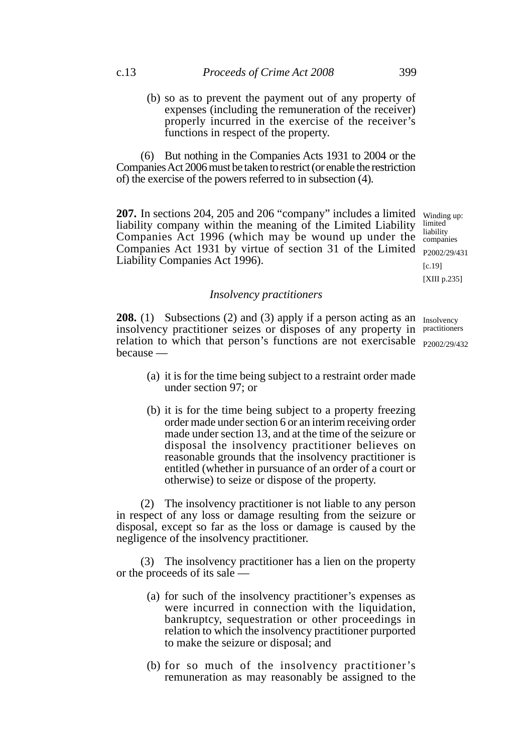(b) so as to prevent the payment out of any property of expenses (including the remuneration of the receiver) properly incurred in the exercise of the receiver's functions in respect of the property.

(6) But nothing in the Companies Acts 1931 to 2004 or the Companies Act 2006 must be taken to restrict (or enable the restriction of) the exercise of the powers referred to in subsection (4).

Winding up: limited liability companies
P2002/29/431
[c.19]
[XIII p.235]

**207.** In sections 204, 205 and 206 "company" includes a limited liability company within the meaning of the Limited Liability Companies Act 1996 (which may be wound up under the Companies Act 1931 by virtue of section 31 of the Limited Liability Companies Act 1996).

*Insolvency practitioners*

Insolvency practitioners
P2002/29/432

**208.** (1) Subsections (2) and (3) apply if a person acting as an insolvency practitioner seizes or disposes of any property in relation to which that person's functions are not exercisable because —

(a) it is for the time being subject to a restraint order made under section 97; or

(b) it is for the time being subject to a property freezing order made under section 6 or an interim receiving order made under section 13, and at the time of the seizure or disposal the insolvency practitioner believes on reasonable grounds that the insolvency practitioner is entitled (whether in pursuance of an order of a court or otherwise) to seize or dispose of the property.

(2) The insolvency practitioner is not liable to any person in respect of any loss or damage resulting from the seizure or disposal, except so far as the loss or damage is caused by the negligence of the insolvency practitioner.

(3) The insolvency practitioner has a lien on the property or the proceeds of its sale —

(a) for such of the insolvency practitioner's expenses as were incurred in connection with the liquidation, bankruptcy, sequestration or other proceedings in relation to which the insolvency practitioner purported to make the seizure or disposal; and

(b) for so much of the insolvency practitioner's remuneration as may reasonably be assigned to the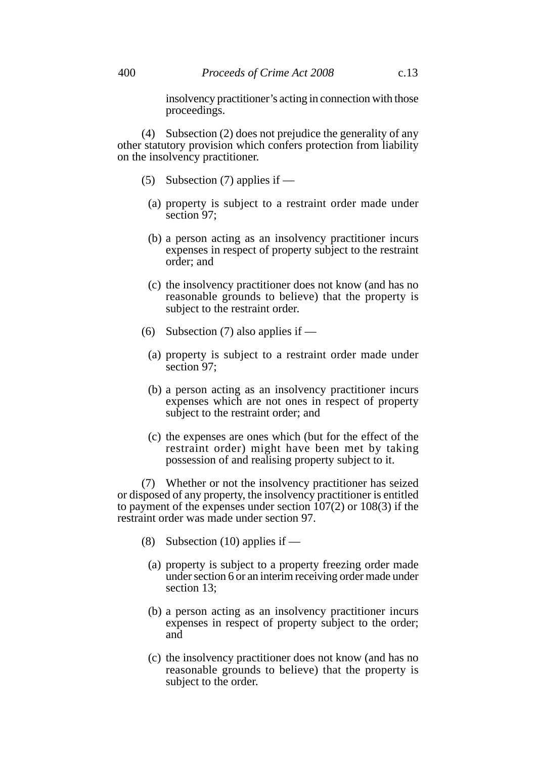insolvency practitioner's acting in connection with those proceedings.

(4) Subsection (2) does not prejudice the generality of any other statutory provision which confers protection from liability on the insolvency practitioner.

(5) Subsection (7) applies if —

(a) property is subject to a restraint order made under section 97;

(b) a person acting as an insolvency practitioner incurs expenses in respect of property subject to the restraint order; and

(c) the insolvency practitioner does not know (and has no reasonable grounds to believe) that the property is subject to the restraint order.

(6) Subsection (7) also applies if —

(a) property is subject to a restraint order made under section 97;

(b) a person acting as an insolvency practitioner incurs expenses which are not ones in respect of property subject to the restraint order; and

(c) the expenses are ones which (but for the effect of the restraint order) might have been met by taking possession of and realising property subject to it.

(7) Whether or not the insolvency practitioner has seized or disposed of any property, the insolvency practitioner is entitled to payment of the expenses under section 107(2) or 108(3) if the restraint order was made under section 97.

(8) Subsection (10) applies if —

(a) property is subject to a property freezing order made under section 6 or an interim receiving order made under section 13;

(b) a person acting as an insolvency practitioner incurs expenses in respect of property subject to the order; and

(c) the insolvency practitioner does not know (and has no reasonable grounds to believe) that the property is subject to the order.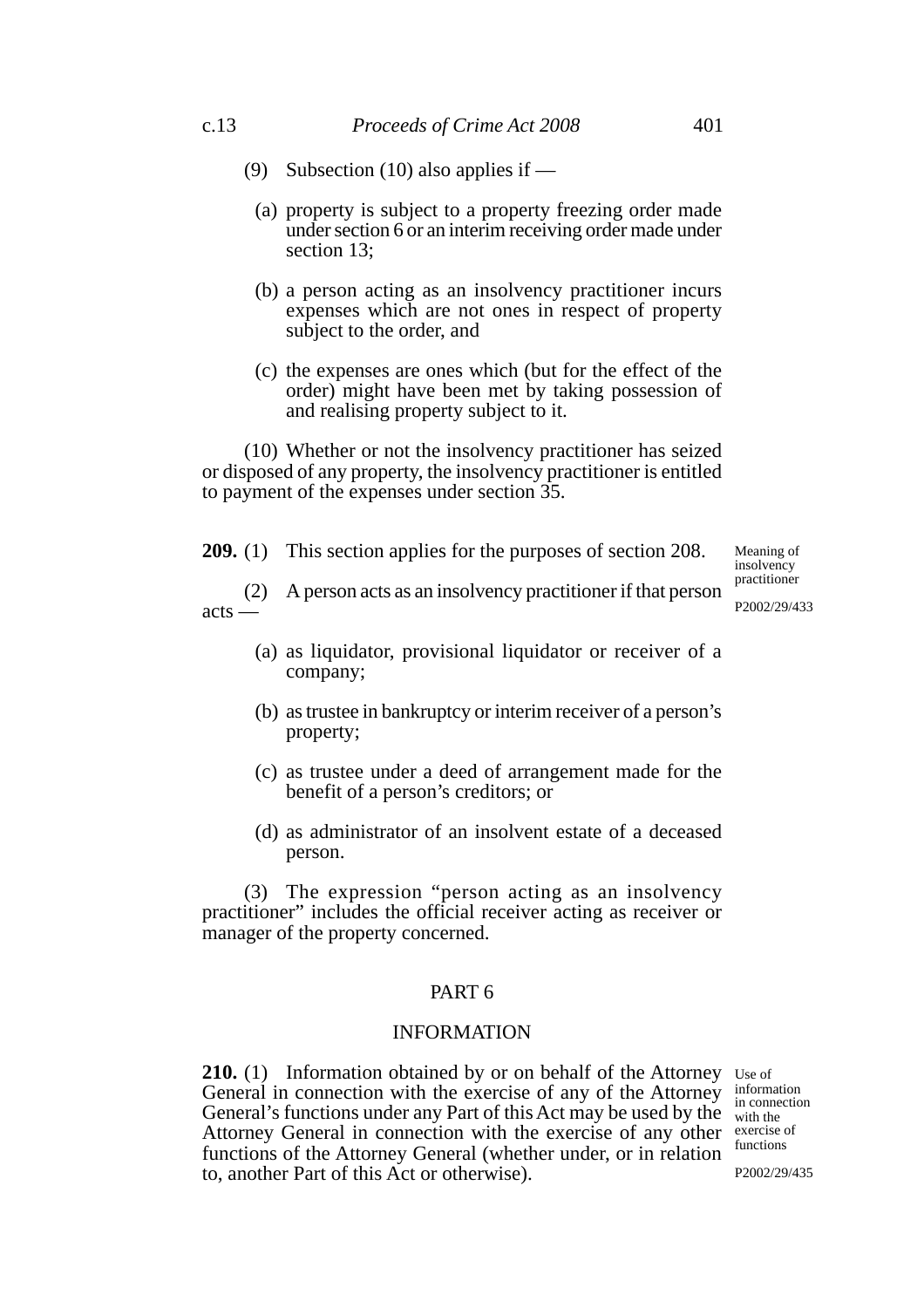(9) Subsection (10) also applies if —

(a) property is subject to a property freezing order made under section 6 or an interim receiving order made under section 13;

(b) a person acting as an insolvency practitioner incurs expenses which are not ones in respect of property subject to the order, and

(c) the expenses are ones which (but for the effect of the order) might have been met by taking possession of and realising property subject to it.

(10) Whether or not the insolvency practitioner has seized or disposed of any property, the insolvency practitioner is entitled to payment of the expenses under section 35.

Meaning of insolvency practitioner

P2002/29/433

**209.** (1) This section applies for the purposes of section 208.

(2) A person acts as an insolvency practitioner if that person acts —

(a) as liquidator, provisional liquidator or receiver of a company;

(b) as trustee in bankruptcy or interim receiver of a person's property;

(c) as trustee under a deed of arrangement made for the benefit of a person's creditors; or

(d) as administrator of an insolvent estate of a deceased person.

(3) The expression "person acting as an insolvency practitioner" includes the official receiver acting as receiver or manager of the property concerned.

## PART 6

## INFORMATION

Use of information in connection with the exercise of functions

P2002/29/435

**210.** (1) Information obtained by or on behalf of the Attorney General in connection with the exercise of any of the Attorney General's functions under any Part of this Act may be used by the Attorney General in connection with the exercise of any other functions of the Attorney General (whether under, or in relation to, another Part of this Act or otherwise).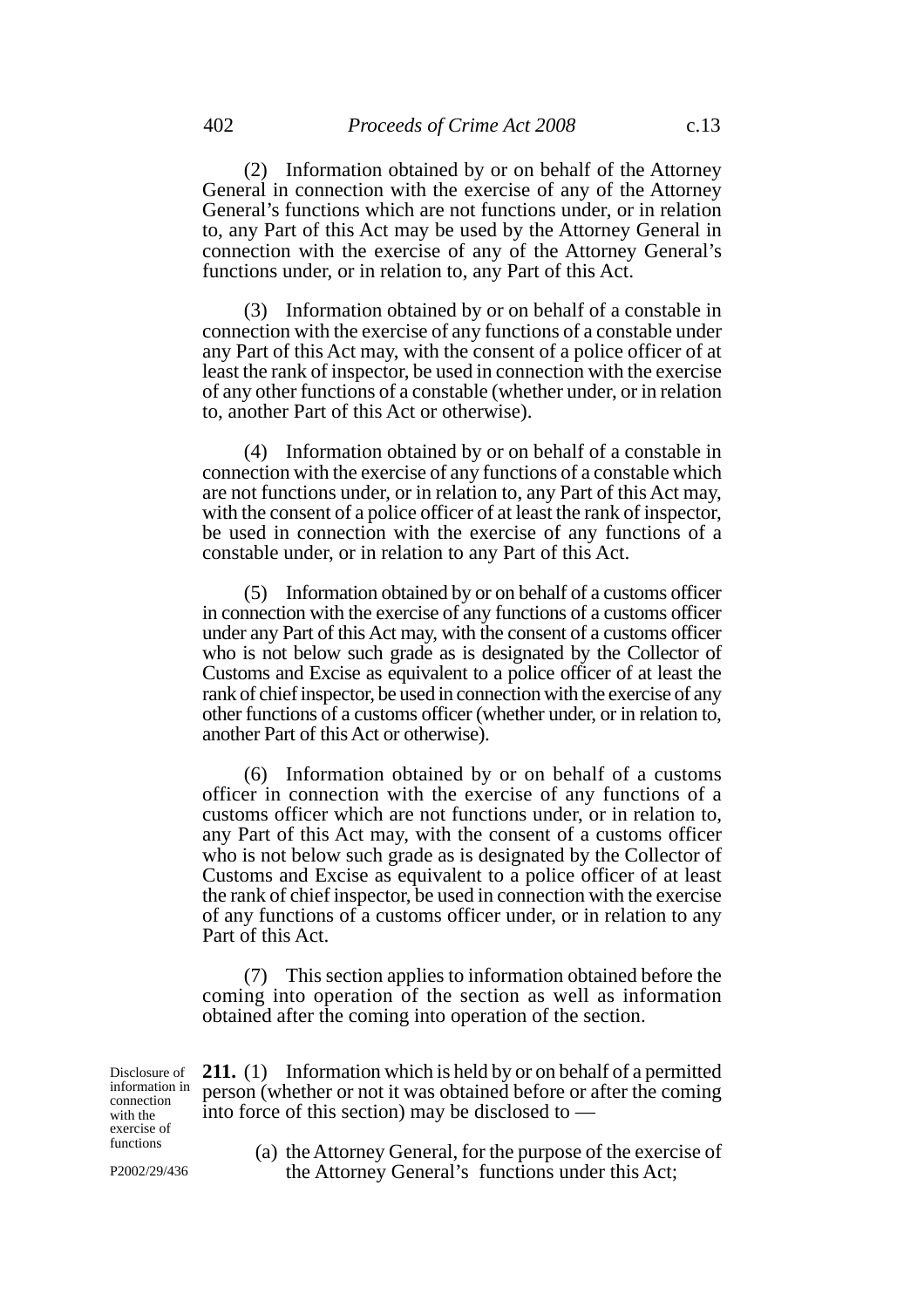(2) Information obtained by or on behalf of the Attorney General in connection with the exercise of any of the Attorney General's functions which are not functions under, or in relation to, any Part of this Act may be used by the Attorney General in connection with the exercise of any of the Attorney General's functions under, or in relation to, any Part of this Act.

(3) Information obtained by or on behalf of a constable in connection with the exercise of any functions of a constable under any Part of this Act may, with the consent of a police officer of at least the rank of inspector, be used in connection with the exercise of any other functions of a constable (whether under, or in relation to, another Part of this Act or otherwise).

(4) Information obtained by or on behalf of a constable in connection with the exercise of any functions of a constable which are not functions under, or in relation to, any Part of this Act may, with the consent of a police officer of at least the rank of inspector, be used in connection with the exercise of any functions of a constable under, or in relation to any Part of this Act.

(5) Information obtained by or on behalf of a customs officer in connection with the exercise of any functions of a customs officer under any Part of this Act may, with the consent of a customs officer who is not below such grade as is designated by the Collector of Customs and Excise as equivalent to a police officer of at least the rank of chief inspector, be used in connection with the exercise of any other functions of a customs officer (whether under, or in relation to, another Part of this Act or otherwise).

(6) Information obtained by or on behalf of a customs officer in connection with the exercise of any functions of a customs officer which are not functions under, or in relation to, any Part of this Act may, with the consent of a customs officer who is not below such grade as is designated by the Collector of Customs and Excise as equivalent to a police officer of at least the rank of chief inspector, be used in connection with the exercise of any functions of a customs officer under, or in relation to any Part of this Act.

(7) This section applies to information obtained before the coming into operation of the section as well as information obtained after the coming into operation of the section.

*Disclosure of information in connection with the exercise of functions*

*P2002/29/436*

**211.** (1) Information which is held by or on behalf of a permitted person (whether or not it was obtained before or after the coming into force of this section) may be disclosed to —

(a) the Attorney General, for the purpose of the exercise of the Attorney General's functions under this Act;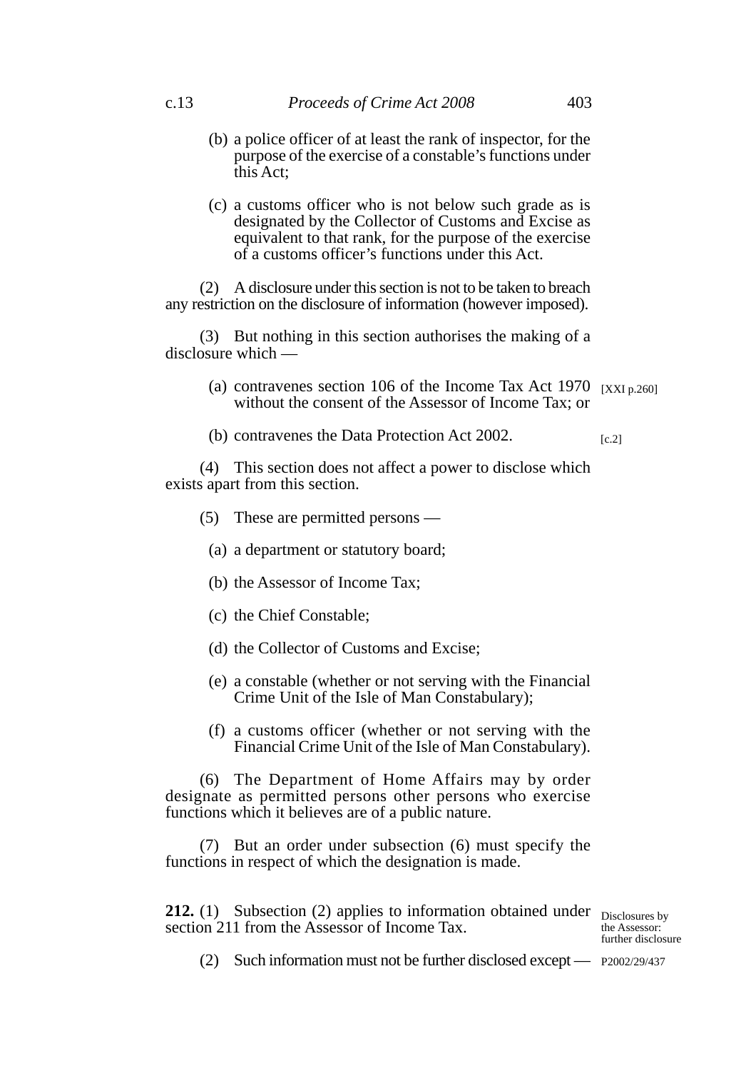(b) a police officer of at least the rank of inspector, for the purpose of the exercise of a constable's functions under this Act;

(c) a customs officer who is not below such grade as is designated by the Collector of Customs and Excise as equivalent to that rank, for the purpose of the exercise of a customs officer's functions under this Act.

(2) A disclosure under this section is not to be taken to breach any restriction on the disclosure of information (however imposed).

(3) But nothing in this section authorises the making of a disclosure which —

(a) contravenes section 106 of the Income Tax Act 1970 without the consent of the Assessor of Income Tax; or [XXI p.260]

(b) contravenes the Data Protection Act 2002. [c.2]

(4) This section does not affect a power to disclose which exists apart from this section.

(5) These are permitted persons —

(a) a department or statutory board;

(b) the Assessor of Income Tax;

(c) the Chief Constable;

(d) the Collector of Customs and Excise;

(e) a constable (whether or not serving with the Financial Crime Unit of the Isle of Man Constabulary);

(f) a customs officer (whether or not serving with the Financial Crime Unit of the Isle of Man Constabulary).

(6) The Department of Home Affairs may by order designate as permitted persons other persons who exercise functions which it believes are of a public nature.

(7) But an order under subsection (6) must specify the functions in respect of which the designation is made.

**212.** (1) Subsection (2) applies to information obtained under section 211 from the Assessor of Income Tax.

Disclosures by the Assessor: further disclosure

P2002/29/437

(2) Such information must not be further disclosed except —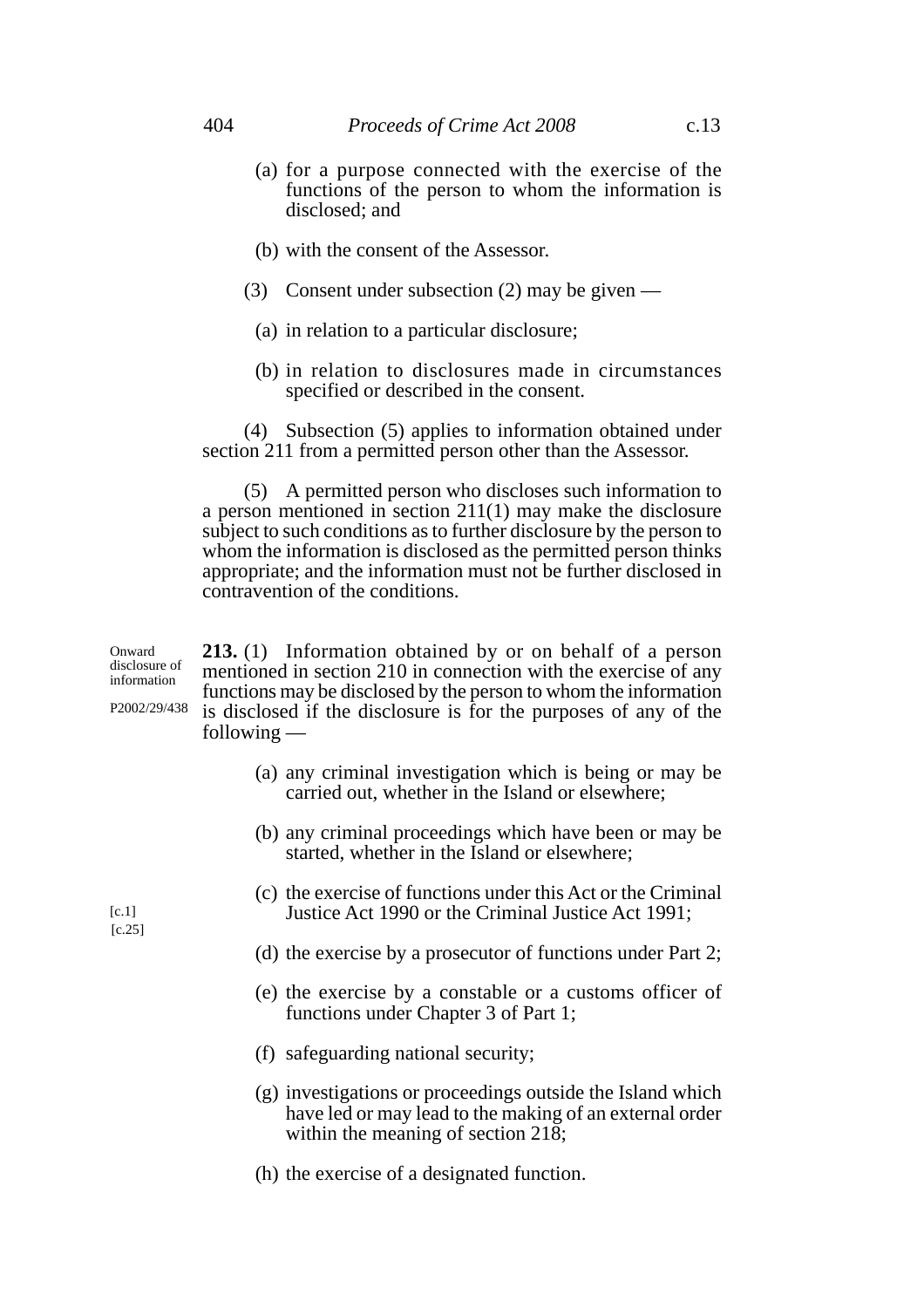(a) for a purpose connected with the exercise of the functions of the person to whom the information is disclosed; and

(b) with the consent of the Assessor.

(3) Consent under subsection (2) may be given —

(a) in relation to a particular disclosure;

(b) in relation to disclosures made in circumstances specified or described in the consent.

(4) Subsection (5) applies to information obtained under section 211 from a permitted person other than the Assessor.

(5) A permitted person who discloses such information to a person mentioned in section 211(1) may make the disclosure subject to such conditions as to further disclosure by the person to whom the information is disclosed as the permitted person thinks appropriate; and the information must not be further disclosed in contravention of the conditions.

Onward disclosure of information

P2002/29/438

**213.** (1) Information obtained by or on behalf of a person mentioned in section 210 in connection with the exercise of any functions may be disclosed by the person to whom the information is disclosed if the disclosure is for the purposes of any of the following —

(a) any criminal investigation which is being or may be carried out, whether in the Island or elsewhere;

(b) any criminal proceedings which have been or may be started, whether in the Island or elsewhere;

(c) the exercise of functions under this Act or the Criminal Justice Act 1990 or the Criminal Justice Act 1991; [c.1] [c.25]

(d) the exercise by a prosecutor of functions under Part 2;

(e) the exercise by a constable or a customs officer of functions under Chapter 3 of Part 1;

(f) safeguarding national security;

(g) investigations or proceedings outside the Island which have led or may lead to the making of an external order within the meaning of section 218;

(h) the exercise of a designated function.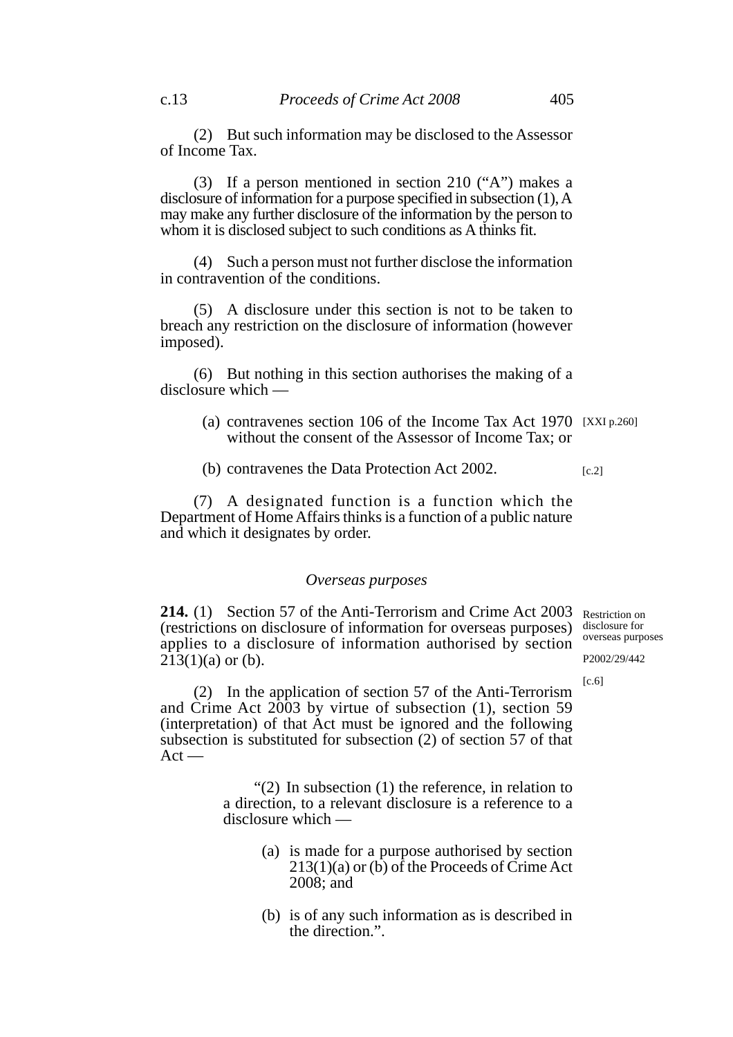(2) But such information may be disclosed to the Assessor of Income Tax.

(3) If a person mentioned in section 210 ("A") makes a disclosure of information for a purpose specified in subsection (1), A may make any further disclosure of the information by the person to whom it is disclosed subject to such conditions as A thinks fit.

(4) Such a person must not further disclose the information in contravention of the conditions.

(5) A disclosure under this section is not to be taken to breach any restriction on the disclosure of information (however imposed).

(6) But nothing in this section authorises the making of a disclosure which —

(a) contravenes section 106 of the Income Tax Act 1970 without the consent of the Assessor of Income Tax; or [XXI p.260]

(b) contravenes the Data Protection Act 2002. [c.2]

(7) A designated function is a function which the Department of Home Affairs thinks is a function of a public nature and which it designates by order.

### *Overseas purposes*

*Restriction on disclosure for overseas purposes*

P2002/29/442

**214.** (1) Section 57 of the Anti-Terrorism and Crime Act 2003 (restrictions on disclosure of information for overseas purposes) applies to a disclosure of information authorised by section 213(1)(a) or (b). [c.6]

(2) In the application of section 57 of the Anti-Terrorism and Crime Act 2003 by virtue of subsection (1), section 59 (interpretation) of that Act must be ignored and the following subsection is substituted for subsection (2) of section 57 of that Act —

"(2) In subsection (1) the reference, in relation to a direction, to a relevant disclosure is a reference to a disclosure which —

(a) is made for a purpose authorised by section 213(1)(a) or (b) of the Proceeds of Crime Act 2008; and

(b) is of any such information as is described in the direction.".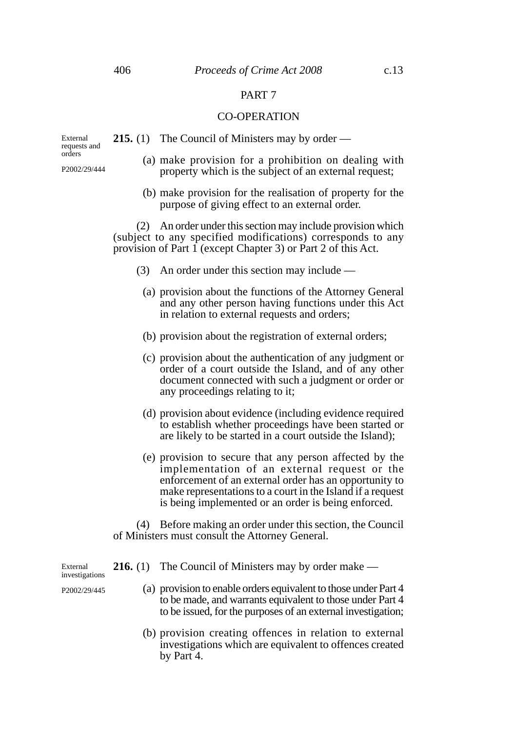## PART 7

## CO-OPERATION

External requests and orders

P2002/29/444

**215.** (1) The Council of Ministers may by order —

(a) make provision for a prohibition on dealing with property which is the subject of an external request;

(b) make provision for the realisation of property for the purpose of giving effect to an external order.

(2) An order under this section may include provision which (subject to any specified modifications) corresponds to any provision of Part 1 (except Chapter 3) or Part 2 of this Act.

(3) An order under this section may include —

(a) provision about the functions of the Attorney General and any other person having functions under this Act in relation to external requests and orders;

(b) provision about the registration of external orders;

(c) provision about the authentication of any judgment or order of a court outside the Island, and of any other document connected with such a judgment or order or any proceedings relating to it;

(d) provision about evidence (including evidence required to establish whether proceedings have been started or are likely to be started in a court outside the Island);

(e) provision to secure that any person affected by the implementation of an external request or the enforcement of an external order has an opportunity to make representations to a court in the Island if a request is being implemented or an order is being enforced.

(4) Before making an order under this section, the Council of Ministers must consult the Attorney General.

External investigations

P2002/29/445

**216.** (1) The Council of Ministers may by order make —

(a) provision to enable orders equivalent to those under Part 4 to be made, and warrants equivalent to those under Part 4 to be issued, for the purposes of an external investigation;

(b) provision creating offences in relation to external investigations which are equivalent to offences created by Part 4.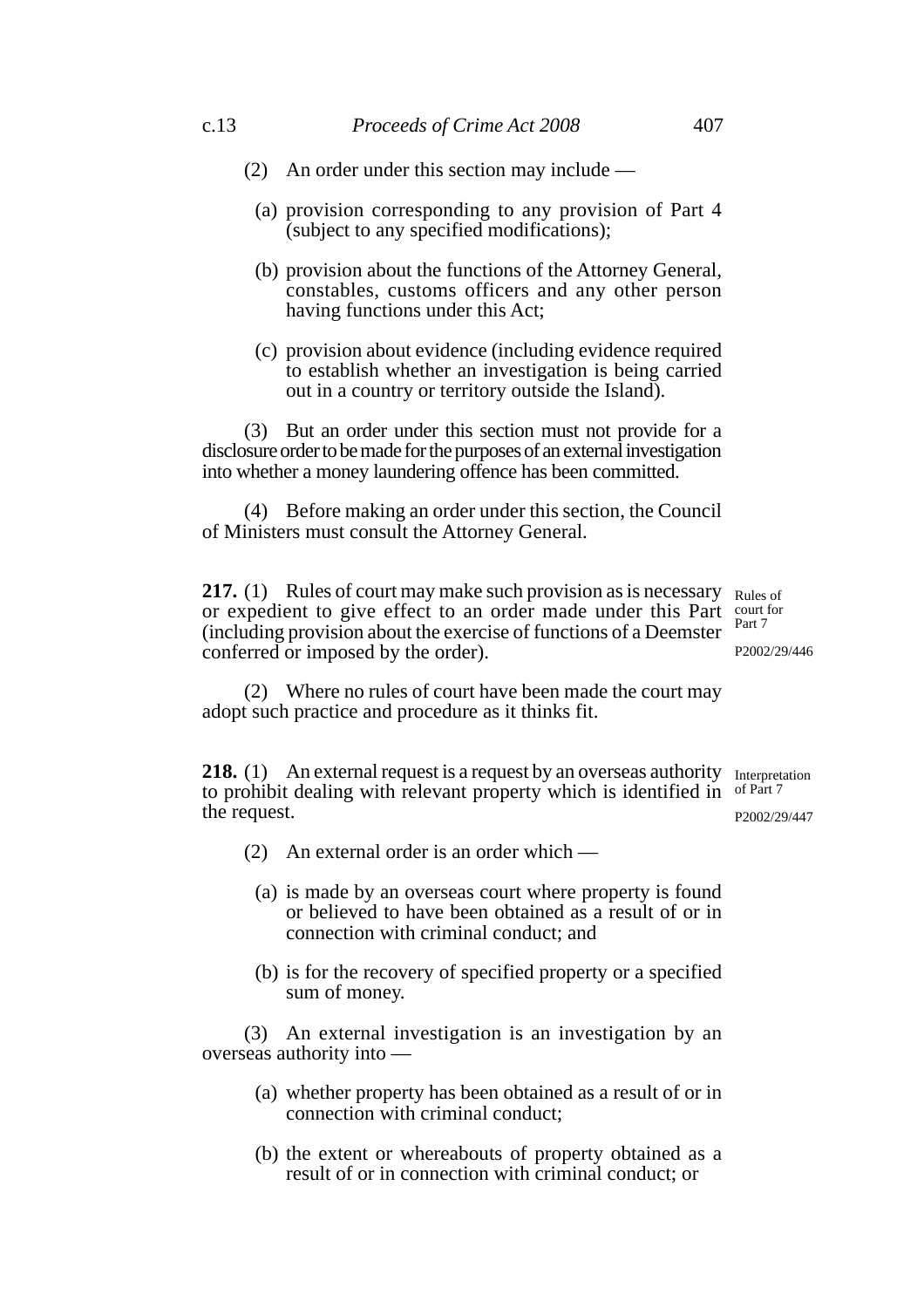(2) An order under this section may include —

(a) provision corresponding to any provision of Part 4 (subject to any specified modifications);

(b) provision about the functions of the Attorney General, constables, customs officers and any other person having functions under this Act;

(c) provision about evidence (including evidence required to establish whether an investigation is being carried out in a country or territory outside the Island).

(3) But an order under this section must not provide for a disclosure order to be made for the purposes of an external investigation into whether a money laundering offence has been committed.

(4) Before making an order under this section, the Council of Ministers must consult the Attorney General.

**217.** (1) Rules of court may make such provision as is necessary or expedient to give effect to an order made under this Part (including provision about the exercise of functions of a Deemster conferred or imposed by the order).

Rules of court for Part 7

P2002/29/446

(2) Where no rules of court have been made the court may adopt such practice and procedure as it thinks fit.

**218.** (1) An external request is a request by an overseas authority to prohibit dealing with relevant property which is identified in the request.

Interpretation of Part 7

P2002/29/447

(2) An external order is an order which —

(a) is made by an overseas court where property is found or believed to have been obtained as a result of or in connection with criminal conduct; and

(b) is for the recovery of specified property or a specified sum of money.

(3) An external investigation is an investigation by an overseas authority into —

(a) whether property has been obtained as a result of or in connection with criminal conduct;

(b) the extent or whereabouts of property obtained as a result of or in connection with criminal conduct; or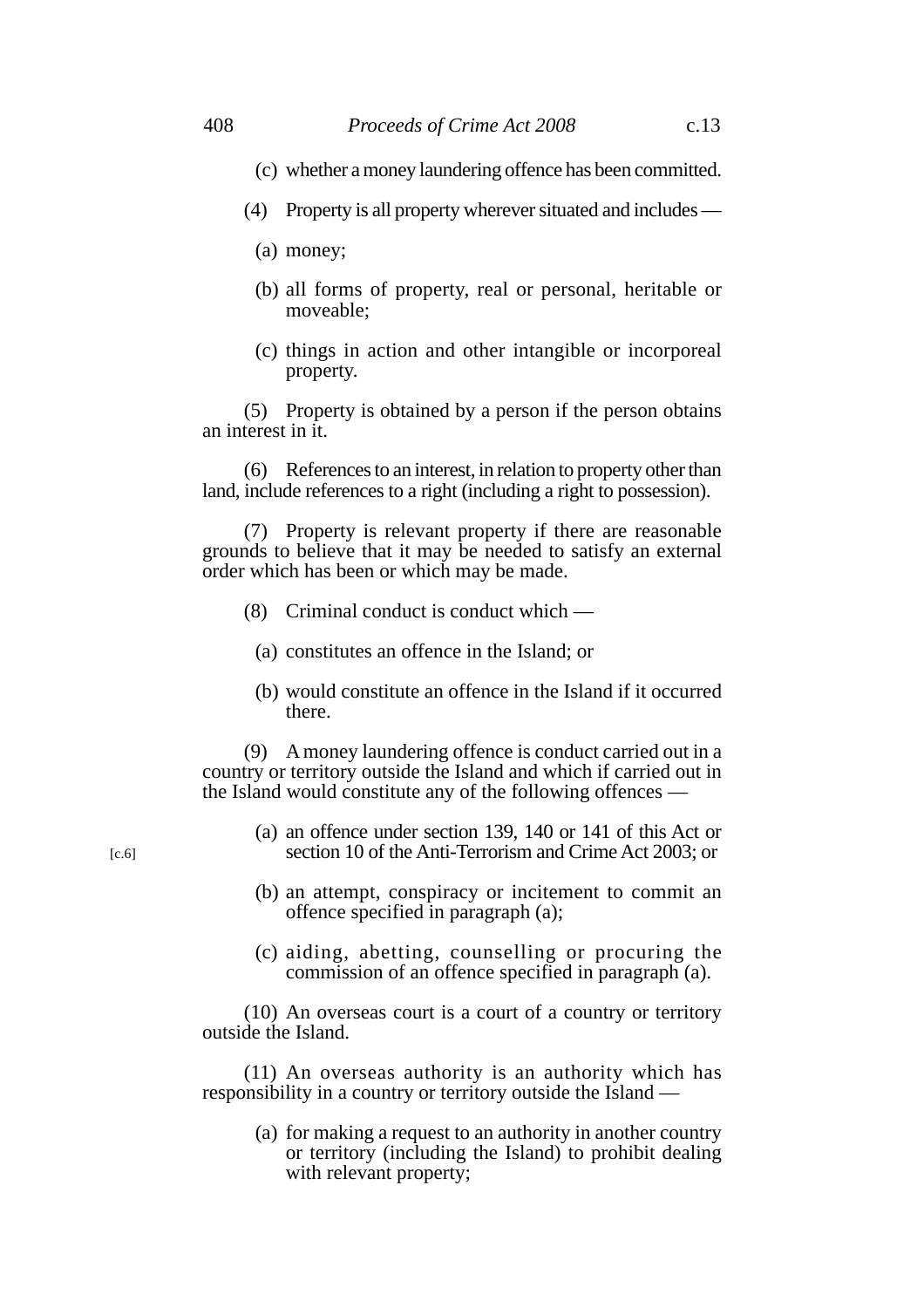(c) whether a money laundering offence has been committed.

(4) Property is all property wherever situated and includes —

(a) money;

(b) all forms of property, real or personal, heritable or moveable;

(c) things in action and other intangible or incorporeal property.

(5) Property is obtained by a person if the person obtains an interest in it.

(6) References to an interest, in relation to property other than land, include references to a right (including a right to possession).

(7) Property is relevant property if there are reasonable grounds to believe that it may be needed to satisfy an external order which has been or which may be made.

(8) Criminal conduct is conduct which —

(a) constitutes an offence in the Island; or

(b) would constitute an offence in the Island if it occurred there.

(9) A money laundering offence is conduct carried out in a country or territory outside the Island and which if carried out in the Island would constitute any of the following offences —

(a) an offence under section 139, 140 or 141 of this Act or section 10 of the Anti-Terrorism and Crime Act 2003; or [c.6]

(b) an attempt, conspiracy or incitement to commit an offence specified in paragraph (a);

(c) aiding, abetting, counselling or procuring the commission of an offence specified in paragraph (a).

(10) An overseas court is a court of a country or territory outside the Island.

(11) An overseas authority is an authority which has responsibility in a country or territory outside the Island —

(a) for making a request to an authority in another country or territory (including the Island) to prohibit dealing with relevant property;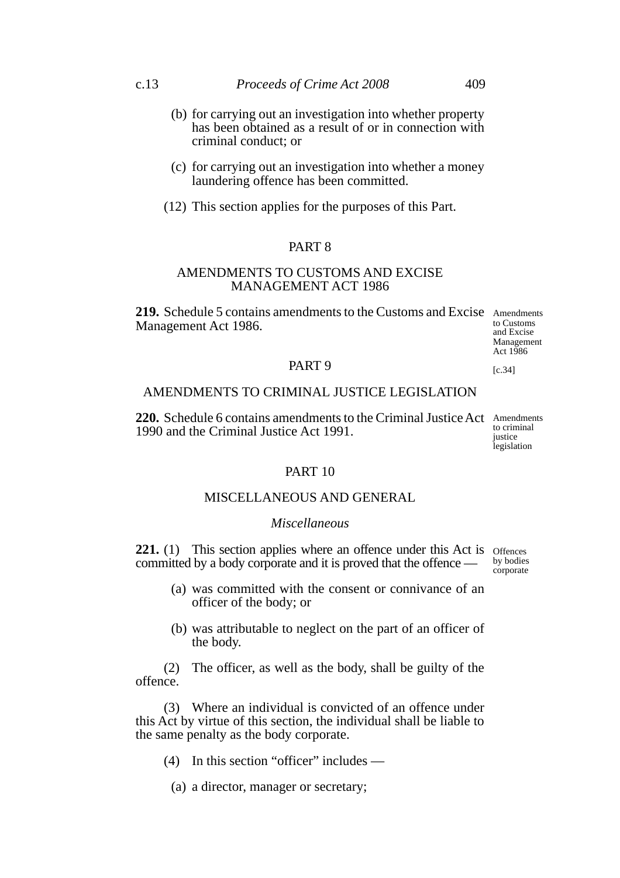(b) for carrying out an investigation into whether property has been obtained as a result of or in connection with criminal conduct; or

(c) for carrying out an investigation into whether a money laundering offence has been committed.

(12) This section applies for the purposes of this Part.

## PART 8

## AMENDMENTS TO CUSTOMS AND EXCISE MANAGEMENT ACT 1986

Amendments to Customs and Excise Management Act 1986

[c.34]

**219.** Schedule 5 contains amendments to the Customs and Excise Management Act 1986.

## PART 9

## AMENDMENTS TO CRIMINAL JUSTICE LEGISLATION

Amendments to criminal justice legislation

**220.** Schedule 6 contains amendments to the Criminal Justice Act 1990 and the Criminal Justice Act 1991.

## PART 10

## MISCELLANEOUS AND GENERAL

### *Miscellaneous*

Offences by bodies corporate

**221.** (1) This section applies where an offence under this Act is committed by a body corporate and it is proved that the offence —

(a) was committed with the consent or connivance of an officer of the body; or

(b) was attributable to neglect on the part of an officer of the body.

(2) The officer, as well as the body, shall be guilty of the offence.

(3) Where an individual is convicted of an offence under this Act by virtue of this section, the individual shall be liable to the same penalty as the body corporate.

(4) In this section "officer" includes —

(a) a director, manager or secretary;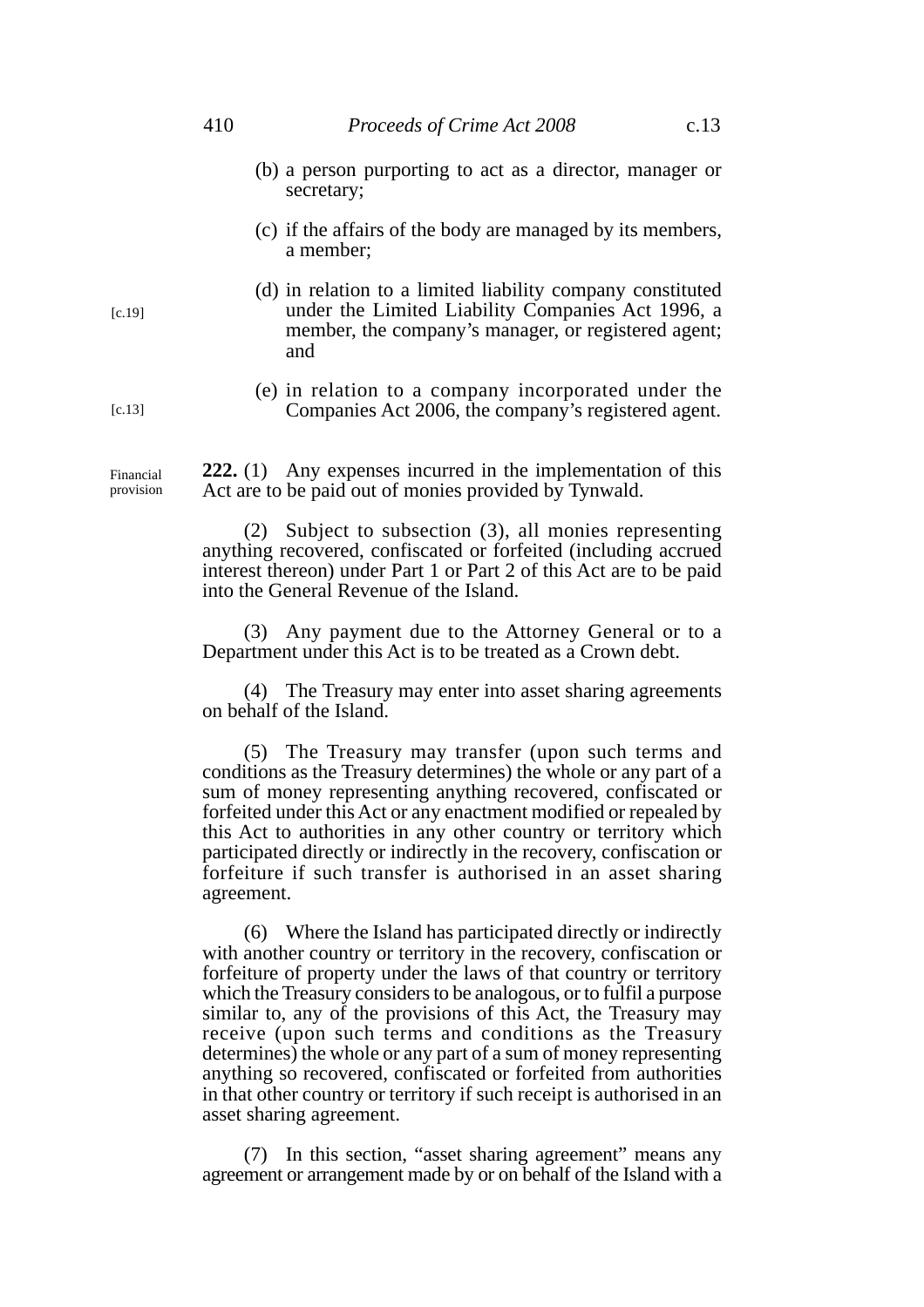(b) a person purporting to act as a director, manager or secretary;

(c) if the affairs of the body are managed by its members, a member;

(d) in relation to a limited liability company constituted under the Limited Liability Companies Act 1996, a member, the company's manager, or registered agent; and [c.19]

(e) in relation to a company incorporated under the Companies Act 2006, the company's registered agent. [c.13]

Financial provision

**222.** (1) Any expenses incurred in the implementation of this Act are to be paid out of monies provided by Tynwald.

(2) Subject to subsection (3), all monies representing anything recovered, confiscated or forfeited (including accrued interest thereon) under Part 1 or Part 2 of this Act are to be paid into the General Revenue of the Island.

(3) Any payment due to the Attorney General or to a Department under this Act is to be treated as a Crown debt.

(4) The Treasury may enter into asset sharing agreements on behalf of the Island.

(5) The Treasury may transfer (upon such terms and conditions as the Treasury determines) the whole or any part of a sum of money representing anything recovered, confiscated or forfeited under this Act or any enactment modified or repealed by this Act to authorities in any other country or territory which participated directly or indirectly in the recovery, confiscation or forfeiture if such transfer is authorised in an asset sharing agreement.

(6) Where the Island has participated directly or indirectly with another country or territory in the recovery, confiscation or forfeiture of property under the laws of that country or territory which the Treasury considers to be analogous, or to fulfil a purpose similar to, any of the provisions of this Act, the Treasury may receive (upon such terms and conditions as the Treasury determines) the whole or any part of a sum of money representing anything so recovered, confiscated or forfeited from authorities in that other country or territory if such receipt is authorised in an asset sharing agreement.

(7) In this section, "asset sharing agreement" means any agreement or arrangement made by or on behalf of the Island with a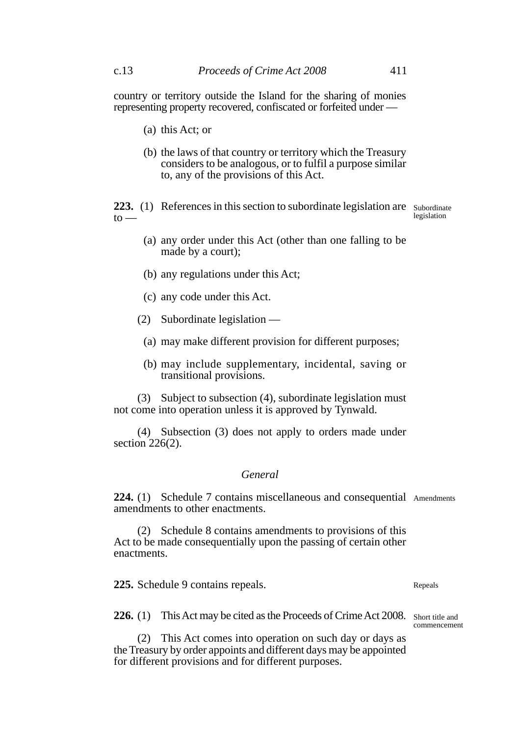country or territory outside the Island for the sharing of monies representing property recovered, confiscated or forfeited under —

(a) this Act; or

(b) the laws of that country or territory which the Treasury considers to be analogous, or to fulfil a purpose similar to, any of the provisions of this Act.

**223.** (1) References in this section to subordinate legislation are to —

Subordinate legislation

(a) any order under this Act (other than one falling to be made by a court);

(b) any regulations under this Act;

(c) any code under this Act.

(2) Subordinate legislation —

(a) may make different provision for different purposes;

(b) may include supplementary, incidental, saving or transitional provisions.

(3) Subject to subsection (4), subordinate legislation must not come into operation unless it is approved by Tynwald.

(4) Subsection (3) does not apply to orders made under section 226(2).

*General*

**224.** (1) Schedule 7 contains miscellaneous and consequential amendments to other enactments.

Amendments

(2) Schedule 8 contains amendments to provisions of this Act to be made consequentially upon the passing of certain other enactments.

**225.** Schedule 9 contains repeals.

Repeals

**226.** (1) This Act may be cited as the Proceeds of Crime Act 2008.

Short title and commencement

(2) This Act comes into operation on such day or days as the Treasury by order appoints and different days may be appointed for different provisions and for different purposes.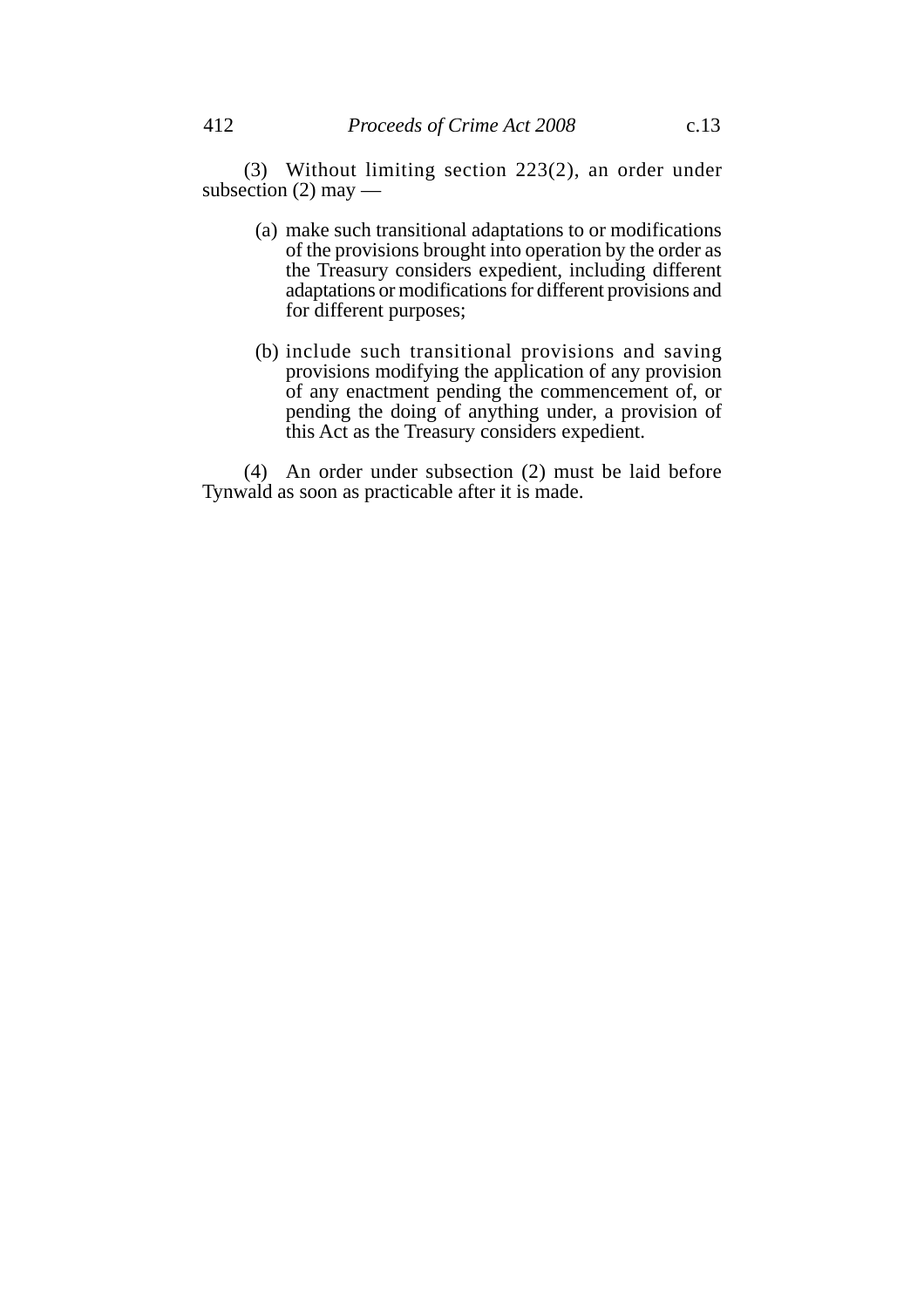(3) Without limiting section 223(2), an order under subsection (2) may —

(a) make such transitional adaptations to or modifications of the provisions brought into operation by the order as the Treasury considers expedient, including different adaptations or modifications for different provisions and for different purposes;

(b) include such transitional provisions and saving provisions modifying the application of any provision of any enactment pending the commencement of, or pending the doing of anything under, a provision of this Act as the Treasury considers expedient.

(4) An order under subsection (2) must be laid before Tynwald as soon as practicable after it is made.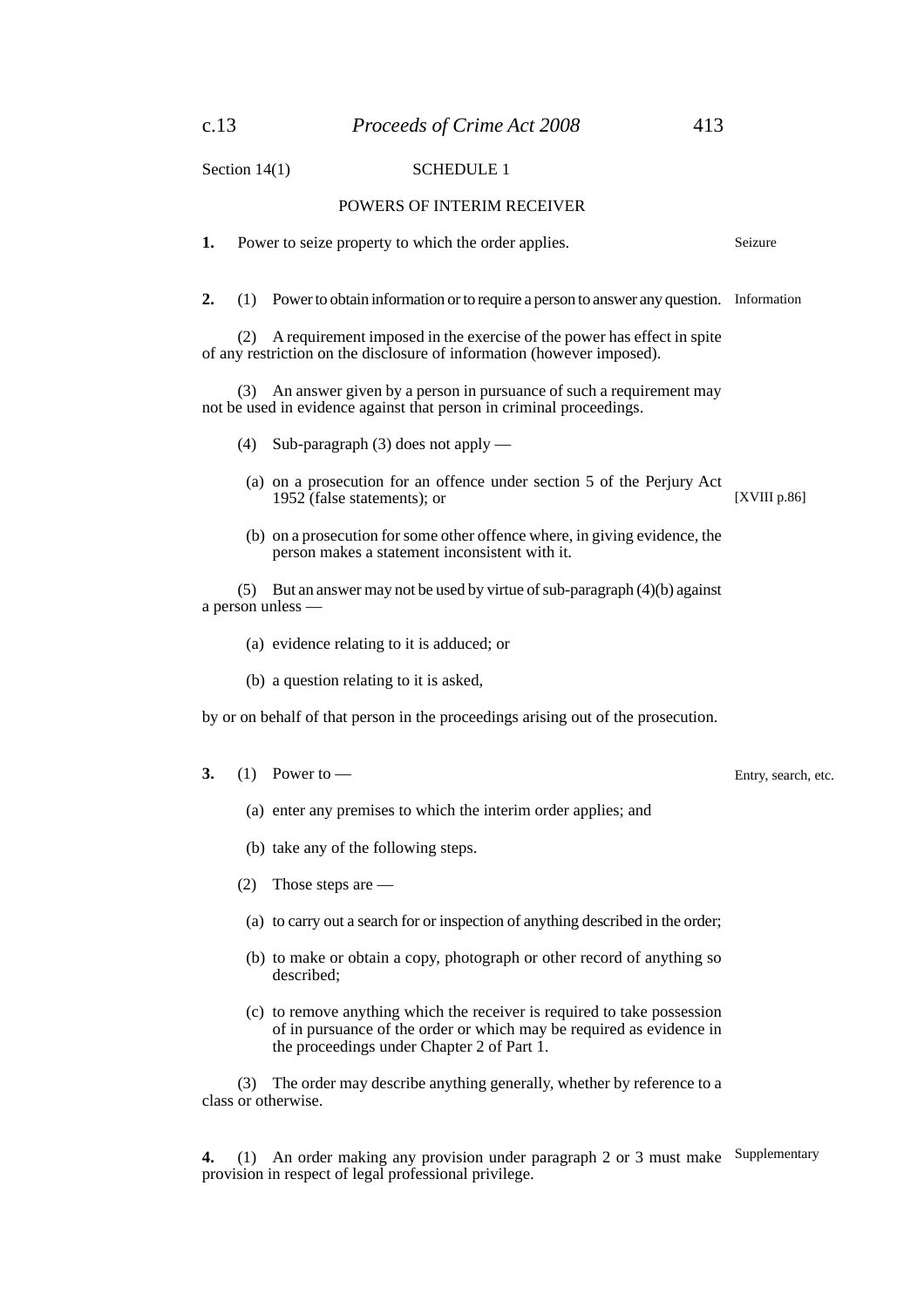Section 14(1)

## SCHEDULE 1

### POWERS OF INTERIM RECEIVER

**1.** Power to seize property to which the order applies. *Seizure*

**2.** (1) Power to obtain information or to require a person to answer any question. *Information*

(2) A requirement imposed in the exercise of the power has effect in spite of any restriction on the disclosure of information (however imposed).

(3) An answer given by a person in pursuance of such a requirement may not be used in evidence against that person in criminal proceedings.

(4) Sub-paragraph (3) does not apply —

(a) on a prosecution for an offence under section 5 of the Perjury Act 1952 (false statements); or [XVIII p.86]

(b) on a prosecution for some other offence where, in giving evidence, the person makes a statement inconsistent with it.

(5) But an answer may not be used by virtue of sub-paragraph (4)(b) against a person unless —

(a) evidence relating to it is adduced; or

(b) a question relating to it is asked,

by or on behalf of that person in the proceedings arising out of the prosecution.

**3.** (1) Power to — *Entry, search, etc.*

(a) enter any premises to which the interim order applies; and

(b) take any of the following steps.

(2) Those steps are —

(a) to carry out a search for or inspection of anything described in the order;

(b) to make or obtain a copy, photograph or other record of anything so described;

(c) to remove anything which the receiver is required to take possession of in pursuance of the order or which may be required as evidence in the proceedings under Chapter 2 of Part 1.

(3) The order may describe anything generally, whether by reference to a class or otherwise.

**4.** (1) An order making any provision under paragraph 2 or 3 must make provision in respect of legal professional privilege. *Supplementary*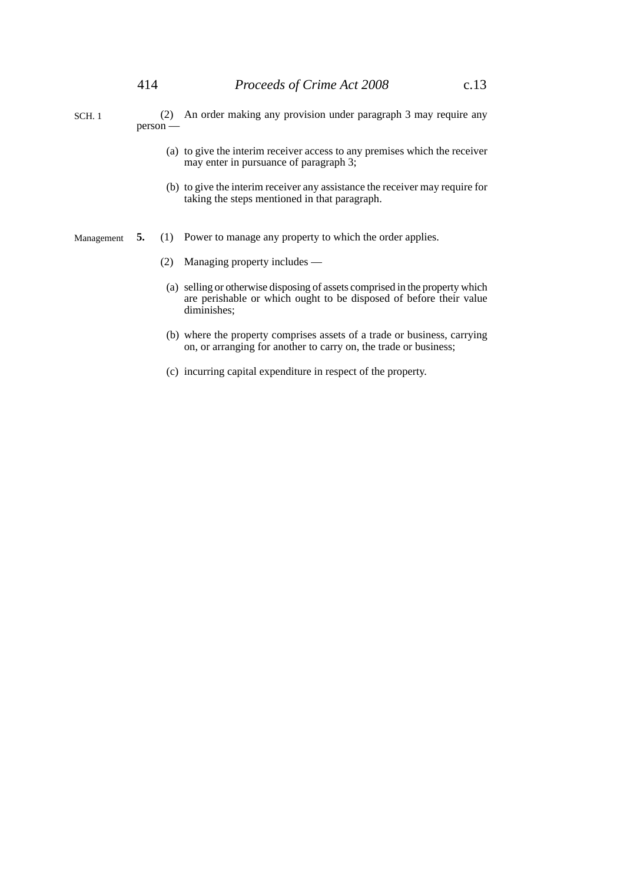(2) An order making any provision under paragraph 3 may require any person —

(a) to give the interim receiver access to any premises which the receiver may enter in pursuance of paragraph 3;

(b) to give the interim receiver any assistance the receiver may require for taking the steps mentioned in that paragraph.

Management

**5.** (1) Power to manage any property to which the order applies.

(2) Managing property includes —

(a) selling or otherwise disposing of assets comprised in the property which are perishable or which ought to be disposed of before their value diminishes;

(b) where the property comprises assets of a trade or business, carrying on, or arranging for another to carry on, the trade or business;

(c) incurring capital expenditure in respect of the property.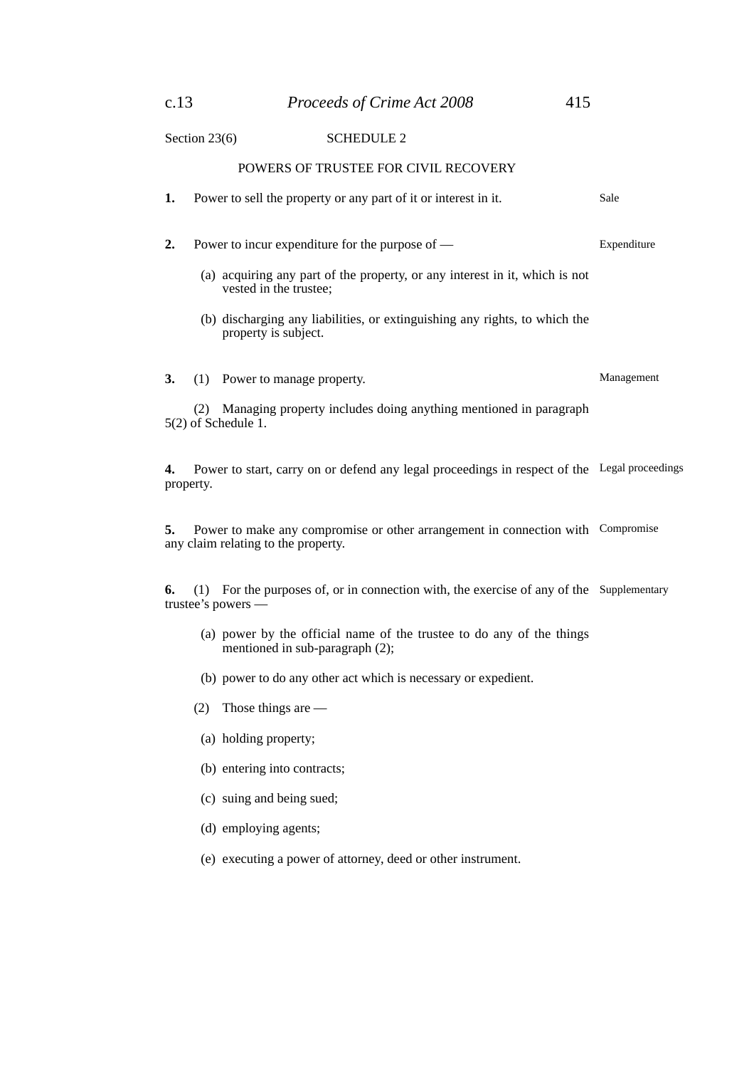Section 23(6)

## SCHEDULE 2

### POWERS OF TRUSTEE FOR CIVIL RECOVERY

**1.** Power to sell the property or any part of it or interest in it. *Sale*

**2.** Power to incur expenditure for the purpose of — *Expenditure*

(a) acquiring any part of the property, or any interest in it, which is not vested in the trustee;

(b) discharging any liabilities, or extinguishing any rights, to which the property is subject.

**3.** (1) Power to manage property. *Management*

(2) Managing property includes doing anything mentioned in paragraph 5(2) of Schedule 1.

**4.** Power to start, carry on or defend any legal proceedings in respect of the property. *Legal proceedings*

**5.** Power to make any compromise or other arrangement in connection with any claim relating to the property. *Compromise*

**6.** (1) For the purposes of, or in connection with, the exercise of any of the trustee's powers — *Supplementary*

(a) power by the official name of the trustee to do any of the things mentioned in sub-paragraph (2);

(b) power to do any other act which is necessary or expedient.

(2) Those things are —

(a) holding property;

(b) entering into contracts;

(c) suing and being sued;

(d) employing agents;

(e) executing a power of attorney, deed or other instrument.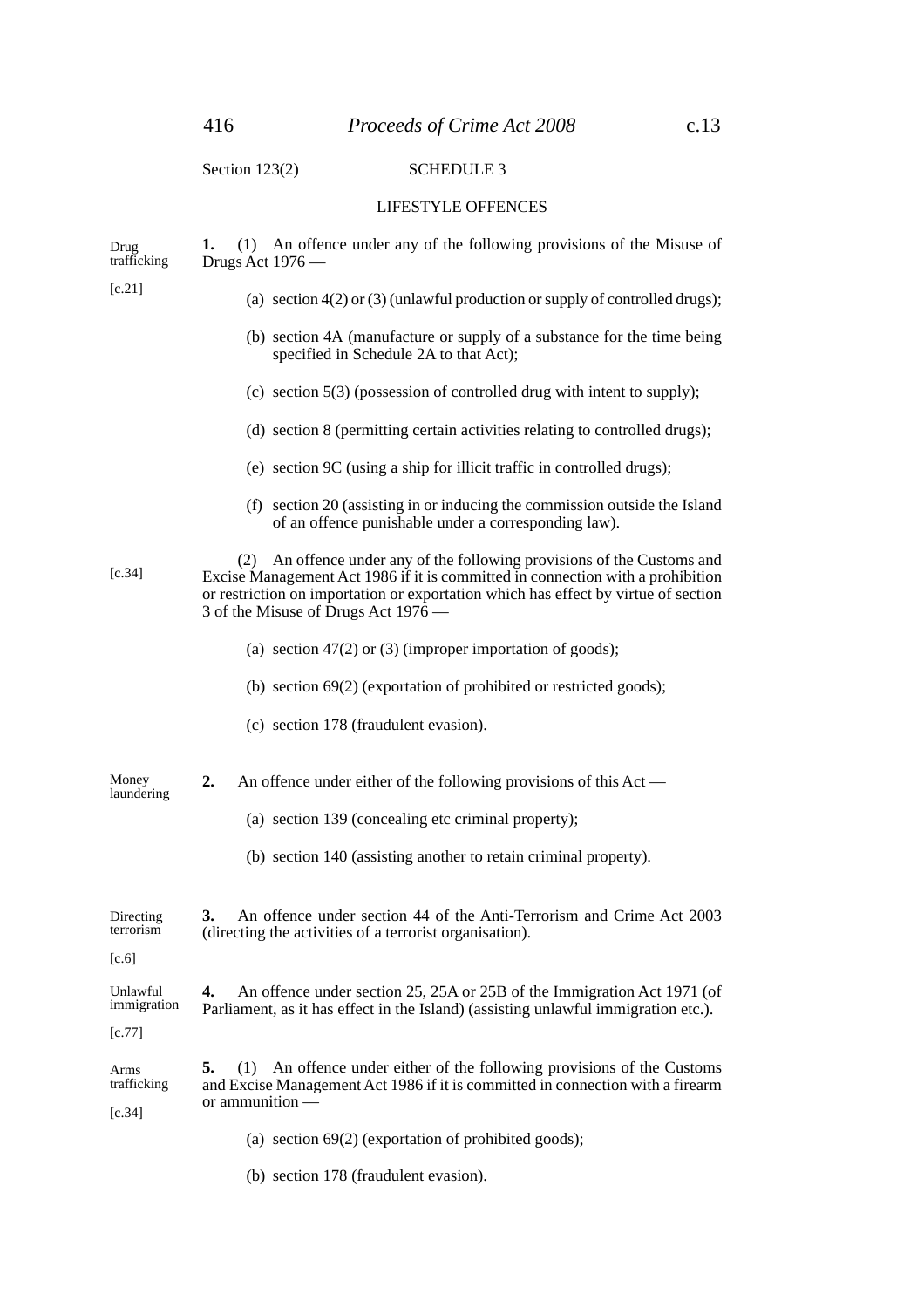Section 123(2)

## SCHEDULE 3

### LIFESTYLE OFFENCES

Drug trafficking

[c.21]

**1.** (1) An offence under any of the following provisions of the Misuse of Drugs Act 1976 —

(a) section 4(2) or (3) (unlawful production or supply of controlled drugs);

(b) section 4A (manufacture or supply of a substance for the time being specified in Schedule 2A to that Act);

(c) section 5(3) (possession of controlled drug with intent to supply);

(d) section 8 (permitting certain activities relating to controlled drugs);

(e) section 9C (using a ship for illicit traffic in controlled drugs);

(f) section 20 (assisting in or inducing the commission outside the Island of an offence punishable under a corresponding law).

[c.34]

(2) An offence under any of the following provisions of the Customs and Excise Management Act 1986 if it is committed in connection with a prohibition or restriction on importation or exportation which has effect by virtue of section 3 of the Misuse of Drugs Act 1976 —

(a) section 47(2) or (3) (improper importation of goods);

(b) section 69(2) (exportation of prohibited or restricted goods);

(c) section 178 (fraudulent evasion).

Money laundering

**2.** An offence under either of the following provisions of this Act —

(a) section 139 (concealing etc criminal property);

(b) section 140 (assisting another to retain criminal property).

Directing terrorism

[c.6]

**3.** An offence under section 44 of the Anti-Terrorism and Crime Act 2003 (directing the activities of a terrorist organisation).

Unlawful immigration

[c.77]

**4.** An offence under section 25, 25A or 25B of the Immigration Act 1971 (of Parliament, as it has effect in the Island) (assisting unlawful immigration etc.).

Arms trafficking

[c.34]

**5.** (1) An offence under either of the following provisions of the Customs and Excise Management Act 1986 if it is committed in connection with a firearm or ammunition —

(a) section 69(2) (exportation of prohibited goods);

(b) section 178 (fraudulent evasion).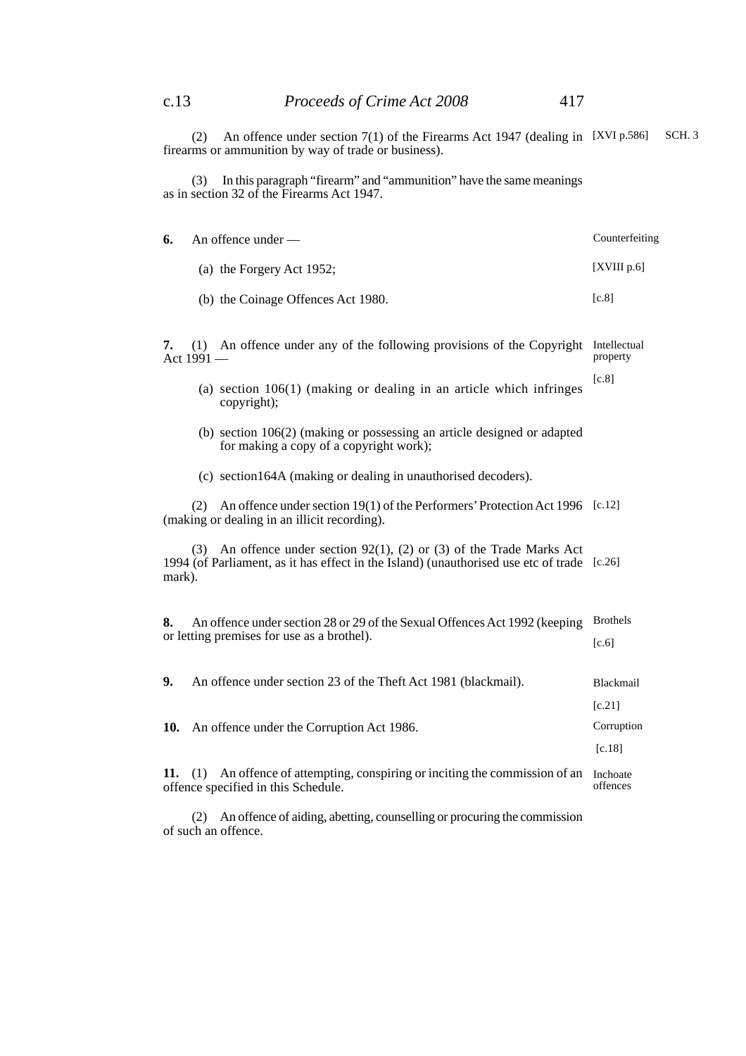(2) An offence under section 7(1) of the Firearms Act 1947 (dealing in firearms or ammunition by way of trade or business). [XVI p.586]

(3) In this paragraph "firearm" and "ammunition" have the same meanings as in section 32 of the Firearms Act 1947.

**6.** An offence under — *Counterfeiting*

(a) the Forgery Act 1952; [XVIII p.6]

(b) the Coinage Offences Act 1980. [c.8]

**7.** (1) An offence under any of the following provisions of the Copyright Act 1991 — *Intellectual property* [c.8]

(a) section 106(1) (making or dealing in an article which infringes copyright);

(b) section 106(2) (making or possessing an article designed or adapted for making a copy of a copyright work);

(c) section164A (making or dealing in unauthorised decoders).

(2) An offence under section 19(1) of the Performers' Protection Act 1996 (making or dealing in an illicit recording). [c.12]

(3) An offence under section 92(1), (2) or (3) of the Trade Marks Act 1994 (of Parliament, as it has effect in the Island) (unauthorised use etc of trade mark). [c.26]

**8.** An offence under section 28 or 29 of the Sexual Offences Act 1992 (keeping or letting premises for use as a brothel). *Brothels* [c.6]

**9.** An offence under section 23 of the Theft Act 1981 (blackmail). *Blackmail* [c.21]

**10.** An offence under the Corruption Act 1986. *Corruption* [c.18]

**11.** (1) An offence of attempting, conspiring or inciting the commission of an offence specified in this Schedule. *Inchoate offences*

(2) An offence of aiding, abetting, counselling or procuring the commission of such an offence.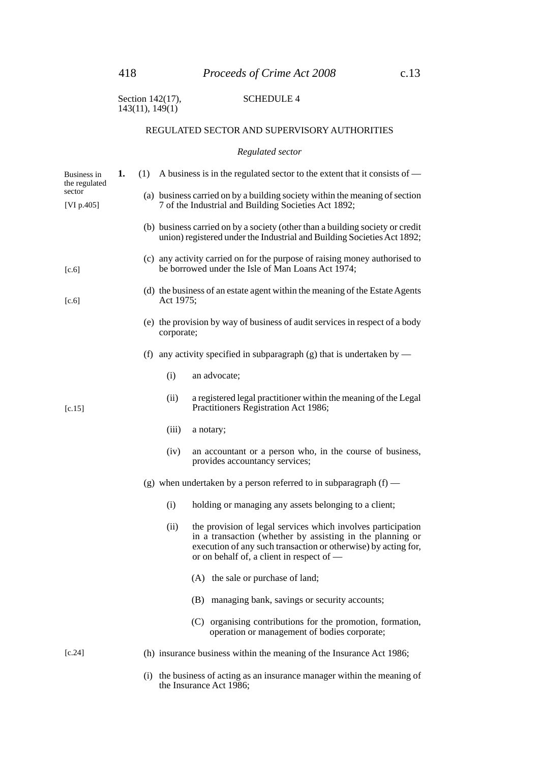Section 142(17), 143(11), 149(1)

# SCHEDULE 4

## REGULATED SECTOR AND SUPERVISORY AUTHORITIES

### *Regulated sector*

Business in the regulated sector

**1.** (1) A business is in the regulated sector to the extent that it consists of —

[VI p.405]

(a) business carried on by a building society within the meaning of section 7 of the Industrial and Building Societies Act 1892;

(b) business carried on by a society (other than a building society or credit union) registered under the Industrial and Building Societies Act 1892;

[c.6]

(c) any activity carried on for the purpose of raising money authorised to be borrowed under the Isle of Man Loans Act 1974;

[c.6]

(d) the business of an estate agent within the meaning of the Estate Agents Act 1975;

(e) the provision by way of business of audit services in respect of a body corporate;

(f) any activity specified in subparagraph (g) that is undertaken by —

(i) an advocate;

[c.15]

(ii) a registered legal practitioner within the meaning of the Legal Practitioners Registration Act 1986;

(iii) a notary;

(iv) an accountant or a person who, in the course of business, provides accountancy services;

(g) when undertaken by a person referred to in subparagraph (f) —

(i) holding or managing any assets belonging to a client;

(ii) the provision of legal services which involves participation in a transaction (whether by assisting in the planning or execution of any such transaction or otherwise) by acting for, or on behalf of, a client in respect of —

(A) the sale or purchase of land;

(B) managing bank, savings or security accounts;

(C) organising contributions for the promotion, formation, operation or management of bodies corporate;

[c.24]

(h) insurance business within the meaning of the Insurance Act 1986;

(i) the business of acting as an insurance manager within the meaning of the Insurance Act 1986;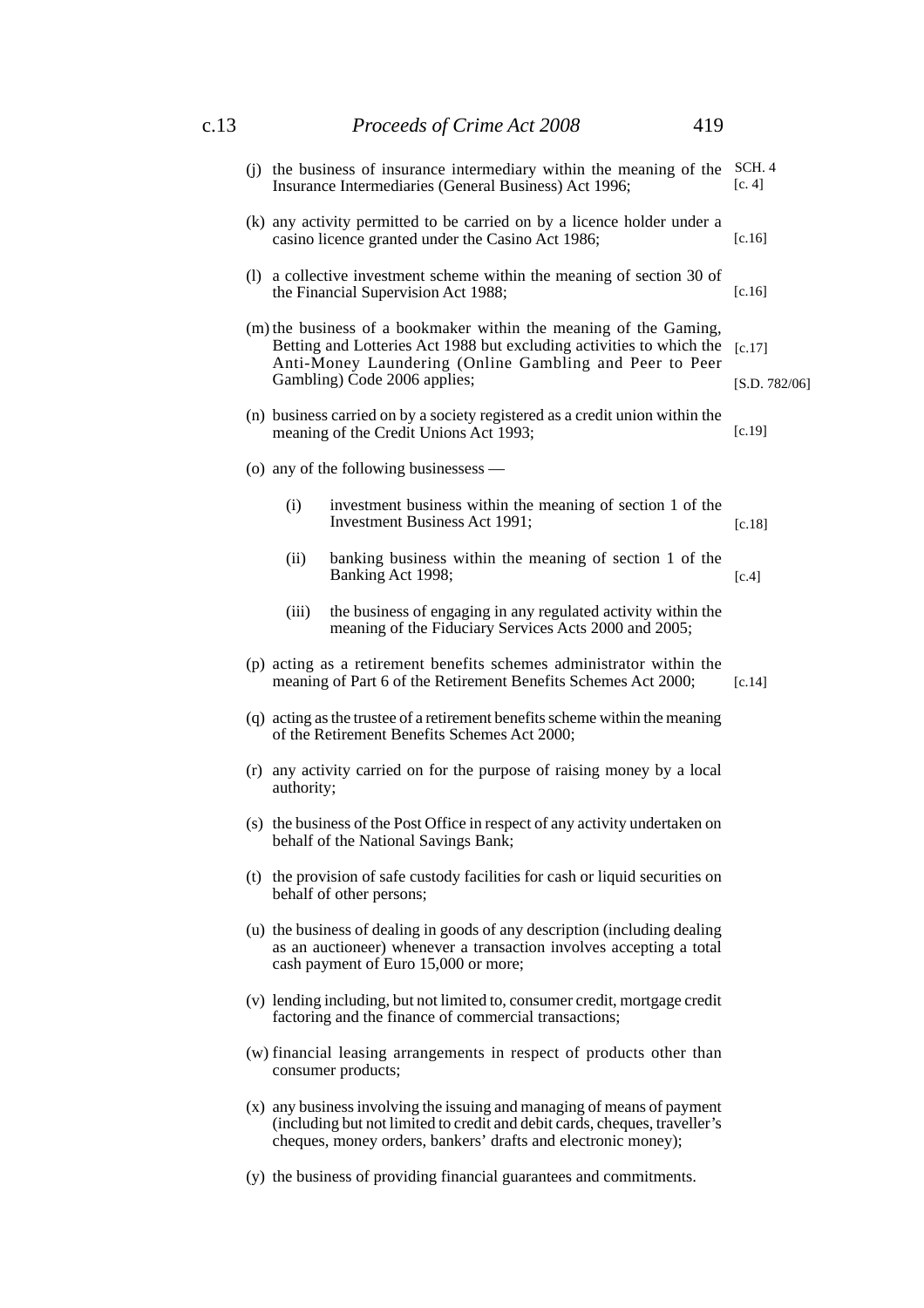(j) the business of insurance intermediary within the meaning of the Insurance Intermediaries (General Business) Act 1996; SCH. 4 [c. 4]

(k) any activity permitted to be carried on by a licence holder under a casino licence granted under the Casino Act 1986; [c.16]

(l) a collective investment scheme within the meaning of section 30 of the Financial Supervision Act 1988; [c.16]

(m) the business of a bookmaker within the meaning of the Gaming, Betting and Lotteries Act 1988 but excluding activities to which the Anti-Money Laundering (Online Gambling and Peer to Peer Gambling) Code 2006 applies; [c.17] [S.D. 782/06]

(n) business carried on by a society registered as a credit union within the meaning of the Credit Unions Act 1993; [c.19]

(o) any of the following businessess —

  (i) investment business within the meaning of section 1 of the Investment Business Act 1991; [c.18]

  (ii) banking business within the meaning of section 1 of the Banking Act 1998; [c.4]

  (iii) the business of engaging in any regulated activity within the meaning of the Fiduciary Services Acts 2000 and 2005;

(p) acting as a retirement benefits schemes administrator within the meaning of Part 6 of the Retirement Benefits Schemes Act 2000; [c.14]

(q) acting as the trustee of a retirement benefits scheme within the meaning of the Retirement Benefits Schemes Act 2000;

(r) any activity carried on for the purpose of raising money by a local authority;

(s) the business of the Post Office in respect of any activity undertaken on behalf of the National Savings Bank;

(t) the provision of safe custody facilities for cash or liquid securities on behalf of other persons;

(u) the business of dealing in goods of any description (including dealing as an auctioneer) whenever a transaction involves accepting a total cash payment of Euro 15,000 or more;

(v) lending including, but not limited to, consumer credit, mortgage credit factoring and the finance of commercial transactions;

(w) financial leasing arrangements in respect of products other than consumer products;

(x) any business involving the issuing and managing of means of payment (including but not limited to credit and debit cards, cheques, traveller's cheques, money orders, bankers' drafts and electronic money);

(y) the business of providing financial guarantees and commitments.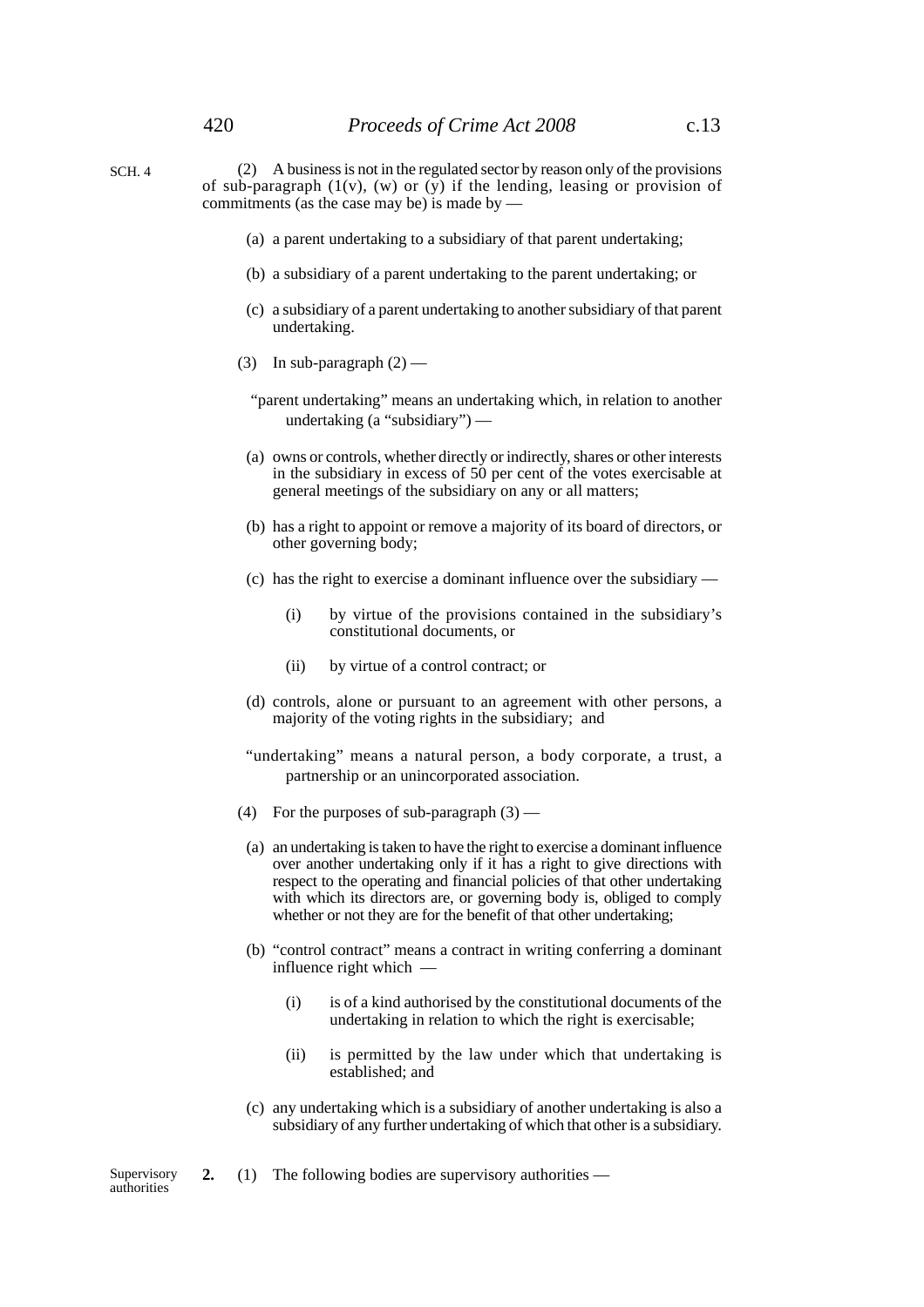SCH. 4

(2) A business is not in the regulated sector by reason only of the provisions of sub-paragraph (1(v), (w) or (y) if the lending, leasing or provision of commitments (as the case may be) is made by —

(a) a parent undertaking to a subsidiary of that parent undertaking;

(b) a subsidiary of a parent undertaking to the parent undertaking; or

(c) a subsidiary of a parent undertaking to another subsidiary of that parent undertaking.

(3) In sub-paragraph (2) —

"parent undertaking" means an undertaking which, in relation to another undertaking (a "subsidiary") —

(a) owns or controls, whether directly or indirectly, shares or other interests in the subsidiary in excess of 50 per cent of the votes exercisable at general meetings of the subsidiary on any or all matters;

(b) has a right to appoint or remove a majority of its board of directors, or other governing body;

(c) has the right to exercise a dominant influence over the subsidiary —

(i) by virtue of the provisions contained in the subsidiary's constitutional documents, or

(ii) by virtue of a control contract; or

(d) controls, alone or pursuant to an agreement with other persons, a majority of the voting rights in the subsidiary; and

"undertaking" means a natural person, a body corporate, a trust, a partnership or an unincorporated association.

(4) For the purposes of sub-paragraph (3) —

(a) an undertaking is taken to have the right to exercise a dominant influence over another undertaking only if it has a right to give directions with respect to the operating and financial policies of that other undertaking with which its directors are, or governing body is, obliged to comply whether or not they are for the benefit of that other undertaking;

(b) "control contract" means a contract in writing conferring a dominant influence right which —

(i) is of a kind authorised by the constitutional documents of the undertaking in relation to which the right is exercisable;

(ii) is permitted by the law under which that undertaking is established; and

(c) any undertaking which is a subsidiary of another undertaking is also a subsidiary of any further undertaking of which that other is a subsidiary.

Supervisory authorities

**2.** (1) The following bodies are supervisory authorities —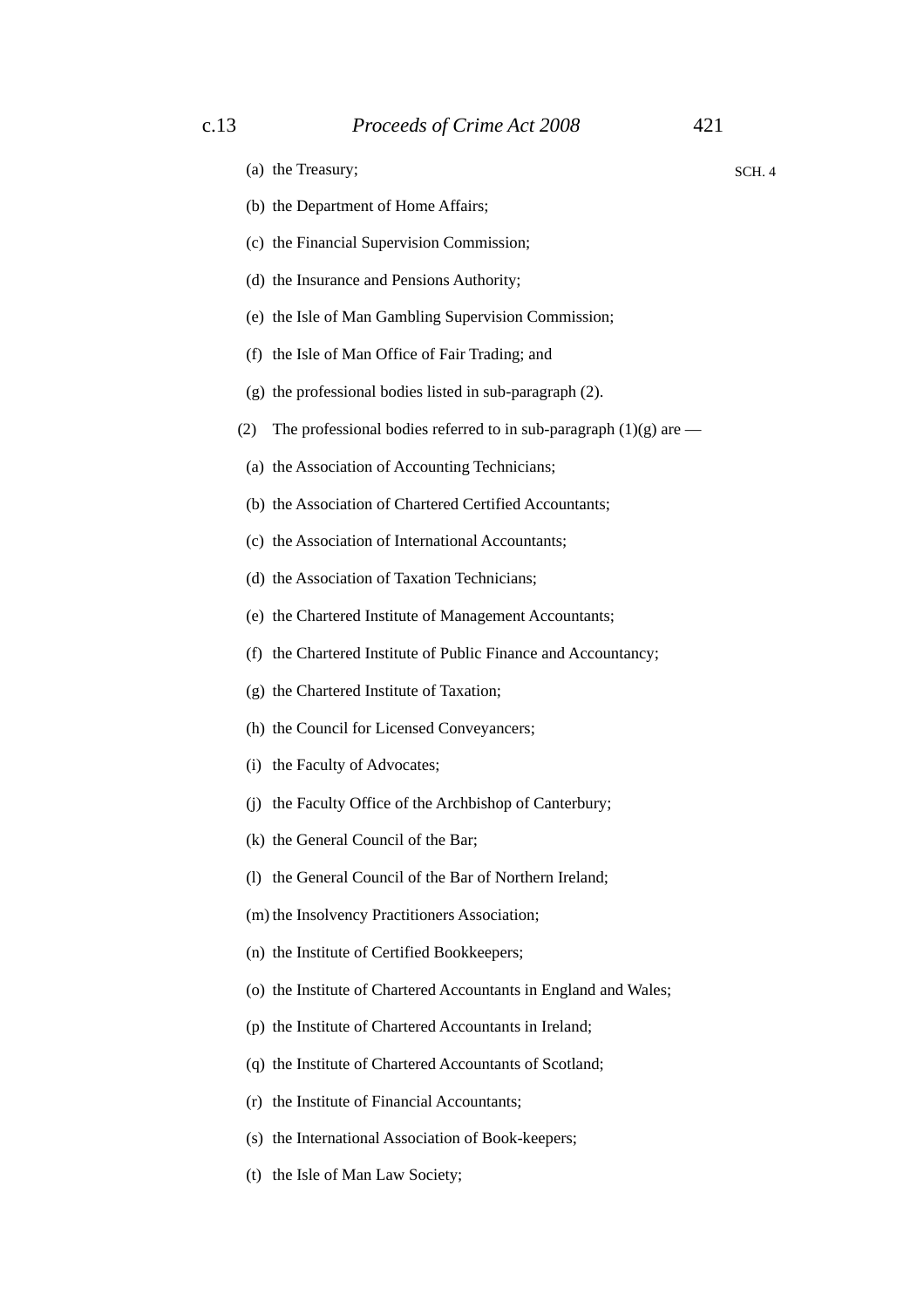(a) the Treasury;

(b) the Department of Home Affairs;

(c) the Financial Supervision Commission;

(d) the Insurance and Pensions Authority;

(e) the Isle of Man Gambling Supervision Commission;

(f) the Isle of Man Office of Fair Trading; and

(g) the professional bodies listed in sub-paragraph (2).

(2) The professional bodies referred to in sub-paragraph (1)(g) are —

(a) the Association of Accounting Technicians;

(b) the Association of Chartered Certified Accountants;

(c) the Association of International Accountants;

(d) the Association of Taxation Technicians;

(e) the Chartered Institute of Management Accountants;

(f) the Chartered Institute of Public Finance and Accountancy;

(g) the Chartered Institute of Taxation;

(h) the Council for Licensed Conveyancers;

(i) the Faculty of Advocates;

(j) the Faculty Office of the Archbishop of Canterbury;

(k) the General Council of the Bar;

(l) the General Council of the Bar of Northern Ireland;

(m) the Insolvency Practitioners Association;

(n) the Institute of Certified Bookkeepers;

(o) the Institute of Chartered Accountants in England and Wales;

(p) the Institute of Chartered Accountants in Ireland;

(q) the Institute of Chartered Accountants of Scotland;

(r) the Institute of Financial Accountants;

(s) the International Association of Book-keepers;

(t) the Isle of Man Law Society;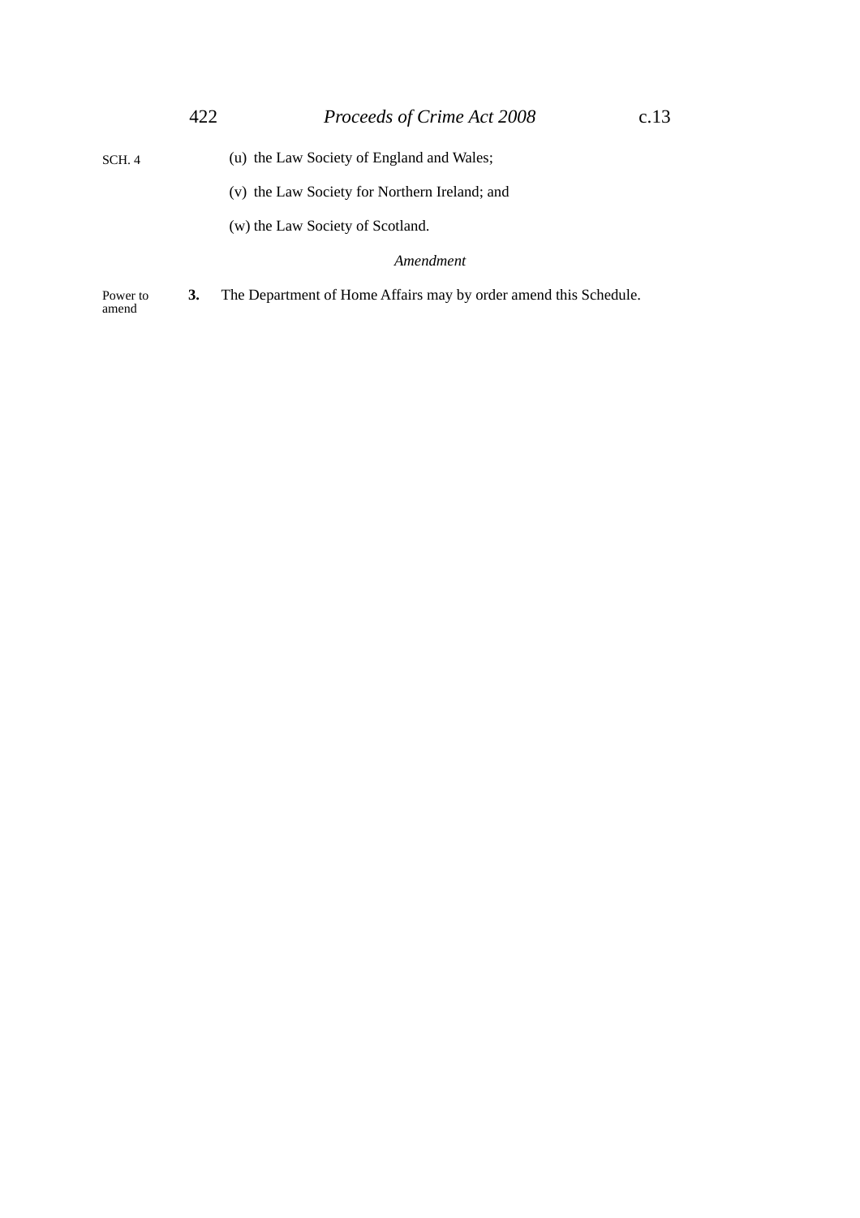(u) the Law Society of England and Wales;

(v) the Law Society for Northern Ireland; and

(w) the Law Society of Scotland.

*Amendment*

Power to amend

**3.** The Department of Home Affairs may by order amend this Schedule.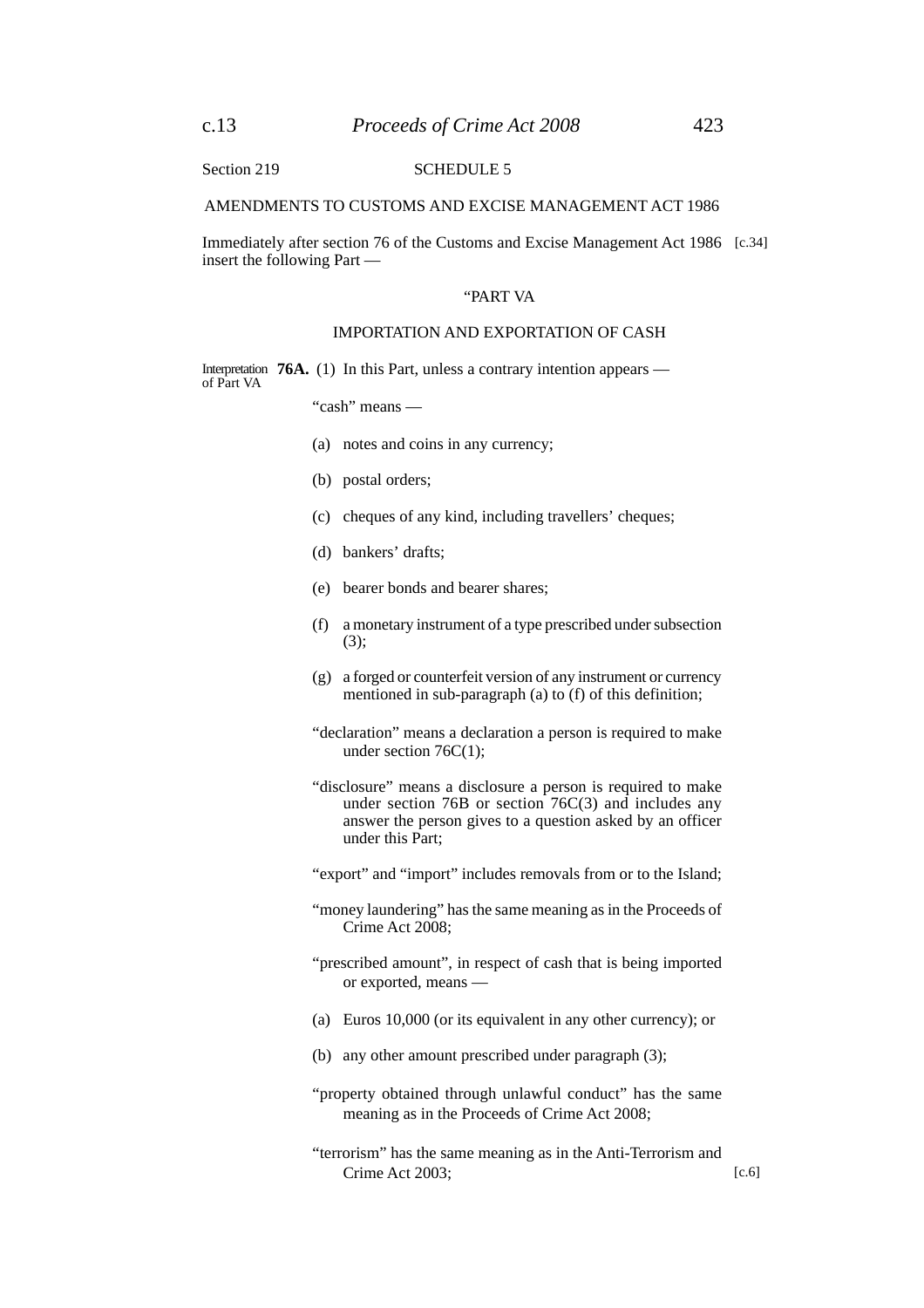Section 219

## SCHEDULE 5

### AMENDMENTS TO CUSTOMS AND EXCISE MANAGEMENT ACT 1986

Immediately after section 76 of the Customs and Excise Management Act 1986 [c.34] insert the following Part —

"PART VA

IMPORTATION AND EXPORTATION OF CASH

Interpretation of Part VA

**76A.** (1) In this Part, unless a contrary intention appears —

"cash" means —

(a) notes and coins in any currency;

(b) postal orders;

(c) cheques of any kind, including travellers' cheques;

(d) bankers' drafts;

(e) bearer bonds and bearer shares;

(f) a monetary instrument of a type prescribed under subsection (3);

(g) a forged or counterfeit version of any instrument or currency mentioned in sub-paragraph (a) to (f) of this definition;

"declaration" means a declaration a person is required to make under section 76C(1);

"disclosure" means a disclosure a person is required to make under section 76B or section 76C(3) and includes any answer the person gives to a question asked by an officer under this Part;

"export" and "import" includes removals from or to the Island;

"money laundering" has the same meaning as in the Proceeds of Crime Act 2008;

"prescribed amount", in respect of cash that is being imported or exported, means —

(a) Euros 10,000 (or its equivalent in any other currency); or

(b) any other amount prescribed under paragraph (3);

"property obtained through unlawful conduct" has the same meaning as in the Proceeds of Crime Act 2008;

"terrorism" has the same meaning as in the Anti-Terrorism and Crime Act 2003; [c.6]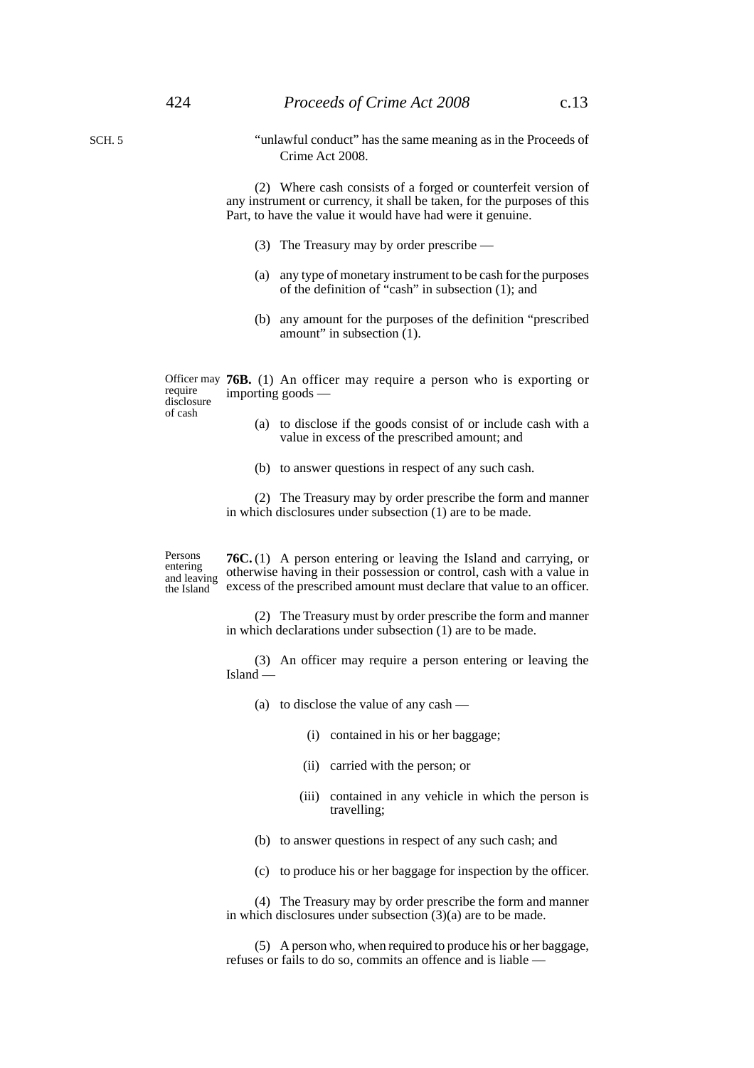"unlawful conduct" has the same meaning as in the Proceeds of Crime Act 2008.

(2) Where cash consists of a forged or counterfeit version of any instrument or currency, it shall be taken, for the purposes of this Part, to have the value it would have had were it genuine.

(3) The Treasury may by order prescribe —

(a) any type of monetary instrument to be cash for the purposes of the definition of "cash" in subsection (1); and

(b) any amount for the purposes of the definition "prescribed amount" in subsection (1).

*Officer may require disclosure of cash*

**76B.** (1) An officer may require a person who is exporting or importing goods —

(a) to disclose if the goods consist of or include cash with a value in excess of the prescribed amount; and

(b) to answer questions in respect of any such cash.

(2) The Treasury may by order prescribe the form and manner in which disclosures under subsection (1) are to be made.

*Persons entering and leaving the Island*

**76C.** (1) A person entering or leaving the Island and carrying, or otherwise having in their possession or control, cash with a value in excess of the prescribed amount must declare that value to an officer.

(2) The Treasury must by order prescribe the form and manner in which declarations under subsection (1) are to be made.

(3) An officer may require a person entering or leaving the Island —

(a) to disclose the value of any cash —

(i) contained in his or her baggage;

(ii) carried with the person; or

(iii) contained in any vehicle in which the person is travelling;

(b) to answer questions in respect of any such cash; and

(c) to produce his or her baggage for inspection by the officer.

(4) The Treasury may by order prescribe the form and manner in which disclosures under subsection (3)(a) are to be made.

(5) A person who, when required to produce his or her baggage, refuses or fails to do so, commits an offence and is liable —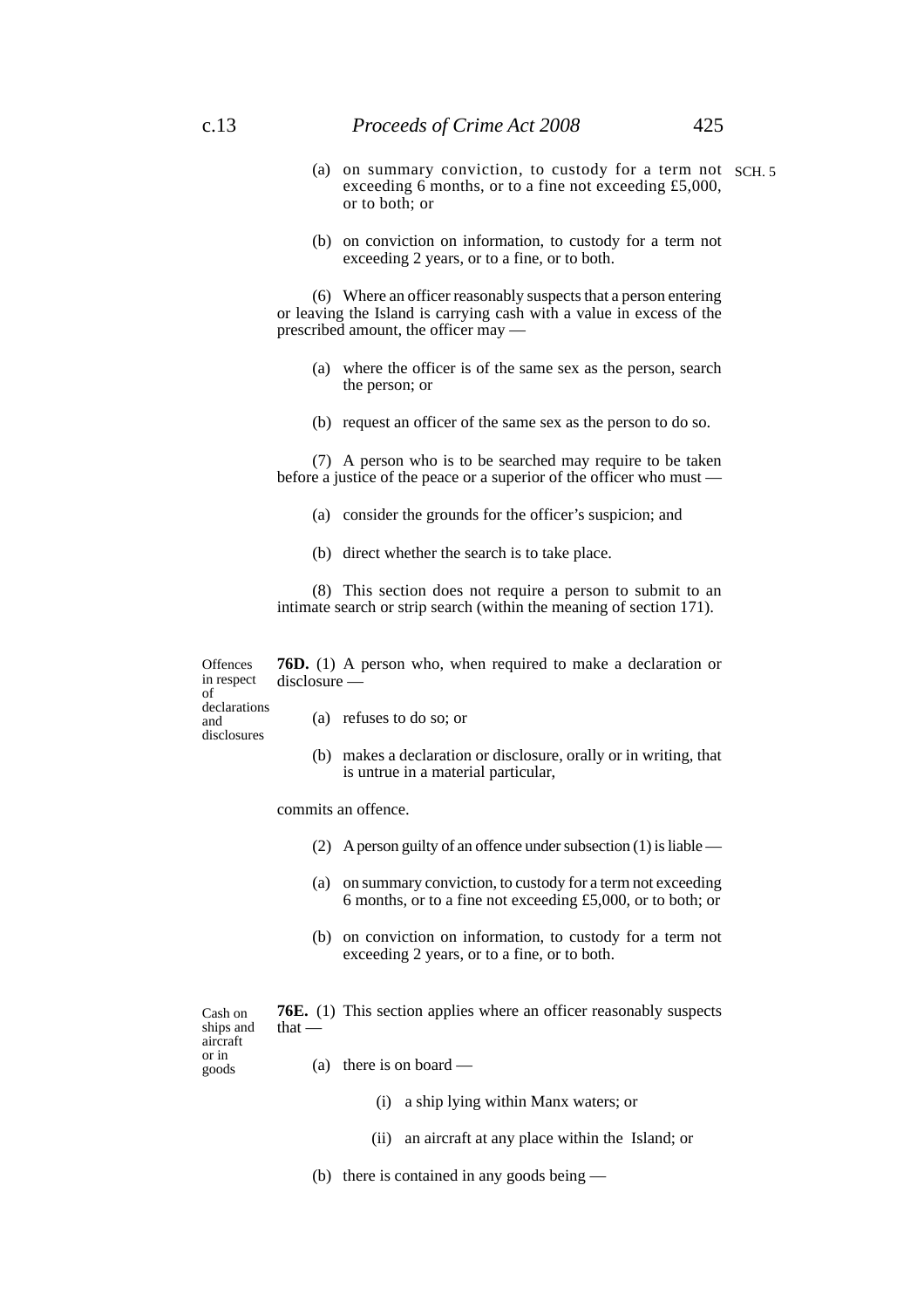(a) on summary conviction, to custody for a term not exceeding 6 months, or to a fine not exceeding £5,000, or to both; or

(b) on conviction on information, to custody for a term not exceeding 2 years, or to a fine, or to both.

(6) Where an officer reasonably suspects that a person entering or leaving the Island is carrying cash with a value in excess of the prescribed amount, the officer may —

(a) where the officer is of the same sex as the person, search the person; or

(b) request an officer of the same sex as the person to do so.

(7) A person who is to be searched may require to be taken before a justice of the peace or a superior of the officer who must —

(a) consider the grounds for the officer's suspicion; and

(b) direct whether the search is to take place.

(8) This section does not require a person to submit to an intimate search or strip search (within the meaning of section 171).

*Offences in respect of declarations and disclosures*

**76D.** (1) A person who, when required to make a declaration or disclosure —

(a) refuses to do so; or

(b) makes a declaration or disclosure, orally or in writing, that is untrue in a material particular,

commits an offence.

(2) A person guilty of an offence under subsection (1) is liable —

(a) on summary conviction, to custody for a term not exceeding 6 months, or to a fine not exceeding £5,000, or to both; or

(b) on conviction on information, to custody for a term not exceeding 2 years, or to a fine, or to both.

*Cash on ships and aircraft or in goods*

**76E.** (1) This section applies where an officer reasonably suspects that —

(a) there is on board —

(i) a ship lying within Manx waters; or

(ii) an aircraft at any place within the Island; or

(b) there is contained in any goods being —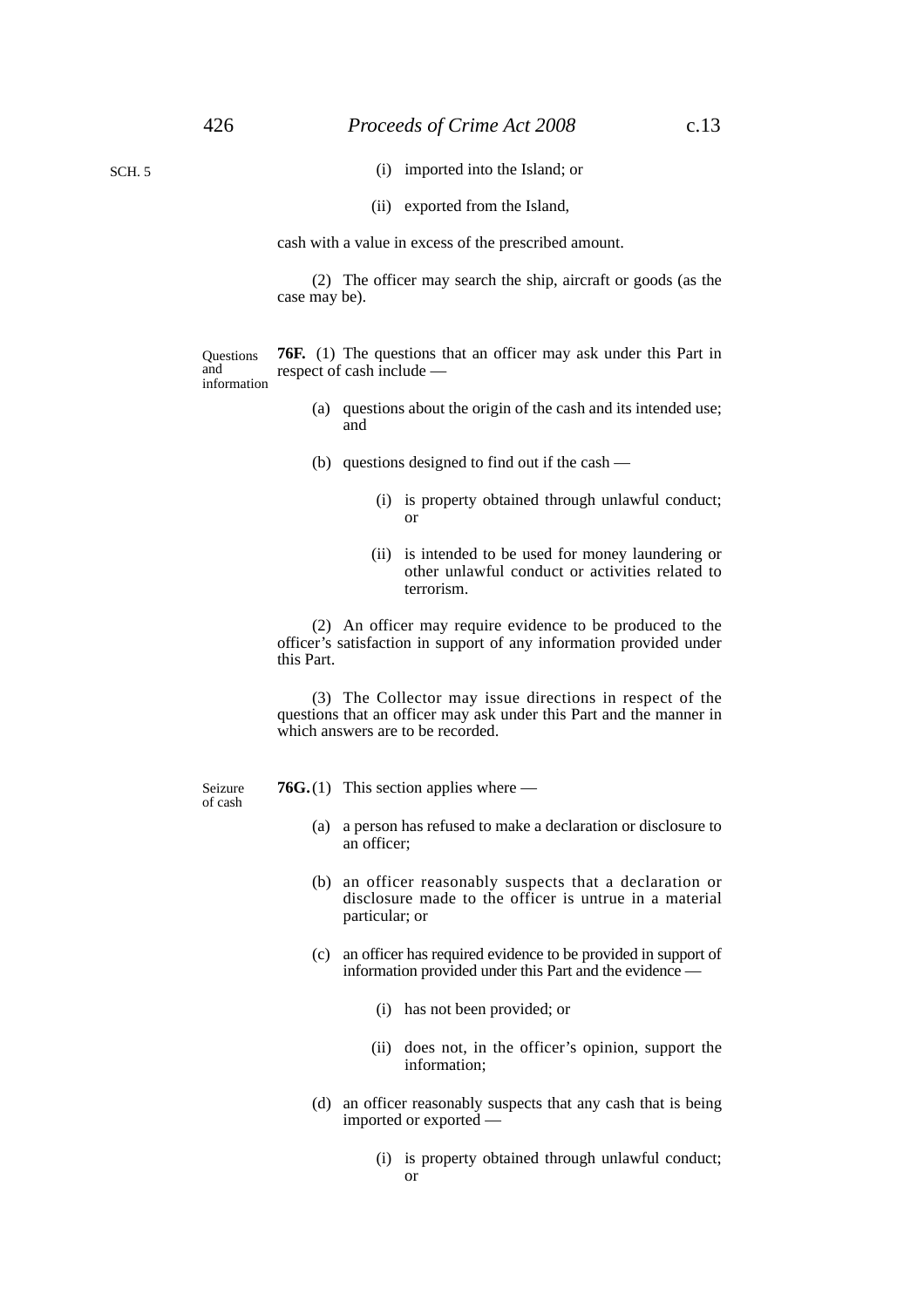(i) imported into the Island; or

(ii) exported from the Island,

cash with a value in excess of the prescribed amount.

(2) The officer may search the ship, aircraft or goods (as the case may be).

Questions and information

**76F.** (1) The questions that an officer may ask under this Part in respect of cash include —

(a) questions about the origin of the cash and its intended use; and

(b) questions designed to find out if the cash —

(i) is property obtained through unlawful conduct; or

(ii) is intended to be used for money laundering or other unlawful conduct or activities related to terrorism.

(2) An officer may require evidence to be produced to the officer's satisfaction in support of any information provided under this Part.

(3) The Collector may issue directions in respect of the questions that an officer may ask under this Part and the manner in which answers are to be recorded.

Seizure of cash

**76G.** (1) This section applies where —

(a) a person has refused to make a declaration or disclosure to an officer;

(b) an officer reasonably suspects that a declaration or disclosure made to the officer is untrue in a material particular; or

(c) an officer has required evidence to be provided in support of information provided under this Part and the evidence —

(i) has not been provided; or

(ii) does not, in the officer's opinion, support the information;

(d) an officer reasonably suspects that any cash that is being imported or exported —

(i) is property obtained through unlawful conduct; or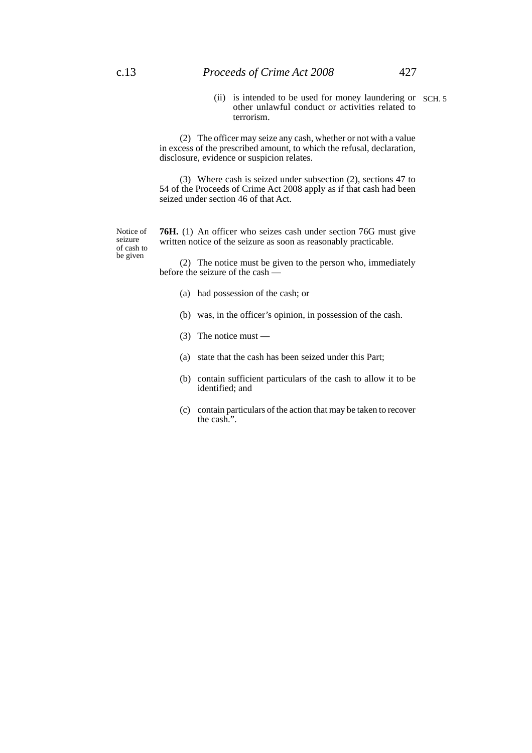(ii) is intended to be used for money laundering or other unlawful conduct or activities related to terrorism.

(2) The officer may seize any cash, whether or not with a value in excess of the prescribed amount, to which the refusal, declaration, disclosure, evidence or suspicion relates.

(3) Where cash is seized under subsection (2), sections 47 to 54 of the Proceeds of Crime Act 2008 apply as if that cash had been seized under section 46 of that Act.

*Notice of seizure of cash to be given*

**76H.** (1) An officer who seizes cash under section 76G must give written notice of the seizure as soon as reasonably practicable.

(2) The notice must be given to the person who, immediately before the seizure of the cash —

(a) had possession of the cash; or

(b) was, in the officer's opinion, in possession of the cash.

(3) The notice must —

(a) state that the cash has been seized under this Part;

(b) contain sufficient particulars of the cash to allow it to be identified; and

(c) contain particulars of the action that may be taken to recover the cash.".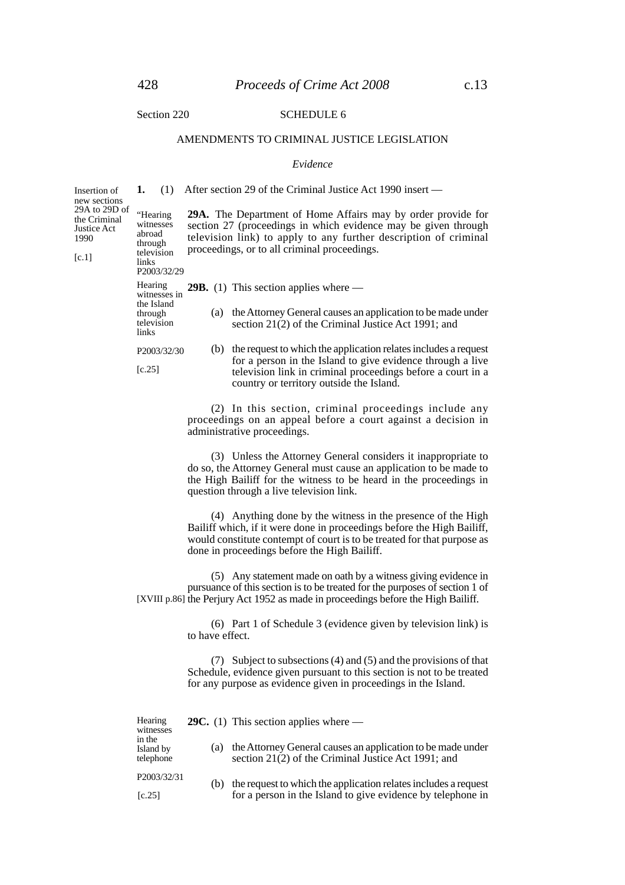Section 220

## SCHEDULE 6

### AMENDMENTS TO CRIMINAL JUSTICE LEGISLATION

*Evidence*

Insertion of new sections 29A to 29D of the Criminal Justice Act 1990

[c.1]

**1.** (1) After section 29 of the Criminal Justice Act 1990 insert —

"Hearing witnesses abroad through television links
P2003/32/29

**29A.** The Department of Home Affairs may by order provide for section 27 (proceedings in which evidence may be given through television link) to apply to any further description of criminal proceedings, or to all criminal proceedings.

Hearing witnesses in the Island through television links

P2003/32/30

[c.25]

**29B.** (1) This section applies where —

(a) the Attorney General causes an application to be made under section 21(2) of the Criminal Justice Act 1991; and

(b) the request to which the application relates includes a request for a person in the Island to give evidence through a live television link in criminal proceedings before a court in a country or territory outside the Island.

(2) In this section, criminal proceedings include any proceedings on an appeal before a court against a decision in administrative proceedings.

(3) Unless the Attorney General considers it inappropriate to do so, the Attorney General must cause an application to be made to the High Bailiff for the witness to be heard in the proceedings in question through a live television link.

(4) Anything done by the witness in the presence of the High Bailiff which, if it were done in proceedings before the High Bailiff, would constitute contempt of court is to be treated for that purpose as done in proceedings before the High Bailiff.

(5) Any statement made on oath by a witness giving evidence in pursuance of this section is to be treated for the purposes of section 1 of the Perjury Act 1952 as made in proceedings before the High Bailiff. [XVIII p.86]

(6) Part 1 of Schedule 3 (evidence given by television link) is to have effect.

(7) Subject to subsections (4) and (5) and the provisions of that Schedule, evidence given pursuant to this section is not to be treated for any purpose as evidence given in proceedings in the Island.

Hearing witnesses in the Island by telephone

P2003/32/31

[c.25]

**29C.** (1) This section applies where —

(a) the Attorney General causes an application to be made under section 21(2) of the Criminal Justice Act 1991; and

(b) the request to which the application relates includes a request for a person in the Island to give evidence by telephone in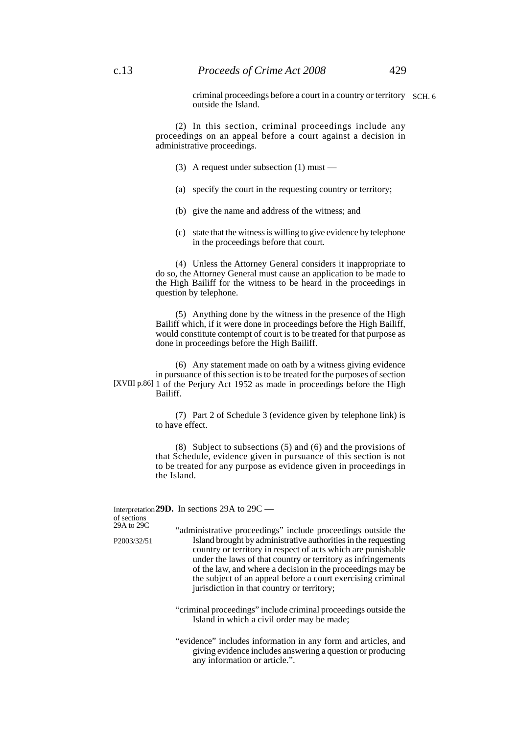criminal proceedings before a court in a country or territory outside the Island.

SCH. 6

(2) In this section, criminal proceedings include any proceedings on an appeal before a court against a decision in administrative proceedings.

(3) A request under subsection (1) must —

(a) specify the court in the requesting country or territory;

(b) give the name and address of the witness; and

(c) state that the witness is willing to give evidence by telephone in the proceedings before that court.

(4) Unless the Attorney General considers it inappropriate to do so, the Attorney General must cause an application to be made to the High Bailiff for the witness to be heard in the proceedings in question by telephone.

(5) Anything done by the witness in the presence of the High Bailiff which, if it were done in proceedings before the High Bailiff, would constitute contempt of court is to be treated for that purpose as done in proceedings before the High Bailiff.

(6) Any statement made on oath by a witness giving evidence in pursuance of this section is to be treated for the purposes of section 1 of the Perjury Act 1952 as made in proceedings before the High Bailiff.

[XVIII p.86]

(7) Part 2 of Schedule 3 (evidence given by telephone link) is to have effect.

(8) Subject to subsections (5) and (6) and the provisions of that Schedule, evidence given in pursuance of this section is not to be treated for any purpose as evidence given in proceedings in the Island.

Interpretation of sections 29A to 29C

P2003/32/51

**29D.** In sections 29A to 29C —

"administrative proceedings" include proceedings outside the Island brought by administrative authorities in the requesting country or territory in respect of acts which are punishable under the laws of that country or territory as infringements of the law, and where a decision in the proceedings may be the subject of an appeal before a court exercising criminal jurisdiction in that country or territory;

"criminal proceedings" include criminal proceedings outside the Island in which a civil order may be made;

"evidence" includes information in any form and articles, and giving evidence includes answering a question or producing any information or article.".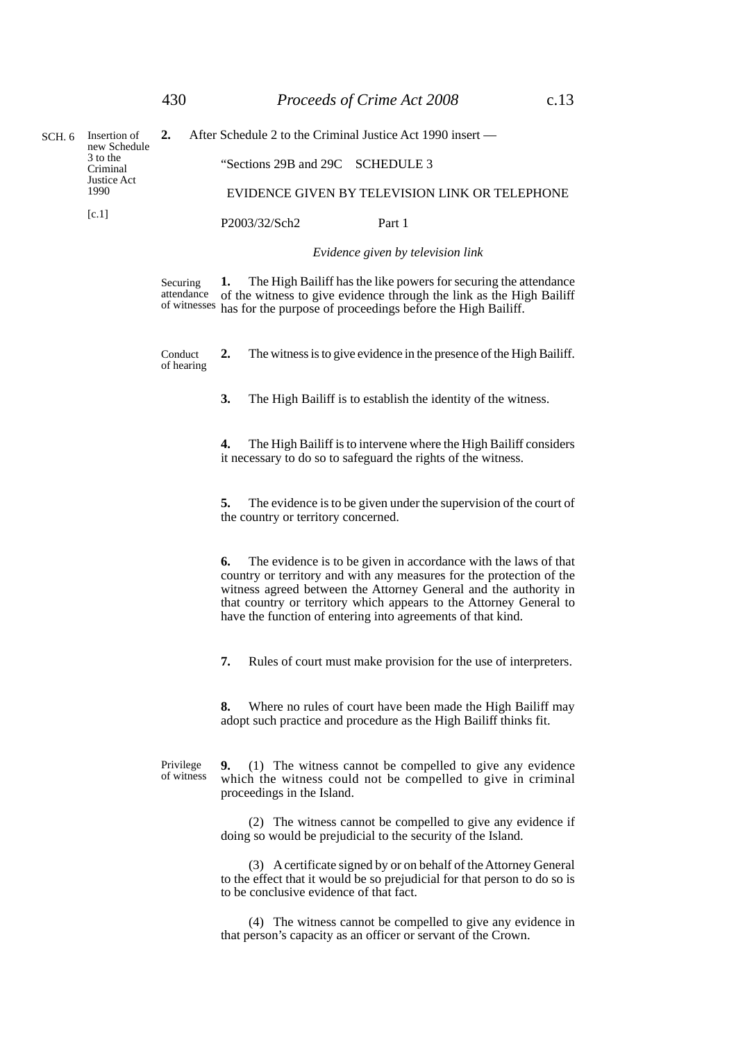SCH. 6

Insertion of new Schedule 3 to the Criminal Justice Act 1990

[c.1]

**2.** After Schedule 2 to the Criminal Justice Act 1990 insert —

"Sections 29B and 29C SCHEDULE 3

EVIDENCE GIVEN BY TELEVISION LINK OR TELEPHONE

P2003/32/Sch2 Part 1

*Evidence given by television link*

Securing attendance of witnesses

**1.** The High Bailiff has the like powers for securing the attendance of the witness to give evidence through the link as the High Bailiff has for the purpose of proceedings before the High Bailiff.

Conduct of hearing

**2.** The witness is to give evidence in the presence of the High Bailiff.

**3.** The High Bailiff is to establish the identity of the witness.

**4.** The High Bailiff is to intervene where the High Bailiff considers it necessary to do so to safeguard the rights of the witness.

**5.** The evidence is to be given under the supervision of the court of the country or territory concerned.

**6.** The evidence is to be given in accordance with the laws of that country or territory and with any measures for the protection of the witness agreed between the Attorney General and the authority in that country or territory which appears to the Attorney General to have the function of entering into agreements of that kind.

**7.** Rules of court must make provision for the use of interpreters.

**8.** Where no rules of court have been made the High Bailiff may adopt such practice and procedure as the High Bailiff thinks fit.

Privilege of witness

**9.** (1) The witness cannot be compelled to give any evidence which the witness could not be compelled to give in criminal proceedings in the Island.

(2) The witness cannot be compelled to give any evidence if doing so would be prejudicial to the security of the Island.

(3) A certificate signed by or on behalf of the Attorney General to the effect that it would be so prejudicial for that person to do so is to be conclusive evidence of that fact.

(4) The witness cannot be compelled to give any evidence in that person's capacity as an officer or servant of the Crown.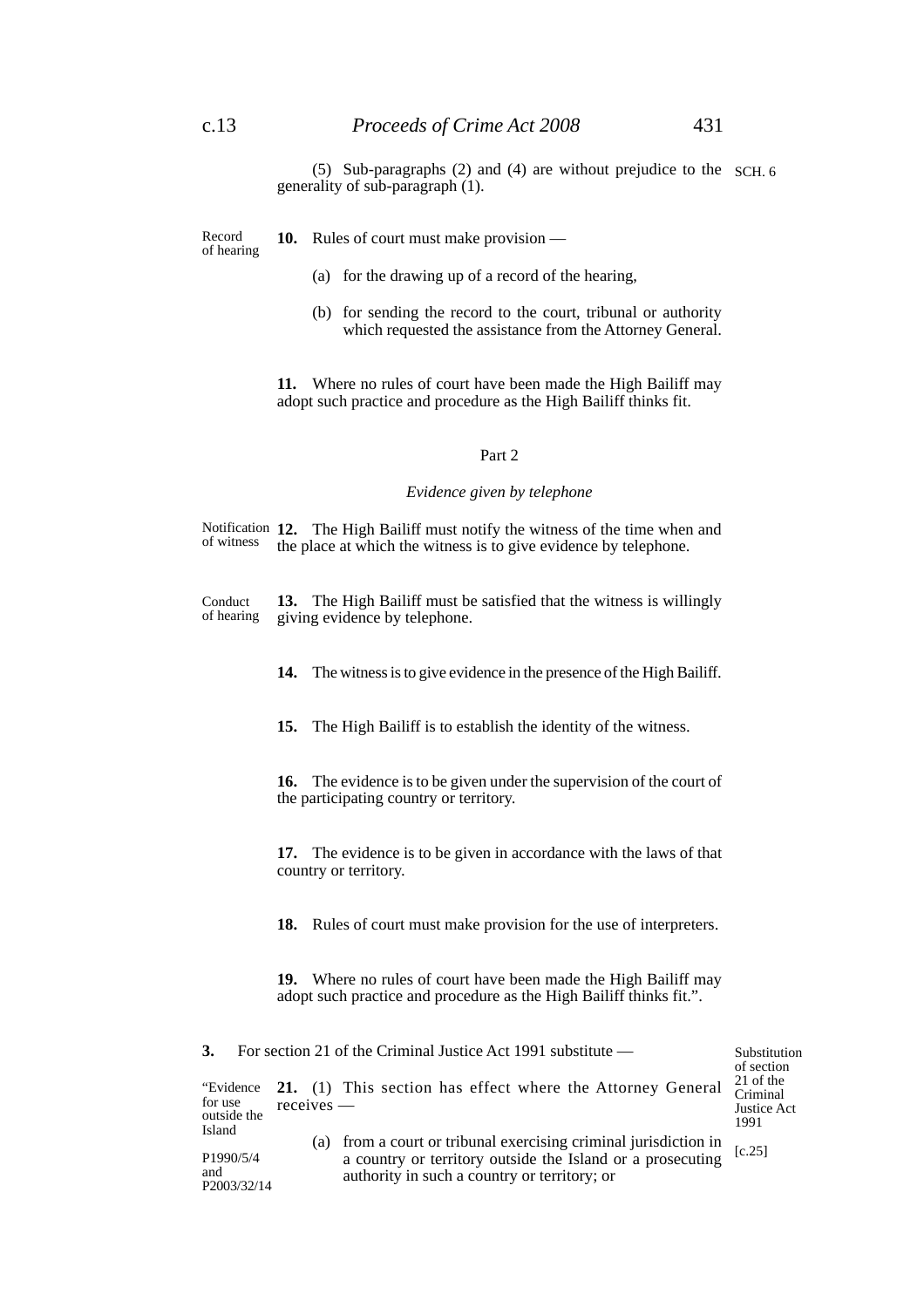(5) Sub-paragraphs (2) and (4) are without prejudice to the generality of sub-paragraph (1).

Record of hearing

**10.** Rules of court must make provision —

(a) for the drawing up of a record of the hearing,

(b) for sending the record to the court, tribunal or authority which requested the assistance from the Attorney General.

**11.** Where no rules of court have been made the High Bailiff may adopt such practice and procedure as the High Bailiff thinks fit.

Part 2

*Evidence given by telephone*

Notification of witness

**12.** The High Bailiff must notify the witness of the time when and the place at which the witness is to give evidence by telephone.

Conduct of hearing

**13.** The High Bailiff must be satisfied that the witness is willingly giving evidence by telephone.

**14.** The witness is to give evidence in the presence of the High Bailiff.

**15.** The High Bailiff is to establish the identity of the witness.

**16.** The evidence is to be given under the supervision of the court of the participating country or territory.

**17.** The evidence is to be given in accordance with the laws of that country or territory.

**18.** Rules of court must make provision for the use of interpreters.

**19.** Where no rules of court have been made the High Bailiff may adopt such practice and procedure as the High Bailiff thinks fit.".

**3.** For section 21 of the Criminal Justice Act 1991 substitute —

Substitution of section 21 of the Criminal Justice Act 1991 [c.25]

"Evidence for use outside the Island

P1990/5/4 and P2003/32/14

**21.** (1) This section has effect where the Attorney General receives —

(a) from a court or tribunal exercising criminal jurisdiction in a country or territory outside the Island or a prosecuting authority in such a country or territory; or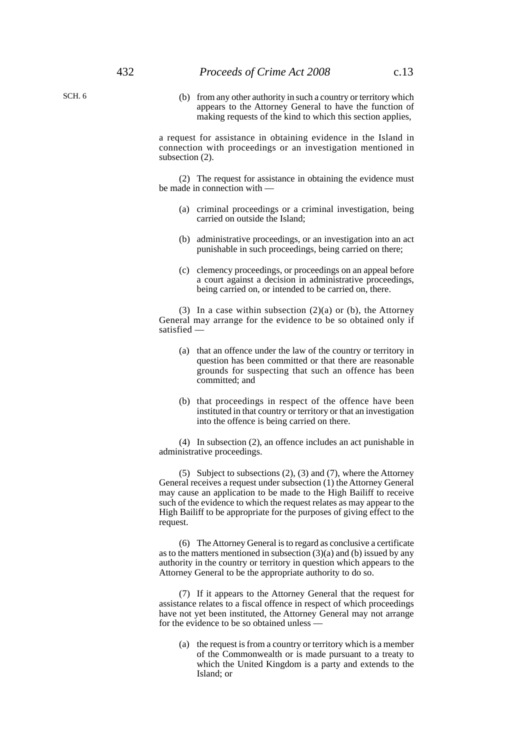(b) from any other authority in such a country or territory which appears to the Attorney General to have the function of making requests of the kind to which this section applies,

a request for assistance in obtaining evidence in the Island in connection with proceedings or an investigation mentioned in subsection (2).

(2) The request for assistance in obtaining the evidence must be made in connection with —

(a) criminal proceedings or a criminal investigation, being carried on outside the Island;

(b) administrative proceedings, or an investigation into an act punishable in such proceedings, being carried on there;

(c) clemency proceedings, or proceedings on an appeal before a court against a decision in administrative proceedings, being carried on, or intended to be carried on, there.

(3) In a case within subsection (2)(a) or (b), the Attorney General may arrange for the evidence to be so obtained only if satisfied —

(a) that an offence under the law of the country or territory in question has been committed or that there are reasonable grounds for suspecting that such an offence has been committed; and

(b) that proceedings in respect of the offence have been instituted in that country or territory or that an investigation into the offence is being carried on there.

(4) In subsection (2), an offence includes an act punishable in administrative proceedings.

(5) Subject to subsections (2), (3) and (7), where the Attorney General receives a request under subsection (1) the Attorney General may cause an application to be made to the High Bailiff to receive such of the evidence to which the request relates as may appear to the High Bailiff to be appropriate for the purposes of giving effect to the request.

(6) The Attorney General is to regard as conclusive a certificate as to the matters mentioned in subsection (3)(a) and (b) issued by any authority in the country or territory in question which appears to the Attorney General to be the appropriate authority to do so.

(7) If it appears to the Attorney General that the request for assistance relates to a fiscal offence in respect of which proceedings have not yet been instituted, the Attorney General may not arrange for the evidence to be so obtained unless —

(a) the request is from a country or territory which is a member of the Commonwealth or is made pursuant to a treaty to which the United Kingdom is a party and extends to the Island; or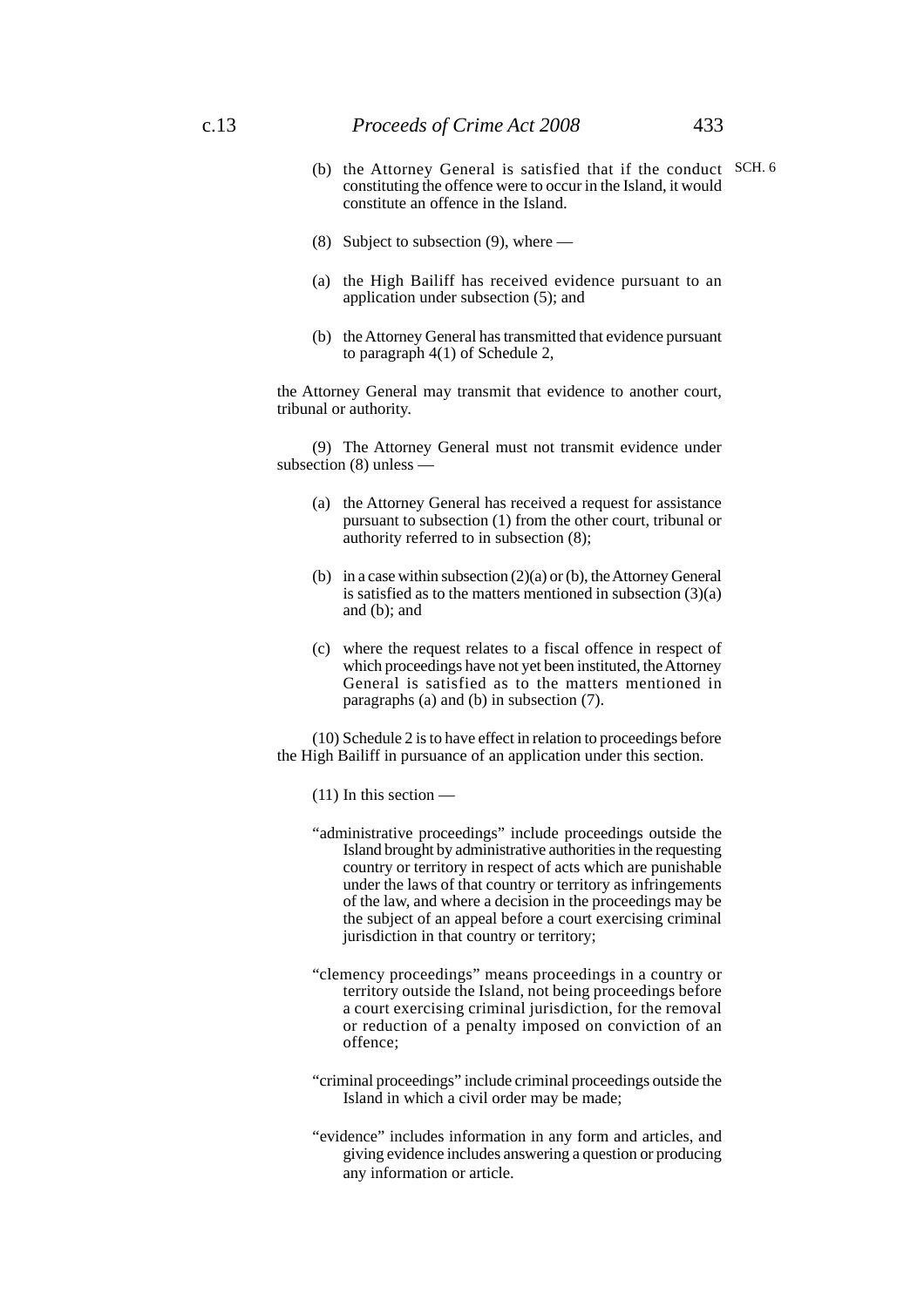(b) the Attorney General is satisfied that if the conduct constituting the offence were to occur in the Island, it would constitute an offence in the Island.

(8) Subject to subsection (9), where —

(a) the High Bailiff has received evidence pursuant to an application under subsection (5); and

(b) the Attorney General has transmitted that evidence pursuant to paragraph 4(1) of Schedule 2,

the Attorney General may transmit that evidence to another court, tribunal or authority.

(9) The Attorney General must not transmit evidence under subsection (8) unless —

(a) the Attorney General has received a request for assistance pursuant to subsection (1) from the other court, tribunal or authority referred to in subsection (8);

(b) in a case within subsection (2)(a) or (b), the Attorney General is satisfied as to the matters mentioned in subsection (3)(a) and (b); and

(c) where the request relates to a fiscal offence in respect of which proceedings have not yet been instituted, the Attorney General is satisfied as to the matters mentioned in paragraphs (a) and (b) in subsection (7).

(10) Schedule 2 is to have effect in relation to proceedings before the High Bailiff in pursuance of an application under this section.

(11) In this section —

"administrative proceedings" include proceedings outside the Island brought by administrative authorities in the requesting country or territory in respect of acts which are punishable under the laws of that country or territory as infringements of the law, and where a decision in the proceedings may be the subject of an appeal before a court exercising criminal jurisdiction in that country or territory;

"clemency proceedings" means proceedings in a country or territory outside the Island, not being proceedings before a court exercising criminal jurisdiction, for the removal or reduction of a penalty imposed on conviction of an offence;

"criminal proceedings" include criminal proceedings outside the Island in which a civil order may be made;

"evidence" includes information in any form and articles, and giving evidence includes answering a question or producing any information or article.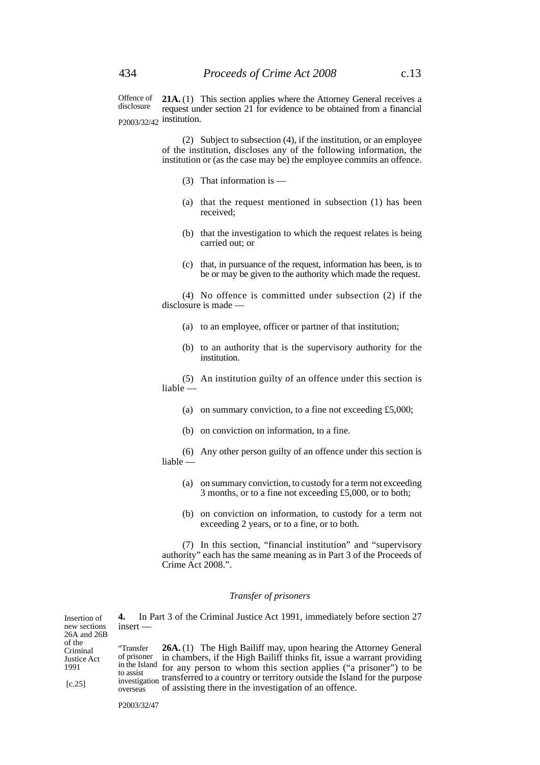Offence of disclosure

P2003/32/42

**21A.** (1) This section applies where the Attorney General receives a request under section 21 for evidence to be obtained from a financial institution.

(2) Subject to subsection (4), if the institution, or an employee of the institution, discloses any of the following information, the institution or (as the case may be) the employee commits an offence.

(3) That information is —

(a) that the request mentioned in subsection (1) has been received;

(b) that the investigation to which the request relates is being carried out; or

(c) that, in pursuance of the request, information has been, is to be or may be given to the authority which made the request.

(4) No offence is committed under subsection (2) if the disclosure is made —

(a) to an employee, officer or partner of that institution;

(b) to an authority that is the supervisory authority for the institution.

(5) An institution guilty of an offence under this section is liable —

(a) on summary conviction, to a fine not exceeding £5,000;

(b) on conviction on information, to a fine.

(6) Any other person guilty of an offence under this section is liable —

(a) on summary conviction, to custody for a term not exceeding 3 months, or to a fine not exceeding £5,000, or to both;

(b) on conviction on information, to custody for a term not exceeding 2 years, or to a fine, or to both.

(7) In this section, "financial institution" and "supervisory authority" each has the same meaning as in Part 3 of the Proceeds of Crime Act 2008.".

*Transfer of prisoners*

Insertion of new sections 26A and 26B of the Criminal Justice Act 1991

[c.25]

**4.** In Part 3 of the Criminal Justice Act 1991, immediately before section 27 insert —

"Transfer of prisoner in the Island to assist investigation overseas

P2003/32/47

**26A.** (1) The High Bailiff may, upon hearing the Attorney General in chambers, if the High Bailiff thinks fit, issue a warrant providing for any person to whom this section applies ("a prisoner") to be transferred to a country or territory outside the Island for the purpose of assisting there in the investigation of an offence.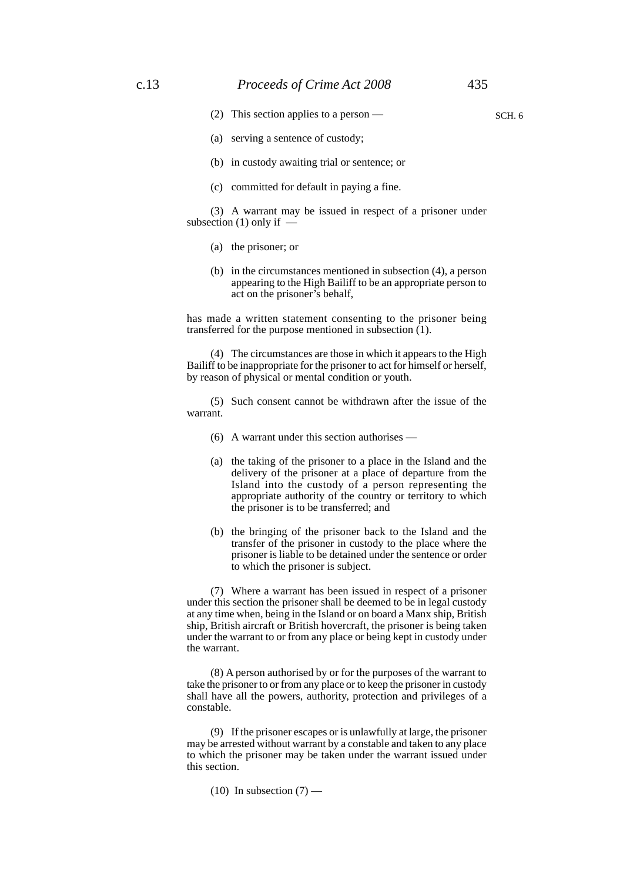(2) This section applies to a person —

(a) serving a sentence of custody;

(b) in custody awaiting trial or sentence; or

(c) committed for default in paying a fine.

(3) A warrant may be issued in respect of a prisoner under subsection (1) only if —

(a) the prisoner; or

(b) in the circumstances mentioned in subsection (4), a person appearing to the High Bailiff to be an appropriate person to act on the prisoner's behalf,

has made a written statement consenting to the prisoner being transferred for the purpose mentioned in subsection (1).

(4) The circumstances are those in which it appears to the High Bailiff to be inappropriate for the prisoner to act for himself or herself, by reason of physical or mental condition or youth.

(5) Such consent cannot be withdrawn after the issue of the warrant.

(6) A warrant under this section authorises —

(a) the taking of the prisoner to a place in the Island and the delivery of the prisoner at a place of departure from the Island into the custody of a person representing the appropriate authority of the country or territory to which the prisoner is to be transferred; and

(b) the bringing of the prisoner back to the Island and the transfer of the prisoner in custody to the place where the prisoner is liable to be detained under the sentence or order to which the prisoner is subject.

(7) Where a warrant has been issued in respect of a prisoner under this section the prisoner shall be deemed to be in legal custody at any time when, being in the Island or on board a Manx ship, British ship, British aircraft or British hovercraft, the prisoner is being taken under the warrant to or from any place or being kept in custody under the warrant.

(8) A person authorised by or for the purposes of the warrant to take the prisoner to or from any place or to keep the prisoner in custody shall have all the powers, authority, protection and privileges of a constable.

(9) If the prisoner escapes or is unlawfully at large, the prisoner may be arrested without warrant by a constable and taken to any place to which the prisoner may be taken under the warrant issued under this section.

(10) In subsection (7) —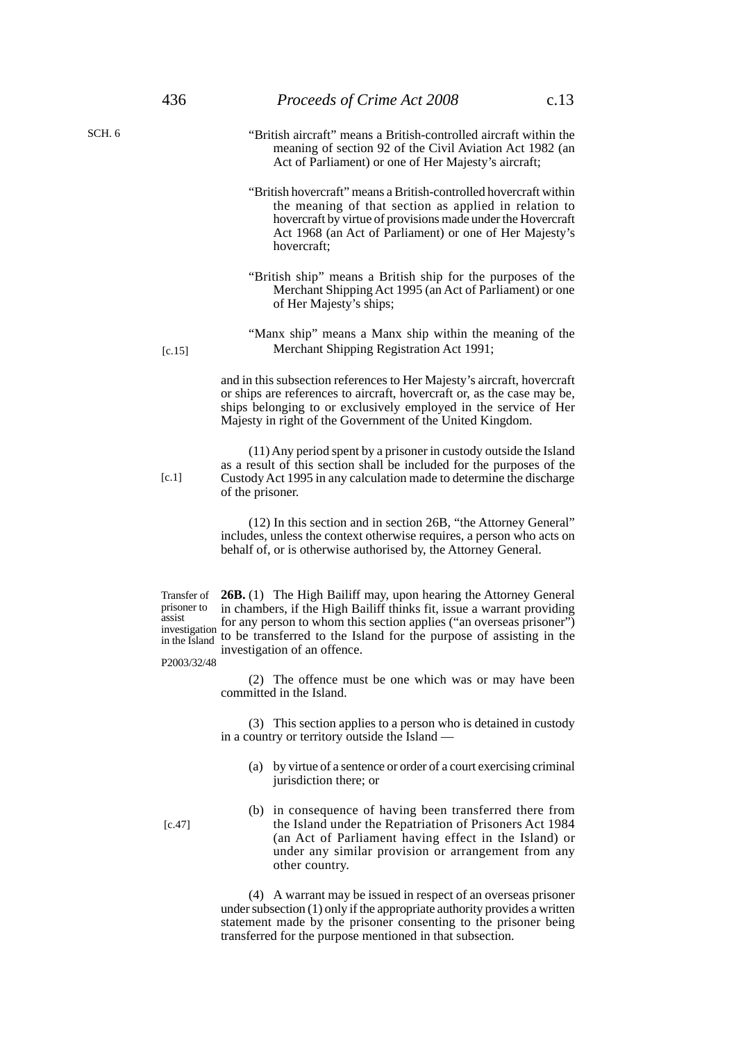"British aircraft" means a British-controlled aircraft within the meaning of section 92 of the Civil Aviation Act 1982 (an Act of Parliament) or one of Her Majesty's aircraft;

"British hovercraft" means a British-controlled hovercraft within the meaning of that section as applied in relation to hovercraft by virtue of provisions made under the Hovercraft Act 1968 (an Act of Parliament) or one of Her Majesty's hovercraft;

"British ship" means a British ship for the purposes of the Merchant Shipping Act 1995 (an Act of Parliament) or one of Her Majesty's ships;

"Manx ship" means a Manx ship within the meaning of the Merchant Shipping Registration Act 1991; [c.15]

and in this subsection references to Her Majesty's aircraft, hovercraft or ships are references to aircraft, hovercraft or, as the case may be, ships belonging to or exclusively employed in the service of Her Majesty in right of the Government of the United Kingdom.

(11) Any period spent by a prisoner in custody outside the Island as a result of this section shall be included for the purposes of the Custody Act 1995 [c.1] in any calculation made to determine the discharge of the prisoner.

(12) In this section and in section 26B, "the Attorney General" includes, unless the context otherwise requires, a person who acts on behalf of, or is otherwise authorised by, the Attorney General.

*Transfer of prisoner to assist investigation in the Island*

*P2003/32/48*

**26B.** (1) The High Bailiff may, upon hearing the Attorney General in chambers, if the High Bailiff thinks fit, issue a warrant providing for any person to whom this section applies ("an overseas prisoner") to be transferred to the Island for the purpose of assisting in the investigation of an offence.

(2) The offence must be one which was or may have been committed in the Island.

(3) This section applies to a person who is detained in custody in a country or territory outside the Island —

(a) by virtue of a sentence or order of a court exercising criminal jurisdiction there; or

(b) in consequence of having been transferred there from the Island under the Repatriation of Prisoners Act 1984 [c.47] (an Act of Parliament having effect in the Island) or under any similar provision or arrangement from any other country.

(4) A warrant may be issued in respect of an overseas prisoner under subsection (1) only if the appropriate authority provides a written statement made by the prisoner consenting to the prisoner being transferred for the purpose mentioned in that subsection.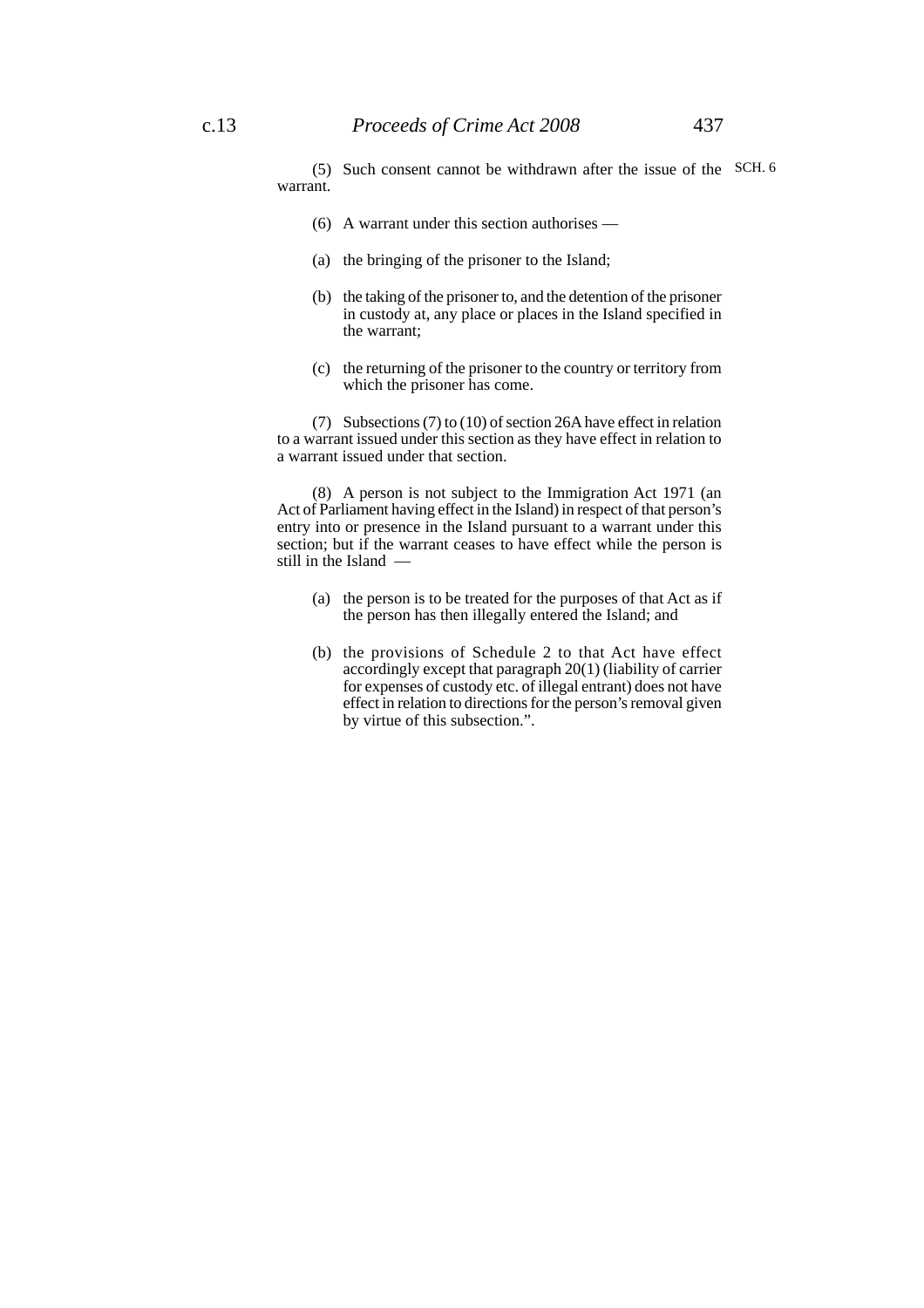(5) Such consent cannot be withdrawn after the issue of the warrant.

(6) A warrant under this section authorises —

(a) the bringing of the prisoner to the Island;

(b) the taking of the prisoner to, and the detention of the prisoner in custody at, any place or places in the Island specified in the warrant;

(c) the returning of the prisoner to the country or territory from which the prisoner has come.

(7) Subsections (7) to (10) of section 26A have effect in relation to a warrant issued under this section as they have effect in relation to a warrant issued under that section.

(8) A person is not subject to the Immigration Act 1971 (an Act of Parliament having effect in the Island) in respect of that person's entry into or presence in the Island pursuant to a warrant under this section; but if the warrant ceases to have effect while the person is still in the Island —

(a) the person is to be treated for the purposes of that Act as if the person has then illegally entered the Island; and

(b) the provisions of Schedule 2 to that Act have effect accordingly except that paragraph 20(1) (liability of carrier for expenses of custody etc. of illegal entrant) does not have effect in relation to directions for the person's removal given by virtue of this subsection.".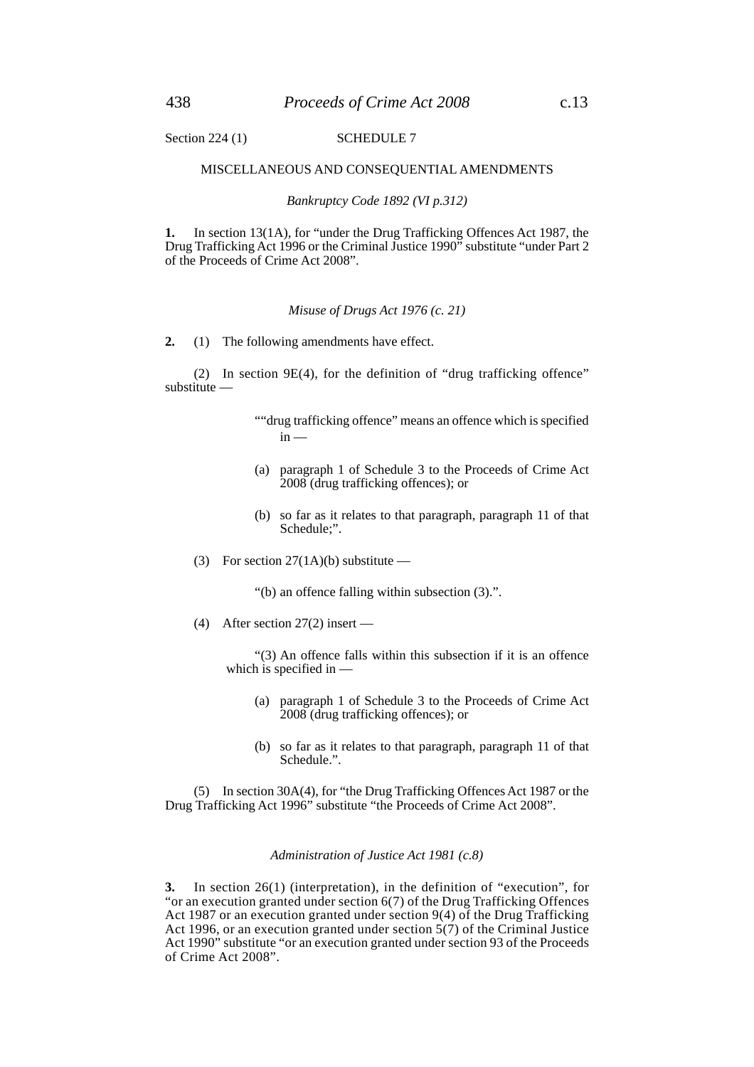Section 224 (1)

## SCHEDULE 7

## MISCELLANEOUS AND CONSEQUENTIAL AMENDMENTS

*Bankruptcy Code 1892 (VI p.312)*

**1.** In section 13(1A), for "under the Drug Trafficking Offences Act 1987, the Drug Trafficking Act 1996 or the Criminal Justice 1990" substitute "under Part 2 of the Proceeds of Crime Act 2008".

*Misuse of Drugs Act 1976 (c. 21)*

**2.** (1) The following amendments have effect.

(2) In section 9E(4), for the definition of "drug trafficking offence" substitute —

> ""drug trafficking offence" means an offence which is specified in —
>
> (a) paragraph 1 of Schedule 3 to the Proceeds of Crime Act 2008 (drug trafficking offences); or
>
> (b) so far as it relates to that paragraph, paragraph 11 of that Schedule;".

(3) For section 27(1A)(b) substitute —

> "(b) an offence falling within subsection (3).".

(4) After section 27(2) insert —

> "(3) An offence falls within this subsection if it is an offence which is specified in —
>
> (a) paragraph 1 of Schedule 3 to the Proceeds of Crime Act 2008 (drug trafficking offences); or
>
> (b) so far as it relates to that paragraph, paragraph 11 of that Schedule.".

(5) In section 30A(4), for "the Drug Trafficking Offences Act 1987 or the Drug Trafficking Act 1996" substitute "the Proceeds of Crime Act 2008".

*Administration of Justice Act 1981 (c.8)*

**3.** In section 26(1) (interpretation), in the definition of "execution", for "or an execution granted under section 6(7) of the Drug Trafficking Offences Act 1987 or an execution granted under section 9(4) of the Drug Trafficking Act 1996, or an execution granted under section 5(7) of the Criminal Justice Act 1990" substitute "or an execution granted under section 93 of the Proceeds of Crime Act 2008".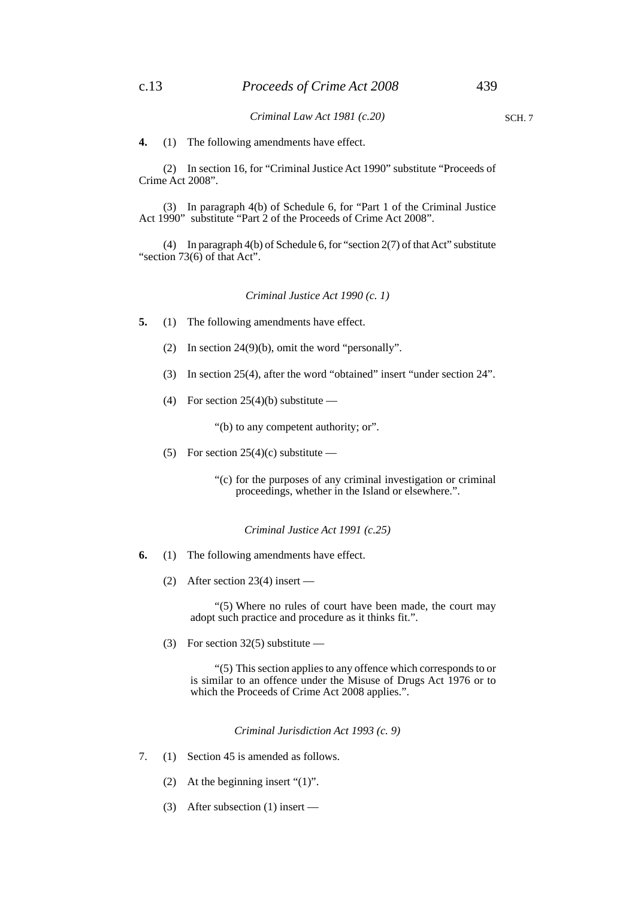*Criminal Law Act 1981 (c.20)*

**4.** (1) The following amendments have effect.

(2) In section 16, for "Criminal Justice Act 1990" substitute "Proceeds of Crime Act 2008".

(3) In paragraph 4(b) of Schedule 6, for "Part 1 of the Criminal Justice Act 1990" substitute "Part 2 of the Proceeds of Crime Act 2008".

(4) In paragraph 4(b) of Schedule 6, for "section 2(7) of that Act" substitute "section 73(6) of that Act".

*Criminal Justice Act 1990 (c. 1)*

**5.** (1) The following amendments have effect.

(2) In section 24(9)(b), omit the word "personally".

(3) In section 25(4), after the word "obtained" insert "under section 24".

(4) For section 25(4)(b) substitute —

"(b) to any competent authority; or".

(5) For section 25(4)(c) substitute —

"(c) for the purposes of any criminal investigation or criminal proceedings, whether in the Island or elsewhere.".

*Criminal Justice Act 1991 (c.25)*

**6.** (1) The following amendments have effect.

(2) After section 23(4) insert —

"(5) Where no rules of court have been made, the court may adopt such practice and procedure as it thinks fit.".

(3) For section 32(5) substitute —

"(5) This section applies to any offence which corresponds to or is similar to an offence under the Misuse of Drugs Act 1976 or to which the Proceeds of Crime Act 2008 applies.".

*Criminal Jurisdiction Act 1993 (c. 9)*

7. (1) Section 45 is amended as follows.

(2) At the beginning insert "(1)".

(3) After subsection (1) insert —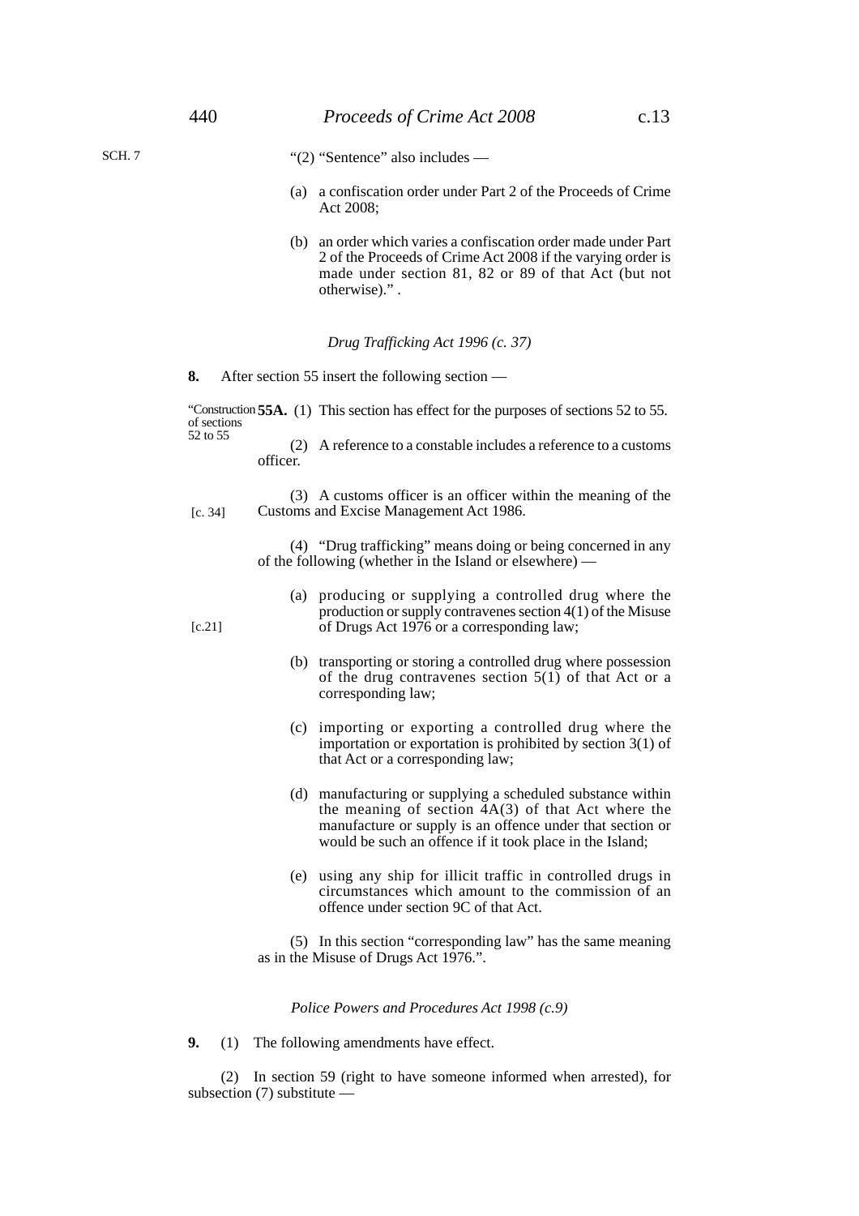SCH. 7

"(2) "Sentence" also includes —

(a) a confiscation order under Part 2 of the Proceeds of Crime Act 2008;

(b) an order which varies a confiscation order made under Part 2 of the Proceeds of Crime Act 2008 if the varying order is made under section 81, 82 or 89 of that Act (but not otherwise)." .

*Drug Trafficking Act 1996 (c. 37)*

**8.** After section 55 insert the following section —

"Construction of sections 52 to 55

**55A.** (1) This section has effect for the purposes of sections 52 to 55.

(2) A reference to a constable includes a reference to a customs officer.

(3) A customs officer is an officer within the meaning of the Customs and Excise Management Act 1986. [c. 34]

(4) "Drug trafficking" means doing or being concerned in any of the following (whether in the Island or elsewhere) —

(a) producing or supplying a controlled drug where the production or supply contravenes section 4(1) of the Misuse of Drugs Act 1976 or a corresponding law; [c.21]

(b) transporting or storing a controlled drug where possession of the drug contravenes section 5(1) of that Act or a corresponding law;

(c) importing or exporting a controlled drug where the importation or exportation is prohibited by section 3(1) of that Act or a corresponding law;

(d) manufacturing or supplying a scheduled substance within the meaning of section 4A(3) of that Act where the manufacture or supply is an offence under that section or would be such an offence if it took place in the Island;

(e) using any ship for illicit traffic in controlled drugs in circumstances which amount to the commission of an offence under section 9C of that Act.

(5) In this section "corresponding law" has the same meaning as in the Misuse of Drugs Act 1976.".

*Police Powers and Procedures Act 1998 (c.9)*

**9.** (1) The following amendments have effect.

(2) In section 59 (right to have someone informed when arrested), for subsection (7) substitute —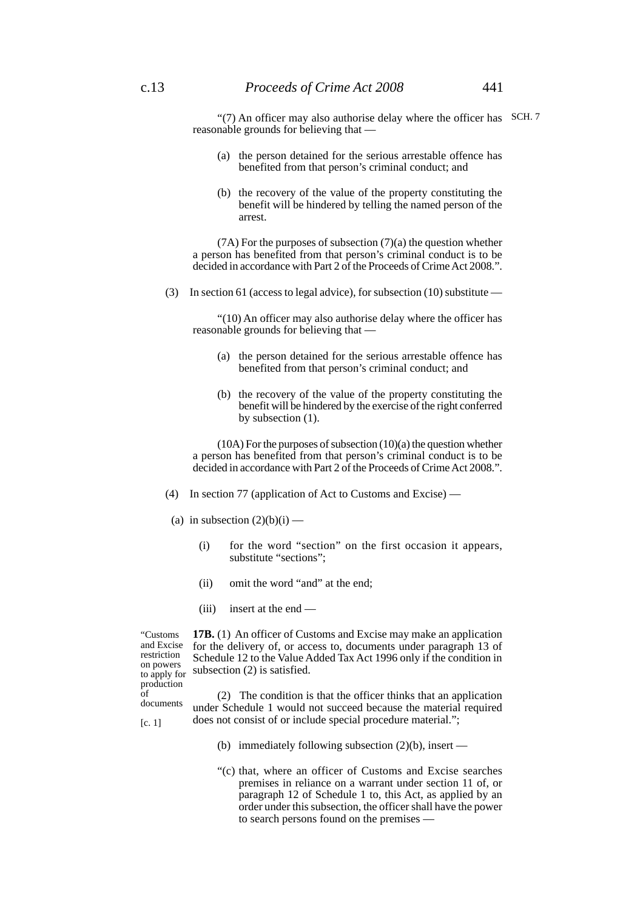"(7) An officer may also authorise delay where the officer has reasonable grounds for believing that —

(a) the person detained for the serious arrestable offence has benefited from that person's criminal conduct; and

(b) the recovery of the value of the property constituting the benefit will be hindered by telling the named person of the arrest.

(7A) For the purposes of subsection (7)(a) the question whether a person has benefited from that person's criminal conduct is to be decided in accordance with Part 2 of the Proceeds of Crime Act 2008.".

(3) In section 61 (access to legal advice), for subsection (10) substitute —

"(10) An officer may also authorise delay where the officer has reasonable grounds for believing that —

(a) the person detained for the serious arrestable offence has benefited from that person's criminal conduct; and

(b) the recovery of the value of the property constituting the benefit will be hindered by the exercise of the right conferred by subsection (1).

(10A) For the purposes of subsection (10)(a) the question whether a person has benefited from that person's criminal conduct is to be decided in accordance with Part 2 of the Proceeds of Crime Act 2008.".

(4) In section 77 (application of Act to Customs and Excise) —

(a) in subsection (2)(b)(i) —

(i) for the word "section" on the first occasion it appears, substitute "sections";

(ii) omit the word "and" at the end;

(iii) insert at the end —

"Customs and Excise restriction on powers to apply for production of documents

[c. 1]

**17B.** (1) An officer of Customs and Excise may make an application for the delivery of, or access to, documents under paragraph 13 of Schedule 12 to the Value Added Tax Act 1996 only if the condition in subsection (2) is satisfied.

(2) The condition is that the officer thinks that an application under Schedule 1 would not succeed because the material required does not consist of or include special procedure material.";

(b) immediately following subsection (2)(b), insert —

"(c) that, where an officer of Customs and Excise searches premises in reliance on a warrant under section 11 of, or paragraph 12 of Schedule 1 to, this Act, as applied by an order under this subsection, the officer shall have the power to search persons found on the premises —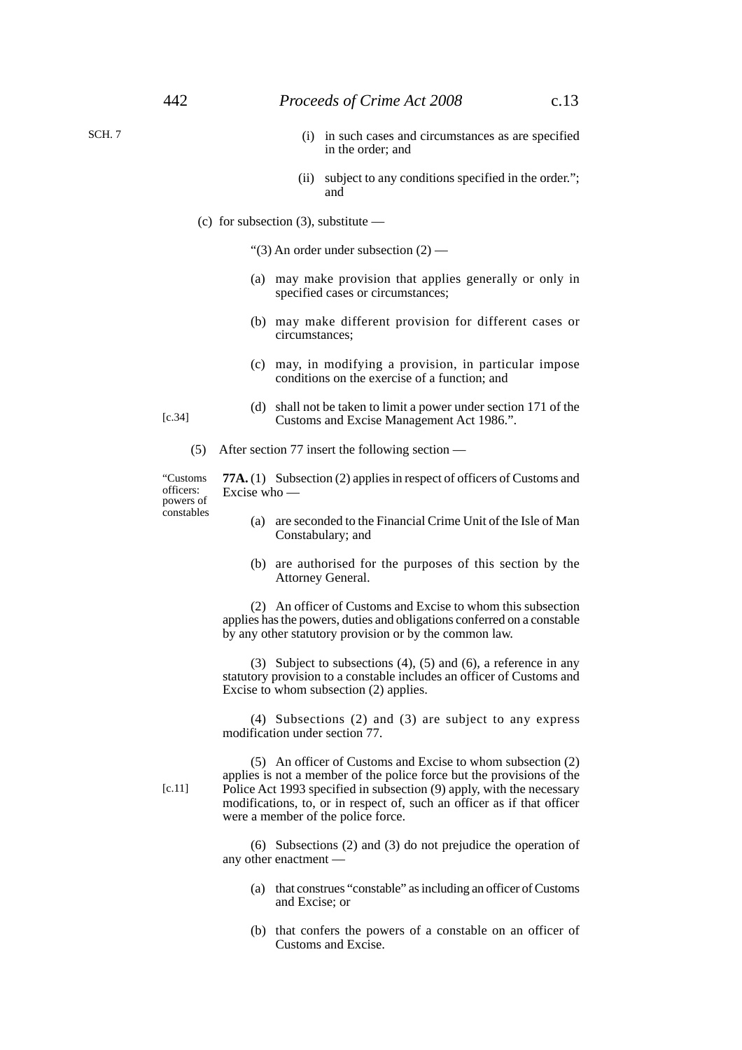SCH. 7

(i) in such cases and circumstances as are specified in the order; and

(ii) subject to any conditions specified in the order."; and

(c) for subsection (3), substitute —

"(3) An order under subsection (2) —

(a) may make provision that applies generally or only in specified cases or circumstances;

(b) may make different provision for different cases or circumstances;

(c) may, in modifying a provision, in particular impose conditions on the exercise of a function; and

(d) shall not be taken to limit a power under section 171 of the Customs and Excise Management Act 1986.". [c.34]

(5) After section 77 insert the following section —

"Customs officers: powers of constables

**77A.** (1) Subsection (2) applies in respect of officers of Customs and Excise who —

(a) are seconded to the Financial Crime Unit of the Isle of Man Constabulary; and

(b) are authorised for the purposes of this section by the Attorney General.

(2) An officer of Customs and Excise to whom this subsection applies has the powers, duties and obligations conferred on a constable by any other statutory provision or by the common law.

(3) Subject to subsections (4), (5) and (6), a reference in any statutory provision to a constable includes an officer of Customs and Excise to whom subsection (2) applies.

(4) Subsections (2) and (3) are subject to any express modification under section 77.

(5) An officer of Customs and Excise to whom subsection (2) applies is not a member of the police force but the provisions of the Police Act 1993 specified in subsection (9) apply, with the necessary modifications, to, or in respect of, such an officer as if that officer were a member of the police force. [c.11]

(6) Subsections (2) and (3) do not prejudice the operation of any other enactment —

(a) that construes "constable" as including an officer of Customs and Excise; or

(b) that confers the powers of a constable on an officer of Customs and Excise.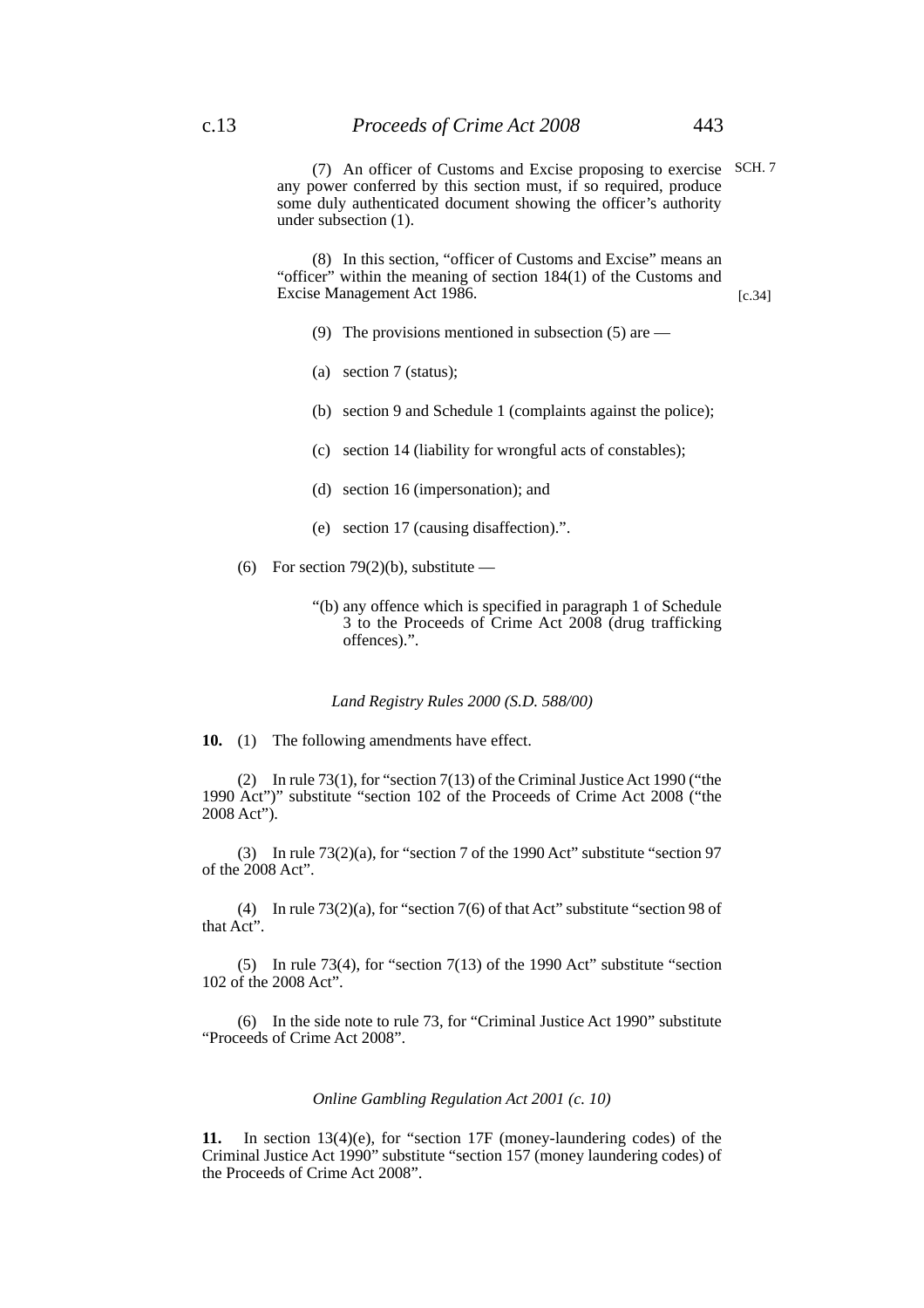(7) An officer of Customs and Excise proposing to exercise any power conferred by this section must, if so required, produce some duly authenticated document showing the officer's authority under subsection (1).

SCH. 7

(8) In this section, "officer of Customs and Excise" means an "officer" within the meaning of section 184(1) of the Customs and Excise Management Act 1986.

[c.34]

(9) The provisions mentioned in subsection (5) are —

(a) section 7 (status);

(b) section 9 and Schedule 1 (complaints against the police);

(c) section 14 (liability for wrongful acts of constables);

(d) section 16 (impersonation); and

(e) section 17 (causing disaffection).".

(6) For section 79(2)(b), substitute —

"(b) any offence which is specified in paragraph 1 of Schedule 3 to the Proceeds of Crime Act 2008 (drug trafficking offences).".

*Land Registry Rules 2000 (S.D. 588/00)*

**10.** (1) The following amendments have effect.

(2) In rule 73(1), for "section 7(13) of the Criminal Justice Act 1990 ("the 1990 Act")" substitute "section 102 of the Proceeds of Crime Act 2008 ("the 2008 Act").

(3) In rule 73(2)(a), for "section 7 of the 1990 Act" substitute "section 97 of the 2008 Act".

(4) In rule 73(2)(a), for "section 7(6) of that Act" substitute "section 98 of that Act".

(5) In rule 73(4), for "section 7(13) of the 1990 Act" substitute "section 102 of the 2008 Act".

(6) In the side note to rule 73, for "Criminal Justice Act 1990" substitute "Proceeds of Crime Act 2008".

*Online Gambling Regulation Act 2001 (c. 10)*

**11.** In section 13(4)(e), for "section 17F (money-laundering codes) of the Criminal Justice Act 1990" substitute "section 157 (money laundering codes) of the Proceeds of Crime Act 2008".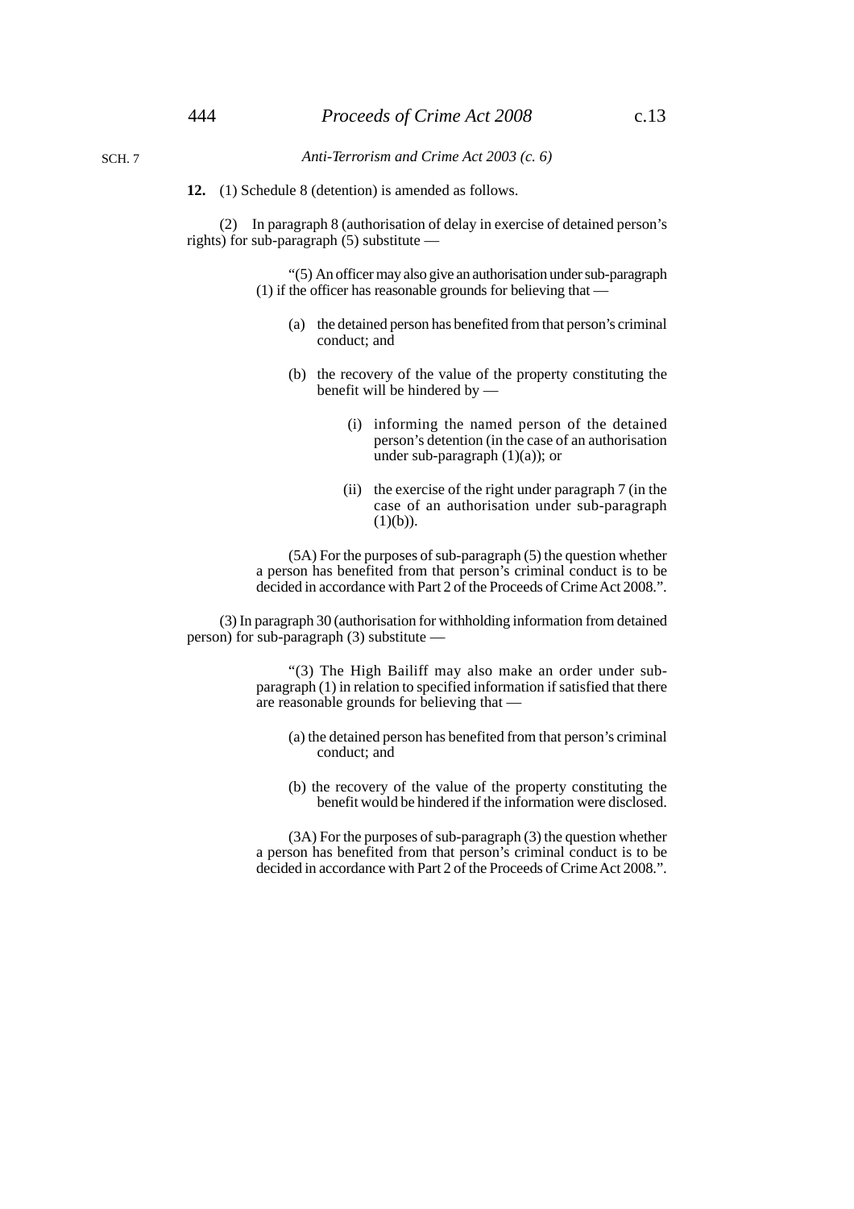*Anti-Terrorism and Crime Act 2003 (c. 6)*

**12.** (1) Schedule 8 (detention) is amended as follows.

(2) In paragraph 8 (authorisation of delay in exercise of detained person's rights) for sub-paragraph (5) substitute —

> "(5) An officer may also give an authorisation under sub-paragraph (1) if the officer has reasonable grounds for believing that —
>
> (a) the detained person has benefited from that person's criminal conduct; and
>
> (b) the recovery of the value of the property constituting the benefit will be hindered by —
>
> (i) informing the named person of the detained person's detention (in the case of an authorisation under sub-paragraph (1)(a)); or
>
> (ii) the exercise of the right under paragraph 7 (in the case of an authorisation under sub-paragraph (1)(b)).
>
> (5A) For the purposes of sub-paragraph (5) the question whether a person has benefited from that person's criminal conduct is to be decided in accordance with Part 2 of the Proceeds of Crime Act 2008.".

(3) In paragraph 30 (authorisation for withholding information from detained person) for sub-paragraph (3) substitute —

> "(3) The High Bailiff may also make an order under sub-paragraph (1) in relation to specified information if satisfied that there are reasonable grounds for believing that —
>
> (a) the detained person has benefited from that person's criminal conduct; and
>
> (b) the recovery of the value of the property constituting the benefit would be hindered if the information were disclosed.
>
> (3A) For the purposes of sub-paragraph (3) the question whether a person has benefited from that person's criminal conduct is to be decided in accordance with Part 2 of the Proceeds of Crime Act 2008.".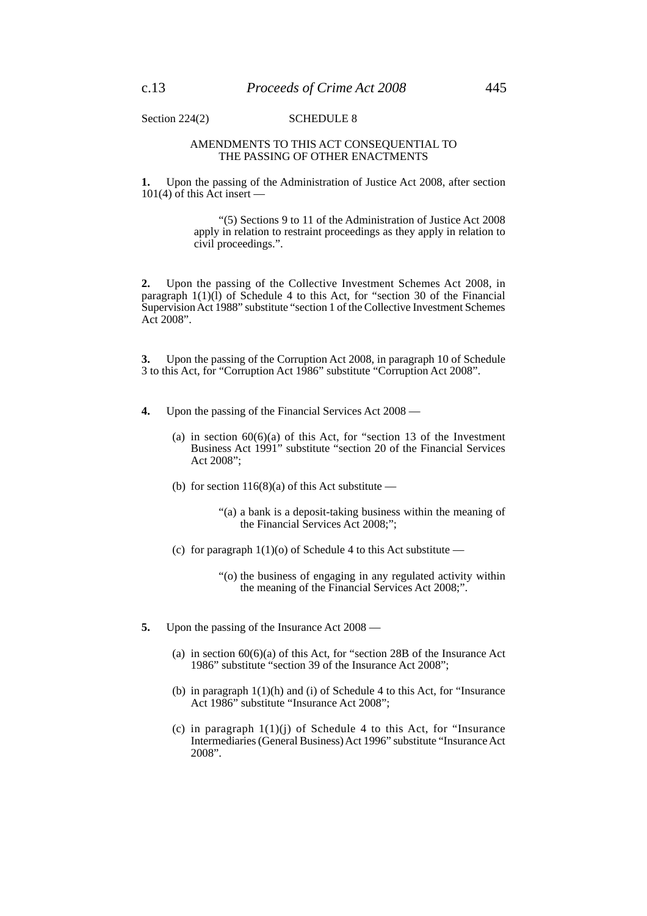Section 224(2)

## SCHEDULE 8

### AMENDMENTS TO THIS ACT CONSEQUENTIAL TO THE PASSING OF OTHER ENACTMENTS

**1.** Upon the passing of the Administration of Justice Act 2008, after section 101(4) of this Act insert —

> "(5) Sections 9 to 11 of the Administration of Justice Act 2008 apply in relation to restraint proceedings as they apply in relation to civil proceedings.".

**2.** Upon the passing of the Collective Investment Schemes Act 2008, in paragraph 1(1)(l) of Schedule 4 to this Act, for "section 30 of the Financial Supervision Act 1988" substitute "section 1 of the Collective Investment Schemes Act 2008".

**3.** Upon the passing of the Corruption Act 2008, in paragraph 10 of Schedule 3 to this Act, for "Corruption Act 1986" substitute "Corruption Act 2008".

**4.** Upon the passing of the Financial Services Act 2008 —

(a) in section 60(6)(a) of this Act, for "section 13 of the Investment Business Act 1991" substitute "section 20 of the Financial Services Act 2008";

(b) for section 116(8)(a) of this Act substitute —

> "(a) a bank is a deposit-taking business within the meaning of the Financial Services Act 2008;";

(c) for paragraph 1(1)(o) of Schedule 4 to this Act substitute —

> "(o) the business of engaging in any regulated activity within the meaning of the Financial Services Act 2008;".

**5.** Upon the passing of the Insurance Act 2008 —

(a) in section 60(6)(a) of this Act, for "section 28B of the Insurance Act 1986" substitute "section 39 of the Insurance Act 2008";

(b) in paragraph 1(1)(h) and (i) of Schedule 4 to this Act, for "Insurance Act 1986" substitute "Insurance Act 2008";

(c) in paragraph 1(1)(j) of Schedule 4 to this Act, for "Insurance Intermediaries (General Business) Act 1996" substitute "Insurance Act 2008".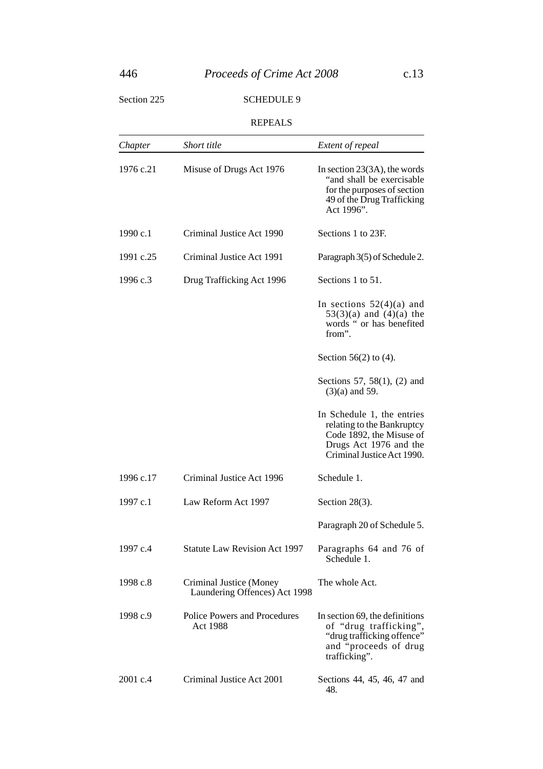Section 225

## SCHEDULE 9

### REPEALS

| *Chapter* | *Short title* | *Extent of repeal* |
|---|---|---|
| 1976 c.21 | Misuse of Drugs Act 1976 | In section 23(3A), the words "and shall be exercisable for the purposes of section 49 of the Drug Trafficking Act 1996". |
| 1990 c.1 | Criminal Justice Act 1990 | Sections 1 to 23F. |
| 1991 c.25 | Criminal Justice Act 1991 | Paragraph 3(5) of Schedule 2. |
| 1996 c.3 | Drug Trafficking Act 1996 | Sections 1 to 51. |
| | | In sections 52(4)(a) and 53(3)(a) and (4)(a) the words " or has benefited from". |
| | | Section 56(2) to (4). |
| | | Sections 57, 58(1), (2) and (3)(a) and 59. |
| | | In Schedule 1, the entries relating to the Bankruptcy Code 1892, the Misuse of Drugs Act 1976 and the Criminal Justice Act 1990. |
| 1996 c.17 | Criminal Justice Act 1996 | Schedule 1. |
| 1997 c.1 | Law Reform Act 1997 | Section 28(3). |
| | | Paragraph 20 of Schedule 5. |
| 1997 c.4 | Statute Law Revision Act 1997 | Paragraphs 64 and 76 of Schedule 1. |
| 1998 c.8 | Criminal Justice (Money Laundering Offences) Act 1998 | The whole Act. |
| 1998 c.9 | Police Powers and Procedures Act 1988 | In section 69, the definitions of "drug trafficking", "drug trafficking offence" and "proceeds of drug trafficking". |
| 2001 c.4 | Criminal Justice Act 2001 | Sections 44, 45, 46, 47 and 48. |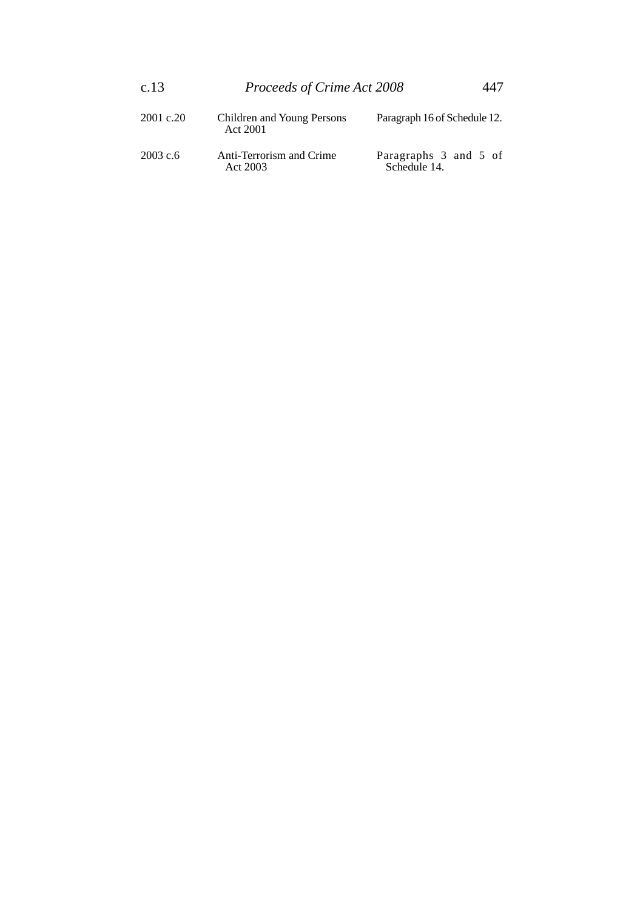| | | |
|---|---|---|
| 2001 c.20 | Children and Young Persons Act 2001 | Paragraph 16 of Schedule 12. |
| 2003 c.6 | Anti-Terrorism and Crime Act 2003 | Paragraphs 3 and 5 of Schedule 14. |